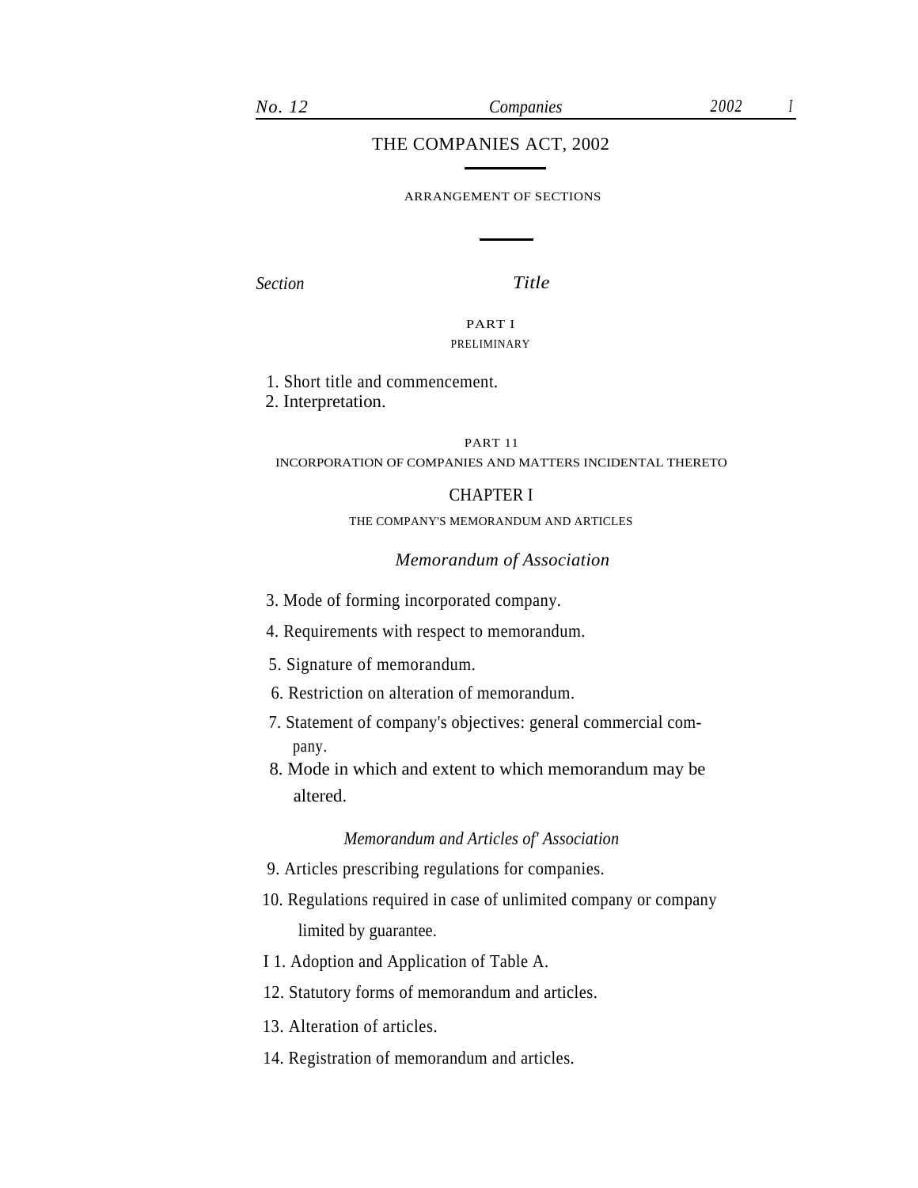# THE COMPANIES ACT, 2002

ARRANGEMENT OF SECTIONS

*Section* *Title*

## PART I
### PRELIMINARY

1. Short title and commencement.
2. Interpretation.

## PART 11
### INCORPORATION OF COMPANIES AND MATTERS INCIDENTAL THERETO

### CHAPTER I
#### THE COMPANY'S MEMORANDUM AND ARTICLES

*Memorandum of Association*

3. Mode of forming incorporated company.
4. Requirements with respect to memorandum.
5. Signature of memorandum.
6. Restriction on alteration of memorandum.
7. Statement of company's objectives: general commercial company.
8. Mode in which and extent to which memorandum may be altered.

*Memorandum and Articles of' Association*

9. Articles prescribing regulations for companies.
10. Regulations required in case of unlimited company or company limited by guarantee.
I 1. Adoption and Application of Table A.
12. Statutory forms of memorandum and articles.
13. Alteration of articles.
14. Registration of memorandum and articles.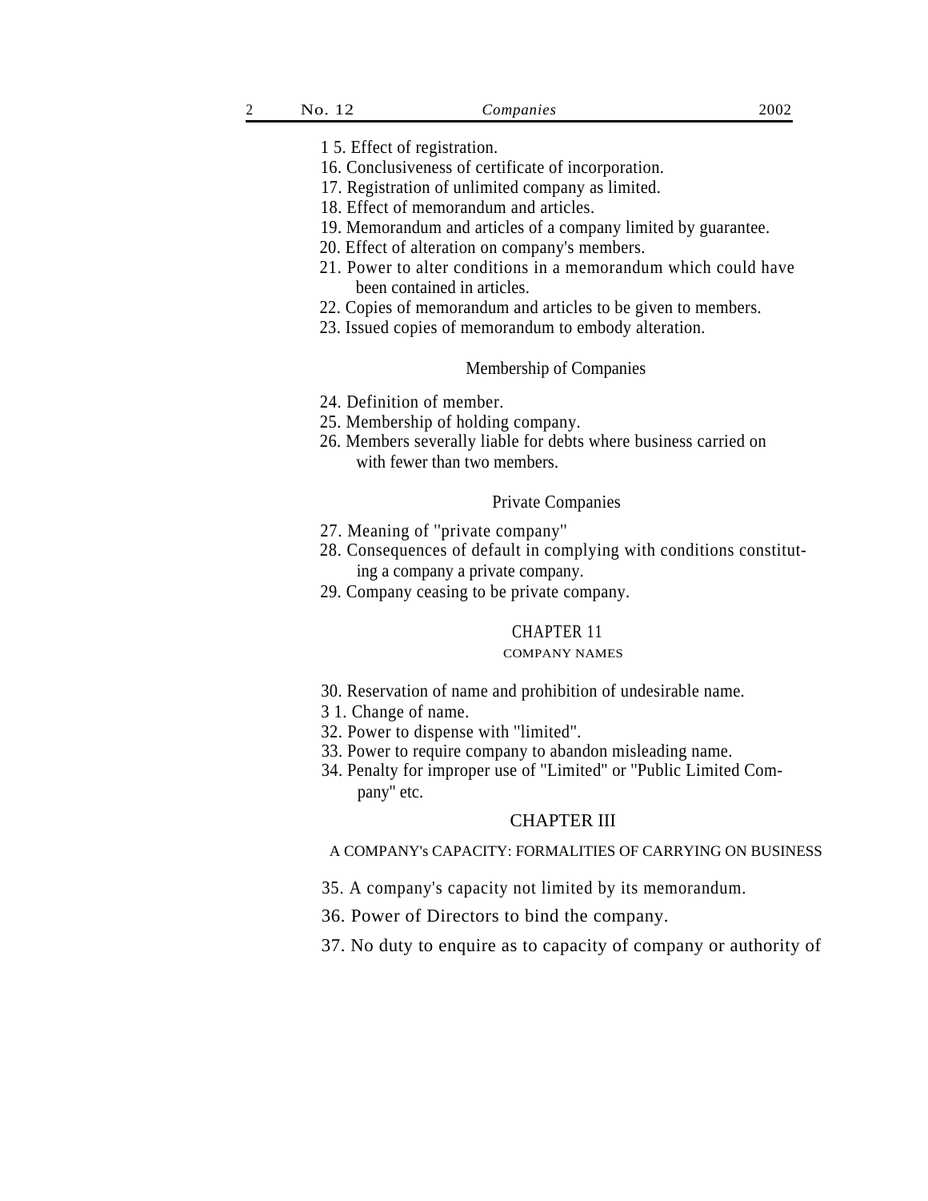15. Effect of registration.

16. Conclusiveness of certificate of incorporation.

17. Registration of unlimited company as limited.

18. Effect of memorandum and articles.

19. Memorandum and articles of a company limited by guarantee.

20. Effect of alteration on company's members.

21. Power to alter conditions in a memorandum which could have been contained in articles.

22. Copies of memorandum and articles to be given to members.

23. Issued copies of memorandum to embody alteration.

### Membership of Companies

24. Definition of member.

25. Membership of holding company.

26. Members severally liable for debts where business carried on with fewer than two members.

### Private Companies

27. Meaning of "private company"

28. Consequences of default in complying with conditions constituting a company a private company.

29. Company ceasing to be private company.

## CHAPTER 11

### COMPANY NAMES

30. Reservation of name and prohibition of undesirable name.

31. Change of name.

32. Power to dispense with "limited".

33. Power to require company to abandon misleading name.

34. Penalty for improper use of "Limited" or "Public Limited Company" etc.

## CHAPTER III

### A COMPANY's CAPACITY: FORMALITIES OF CARRYING ON BUSINESS

35. A company's capacity not limited by its memorandum.

36. Power of Directors to bind the company.

37. No duty to enquire as to capacity of company or authority of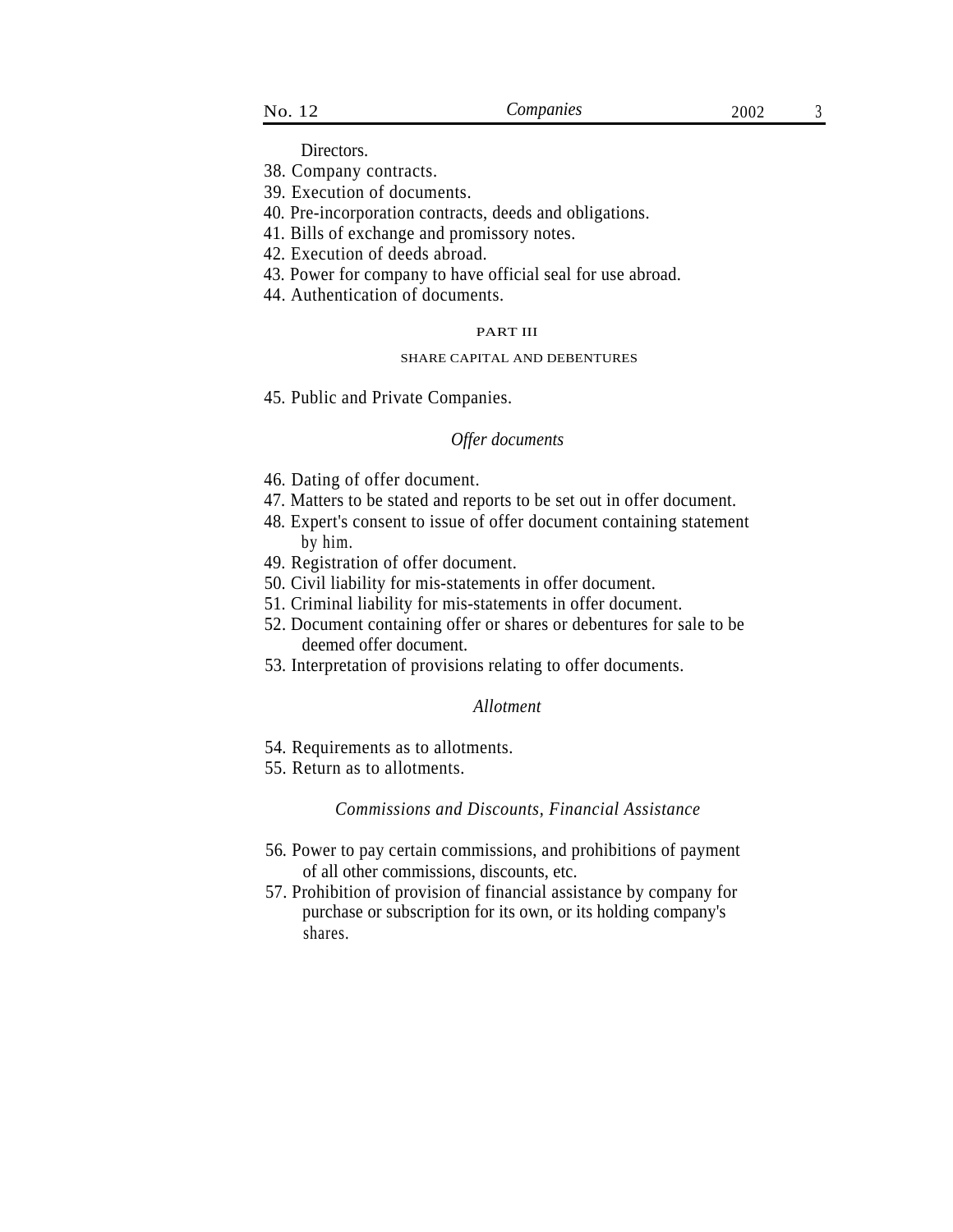Directors.

38. Company contracts.
39. Execution of documents.
40. Pre-incorporation contracts, deeds and obligations.
41. Bills of exchange and promissory notes.
42. Execution of deeds abroad.
43. Power for company to have official seal for use abroad.
44. Authentication of documents.

## PART III

### SHARE CAPITAL AND DEBENTURES

45. Public and Private Companies.

*Offer documents*

46. Dating of offer document.
47. Matters to be stated and reports to be set out in offer document.
48. Expert's consent to issue of offer document containing statement by him.
49. Registration of offer document.
50. Civil liability for mis-statements in offer document.
51. Criminal liability for mis-statements in offer document.
52. Document containing offer or shares or debentures for sale to be deemed offer document.
53. Interpretation of provisions relating to offer documents.

*Allotment*

54. Requirements as to allotments.
55. Return as to allotments.

*Commissions and Discounts, Financial Assistance*

56. Power to pay certain commissions, and prohibitions of payment of all other commissions, discounts, etc.
57. Prohibition of provision of financial assistance by company for purchase or subscription for its own, or its holding company's shares.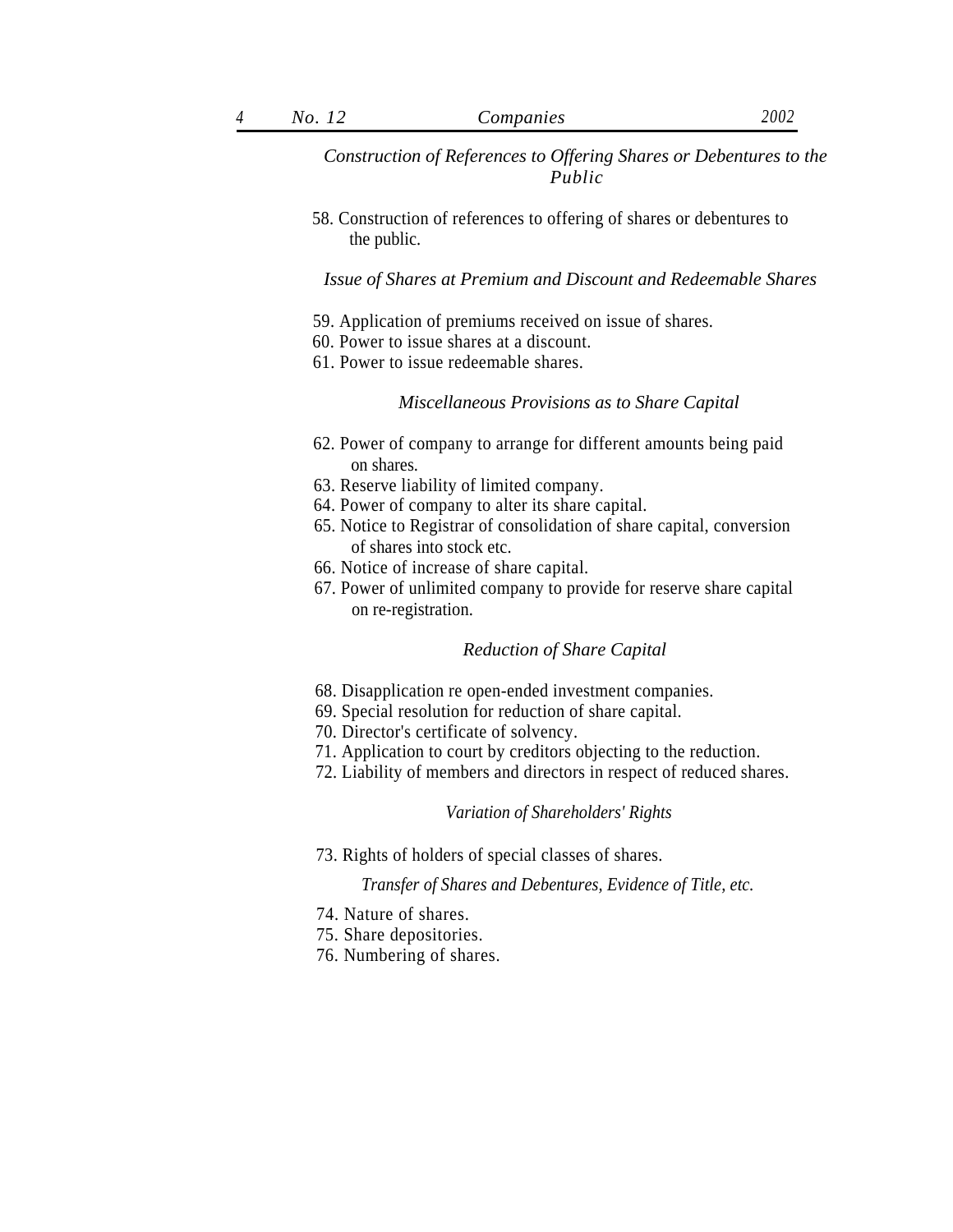*Construction of References to Offering Shares or Debentures to the Public*

58. Construction of references to offering of shares or debentures to the public.

*Issue of Shares at Premium and Discount and Redeemable Shares*

59. Application of premiums received on issue of shares.
60. Power to issue shares at a discount.
61. Power to issue redeemable shares.

*Miscellaneous Provisions as to Share Capital*

62. Power of company to arrange for different amounts being paid on shares.
63. Reserve liability of limited company.
64. Power of company to alter its share capital.
65. Notice to Registrar of consolidation of share capital, conversion of shares into stock etc.
66. Notice of increase of share capital.
67. Power of unlimited company to provide for reserve share capital on re-registration.

*Reduction of Share Capital*

68. Disapplication re open-ended investment companies.
69. Special resolution for reduction of share capital.
70. Director's certificate of solvency.
71. Application to court by creditors objecting to the reduction.
72. Liability of members and directors in respect of reduced shares.

*Variation of Shareholders' Rights*

73. Rights of holders of special classes of shares.

*Transfer of Shares and Debentures, Evidence of Title, etc.*

74. Nature of shares.
75. Share depositories.
76. Numbering of shares.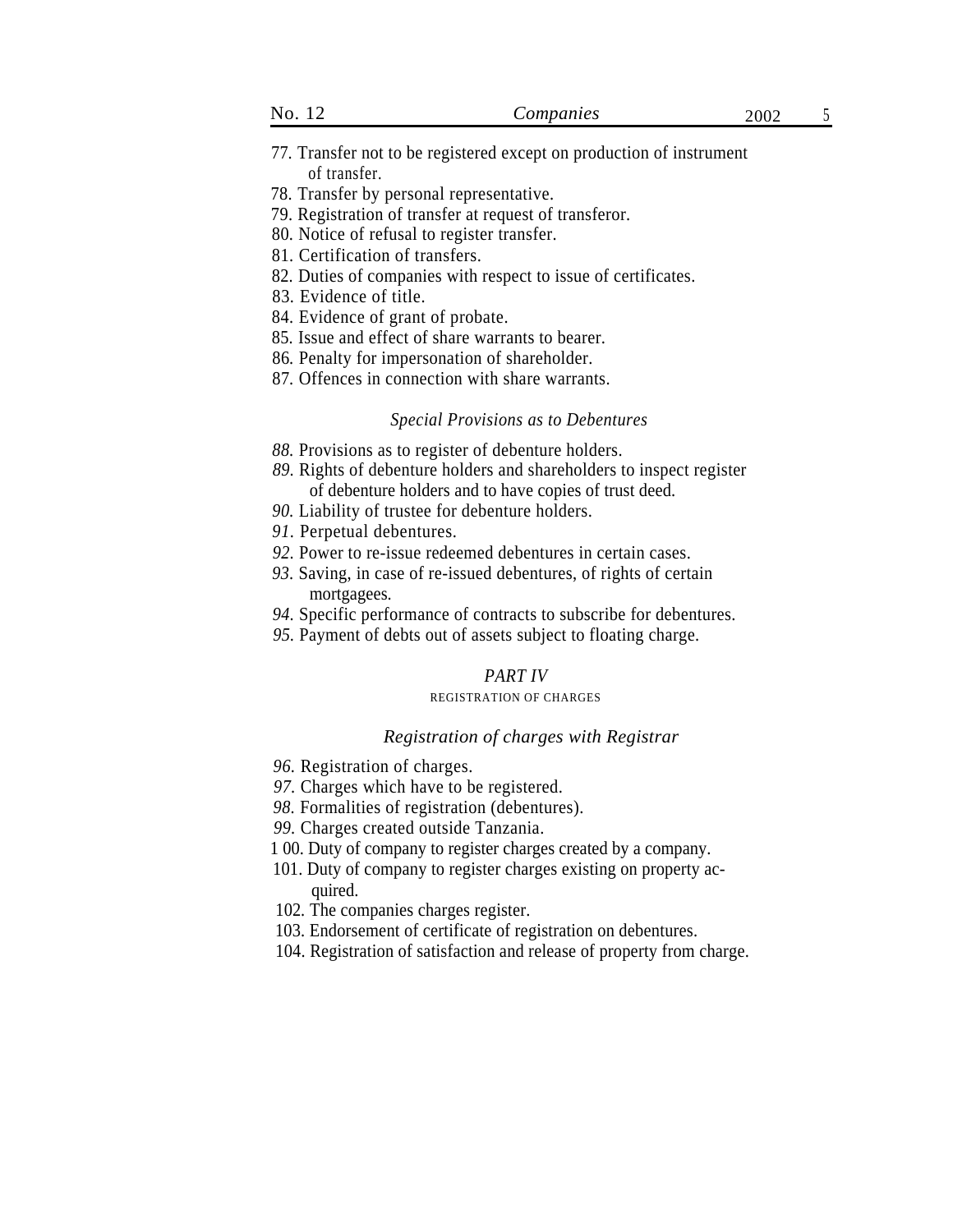77. Transfer not to be registered except on production of instrument of transfer.
78. Transfer by personal representative.
79. Registration of transfer at request of transferor.
80. Notice of refusal to register transfer.
81. Certification of transfers.
82. Duties of companies with respect to issue of certificates.
83. Evidence of title.
84. Evidence of grant of probate.
85. Issue and effect of share warrants to bearer.
86. Penalty for impersonation of shareholder.
87. Offences in connection with share warrants.

*Special Provisions as to Debentures*

88. Provisions as to register of debenture holders.
89. Rights of debenture holders and shareholders to inspect register of debenture holders and to have copies of trust deed.
90. Liability of trustee for debenture holders.
91. Perpetual debentures.
92. Power to re-issue redeemed debentures in certain cases.
93. Saving, in case of re-issued debentures, of rights of certain mortgagees.
94. Specific performance of contracts to subscribe for debentures.
95. Payment of debts out of assets subject to floating charge.

## *PART IV*

REGISTRATION OF CHARGES

*Registration of charges with Registrar*

96. Registration of charges.
97. Charges which have to be registered.
98. Formalities of registration (debentures).
99. Charges created outside Tanzania.
100. Duty of company to register charges created by a company.
101. Duty of company to register charges existing on property acquired.
102. The companies charges register.
103. Endorsement of certificate of registration on debentures.
104. Registration of satisfaction and release of property from charge.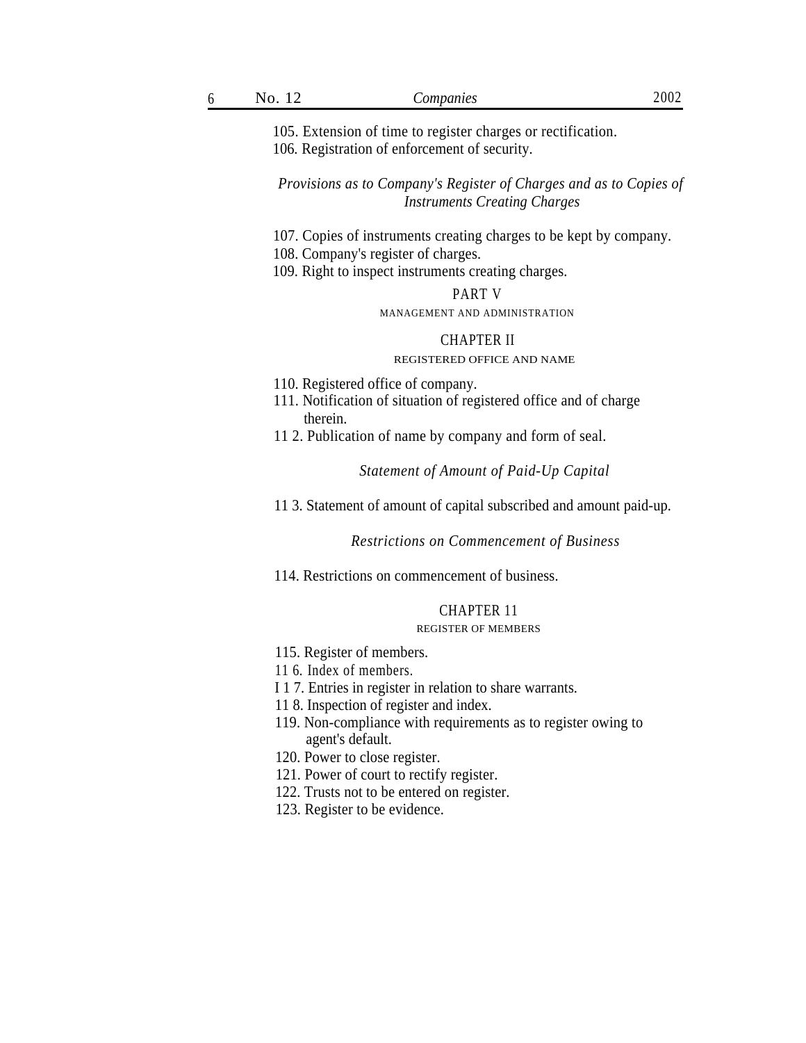105. Extension of time to register charges or rectification.
106. Registration of enforcement of security.

*Provisions as to Company's Register of Charges and as to Copies of Instruments Creating Charges*

107. Copies of instruments creating charges to be kept by company.
108. Company's register of charges.
109. Right to inspect instruments creating charges.

## PART V

### MANAGEMENT AND ADMINISTRATION

### CHAPTER II

#### REGISTERED OFFICE AND NAME

110. Registered office of company.
111. Notification of situation of registered office and of charge therein.
11 2. Publication of name by company and form of seal.

*Statement of Amount of Paid-Up Capital*

11 3. Statement of amount of capital subscribed and amount paid-up.

*Restrictions on Commencement of Business*

114. Restrictions on commencement of business.

### CHAPTER 11

#### REGISTER OF MEMBERS

115. Register of members.
11 6. Index of members.
I 1 7. Entries in register in relation to share warrants.
11 8. Inspection of register and index.
119. Non-compliance with requirements as to register owing to agent's default.
120. Power to close register.
121. Power of court to rectify register.
122. Trusts not to be entered on register.
123. Register to be evidence.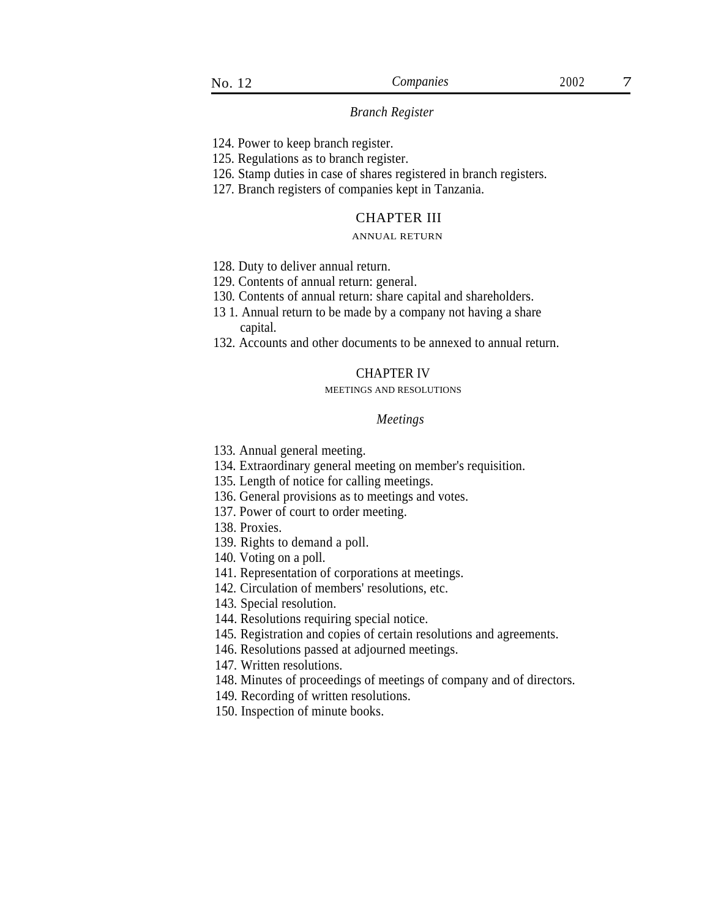*Branch Register*

124. Power to keep branch register.
125. Regulations as to branch register.
126. Stamp duties in case of shares registered in branch registers.
127. Branch registers of companies kept in Tanzania.

## CHAPTER III

### ANNUAL RETURN

128. Duty to deliver annual return.
129. Contents of annual return: general.
130. Contents of annual return: share capital and shareholders.
13 1. Annual return to be made by a company not having a share capital.
132. Accounts and other documents to be annexed to annual return.

## CHAPTER IV

### MEETINGS AND RESOLUTIONS

*Meetings*

133. Annual general meeting.
134. Extraordinary general meeting on member's requisition.
135. Length of notice for calling meetings.
136. General provisions as to meetings and votes.
137. Power of court to order meeting.
138. Proxies.
139. Rights to demand a poll.
140. Voting on a poll.
141. Representation of corporations at meetings.
142. Circulation of members' resolutions, etc.
143. Special resolution.
144. Resolutions requiring special notice.
145. Registration and copies of certain resolutions and agreements.
146. Resolutions passed at adjourned meetings.
147. Written resolutions.
148. Minutes of proceedings of meetings of company and of directors.
149. Recording of written resolutions.
150. Inspection of minute books.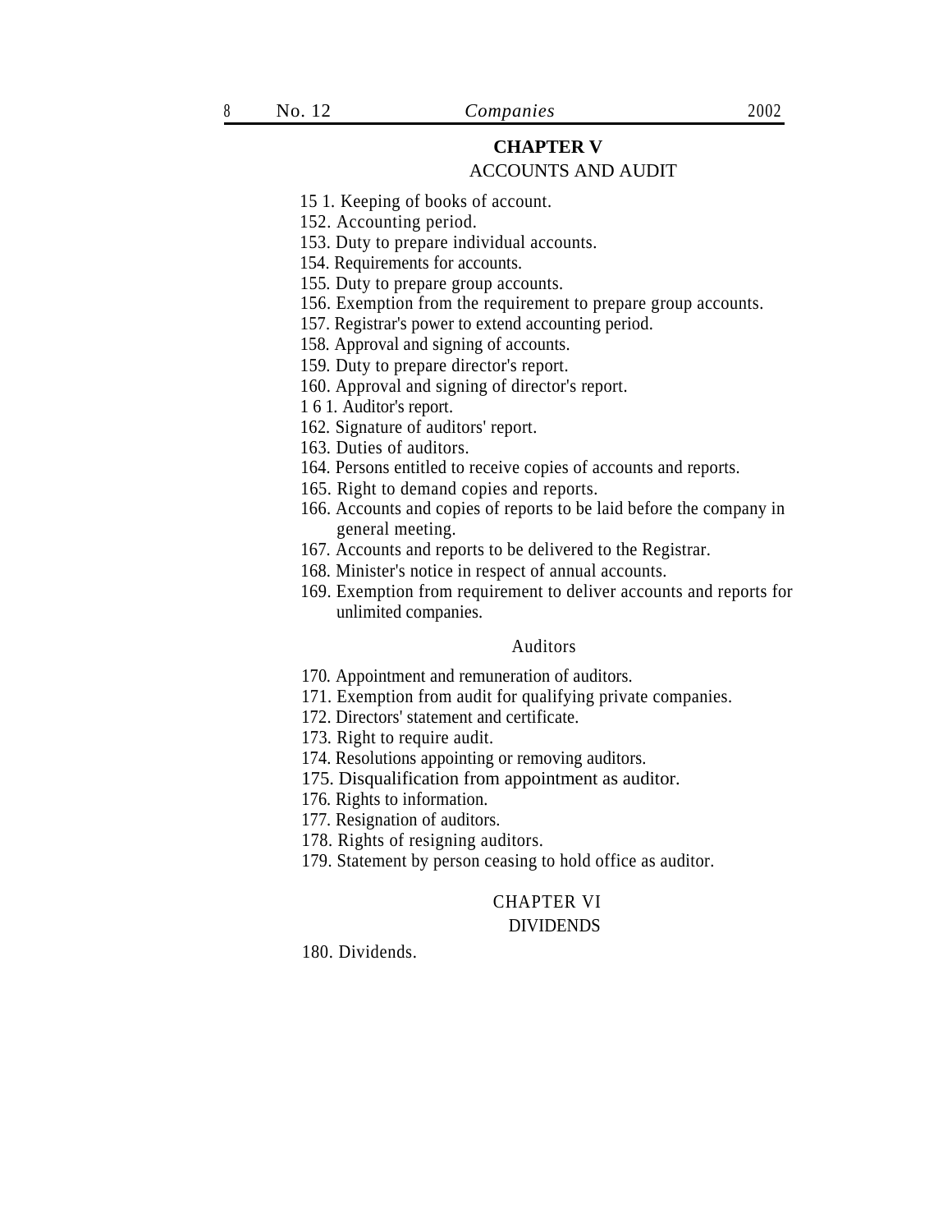## CHAPTER V

### ACCOUNTS AND AUDIT

151. Keeping of books of account.
152. Accounting period.
153. Duty to prepare individual accounts.
154. Requirements for accounts.
155. Duty to prepare group accounts.
156. Exemption from the requirement to prepare group accounts.
157. Registrar's power to extend accounting period.
158. Approval and signing of accounts.
159. Duty to prepare director's report.
160. Approval and signing of director's report.
161. Auditor's report.
162. Signature of auditors' report.
163. Duties of auditors.
164. Persons entitled to receive copies of accounts and reports.
165. Right to demand copies and reports.
166. Accounts and copies of reports to be laid before the company in general meeting.
167. Accounts and reports to be delivered to the Registrar.
168. Minister's notice in respect of annual accounts.
169. Exemption from requirement to deliver accounts and reports for unlimited companies.

### Auditors

170. Appointment and remuneration of auditors.
171. Exemption from audit for qualifying private companies.
172. Directors' statement and certificate.
173. Right to require audit.
174. Resolutions appointing or removing auditors.
175. Disqualification from appointment as auditor.
176. Rights to information.
177. Resignation of auditors.
178. Rights of resigning auditors.
179. Statement by person ceasing to hold office as auditor.

## CHAPTER VI

### DIVIDENDS

180. Dividends.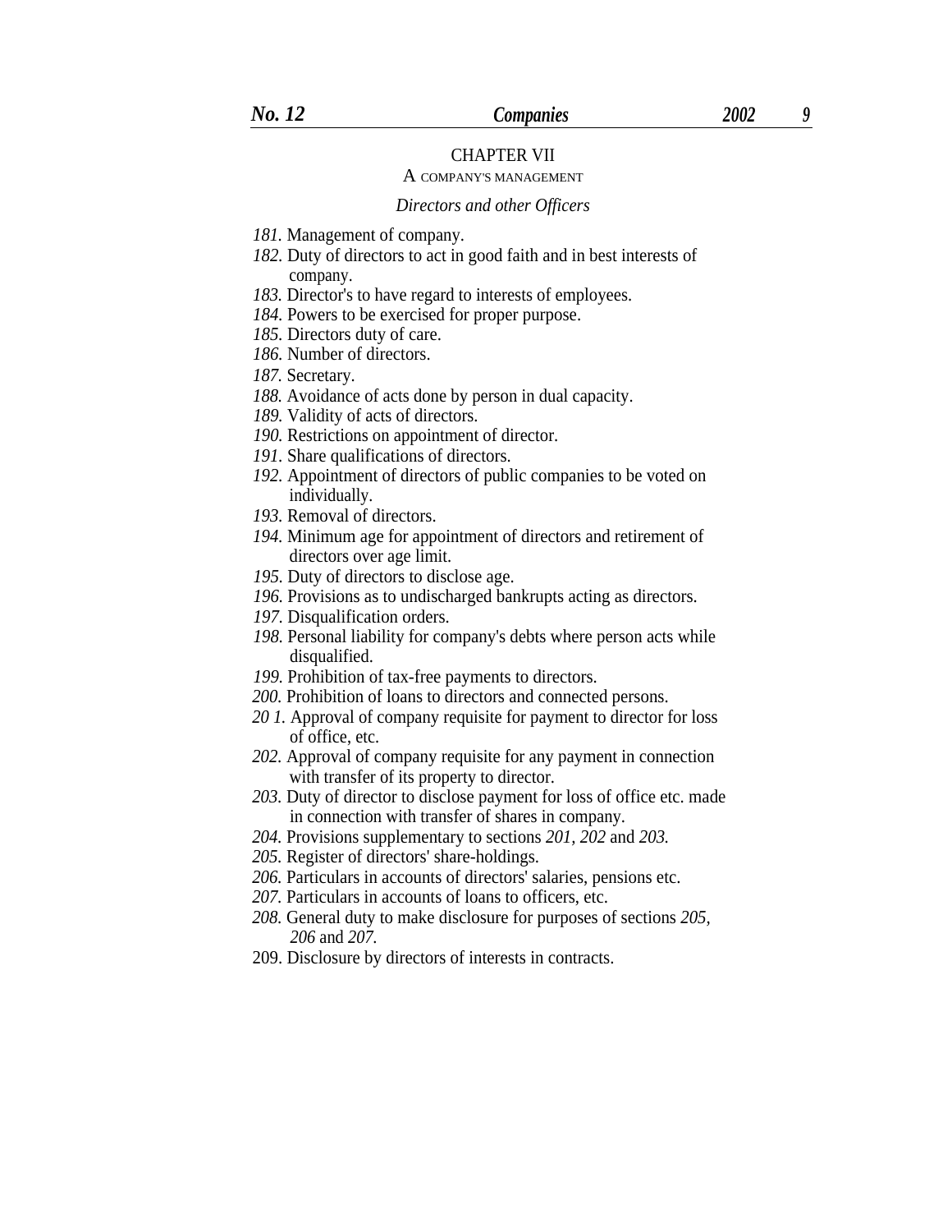## CHAPTER VII

### A COMPANY'S MANAGEMENT

*Directors and other Officers*

*181.* Management of company.
*182.* Duty of directors to act in good faith and in best interests of company.
*183.* Director's to have regard to interests of employees.
*184.* Powers to be exercised for proper purpose.
*185.* Directors duty of care.
*186.* Number of directors.
*187.* Secretary.
*188.* Avoidance of acts done by person in dual capacity.
*189.* Validity of acts of directors.
*190.* Restrictions on appointment of director.
*191.* Share qualifications of directors.
*192.* Appointment of directors of public companies to be voted on individually.
*193.* Removal of directors.
*194.* Minimum age for appointment of directors and retirement of directors over age limit.
*195.* Duty of directors to disclose age.
*196.* Provisions as to undischarged bankrupts acting as directors.
*197.* Disqualification orders.
*198.* Personal liability for company's debts where person acts while disqualified.
*199.* Prohibition of tax-free payments to directors.
*200.* Prohibition of loans to directors and connected persons.
*20 1.* Approval of company requisite for payment to director for loss of office, etc.
*202.* Approval of company requisite for any payment in connection with transfer of its property to director.
*203.* Duty of director to disclose payment for loss of office etc. made in connection with transfer of shares in company.
*204.* Provisions supplementary to sections *201*, *202* and *203.*
*205.* Register of directors' share-holdings.
*206.* Particulars in accounts of directors' salaries, pensions etc.
*207.* Particulars in accounts of loans to officers, etc.
*208.* General duty to make disclosure for purposes of sections *205, 206* and *207.*
209. Disclosure by directors of interests in contracts.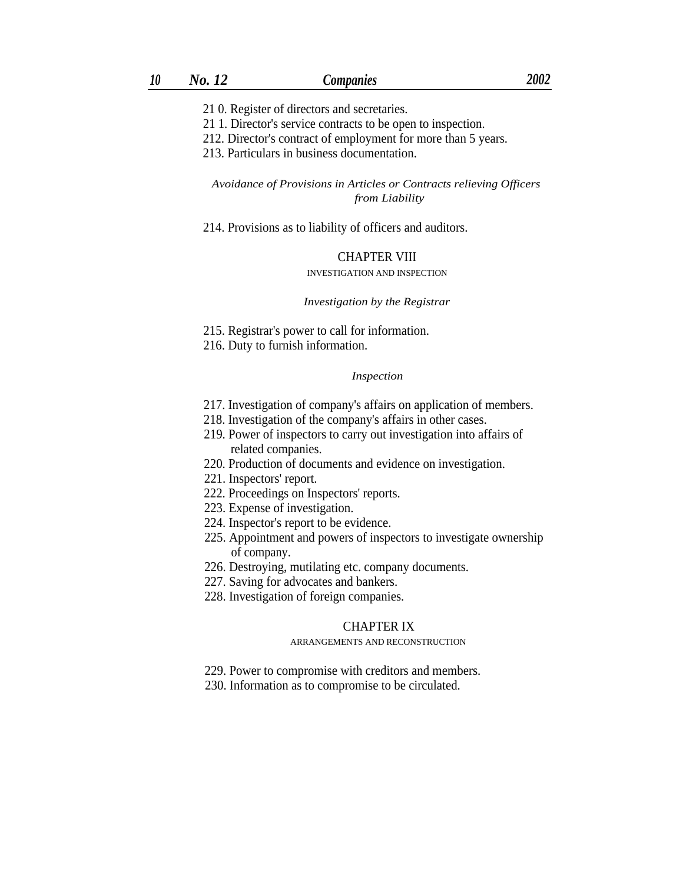210. Register of directors and secretaries.

211. Director's service contracts to be open to inspection.

212. Director's contract of employment for more than 5 years.

213. Particulars in business documentation.

*Avoidance of Provisions in Articles or Contracts relieving Officers from Liability*

214. Provisions as to liability of officers and auditors.

## CHAPTER VIII

### INVESTIGATION AND INSPECTION

*Investigation by the Registrar*

215. Registrar's power to call for information.

216. Duty to furnish information.

*Inspection*

217. Investigation of company's affairs on application of members.

218. Investigation of the company's affairs in other cases.

219. Power of inspectors to carry out investigation into affairs of related companies.

220. Production of documents and evidence on investigation.

221. Inspectors' report.

222. Proceedings on Inspectors' reports.

223. Expense of investigation.

224. Inspector's report to be evidence.

225. Appointment and powers of inspectors to investigate ownership of company.

226. Destroying, mutilating etc. company documents.

227. Saving for advocates and bankers.

228. Investigation of foreign companies.

## CHAPTER IX

### ARRANGEMENTS AND RECONSTRUCTION

229. Power to compromise with creditors and members.

230. Information as to compromise to be circulated.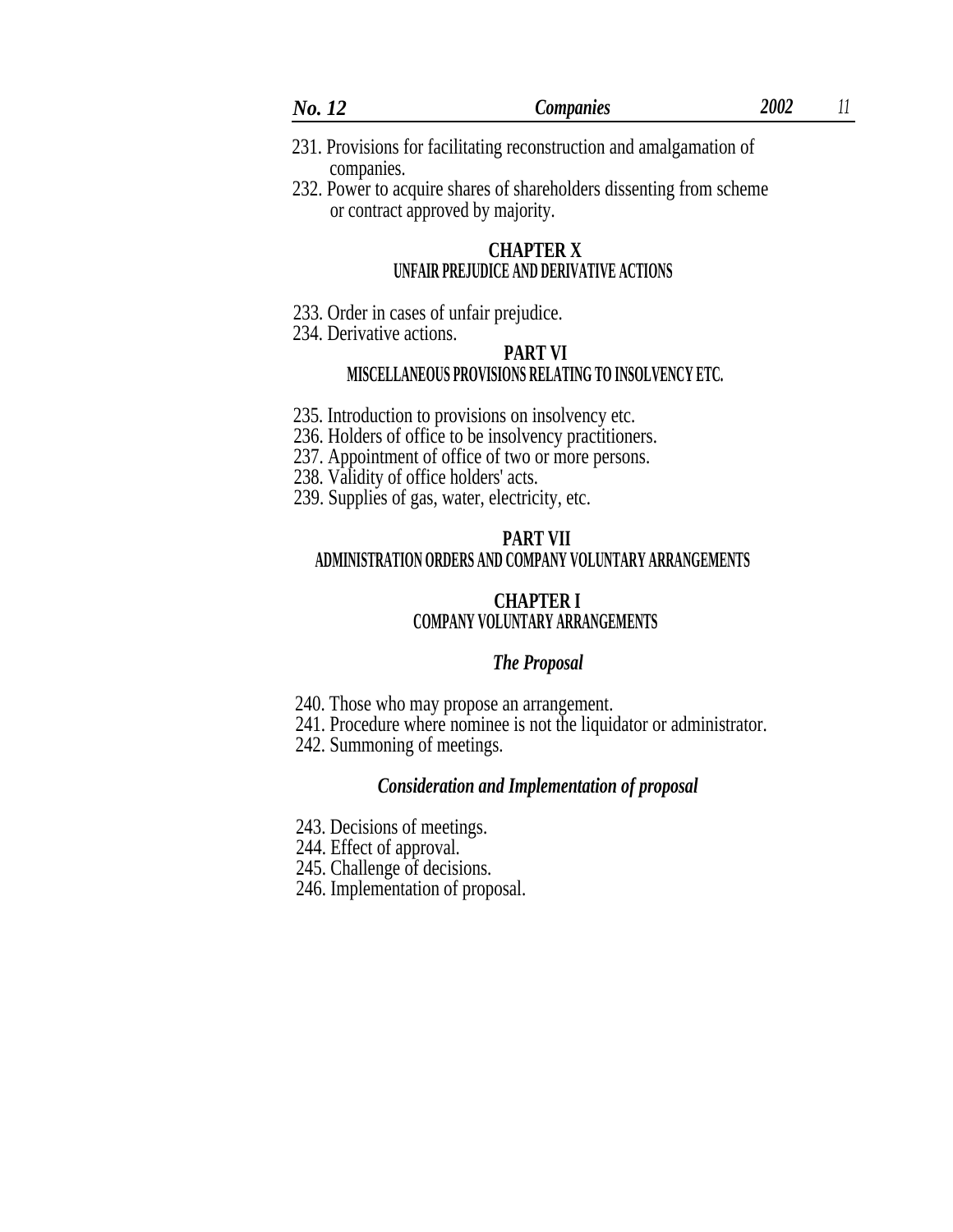231. Provisions for facilitating reconstruction and amalgamation of companies.
232. Power to acquire shares of shareholders dissenting from scheme or contract approved by majority.

## CHAPTER X
### UNFAIR PREJUDICE AND DERIVATIVE ACTIONS

233. Order in cases of unfair prejudice.
234. Derivative actions.

## PART VI
### MISCELLANEOUS PROVISIONS RELATING TO INSOLVENCY ETC.

235. Introduction to provisions on insolvency etc.
236. Holders of office to be insolvency practitioners.
237. Appointment of office of two or more persons.
238. Validity of office holders' acts.
239. Supplies of gas, water, electricity, etc.

## PART VII
### ADMINISTRATION ORDERS AND COMPANY VOLUNTARY ARRANGEMENTS

## CHAPTER I
### COMPANY VOLUNTARY ARRANGEMENTS

***The Proposal***

240. Those who may propose an arrangement.
241. Procedure where nominee is not the liquidator or administrator.
242. Summoning of meetings.

***Consideration and Implementation of proposal***

243. Decisions of meetings.
244. Effect of approval.
245. Challenge of decisions.
246. Implementation of proposal.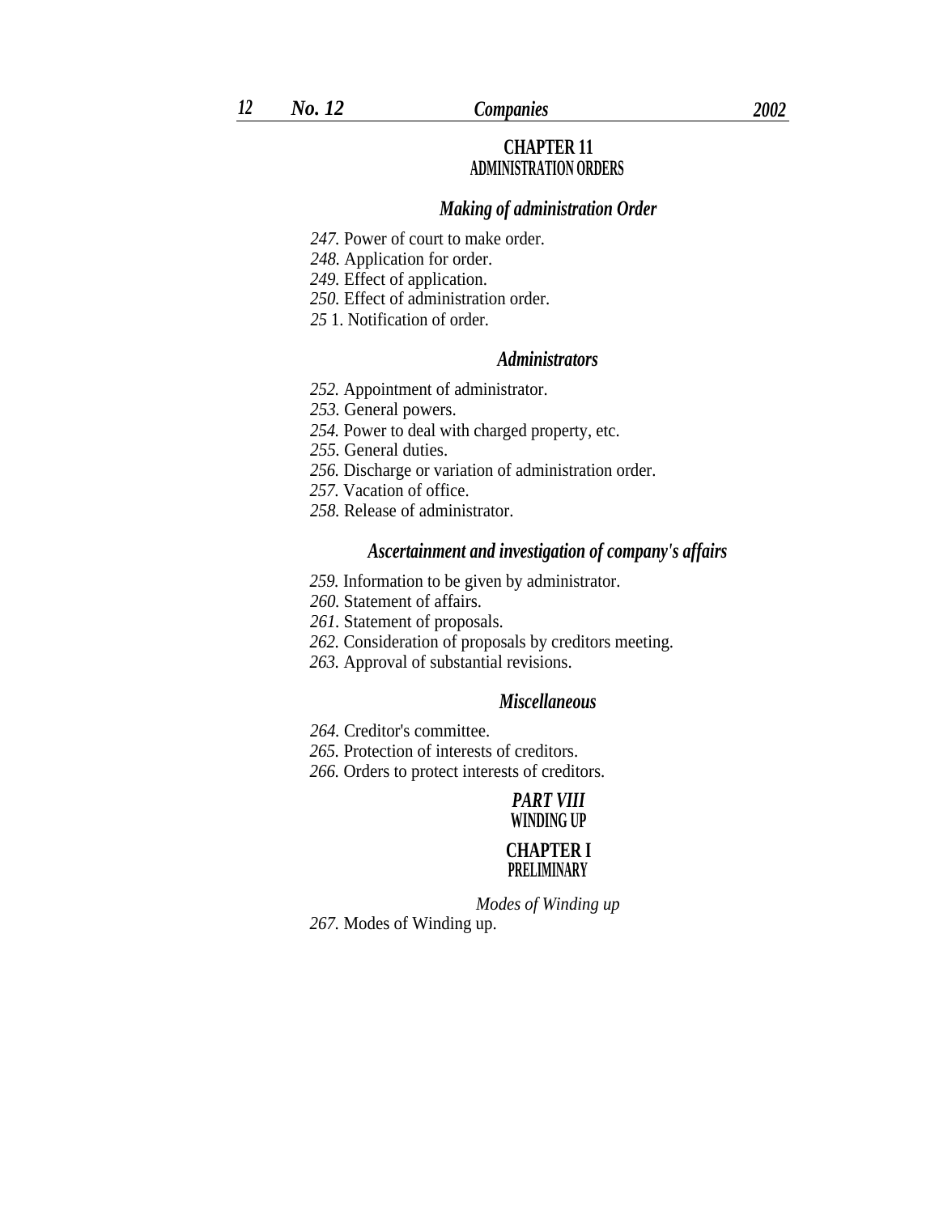## CHAPTER 11
### ADMINISTRATION ORDERS

#### *Making of administration Order*

*247.* Power of court to make order.
*248.* Application for order.
*249.* Effect of application.
*250.* Effect of administration order.
*25* 1. Notification of order.

#### *Administrators*

*252.* Appointment of administrator.
*253.* General powers.
*254.* Power to deal with charged property, etc.
*255.* General duties.
*256.* Discharge or variation of administration order.
*257.* Vacation of office.
*258.* Release of administrator.

#### *Ascertainment and investigation of company's affairs*

*259.* Information to be given by administrator.
*260.* Statement of affairs.
*261.* Statement of proposals.
*262.* Consideration of proposals by creditors meeting.
*263.* Approval of substantial revisions.

#### *Miscellaneous*

*264.* Creditor's committee.
*265.* Protection of interests of creditors.
*266.* Orders to protect interests of creditors.

## *PART VIII*
### WINDING UP

## CHAPTER I
### PRELIMINARY

*Modes of Winding up*

*267.* Modes of Winding up.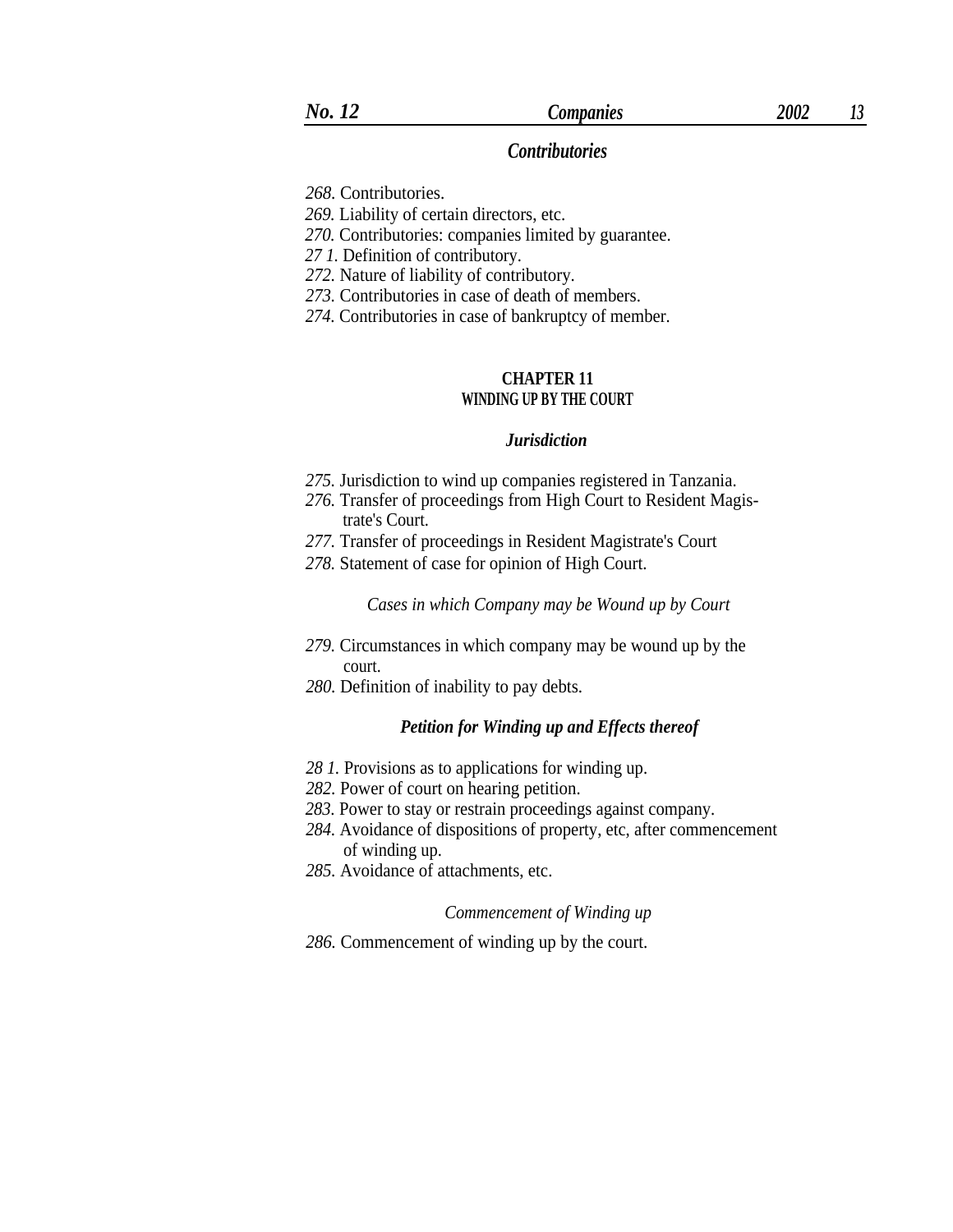### *Contributories*

*268.* Contributories.
*269.* Liability of certain directors, etc.
*270.* Contributories: companies limited by guarantee.
*27 1.* Definition of contributory.
*272.* Nature of liability of contributory.
*273.* Contributories in case of death of members.
*274.* Contributories in case of bankruptcy of member.

## CHAPTER 11
## WINDING UP BY THE COURT

### *Jurisdiction*

*275.* Jurisdiction to wind up companies registered in Tanzania.
*276.* Transfer of proceedings from High Court to Resident Magistrate's Court.
*277.* Transfer of proceedings in Resident Magistrate's Court
*278.* Statement of case for opinion of High Court.

### *Cases in which Company may be Wound up by Court*

*279.* Circumstances in which company may be wound up by the court.
*280.* Definition of inability to pay debts.

### *Petition for Winding up and Effects thereof*

*28 1.* Provisions as to applications for winding up.
*282.* Power of court on hearing petition.
*283.* Power to stay or restrain proceedings against company.
*284.* Avoidance of dispositions of property, etc, after commencement of winding up.
*285.* Avoidance of attachments, etc.

### *Commencement of Winding up*

*286.* Commencement of winding up by the court.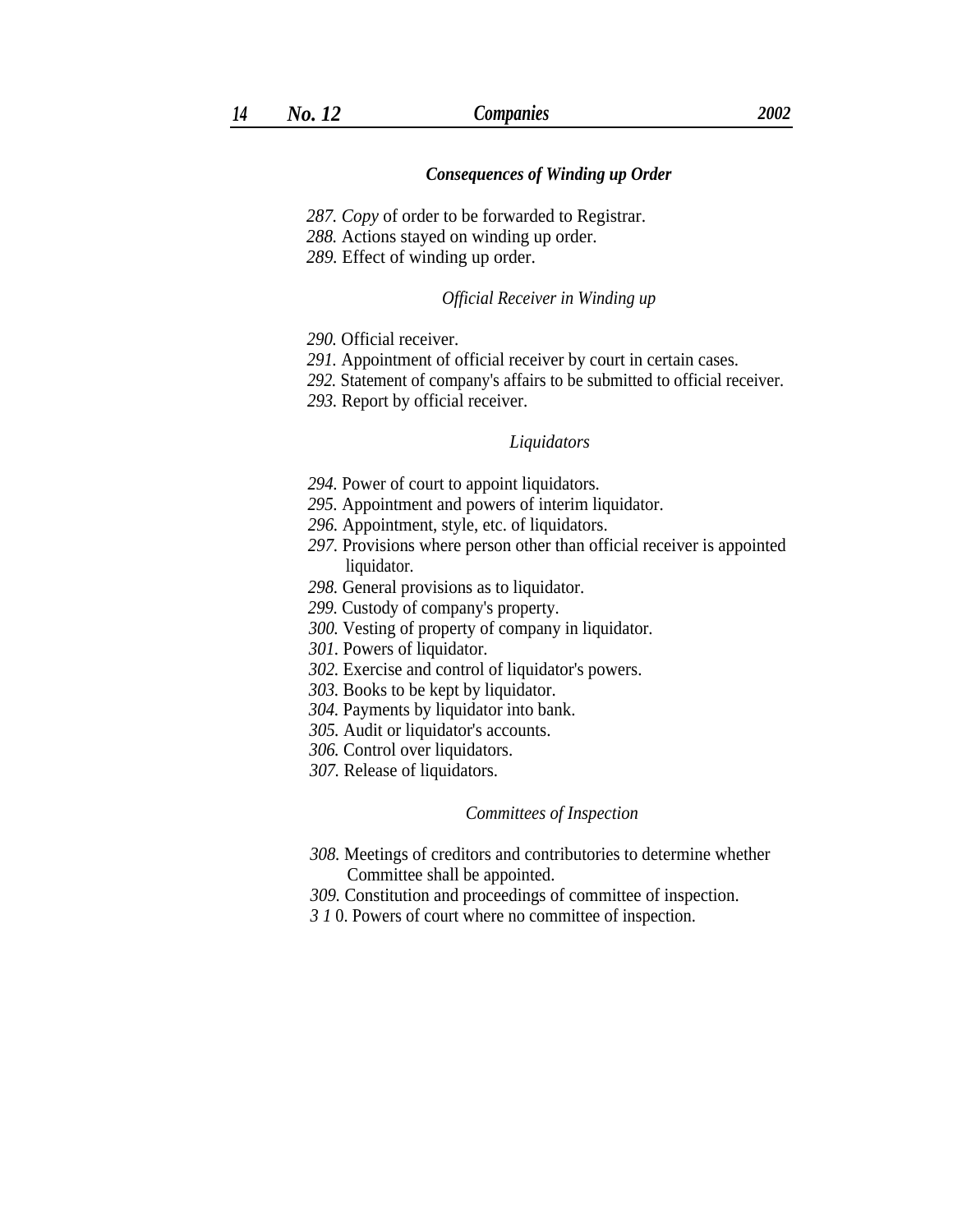### *Consequences of Winding up Order*

*287. Copy* of order to be forwarded to Registrar.
*288.* Actions stayed on winding up order.
*289.* Effect of winding up order.

### *Official Receiver in Winding up*

*290.* Official receiver.
*291.* Appointment of official receiver by court in certain cases.
*292.* Statement of company's affairs to be submitted to official receiver.
*293.* Report by official receiver.

### *Liquidators*

*294.* Power of court to appoint liquidators.
*295.* Appointment and powers of interim liquidator.
*296.* Appointment, style, etc. of liquidators.
*297.* Provisions where person other than official receiver is appointed liquidator.
*298.* General provisions as to liquidator.
*299.* Custody of company's property.
*300.* Vesting of property of company in liquidator.
*301.* Powers of liquidator.
*302.* Exercise and control of liquidator's powers.
*303.* Books to be kept by liquidator.
*304.* Payments by liquidator into bank.
*305.* Audit or liquidator's accounts.
*306.* Control over liquidators.
*307.* Release of liquidators.

### *Committees of Inspection*

*308.* Meetings of creditors and contributories to determine whether Committee shall be appointed.
*309.* Constitution and proceedings of committee of inspection.
*3 1* 0. Powers of court where no committee of inspection.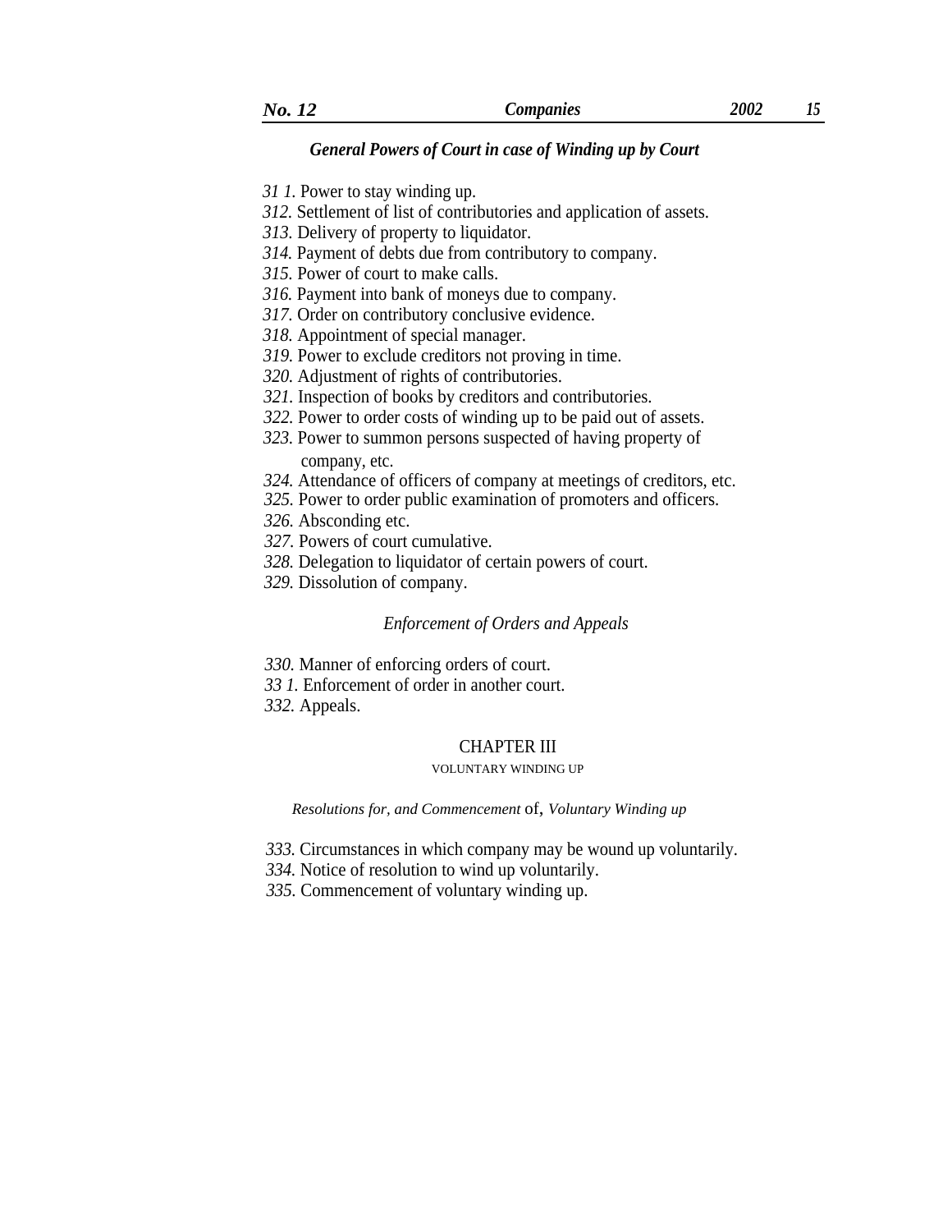*General Powers of Court in case of Winding up by Court*

*311.* Power to stay winding up.
*312.* Settlement of list of contributories and application of assets.
*313.* Delivery of property to liquidator.
*314.* Payment of debts due from contributory to company.
*315.* Power of court to make calls.
*316.* Payment into bank of moneys due to company.
*317.* Order on contributory conclusive evidence.
*318.* Appointment of special manager.
*319.* Power to exclude creditors not proving in time.
*320.* Adjustment of rights of contributories.
*321.* Inspection of books by creditors and contributories.
*322.* Power to order costs of winding up to be paid out of assets.
*323.* Power to summon persons suspected of having property of company, etc.
*324.* Attendance of officers of company at meetings of creditors, etc.
*325.* Power to order public examination of promoters and officers.
*326.* Absconding etc.
*327.* Powers of court cumulative.
*328.* Delegation to liquidator of certain powers of court.
*329.* Dissolution of company.

*Enforcement of Orders and Appeals*

*330.* Manner of enforcing orders of court.
*331.* Enforcement of order in another court.
*332.* Appeals.

## CHAPTER III

### VOLUNTARY WINDING UP

*Resolutions for, and Commencement of, Voluntary Winding up*

*333.* Circumstances in which company may be wound up voluntarily.
*334.* Notice of resolution to wind up voluntarily.
*335.* Commencement of voluntary winding up.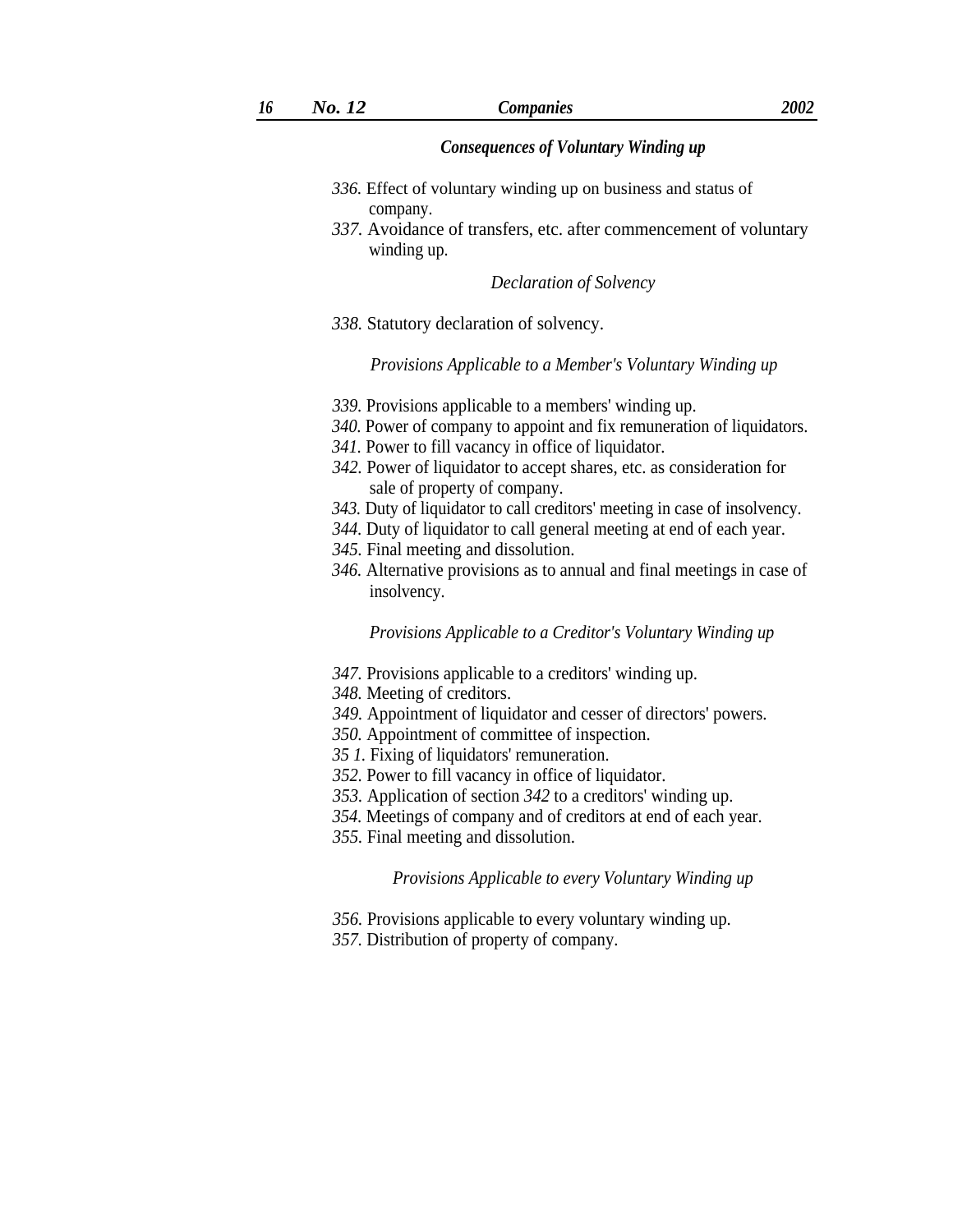### *Consequences of Voluntary Winding up*

*336.* Effect of voluntary winding up on business and status of company.

*337.* Avoidance of transfers, etc. after commencement of voluntary winding up.

#### *Declaration of Solvency*

*338.* Statutory declaration of solvency.

#### *Provisions Applicable to a Member's Voluntary Winding up*

*339.* Provisions applicable to a members' winding up.

*340.* Power of company to appoint and fix remuneration of liquidators.

*341.* Power to fill vacancy in office of liquidator.

*342.* Power of liquidator to accept shares, etc. as consideration for sale of property of company.

*343.* Duty of liquidator to call creditors' meeting in case of insolvency.

*344.* Duty of liquidator to call general meeting at end of each year.

*345.* Final meeting and dissolution.

*346.* Alternative provisions as to annual and final meetings in case of insolvency.

#### *Provisions Applicable to a Creditor's Voluntary Winding up*

*347.* Provisions applicable to a creditors' winding up.

*348.* Meeting of creditors.

*349.* Appointment of liquidator and cesser of directors' powers.

*350.* Appointment of committee of inspection.

*35 1.* Fixing of liquidators' remuneration.

*352.* Power to fill vacancy in office of liquidator.

*353.* Application of section *342* to a creditors' winding up.

*354.* Meetings of company and of creditors at end of each year.

*355.* Final meeting and dissolution.

#### *Provisions Applicable to every Voluntary Winding up*

*356.* Provisions applicable to every voluntary winding up.

*357.* Distribution of property of company.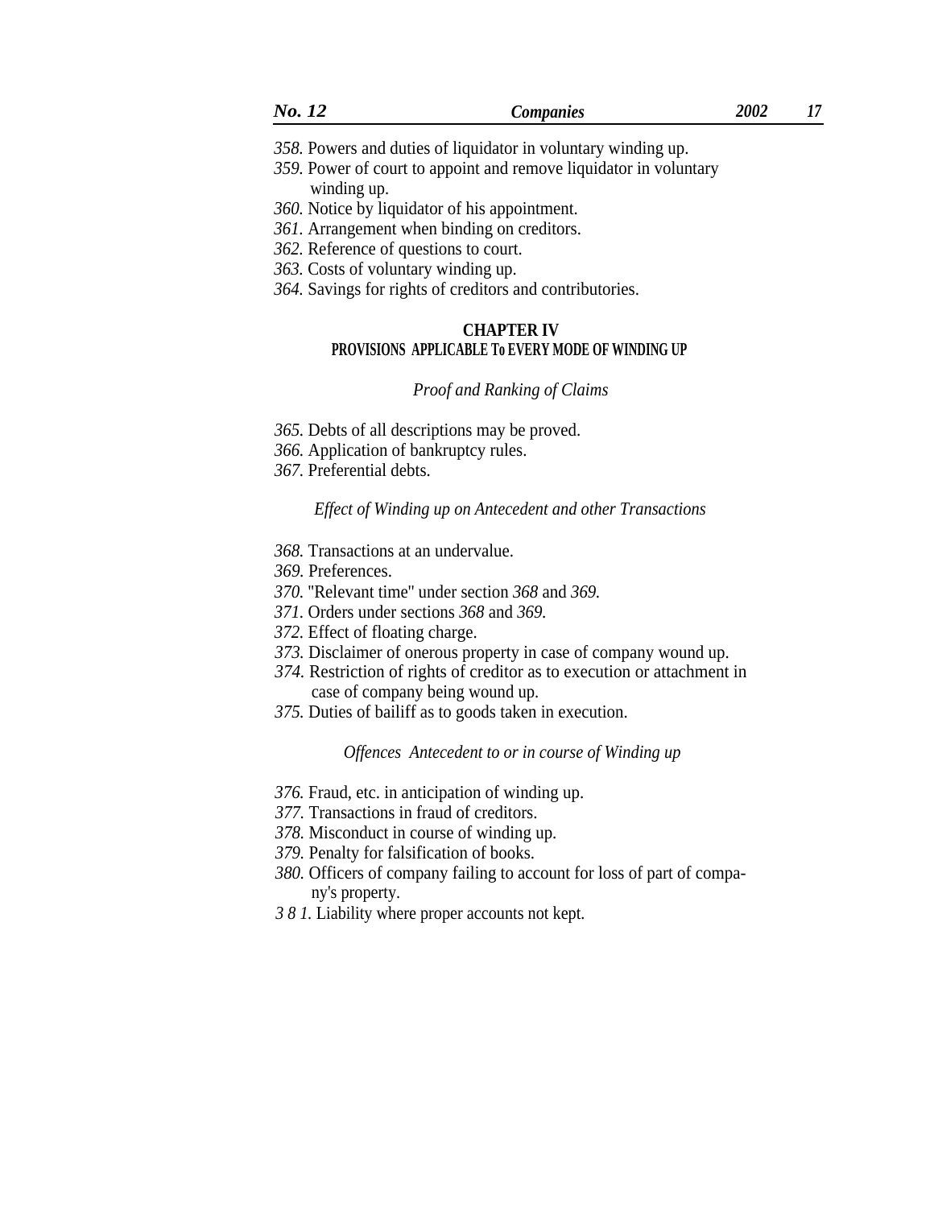*358.* Powers and duties of liquidator in voluntary winding up.

*359.* Power of court to appoint and remove liquidator in voluntary winding up.

*360.* Notice by liquidator of his appointment.

*361.* Arrangement when binding on creditors.

*362.* Reference of questions to court.

*363.* Costs of voluntary winding up.

*364.* Savings for rights of creditors and contributories.

## CHAPTER IV
### PROVISIONS APPLICABLE To EVERY MODE OF WINDING UP

*Proof and Ranking of Claims*

*365.* Debts of all descriptions may be proved.

*366.* Application of bankruptcy rules.

*367.* Preferential debts.

*Effect of Winding up on Antecedent and other Transactions*

*368.* Transactions at an undervalue.

*369.* Preferences.

*370.* "Relevant time" under section *368* and *369.*

*371.* Orders under sections *368* and *369.*

*372.* Effect of floating charge.

*373.* Disclaimer of onerous property in case of company wound up.

*374.* Restriction of rights of creditor as to execution or attachment in case of company being wound up.

*375.* Duties of bailiff as to goods taken in execution.

*Offences Antecedent to or in course of Winding up*

*376.* Fraud, etc. in anticipation of winding up.

*377.* Transactions in fraud of creditors.

*378.* Misconduct in course of winding up.

*379.* Penalty for falsification of books.

*380.* Officers of company failing to account for loss of part of company's property.

*381.* Liability where proper accounts not kept.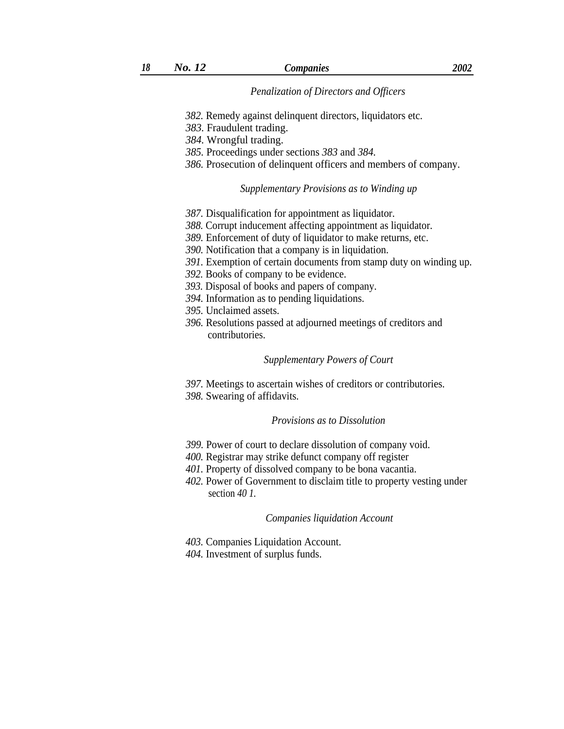*Penalization of Directors and Officers*

*382.* Remedy against delinquent directors, liquidators etc.
*383*. Fraudulent trading.
*384*. Wrongful trading.
*385*. Proceedings under sections *383* and *384*.
*386*. Prosecution of delinquent officers and members of company.

*Supplementary Provisions as to Winding up*

*387.* Disqualification for appointment as liquidator.
*388.* Corrupt inducement affecting appointment as liquidator.
*389.* Enforcement of duty of liquidator to make returns, etc.
*390.* Notification that a company is in liquidation.
*391.* Exemption of certain documents from stamp duty on winding up.
*392.* Books of company to be evidence.
*393.* Disposal of books and papers of company.
*394.* Information as to pending liquidations.
*395.* Unclaimed assets.
*396.* Resolutions passed at adjourned meetings of creditors and contributories.

*Supplementary Powers of Court*

*397.* Meetings to ascertain wishes of creditors or contributories.
*398.* Swearing of affidavits.

*Provisions as to Dissolution*

*399.* Power of court to declare dissolution of company void.
*400.* Registrar may strike defunct company off register
*401*. Property of dissolved company to be bona vacantia.
*402*. Power of Government to disclaim title to property vesting under section *40 1.*

*Companies liquidation Account*

*403*. Companies Liquidation Account.
*404*. Investment of surplus funds.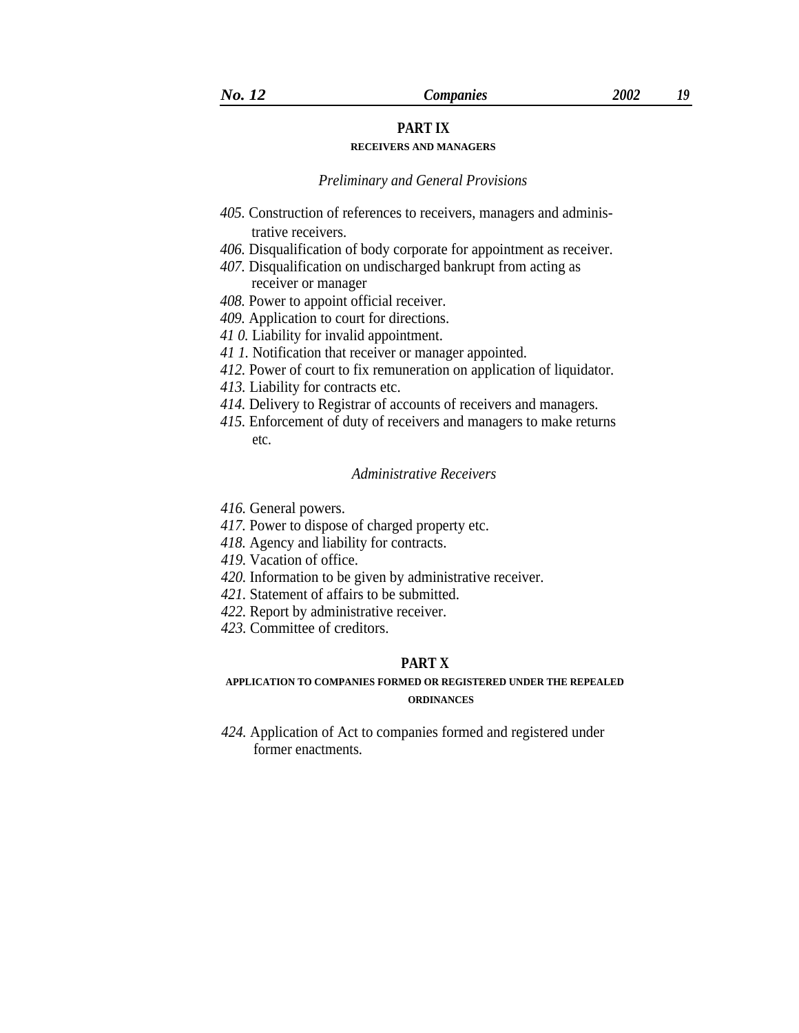## PART IX

### RECEIVERS AND MANAGERS

*Preliminary and General Provisions*

*405.* Construction of references to receivers, managers and administrative receivers.
*406.* Disqualification of body corporate for appointment as receiver.
*407.* Disqualification on undischarged bankrupt from acting as receiver or manager
*408.* Power to appoint official receiver.
*409.* Application to court for directions.
*41 0.* Liability for invalid appointment.
*41 1.* Notification that receiver or manager appointed.
*412.* Power of court to fix remuneration on application of liquidator.
*413.* Liability for contracts etc.
*414.* Delivery to Registrar of accounts of receivers and managers.
*415.* Enforcement of duty of receivers and managers to make returns etc.

*Administrative Receivers*

*416.* General powers.
*417.* Power to dispose of charged property etc.
*418.* Agency and liability for contracts.
*419.* Vacation of office.
*420.* Information to be given by administrative receiver.
*421.* Statement of affairs to be submitted.
*422.* Report by administrative receiver.
*423.* Committee of creditors.

## PART X

### APPLICATION TO COMPANIES FORMED OR REGISTERED UNDER THE REPEALED ORDINANCES

*424.* Application of Act to companies formed and registered under former enactments.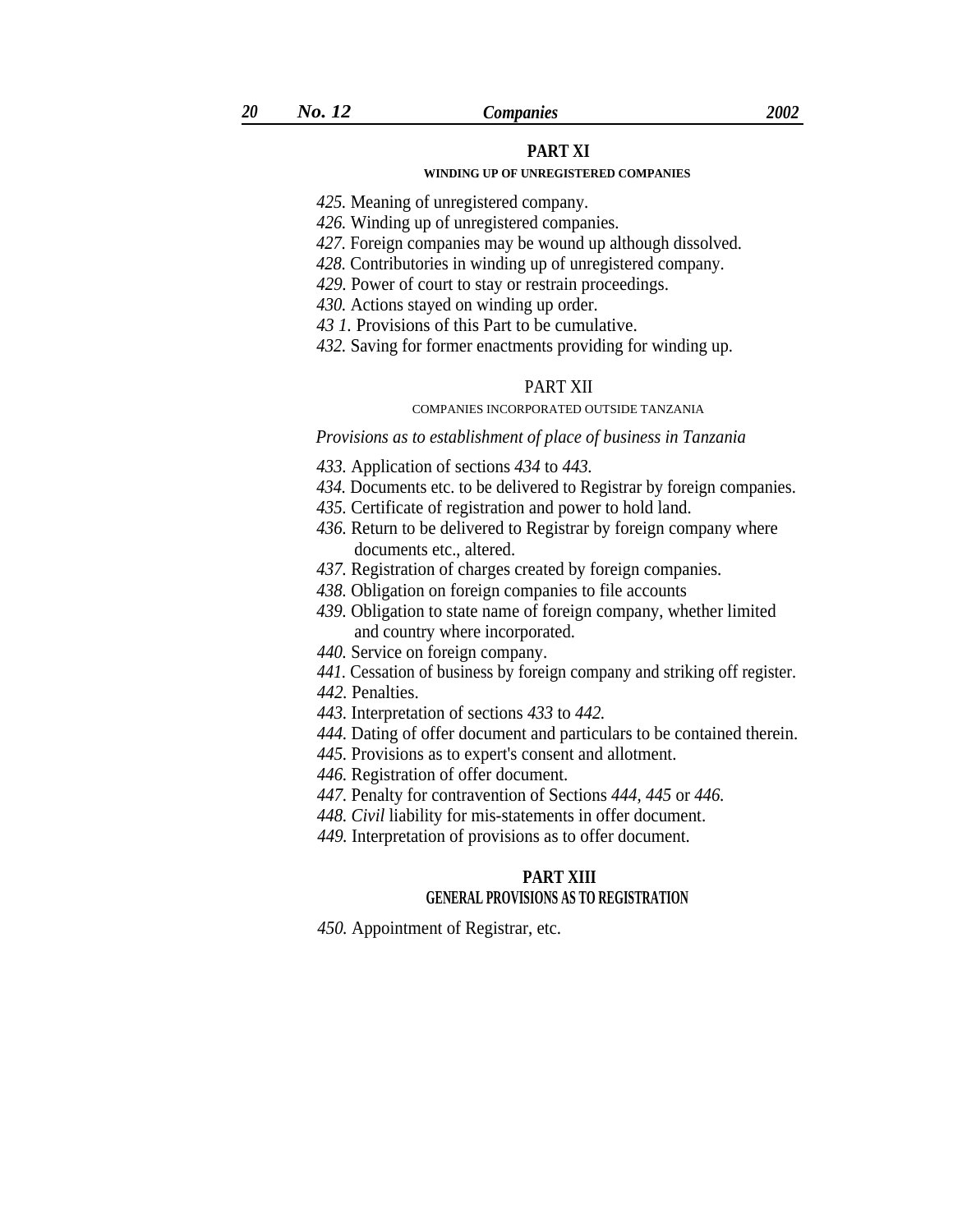## PART XI

### WINDING UP OF UNREGISTERED COMPANIES

*425.* Meaning of unregistered company.
*426.* Winding up of unregistered companies.
*427.* Foreign companies may be wound up although dissolved.
*428.* Contributories in winding up of unregistered company.
*429.* Power of court to stay or restrain proceedings.
*430.* Actions stayed on winding up order.
*43 1.* Provisions of this Part to be cumulative.
*432.* Saving for former enactments providing for winding up.

## PART XII

### COMPANIES INCORPORATED OUTSIDE TANZANIA

*Provisions as to establishment of place of business in Tanzania*

*433.* Application of sections *434* to *443.*
*434.* Documents etc. to be delivered to Registrar by foreign companies.
*435.* Certificate of registration and power to hold land.
*436.* Return to be delivered to Registrar by foreign company where documents etc., altered.
*437.* Registration of charges created by foreign companies.
*438.* Obligation on foreign companies to file accounts
*439.* Obligation to state name of foreign company, whether limited and country where incorporated.
*440.* Service on foreign company.
*441.* Cessation of business by foreign company and striking off register.
*442.* Penalties.
*443.* Interpretation of sections *433* to *442.*
*444.* Dating of offer document and particulars to be contained therein.
*445.* Provisions as to expert's consent and allotment.
*446.* Registration of offer document.
*447.* Penalty for contravention of Sections *444, 445* or *446.*
*448. Civil* liability for mis-statements in offer document.
*449.* Interpretation of provisions as to offer document.

## PART XIII

### GENERAL PROVISIONS AS TO REGISTRATION

*450.* Appointment of Registrar, etc.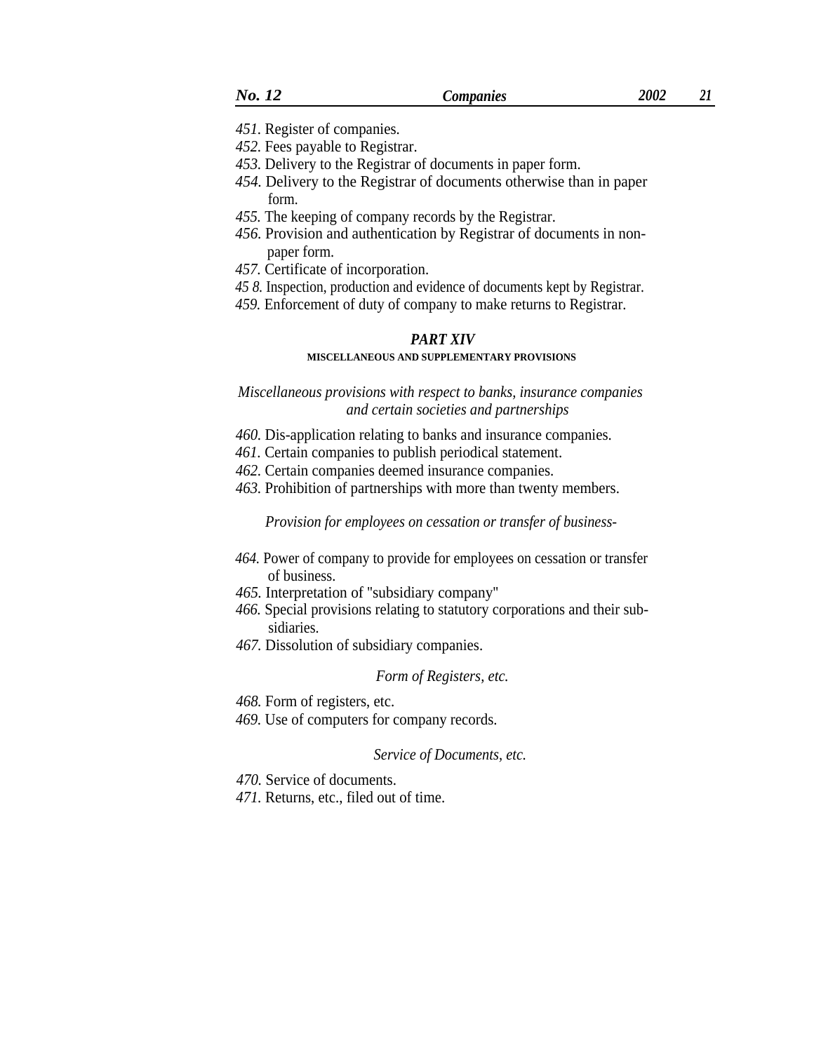*451.* Register of companies.

*452.* Fees payable to Registrar.

*453.* Delivery to the Registrar of documents in paper form.

*454.* Delivery to the Registrar of documents otherwise than in paper form.

*455.* The keeping of company records by the Registrar.

*456.* Provision and authentication by Registrar of documents in non-paper form.

*457.* Certificate of incorporation.

*45 8.* Inspection, production and evidence of documents kept by Registrar.

*459.* Enforcement of duty of company to make returns to Registrar.

## *PART XIV*

### MISCELLANEOUS AND SUPPLEMENTARY PROVISIONS

*Miscellaneous provisions with respect to banks, insurance companies and certain societies and partnerships*

*460.* Dis-application relating to banks and insurance companies.

*461.* Certain companies to publish periodical statement.

*462.* Certain companies deemed insurance companies.

*463.* Prohibition of partnerships with more than twenty members.

*Provision for employees on cessation or transfer of business-*

*464.* Power of company to provide for employees on cessation or transfer of business.

*465.* Interpretation of "subsidiary company"

*466.* Special provisions relating to statutory corporations and their subsidiaries.

*467.* Dissolution of subsidiary companies.

*Form of Registers, etc.*

*468.* Form of registers, etc.

*469.* Use of computers for company records.

*Service of Documents, etc.*

*470.* Service of documents.

*471.* Returns, etc., filed out of time.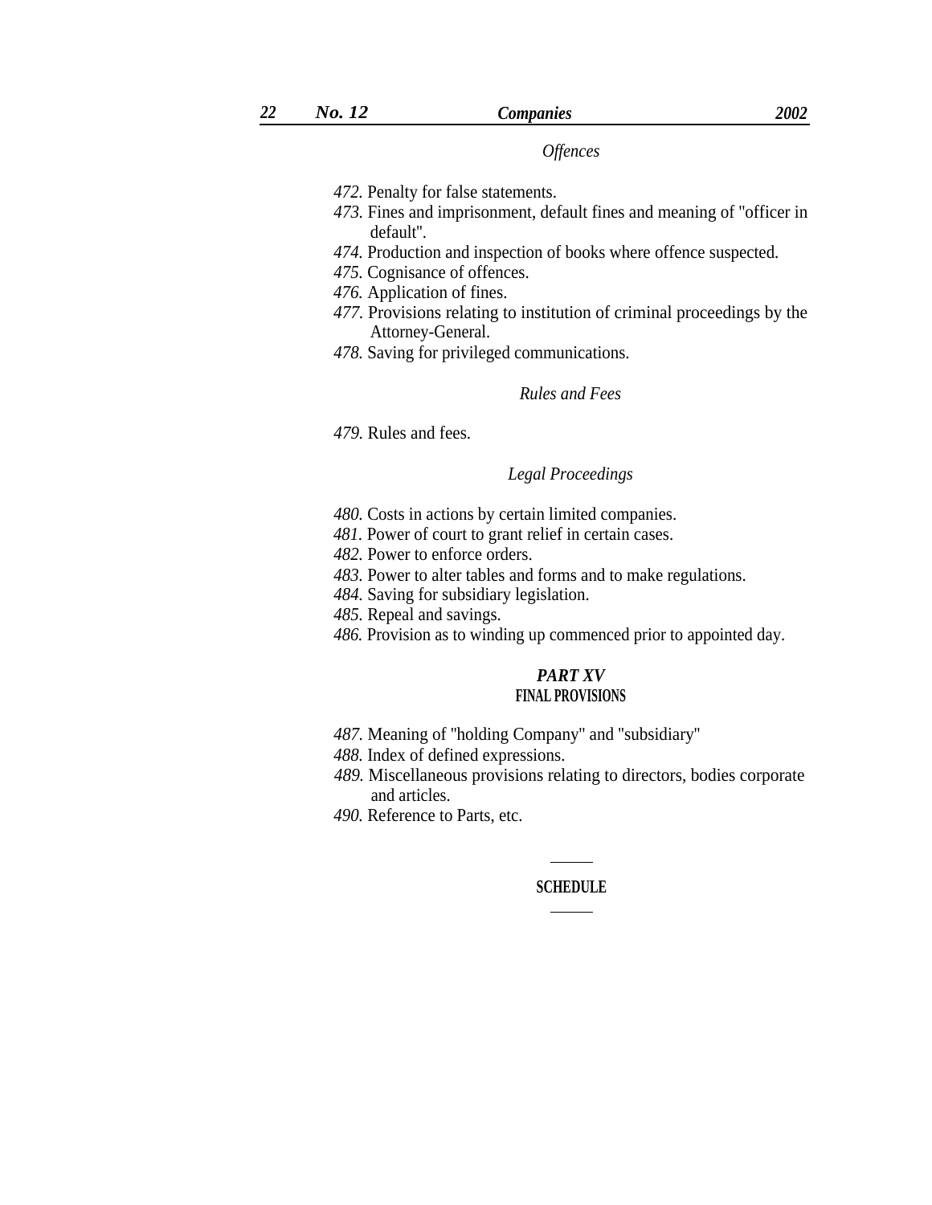*Offences*

*472.* Penalty for false statements.

*473.* Fines and imprisonment, default fines and meaning of "officer in default".

*474.* Production and inspection of books where offence suspected.

*475.* Cognisance of offences.

*476.* Application of fines.

*477.* Provisions relating to institution of criminal proceedings by the Attorney-General.

*478.* Saving for privileged communications.

*Rules and Fees*

*479.* Rules and fees.

*Legal Proceedings*

*480.* Costs in actions by certain limited companies.

*481.* Power of court to grant relief in certain cases.

*482.* Power to enforce orders.

*483.* Power to alter tables and forms and to make regulations.

*484.* Saving for subsidiary legislation.

*485.* Repeal and savings.

*486.* Provision as to winding up commenced prior to appointed day.

## *PART XV*
## FINAL PROVISIONS

*487.* Meaning of "holding Company" and "subsidiary"

*488.* Index of defined expressions.

*489.* Miscellaneous provisions relating to directors, bodies corporate and articles.

*490.* Reference to Parts, etc.

---

**SCHEDULE**

---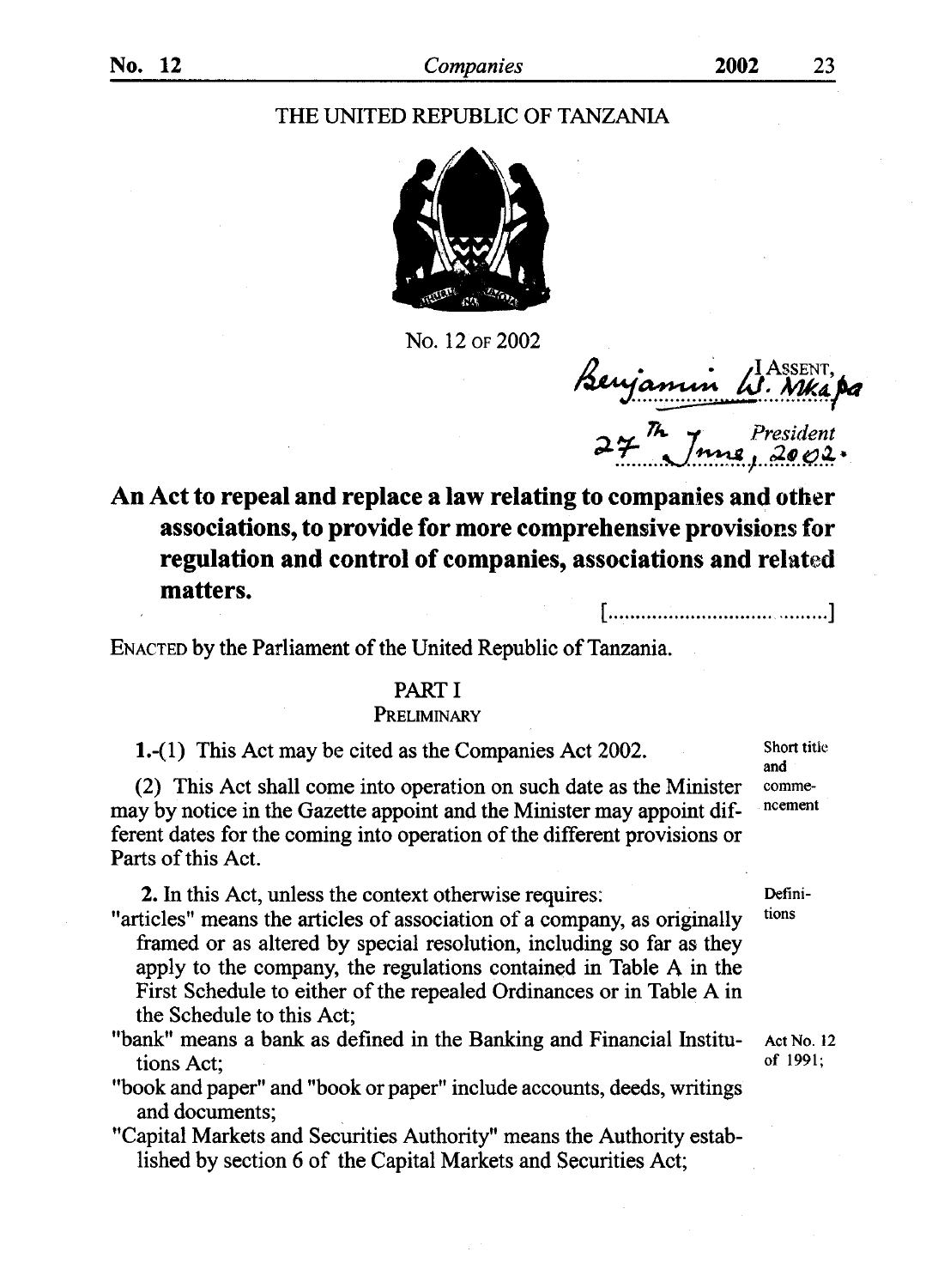THE UNITED REPUBLIC OF TANZANIA

NO. 12 OF 2002

I ASSENT,

Benjamin W. Mkapa

*President*

27th June, 2002.

# An Act to repeal and replace a law relating to companies and other associations, to provide for more comprehensive provisions for regulation and control of companies, associations and related matters.

[..........................................]

ENACTED by the Parliament of the United Republic of Tanzania.

## PART I
### PRELIMINARY

Short title and commencement

**1.**-(1) This Act may be cited as the Companies Act 2002.

(2) This Act shall come into operation on such date as the Minister may by notice in the Gazette appoint and the Minister may appoint different dates for the coming into operation of the different provisions or Parts of this Act.

Definitions

**2.** In this Act, unless the context otherwise requires:

"articles" means the articles of association of a company, as originally framed or as altered by special resolution, including so far as they apply to the company, the regulations contained in Table A in the First Schedule to either of the repealed Ordinances or in Table A in the Schedule to this Act;

"bank" means a bank as defined in the Banking and Financial Institutions Act; (Act No. 12 of 1991;)

"book and paper" and "book or paper" include accounts, deeds, writings and documents;

"Capital Markets and Securities Authority" means the Authority established by section 6 of the Capital Markets and Securities Act;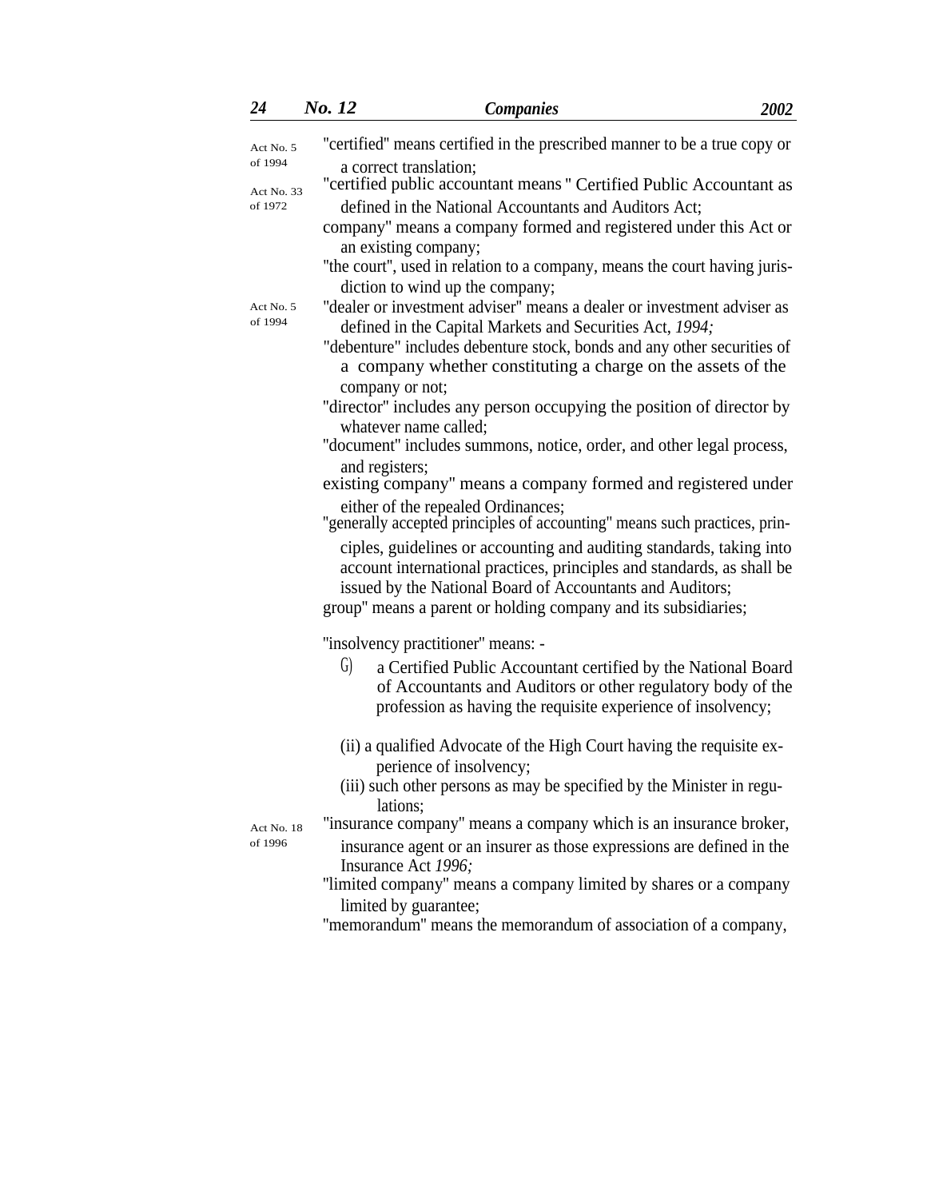Act No. 5 of 1994

"certified" means certified in the prescribed manner to be a true copy or a correct translation;

Act No. 33 of 1972

"certified public accountant means " Certified Public Accountant as defined in the National Accountants and Auditors Act;

company" means a company formed and registered under this Act or an existing company;

"the court", used in relation to a company, means the court having jurisdiction to wind up the company;

Act No. 5 of 1994

"dealer or investment adviser" means a dealer or investment adviser as defined in the Capital Markets and Securities Act, *1994;*

"debenture" includes debenture stock, bonds and any other securities of a company whether constituting a charge on the assets of the company or not;

"director" includes any person occupying the position of director by whatever name called;

"document" includes summons, notice, order, and other legal process, and registers;

existing company" means a company formed and registered under either of the repealed Ordinances;

"generally accepted principles of accounting" means such practices, principles, guidelines or accounting and auditing standards, taking into account international practices, principles and standards, as shall be issued by the National Board of Accountants and Auditors;

group" means a parent or holding company and its subsidiaries;

"insolvency practitioner" means: -

(i) a Certified Public Accountant certified by the National Board of Accountants and Auditors or other regulatory body of the profession as having the requisite experience of insolvency;

(ii) a qualified Advocate of the High Court having the requisite experience of insolvency;

(iii) such other persons as may be specified by the Minister in regulations;

Act No. 18 of 1996

"insurance company" means a company which is an insurance broker, insurance agent or an insurer as those expressions are defined in the Insurance Act *1996;*

"limited company" means a company limited by shares or a company limited by guarantee;

"memorandum" means the memorandum of association of a company,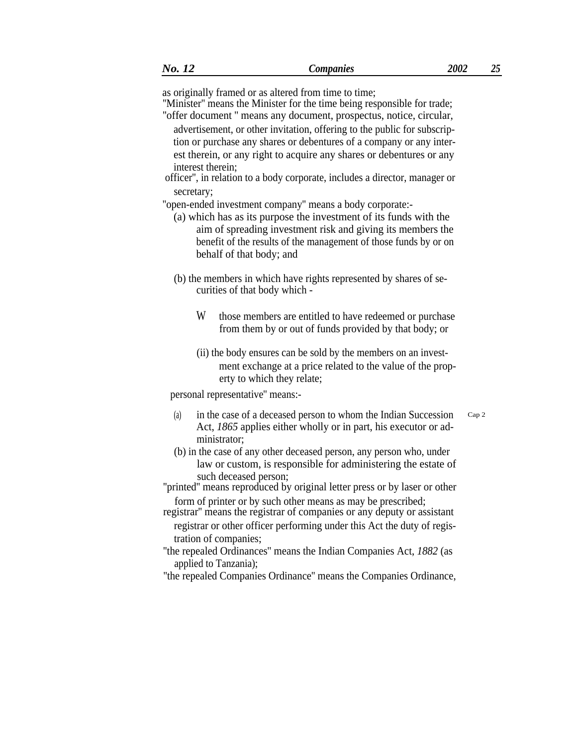as originally framed or as altered from time to time;

"Minister" means the Minister for the time being responsible for trade;

"offer document " means any document, prospectus, notice, circular, advertisement, or other invitation, offering to the public for subscription or purchase any shares or debentures of a company or any interest therein, or any right to acquire any shares or debentures or any interest therein;

officer", in relation to a body corporate, includes a director, manager or secretary;

"open-ended investment company" means a body corporate:-

(a) which has as its purpose the investment of its funds with the aim of spreading investment risk and giving its members the benefit of the results of the management of those funds by or on behalf of that body; and

(b) the members in which have rights represented by shares of securities of that body which -

W those members are entitled to have redeemed or purchase from them by or out of funds provided by that body; or

(ii) the body ensures can be sold by the members on an investment exchange at a price related to the value of the property to which they relate;

personal representative" means:-

(a) in the case of a deceased person to whom the Indian Succession Act, *1865* applies either wholly or in part, his executor or administrator; Cap 2

(b) in the case of any other deceased person, any person who, under law or custom, is responsible for administering the estate of such deceased person;

"printed" means reproduced by original letter press or by laser or other form of printer or by such other means as may be prescribed;

registrar" means the registrar of companies or any deputy or assistant registrar or other officer performing under this Act the duty of registration of companies;

"the repealed Ordinances" means the Indian Companies Act, *1882* (as applied to Tanzania);

"the repealed Companies Ordinance" means the Companies Ordinance,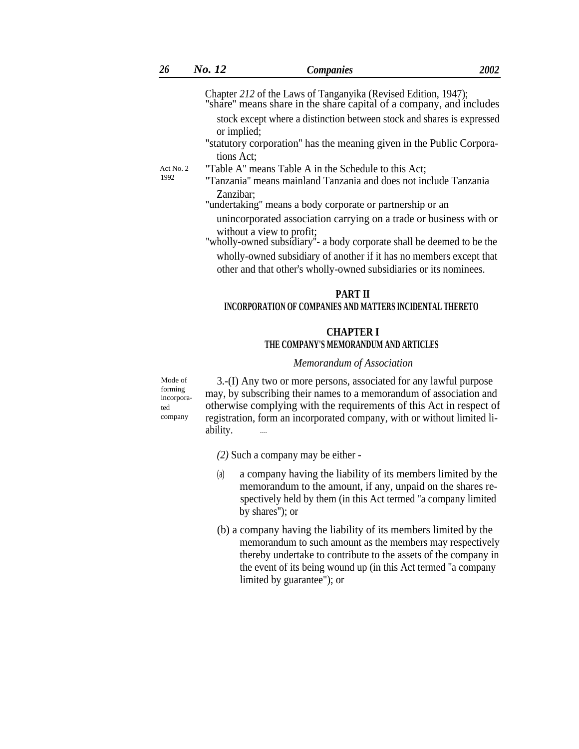Chapter *212* of the Laws of Tanganyika (Revised Edition, 1947);

"share" means share in the share capital of a company, and includes stock except where a distinction between stock and shares is expressed or implied;

"statutory corporation" has the meaning given in the Public Corporations Act;

"Table A" means Table A in the Schedule to this Act;

Act No. 2 1992

"Tanzania" means mainland Tanzania and does not include Tanzania Zanzibar;

"undertaking" means a body corporate or partnership or an unincorporated association carrying on a trade or business with or without a view to profit;

"wholly-owned subsidiary"- a body corporate shall be deemed to be the wholly-owned subsidiary of another if it has no members except that other and that other's wholly-owned subsidiaries or its nominees.

## PART II

## INCORPORATION OF COMPANIES AND MATTERS INCIDENTAL THERETO

### CHAPTER I

### THE COMPANY'S MEMORANDUM AND ARTICLES

*Memorandum of Association*

Mode of forming incorporated company

3.-(I) Any two or more persons, associated for any lawful purpose may, by subscribing their names to a memorandum of association and otherwise complying with the requirements of this Act in respect of registration, form an incorporated company, with or without limited liability.

*(2)* Such a company may be either -

(a) a company having the liability of its members limited by the memorandum to the amount, if any, unpaid on the shares respectively held by them (in this Act termed "a company limited by shares"); or

(b) a company having the liability of its members limited by the memorandum to such amount as the members may respectively thereby undertake to contribute to the assets of the company in the event of its being wound up (in this Act termed "a company limited by guarantee"); or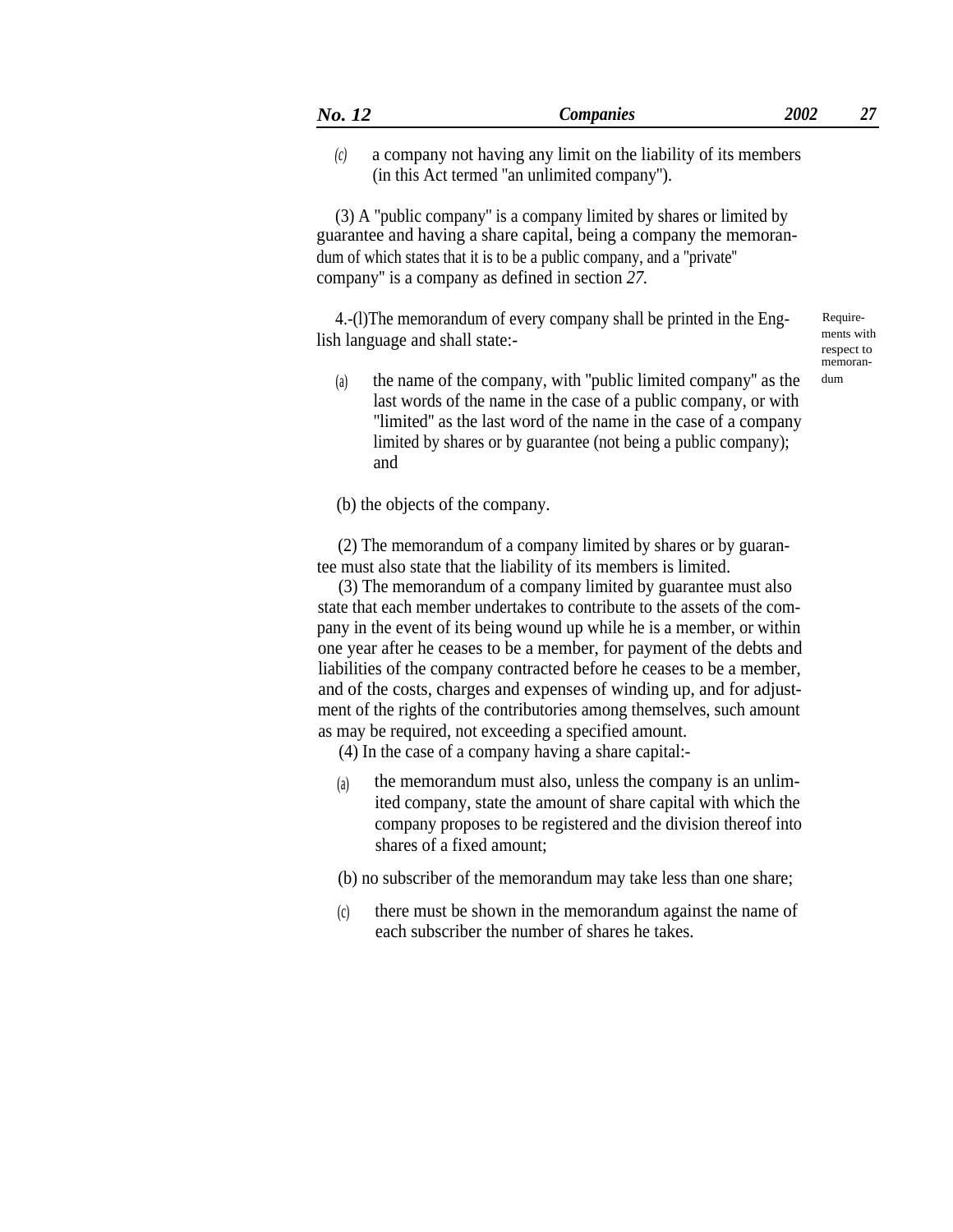(c) a company not having any limit on the liability of its members (in this Act termed "an unlimited company").

(3) A "public company" is a company limited by shares or limited by guarantee and having a share capital, being a company the memorandum of which states that it is to be a public company, and a "private" company" is a company as defined in section *27*.

Requirements with respect to memorandum

4.-(l)The memorandum of every company shall be printed in the English language and shall state:-

(a) the name of the company, with "public limited company" as the last words of the name in the case of a public company, or with "limited" as the last word of the name in the case of a company limited by shares or by guarantee (not being a public company); and

(b) the objects of the company.

(2) The memorandum of a company limited by shares or by guarantee must also state that the liability of its members is limited.

(3) The memorandum of a company limited by guarantee must also state that each member undertakes to contribute to the assets of the company in the event of its being wound up while he is a member, or within one year after he ceases to be a member, for payment of the debts and liabilities of the company contracted before he ceases to be a member, and of the costs, charges and expenses of winding up, and for adjustment of the rights of the contributories among themselves, such amount as may be required, not exceeding a specified amount.

(4) In the case of a company having a share capital:-

(a) the memorandum must also, unless the company is an unlimited company, state the amount of share capital with which the company proposes to be registered and the division thereof into shares of a fixed amount;

(b) no subscriber of the memorandum may take less than one share;

(c) there must be shown in the memorandum against the name of each subscriber the number of shares he takes.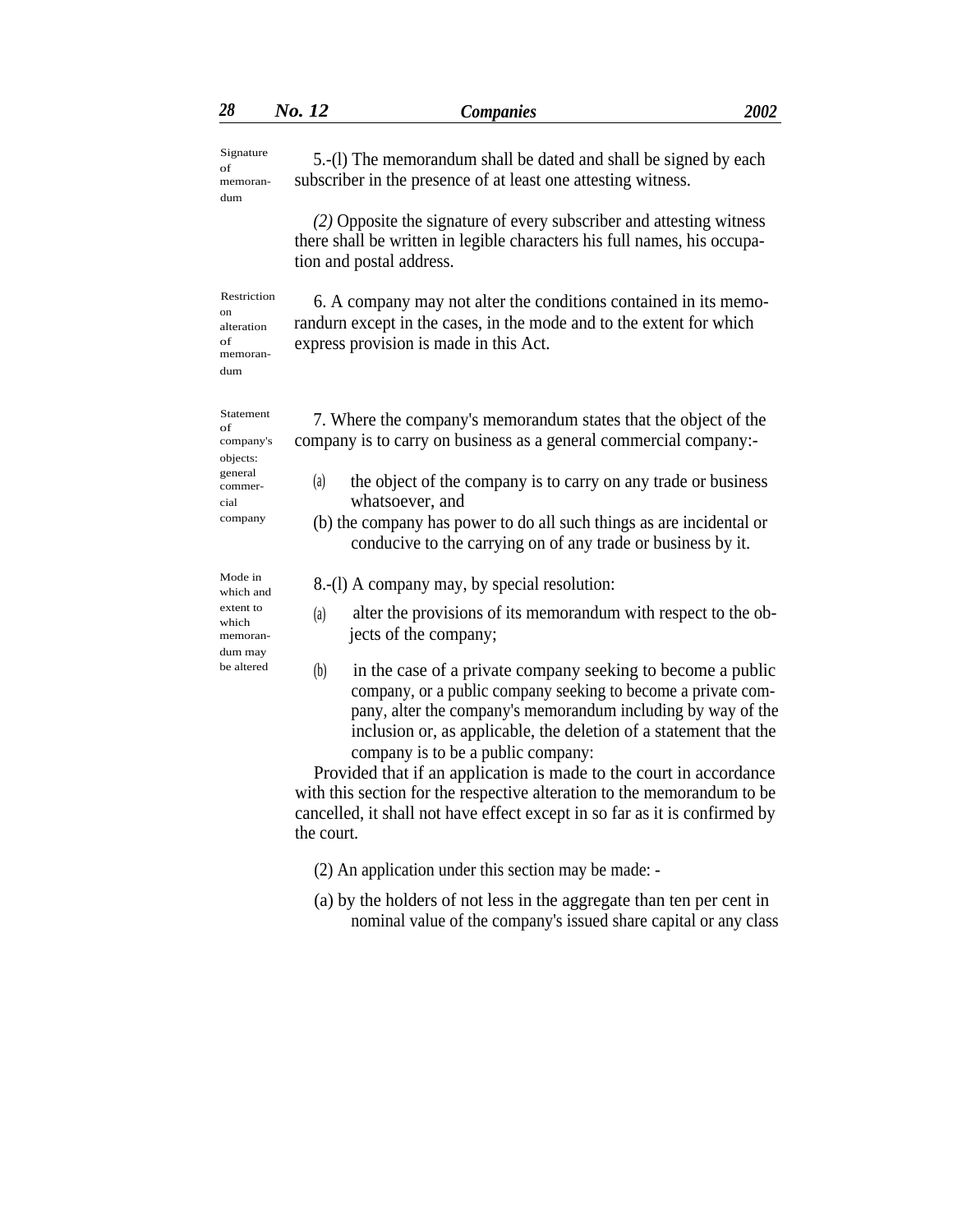**Signature of memorandum**

5.-(l) The memorandum shall be dated and shall be signed by each subscriber in the presence of at least one attesting witness.

*(2)* Opposite the signature of every subscriber and attesting witness there shall be written in legible characters his full names, his occupation and postal address.

**Restriction on alteration of memorandum**

6. A company may not alter the conditions contained in its memorandurn except in the cases, in the mode and to the extent for which express provision is made in this Act.

**Statement of company's objects: general commercial company**

7. Where the company's memorandum states that the object of the company is to carry on business as a general commercial company:-

(a) the object of the company is to carry on any trade or business whatsoever, and

(b) the company has power to do all such things as are incidental or conducive to the carrying on of any trade or business by it.

**Mode in which and extent to which memorandum may be altered**

8.-(l) A company may, by special resolution:

(a) alter the provisions of its memorandum with respect to the objects of the company;

(b) in the case of a private company seeking to become a public company, or a public company seeking to become a private company, alter the company's memorandum including by way of the inclusion or, as applicable, the deletion of a statement that the company is to be a public company:

Provided that if an application is made to the court in accordance with this section for the respective alteration to the memorandum to be cancelled, it shall not have effect except in so far as it is confirmed by the court.

(2) An application under this section may be made: -

(a) by the holders of not less in the aggregate than ten per cent in nominal value of the company's issued share capital or any class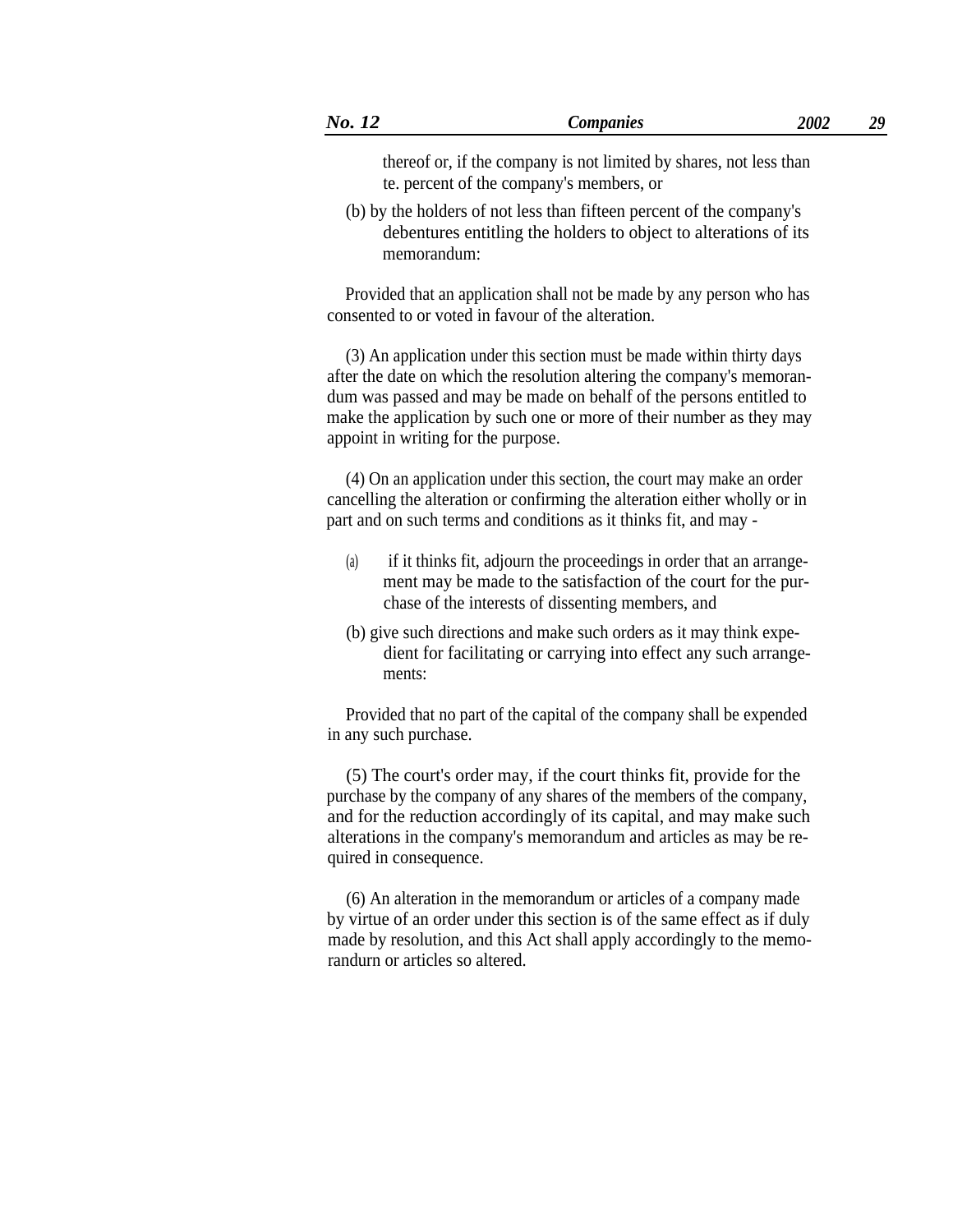thereof or, if the company is not limited by shares, not less than te. percent of the company's members, or

(b) by the holders of not less than fifteen percent of the company's debentures entitling the holders to object to alterations of its memorandum:

Provided that an application shall not be made by any person who has consented to or voted in favour of the alteration.

(3) An application under this section must be made within thirty days after the date on which the resolution altering the company's memorandum was passed and may be made on behalf of the persons entitled to make the application by such one or more of their number as they may appoint in writing for the purpose.

(4) On an application under this section, the court may make an order cancelling the alteration or confirming the alteration either wholly or in part and on such terms and conditions as it thinks fit, and may -

(a) if it thinks fit, adjourn the proceedings in order that an arrangement may be made to the satisfaction of the court for the purchase of the interests of dissenting members, and

(b) give such directions and make such orders as it may think expedient for facilitating or carrying into effect any such arrangements:

Provided that no part of the capital of the company shall be expended in any such purchase.

(5) The court's order may, if the court thinks fit, provide for the purchase by the company of any shares of the members of the company, and for the reduction accordingly of its capital, and may make such alterations in the company's memorandum and articles as may be required in consequence.

(6) An alteration in the memorandum or articles of a company made by virtue of an order under this section is of the same effect as if duly made by resolution, and this Act shall apply accordingly to the memorandurn or articles so altered.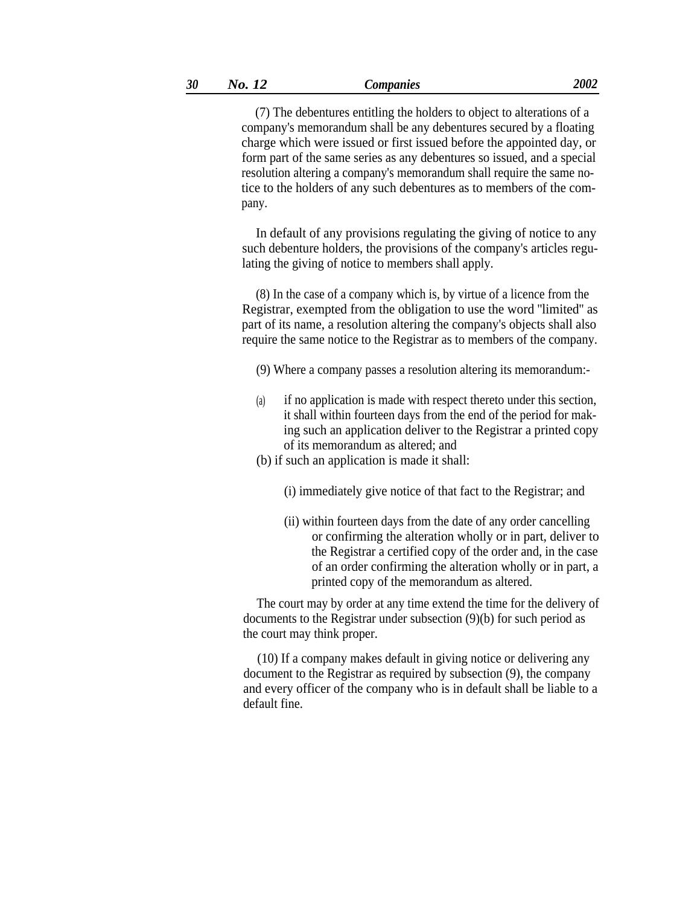(7) The debentures entitling the holders to object to alterations of a company's memorandum shall be any debentures secured by a floating charge which were issued or first issued before the appointed day, or form part of the same series as any debentures so issued, and a special resolution altering a company's memorandum shall require the same notice to the holders of any such debentures as to members of the company.

In default of any provisions regulating the giving of notice to any such debenture holders, the provisions of the company's articles regulating the giving of notice to members shall apply.

(8) In the case of a company which is, by virtue of a licence from the Registrar, exempted from the obligation to use the word "limited" as part of its name, a resolution altering the company's objects shall also require the same notice to the Registrar as to members of the company.

(9) Where a company passes a resolution altering its memorandum:-

(a) if no application is made with respect thereto under this section, it shall within fourteen days from the end of the period for making such an application deliver to the Registrar a printed copy of its memorandum as altered; and

(b) if such an application is made it shall:

(i) immediately give notice of that fact to the Registrar; and

(ii) within fourteen days from the date of any order cancelling or confirming the alteration wholly or in part, deliver to the Registrar a certified copy of the order and, in the case of an order confirming the alteration wholly or in part, a printed copy of the memorandum as altered.

The court may by order at any time extend the time for the delivery of documents to the Registrar under subsection (9)(b) for such period as the court may think proper.

(10) If a company makes default in giving notice or delivering any document to the Registrar as required by subsection (9), the company and every officer of the company who is in default shall be liable to a default fine.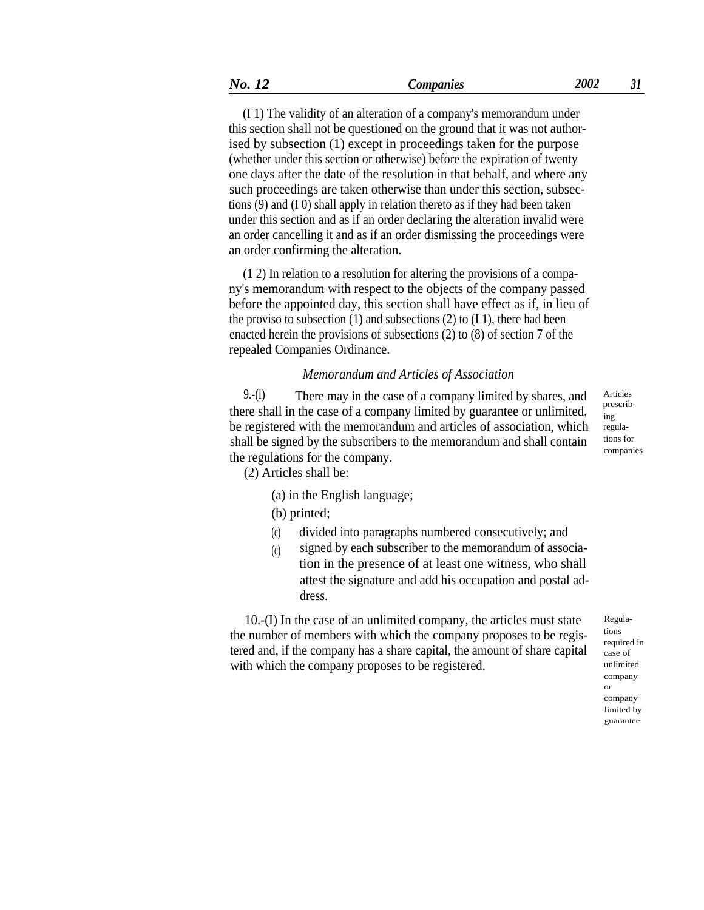(I 1) The validity of an alteration of a company's memorandum under this section shall not be questioned on the ground that it was not authorised by subsection (1) except in proceedings taken for the purpose (whether under this section or otherwise) before the expiration of twenty one days after the date of the resolution in that behalf, and where any such proceedings are taken otherwise than under this section, subsections (9) and (I 0) shall apply in relation thereto as if they had been taken under this section and as if an order declaring the alteration invalid were an order cancelling it and as if an order dismissing the proceedings were an order confirming the alteration.

(1 2) In relation to a resolution for altering the provisions of a company's memorandum with respect to the objects of the company passed before the appointed day, this section shall have effect as if, in lieu of the proviso to subsection (1) and subsections (2) to (I 1), there had been enacted herein the provisions of subsections (2) to (8) of section 7 of the repealed Companies Ordinance.

### *Memorandum and Articles of Association*

Articles prescribing regulations for companies

9.-(l) There may in the case of a company limited by shares, and there shall in the case of a company limited by guarantee or unlimited, be registered with the memorandum and articles of association, which shall be signed by the subscribers to the memorandum and shall contain the regulations for the company.

(2) Articles shall be:

(a) in the English language;

(b) printed;

(c) divided into paragraphs numbered consecutively; and

(c) signed by each subscriber to the memorandum of association in the presence of at least one witness, who shall attest the signature and add his occupation and postal address.

Regulations required in case of unlimited company or company limited by guarantee

10.-(I) In the case of an unlimited company, the articles must state the number of members with which the company proposes to be registered and, if the company has a share capital, the amount of share capital with which the company proposes to be registered.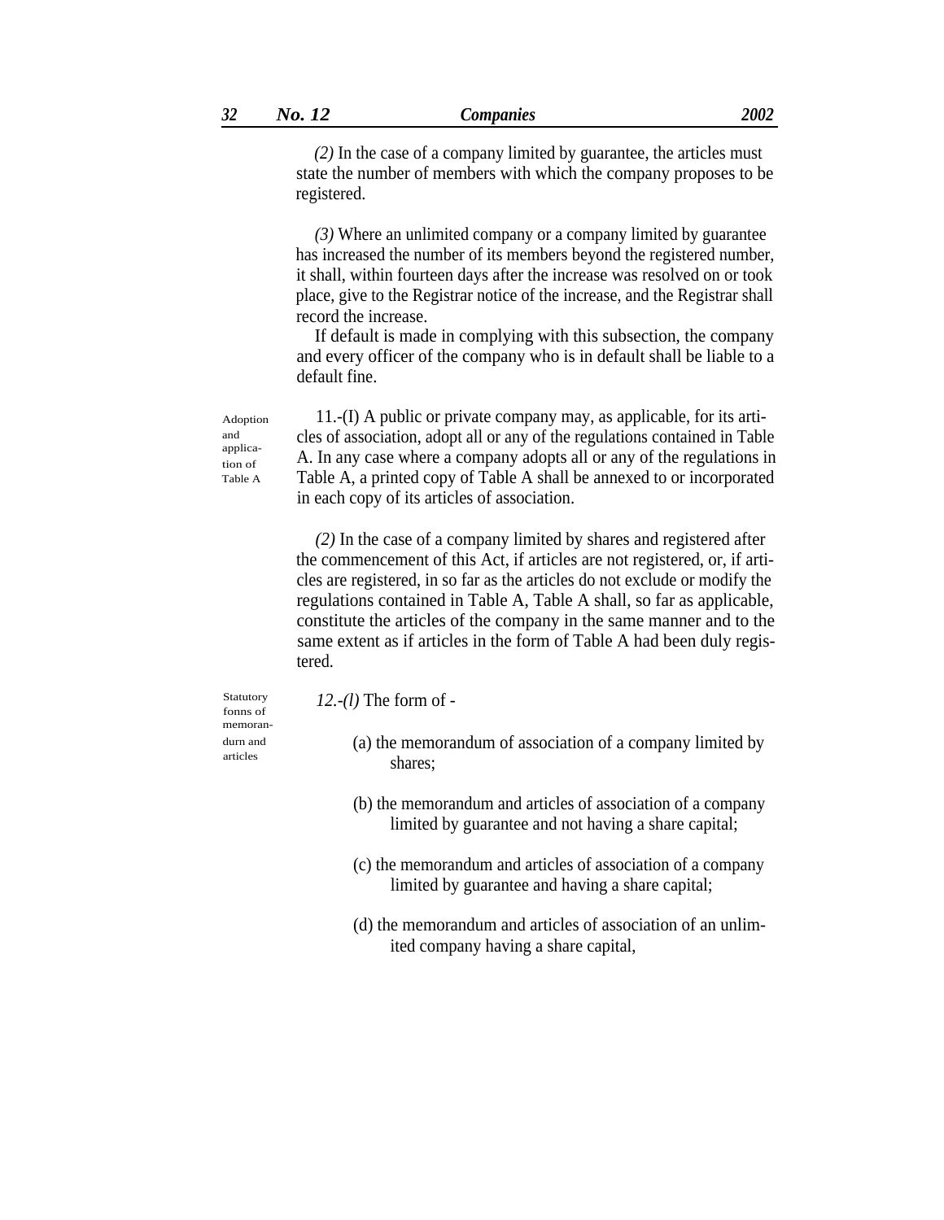*(2)* In the case of a company limited by guarantee, the articles must state the number of members with which the company proposes to be registered.

*(3)* Where an unlimited company or a company limited by guarantee has increased the number of its members beyond the registered number, it shall, within fourteen days after the increase was resolved on or took place, give to the Registrar notice of the increase, and the Registrar shall record the increase.

If default is made in complying with this subsection, the company and every officer of the company who is in default shall be liable to a default fine.

Adoption and application of Table A

11.-(I) A public or private company may, as applicable, for its articles of association, adopt all or any of the regulations contained in Table A. In any case where a company adopts all or any of the regulations in Table A, a printed copy of Table A shall be annexed to or incorporated in each copy of its articles of association.

*(2)* In the case of a company limited by shares and registered after the commencement of this Act, if articles are not registered, or, if articles are registered, in so far as the articles do not exclude or modify the regulations contained in Table A, Table A shall, so far as applicable, constitute the articles of the company in the same manner and to the same extent as if articles in the form of Table A had been duly registered.

Statutory fonns of memorandurn and articles

*12.-(l)* The form of -

(a) the memorandum of association of a company limited by shares;

(b) the memorandum and articles of association of a company limited by guarantee and not having a share capital;

(c) the memorandum and articles of association of a company limited by guarantee and having a share capital;

(d) the memorandum and articles of association of an unlimited company having a share capital,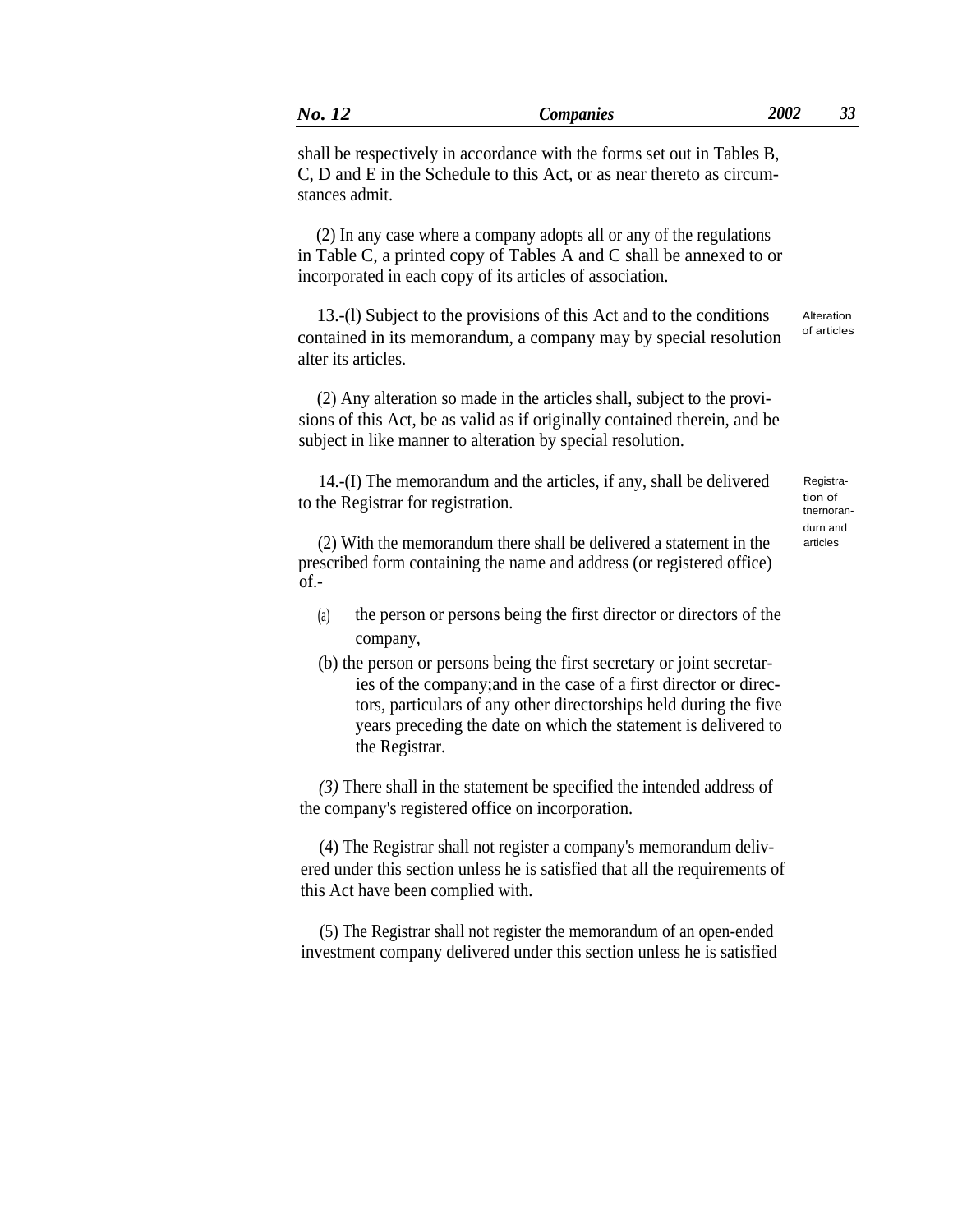shall be respectively in accordance with the forms set out in Tables B, C, D and E in the Schedule to this Act, or as near thereto as circumstances admit.

(2) In any case where a company adopts all or any of the regulations in Table C, a printed copy of Tables A and C shall be annexed to or incorporated in each copy of its articles of association.

Alteration of articles

13.-(l) Subject to the provisions of this Act and to the conditions contained in its memorandum, a company may by special resolution alter its articles.

(2) Any alteration so made in the articles shall, subject to the provisions of this Act, be as valid as if originally contained therein, and be subject in like manner to alteration by special resolution.

Registration of tnernorandurn and articles

14.-(I) The memorandum and the articles, if any, shall be delivered to the Registrar for registration.

(2) With the memorandum there shall be delivered a statement in the prescribed form containing the name and address (or registered office) of.-

(a) the person or persons being the first director or directors of the company,

(b) the person or persons being the first secretary or joint secretaries of the company;and in the case of a first director or directors, particulars of any other directorships held during the five years preceding the date on which the statement is delivered to the Registrar.

*(3)* There shall in the statement be specified the intended address of the company's registered office on incorporation.

(4) The Registrar shall not register a company's memorandum delivered under this section unless he is satisfied that all the requirements of this Act have been complied with.

(5) The Registrar shall not register the memorandum of an open-ended investment company delivered under this section unless he is satisfied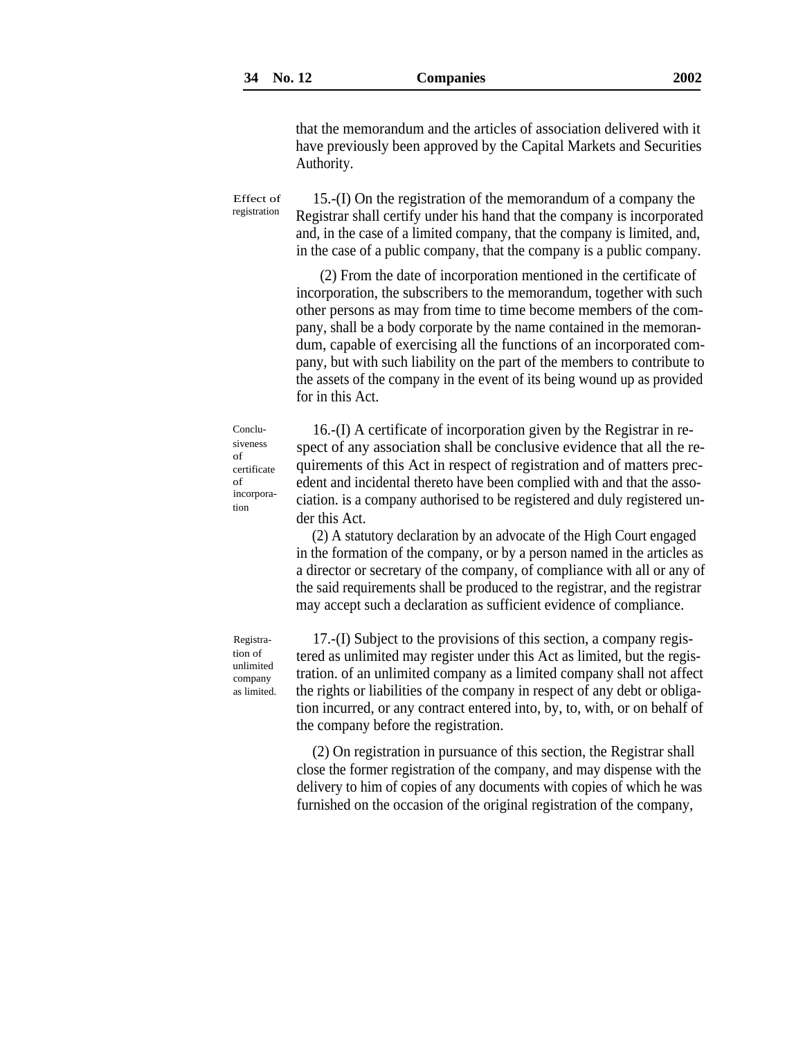that the memorandum and the articles of association delivered with it have previously been approved by the Capital Markets and Securities Authority.

Effect of registration

15.-(I) On the registration of the memorandum of a company the Registrar shall certify under his hand that the company is incorporated and, in the case of a limited company, that the company is limited, and, in the case of a public company, that the company is a public company.

(2) From the date of incorporation mentioned in the certificate of incorporation, the subscribers to the memorandum, together with such other persons as may from time to time become members of the company, shall be a body corporate by the name contained in the memorandum, capable of exercising all the functions of an incorporated company, but with such liability on the part of the members to contribute to the assets of the company in the event of its being wound up as provided for in this Act.

Conclusiveness of certificate of incorporation

16.-(I) A certificate of incorporation given by the Registrar in respect of any association shall be conclusive evidence that all the requirements of this Act in respect of registration and of matters precedent and incidental thereto have been complied with and that the association. is a company authorised to be registered and duly registered under this Act.

(2) A statutory declaration by an advocate of the High Court engaged in the formation of the company, or by a person named in the articles as a director or secretary of the company, of compliance with all or any of the said requirements shall be produced to the registrar, and the registrar may accept such a declaration as sufficient evidence of compliance.

Registration of unlimited company as limited.

17.-(I) Subject to the provisions of this section, a company registered as unlimited may register under this Act as limited, but the registration. of an unlimited company as a limited company shall not affect the rights or liabilities of the company in respect of any debt or obligation incurred, or any contract entered into, by, to, with, or on behalf of the company before the registration.

(2) On registration in pursuance of this section, the Registrar shall close the former registration of the company, and may dispense with the delivery to him of copies of any documents with copies of which he was furnished on the occasion of the original registration of the company,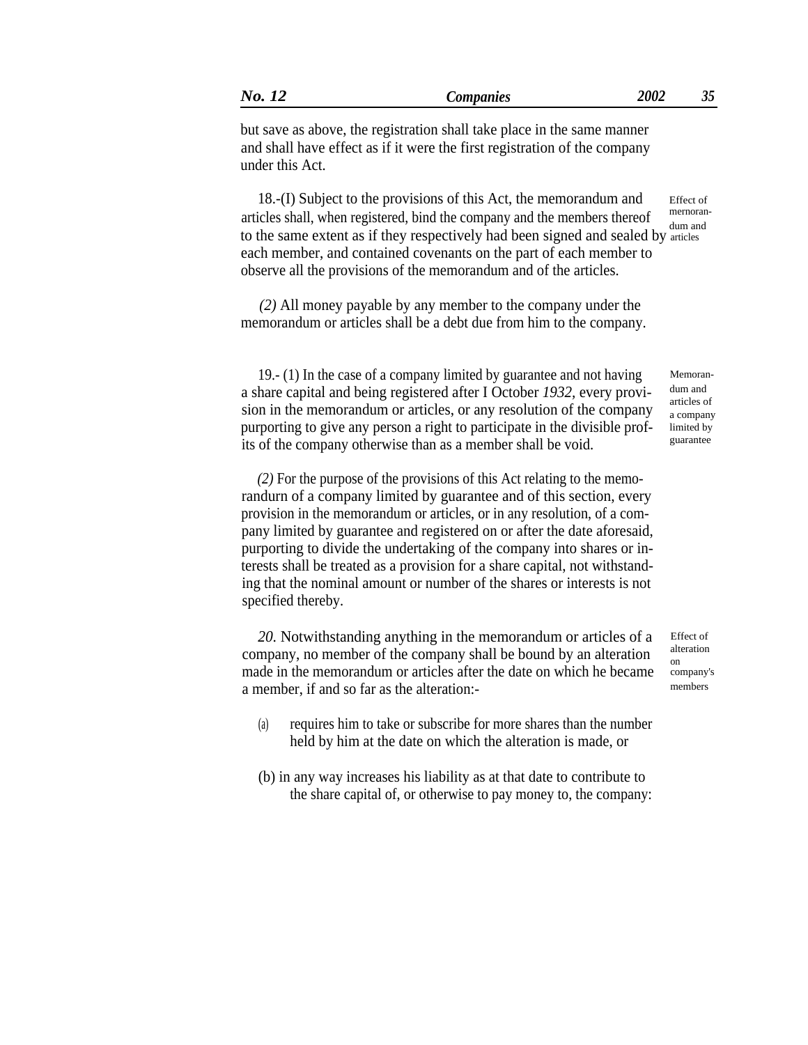but save as above, the registration shall take place in the same manner and shall have effect as if it were the first registration of the company under this Act.

Effect of mernorandum and articles

18.-(I) Subject to the provisions of this Act, the memorandum and articles shall, when registered, bind the company and the members thereof to the same extent as if they respectively had been signed and sealed by each member, and contained covenants on the part of each member to observe all the provisions of the memorandum and of the articles.

*(2)* All money payable by any member to the company under the memorandum or articles shall be a debt due from him to the company.

Memorandum and articles of a company limited by guarantee

19.- (1) In the case of a company limited by guarantee and not having a share capital and being registered after I October *1932*, every provision in the memorandum or articles, or any resolution of the company purporting to give any person a right to participate in the divisible profits of the company otherwise than as a member shall be void.

*(2)* For the purpose of the provisions of this Act relating to the memorandurn of a company limited by guarantee and of this section, every provision in the memorandum or articles, or in any resolution, of a company limited by guarantee and registered on or after the date aforesaid, purporting to divide the undertaking of the company into shares or interests shall be treated as a provision for a share capital, not withstanding that the nominal amount or number of the shares or interests is not specified thereby.

Effect of alteration on company's members

*20.* Notwithstanding anything in the memorandum or articles of a company, no member of the company shall be bound by an alteration made in the memorandum or articles after the date on which he became a member, if and so far as the alteration:-

(a) requires him to take or subscribe for more shares than the number held by him at the date on which the alteration is made, or

(b) in any way increases his liability as at that date to contribute to the share capital of, or otherwise to pay money to, the company: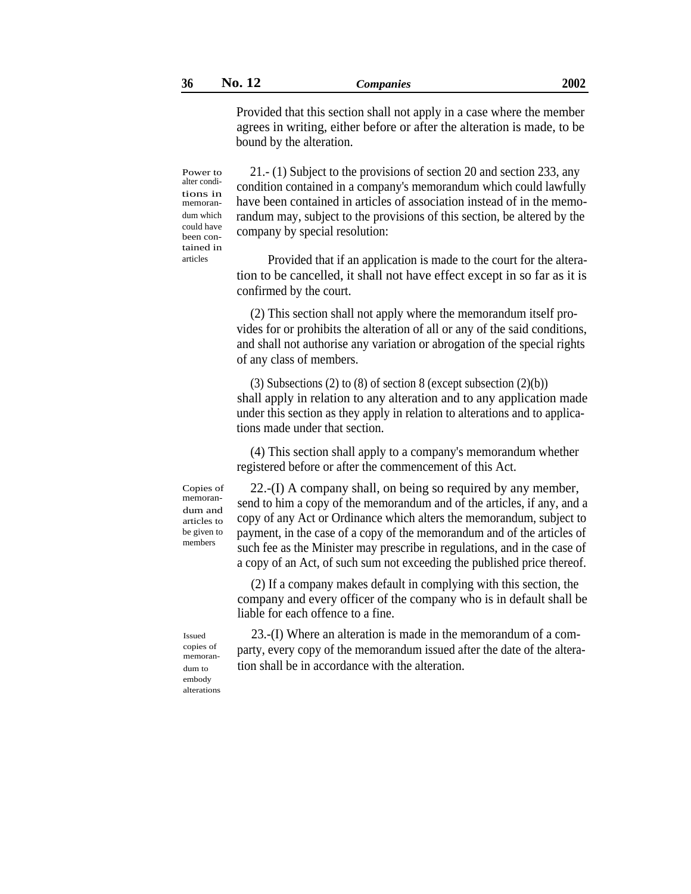Provided that this section shall not apply in a case where the member agrees in writing, either before or after the alteration is made, to be bound by the alteration.

Power to alter conditions in memorandum which could have been contained in articles

21.- (1) Subject to the provisions of section 20 and section 233, any condition contained in a company's memorandum which could lawfully have been contained in articles of association instead of in the memorandum may, subject to the provisions of this section, be altered by the company by special resolution:

Provided that if an application is made to the court for the alteration to be cancelled, it shall not have effect except in so far as it is confirmed by the court.

(2) This section shall not apply where the memorandum itself provides for or prohibits the alteration of all or any of the said conditions, and shall not authorise any variation or abrogation of the special rights of any class of members.

(3) Subsections (2) to (8) of section 8 (except subsection (2)(b)) shall apply in relation to any alteration and to any application made under this section as they apply in relation to alterations and to applications made under that section.

(4) This section shall apply to a company's memorandum whether registered before or after the commencement of this Act.

Copies of memorandum and articles to be given to members

22.-(I) A company shall, on being so required by any member, send to him a copy of the memorandum and of the articles, if any, and a copy of any Act or Ordinance which alters the memorandum, subject to payment, in the case of a copy of the memorandum and of the articles of such fee as the Minister may prescribe in regulations, and in the case of a copy of an Act, of such sum not exceeding the published price thereof.

(2) If a company makes default in complying with this section, the company and every officer of the company who is in default shall be liable for each offence to a fine.

Issued copies of memorandum to embody alterations

23.-(I) Where an alteration is made in the memorandum of a comparty, every copy of the memorandum issued after the date of the alteration shall be in accordance with the alteration.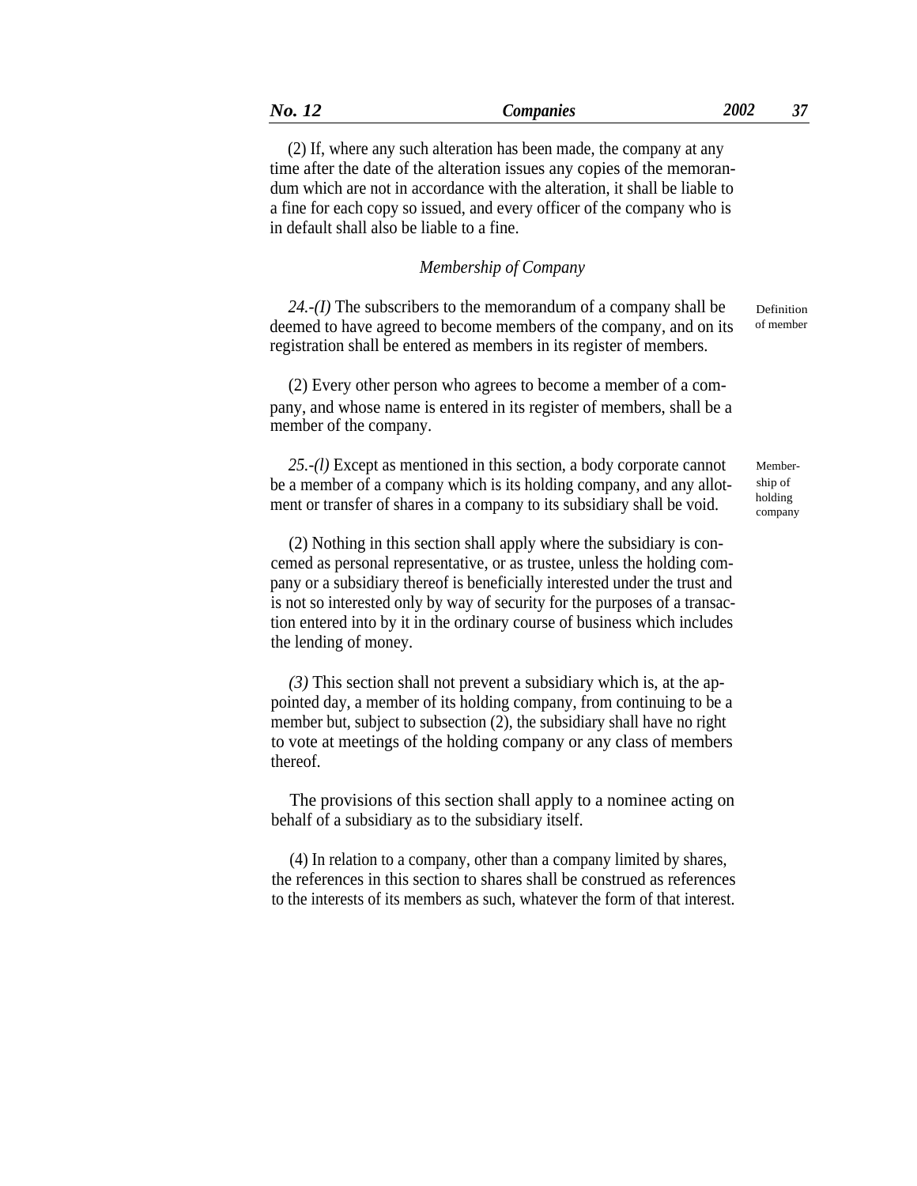(2) If, where any such alteration has been made, the company at any time after the date of the alteration issues any copies of the memorandum which are not in accordance with the alteration, it shall be liable to a fine for each copy so issued, and every officer of the company who is in default shall also be liable to a fine.

### *Membership of Company*

Definition of member

*24.-(I)* The subscribers to the memorandum of a company shall be deemed to have agreed to become members of the company, and on its registration shall be entered as members in its register of members.

(2) Every other person who agrees to become a member of a company, and whose name is entered in its register of members, shall be a member of the company.

Membership of holding company

*25.-(l)* Except as mentioned in this section, a body corporate cannot be a member of a company which is its holding company, and any allotment or transfer of shares in a company to its subsidiary shall be void.

(2) Nothing in this section shall apply where the subsidiary is concemed as personal representative, or as trustee, unless the holding company or a subsidiary thereof is beneficially interested under the trust and is not so interested only by way of security for the purposes of a transaction entered into by it in the ordinary course of business which includes the lending of money.

*(3)* This section shall not prevent a subsidiary which is, at the appointed day, a member of its holding company, from continuing to be a member but, subject to subsection (2), the subsidiary shall have no right to vote at meetings of the holding company or any class of members thereof.

The provisions of this section shall apply to a nominee acting on behalf of a subsidiary as to the subsidiary itself.

(4) In relation to a company, other than a company limited by shares, the references in this section to shares shall be construed as references to the interests of its members as such, whatever the form of that interest.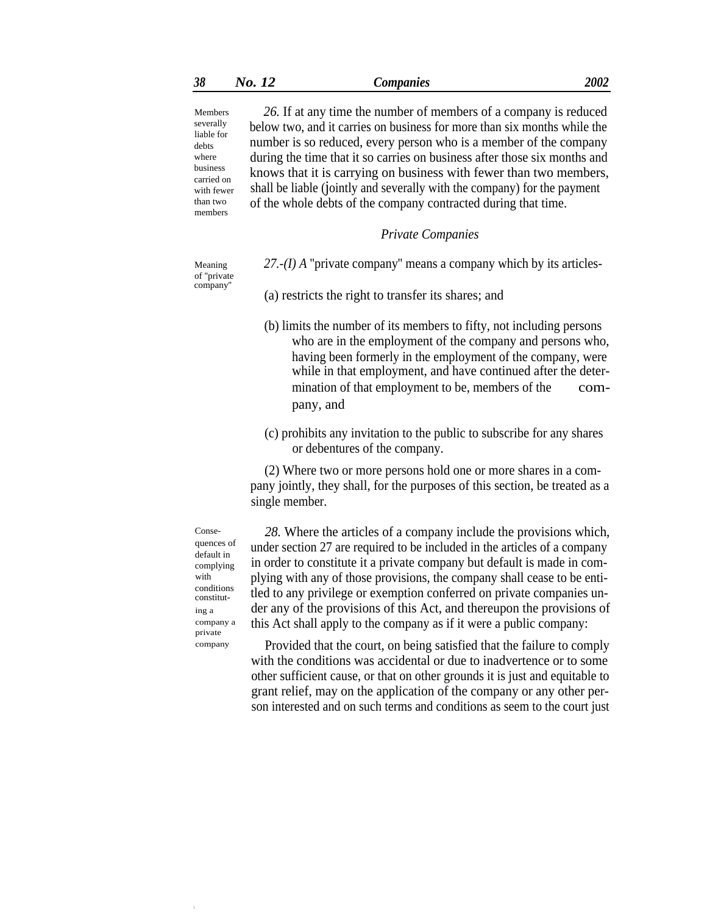Members severally liable for debts where business carried on with fewer than two members

*26.* If at any time the number of members of a company is reduced below two, and it carries on business for more than six months while the number is so reduced, every person who is a member of the company during the time that it so carries on business after those six months and knows that it is carrying on business with fewer than two members, shall be liable (jointly and severally with the company) for the payment of the whole debts of the company contracted during that time.

*Private Companies*

Meaning of "private company"

*27.-(I) A* "private company" means a company which by its articles-

(a) restricts the right to transfer its shares; and

(b) limits the number of its members to fifty, not including persons who are in the employment of the company and persons who, having been formerly in the employment of the company, were while in that employment, and have continued after the determination of that employment to be, members of the company, and

(c) prohibits any invitation to the public to subscribe for any shares or debentures of the company.

(2) Where two or more persons hold one or more shares in a company jointly, they shall, for the purposes of this section, be treated as a single member.

Consequences of default in complying with conditions constituting a company a private company

*28.* Where the articles of a company include the provisions which, under section 27 are required to be included in the articles of a company in order to constitute it a private company but default is made in complying with any of those provisions, the company shall cease to be entitled to any privilege or exemption conferred on private companies under any of the provisions of this Act, and thereupon the provisions of this Act shall apply to the company as if it were a public company:

Provided that the court, on being satisfied that the failure to comply with the conditions was accidental or due to inadvertence or to some other sufficient cause, or that on other grounds it is just and equitable to grant relief, may on the application of the company or any other person interested and on such terms and conditions as seem to the court just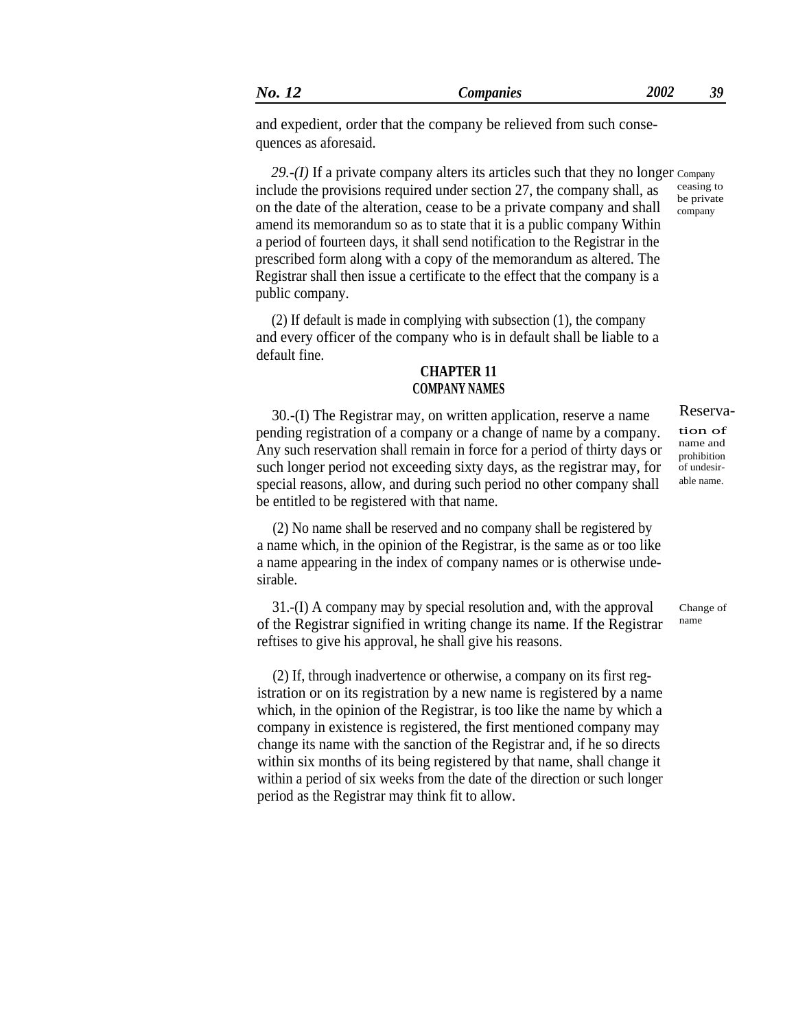and expedient, order that the company be relieved from such consequences as aforesaid.

Company ceasing to be private company

*29.-(I)* If a private company alters its articles such that they no longer include the provisions required under section 27, the company shall, as on the date of the alteration, cease to be a private company and shall amend its memorandum so as to state that it is a public company Within a period of fourteen days, it shall send notification to the Registrar in the prescribed form along with a copy of the memorandum as altered. The Registrar shall then issue a certificate to the effect that the company is a public company.

(2) If default is made in complying with subsection (1), the company and every officer of the company who is in default shall be liable to a default fine.

## CHAPTER 11
## COMPANY NAMES

Reservation of name and prohibition of undesirable name.

30.-(I) The Registrar may, on written application, reserve a name pending registration of a company or a change of name by a company. Any such reservation shall remain in force for a period of thirty days or such longer period not exceeding sixty days, as the registrar may, for special reasons, allow, and during such period no other company shall be entitled to be registered with that name.

(2) No name shall be reserved and no company shall be registered by a name which, in the opinion of the Registrar, is the same as or too like a name appearing in the index of company names or is otherwise undesirable.

Change of name

31.-(I) A company may by special resolution and, with the approval of the Registrar signified in writing change its name. If the Registrar reftises to give his approval, he shall give his reasons.

(2) If, through inadvertence or otherwise, a company on its first registration or on its registration by a new name is registered by a name which, in the opinion of the Registrar, is too like the name by which a company in existence is registered, the first mentioned company may change its name with the sanction of the Registrar and, if he so directs within six months of its being registered by that name, shall change it within a period of six weeks from the date of the direction or such longer period as the Registrar may think fit to allow.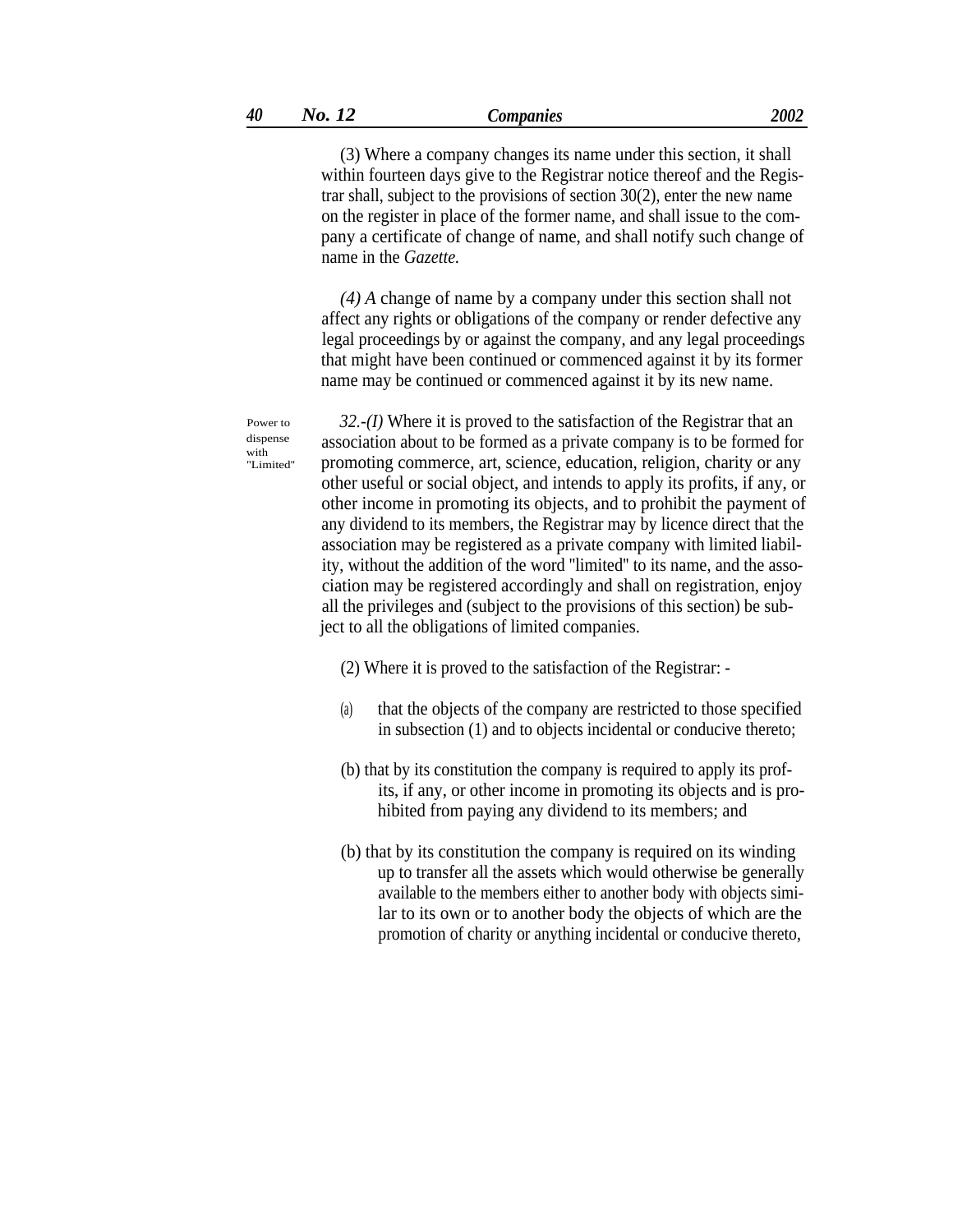(3) Where a company changes its name under this section, it shall within fourteen days give to the Registrar notice thereof and the Registrar shall, subject to the provisions of section 30(2), enter the new name on the register in place of the former name, and shall issue to the company a certificate of change of name, and shall notify such change of name in the *Gazette.*

*(4) A* change of name by a company under this section shall not affect any rights or obligations of the company or render defective any legal proceedings by or against the company, and any legal proceedings that might have been continued or commenced against it by its former name may be continued or commenced against it by its new name.

Power to dispense with "Limited"

*32.-(I)* Where it is proved to the satisfaction of the Registrar that an association about to be formed as a private company is to be formed for promoting commerce, art, science, education, religion, charity or any other useful or social object, and intends to apply its profits, if any, or other income in promoting its objects, and to prohibit the payment of any dividend to its members, the Registrar may by licence direct that the association may be registered as a private company with limited liability, without the addition of the word "limited" to its name, and the association may be registered accordingly and shall on registration, enjoy all the privileges and (subject to the provisions of this section) be subject to all the obligations of limited companies.

(2) Where it is proved to the satisfaction of the Registrar: -

(a) that the objects of the company are restricted to those specified in subsection (1) and to objects incidental or conducive thereto;

(b) that by its constitution the company is required to apply its profits, if any, or other income in promoting its objects and is prohibited from paying any dividend to its members; and

(b) that by its constitution the company is required on its winding up to transfer all the assets which would otherwise be generally available to the members either to another body with objects similar to its own or to another body the objects of which are the promotion of charity or anything incidental or conducive thereto,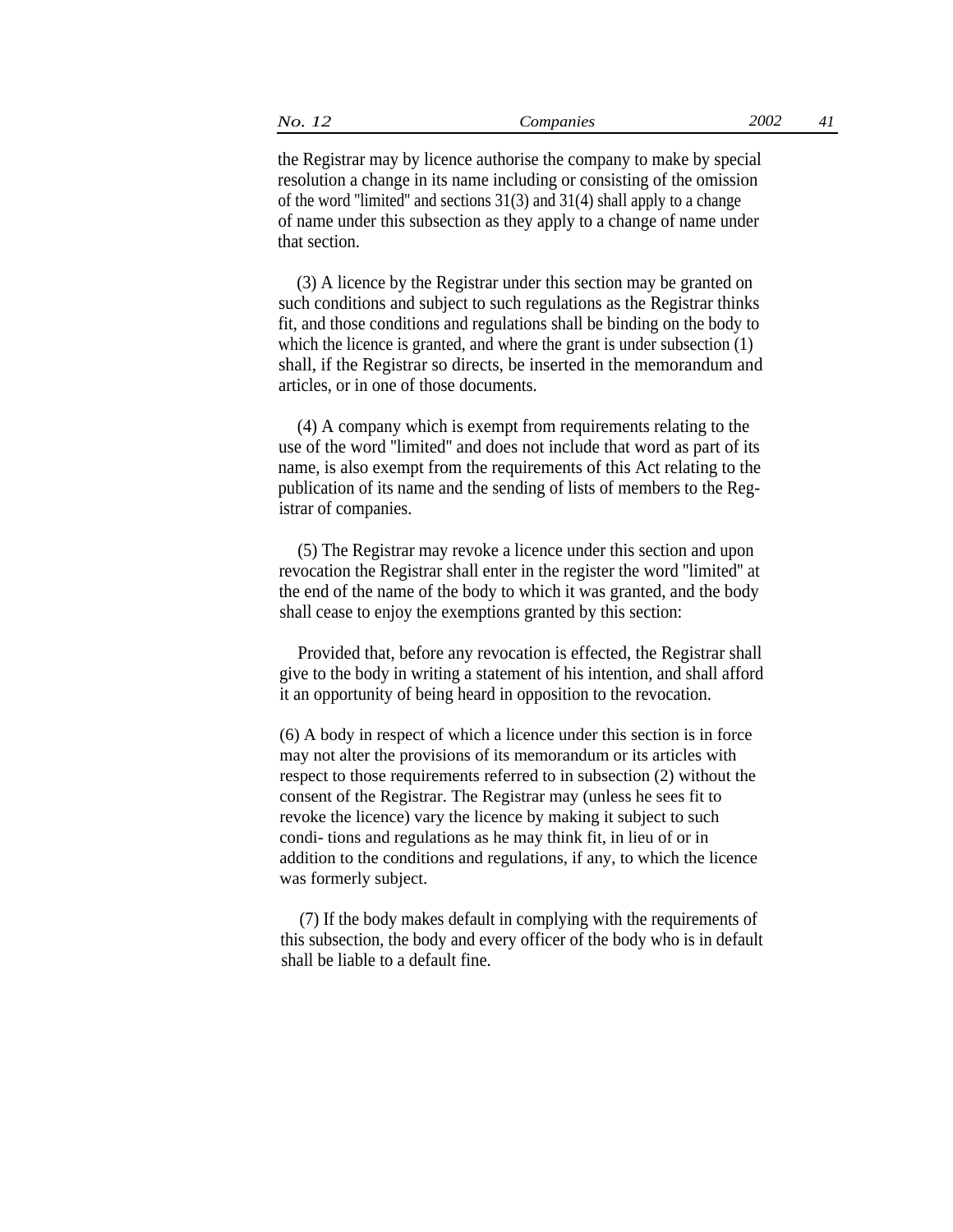the Registrar may by licence authorise the company to make by special resolution a change in its name including or consisting of the omission of the word "limited" and sections 31(3) and 31(4) shall apply to a change of name under this subsection as they apply to a change of name under that section.

(3) A licence by the Registrar under this section may be granted on such conditions and subject to such regulations as the Registrar thinks fit, and those conditions and regulations shall be binding on the body to which the licence is granted, and where the grant is under subsection (1) shall, if the Registrar so directs, be inserted in the memorandum and articles, or in one of those documents.

(4) A company which is exempt from requirements relating to the use of the word "limited" and does not include that word as part of its name, is also exempt from the requirements of this Act relating to the publication of its name and the sending of lists of members to the Registrar of companies.

(5) The Registrar may revoke a licence under this section and upon revocation the Registrar shall enter in the register the word "limited" at the end of the name of the body to which it was granted, and the body shall cease to enjoy the exemptions granted by this section:

Provided that, before any revocation is effected, the Registrar shall give to the body in writing a statement of his intention, and shall afford it an opportunity of being heard in opposition to the revocation.

(6) A body in respect of which a licence under this section is in force may not alter the provisions of its memorandum or its articles with respect to those requirements referred to in subsection (2) without the consent of the Registrar. The Registrar may (unless he sees fit to revoke the licence) vary the licence by making it subject to such condi- tions and regulations as he may think fit, in lieu of or in addition to the conditions and regulations, if any, to which the licence was formerly subject.

(7) If the body makes default in complying with the requirements of this subsection, the body and every officer of the body who is in default shall be liable to a default fine.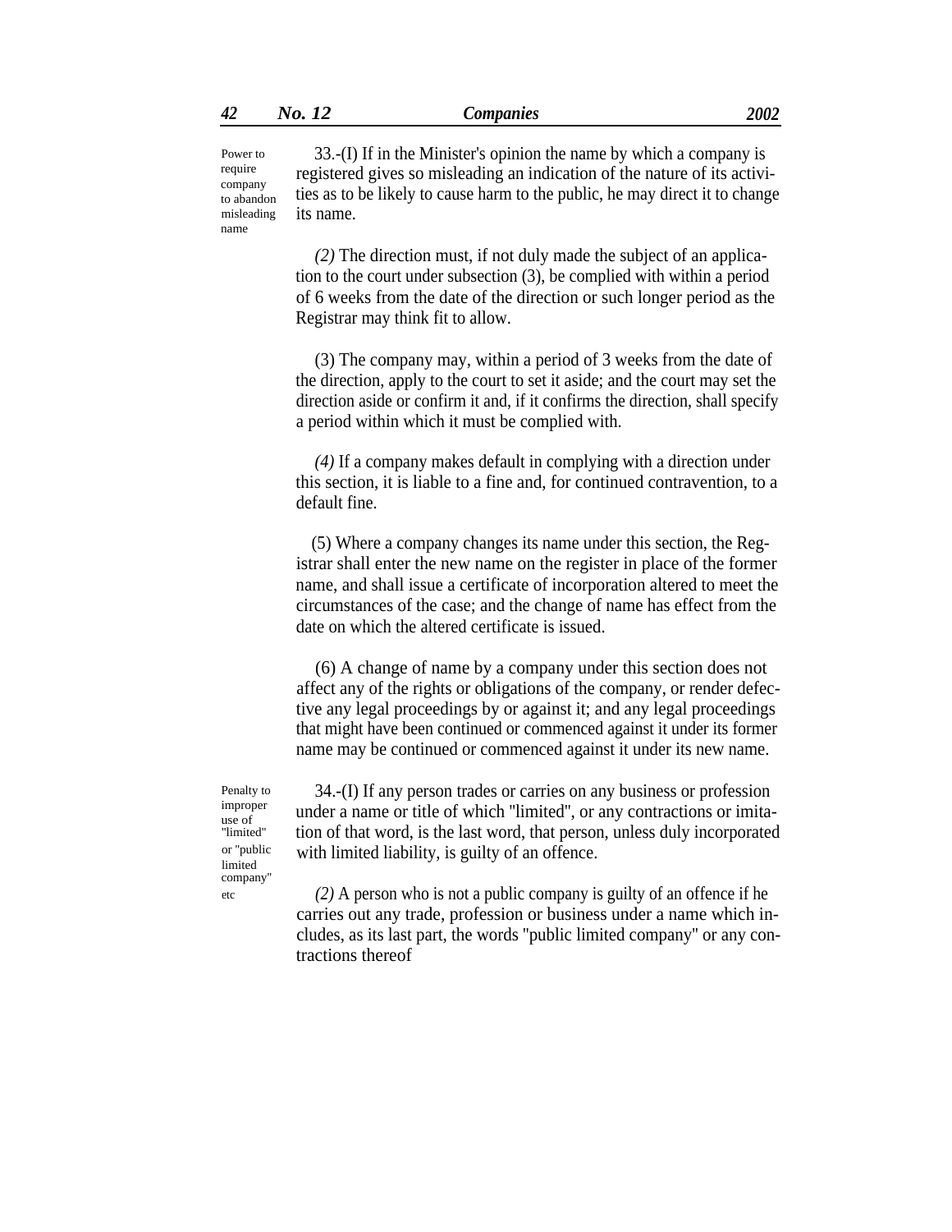**Power to require company to abandon misleading name**

33.-(I) If in the Minister's opinion the name by which a company is registered gives so misleading an indication of the nature of its activities as to be likely to cause harm to the public, he may direct it to change its name.

*(2)* The direction must, if not duly made the subject of an application to the court under subsection (3), be complied with within a period of 6 weeks from the date of the direction or such longer period as the Registrar may think fit to allow.

(3) The company may, within a period of 3 weeks from the date of the direction, apply to the court to set it aside; and the court may set the direction aside or confirm it and, if it confirms the direction, shall specify a period within which it must be complied with.

*(4)* If a company makes default in complying with a direction under this section, it is liable to a fine and, for continued contravention, to a default fine.

(5) Where a company changes its name under this section, the Registrar shall enter the new name on the register in place of the former name, and shall issue a certificate of incorporation altered to meet the circumstances of the case; and the change of name has effect from the date on which the altered certificate is issued.

(6) A change of name by a company under this section does not affect any of the rights or obligations of the company, or render defective any legal proceedings by or against it; and any legal proceedings that might have been continued or commenced against it under its former name may be continued or commenced against it under its new name.

**Penalty to improper use of "limited" or "public limited company" etc**

34.-(I) If any person trades or carries on any business or profession under a name or title of which "limited", or any contractions or imitation of that word, is the last word, that person, unless duly incorporated with limited liability, is guilty of an offence.

*(2)* A person who is not a public company is guilty of an offence if he carries out any trade, profession or business under a name which includes, as its last part, the words "public limited company" or any contractions thereof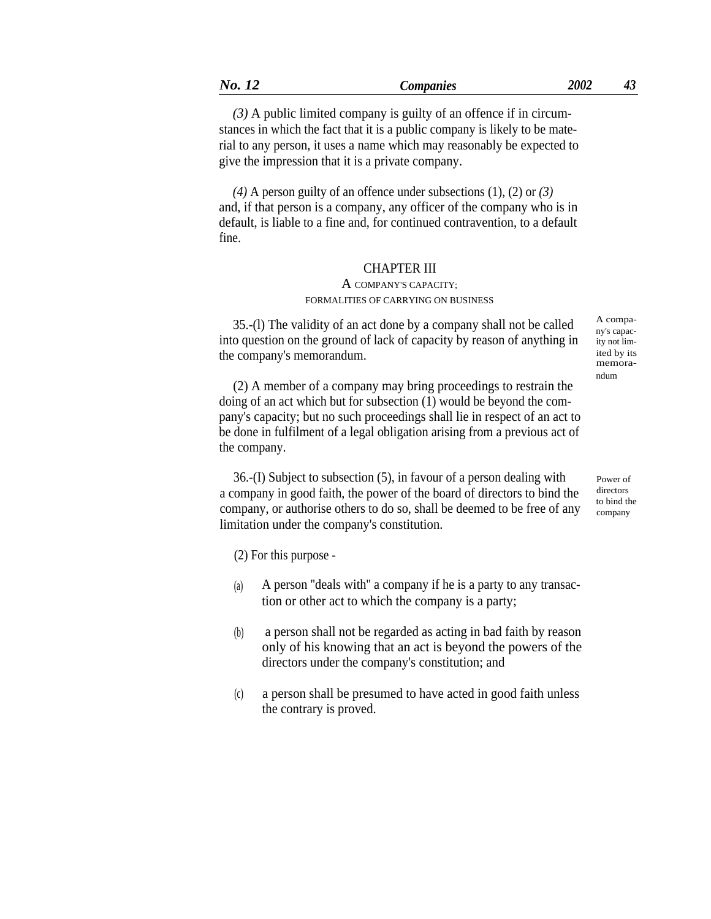*(3)* A public limited company is guilty of an offence if in circumstances in which the fact that it is a public company is likely to be material to any person, it uses a name which may reasonably be expected to give the impression that it is a private company.

*(4)* A person guilty of an offence under subsections (1), (2) or *(3)* and, if that person is a company, any officer of the company who is in default, is liable to a fine and, for continued contravention, to a default fine.

## CHAPTER III

### A COMPANY'S CAPACITY; FORMALITIES OF CARRYING ON BUSINESS

A company's capacity not limited by its memorandum

35.-(l) The validity of an act done by a company shall not be called into question on the ground of lack of capacity by reason of anything in the company's memorandum.

(2) A member of a company may bring proceedings to restrain the doing of an act which but for subsection (1) would be beyond the company's capacity; but no such proceedings shall lie in respect of an act to be done in fulfilment of a legal obligation arising from a previous act of the company.

Power of directors to bind the company

36.-(I) Subject to subsection (5), in favour of a person dealing with a company in good faith, the power of the board of directors to bind the company, or authorise others to do so, shall be deemed to be free of any limitation under the company's constitution.

(2) For this purpose -

(a) A person "deals with" a company if he is a party to any transaction or other act to which the company is a party;

(b) a person shall not be regarded as acting in bad faith by reason only of his knowing that an act is beyond the powers of the directors under the company's constitution; and

(c) a person shall be presumed to have acted in good faith unless the contrary is proved.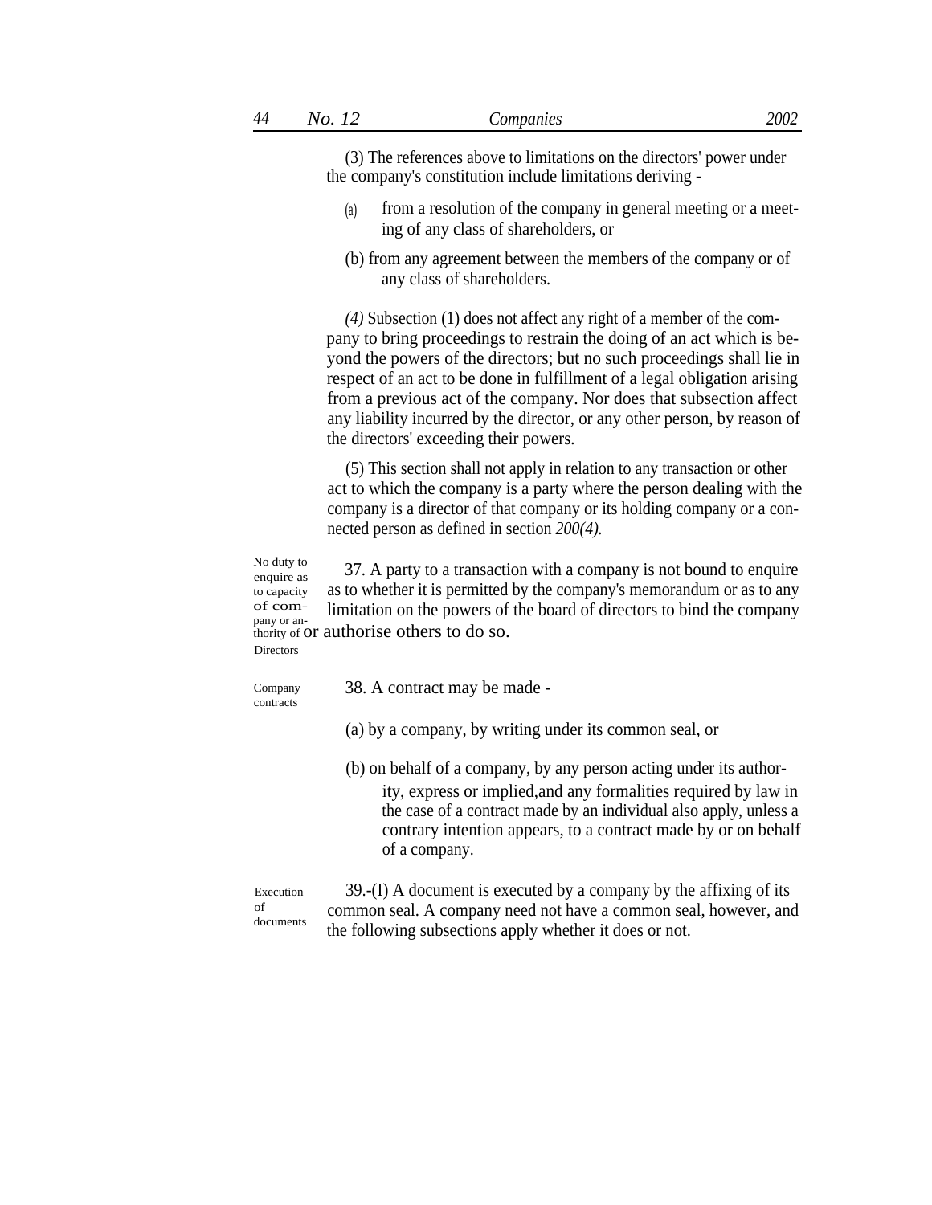(3) The references above to limitations on the directors' power under the company's constitution include limitations deriving -

(a) from a resolution of the company in general meeting or a meeting of any class of shareholders, or

(b) from any agreement between the members of the company or of any class of shareholders.

*(4)* Subsection (1) does not affect any right of a member of the company to bring proceedings to restrain the doing of an act which is beyond the powers of the directors; but no such proceedings shall lie in respect of an act to be done in fulfillment of a legal obligation arising from a previous act of the company. Nor does that subsection affect any liability incurred by the director, or any other person, by reason of the directors' exceeding their powers.

(5) This section shall not apply in relation to any transaction or other act to which the company is a party where the person dealing with the company is a director of that company or its holding company or a connected person as defined in section *200(4).*

No duty to enquire as to capacity of company or anthority of Directors

37. A party to a transaction with a company is not bound to enquire as to whether it is permitted by the company's memorandum or as to any limitation on the powers of the board of directors to bind the company or authorise others to do so.

Company contracts

38. A contract may be made -

(a) by a company, by writing under its common seal, or

(b) on behalf of a company, by any person acting under its authority, express or implied,and any formalities required by law in the case of a contract made by an individual also apply, unless a contrary intention appears, to a contract made by or on behalf of a company.

Execution of documents

39.-(I) A document is executed by a company by the affixing of its common seal. A company need not have a common seal, however, and the following subsections apply whether it does or not.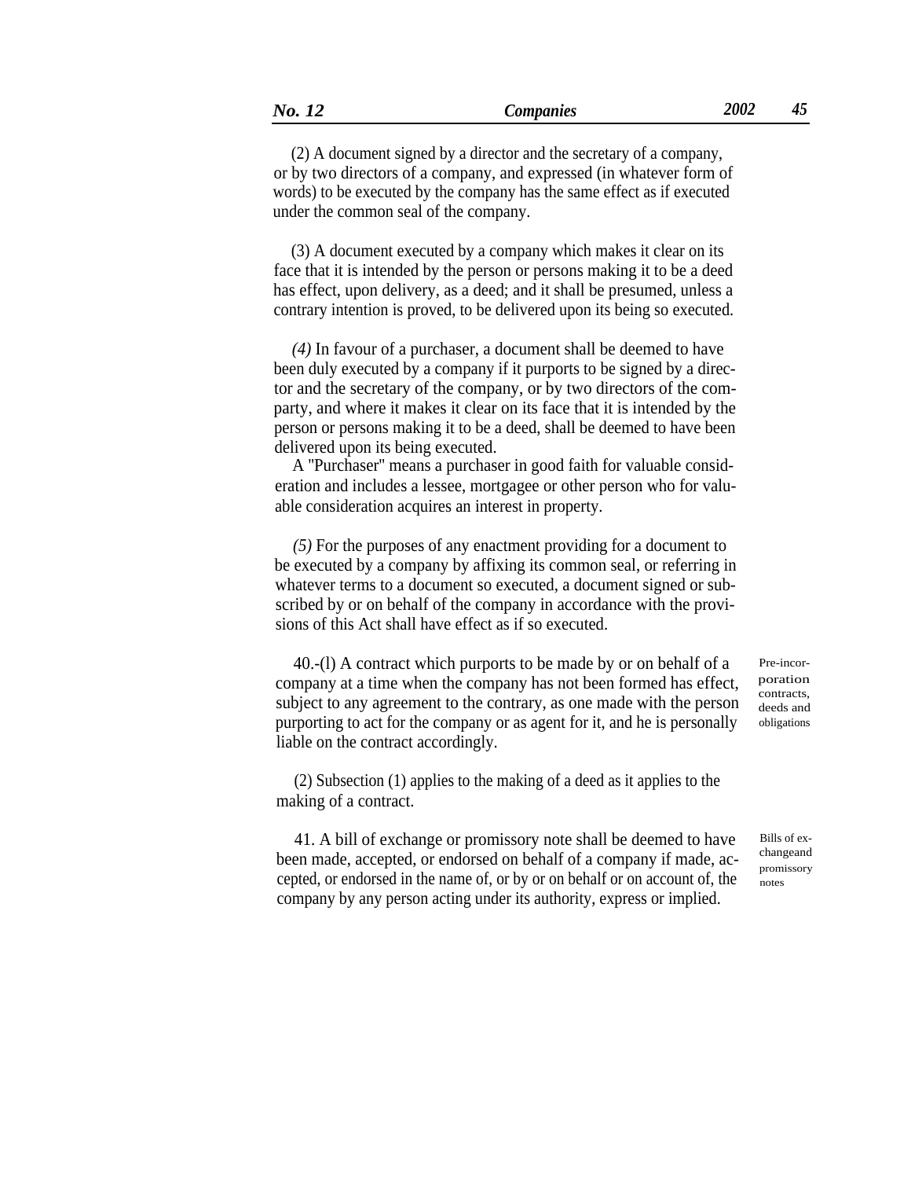(2) A document signed by a director and the secretary of a company, or by two directors of a company, and expressed (in whatever form of words) to be executed by the company has the same effect as if executed under the common seal of the company.

(3) A document executed by a company which makes it clear on its face that it is intended by the person or persons making it to be a deed has effect, upon delivery, as a deed; and it shall be presumed, unless a contrary intention is proved, to be delivered upon its being so executed.

*(4)* In favour of a purchaser, a document shall be deemed to have been duly executed by a company if it purports to be signed by a director and the secretary of the company, or by two directors of the comparty, and where it makes it clear on its face that it is intended by the person or persons making it to be a deed, shall be deemed to have been delivered upon its being executed.

A "Purchaser" means a purchaser in good faith for valuable consideration and includes a lessee, mortgagee or other person who for valuable consideration acquires an interest in property.

*(5)* For the purposes of any enactment providing for a document to be executed by a company by affixing its common seal, or referring in whatever terms to a document so executed, a document signed or subscribed by or on behalf of the company in accordance with the provisions of this Act shall have effect as if so executed.

Pre-incorporation contracts, deeds and obligations

40.-(l) A contract which purports to be made by or on behalf of a company at a time when the company has not been formed has effect, subject to any agreement to the contrary, as one made with the person purporting to act for the company or as agent for it, and he is personally liable on the contract accordingly.

(2) Subsection (1) applies to the making of a deed as it applies to the making of a contract.

Bills of exchangeand promissory notes

41. A bill of exchange or promissory note shall be deemed to have been made, accepted, or endorsed on behalf of a company if made, accepted, or endorsed in the name of, or by or on behalf or on account of, the company by any person acting under its authority, express or implied.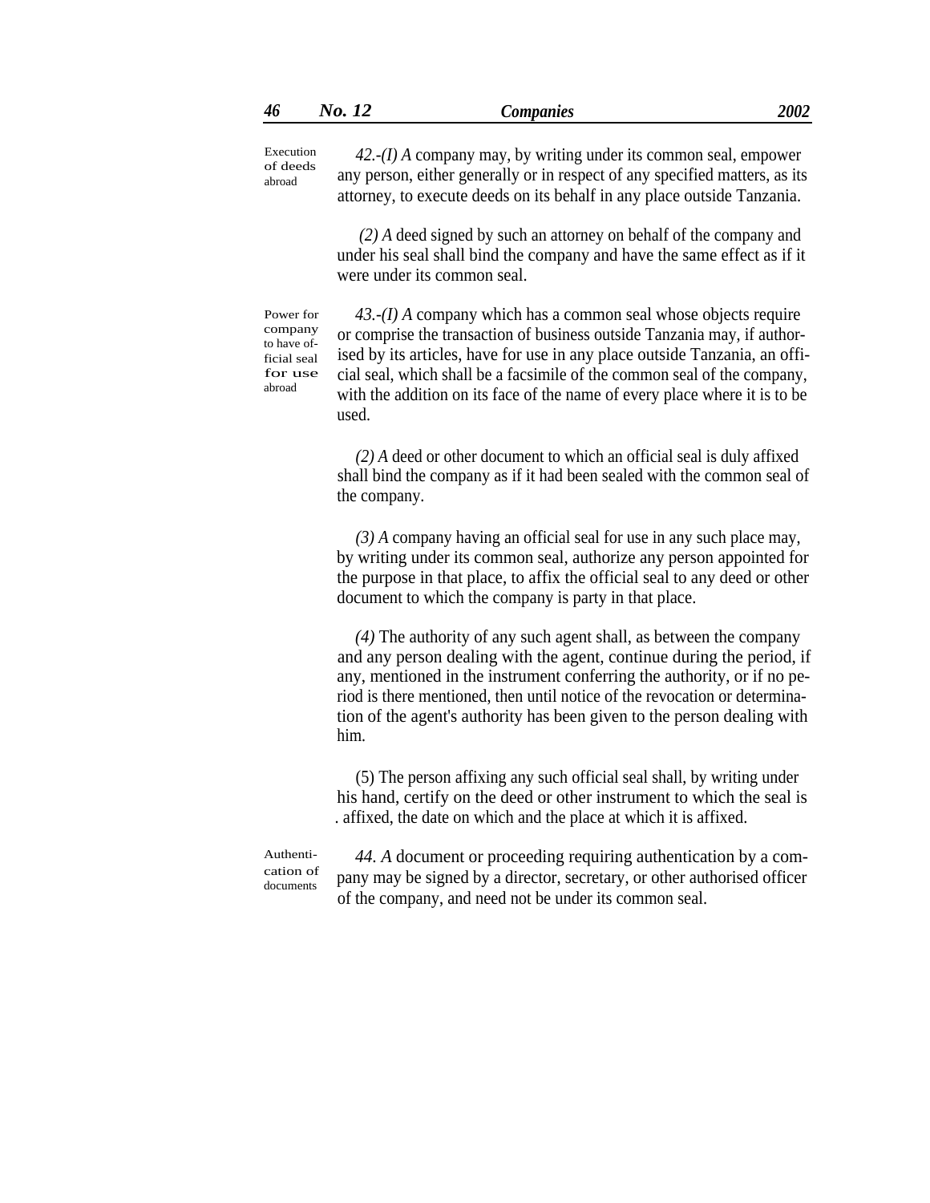Execution of deeds abroad

*42.-(I) A* company may, by writing under its common seal, empower any person, either generally or in respect of any specified matters, as its attorney, to execute deeds on its behalf in any place outside Tanzania.

*(2) A* deed signed by such an attorney on behalf of the company and under his seal shall bind the company and have the same effect as if it were under its common seal.

Power for company to have official seal for use abroad

*43.-(I) A* company which has a common seal whose objects require or comprise the transaction of business outside Tanzania may, if authorised by its articles, have for use in any place outside Tanzania, an official seal, which shall be a facsimile of the common seal of the company, with the addition on its face of the name of every place where it is to be used.

*(2) A* deed or other document to which an official seal is duly affixed shall bind the company as if it had been sealed with the common seal of the company.

*(3) A* company having an official seal for use in any such place may, by writing under its common seal, authorize any person appointed for the purpose in that place, to affix the official seal to any deed or other document to which the company is party in that place.

*(4)* The authority of any such agent shall, as between the company and any person dealing with the agent, continue during the period, if any, mentioned in the instrument conferring the authority, or if no period is there mentioned, then until notice of the revocation or determination of the agent's authority has been given to the person dealing with him.

(5) The person affixing any such official seal shall, by writing under his hand, certify on the deed or other instrument to which the seal is affixed, the date on which and the place at which it is affixed.

Authentication of documents

*44. A* document or proceeding requiring authentication by a company may be signed by a director, secretary, or other authorised officer of the company, and need not be under its common seal.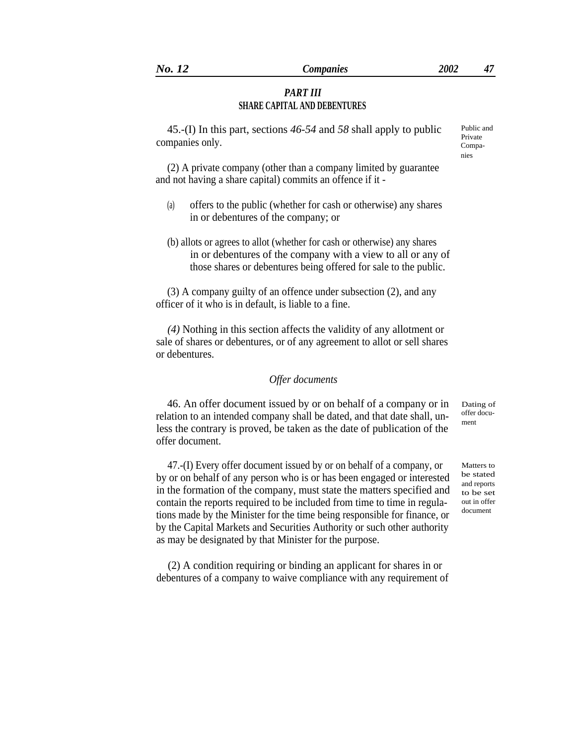## *PART III*
### SHARE CAPITAL AND DEBENTURES

Public and Private Companies

45.-(I) In this part, sections *46-54* and *58* shall apply to public companies only.

(2) A private company (other than a company limited by guarantee and not having a share capital) commits an offence if it -

(a) offers to the public (whether for cash or otherwise) any shares in or debentures of the company; or

(b) allots or agrees to allot (whether for cash or otherwise) any shares in or debentures of the company with a view to all or any of those shares or debentures being offered for sale to the public.

(3) A company guilty of an offence under subsection (2), and any officer of it who is in default, is liable to a fine.

*(4)* Nothing in this section affects the validity of any allotment or sale of shares or debentures, or of any agreement to allot or sell shares or debentures.

*Offer documents*

Dating of offer document

46. An offer document issued by or on behalf of a company or in relation to an intended company shall be dated, and that date shall, unless the contrary is proved, be taken as the date of publication of the offer document.

Matters to be stated and reports to be set out in offer document

47.-(I) Every offer document issued by or on behalf of a company, or by or on behalf of any person who is or has been engaged or interested in the formation of the company, must state the matters specified and contain the reports required to be included from time to time in regulations made by the Minister for the time being responsible for finance, or by the Capital Markets and Securities Authority or such other authority as may be designated by that Minister for the purpose.

(2) A condition requiring or binding an applicant for shares in or debentures of a company to waive compliance with any requirement of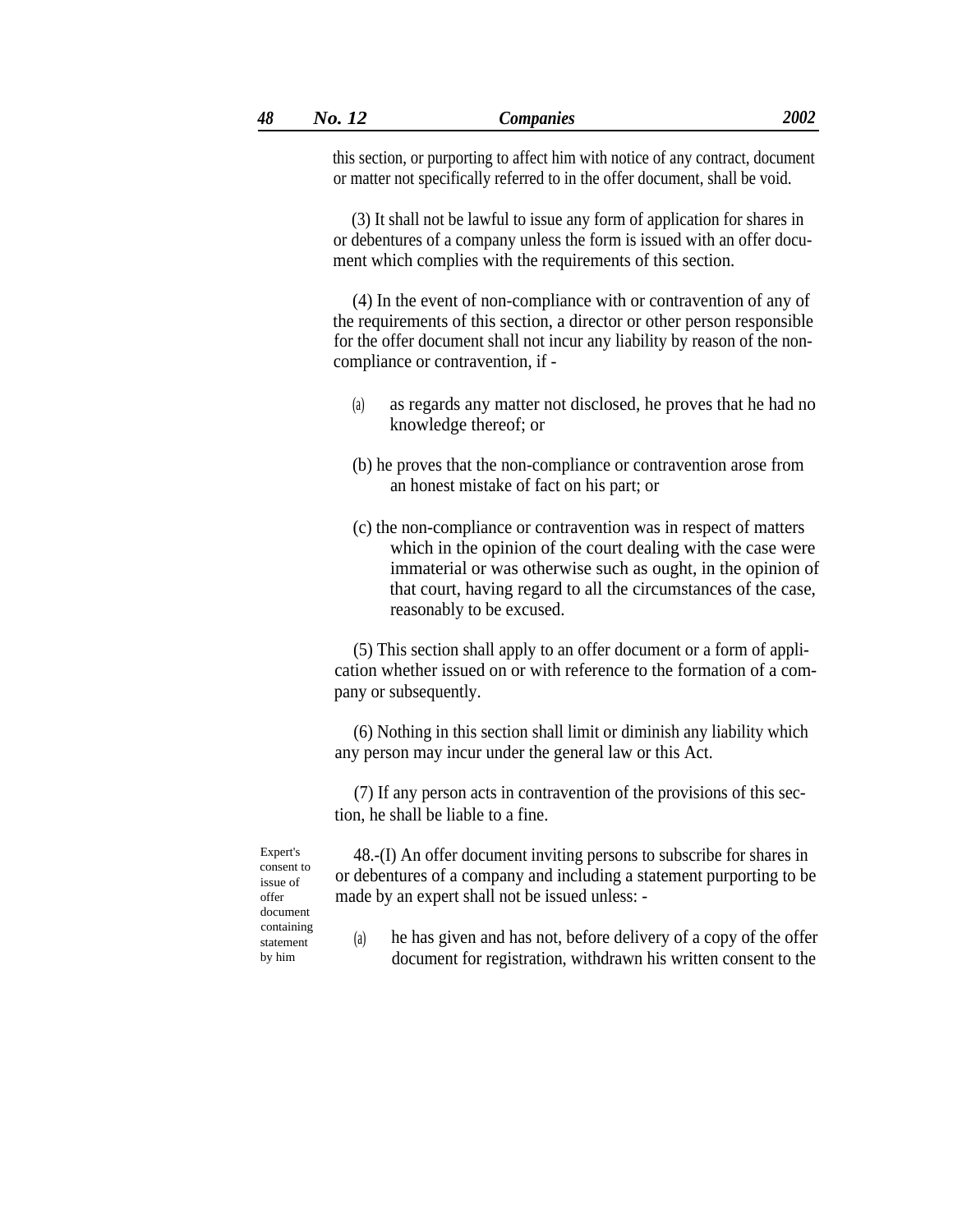this section, or purporting to affect him with notice of any contract, document or matter not specifically referred to in the offer document, shall be void.

(3) It shall not be lawful to issue any form of application for shares in or debentures of a company unless the form is issued with an offer document which complies with the requirements of this section.

(4) In the event of non-compliance with or contravention of any of the requirements of this section, a director or other person responsible for the offer document shall not incur any liability by reason of the non-compliance or contravention, if -

(a) as regards any matter not disclosed, he proves that he had no knowledge thereof; or

(b) he proves that the non-compliance or contravention arose from an honest mistake of fact on his part; or

(c) the non-compliance or contravention was in respect of matters which in the opinion of the court dealing with the case were immaterial or was otherwise such as ought, in the opinion of that court, having regard to all the circumstances of the case, reasonably to be excused.

(5) This section shall apply to an offer document or a form of application whether issued on or with reference to the formation of a company or subsequently.

(6) Nothing in this section shall limit or diminish any liability which any person may incur under the general law or this Act.

(7) If any person acts in contravention of the provisions of this section, he shall be liable to a fine.

Expert's consent to issue of offer document containing statement by him

48.-(I) An offer document inviting persons to subscribe for shares in or debentures of a company and including a statement purporting to be made by an expert shall not be issued unless: -

(a) he has given and has not, before delivery of a copy of the offer document for registration, withdrawn his written consent to the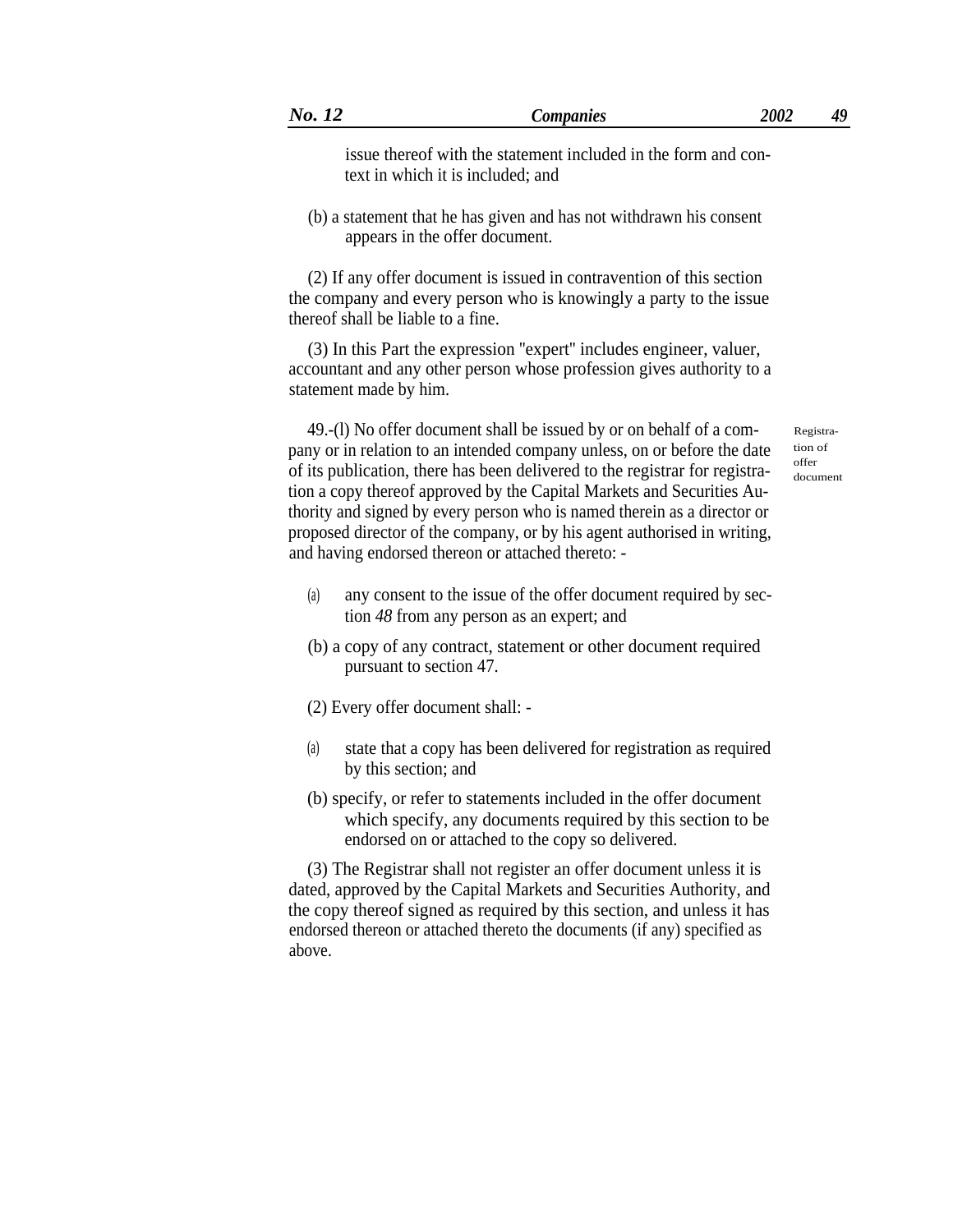issue thereof with the statement included in the form and context in which it is included; and

(b) a statement that he has given and has not withdrawn his consent appears in the offer document.

(2) If any offer document is issued in contravention of this section the company and every person who is knowingly a party to the issue thereof shall be liable to a fine.

(3) In this Part the expression "expert" includes engineer, valuer, accountant and any other person whose profession gives authority to a statement made by him.

Registration of offer document

49.-(l) No offer document shall be issued by or on behalf of a company or in relation to an intended company unless, on or before the date of its publication, there has been delivered to the registrar for registration a copy thereof approved by the Capital Markets and Securities Authority and signed by every person who is named therein as a director or proposed director of the company, or by his agent authorised in writing, and having endorsed thereon or attached thereto: -

(a) any consent to the issue of the offer document required by section *48* from any person as an expert; and

(b) a copy of any contract, statement or other document required pursuant to section 47.

(2) Every offer document shall: -

(a) state that a copy has been delivered for registration as required by this section; and

(b) specify, or refer to statements included in the offer document which specify, any documents required by this section to be endorsed on or attached to the copy so delivered.

(3) The Registrar shall not register an offer document unless it is dated, approved by the Capital Markets and Securities Authority, and the copy thereof signed as required by this section, and unless it has endorsed thereon or attached thereto the documents (if any) specified as above.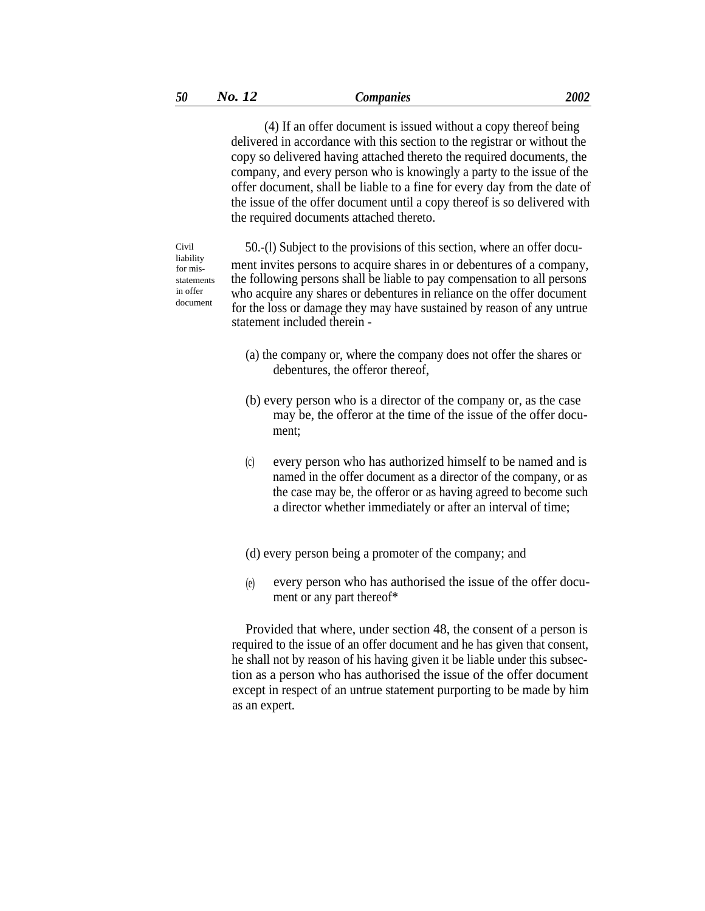(4) If an offer document is issued without a copy thereof being delivered in accordance with this section to the registrar or without the copy so delivered having attached thereto the required documents, the company, and every person who is knowingly a party to the issue of the offer document, shall be liable to a fine for every day from the date of the issue of the offer document until a copy thereof is so delivered with the required documents attached thereto.

Civil liability for misstatements in offer document

50.-(l) Subject to the provisions of this section, where an offer document invites persons to acquire shares in or debentures of a company, the following persons shall be liable to pay compensation to all persons who acquire any shares or debentures in reliance on the offer document for the loss or damage they may have sustained by reason of any untrue statement included therein -

(a) the company or, where the company does not offer the shares or debentures, the offeror thereof,

(b) every person who is a director of the company or, as the case may be, the offeror at the time of the issue of the offer document;

(c) every person who has authorized himself to be named and is named in the offer document as a director of the company, or as the case may be, the offeror or as having agreed to become such a director whether immediately or after an interval of time;

(d) every person being a promoter of the company; and

(e) every person who has authorised the issue of the offer document or any part thereof*

Provided that where, under section 48, the consent of a person is required to the issue of an offer document and he has given that consent, he shall not by reason of his having given it be liable under this subsection as a person who has authorised the issue of the offer document except in respect of an untrue statement purporting to be made by him as an expert.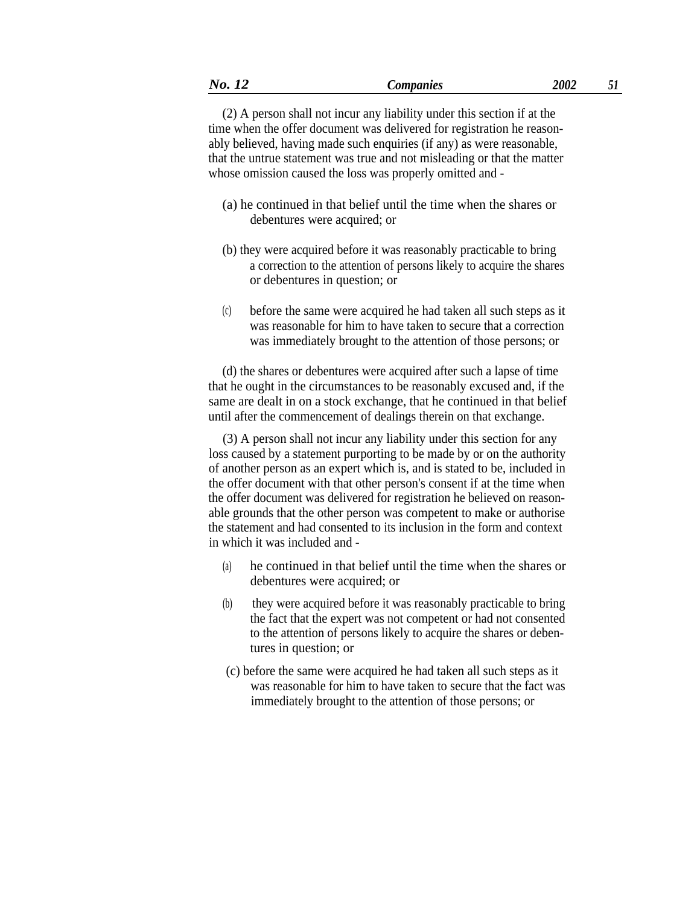(2) A person shall not incur any liability under this section if at the time when the offer document was delivered for registration he reasonably believed, having made such enquiries (if any) as were reasonable, that the untrue statement was true and not misleading or that the matter whose omission caused the loss was properly omitted and -

(a) he continued in that belief until the time when the shares or debentures were acquired; or

(b) they were acquired before it was reasonably practicable to bring a correction to the attention of persons likely to acquire the shares or debentures in question; or

(c) before the same were acquired he had taken all such steps as it was reasonable for him to have taken to secure that a correction was immediately brought to the attention of those persons; or

(d) the shares or debentures were acquired after such a lapse of time that he ought in the circumstances to be reasonably excused and, if the same are dealt in on a stock exchange, that he continued in that belief until after the commencement of dealings therein on that exchange.

(3) A person shall not incur any liability under this section for any loss caused by a statement purporting to be made by or on the authority of another person as an expert which is, and is stated to be, included in the offer document with that other person's consent if at the time when the offer document was delivered for registration he believed on reasonable grounds that the other person was competent to make or authorise the statement and had consented to its inclusion in the form and context in which it was included and -

(a) he continued in that belief until the time when the shares or debentures were acquired; or

(b) they were acquired before it was reasonably practicable to bring the fact that the expert was not competent or had not consented to the attention of persons likely to acquire the shares or debentures in question; or

(c) before the same were acquired he had taken all such steps as it was reasonable for him to have taken to secure that the fact was immediately brought to the attention of those persons; or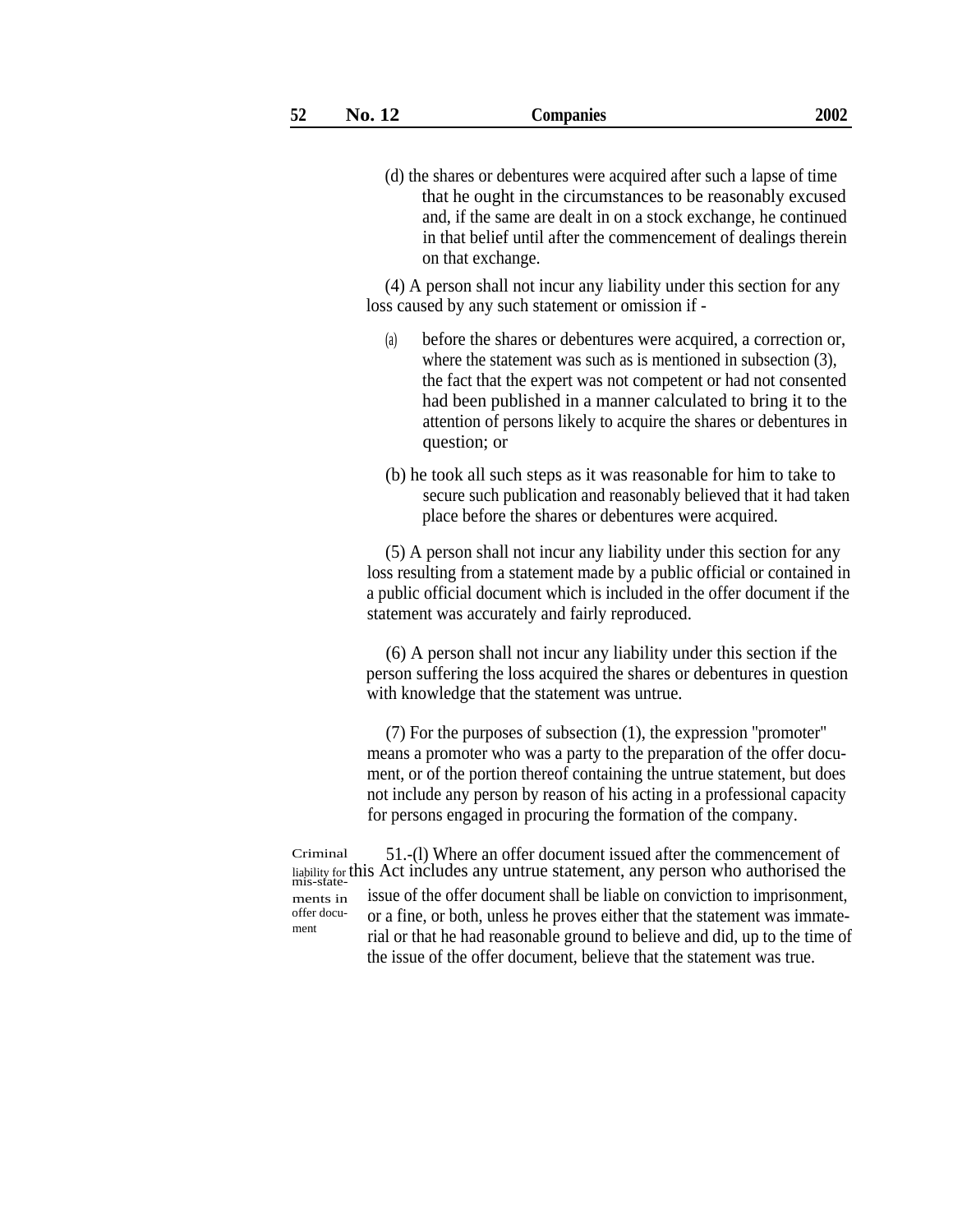(d) the shares or debentures were acquired after such a lapse of time that he ought in the circumstances to be reasonably excused and, if the same are dealt in on a stock exchange, he continued in that belief until after the commencement of dealings therein on that exchange.

(4) A person shall not incur any liability under this section for any loss caused by any such statement or omission if -

(a) before the shares or debentures were acquired, a correction or, where the statement was such as is mentioned in subsection (3), the fact that the expert was not competent or had not consented had been published in a manner calculated to bring it to the attention of persons likely to acquire the shares or debentures in question; or

(b) he took all such steps as it was reasonable for him to take to secure such publication and reasonably believed that it had taken place before the shares or debentures were acquired.

(5) A person shall not incur any liability under this section for any loss resulting from a statement made by a public official or contained in a public official document which is included in the offer document if the statement was accurately and fairly reproduced.

(6) A person shall not incur any liability under this section if the person suffering the loss acquired the shares or debentures in question with knowledge that the statement was untrue.

(7) For the purposes of subsection (1), the expression "promoter" means a promoter who was a party to the preparation of the offer document, or of the portion thereof containing the untrue statement, but does not include any person by reason of his acting in a professional capacity for persons engaged in procuring the formation of the company.

Criminal liability for mis-statements in offer document

51.-(l) Where an offer document issued after the commencement of this Act includes any untrue statement, any person who authorised the issue of the offer document shall be liable on conviction to imprisonment, or a fine, or both, unless he proves either that the statement was immaterial or that he had reasonable ground to believe and did, up to the time of the issue of the offer document, believe that the statement was true.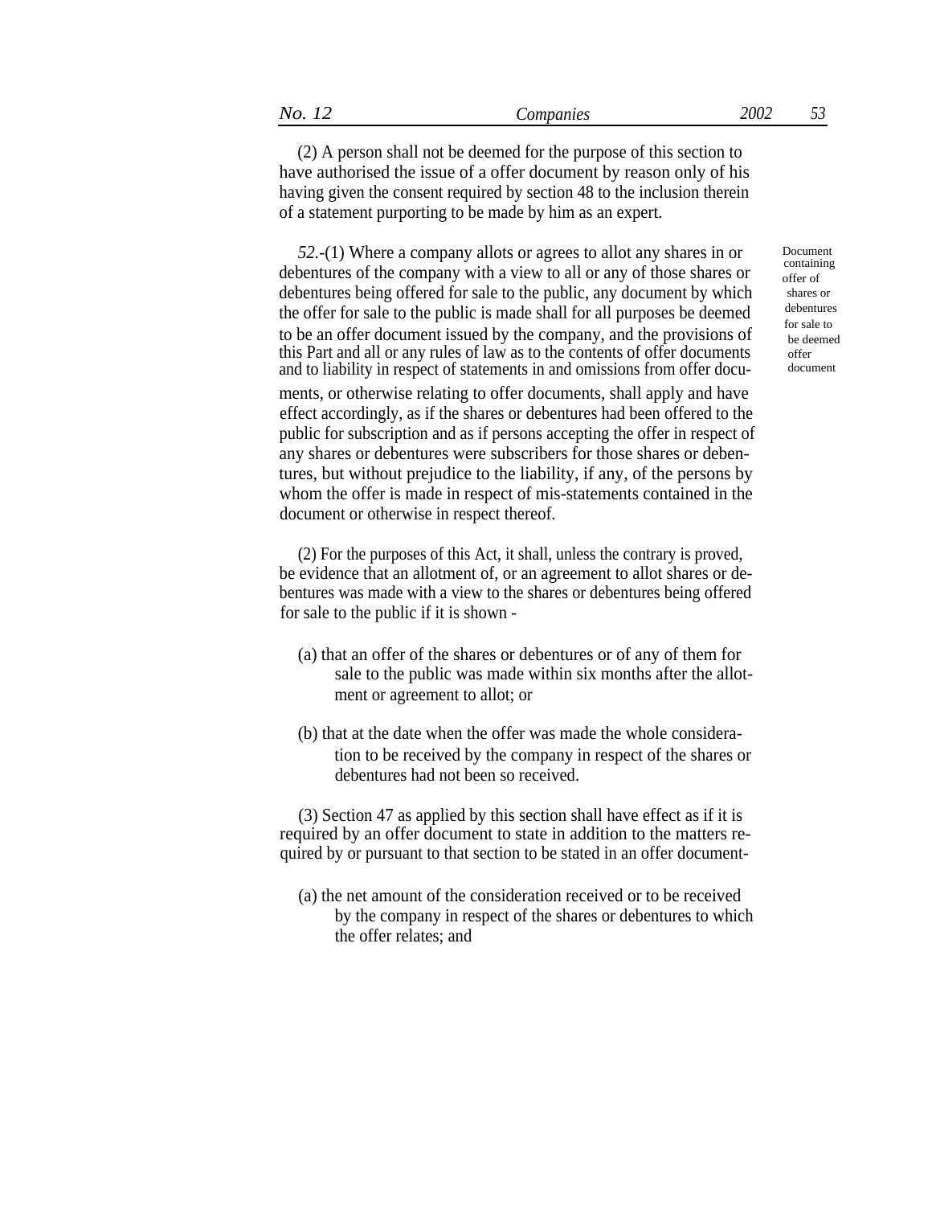(2) A person shall not be deemed for the purpose of this section to have authorised the issue of a offer document by reason only of his having given the consent required by section 48 to the inclusion therein of a statement purporting to be made by him as an expert.

Document containing offer of shares or debentures for sale to be deemed offer document

*52*.-(1) Where a company allots or agrees to allot any shares in or debentures of the company with a view to all or any of those shares or debentures being offered for sale to the public, any document by which the offer for sale to the public is made shall for all purposes be deemed to be an offer document issued by the company, and the provisions of this Part and all or any rules of law as to the contents of offer documents and to liability in respect of statements in and omissions from offer documents, or otherwise relating to offer documents, shall apply and have effect accordingly, as if the shares or debentures had been offered to the public for subscription and as if persons accepting the offer in respect of any shares or debentures were subscribers for those shares or debentures, but without prejudice to the liability, if any, of the persons by whom the offer is made in respect of mis-statements contained in the document or otherwise in respect thereof.

(2) For the purposes of this Act, it shall, unless the contrary is proved, be evidence that an allotment of, or an agreement to allot shares or debentures was made with a view to the shares or debentures being offered for sale to the public if it is shown -

(a) that an offer of the shares or debentures or of any of them for sale to the public was made within six months after the allotment or agreement to allot; or

(b) that at the date when the offer was made the whole consideration to be received by the company in respect of the shares or debentures had not been so received.

(3) Section 47 as applied by this section shall have effect as if it is required by an offer document to state in addition to the matters required by or pursuant to that section to be stated in an offer document-

(a) the net amount of the consideration received or to be received by the company in respect of the shares or debentures to which the offer relates; and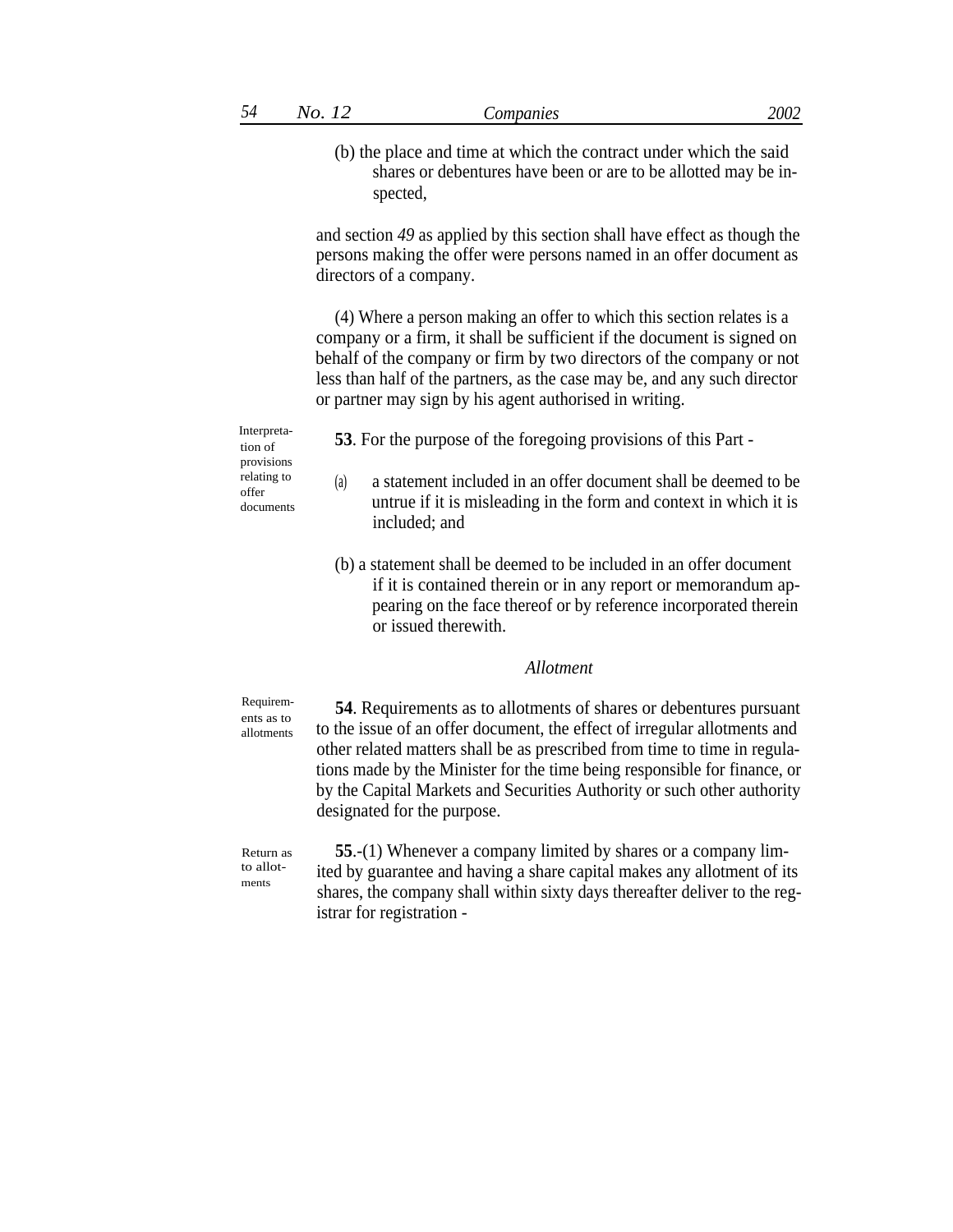(b) the place and time at which the contract under which the said shares or debentures have been or are to be allotted may be inspected,

and section *49* as applied by this section shall have effect as though the persons making the offer were persons named in an offer document as directors of a company.

(4) Where a person making an offer to which this section relates is a company or a firm, it shall be sufficient if the document is signed on behalf of the company or firm by two directors of the company or not less than half of the partners, as the case may be, and any such director or partner may sign by his agent authorised in writing.

Interpretation of provisions relating to offer documents

**53**. For the purpose of the foregoing provisions of this Part -

(a) a statement included in an offer document shall be deemed to be untrue if it is misleading in the form and context in which it is included; and

(b) a statement shall be deemed to be included in an offer document if it is contained therein or in any report or memorandum appearing on the face thereof or by reference incorporated therein or issued therewith.

### *Allotment*

Requirements as to allotments

**54**. Requirements as to allotments of shares or debentures pursuant to the issue of an offer document, the effect of irregular allotments and other related matters shall be as prescribed from time to time in regulations made by the Minister for the time being responsible for finance, or by the Capital Markets and Securities Authority or such other authority designated for the purpose.

Return as to allotments

**55**.-(1) Whenever a company limited by shares or a company limited by guarantee and having a share capital makes any allotment of its shares, the company shall within sixty days thereafter deliver to the registrar for registration -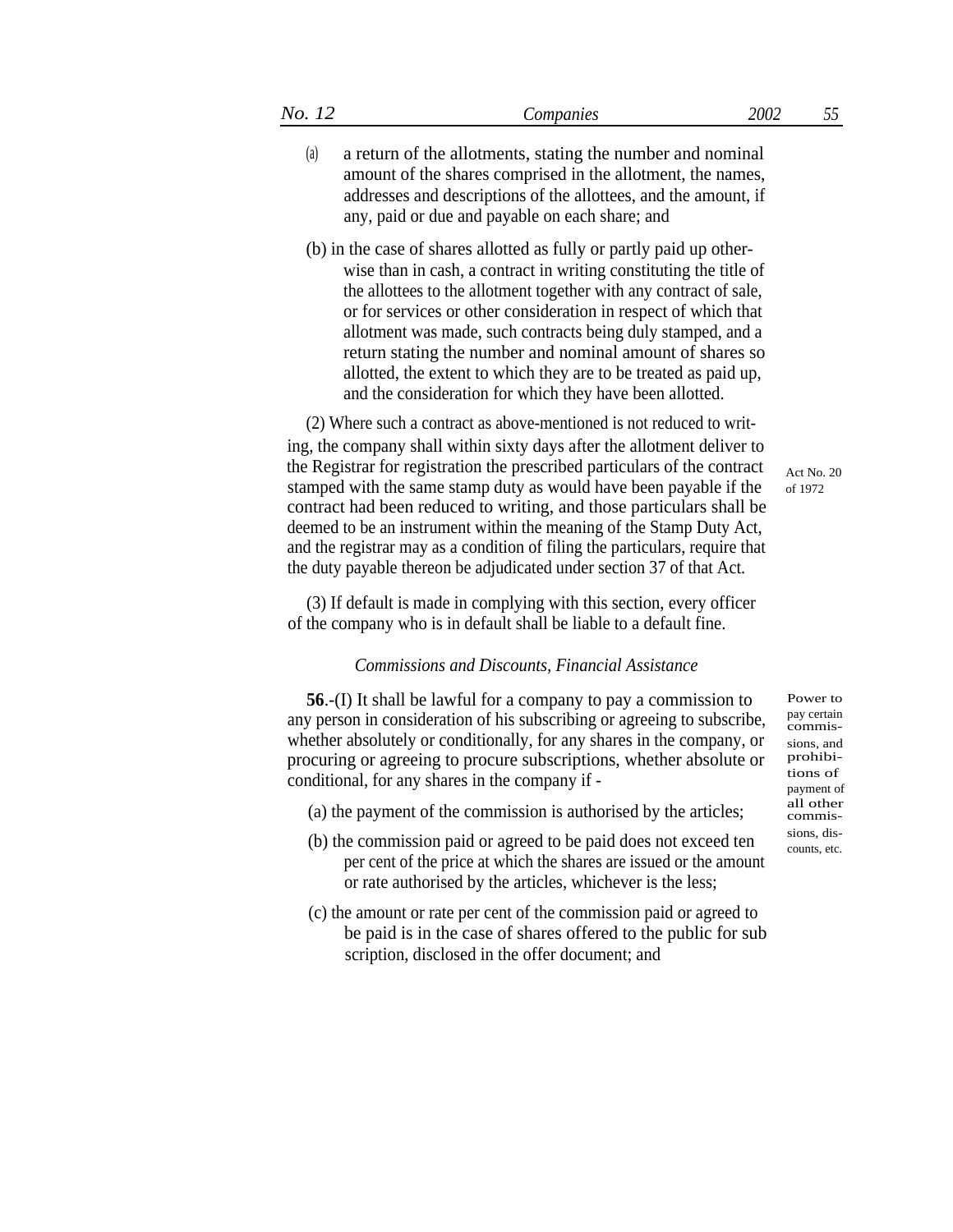(a) a return of the allotments, stating the number and nominal amount of the shares comprised in the allotment, the names, addresses and descriptions of the allottees, and the amount, if any, paid or due and payable on each share; and

(b) in the case of shares allotted as fully or partly paid up otherwise than in cash, a contract in writing constituting the title of the allottees to the allotment together with any contract of sale, or for services or other consideration in respect of which that allotment was made, such contracts being duly stamped, and a return stating the number and nominal amount of shares so allotted, the extent to which they are to be treated as paid up, and the consideration for which they have been allotted.

(2) Where such a contract as above-mentioned is not reduced to writing, the company shall within sixty days after the allotment deliver to the Registrar for registration the prescribed particulars of the contract stamped with the same stamp duty as would have been payable if the contract had been reduced to writing, and those particulars shall be deemed to be an instrument within the meaning of the Stamp Duty Act, and the registrar may as a condition of filing the particulars, require that the duty payable thereon be adjudicated under section 37 of that Act.

Act No. 20 of 1972

(3) If default is made in complying with this section, every officer of the company who is in default shall be liable to a default fine.

*Commissions and Discounts, Financial Assistance*

Power to pay certain commissions, and prohibitions of payment of all other commissions, discounts, etc.

**56**.-(I) It shall be lawful for a company to pay a commission to any person in consideration of his subscribing or agreeing to subscribe, whether absolutely or conditionally, for any shares in the company, or procuring or agreeing to procure subscriptions, whether absolute or conditional, for any shares in the company if -

(a) the payment of the commission is authorised by the articles;

(b) the commission paid or agreed to be paid does not exceed ten per cent of the price at which the shares are issued or the amount or rate authorised by the articles, whichever is the less;

(c) the amount or rate per cent of the commission paid or agreed to be paid is in the case of shares offered to the public for sub scription, disclosed in the offer document; and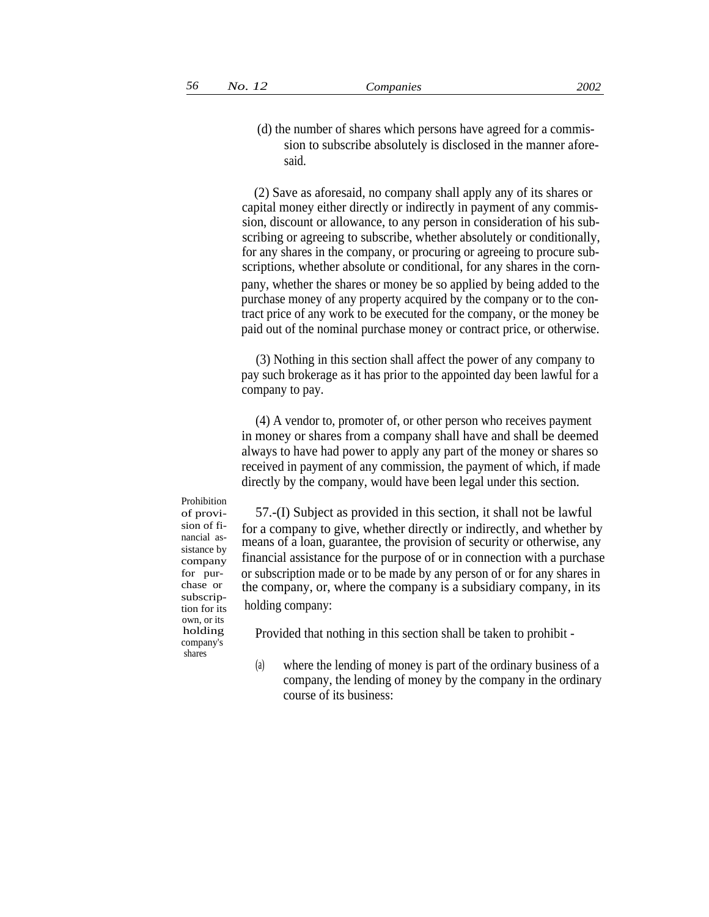(d) the number of shares which persons have agreed for a commission to subscribe absolutely is disclosed in the manner aforesaid.

(2) Save as aforesaid, no company shall apply any of its shares or capital money either directly or indirectly in payment of any commission, discount or allowance, to any person in consideration of his subscribing or agreeing to subscribe, whether absolutely or conditionally, for any shares in the company, or procuring or agreeing to procure subscriptions, whether absolute or conditional, for any shares in the corn-pany, whether the shares or money be so applied by being added to the purchase money of any property acquired by the company or to the contract price of any work to be executed for the company, or the money be paid out of the nominal purchase money or contract price, or otherwise.

(3) Nothing in this section shall affect the power of any company to pay such brokerage as it has prior to the appointed day been lawful for a company to pay.

(4) A vendor to, promoter of, or other person who receives payment in money or shares from a company shall have and shall be deemed always to have had power to apply any part of the money or shares so received in payment of any commission, the payment of which, if made directly by the company, would have been legal under this section.

Prohibition of provision of financial assistance by company for purchase or subscription for its own, or its holding company's shares

57.-(I) Subject as provided in this section, it shall not be lawful for a company to give, whether directly or indirectly, and whether by means of a loan, guarantee, the provision of security or otherwise, any financial assistance for the purpose of or in connection with a purchase or subscription made or to be made by any person of or for any shares in the company, or, where the company is a subsidiary company, in its holding company:

Provided that nothing in this section shall be taken to prohibit -

(a) where the lending of money is part of the ordinary business of a company, the lending of money by the company in the ordinary course of its business: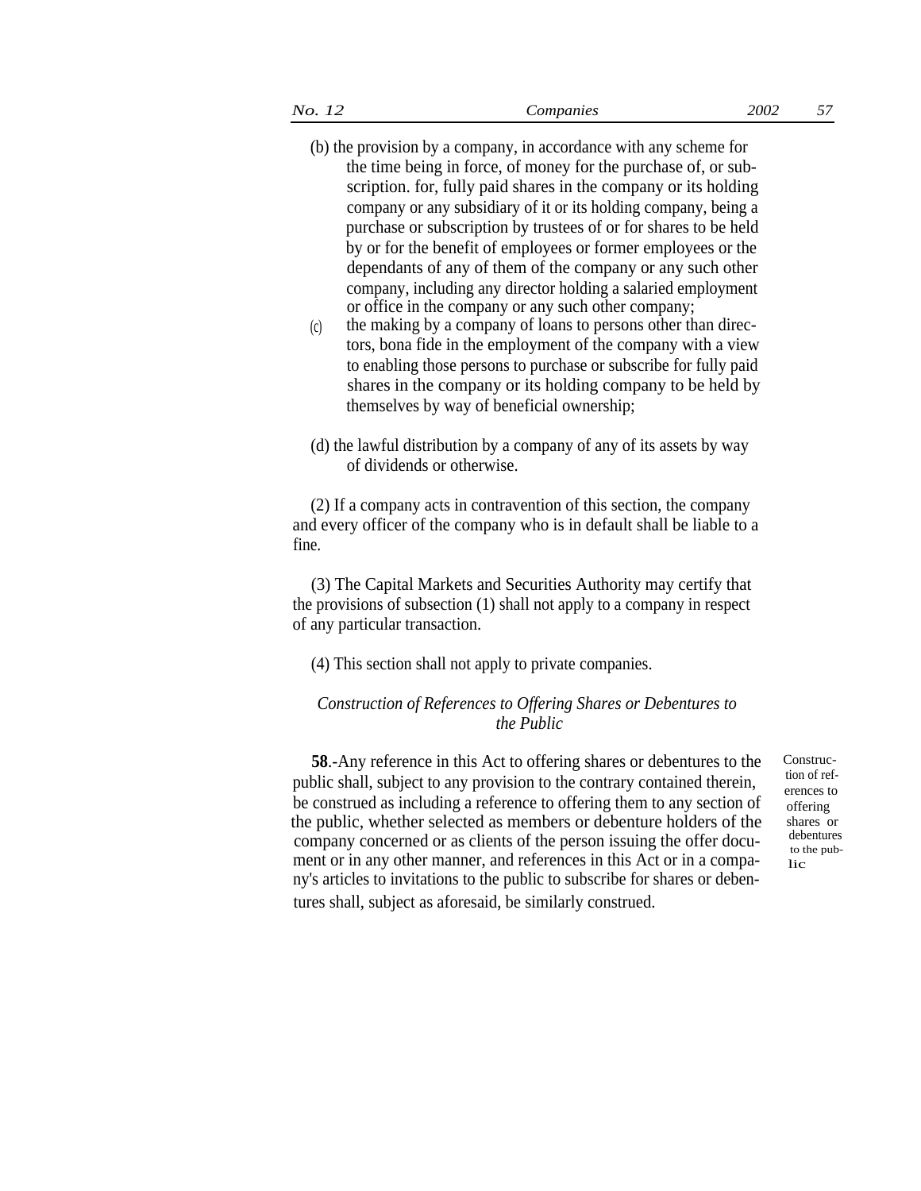(b) the provision by a company, in accordance with any scheme for the time being in force, of money for the purchase of, or subscription. for, fully paid shares in the company or its holding company or any subsidiary of it or its holding company, being a purchase or subscription by trustees of or for shares to be held by or for the benefit of employees or former employees or the dependants of any of them of the company or any such other company, including any director holding a salaried employment or office in the company or any such other company;

(c) the making by a company of loans to persons other than directors, bona fide in the employment of the company with a view to enabling those persons to purchase or subscribe for fully paid shares in the company or its holding company to be held by themselves by way of beneficial ownership;

(d) the lawful distribution by a company of any of its assets by way of dividends or otherwise.

(2) If a company acts in contravention of this section, the company and every officer of the company who is in default shall be liable to a fine.

(3) The Capital Markets and Securities Authority may certify that the provisions of subsection (1) shall not apply to a company in respect of any particular transaction.

(4) This section shall not apply to private companies.

*Construction of References to Offering Shares or Debentures to the Public*

Construction of references to offering shares or debentures to the public

**58**.-Any reference in this Act to offering shares or debentures to the public shall, subject to any provision to the contrary contained therein, be construed as including a reference to offering them to any section of the public, whether selected as members or debenture holders of the company concerned or as clients of the person issuing the offer document or in any other manner, and references in this Act or in a company's articles to invitations to the public to subscribe for shares or debentures shall, subject as aforesaid, be similarly construed.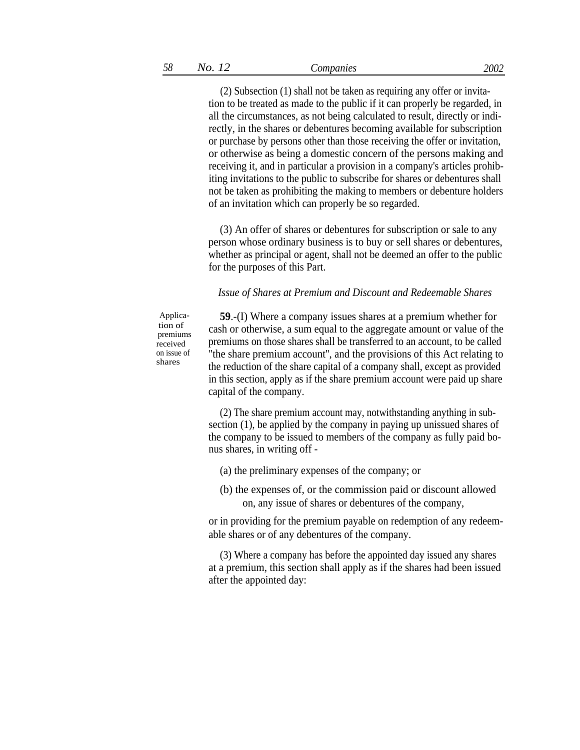(2) Subsection (1) shall not be taken as requiring any offer or invitation to be treated as made to the public if it can properly be regarded, in all the circumstances, as not being calculated to result, directly or indirectly, in the shares or debentures becoming available for subscription or purchase by persons other than those receiving the offer or invitation, or otherwise as being a domestic concern of the persons making and receiving it, and in particular a provision in a company's articles prohibiting invitations to the public to subscribe for shares or debentures shall not be taken as prohibiting the making to members or debenture holders of an invitation which can properly be so regarded.

(3) An offer of shares or debentures for subscription or sale to any person whose ordinary business is to buy or sell shares or debentures, whether as principal or agent, shall not be deemed an offer to the public for the purposes of this Part.

*Issue of Shares at Premium and Discount and Redeemable Shares*

Application of premiums received on issue of shares

**59**.-(I) Where a company issues shares at a premium whether for cash or otherwise, a sum equal to the aggregate amount or value of the premiums on those shares shall be transferred to an account, to be called "the share premium account", and the provisions of this Act relating to the reduction of the share capital of a company shall, except as provided in this section, apply as if the share premium account were paid up share capital of the company.

(2) The share premium account may, notwithstanding anything in subsection (1), be applied by the company in paying up unissued shares of the company to be issued to members of the company as fully paid bonus shares, in writing off -

(a) the preliminary expenses of the company; or

(b) the expenses of, or the commission paid or discount allowed on, any issue of shares or debentures of the company,

or in providing for the premium payable on redemption of any redeemable shares or of any debentures of the company.

(3) Where a company has before the appointed day issued any shares at a premium, this section shall apply as if the shares had been issued after the appointed day: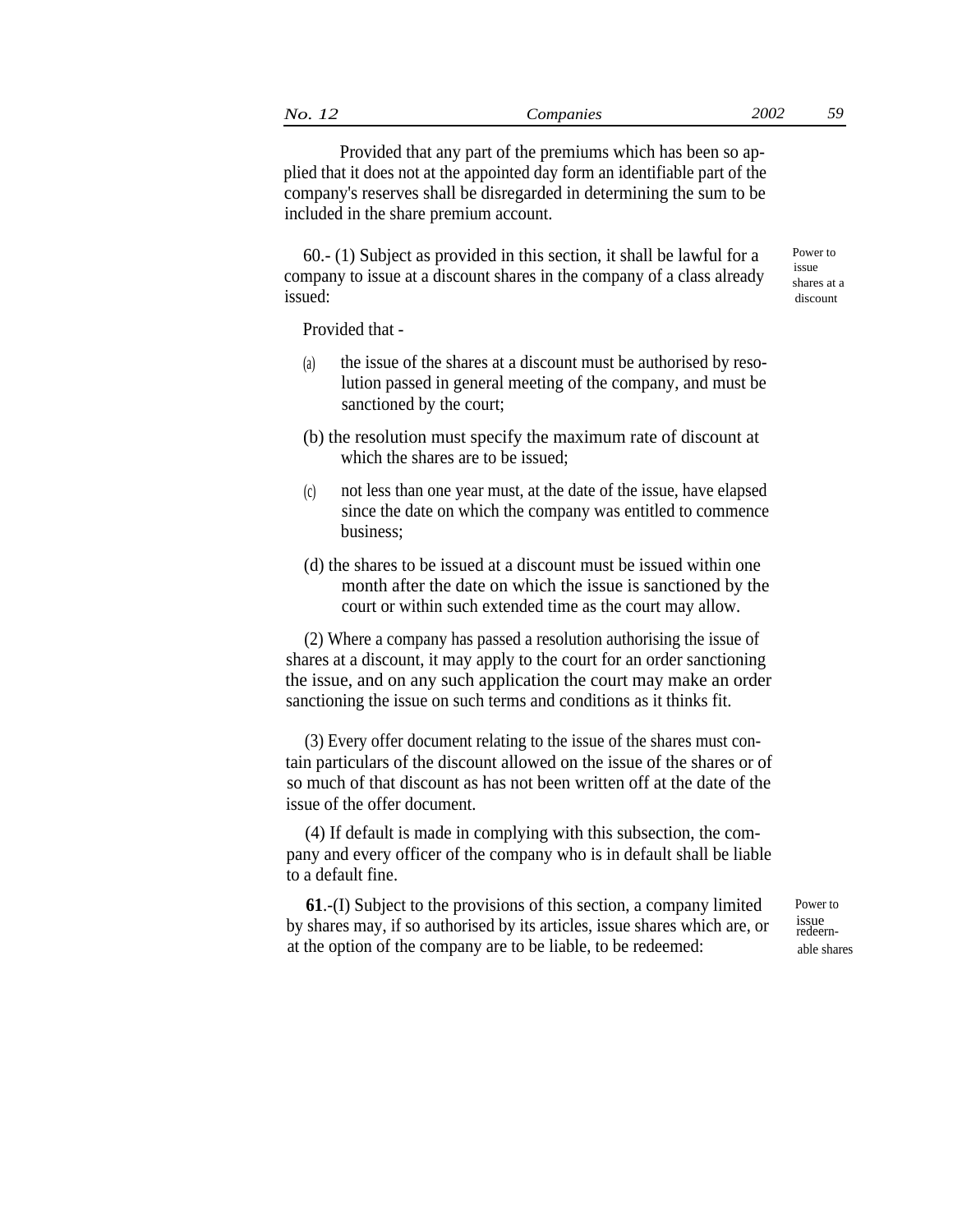Provided that any part of the premiums which has been so applied that it does not at the appointed day form an identifiable part of the company's reserves shall be disregarded in determining the sum to be included in the share premium account.

Power to issue shares at a discount

60.- (1) Subject as provided in this section, it shall be lawful for a company to issue at a discount shares in the company of a class already issued:

Provided that -

(a) the issue of the shares at a discount must be authorised by resolution passed in general meeting of the company, and must be sanctioned by the court;

(b) the resolution must specify the maximum rate of discount at which the shares are to be issued;

(c) not less than one year must, at the date of the issue, have elapsed since the date on which the company was entitled to commence business;

(d) the shares to be issued at a discount must be issued within one month after the date on which the issue is sanctioned by the court or within such extended time as the court may allow.

(2) Where a company has passed a resolution authorising the issue of shares at a discount, it may apply to the court for an order sanctioning the issue, and on any such application the court may make an order sanctioning the issue on such terms and conditions as it thinks fit.

(3) Every offer document relating to the issue of the shares must contain particulars of the discount allowed on the issue of the shares or of so much of that discount as has not been written off at the date of the issue of the offer document.

(4) If default is made in complying with this subsection, the company and every officer of the company who is in default shall be liable to a default fine.

Power to issue redeemable shares

**61**.-(I) Subject to the provisions of this section, a company limited by shares may, if so authorised by its articles, issue shares which are, or at the option of the company are to be liable, to be redeemed: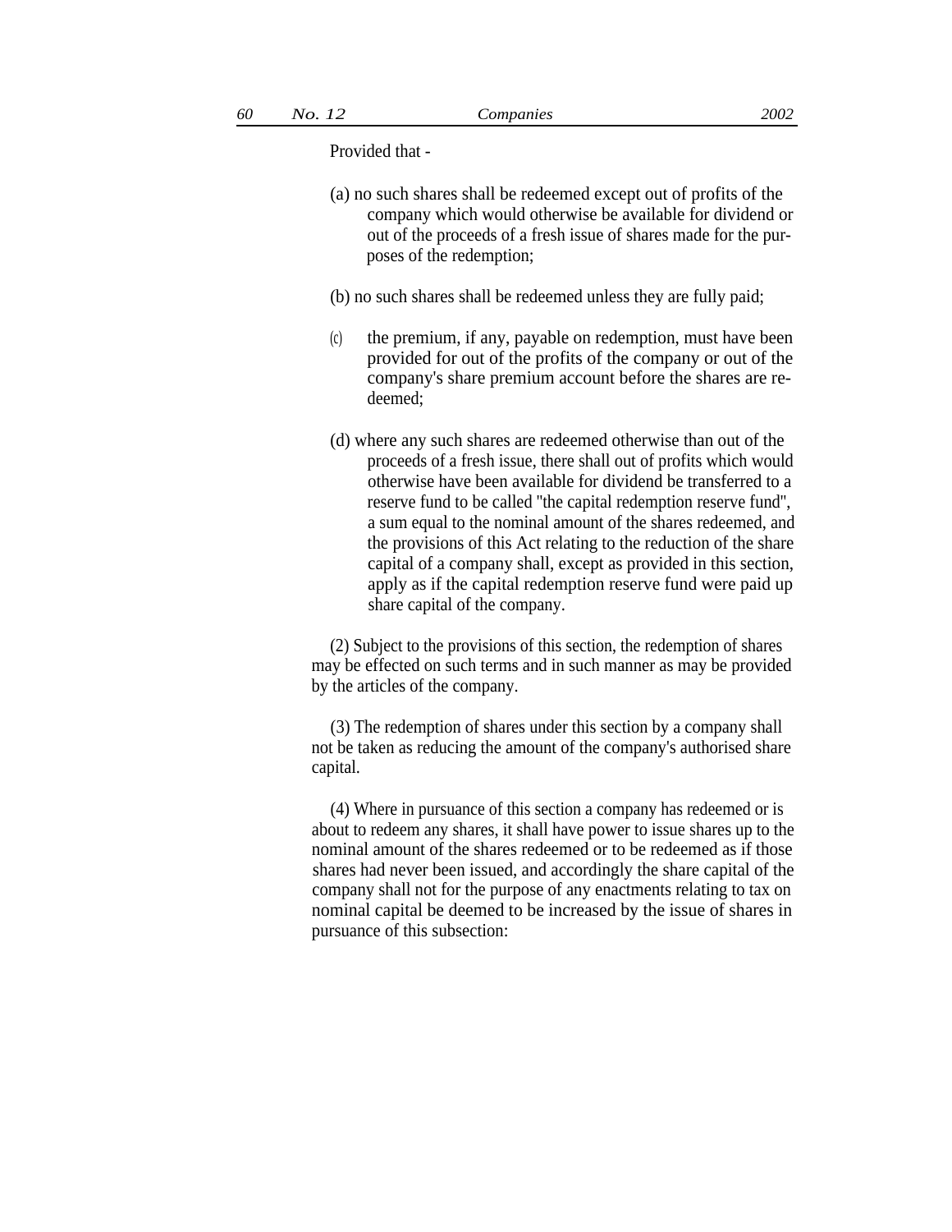Provided that -

(a) no such shares shall be redeemed except out of profits of the company which would otherwise be available for dividend or out of the proceeds of a fresh issue of shares made for the purposes of the redemption;

(b) no such shares shall be redeemed unless they are fully paid;

(c) the premium, if any, payable on redemption, must have been provided for out of the profits of the company or out of the company's share premium account before the shares are redeemed;

(d) where any such shares are redeemed otherwise than out of the proceeds of a fresh issue, there shall out of profits which would otherwise have been available for dividend be transferred to a reserve fund to be called "the capital redemption reserve fund", a sum equal to the nominal amount of the shares redeemed, and the provisions of this Act relating to the reduction of the share capital of a company shall, except as provided in this section, apply as if the capital redemption reserve fund were paid up share capital of the company.

(2) Subject to the provisions of this section, the redemption of shares may be effected on such terms and in such manner as may be provided by the articles of the company.

(3) The redemption of shares under this section by a company shall not be taken as reducing the amount of the company's authorised share capital.

(4) Where in pursuance of this section a company has redeemed or is about to redeem any shares, it shall have power to issue shares up to the nominal amount of the shares redeemed or to be redeemed as if those shares had never been issued, and accordingly the share capital of the company shall not for the purpose of any enactments relating to tax on nominal capital be deemed to be increased by the issue of shares in pursuance of this subsection: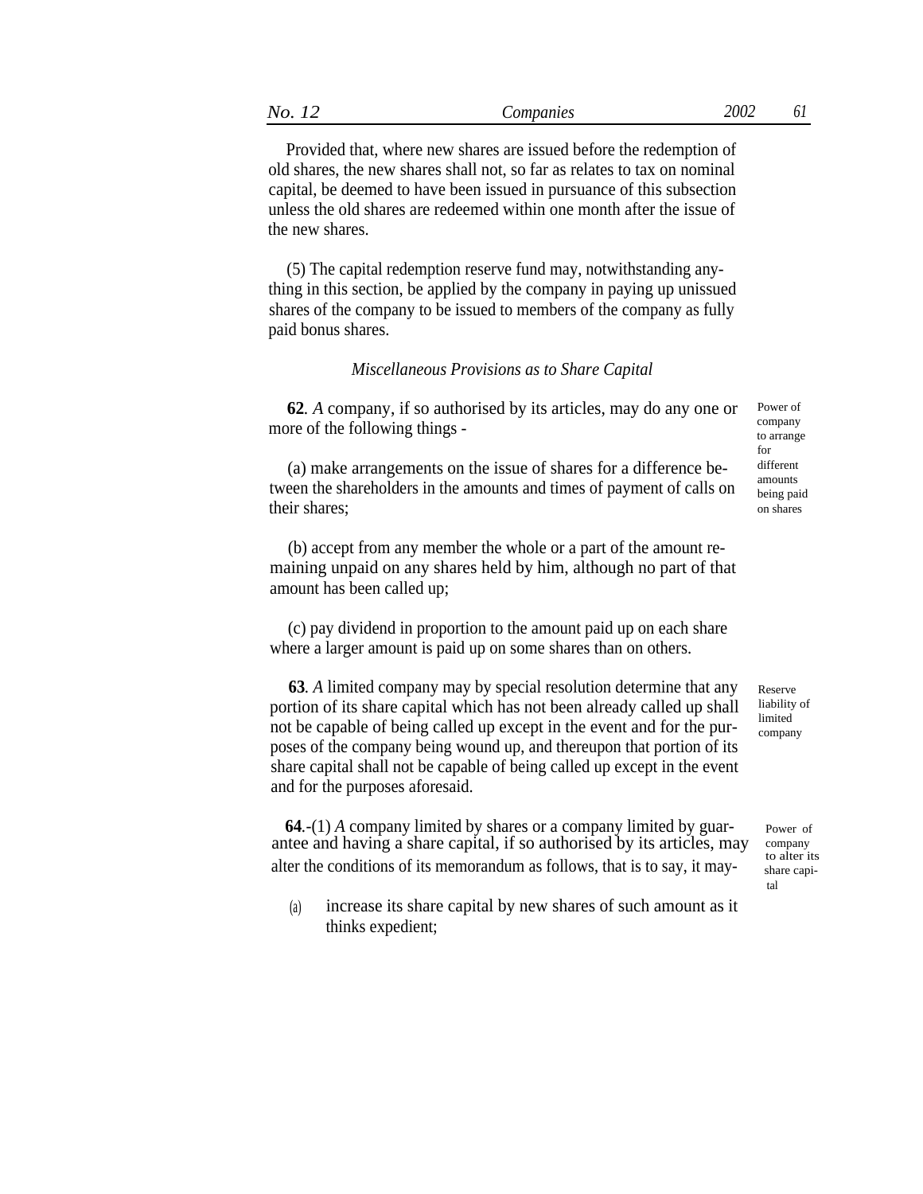Provided that, where new shares are issued before the redemption of old shares, the new shares shall not, so far as relates to tax on nominal capital, be deemed to have been issued in pursuance of this subsection unless the old shares are redeemed within one month after the issue of the new shares.

(5) The capital redemption reserve fund may, notwithstanding anything in this section, be applied by the company in paying up unissued shares of the company to be issued to members of the company as fully paid bonus shares.

*Miscellaneous Provisions as to Share Capital*

*Power of company to arrange for different amounts being paid on shares*

**62**. *A* company, if so authorised by its articles, may do any one or more of the following things -

(a) make arrangements on the issue of shares for a difference between the shareholders in the amounts and times of payment of calls on their shares;

(b) accept from any member the whole or a part of the amount remaining unpaid on any shares held by him, although no part of that amount has been called up;

(c) pay dividend in proportion to the amount paid up on each share where a larger amount is paid up on some shares than on others.

*Reserve liability of limited company*

**63**. *A* limited company may by special resolution determine that any portion of its share capital which has not been already called up shall not be capable of being called up except in the event and for the purposes of the company being wound up, and thereupon that portion of its share capital shall not be capable of being called up except in the event and for the purposes aforesaid.

*Power of company to alter its share capital*

**64**.-(1) *A* company limited by shares or a company limited by guarantee and having a share capital, if so authorised by its articles, may alter the conditions of its memorandum as follows, that is to say, it may-

(a) increase its share capital by new shares of such amount as it thinks expedient;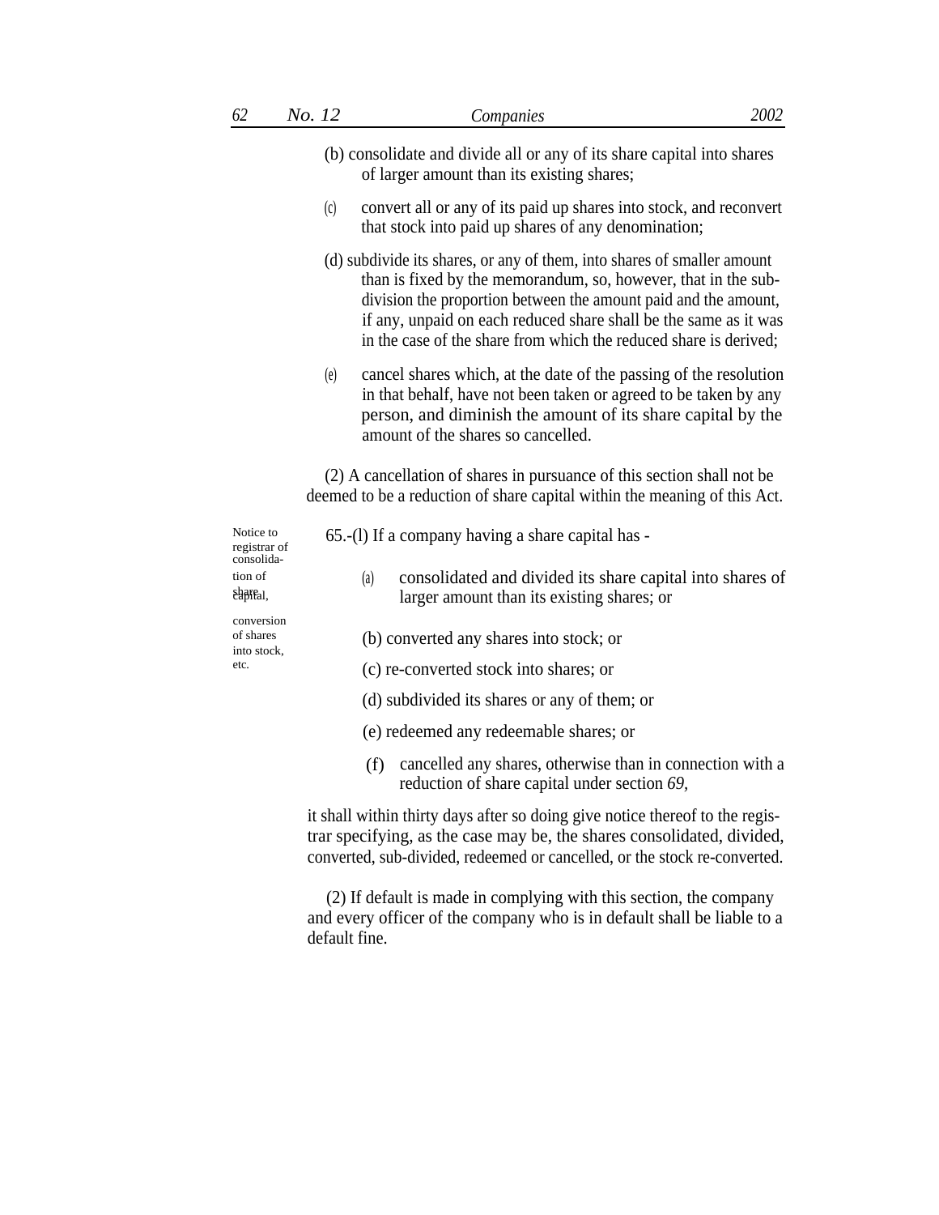(b) consolidate and divide all or any of its share capital into shares of larger amount than its existing shares;

(c) convert all or any of its paid up shares into stock, and reconvert that stock into paid up shares of any denomination;

(d) subdivide its shares, or any of them, into shares of smaller amount than is fixed by the memorandum, so, however, that in the sub-division the proportion between the amount paid and the amount, if any, unpaid on each reduced share shall be the same as it was in the case of the share from which the reduced share is derived;

(e) cancel shares which, at the date of the passing of the resolution in that behalf, have not been taken or agreed to be taken by any person, and diminish the amount of its share capital by the amount of the shares so cancelled.

(2) A cancellation of shares in pursuance of this section shall not be deemed to be a reduction of share capital within the meaning of this Act.

Notice to registrar of consolidation of share capital, conversion of shares into stock, etc.

65.-(l) If a company having a share capital has -

(a) consolidated and divided its share capital into shares of larger amount than its existing shares; or

(b) converted any shares into stock; or

(c) re-converted stock into shares; or

(d) subdivided its shares or any of them; or

(e) redeemed any redeemable shares; or

(f) cancelled any shares, otherwise than in connection with a reduction of share capital under section *69*,

it shall within thirty days after so doing give notice thereof to the registrar specifying, as the case may be, the shares consolidated, divided, converted, sub-divided, redeemed or cancelled, or the stock re-converted.

(2) If default is made in complying with this section, the company and every officer of the company who is in default shall be liable to a default fine.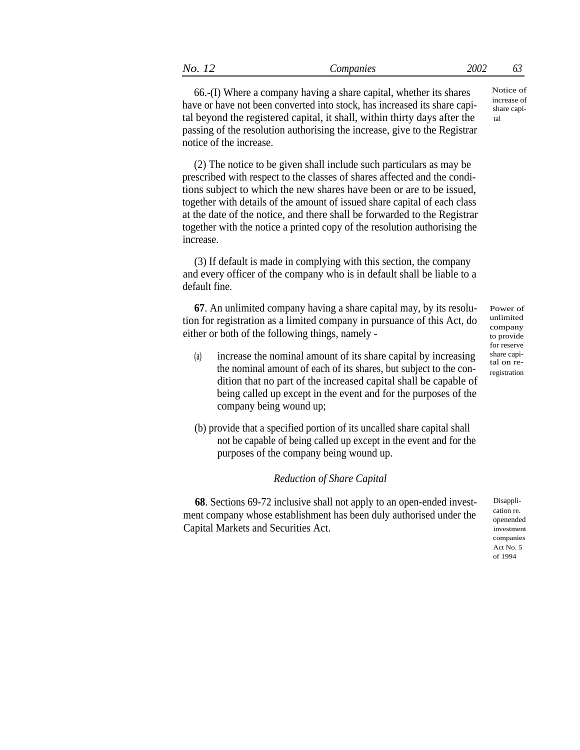Notice of increase of share capital

66.-(I) Where a company having a share capital, whether its shares have or have not been converted into stock, has increased its share capital beyond the registered capital, it shall, within thirty days after the passing of the resolution authorising the increase, give to the Registrar notice of the increase.

(2) The notice to be given shall include such particulars as may be prescribed with respect to the classes of shares affected and the conditions subject to which the new shares have been or are to be issued, together with details of the amount of issued share capital of each class at the date of the notice, and there shall be forwarded to the Registrar together with the notice a printed copy of the resolution authorising the increase.

(3) If default is made in complying with this section, the company and every officer of the company who is in default shall be liable to a default fine.

Power of unlimited company to provide for reserve share capital on re-registration

**67**. An unlimited company having a share capital may, by its resolution for registration as a limited company in pursuance of this Act, do either or both of the following things, namely -

(a) increase the nominal amount of its share capital by increasing the nominal amount of each of its shares, but subject to the condition that no part of the increased capital shall be capable of being called up except in the event and for the purposes of the company being wound up;

(b) provide that a specified portion of its uncalled share capital shall not be capable of being called up except in the event and for the purposes of the company being wound up.

*Reduction of Share Capital*

Disapplication re. openended investment companies Act No. 5 of 1994

**68**. Sections 69-72 inclusive shall not apply to an open-ended investment company whose establishment has been duly authorised under the Capital Markets and Securities Act.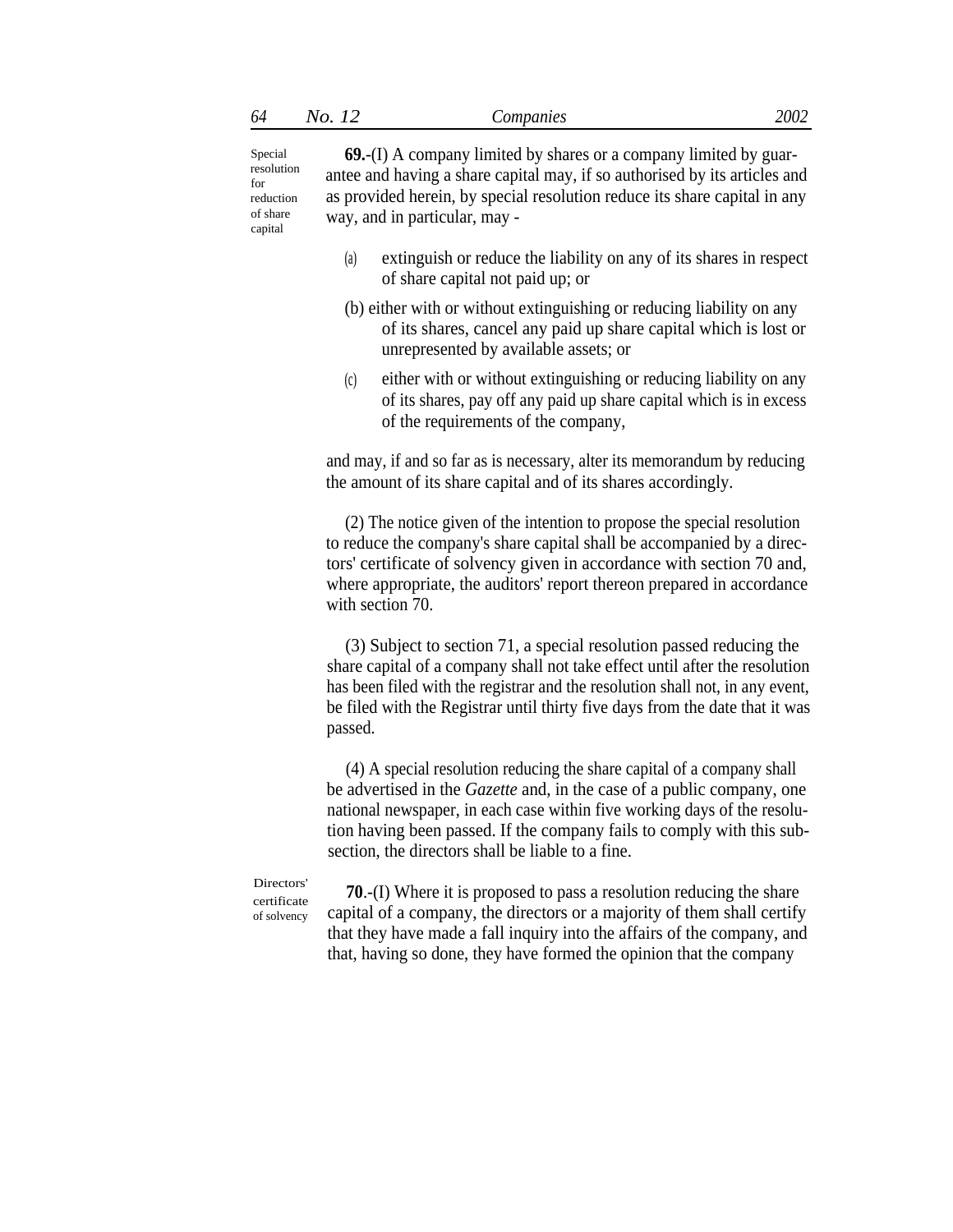Special resolution for reduction of share capital

**69.**-(I) A company limited by shares or a company limited by guarantee and having a share capital may, if so authorised by its articles and as provided herein, by special resolution reduce its share capital in any way, and in particular, may -

(a) extinguish or reduce the liability on any of its shares in respect of share capital not paid up; or

(b) either with or without extinguishing or reducing liability on any of its shares, cancel any paid up share capital which is lost or unrepresented by available assets; or

(c) either with or without extinguishing or reducing liability on any of its shares, pay off any paid up share capital which is in excess of the requirements of the company,

and may, if and so far as is necessary, alter its memorandum by reducing the amount of its share capital and of its shares accordingly.

(2) The notice given of the intention to propose the special resolution to reduce the company's share capital shall be accompanied by a directors' certificate of solvency given in accordance with section 70 and, where appropriate, the auditors' report thereon prepared in accordance with section 70.

(3) Subject to section 71, a special resolution passed reducing the share capital of a company shall not take effect until after the resolution has been filed with the registrar and the resolution shall not, in any event, be filed with the Registrar until thirty five days from the date that it was passed.

(4) A special resolution reducing the share capital of a company shall be advertised in the *Gazette* and, in the case of a public company, one national newspaper, in each case within five working days of the resolution having been passed. If the company fails to comply with this subsection, the directors shall be liable to a fine.

Directors' certificate of solvency

**70**.-(I) Where it is proposed to pass a resolution reducing the share capital of a company, the directors or a majority of them shall certify that they have made a fall inquiry into the affairs of the company, and that, having so done, they have formed the opinion that the company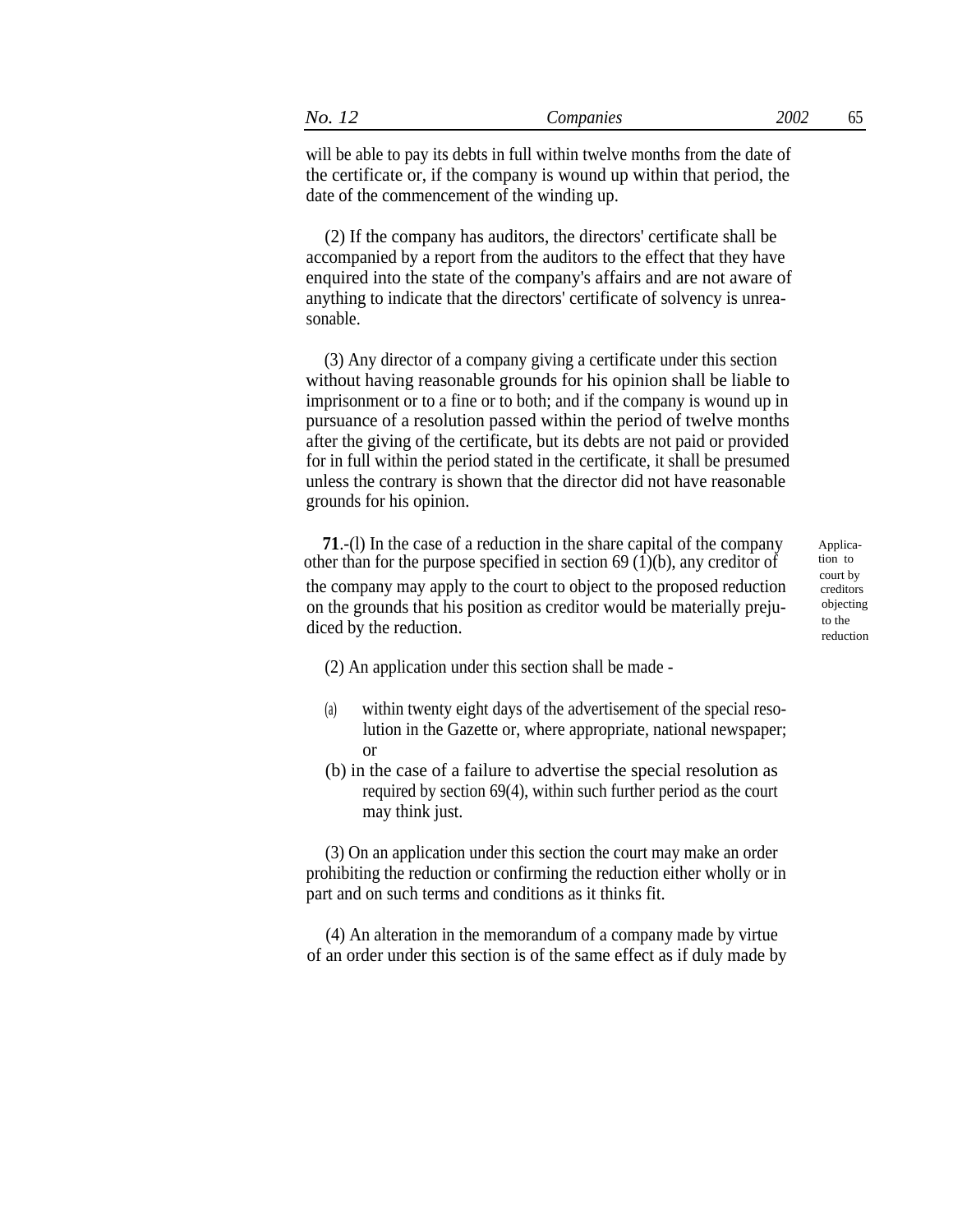will be able to pay its debts in full within twelve months from the date of the certificate or, if the company is wound up within that period, the date of the commencement of the winding up.

(2) If the company has auditors, the directors' certificate shall be accompanied by a report from the auditors to the effect that they have enquired into the state of the company's affairs and are not aware of anything to indicate that the directors' certificate of solvency is unreasonable.

(3) Any director of a company giving a certificate under this section without having reasonable grounds for his opinion shall be liable to imprisonment or to a fine or to both; and if the company is wound up in pursuance of a resolution passed within the period of twelve months after the giving of the certificate, but its debts are not paid or provided for in full within the period stated in the certificate, it shall be presumed unless the contrary is shown that the director did not have reasonable grounds for his opinion.

Application to court by creditors objecting to the reduction

**71**.-(l) In the case of a reduction in the share capital of the company other than for the purpose specified in section 69 (1)(b), any creditor of the company may apply to the court to object to the proposed reduction on the grounds that his position as creditor would be materially prejudiced by the reduction.

(2) An application under this section shall be made -

(a) within twenty eight days of the advertisement of the special resolution in the Gazette or, where appropriate, national newspaper; or

(b) in the case of a failure to advertise the special resolution as required by section 69(4), within such further period as the court may think just.

(3) On an application under this section the court may make an order prohibiting the reduction or confirming the reduction either wholly or in part and on such terms and conditions as it thinks fit.

(4) An alteration in the memorandum of a company made by virtue of an order under this section is of the same effect as if duly made by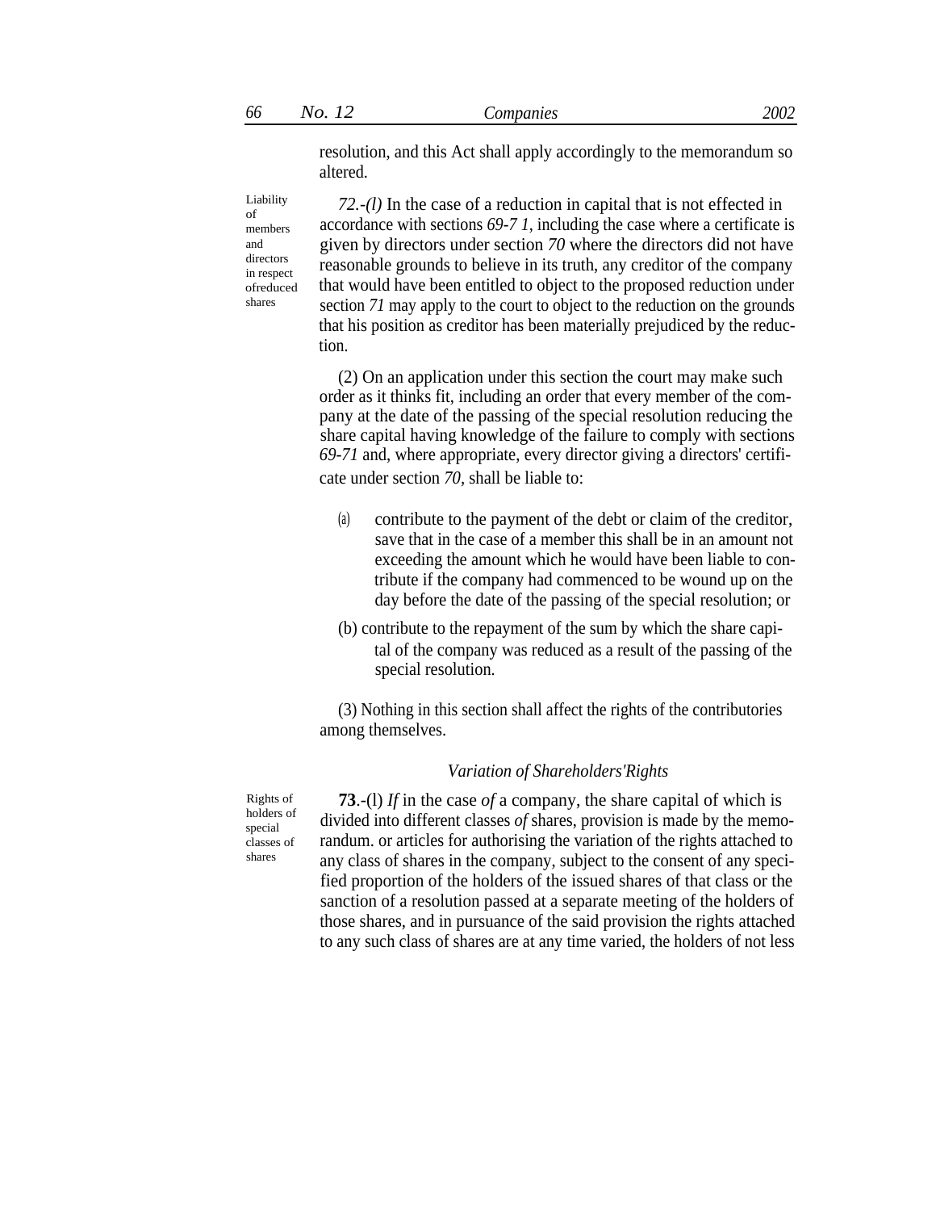resolution, and this Act shall apply accordingly to the memorandum so altered.

Liability of members and directors in respect of reduced shares

*72.-(l)* In the case of a reduction in capital that is not effected in accordance with sections *69-7 1,* including the case where a certificate is given by directors under section *70* where the directors did not have reasonable grounds to believe in its truth, any creditor of the company that would have been entitled to object to the proposed reduction under section *71* may apply to the court to object to the reduction on the grounds that his position as creditor has been materially prejudiced by the reduction.

(2) On an application under this section the court may make such order as it thinks fit, including an order that every member of the company at the date of the passing of the special resolution reducing the share capital having knowledge of the failure to comply with sections *69-71* and, where appropriate, every director giving a directors' certificate under section *70,* shall be liable to:

(a) contribute to the payment of the debt or claim of the creditor, save that in the case of a member this shall be in an amount not exceeding the amount which he would have been liable to contribute if the company had commenced to be wound up on the day before the date of the passing of the special resolution; or

(b) contribute to the repayment of the sum by which the share capital of the company was reduced as a result of the passing of the special resolution.

(3) Nothing in this section shall affect the rights of the contributories among themselves.

### *Variation of Shareholders'Rights*

Rights of holders of special classes of shares

**73**.-(l) *If* in the case *of* a company, the share capital of which is divided into different classes *of* shares, provision is made by the memorandum. or articles for authorising the variation of the rights attached to any class of shares in the company, subject to the consent of any specified proportion of the holders of the issued shares of that class or the sanction of a resolution passed at a separate meeting of the holders of those shares, and in pursuance of the said provision the rights attached to any such class of shares are at any time varied, the holders of not less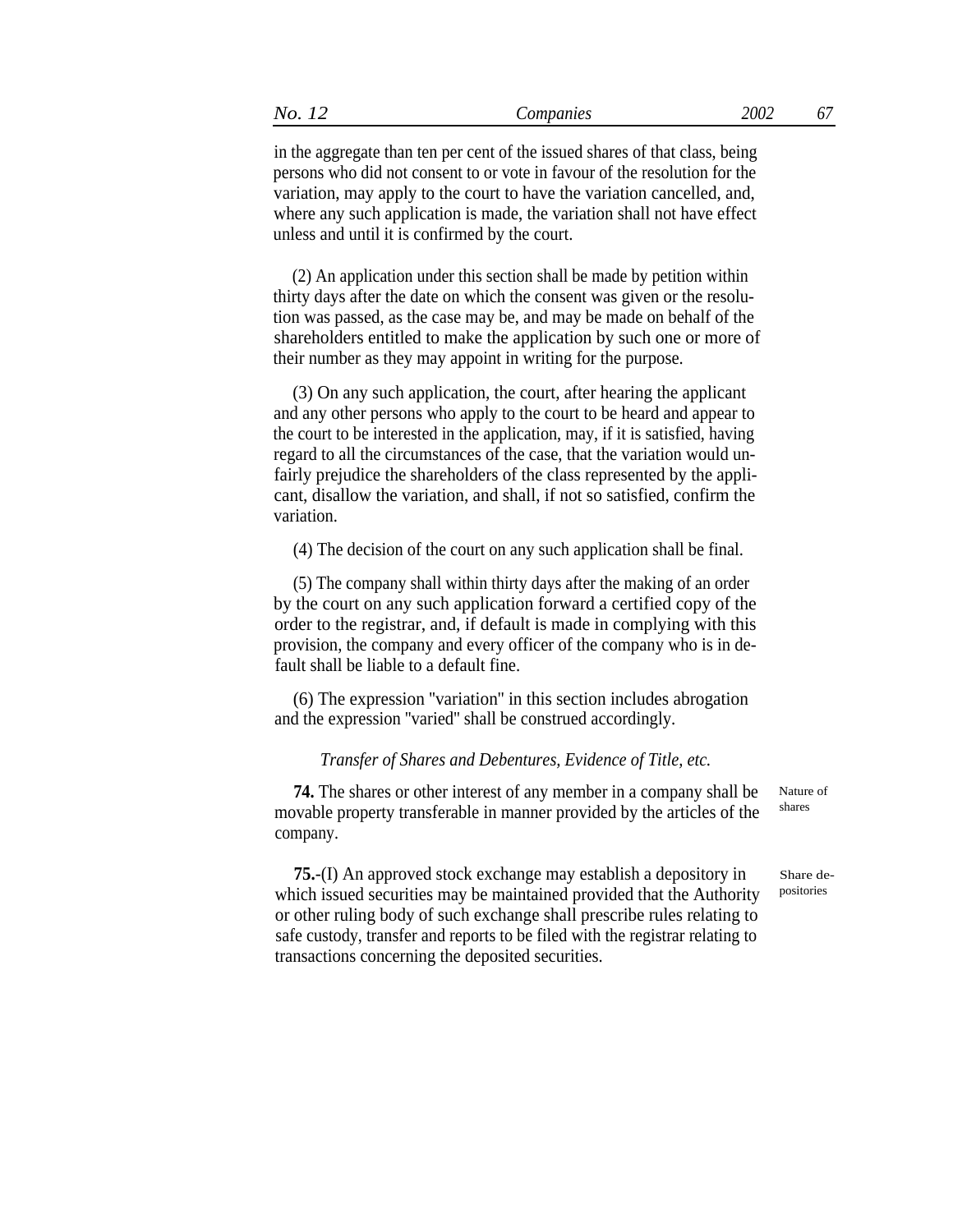in the aggregate than ten per cent of the issued shares of that class, being persons who did not consent to or vote in favour of the resolution for the variation, may apply to the court to have the variation cancelled, and, where any such application is made, the variation shall not have effect unless and until it is confirmed by the court.

(2) An application under this section shall be made by petition within thirty days after the date on which the consent was given or the resolution was passed, as the case may be, and may be made on behalf of the shareholders entitled to make the application by such one or more of their number as they may appoint in writing for the purpose.

(3) On any such application, the court, after hearing the applicant and any other persons who apply to the court to be heard and appear to the court to be interested in the application, may, if it is satisfied, having regard to all the circumstances of the case, that the variation would unfairly prejudice the shareholders of the class represented by the applicant, disallow the variation, and shall, if not so satisfied, confirm the variation.

(4) The decision of the court on any such application shall be final.

(5) The company shall within thirty days after the making of an order by the court on any such application forward a certified copy of the order to the registrar, and, if default is made in complying with this provision, the company and every officer of the company who is in default shall be liable to a default fine.

(6) The expression "variation" in this section includes abrogation and the expression "varied" shall be construed accordingly.

*Transfer of Shares and Debentures, Evidence of Title, etc.*

Nature of shares

**74.** The shares or other interest of any member in a company shall be movable property transferable in manner provided by the articles of the company.

Share depositories

**75.**-(I) An approved stock exchange may establish a depository in which issued securities may be maintained provided that the Authority or other ruling body of such exchange shall prescribe rules relating to safe custody, transfer and reports to be filed with the registrar relating to transactions concerning the deposited securities.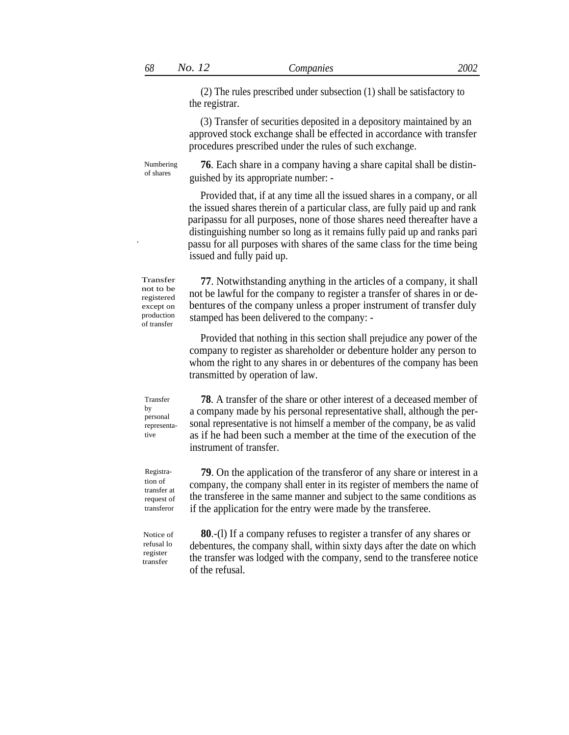(2) The rules prescribed under subsection (1) shall be satisfactory to the registrar.

(3) Transfer of securities deposited in a depository maintained by an approved stock exchange shall be effected in accordance with transfer procedures prescribed under the rules of such exchange.

Numbering of shares

**76**. Each share in a company having a share capital shall be distinguished by its appropriate number: -

Provided that, if at any time all the issued shares in a company, or all the issued shares therein of a particular class, are fully paid up and rank paripassu for all purposes, none of those shares need thereafter have a distinguishing number so long as it remains fully paid up and ranks pari passu for all purposes with shares of the same class for the time being issued and fully paid up.

Transfer not to be registered except on production of transfer

**77**. Notwithstanding anything in the articles of a company, it shall not be lawful for the company to register a transfer of shares in or debentures of the company unless a proper instrument of transfer duly stamped has been delivered to the company: -

Provided that nothing in this section shall prejudice any power of the company to register as shareholder or debenture holder any person to whom the right to any shares in or debentures of the company has been transmitted by operation of law.

Transfer by personal representative

**78**. A transfer of the share or other interest of a deceased member of a company made by his personal representative shall, although the personal representative is not himself a member of the company, be as valid as if he had been such a member at the time of the execution of the instrument of transfer.

Registration of transfer at request of transferor

**79**. On the application of the transferor of any share or interest in a company, the company shall enter in its register of members the name of the transferee in the same manner and subject to the same conditions as if the application for the entry were made by the transferee.

Notice of refusal lo register transfer

**80**.-(l) If a company refuses to register a transfer of any shares or debentures, the company shall, within sixty days after the date on which the transfer was lodged with the company, send to the transferee notice of the refusal.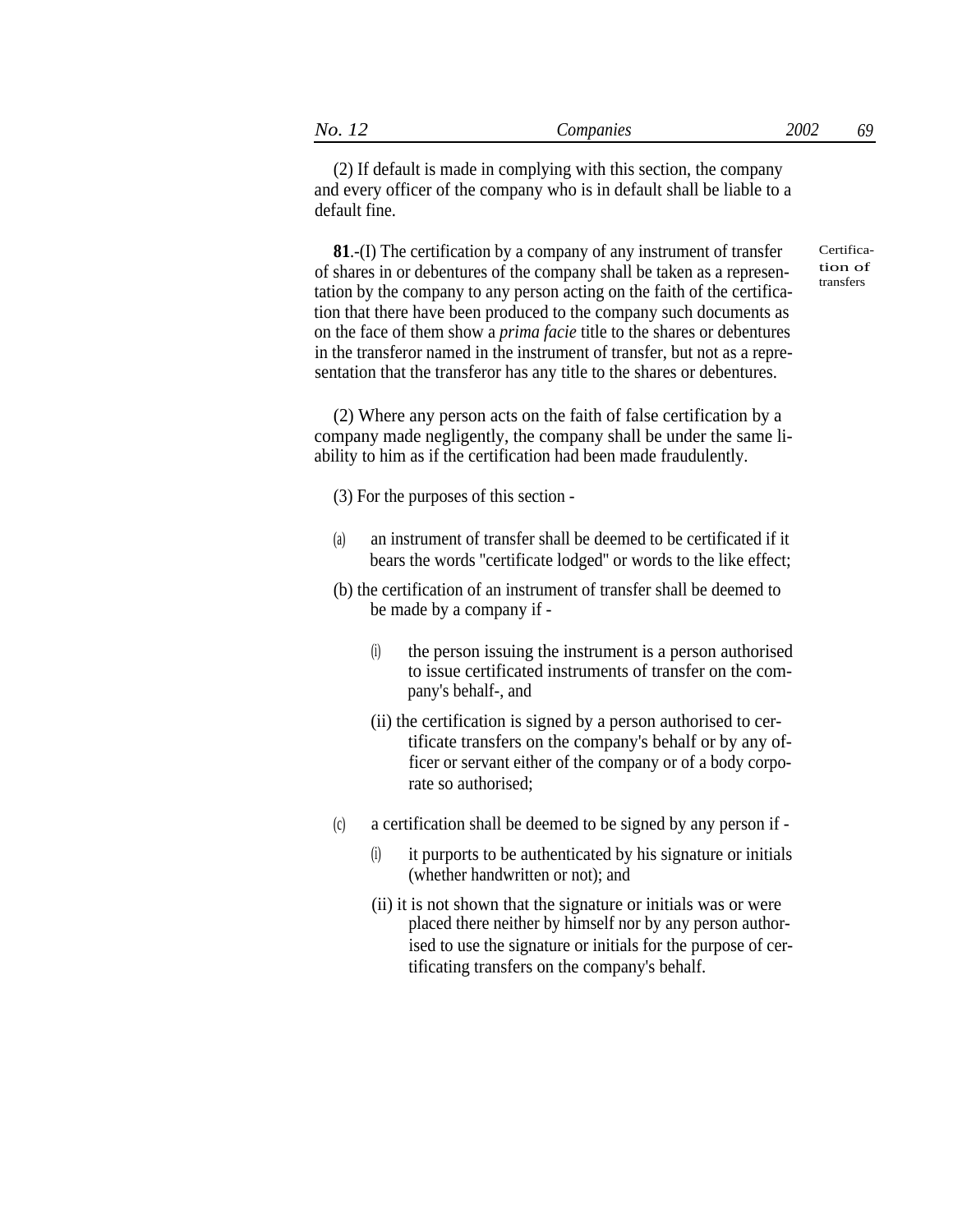(2) If default is made in complying with this section, the company and every officer of the company who is in default shall be liable to a default fine.

Certification of transfers

**81**.-(I) The certification by a company of any instrument of transfer of shares in or debentures of the company shall be taken as a representation by the company to any person acting on the faith of the certification that there have been produced to the company such documents as on the face of them show a *prima facie* title to the shares or debentures in the transferor named in the instrument of transfer, but not as a representation that the transferor has any title to the shares or debentures.

(2) Where any person acts on the faith of false certification by a company made negligently, the company shall be under the same liability to him as if the certification had been made fraudulently.

(3) For the purposes of this section -

(a) an instrument of transfer shall be deemed to be certificated if it bears the words "certificate lodged" or words to the like effect;

(b) the certification of an instrument of transfer shall be deemed to be made by a company if -

(i) the person issuing the instrument is a person authorised to issue certificated instruments of transfer on the company's behalf-, and

(ii) the certification is signed by a person authorised to certificate transfers on the company's behalf or by any officer or servant either of the company or of a body corporate so authorised;

(c) a certification shall be deemed to be signed by any person if -

(i) it purports to be authenticated by his signature or initials (whether handwritten or not); and

(ii) it is not shown that the signature or initials was or were placed there neither by himself nor by any person authorised to use the signature or initials for the purpose of certificating transfers on the company's behalf.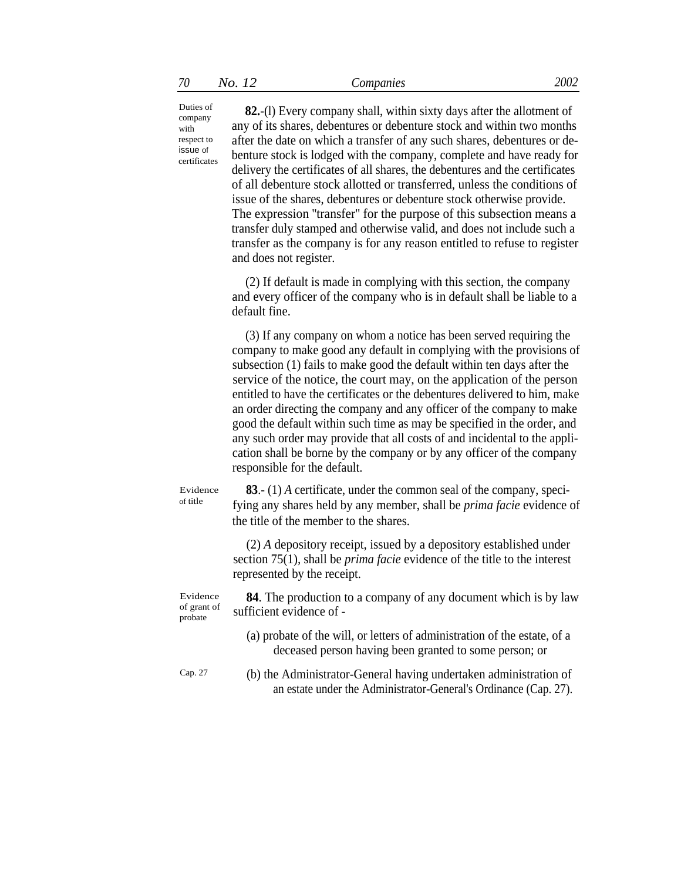Duties of company with respect to issue of certificates

**82.**-(l) Every company shall, within sixty days after the allotment of any of its shares, debentures or debenture stock and within two months after the date on which a transfer of any such shares, debentures or debenture stock is lodged with the company, complete and have ready for delivery the certificates of all shares, the debentures and the certificates of all debenture stock allotted or transferred, unless the conditions of issue of the shares, debentures or debenture stock otherwise provide. The expression "transfer" for the purpose of this subsection means a transfer duly stamped and otherwise valid, and does not include such a transfer as the company is for any reason entitled to refuse to register and does not register.

(2) If default is made in complying with this section, the company and every officer of the company who is in default shall be liable to a default fine.

(3) If any company on whom a notice has been served requiring the company to make good any default in complying with the provisions of subsection (1) fails to make good the default within ten days after the service of the notice, the court may, on the application of the person entitled to have the certificates or the debentures delivered to him, make an order directing the company and any officer of the company to make good the default within such time as may be specified in the order, and any such order may provide that all costs of and incidental to the application shall be borne by the company or by any officer of the company responsible for the default.

Evidence of title

**83**.- (1) *A* certificate, under the common seal of the company, specifying any shares held by any member, shall be *prima facie* evidence of the title of the member to the shares.

(2) *A* depository receipt, issued by a depository established under section 75(1), shall be *prima facie* evidence of the title to the interest represented by the receipt.

Evidence of grant of probate

**84**. The production to a company of any document which is by law sufficient evidence of -

(a) probate of the will, or letters of administration of the estate, of a deceased person having been granted to some person; or

Cap. 27

(b) the Administrator-General having undertaken administration of an estate under the Administrator-General's Ordinance (Cap. 27).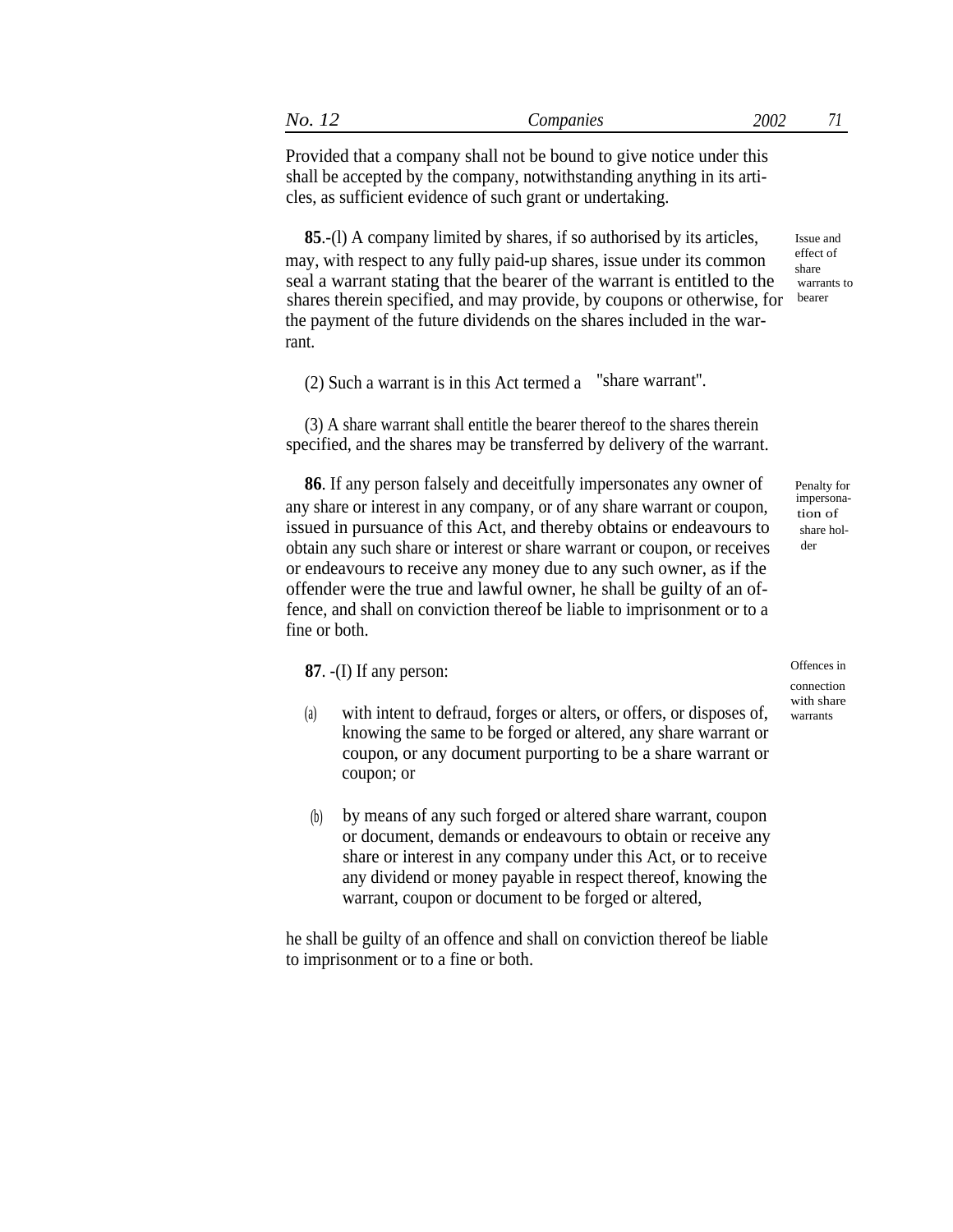Provided that a company shall not be bound to give notice under this shall be accepted by the company, notwithstanding anything in its articles, as sufficient evidence of such grant or undertaking.

Issue and effect of share warrants to bearer

**85**.-(l) A company limited by shares, if so authorised by its articles, may, with respect to any fully paid-up shares, issue under its common seal a warrant stating that the bearer of the warrant is entitled to the shares therein specified, and may provide, by coupons or otherwise, for the payment of the future dividends on the shares included in the warrant.

(2) Such a warrant is in this Act termed a "share warrant".

(3) A share warrant shall entitle the bearer thereof to the shares therein specified, and the shares may be transferred by delivery of the warrant.

Penalty for impersonation of share holder

**86**. If any person falsely and deceitfully impersonates any owner of any share or interest in any company, or of any share warrant or coupon, issued in pursuance of this Act, and thereby obtains or endeavours to obtain any such share or interest or share warrant or coupon, or receives or endeavours to receive any money due to any such owner, as if the offender were the true and lawful owner, he shall be guilty of an offence, and shall on conviction thereof be liable to imprisonment or to a fine or both.

Offences in connection with share warrants

**87**. -(I) If any person:

(a) with intent to defraud, forges or alters, or offers, or disposes of, knowing the same to be forged or altered, any share warrant or coupon, or any document purporting to be a share warrant or coupon; or

(b) by means of any such forged or altered share warrant, coupon or document, demands or endeavours to obtain or receive any share or interest in any company under this Act, or to receive any dividend or money payable in respect thereof, knowing the warrant, coupon or document to be forged or altered,

he shall be guilty of an offence and shall on conviction thereof be liable to imprisonment or to a fine or both.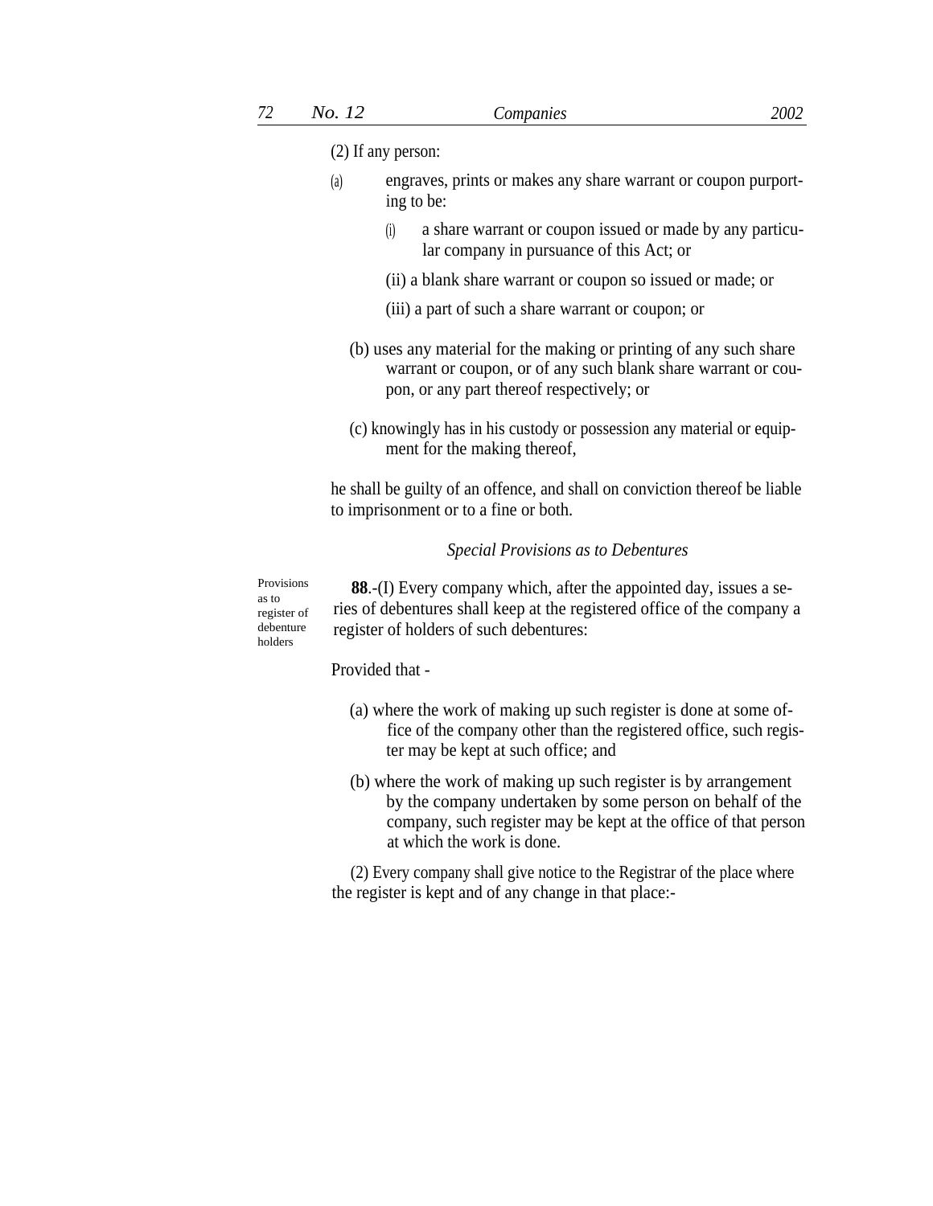(2) If any person:

(a) engraves, prints or makes any share warrant or coupon purporting to be:

(i) a share warrant or coupon issued or made by any particular company in pursuance of this Act; or

(ii) a blank share warrant or coupon so issued or made; or

(iii) a part of such a share warrant or coupon; or

(b) uses any material for the making or printing of any such share warrant or coupon, or of any such blank share warrant or coupon, or any part thereof respectively; or

(c) knowingly has in his custody or possession any material or equipment for the making thereof,

he shall be guilty of an offence, and shall on conviction thereof be liable to imprisonment or to a fine or both.

*Special Provisions as to Debentures*

Provisions as to register of debenture holders

**88**.-(I) Every company which, after the appointed day, issues a series of debentures shall keep at the registered office of the company a register of holders of such debentures:

Provided that -

(a) where the work of making up such register is done at some office of the company other than the registered office, such register may be kept at such office; and

(b) where the work of making up such register is by arrangement by the company undertaken by some person on behalf of the company, such register may be kept at the office of that person at which the work is done.

(2) Every company shall give notice to the Registrar of the place where the register is kept and of any change in that place:-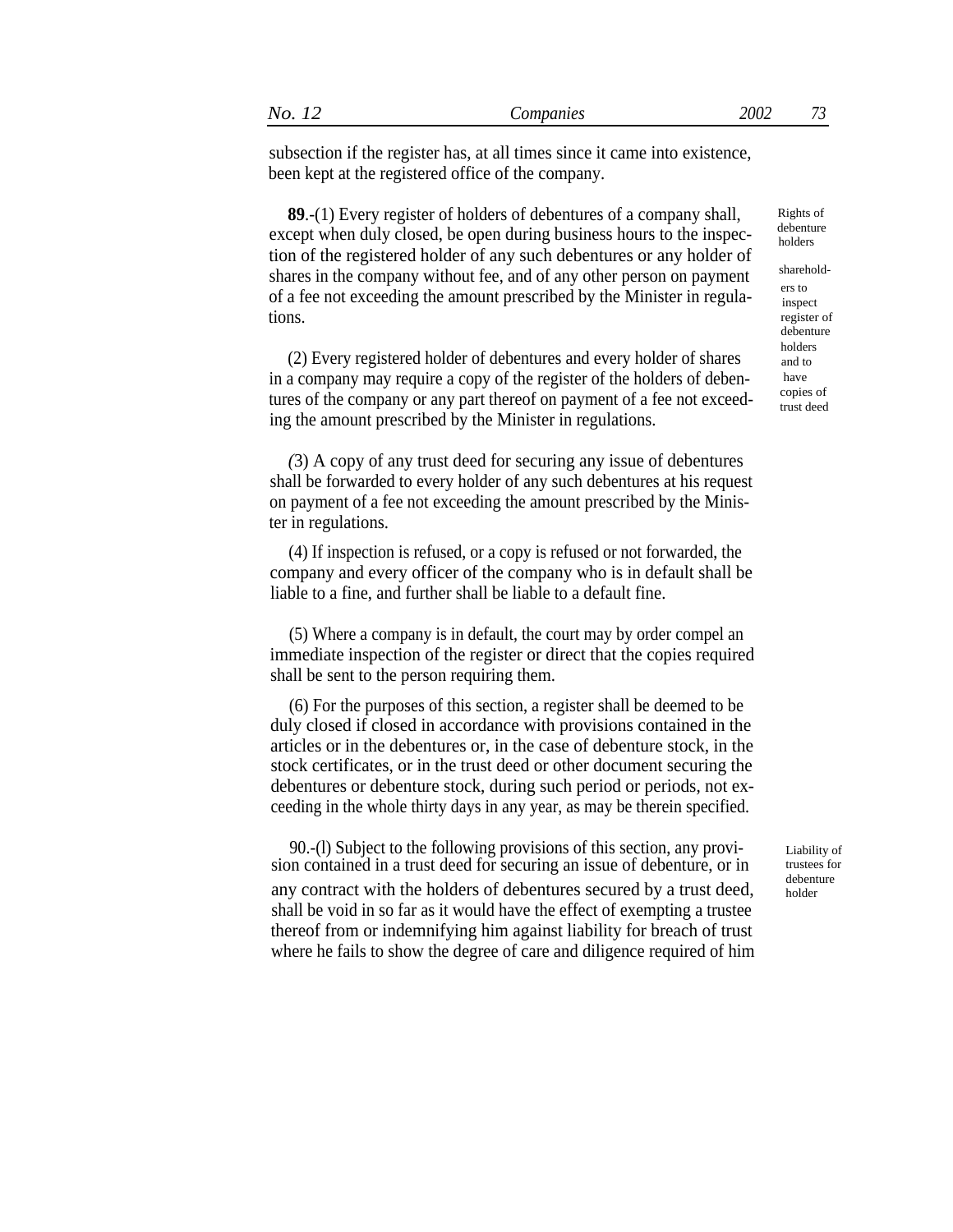subsection if the register has, at all times since it came into existence, been kept at the registered office of the company.

Rights of debenture holders shareholders to inspect register of debenture holders and to have copies of trust deed

**89**.-(1) Every register of holders of debentures of a company shall, except when duly closed, be open during business hours to the inspection of the registered holder of any such debentures or any holder of shares in the company without fee, and of any other person on payment of a fee not exceeding the amount prescribed by the Minister in regulations.

(2) Every registered holder of debentures and every holder of shares in a company may require a copy of the register of the holders of debentures of the company or any part thereof on payment of a fee not exceeding the amount prescribed by the Minister in regulations.

(3) A copy of any trust deed for securing any issue of debentures shall be forwarded to every holder of any such debentures at his request on payment of a fee not exceeding the amount prescribed by the Minister in regulations.

(4) If inspection is refused, or a copy is refused or not forwarded, the company and every officer of the company who is in default shall be liable to a fine, and further shall be liable to a default fine.

(5) Where a company is in default, the court may by order compel an immediate inspection of the register or direct that the copies required shall be sent to the person requiring them.

(6) For the purposes of this section, a register shall be deemed to be duly closed if closed in accordance with provisions contained in the articles or in the debentures or, in the case of debenture stock, in the stock certificates, or in the trust deed or other document securing the debentures or debenture stock, during such period or periods, not exceeding in the whole thirty days in any year, as may be therein specified.

Liability of trustees for debenture holder

90.-(l) Subject to the following provisions of this section, any provision contained in a trust deed for securing an issue of debenture, or in any contract with the holders of debentures secured by a trust deed, shall be void in so far as it would have the effect of exempting a trustee thereof from or indemnifying him against liability for breach of trust where he fails to show the degree of care and diligence required of him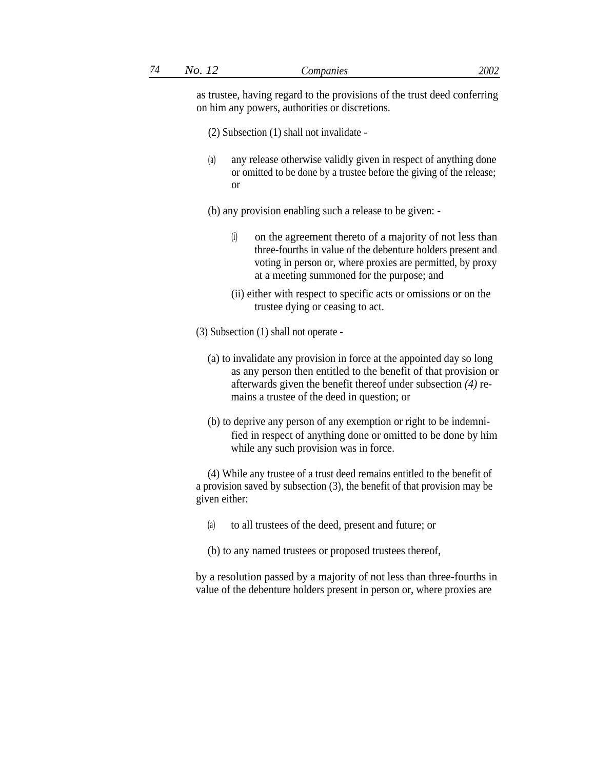as trustee, having regard to the provisions of the trust deed conferring on him any powers, authorities or discretions.

(2) Subsection (1) shall not invalidate -

(a) any release otherwise validly given in respect of anything done or omitted to be done by a trustee before the giving of the release; or

(b) any provision enabling such a release to be given: -

(i) on the agreement thereto of a majority of not less than three-fourths in value of the debenture holders present and voting in person or, where proxies are permitted, by proxy at a meeting summoned for the purpose; and

(ii) either with respect to specific acts or omissions or on the trustee dying or ceasing to act.

(3) Subsection (1) shall not operate -

(a) to invalidate any provision in force at the appointed day so long as any person then entitled to the benefit of that provision or afterwards given the benefit thereof under subsection *(4)* remains a trustee of the deed in question; or

(b) to deprive any person of any exemption or right to be indemnified in respect of anything done or omitted to be done by him while any such provision was in force.

(4) While any trustee of a trust deed remains entitled to the benefit of a provision saved by subsection (3), the benefit of that provision may be given either:

(a) to all trustees of the deed, present and future; or

(b) to any named trustees or proposed trustees thereof,

by a resolution passed by a majority of not less than three-fourths in value of the debenture holders present in person or, where proxies are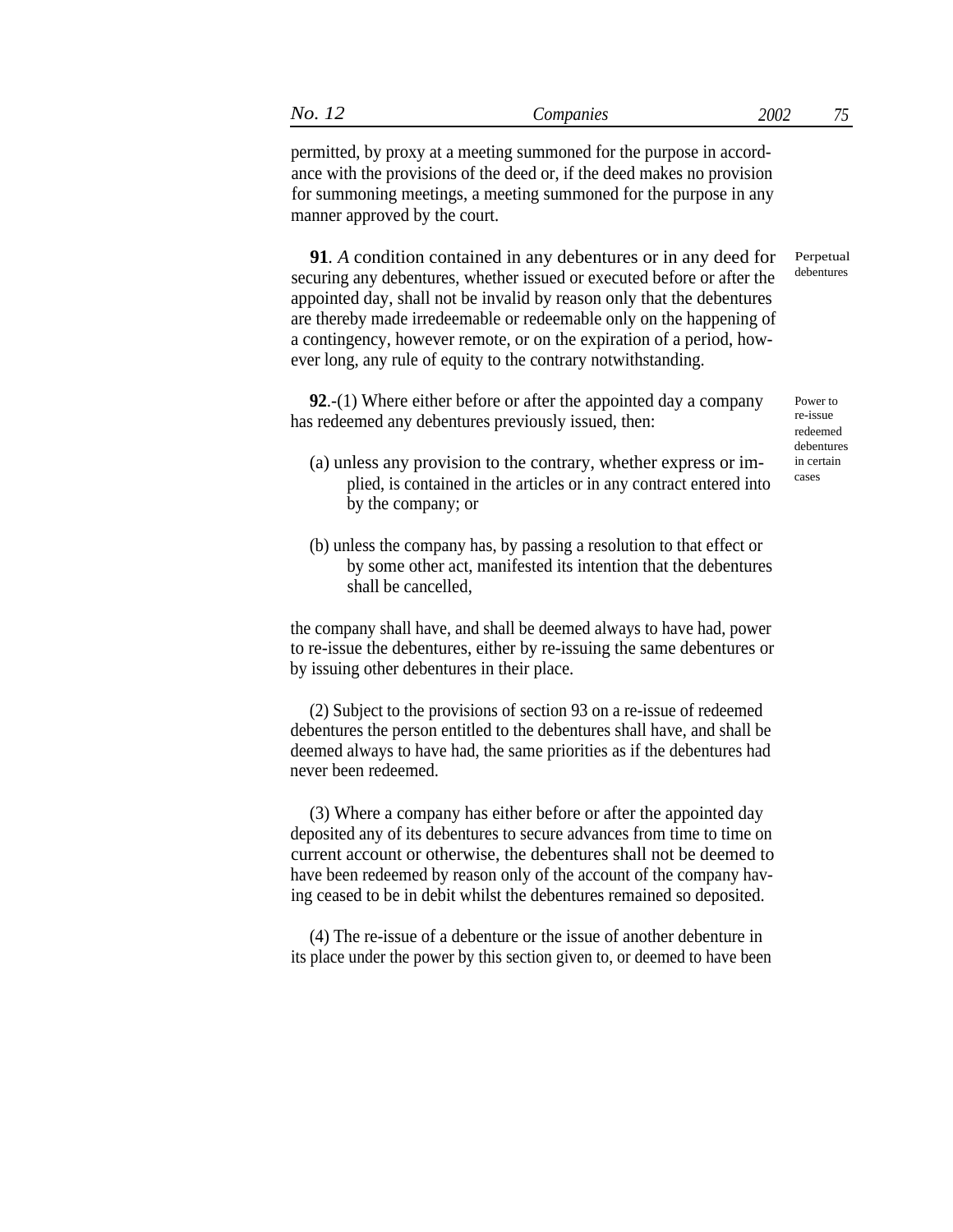permitted, by proxy at a meeting summoned for the purpose in accordance with the provisions of the deed or, if the deed makes no provision for summoning meetings, a meeting summoned for the purpose in any manner approved by the court.

Perpetual debentures

**91**. *A* condition contained in any debentures or in any deed for securing any debentures, whether issued or executed before or after the appointed day, shall not be invalid by reason only that the debentures are thereby made irredeemable or redeemable only on the happening of a contingency, however remote, or on the expiration of a period, however long, any rule of equity to the contrary notwithstanding.

Power to re-issue redeemed debentures in certain cases

**92**.-(1) Where either before or after the appointed day a company has redeemed any debentures previously issued, then:

(a) unless any provision to the contrary, whether express or implied, is contained in the articles or in any contract entered into by the company; or

(b) unless the company has, by passing a resolution to that effect or by some other act, manifested its intention that the debentures shall be cancelled,

the company shall have, and shall be deemed always to have had, power to re-issue the debentures, either by re-issuing the same debentures or by issuing other debentures in their place.

(2) Subject to the provisions of section 93 on a re-issue of redeemed debentures the person entitled to the debentures shall have, and shall be deemed always to have had, the same priorities as if the debentures had never been redeemed.

(3) Where a company has either before or after the appointed day deposited any of its debentures to secure advances from time to time on current account or otherwise, the debentures shall not be deemed to have been redeemed by reason only of the account of the company having ceased to be in debit whilst the debentures remained so deposited.

(4) The re-issue of a debenture or the issue of another debenture in its place under the power by this section given to, or deemed to have been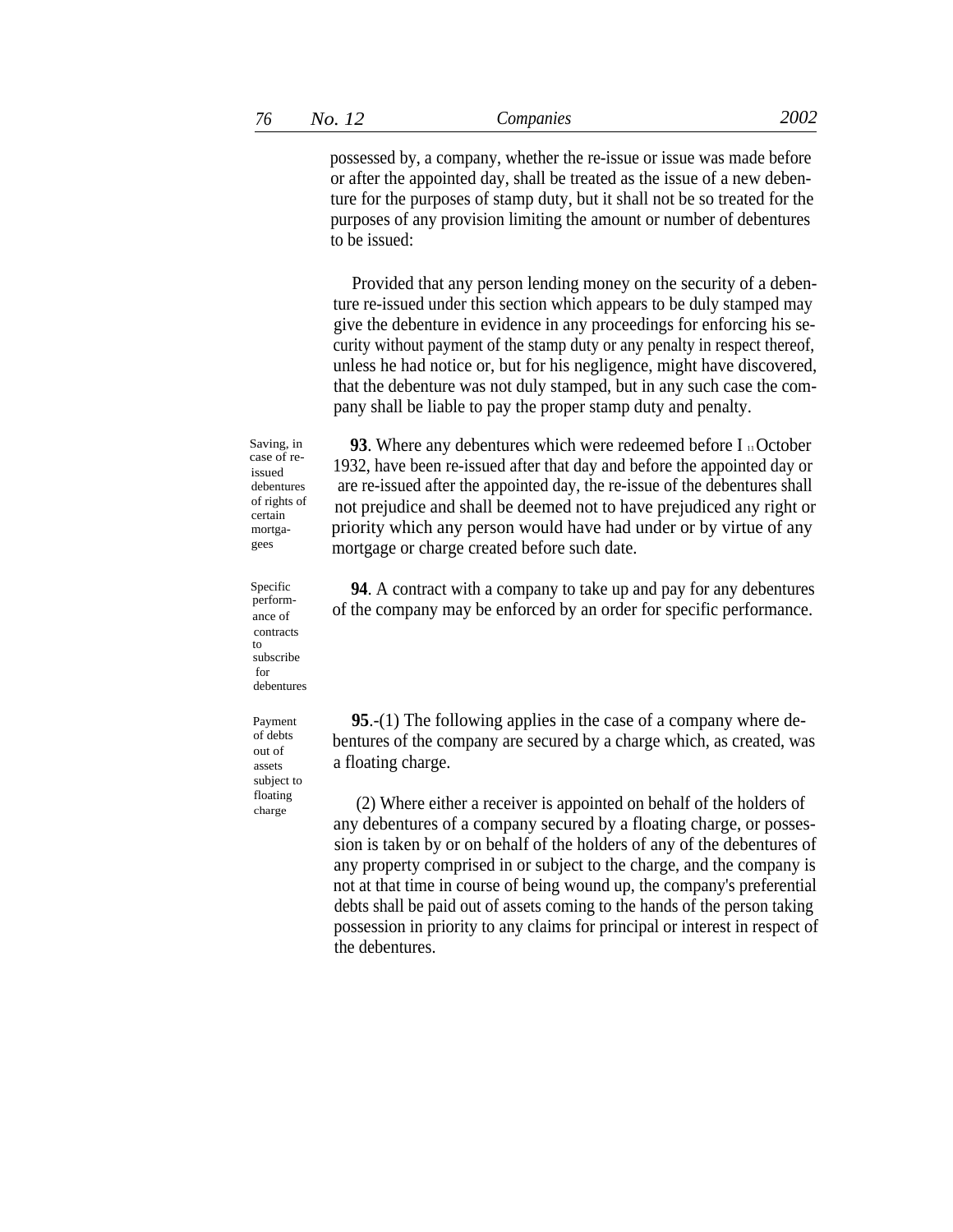possessed by, a company, whether the re-issue or issue was made before or after the appointed day, shall be treated as the issue of a new debenture for the purposes of stamp duty, but it shall not be so treated for the purposes of any provision limiting the amount or number of debentures to be issued:

Provided that any person lending money on the security of a debenture re-issued under this section which appears to be duly stamped may give the debenture in evidence in any proceedings for enforcing his security without payment of the stamp duty or any penalty in respect thereof, unless he had notice or, but for his negligence, might have discovered, that the debenture was not duly stamped, but in any such case the company shall be liable to pay the proper stamp duty and penalty.

*Saving, in case of re-issued debentures of rights of certain mortgagees*

**93**. Where any debentures which were redeemed before I [11] October 1932, have been re-issued after that day and before the appointed day or are re-issued after the appointed day, the re-issue of the debentures shall not prejudice and shall be deemed not to have prejudiced any right or priority which any person would have had under or by virtue of any mortgage or charge created before such date.

*Specific performance of contracts to subscribe for debentures*

**94**. A contract with a company to take up and pay for any debentures of the company may be enforced by an order for specific performance.

*Payment of debts out of assets subject to floating charge*

**95**.-(1) The following applies in the case of a company where debentures of the company are secured by a charge which, as created, was a floating charge.

(2) Where either a receiver is appointed on behalf of the holders of any debentures of a company secured by a floating charge, or possession is taken by or on behalf of the holders of any of the debentures of any property comprised in or subject to the charge, and the company is not at that time in course of being wound up, the company's preferential debts shall be paid out of assets coming to the hands of the person taking possession in priority to any claims for principal or interest in respect of the debentures.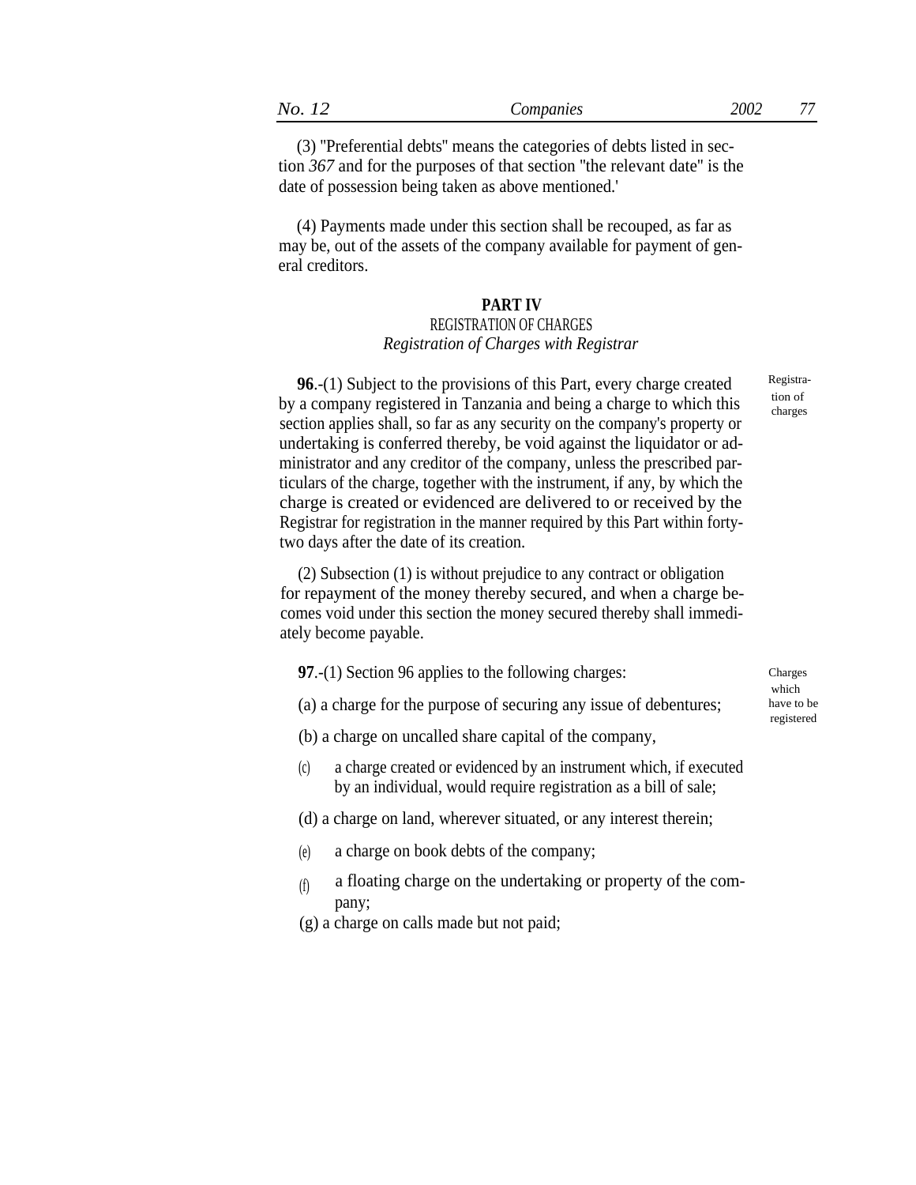(3) "Preferential debts" means the categories of debts listed in section *367* and for the purposes of that section "the relevant date" is the date of possession being taken as above mentioned.'

(4) Payments made under this section shall be recouped, as far as may be, out of the assets of the company available for payment of general creditors.

## PART IV

### REGISTRATION OF CHARGES

*Registration of Charges with Registrar*

Registration of charges

**96**.-(1) Subject to the provisions of this Part, every charge created by a company registered in Tanzania and being a charge to which this section applies shall, so far as any security on the company's property or undertaking is conferred thereby, be void against the liquidator or administrator and any creditor of the company, unless the prescribed particulars of the charge, together with the instrument, if any, by which the charge is created or evidenced are delivered to or received by the Registrar for registration in the manner required by this Part within forty-two days after the date of its creation.

(2) Subsection (1) is without prejudice to any contract or obligation for repayment of the money thereby secured, and when a charge becomes void under this section the money secured thereby shall immediately become payable.

Charges which have to be registered

**97**.-(1) Section 96 applies to the following charges:

(a) a charge for the purpose of securing any issue of debentures;

(b) a charge on uncalled share capital of the company,

(c) a charge created or evidenced by an instrument which, if executed by an individual, would require registration as a bill of sale;

(d) a charge on land, wherever situated, or any interest therein;

(e) a charge on book debts of the company;

(f) a floating charge on the undertaking or property of the company;

(g) a charge on calls made but not paid;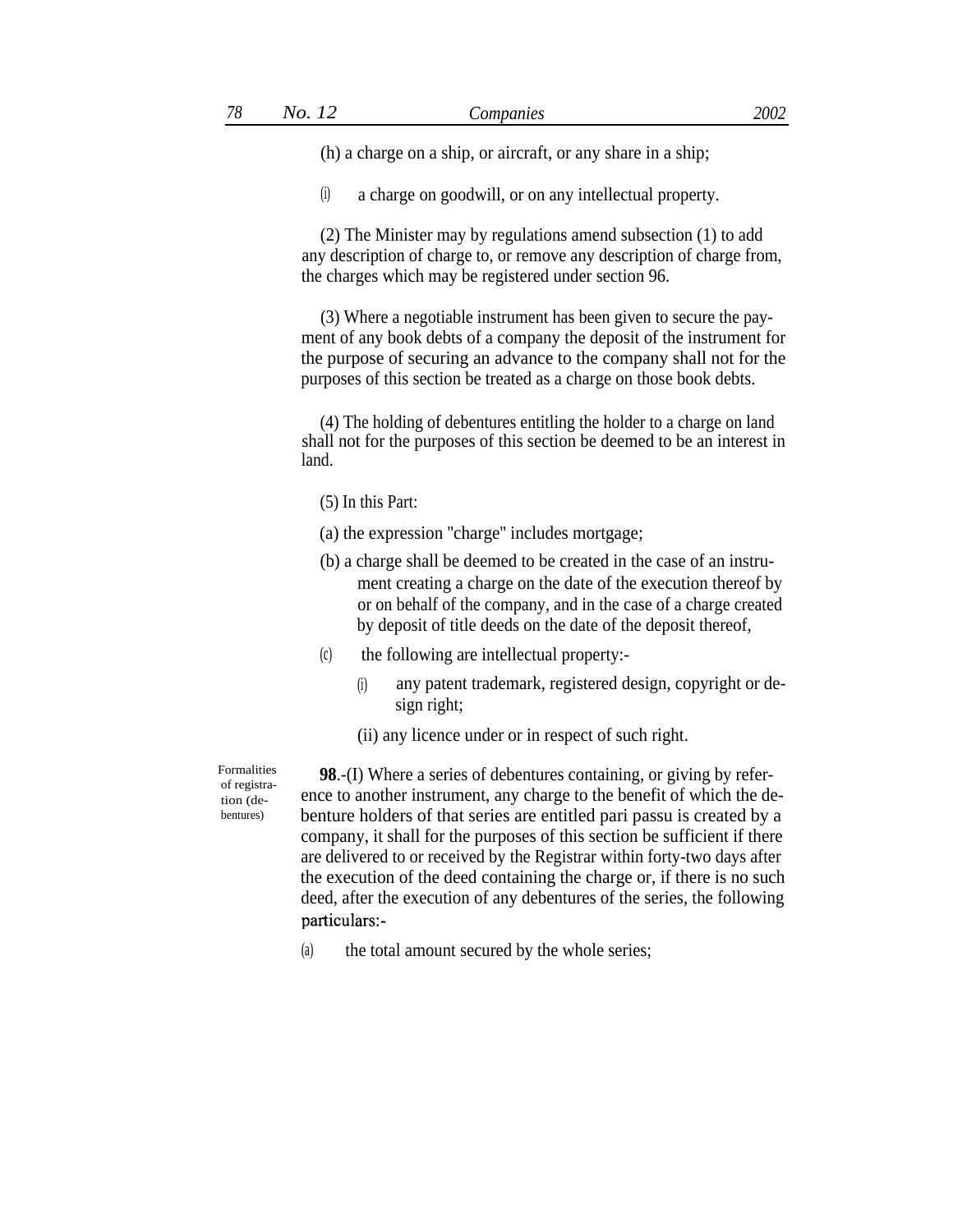(h) a charge on a ship, or aircraft, or any share in a ship;

(i) a charge on goodwill, or on any intellectual property.

(2) The Minister may by regulations amend subsection (1) to add any description of charge to, or remove any description of charge from, the charges which may be registered under section 96.

(3) Where a negotiable instrument has been given to secure the payment of any book debts of a company the deposit of the instrument for the purpose of securing an advance to the company shall not for the purposes of this section be treated as a charge on those book debts.

(4) The holding of debentures entitling the holder to a charge on land shall not for the purposes of this section be deemed to be an interest in land.

(5) In this Part:

(a) the expression "charge" includes mortgage;

(b) a charge shall be deemed to be created in the case of an instrument creating a charge on the date of the execution thereof by or on behalf of the company, and in the case of a charge created by deposit of title deeds on the date of the deposit thereof,

(c) the following are intellectual property:-

(i) any patent trademark, registered design, copyright or design right;

(ii) any licence under or in respect of such right.

Formalities of registration (debentures)

**98**.-(I) Where a series of debentures containing, or giving by reference to another instrument, any charge to the benefit of which the debenture holders of that series are entitled pari passu is created by a company, it shall for the purposes of this section be sufficient if there are delivered to or received by the Registrar within forty-two days after the execution of the deed containing the charge or, if there is no such deed, after the execution of any debentures of the series, the following particulars:-

(a) the total amount secured by the whole series;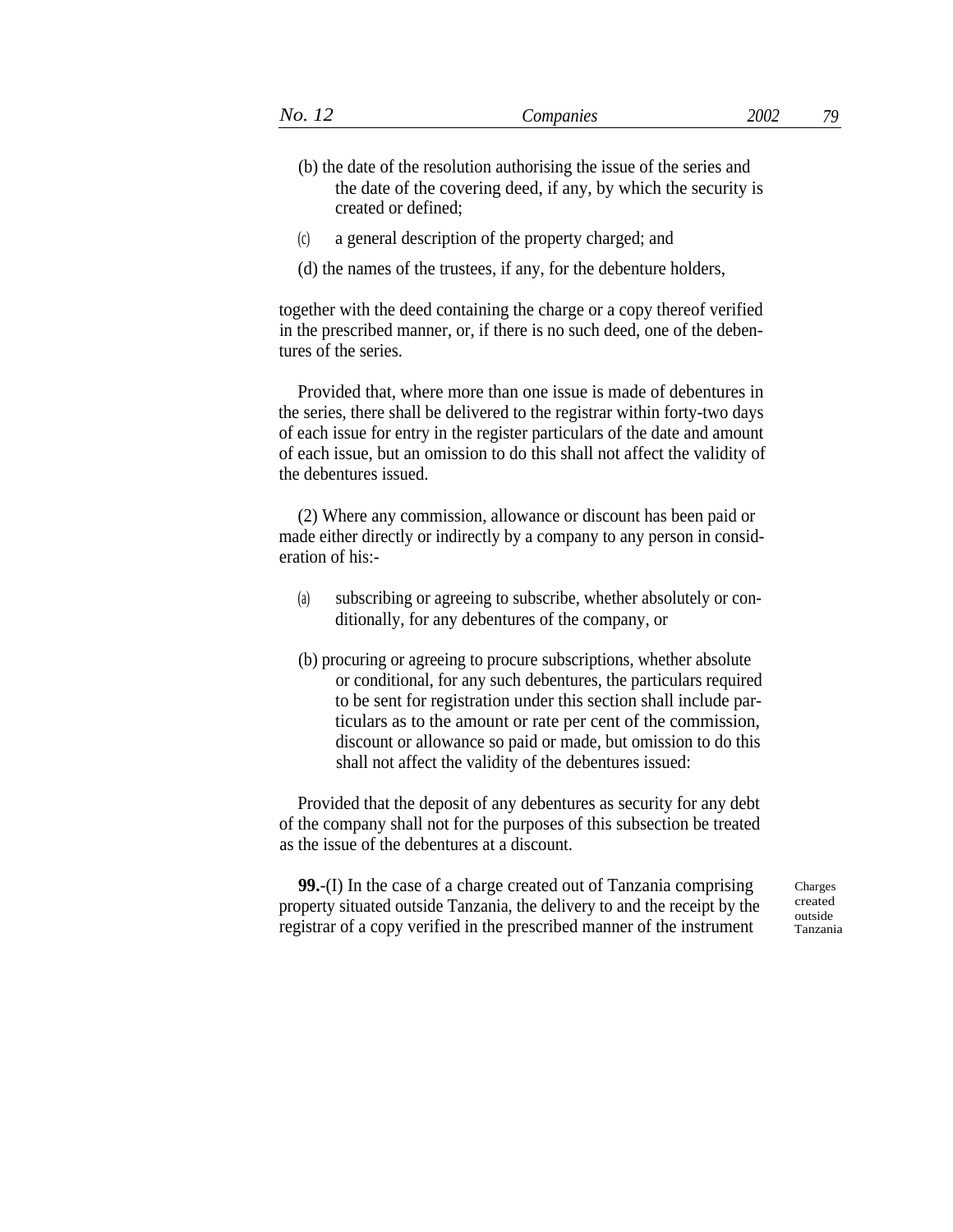(b) the date of the resolution authorising the issue of the series and the date of the covering deed, if any, by which the security is created or defined;

(c) a general description of the property charged; and

(d) the names of the trustees, if any, for the debenture holders,

together with the deed containing the charge or a copy thereof verified in the prescribed manner, or, if there is no such deed, one of the debentures of the series.

Provided that, where more than one issue is made of debentures in the series, there shall be delivered to the registrar within forty-two days of each issue for entry in the register particulars of the date and amount of each issue, but an omission to do this shall not affect the validity of the debentures issued.

(2) Where any commission, allowance or discount has been paid or made either directly or indirectly by a company to any person in consideration of his:-

(a) subscribing or agreeing to subscribe, whether absolutely or conditionally, for any debentures of the company, or

(b) procuring or agreeing to procure subscriptions, whether absolute or conditional, for any such debentures, the particulars required to be sent for registration under this section shall include particulars as to the amount or rate per cent of the commission, discount or allowance so paid or made, but omission to do this shall not affect the validity of the debentures issued:

Provided that the deposit of any debentures as security for any debt of the company shall not for the purposes of this subsection be treated as the issue of the debentures at a discount.

Charges created outside Tanzania

**99.**-(I) In the case of a charge created out of Tanzania comprising property situated outside Tanzania, the delivery to and the receipt by the registrar of a copy verified in the prescribed manner of the instrument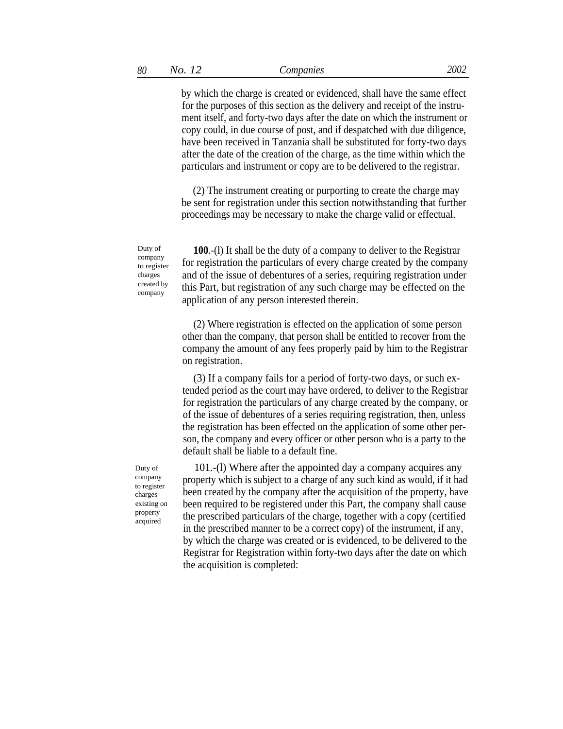by which the charge is created or evidenced, shall have the same effect for the purposes of this section as the delivery and receipt of the instrument itself, and forty-two days after the date on which the instrument or copy could, in due course of post, and if despatched with due diligence, have been received in Tanzania shall be substituted for forty-two days after the date of the creation of the charge, as the time within which the particulars and instrument or copy are to be delivered to the registrar.

(2) The instrument creating or purporting to create the charge may be sent for registration under this section notwithstanding that further proceedings may be necessary to make the charge valid or effectual.

Duty of company to register charges created by company

**100**.-(l) It shall be the duty of a company to deliver to the Registrar for registration the particulars of every charge created by the company and of the issue of debentures of a series, requiring registration under this Part, but registration of any such charge may be effected on the application of any person interested therein.

(2) Where registration is effected on the application of some person other than the company, that person shall be entitled to recover from the company the amount of any fees properly paid by him to the Registrar on registration.

(3) If a company fails for a period of forty-two days, or such extended period as the court may have ordered, to deliver to the Registrar for registration the particulars of any charge created by the company, or of the issue of debentures of a series requiring registration, then, unless the registration has been effected on the application of some other person, the company and every officer or other person who is a party to the default shall be liable to a default fine.

Duty of company to register charges existing on property acquired

101.-(l) Where after the appointed day a company acquires any property which is subject to a charge of any such kind as would, if it had been created by the company after the acquisition of the property, have been required to be registered under this Part, the company shall cause the prescribed particulars of the charge, together with a copy (certified in the prescribed manner to be a correct copy) of the instrument, if any, by which the charge was created or is evidenced, to be delivered to the Registrar for Registration within forty-two days after the date on which the acquisition is completed: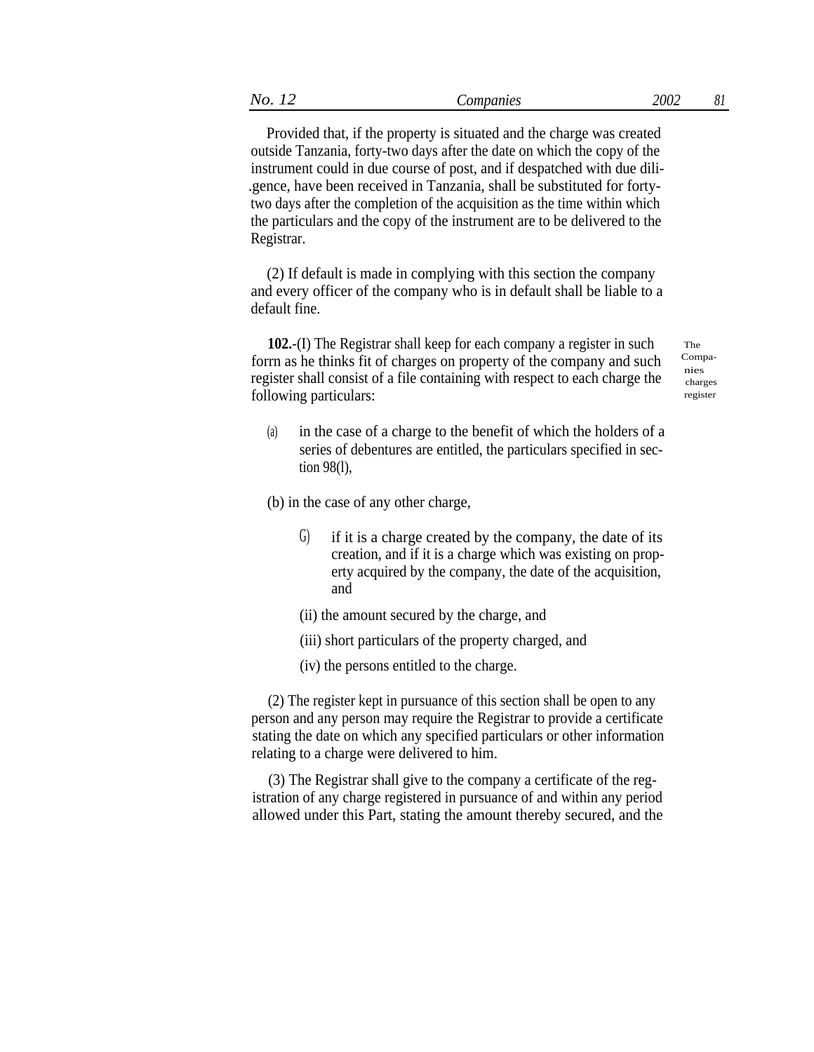Provided that, if the property is situated and the charge was created outside Tanzania, forty-two days after the date on which the copy of the instrument could in due course of post, and if despatched with due diligence, have been received in Tanzania, shall be substituted for forty-two days after the completion of the acquisition as the time within which the particulars and the copy of the instrument are to be delivered to the Registrar.

(2) If default is made in complying with this section the company and every officer of the company who is in default shall be liable to a default fine.

The Companies charges register

**102.**-(I) The Registrar shall keep for each company a register in such forrn as he thinks fit of charges on property of the company and such register shall consist of a file containing with respect to each charge the following particulars:

(a) in the case of a charge to the benefit of which the holders of a series of debentures are entitled, the particulars specified in section 98(l),

(b) in the case of any other charge,

G) if it is a charge created by the company, the date of its creation, and if it is a charge which was existing on property acquired by the company, the date of the acquisition, and

(ii) the amount secured by the charge, and

(iii) short particulars of the property charged, and

(iv) the persons entitled to the charge.

(2) The register kept in pursuance of this section shall be open to any person and any person may require the Registrar to provide a certificate stating the date on which any specified particulars or other information relating to a charge were delivered to him.

(3) The Registrar shall give to the company a certificate of the registration of any charge registered in pursuance of and within any period allowed under this Part, stating the amount thereby secured, and the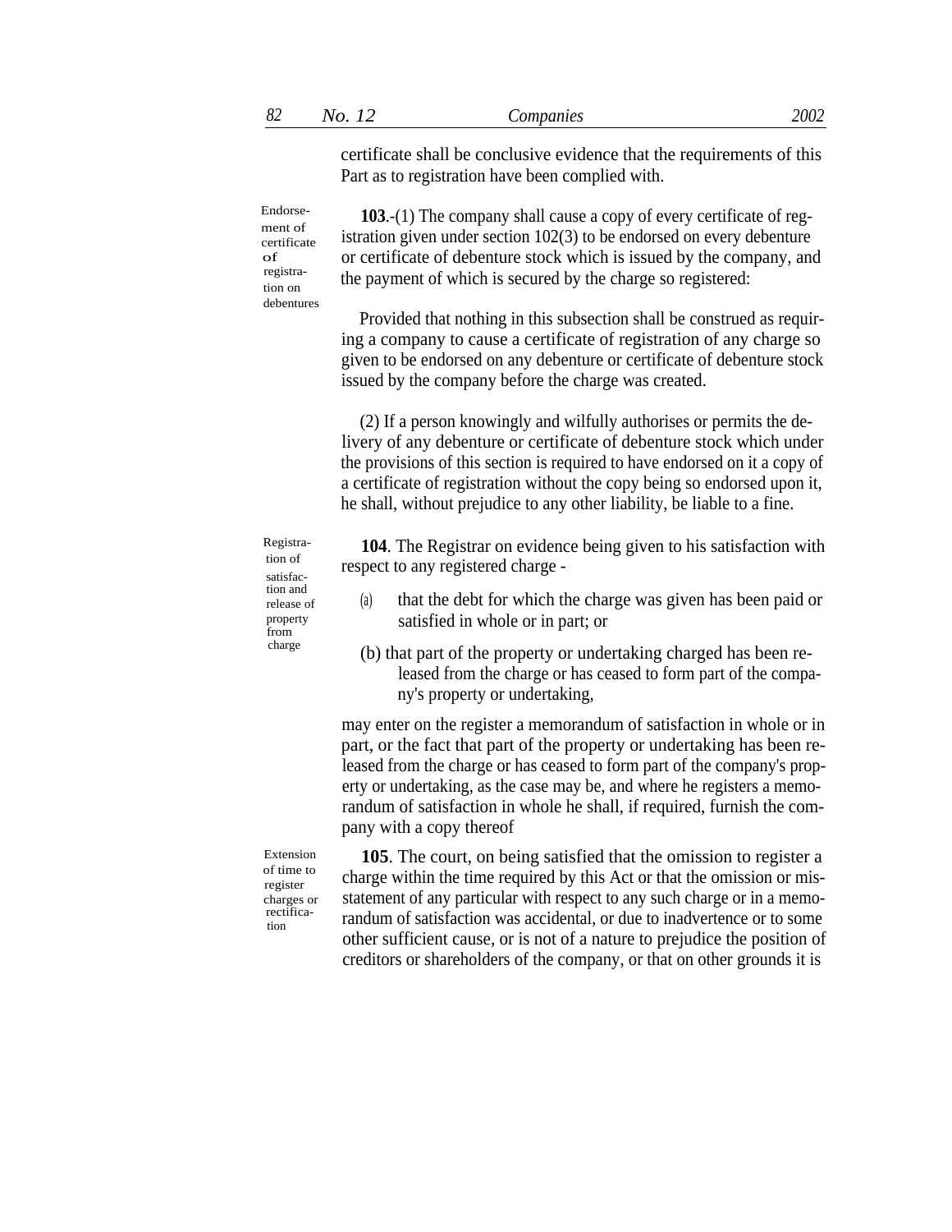certificate shall be conclusive evidence that the requirements of this Part as to registration have been complied with.

Endorsement of certificate of registration on debentures

**103**.-(1) The company shall cause a copy of every certificate of registration given under section 102(3) to be endorsed on every debenture or certificate of debenture stock which is issued by the company, and the payment of which is secured by the charge so registered:

Provided that nothing in this subsection shall be construed as requiring a company to cause a certificate of registration of any charge so given to be endorsed on any debenture or certificate of debenture stock issued by the company before the charge was created.

(2) If a person knowingly and wilfully authorises or permits the delivery of any debenture or certificate of debenture stock which under the provisions of this section is required to have endorsed on it a copy of a certificate of registration without the copy being so endorsed upon it, he shall, without prejudice to any other liability, be liable to a fine.

Registration of satisfaction and release of property from charge

**104**. The Registrar on evidence being given to his satisfaction with respect to any registered charge -

(a) that the debt for which the charge was given has been paid or satisfied in whole or in part; or

(b) that part of the property or undertaking charged has been released from the charge or has ceased to form part of the company's property or undertaking,

may enter on the register a memorandum of satisfaction in whole or in part, or the fact that part of the property or undertaking has been released from the charge or has ceased to form part of the company's property or undertaking, as the case may be, and where he registers a memorandum of satisfaction in whole he shall, if required, furnish the company with a copy thereof

Extension of time to register charges or rectification

**105**. The court, on being satisfied that the omission to register a charge within the time required by this Act or that the omission or misstatement of any particular with respect to any such charge or in a memorandum of satisfaction was accidental, or due to inadvertence or to some other sufficient cause, or is not of a nature to prejudice the position of creditors or shareholders of the company, or that on other grounds it is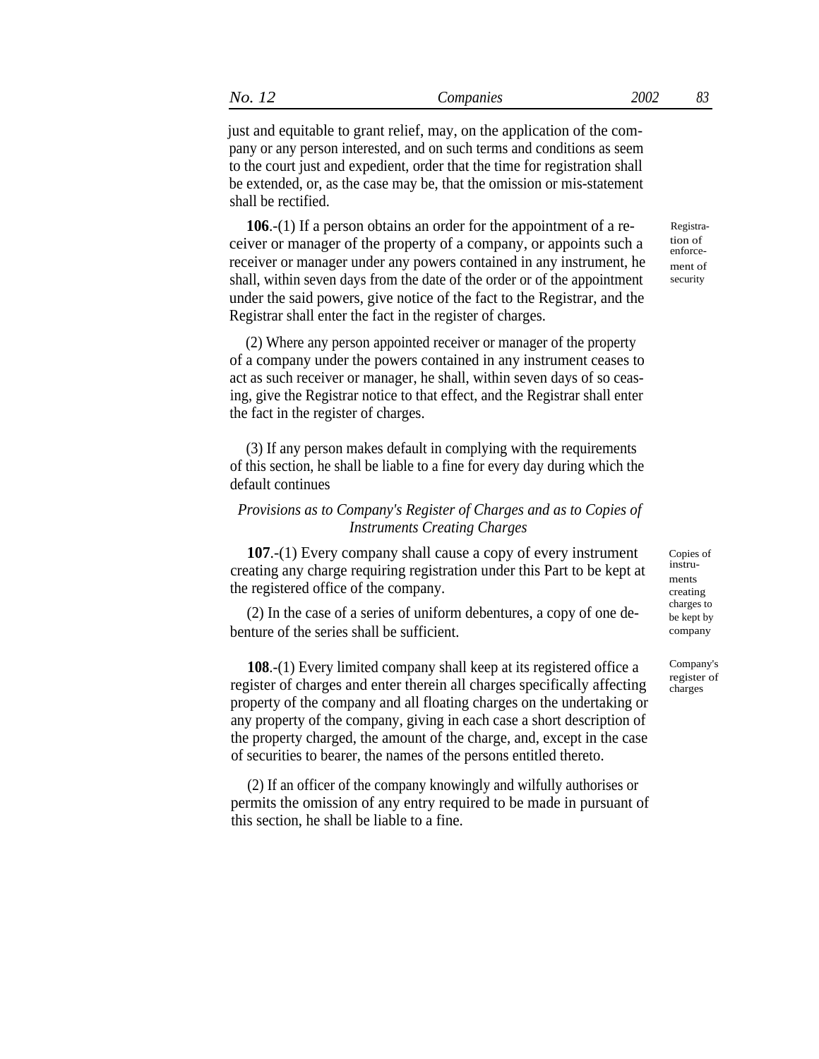just and equitable to grant relief, may, on the application of the company or any person interested, and on such terms and conditions as seem to the court just and expedient, order that the time for registration shall be extended, or, as the case may be, that the omission or mis-statement shall be rectified.

Registration of enforcement of security

**106**.-(1) If a person obtains an order for the appointment of a receiver or manager of the property of a company, or appoints such a receiver or manager under any powers contained in any instrument, he shall, within seven days from the date of the order or of the appointment under the said powers, give notice of the fact to the Registrar, and the Registrar shall enter the fact in the register of charges.

(2) Where any person appointed receiver or manager of the property of a company under the powers contained in any instrument ceases to act as such receiver or manager, he shall, within seven days of so ceasing, give the Registrar notice to that effect, and the Registrar shall enter the fact in the register of charges.

(3) If any person makes default in complying with the requirements of this section, he shall be liable to a fine for every day during which the default continues

*Provisions as to Company's Register of Charges and as to Copies of Instruments Creating Charges*

Copies of instruments creating charges to be kept by company

**107**.-(1) Every company shall cause a copy of every instrument creating any charge requiring registration under this Part to be kept at the registered office of the company.

(2) In the case of a series of uniform debentures, a copy of one debenture of the series shall be sufficient.

Company's register of charges

**108**.-(1) Every limited company shall keep at its registered office a register of charges and enter therein all charges specifically affecting property of the company and all floating charges on the undertaking or any property of the company, giving in each case a short description of the property charged, the amount of the charge, and, except in the case of securities to bearer, the names of the persons entitled thereto.

(2) If an officer of the company knowingly and wilfully authorises or permits the omission of any entry required to be made in pursuant of this section, he shall be liable to a fine.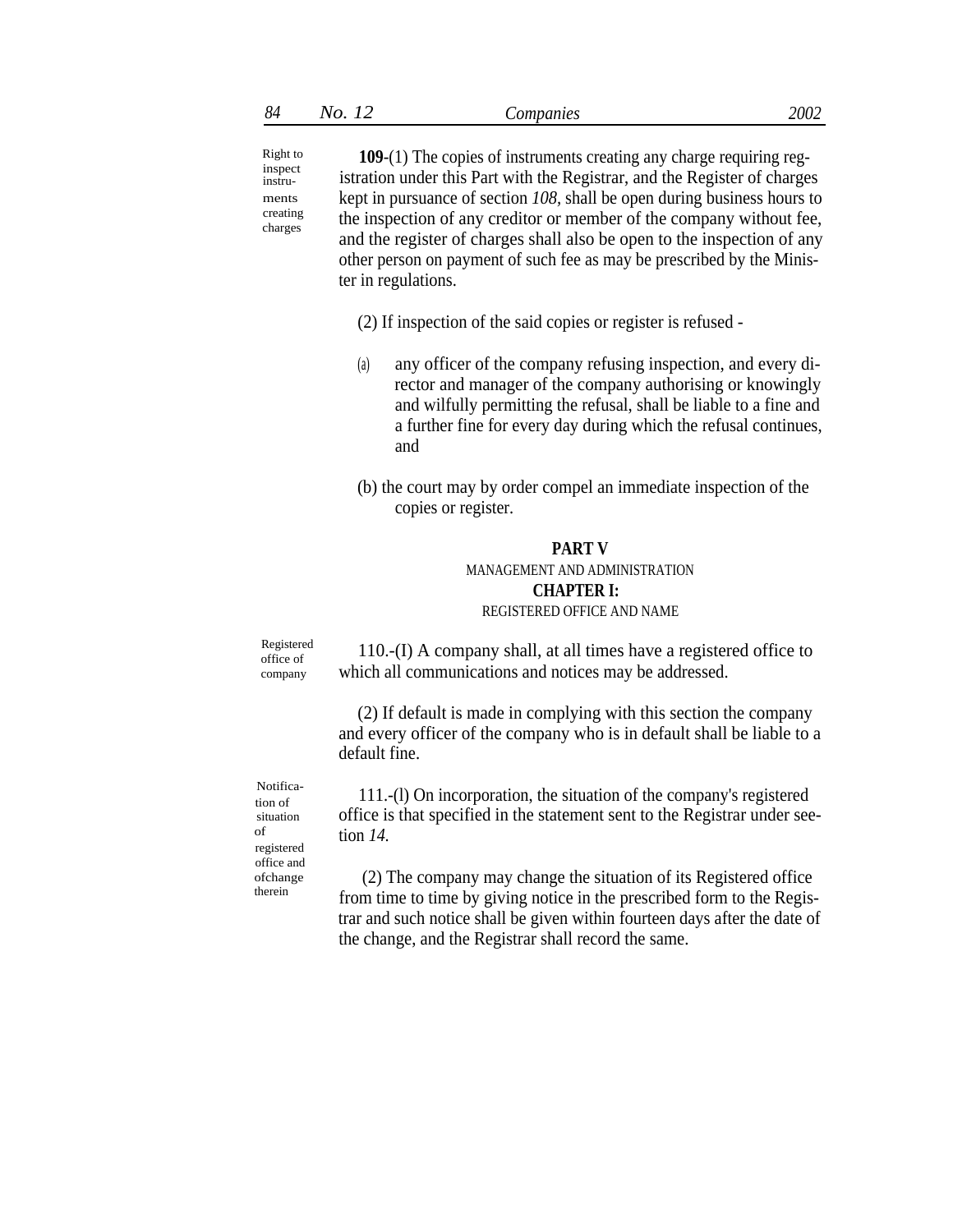Right to inspect instruments creating charges

**109**-(1) The copies of instruments creating any charge requiring registration under this Part with the Registrar, and the Register of charges kept in pursuance of section *108,* shall be open during business hours to the inspection of any creditor or member of the company without fee, and the register of charges shall also be open to the inspection of any other person on payment of such fee as may be prescribed by the Minister in regulations.

(2) If inspection of the said copies or register is refused -

(a) any officer of the company refusing inspection, and every director and manager of the company authorising or knowingly and wilfully permitting the refusal, shall be liable to a fine and a further fine for every day during which the refusal continues, and

(b) the court may by order compel an immediate inspection of the copies or register.

## PART V

### MANAGEMENT AND ADMINISTRATION

### CHAPTER I:

### REGISTERED OFFICE AND NAME

Registered office of company

110.-(I) A company shall, at all times have a registered office to which all communications and notices may be addressed.

(2) If default is made in complying with this section the company and every officer of the company who is in default shall be liable to a default fine.

Notification of situation of registered office and ofchange therein

111.-(l) On incorporation, the situation of the company's registered office is that specified in the statement sent to the Registrar under seetion *14.*

(2) The company may change the situation of its Registered office from time to time by giving notice in the prescribed form to the Registrar and such notice shall be given within fourteen days after the date of the change, and the Registrar shall record the same.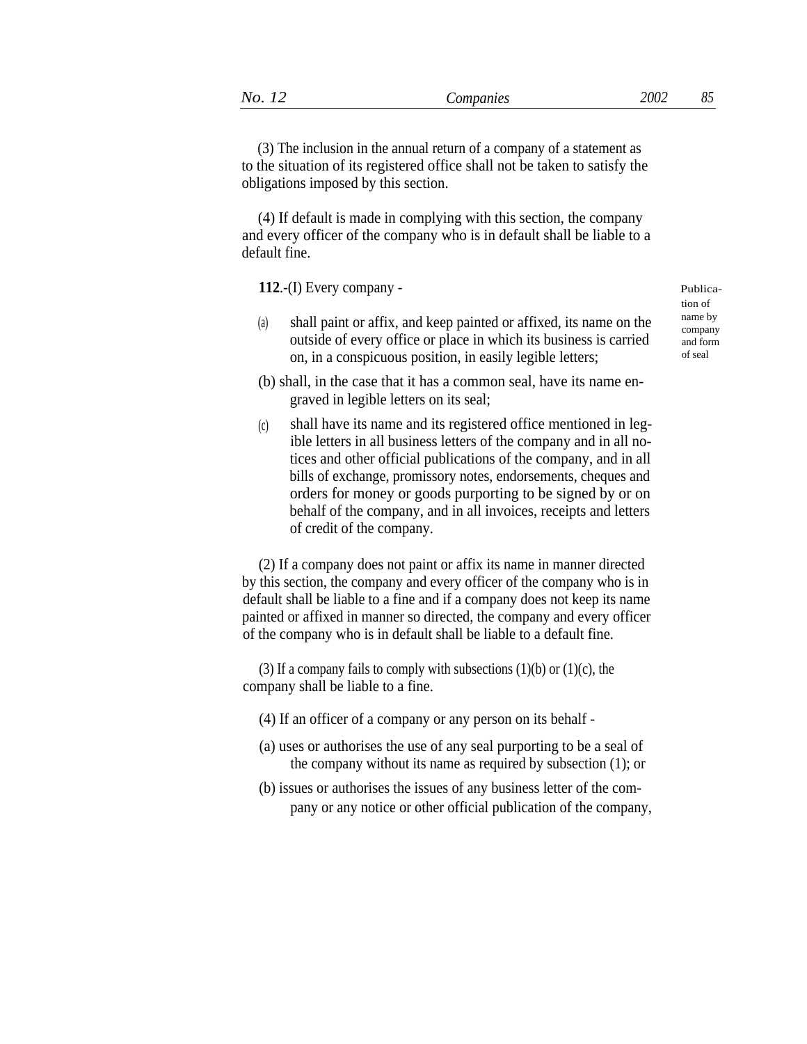(3) The inclusion in the annual return of a company of a statement as to the situation of its registered office shall not be taken to satisfy the obligations imposed by this section.

(4) If default is made in complying with this section, the company and every officer of the company who is in default shall be liable to a default fine.

Publication of name by company and form of seal

**112**.-(I) Every company -

(a) shall paint or affix, and keep painted or affixed, its name on the outside of every office or place in which its business is carried on, in a conspicuous position, in easily legible letters;

(b) shall, in the case that it has a common seal, have its name engraved in legible letters on its seal;

(c) shall have its name and its registered office mentioned in legible letters in all business letters of the company and in all notices and other official publications of the company, and in all bills of exchange, promissory notes, endorsements, cheques and orders for money or goods purporting to be signed by or on behalf of the company, and in all invoices, receipts and letters of credit of the company.

(2) If a company does not paint or affix its name in manner directed by this section, the company and every officer of the company who is in default shall be liable to a fine and if a company does not keep its name painted or affixed in manner so directed, the company and every officer of the company who is in default shall be liable to a default fine.

(3) If a company fails to comply with subsections (1)(b) or (1)(c), the company shall be liable to a fine.

(4) If an officer of a company or any person on its behalf -

(a) uses or authorises the use of any seal purporting to be a seal of the company without its name as required by subsection (1); or

(b) issues or authorises the issues of any business letter of the company or any notice or other official publication of the company,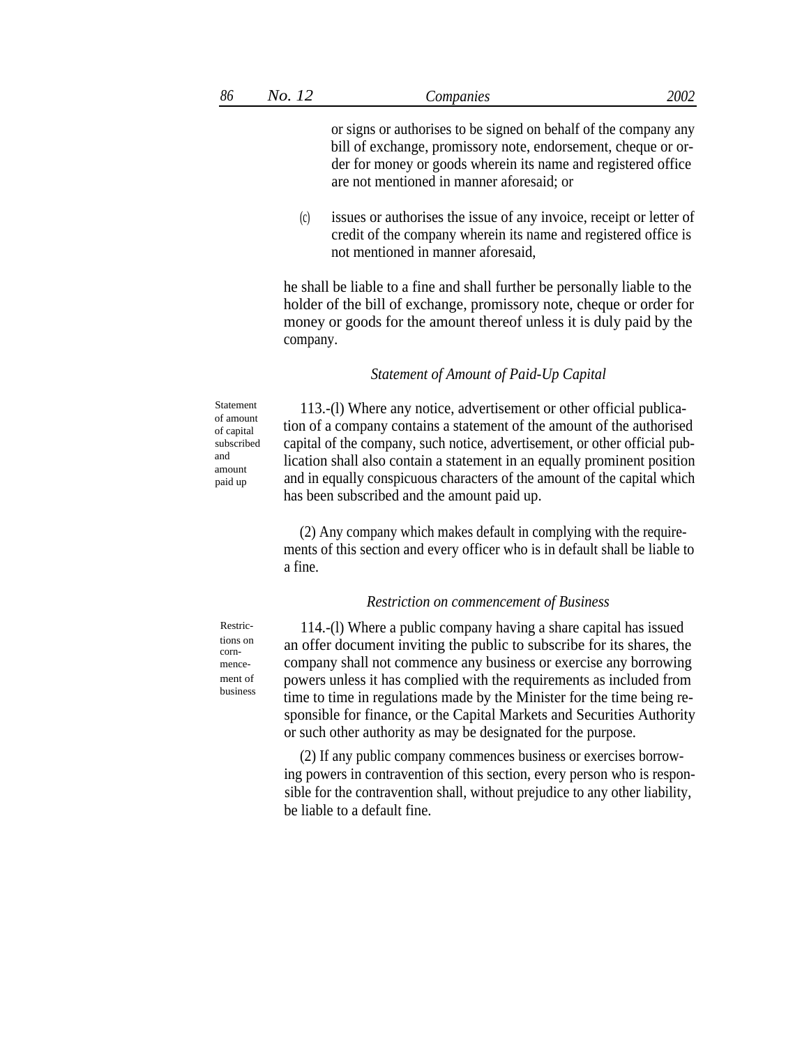or signs or authorises to be signed on behalf of the company any bill of exchange, promissory note, endorsement, cheque or order for money or goods wherein its name and registered office are not mentioned in manner aforesaid; or

(c) issues or authorises the issue of any invoice, receipt or letter of credit of the company wherein its name and registered office is not mentioned in manner aforesaid,

he shall be liable to a fine and shall further be personally liable to the holder of the bill of exchange, promissory note, cheque or order for money or goods for the amount thereof unless it is duly paid by the company.

### *Statement of Amount of Paid-Up Capital*

Statement of amount of capital subscribed and amount paid up

113.-(l) Where any notice, advertisement or other official publication of a company contains a statement of the amount of the authorised capital of the company, such notice, advertisement, or other official publication shall also contain a statement in an equally prominent position and in equally conspicuous characters of the amount of the capital which has been subscribed and the amount paid up.

(2) Any company which makes default in complying with the requirements of this section and every officer who is in default shall be liable to a fine.

### *Restriction on commencement of Business*

Restrictions on commencement of business

114.-(l) Where a public company having a share capital has issued an offer document inviting the public to subscribe for its shares, the company shall not commence any business or exercise any borrowing powers unless it has complied with the requirements as included from time to time in regulations made by the Minister for the time being responsible for finance, or the Capital Markets and Securities Authority or such other authority as may be designated for the purpose.

(2) If any public company commences business or exercises borrowing powers in contravention of this section, every person who is responsible for the contravention shall, without prejudice to any other liability, be liable to a default fine.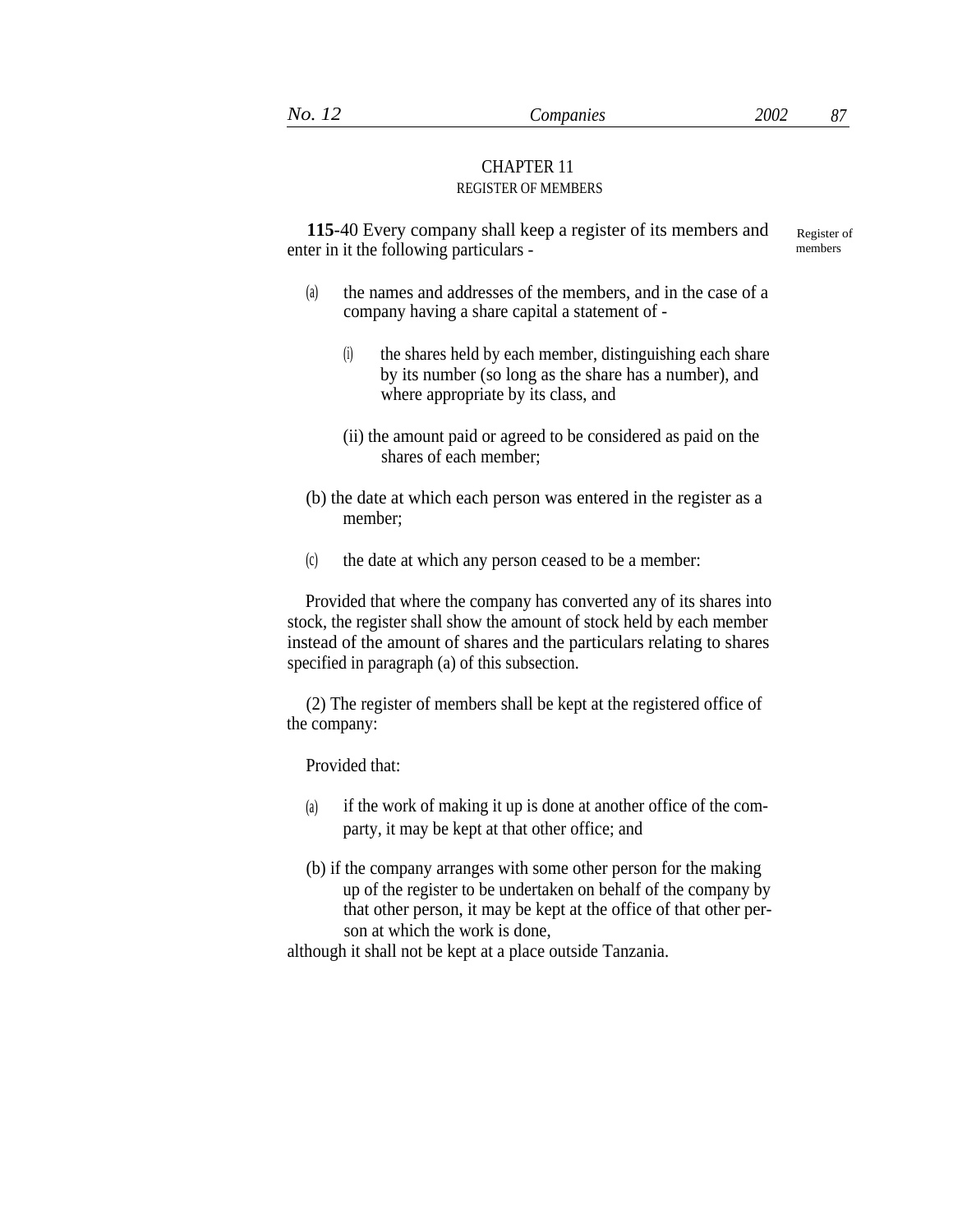# CHAPTER 11

## REGISTER OF MEMBERS

Register of members

**115**-40 Every company shall keep a register of its members and enter in it the following particulars -

(a) the names and addresses of the members, and in the case of a company having a share capital a statement of -

(i) the shares held by each member, distinguishing each share by its number (so long as the share has a number), and where appropriate by its class, and

(ii) the amount paid or agreed to be considered as paid on the shares of each member;

(b) the date at which each person was entered in the register as a member;

(c) the date at which any person ceased to be a member:

Provided that where the company has converted any of its shares into stock, the register shall show the amount of stock held by each member instead of the amount of shares and the particulars relating to shares specified in paragraph (a) of this subsection.

(2) The register of members shall be kept at the registered office of the company:

Provided that:

(a) if the work of making it up is done at another office of the comparty, it may be kept at that other office; and

(b) if the company arranges with some other person for the making up of the register to be undertaken on behalf of the company by that other person, it may be kept at the office of that other person at which the work is done,

although it shall not be kept at a place outside Tanzania.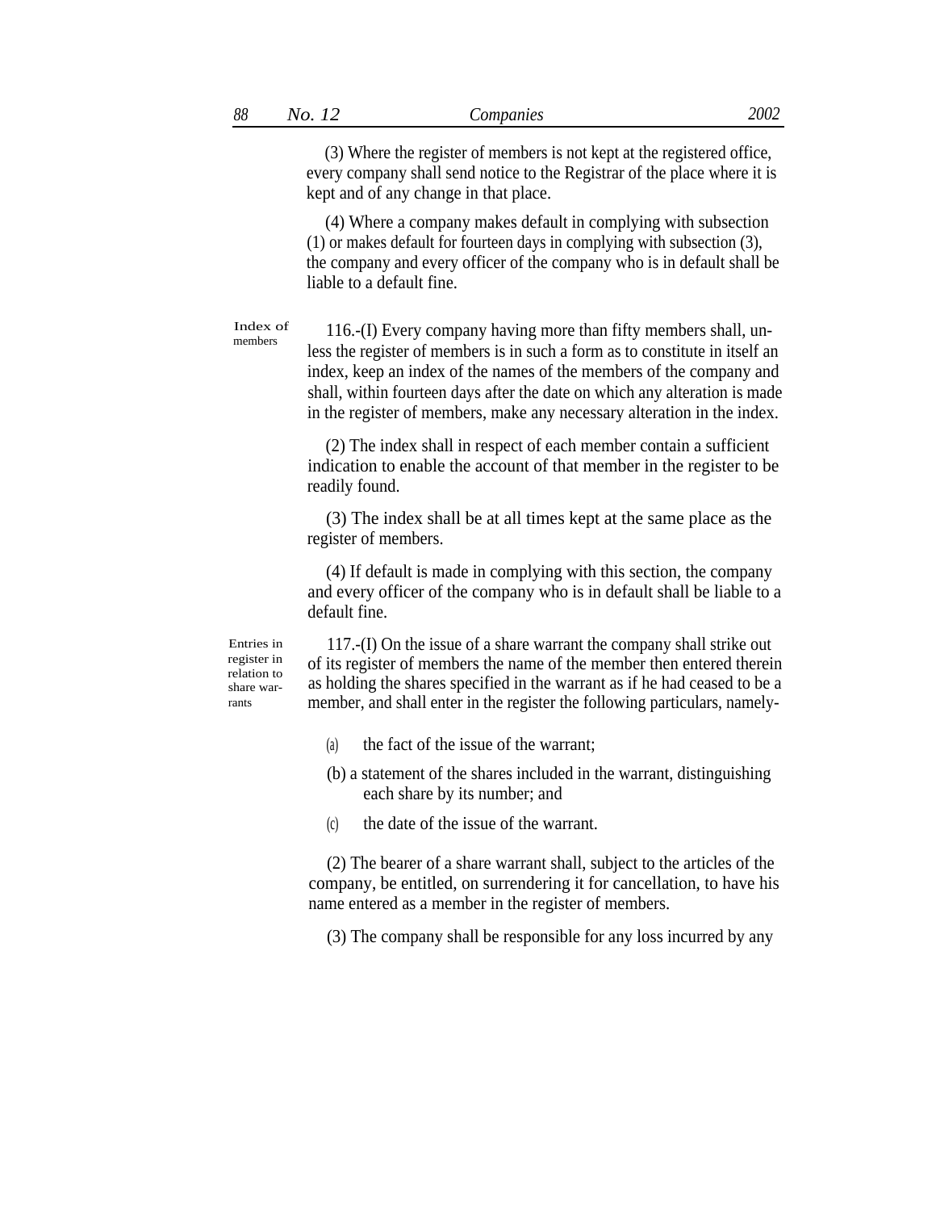(3) Where the register of members is not kept at the registered office, every company shall send notice to the Registrar of the place where it is kept and of any change in that place.

(4) Where a company makes default in complying with subsection (1) or makes default for fourteen days in complying with subsection (3), the company and every officer of the company who is in default shall be liable to a default fine.

Index of members

116.-(I) Every company having more than fifty members shall, unless the register of members is in such a form as to constitute in itself an index, keep an index of the names of the members of the company and shall, within fourteen days after the date on which any alteration is made in the register of members, make any necessary alteration in the index.

(2) The index shall in respect of each member contain a sufficient indication to enable the account of that member in the register to be readily found.

(3) The index shall be at all times kept at the same place as the register of members.

(4) If default is made in complying with this section, the company and every officer of the company who is in default shall be liable to a default fine.

Entries in register in relation to share warrants

117.-(I) On the issue of a share warrant the company shall strike out of its register of members the name of the member then entered therein as holding the shares specified in the warrant as if he had ceased to be a member, and shall enter in the register the following particulars, namely-

(a) the fact of the issue of the warrant;

(b) a statement of the shares included in the warrant, distinguishing each share by its number; and

(c) the date of the issue of the warrant.

(2) The bearer of a share warrant shall, subject to the articles of the company, be entitled, on surrendering it for cancellation, to have his name entered as a member in the register of members.

(3) The company shall be responsible for any loss incurred by any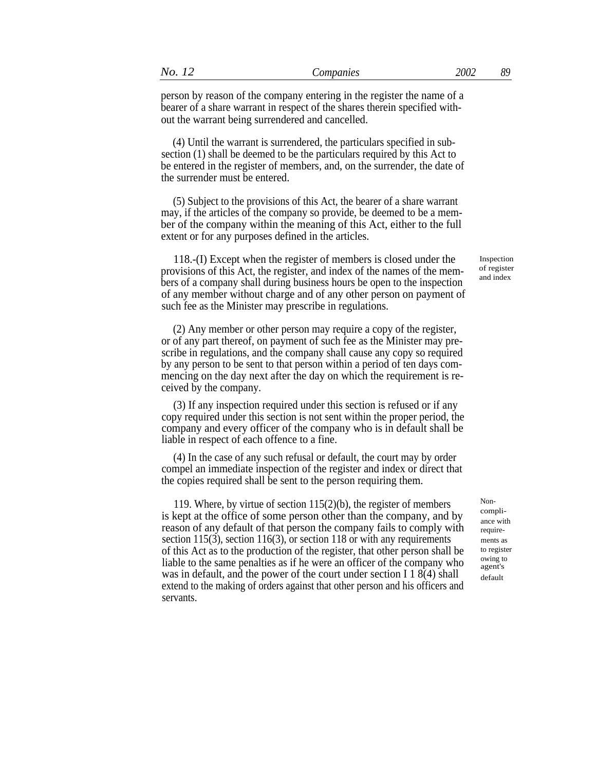person by reason of the company entering in the register the name of a bearer of a share warrant in respect of the shares therein specified without the warrant being surrendered and cancelled.

(4) Until the warrant is surrendered, the particulars specified in subsection (1) shall be deemed to be the particulars required by this Act to be entered in the register of members, and, on the surrender, the date of the surrender must be entered.

(5) Subject to the provisions of this Act, the bearer of a share warrant may, if the articles of the company so provide, be deemed to be a member of the company within the meaning of this Act, either to the full extent or for any purposes defined in the articles.

Inspection of register and index

118.-(I) Except when the register of members is closed under the provisions of this Act, the register, and index of the names of the members of a company shall during business hours be open to the inspection of any member without charge and of any other person on payment of such fee as the Minister may prescribe in regulations.

(2) Any member or other person may require a copy of the register, or of any part thereof, on payment of such fee as the Minister may prescribe in regulations, and the company shall cause any copy so required by any person to be sent to that person within a period of ten days commencing on the day next after the day on which the requirement is received by the company.

(3) If any inspection required under this section is refused or if any copy required under this section is not sent within the proper period, the company and every officer of the company who is in default shall be liable in respect of each offence to a fine.

(4) In the case of any such refusal or default, the court may by order compel an immediate inspection of the register and index or direct that the copies required shall be sent to the person requiring them.

Non-compliance with requirements as to register owing to agent's default

119. Where, by virtue of section 115(2)(b), the register of members is kept at the office of some person other than the company, and by reason of any default of that person the company fails to comply with section 115(3), section 116(3), or section 118 or with any requirements of this Act as to the production of the register, that other person shall be liable to the same penalties as if he were an officer of the company who was in default, and the power of the court under section I 1 8(4) shall extend to the making of orders against that other person and his officers and servants.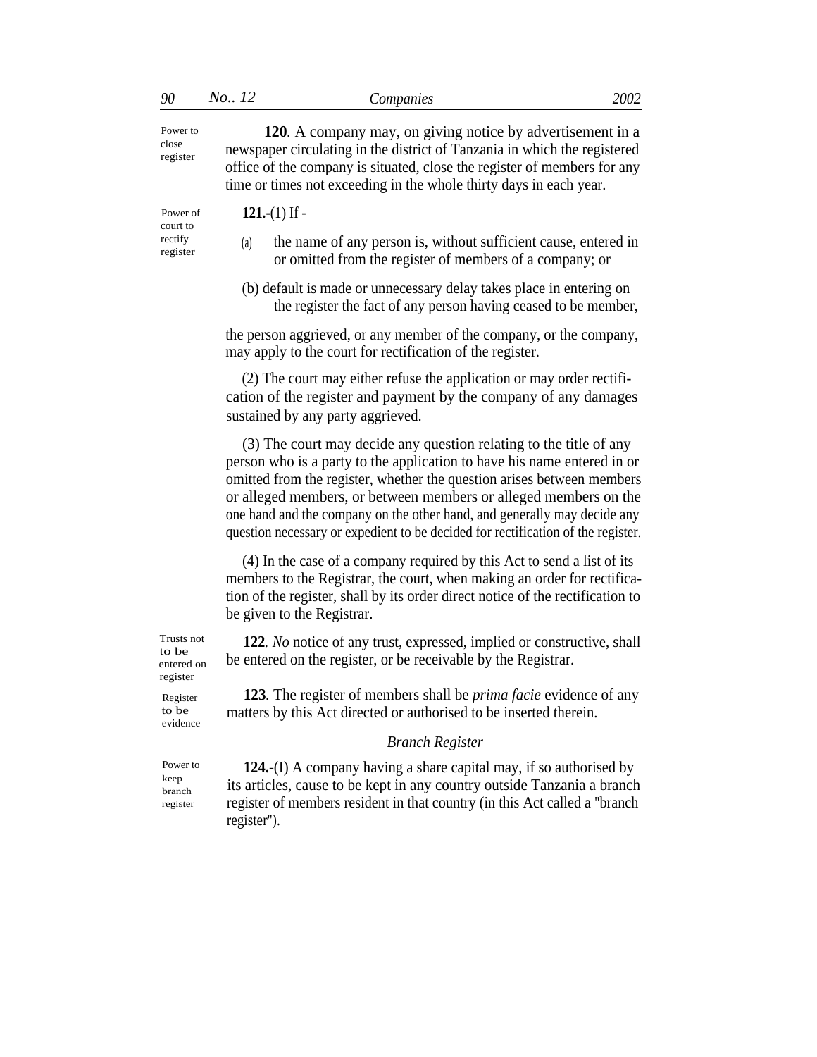Power to close register

**120**. A company may, on giving notice by advertisement in a newspaper circulating in the district of Tanzania in which the registered office of the company is situated, close the register of members for any time or times not exceeding in the whole thirty days in each year.

Power of court to rectify register

**121.**-(1) If -

(a) the name of any person is, without sufficient cause, entered in or omitted from the register of members of a company; or

(b) default is made or unnecessary delay takes place in entering on the register the fact of any person having ceased to be member,

the person aggrieved, or any member of the company, or the company, may apply to the court for rectification of the register.

(2) The court may either refuse the application or may order rectification of the register and payment by the company of any damages sustained by any party aggrieved.

(3) The court may decide any question relating to the title of any person who is a party to the application to have his name entered in or omitted from the register, whether the question arises between members or alleged members, or between members or alleged members on the one hand and the company on the other hand, and generally may decide any question necessary or expedient to be decided for rectification of the register.

(4) In the case of a company required by this Act to send a list of its members to the Registrar, the court, when making an order for rectification of the register, shall by its order direct notice of the rectification to be given to the Registrar.

Trusts not to be entered on register

**122**. *No* notice of any trust, expressed, implied or constructive, shall be entered on the register, or be receivable by the Registrar.

Register to be evidence

**123**. The register of members shall be *prima facie* evidence of any matters by this Act directed or authorised to be inserted therein.

*Branch Register*

Power to keep branch register

**124.**-(I) A company having a share capital may, if so authorised by its articles, cause to be kept in any country outside Tanzania a branch register of members resident in that country (in this Act called a "branch register").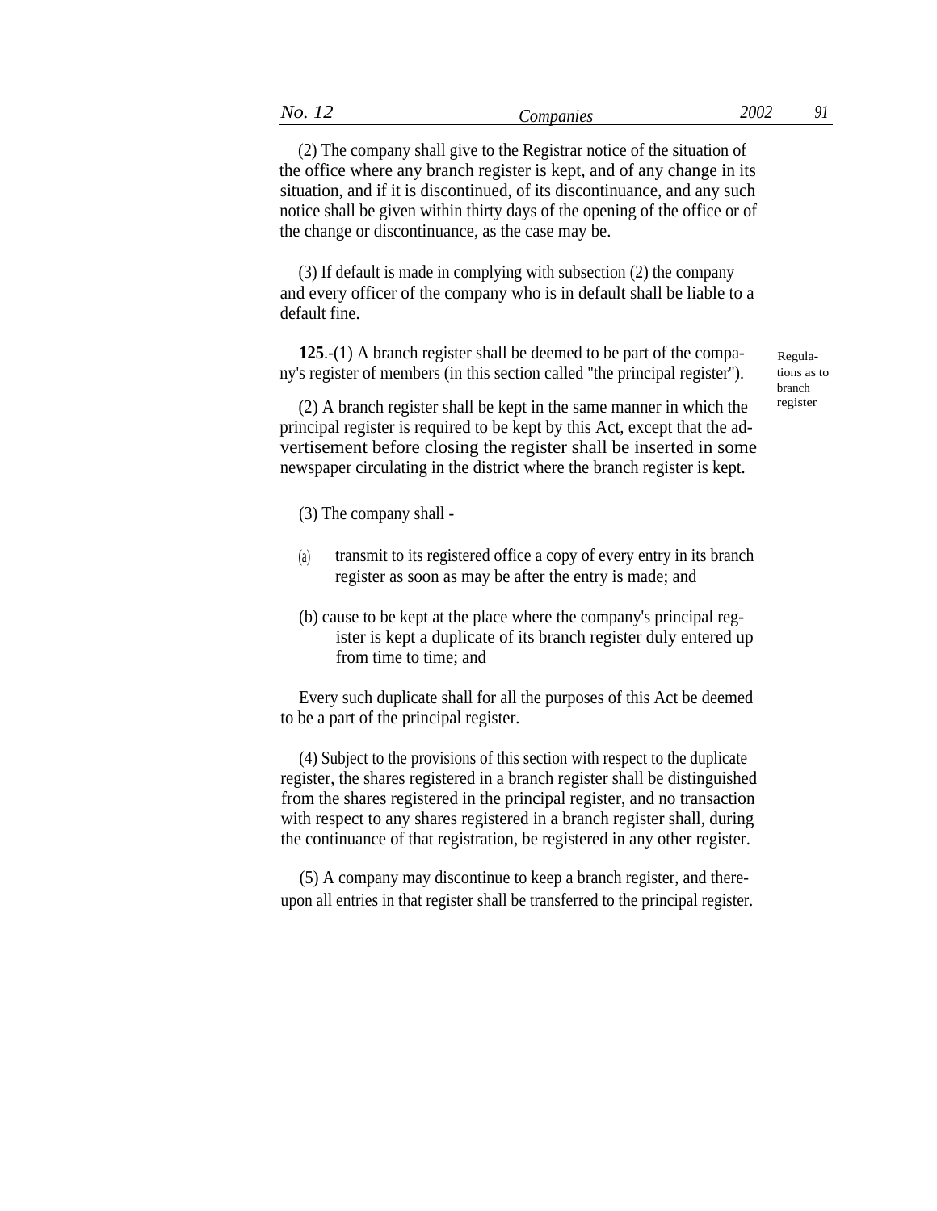(2) The company shall give to the Registrar notice of the situation of the office where any branch register is kept, and of any change in its situation, and if it is discontinued, of its discontinuance, and any such notice shall be given within thirty days of the opening of the office or of the change or discontinuance, as the case may be.

(3) If default is made in complying with subsection (2) the company and every officer of the company who is in default shall be liable to a default fine.

Regulations as to branch register

**125**.-(1) A branch register shall be deemed to be part of the company's register of members (in this section called "the principal register").

(2) A branch register shall be kept in the same manner in which the principal register is required to be kept by this Act, except that the advertisement before closing the register shall be inserted in some newspaper circulating in the district where the branch register is kept.

(3) The company shall -

(a) transmit to its registered office a copy of every entry in its branch register as soon as may be after the entry is made; and

(b) cause to be kept at the place where the company's principal register is kept a duplicate of its branch register duly entered up from time to time; and

Every such duplicate shall for all the purposes of this Act be deemed to be a part of the principal register.

(4) Subject to the provisions of this section with respect to the duplicate register, the shares registered in a branch register shall be distinguished from the shares registered in the principal register, and no transaction with respect to any shares registered in a branch register shall, during the continuance of that registration, be registered in any other register.

(5) A company may discontinue to keep a branch register, and thereupon all entries in that register shall be transferred to the principal register.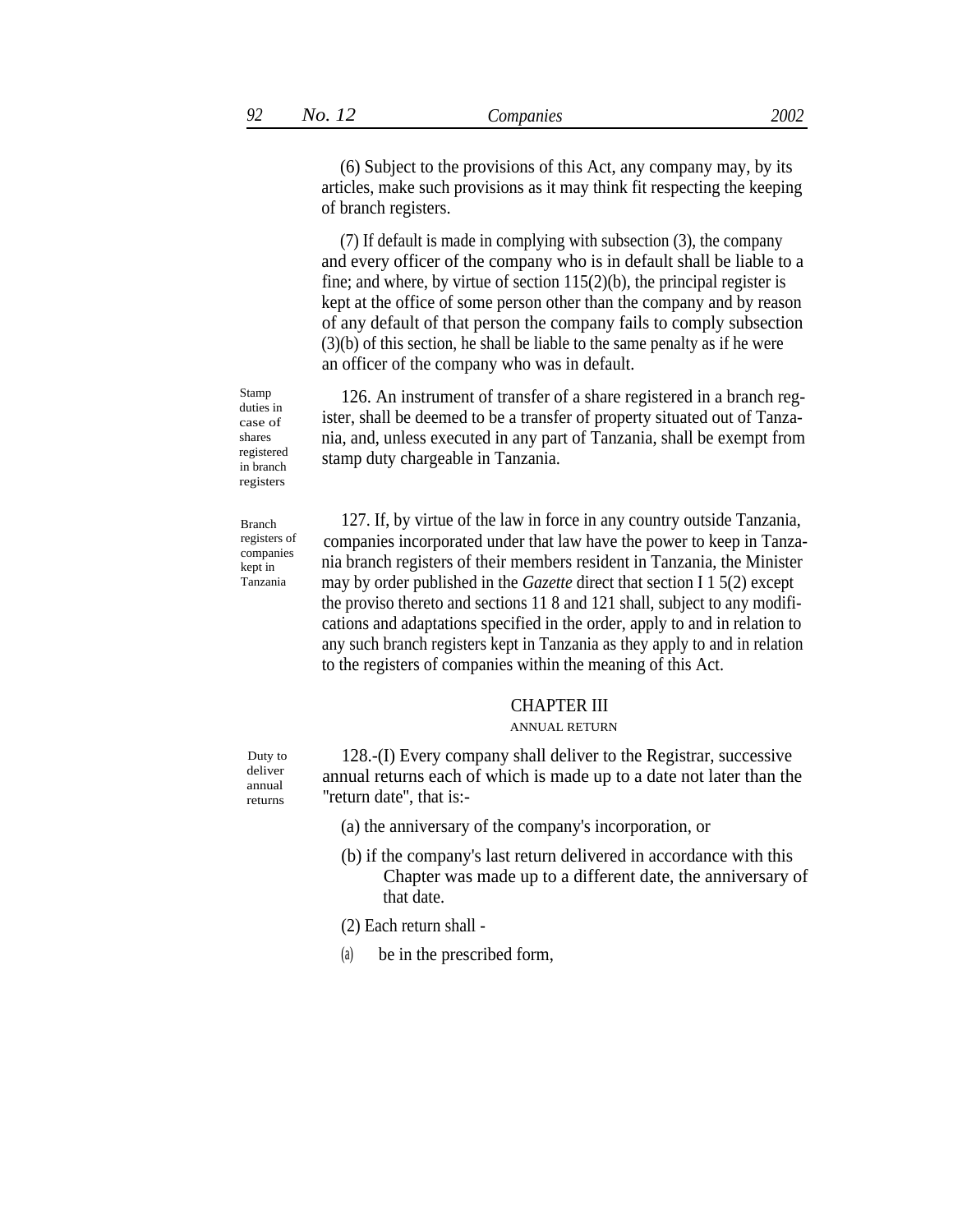(6) Subject to the provisions of this Act, any company may, by its articles, make such provisions as it may think fit respecting the keeping of branch registers.

(7) If default is made in complying with subsection (3), the company and every officer of the company who is in default shall be liable to a fine; and where, by virtue of section 115(2)(b), the principal register is kept at the office of some person other than the company and by reason of any default of that person the company fails to comply subsection (3)(b) of this section, he shall be liable to the same penalty as if he were an officer of the company who was in default.

Stamp duties in case of shares registered in branch registers

126. An instrument of transfer of a share registered in a branch register, shall be deemed to be a transfer of property situated out of Tanzania, and, unless executed in any part of Tanzania, shall be exempt from stamp duty chargeable in Tanzania.

Branch registers of companies kept in Tanzania

127. If, by virtue of the law in force in any country outside Tanzania, companies incorporated under that law have the power to keep in Tanzania branch registers of their members resident in Tanzania, the Minister may by order published in the *Gazette* direct that section I 1 5(2) except the proviso thereto and sections 11 8 and 121 shall, subject to any modifications and adaptations specified in the order, apply to and in relation to any such branch registers kept in Tanzania as they apply to and in relation to the registers of companies within the meaning of this Act.

## CHAPTER III

### ANNUAL RETURN

Duty to deliver annual returns

128.-(I) Every company shall deliver to the Registrar, successive annual returns each of which is made up to a date not later than the "return date", that is:-

(a) the anniversary of the company's incorporation, or

(b) if the company's last return delivered in accordance with this Chapter was made up to a different date, the anniversary of that date.

(2) Each return shall -

(a) be in the prescribed form,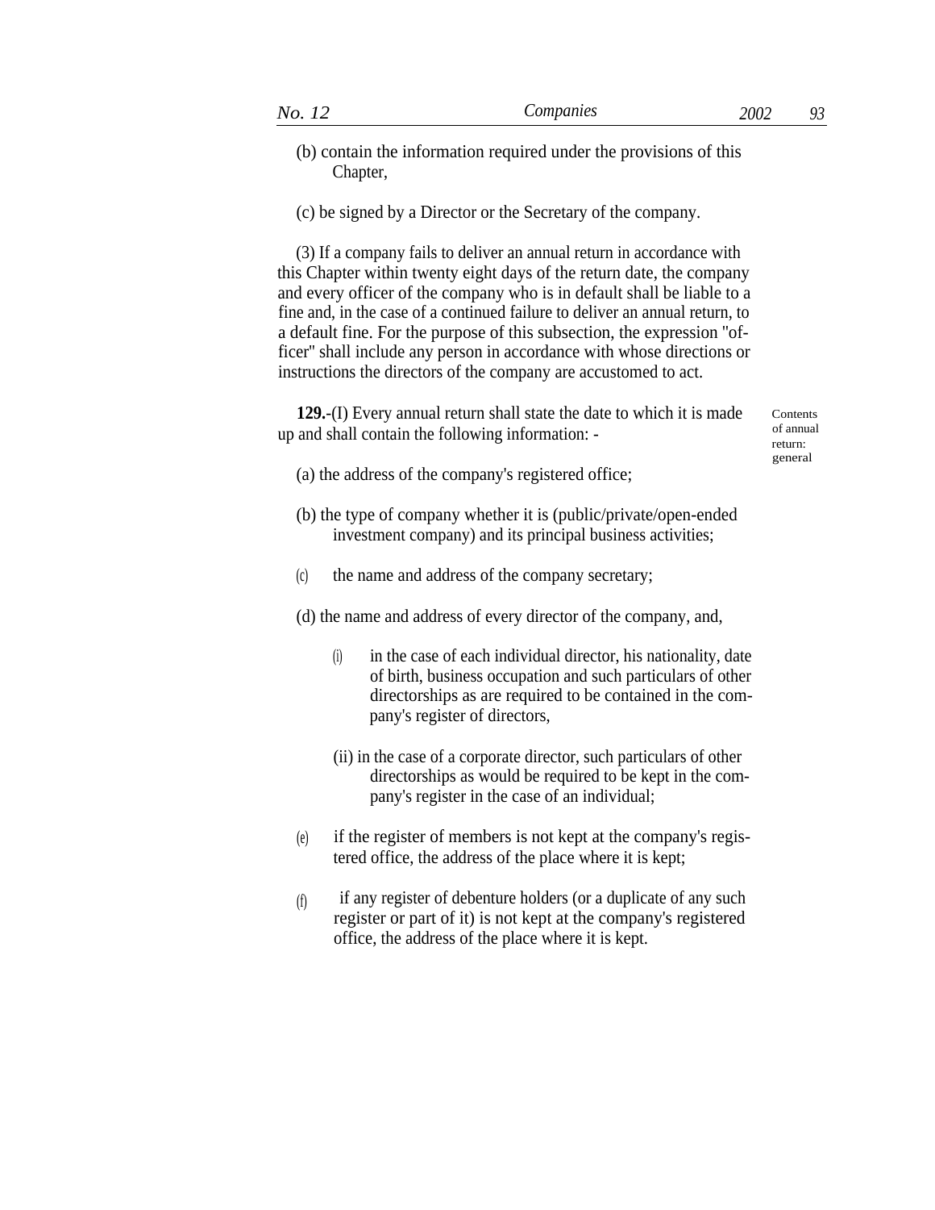(b) contain the information required under the provisions of this Chapter,

(c) be signed by a Director or the Secretary of the company.

(3) If a company fails to deliver an annual return in accordance with this Chapter within twenty eight days of the return date, the company and every officer of the company who is in default shall be liable to a fine and, in the case of a continued failure to deliver an annual return, to a default fine. For the purpose of this subsection, the expression "officer" shall include any person in accordance with whose directions or instructions the directors of the company are accustomed to act.

Contents of annual return: general

**129.**-(I) Every annual return shall state the date to which it is made up and shall contain the following information: -

(a) the address of the company's registered office;

(b) the type of company whether it is (public/private/open-ended investment company) and its principal business activities;

(c) the name and address of the company secretary;

(d) the name and address of every director of the company, and,

(i) in the case of each individual director, his nationality, date of birth, business occupation and such particulars of other directorships as are required to be contained in the company's register of directors,

(ii) in the case of a corporate director, such particulars of other directorships as would be required to be kept in the company's register in the case of an individual;

(e) if the register of members is not kept at the company's registered office, the address of the place where it is kept;

(f) if any register of debenture holders (or a duplicate of any such register or part of it) is not kept at the company's registered office, the address of the place where it is kept.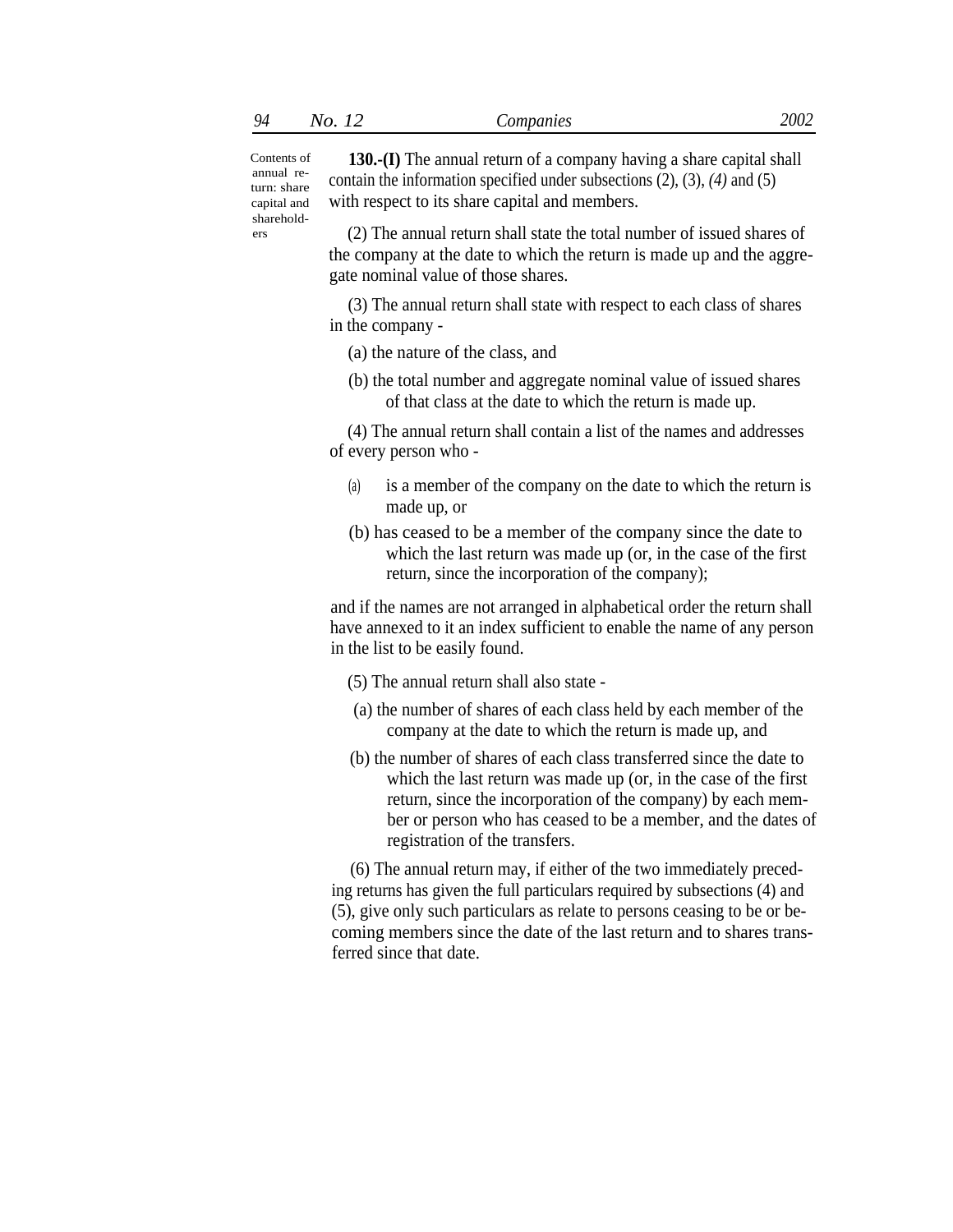Contents of annual return: share capital and shareholders

**130.-(I)** The annual return of a company having a share capital shall contain the information specified under subsections (2), (3), *(4)* and (5) with respect to its share capital and members.

(2) The annual return shall state the total number of issued shares of the company at the date to which the return is made up and the aggregate nominal value of those shares.

(3) The annual return shall state with respect to each class of shares in the company -

(a) the nature of the class, and

(b) the total number and aggregate nominal value of issued shares of that class at the date to which the return is made up.

(4) The annual return shall contain a list of the names and addresses of every person who -

(a) is a member of the company on the date to which the return is made up, or

(b) has ceased to be a member of the company since the date to which the last return was made up (or, in the case of the first return, since the incorporation of the company);

and if the names are not arranged in alphabetical order the return shall have annexed to it an index sufficient to enable the name of any person in the list to be easily found.

(5) The annual return shall also state -

(a) the number of shares of each class held by each member of the company at the date to which the return is made up, and

(b) the number of shares of each class transferred since the date to which the last return was made up (or, in the case of the first return, since the incorporation of the company) by each member or person who has ceased to be a member, and the dates of registration of the transfers.

(6) The annual return may, if either of the two immediately preceding returns has given the full particulars required by subsections (4) and (5), give only such particulars as relate to persons ceasing to be or becoming members since the date of the last return and to shares transferred since that date.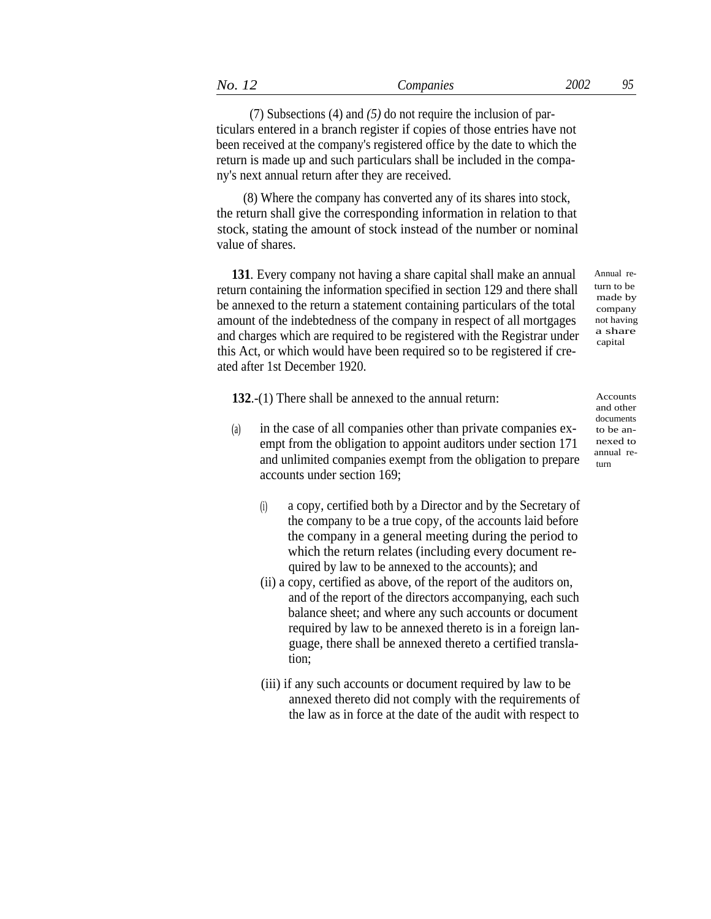(7) Subsections (4) and *(5)* do not require the inclusion of particulars entered in a branch register if copies of those entries have not been received at the company's registered office by the date to which the return is made up and such particulars shall be included in the company's next annual return after they are received.

(8) Where the company has converted any of its shares into stock, the return shall give the corresponding information in relation to that stock, stating the amount of stock instead of the number or nominal value of shares.

Annual return to be made by company not having a share capital

**131**. Every company not having a share capital shall make an annual return containing the information specified in section 129 and there shall be annexed to the return a statement containing particulars of the total amount of the indebtedness of the company in respect of all mortgages and charges which are required to be registered with the Registrar under this Act, or which would have been required so to be registered if created after 1st December 1920.

Accounts and other documents to be annexed to annual return

**132**.-(1) There shall be annexed to the annual return:

(a) in the case of all companies other than private companies exempt from the obligation to appoint auditors under section 171 and unlimited companies exempt from the obligation to prepare accounts under section 169;

(i) a copy, certified both by a Director and by the Secretary of the company to be a true copy, of the accounts laid before the company in a general meeting during the period to which the return relates (including every document required by law to be annexed to the accounts); and

(ii) a copy, certified as above, of the report of the auditors on, and of the report of the directors accompanying, each such balance sheet; and where any such accounts or document required by law to be annexed thereto is in a foreign language, there shall be annexed thereto a certified translation;

(iii) if any such accounts or document required by law to be annexed thereto did not comply with the requirements of the law as in force at the date of the audit with respect to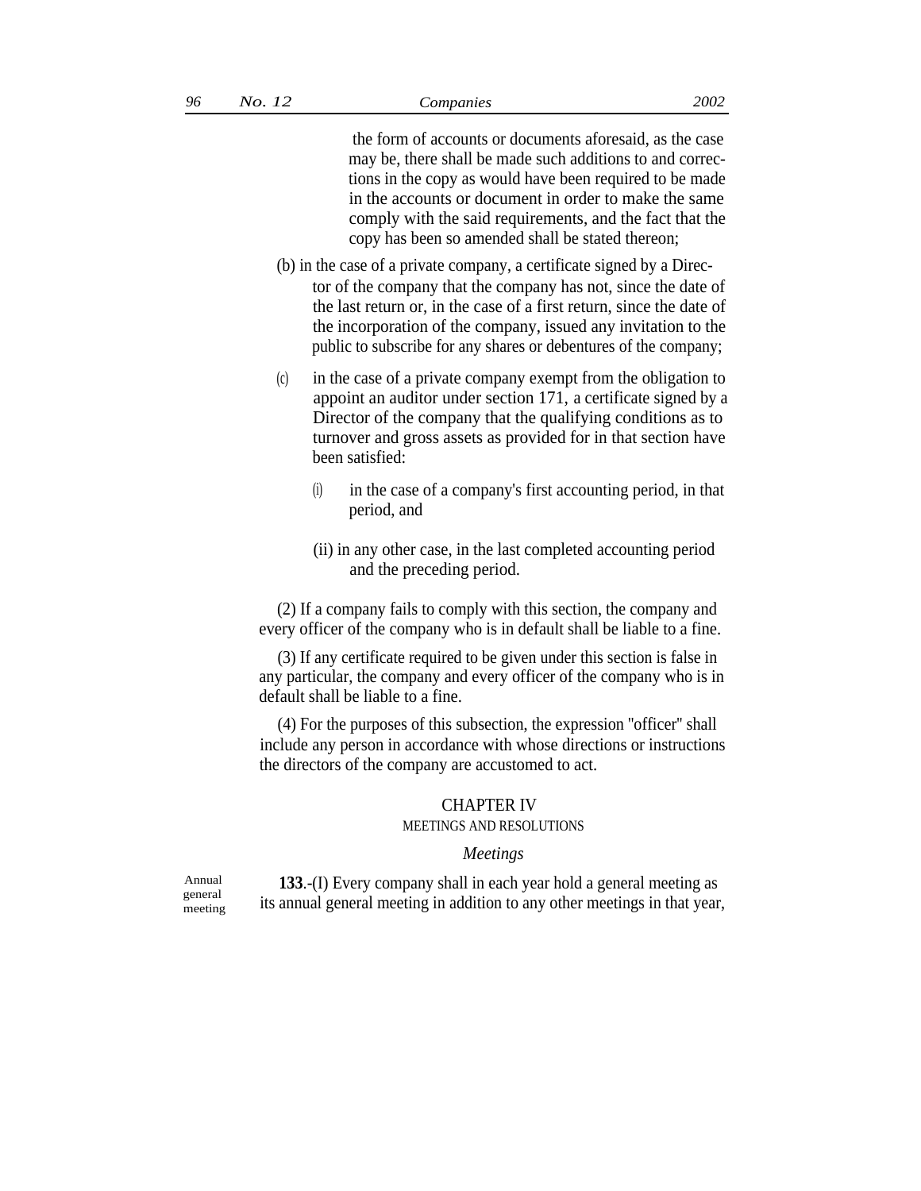the form of accounts or documents aforesaid, as the case may be, there shall be made such additions to and corrections in the copy as would have been required to be made in the accounts or document in order to make the same comply with the said requirements, and the fact that the copy has been so amended shall be stated thereon;

(b) in the case of a private company, a certificate signed by a Director of the company that the company has not, since the date of the last return or, in the case of a first return, since the date of the incorporation of the company, issued any invitation to the public to subscribe for any shares or debentures of the company;

(c) in the case of a private company exempt from the obligation to appoint an auditor under section 171, a certificate signed by a Director of the company that the qualifying conditions as to turnover and gross assets as provided for in that section have been satisfied:

(i) in the case of a company's first accounting period, in that period, and

(ii) in any other case, in the last completed accounting period and the preceding period.

(2) If a company fails to comply with this section, the company and every officer of the company who is in default shall be liable to a fine.

(3) If any certificate required to be given under this section is false in any particular, the company and every officer of the company who is in default shall be liable to a fine.

(4) For the purposes of this subsection, the expression "officer" shall include any person in accordance with whose directions or instructions the directors of the company are accustomed to act.

## CHAPTER IV

### MEETINGS AND RESOLUTIONS

*Meetings*

Annual general meeting

**133**.-(I) Every company shall in each year hold a general meeting as its annual general meeting in addition to any other meetings in that year,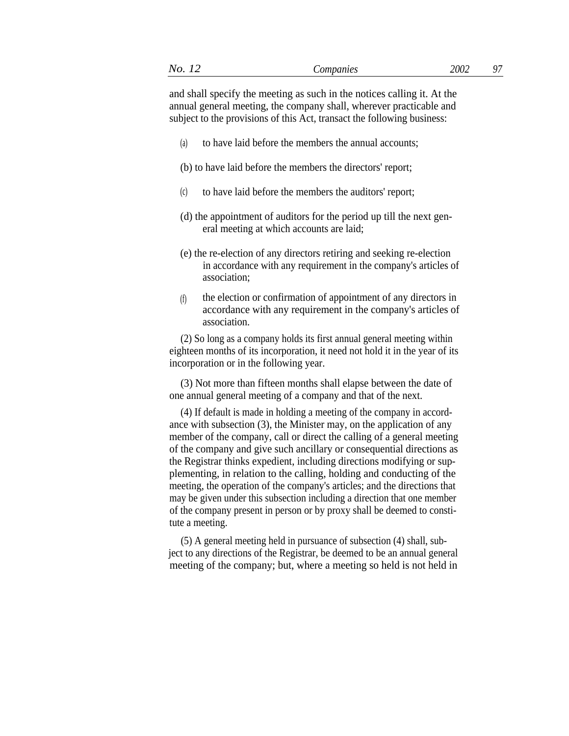and shall specify the meeting as such in the notices calling it. At the annual general meeting, the company shall, wherever practicable and subject to the provisions of this Act, transact the following business:

(a) to have laid before the members the annual accounts;

(b) to have laid before the members the directors' report;

(c) to have laid before the members the auditors' report;

(d) the appointment of auditors for the period up till the next general meeting at which accounts are laid;

(e) the re-election of any directors retiring and seeking re-election in accordance with any requirement in the company's articles of association;

(f) the election or confirmation of appointment of any directors in accordance with any requirement in the company's articles of association.

(2) So long as a company holds its first annual general meeting within eighteen months of its incorporation, it need not hold it in the year of its incorporation or in the following year.

(3) Not more than fifteen months shall elapse between the date of one annual general meeting of a company and that of the next.

(4) If default is made in holding a meeting of the company in accordance with subsection (3), the Minister may, on the application of any member of the company, call or direct the calling of a general meeting of the company and give such ancillary or consequential directions as the Registrar thinks expedient, including directions modifying or supplementing, in relation to the calling, holding and conducting of the meeting, the operation of the company's articles; and the directions that may be given under this subsection including a direction that one member of the company present in person or by proxy shall be deemed to constitute a meeting.

(5) A general meeting held in pursuance of subsection (4) shall, subject to any directions of the Registrar, be deemed to be an annual general meeting of the company; but, where a meeting so held is not held in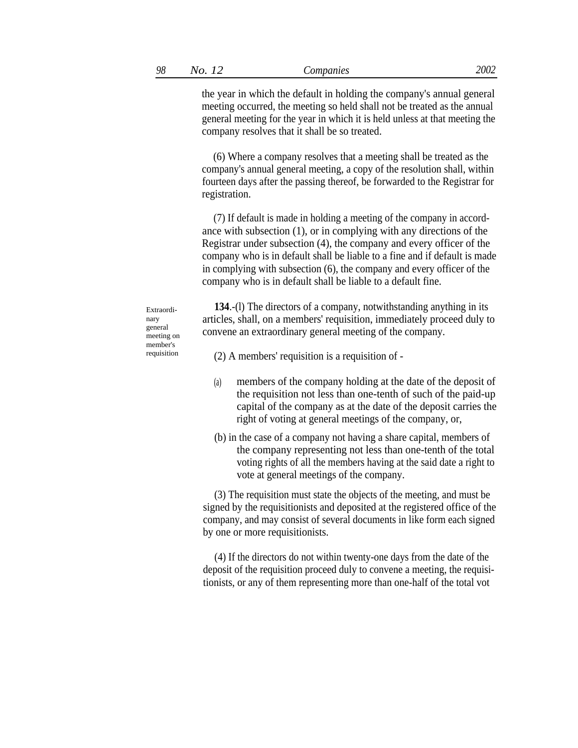the year in which the default in holding the company's annual general meeting occurred, the meeting so held shall not be treated as the annual general meeting for the year in which it is held unless at that meeting the company resolves that it shall be so treated.

(6) Where a company resolves that a meeting shall be treated as the company's annual general meeting, a copy of the resolution shall, within fourteen days after the passing thereof, be forwarded to the Registrar for registration.

(7) If default is made in holding a meeting of the company in accordance with subsection (1), or in complying with any directions of the Registrar under subsection (4), the company and every officer of the company who is in default shall be liable to a fine and if default is made in complying with subsection (6), the company and every officer of the company who is in default shall be liable to a default fine.

Extraordinary general meeting on member's requisition

**134**.-(l) The directors of a company, notwithstanding anything in its articles, shall, on a members' requisition, immediately proceed duly to convene an extraordinary general meeting of the company.

(2) A members' requisition is a requisition of -

(a) members of the company holding at the date of the deposit of the requisition not less than one-tenth of such of the paid-up capital of the company as at the date of the deposit carries the right of voting at general meetings of the company, or,

(b) in the case of a company not having a share capital, members of the company representing not less than one-tenth of the total voting rights of all the members having at the said date a right to vote at general meetings of the company.

(3) The requisition must state the objects of the meeting, and must be signed by the requisitionists and deposited at the registered office of the company, and may consist of several documents in like form each signed by one or more requisitionists.

(4) If the directors do not within twenty-one days from the date of the deposit of the requisition proceed duly to convene a meeting, the requisitionists, or any of them representing more than one-half of the total vot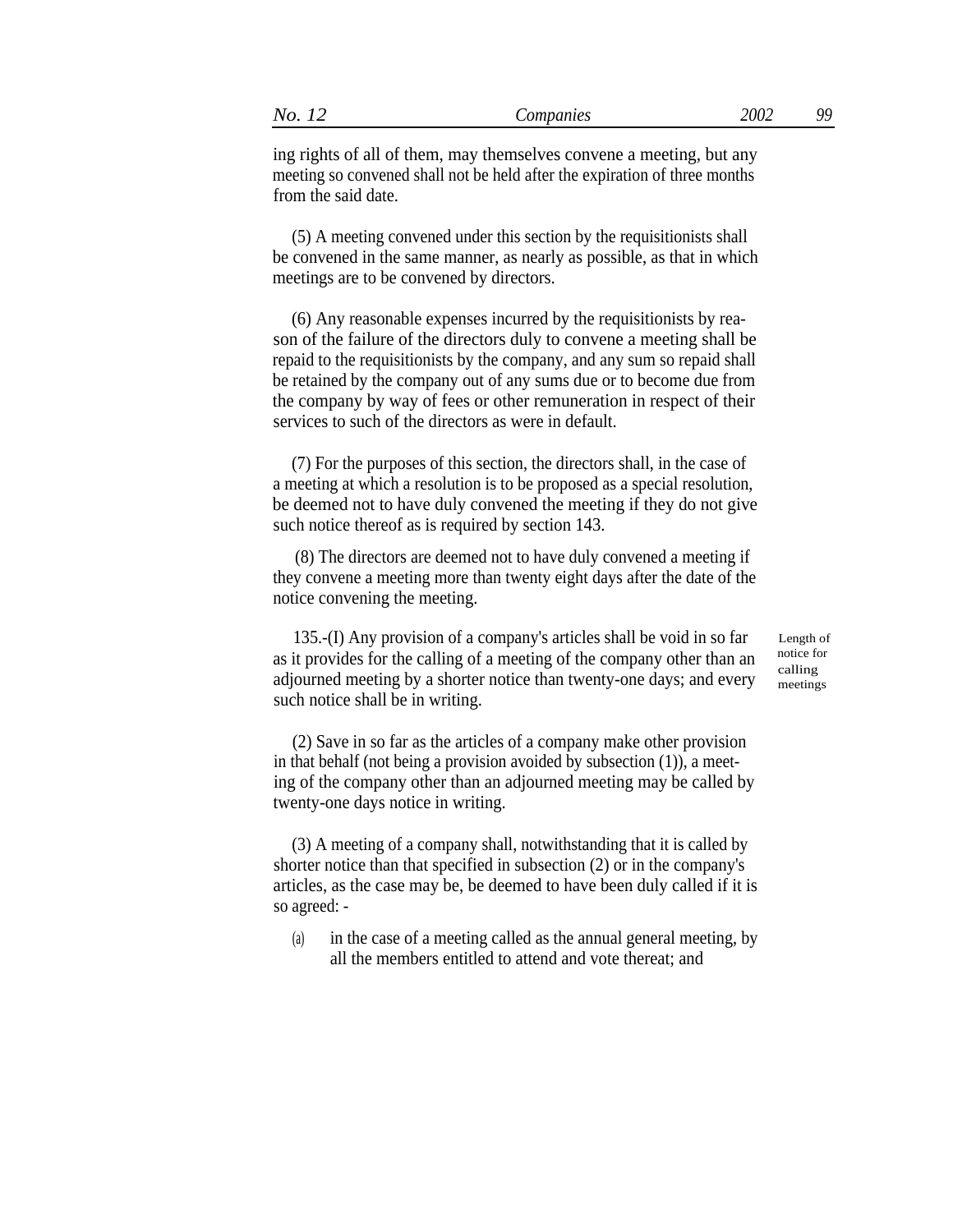ing rights of all of them, may themselves convene a meeting, but any meeting so convened shall not be held after the expiration of three months from the said date.

(5) A meeting convened under this section by the requisitionists shall be convened in the same manner, as nearly as possible, as that in which meetings are to be convened by directors.

(6) Any reasonable expenses incurred by the requisitionists by reason of the failure of the directors duly to convene a meeting shall be repaid to the requisitionists by the company, and any sum so repaid shall be retained by the company out of any sums due or to become due from the company by way of fees or other remuneration in respect of their services to such of the directors as were in default.

(7) For the purposes of this section, the directors shall, in the case of a meeting at which a resolution is to be proposed as a special resolution, be deemed not to have duly convened the meeting if they do not give such notice thereof as is required by section 143.

(8) The directors are deemed not to have duly convened a meeting if they convene a meeting more than twenty eight days after the date of the notice convening the meeting.

Length of notice for calling meetings

135.-(I) Any provision of a company's articles shall be void in so far as it provides for the calling of a meeting of the company other than an adjourned meeting by a shorter notice than twenty-one days; and every such notice shall be in writing.

(2) Save in so far as the articles of a company make other provision in that behalf (not being a provision avoided by subsection (1)), a meeting of the company other than an adjourned meeting may be called by twenty-one days notice in writing.

(3) A meeting of a company shall, notwithstanding that it is called by shorter notice than that specified in subsection (2) or in the company's articles, as the case may be, be deemed to have been duly called if it is so agreed: -

(a) in the case of a meeting called as the annual general meeting, by all the members entitled to attend and vote thereat; and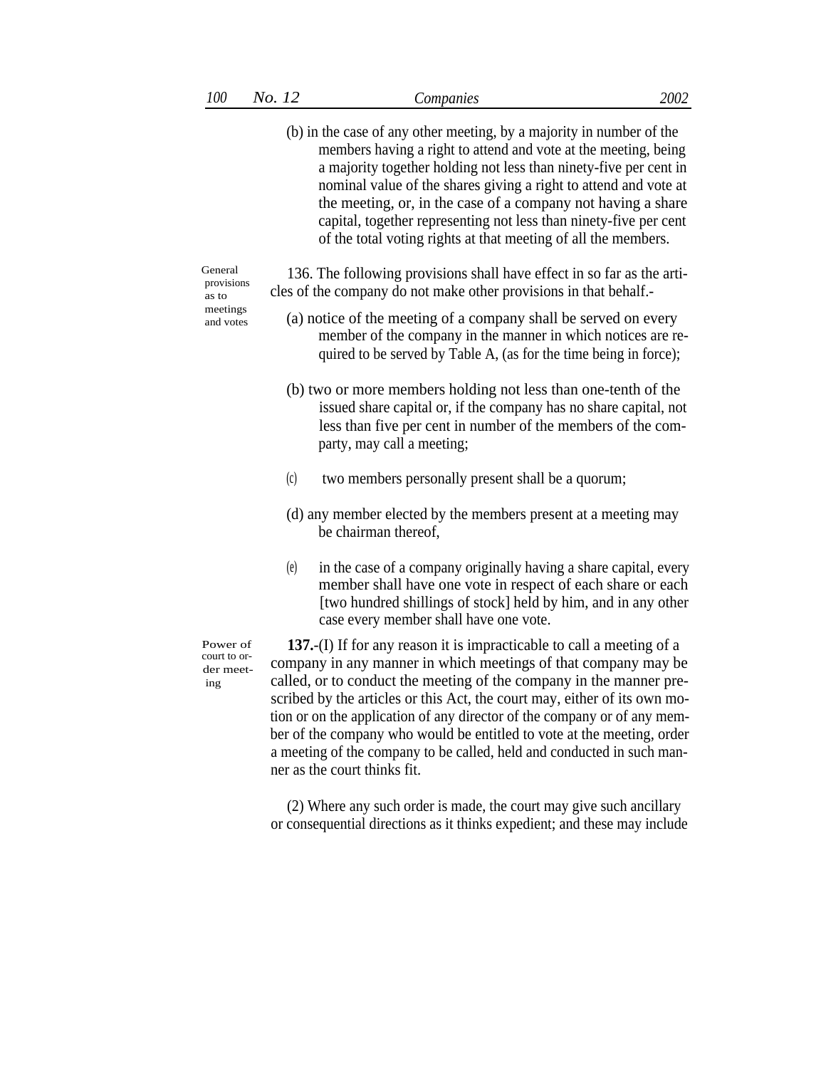(b) in the case of any other meeting, by a majority in number of the members having a right to attend and vote at the meeting, being a majority together holding not less than ninety-five per cent in nominal value of the shares giving a right to attend and vote at the meeting, or, in the case of a company not having a share capital, together representing not less than ninety-five per cent of the total voting rights at that meeting of all the members.

General provisions as to meetings and votes

136. The following provisions shall have effect in so far as the articles of the company do not make other provisions in that behalf.-

(a) notice of the meeting of a company shall be served on every member of the company in the manner in which notices are required to be served by Table A, (as for the time being in force);

(b) two or more members holding not less than one-tenth of the issued share capital or, if the company has no share capital, not less than five per cent in number of the members of the comparty, may call a meeting;

(c) two members personally present shall be a quorum;

(d) any member elected by the members present at a meeting may be chairman thereof,

(e) in the case of a company originally having a share capital, every member shall have one vote in respect of each share or each [two hundred shillings of stock] held by him, and in any other case every member shall have one vote.

Power of court to order meeting

**137.**-(I) If for any reason it is impracticable to call a meeting of a company in any manner in which meetings of that company may be called, or to conduct the meeting of the company in the manner prescribed by the articles or this Act, the court may, either of its own motion or on the application of any director of the company or of any member of the company who would be entitled to vote at the meeting, order a meeting of the company to be called, held and conducted in such manner as the court thinks fit.

(2) Where any such order is made, the court may give such ancillary or consequential directions as it thinks expedient; and these may include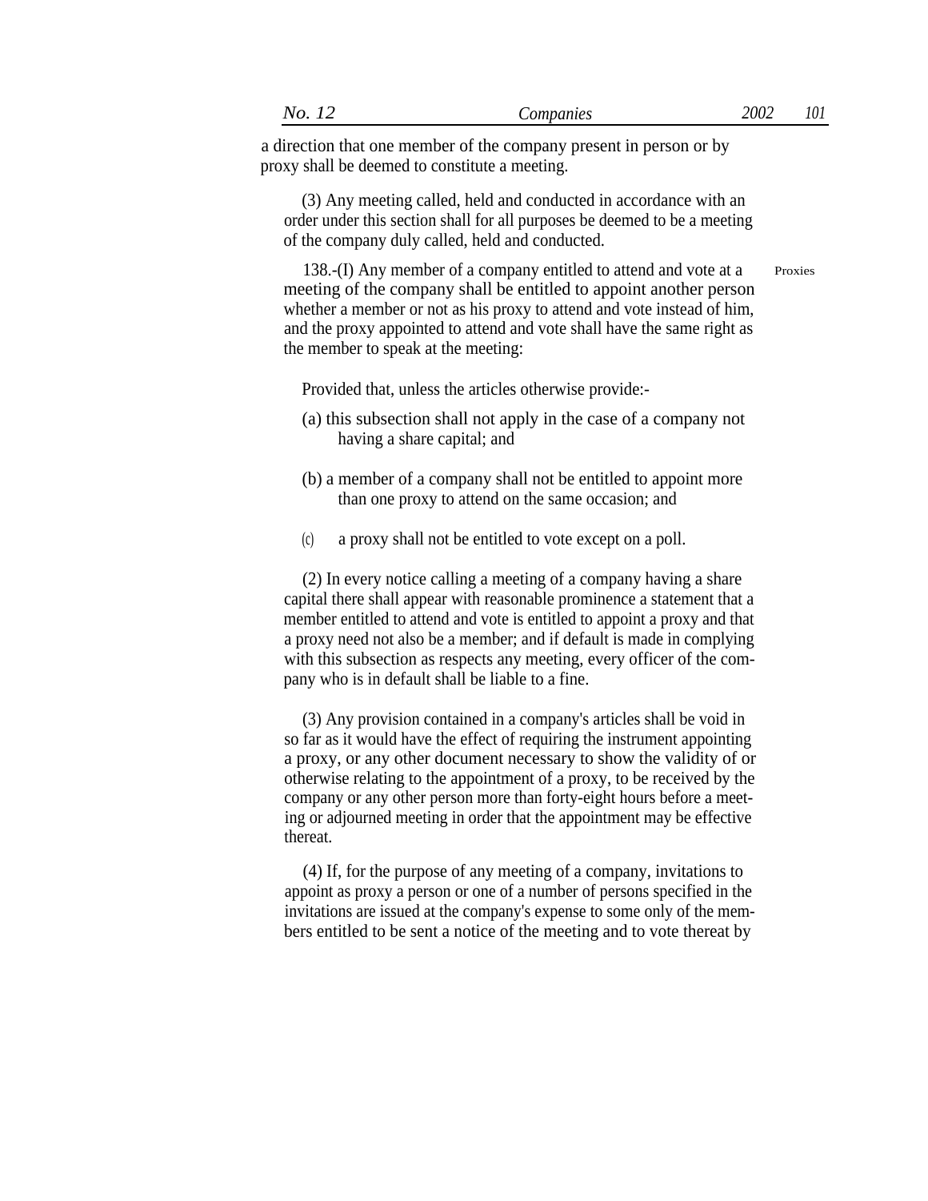a direction that one member of the company present in person or by proxy shall be deemed to constitute a meeting.

(3) Any meeting called, held and conducted in accordance with an order under this section shall for all purposes be deemed to be a meeting of the company duly called, held and conducted.

Proxies

138.-(I) Any member of a company entitled to attend and vote at a meeting of the company shall be entitled to appoint another person whether a member or not as his proxy to attend and vote instead of him, and the proxy appointed to attend and vote shall have the same right as the member to speak at the meeting:

Provided that, unless the articles otherwise provide:-

(a) this subsection shall not apply in the case of a company not having a share capital; and

(b) a member of a company shall not be entitled to appoint more than one proxy to attend on the same occasion; and

(c) a proxy shall not be entitled to vote except on a poll.

(2) In every notice calling a meeting of a company having a share capital there shall appear with reasonable prominence a statement that a member entitled to attend and vote is entitled to appoint a proxy and that a proxy need not also be a member; and if default is made in complying with this subsection as respects any meeting, every officer of the company who is in default shall be liable to a fine.

(3) Any provision contained in a company's articles shall be void in so far as it would have the effect of requiring the instrument appointing a proxy, or any other document necessary to show the validity of or otherwise relating to the appointment of a proxy, to be received by the company or any other person more than forty-eight hours before a meeting or adjourned meeting in order that the appointment may be effective thereat.

(4) If, for the purpose of any meeting of a company, invitations to appoint as proxy a person or one of a number of persons specified in the invitations are issued at the company's expense to some only of the members entitled to be sent a notice of the meeting and to vote thereat by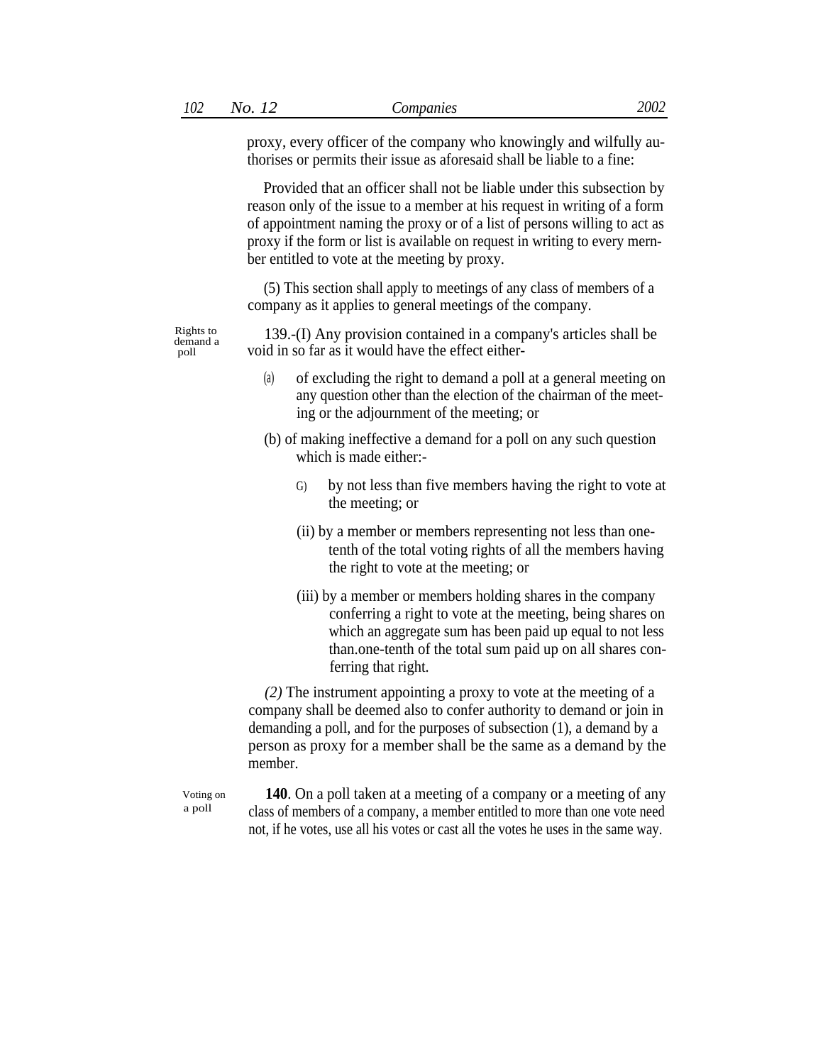proxy, every officer of the company who knowingly and wilfully authorises or permits their issue as aforesaid shall be liable to a fine:

Provided that an officer shall not be liable under this subsection by reason only of the issue to a member at his request in writing of a form of appointment naming the proxy or of a list of persons willing to act as proxy if the form or list is available on request in writing to every mernber entitled to vote at the meeting by proxy.

(5) This section shall apply to meetings of any class of members of a company as it applies to general meetings of the company.

Rights to demand a poll

139.-(I) Any provision contained in a company's articles shall be void in so far as it would have the effect either-

(a) of excluding the right to demand a poll at a general meeting on any question other than the election of the chairman of the meeting or the adjournment of the meeting; or

(b) of making ineffective a demand for a poll on any such question which is made either:-

G) by not less than five members having the right to vote at the meeting; or

(ii) by a member or members representing not less than one-tenth of the total voting rights of all the members having the right to vote at the meeting; or

(iii) by a member or members holding shares in the company conferring a right to vote at the meeting, being shares on which an aggregate sum has been paid up equal to not less than.one-tenth of the total sum paid up on all shares conferring that right.

*(2)* The instrument appointing a proxy to vote at the meeting of a company shall be deemed also to confer authority to demand or join in demanding a poll, and for the purposes of subsection (1), a demand by a person as proxy for a member shall be the same as a demand by the member.

Voting on a poll

**140**. On a poll taken at a meeting of a company or a meeting of any class of members of a company, a member entitled to more than one vote need not, if he votes, use all his votes or cast all the votes he uses in the same way.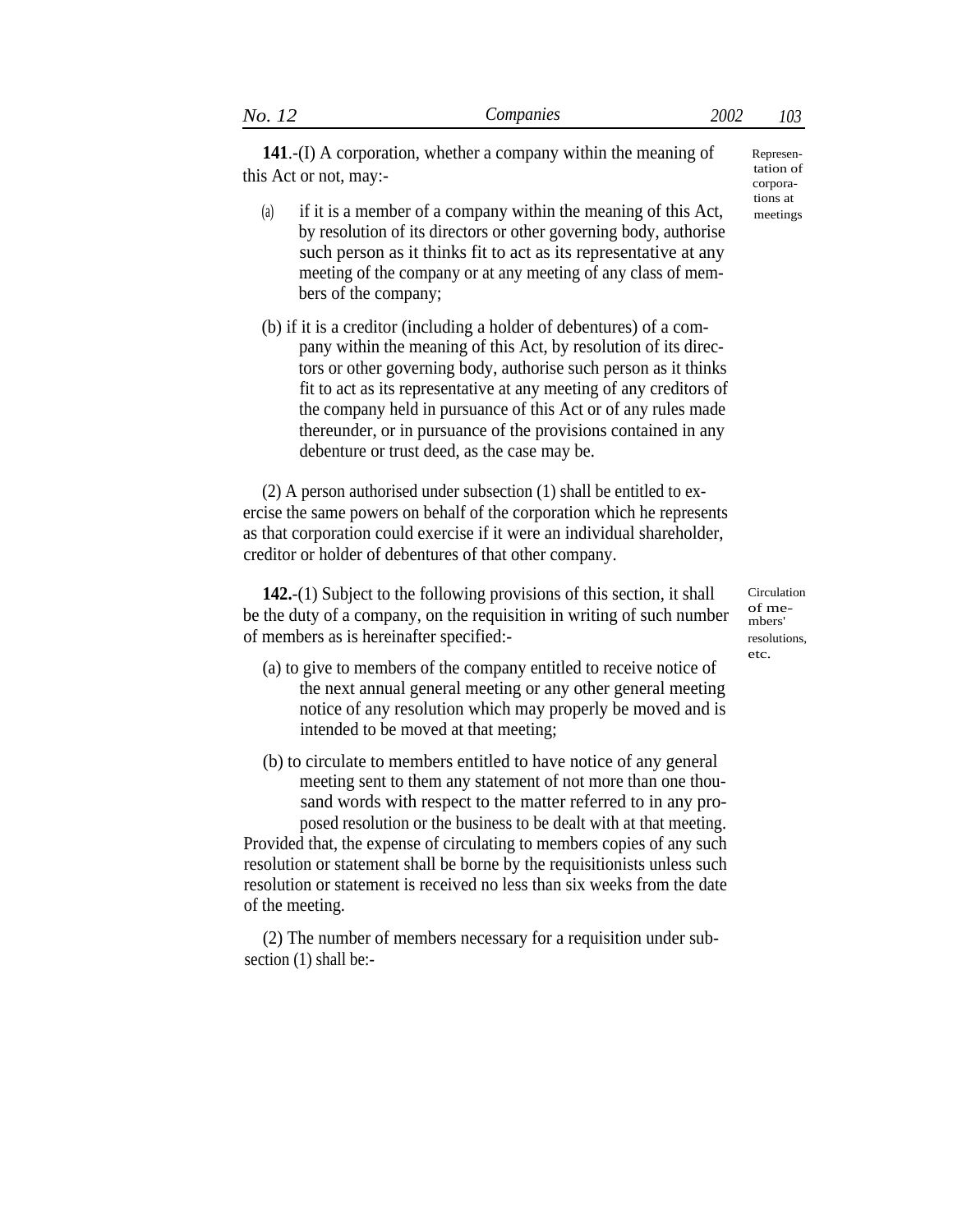**141**.-(I) A corporation, whether a company within the meaning of this Act or not, may:-

Representation of corporations at meetings

(a) if it is a member of a company within the meaning of this Act, by resolution of its directors or other governing body, authorise such person as it thinks fit to act as its representative at any meeting of the company or at any meeting of any class of members of the company;

(b) if it is a creditor (including a holder of debentures) of a company within the meaning of this Act, by resolution of its directors or other governing body, authorise such person as it thinks fit to act as its representative at any meeting of any creditors of the company held in pursuance of this Act or of any rules made thereunder, or in pursuance of the provisions contained in any debenture or trust deed, as the case may be.

(2) A person authorised under subsection (1) shall be entitled to exercise the same powers on behalf of the corporation which he represents as that corporation could exercise if it were an individual shareholder, creditor or holder of debentures of that other company.

**142.**-(1) Subject to the following provisions of this section, it shall be the duty of a company, on the requisition in writing of such number of members as is hereinafter specified:-

Circulation of members' resolutions, etc.

(a) to give to members of the company entitled to receive notice of the next annual general meeting or any other general meeting notice of any resolution which may properly be moved and is intended to be moved at that meeting;

(b) to circulate to members entitled to have notice of any general meeting sent to them any statement of not more than one thousand words with respect to the matter referred to in any proposed resolution or the business to be dealt with at that meeting.

Provided that, the expense of circulating to members copies of any such resolution or statement shall be borne by the requisitionists unless such resolution or statement is received no less than six weeks from the date of the meeting.

(2) The number of members necessary for a requisition under subsection (1) shall be:-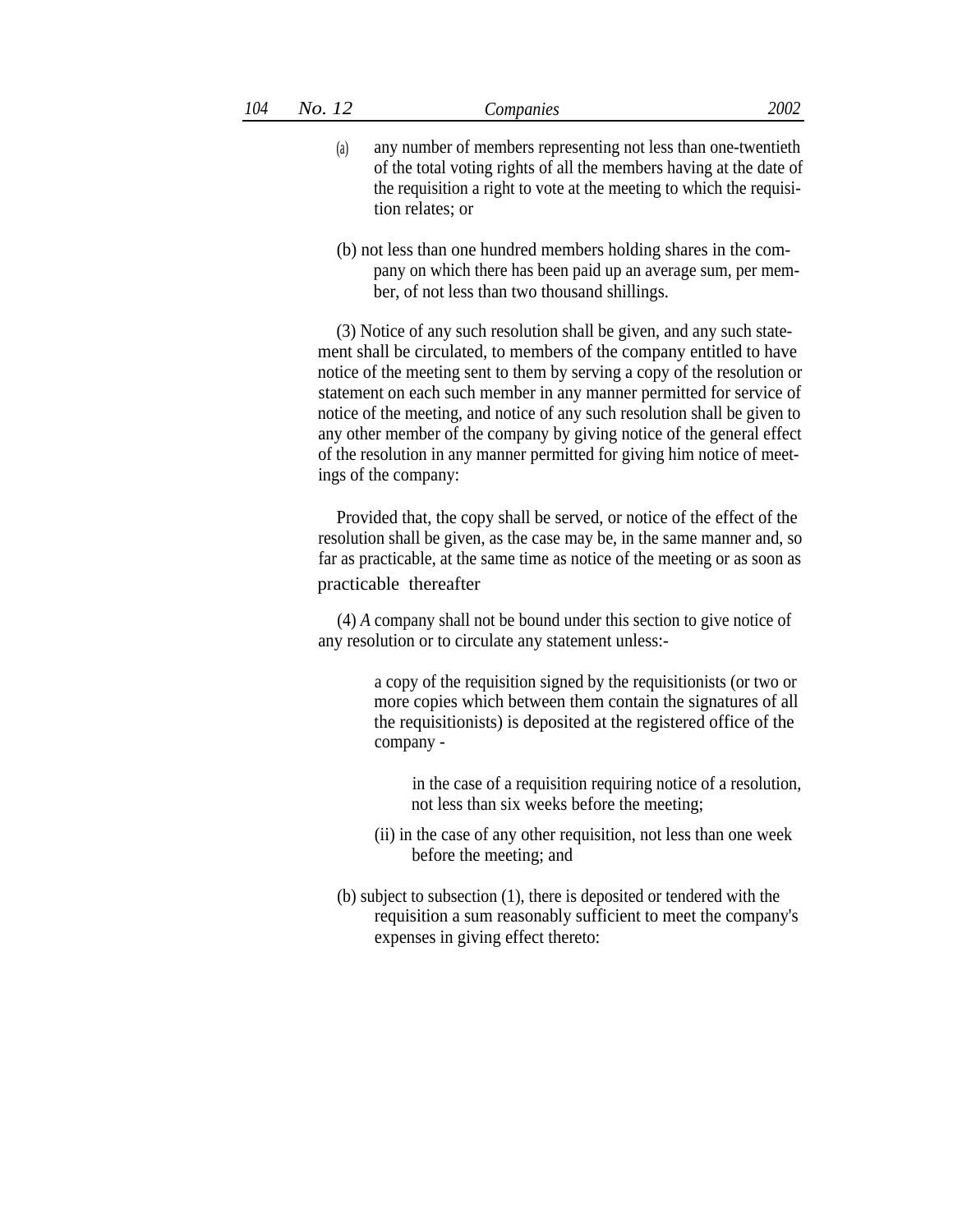(a) any number of members representing not less than one-twentieth of the total voting rights of all the members having at the date of the requisition a right to vote at the meeting to which the requisition relates; or

(b) not less than one hundred members holding shares in the company on which there has been paid up an average sum, per member, of not less than two thousand shillings.

(3) Notice of any such resolution shall be given, and any such statement shall be circulated, to members of the company entitled to have notice of the meeting sent to them by serving a copy of the resolution or statement on each such member in any manner permitted for service of notice of the meeting, and notice of any such resolution shall be given to any other member of the company by giving notice of the general effect of the resolution in any manner permitted for giving him notice of meetings of the company:

Provided that, the copy shall be served, or notice of the effect of the resolution shall be given, as the case may be, in the same manner and, so far as practicable, at the same time as notice of the meeting or as soon as practicable thereafter

(4) *A* company shall not be bound under this section to give notice of any resolution or to circulate any statement unless:-

a copy of the requisition signed by the requisitionists (or two or more copies which between them contain the signatures of all the requisitionists) is deposited at the registered office of the company -

in the case of a requisition requiring notice of a resolution, not less than six weeks before the meeting;

(ii) in the case of any other requisition, not less than one week before the meeting; and

(b) subject to subsection (1), there is deposited or tendered with the requisition a sum reasonably sufficient to meet the company's expenses in giving effect thereto: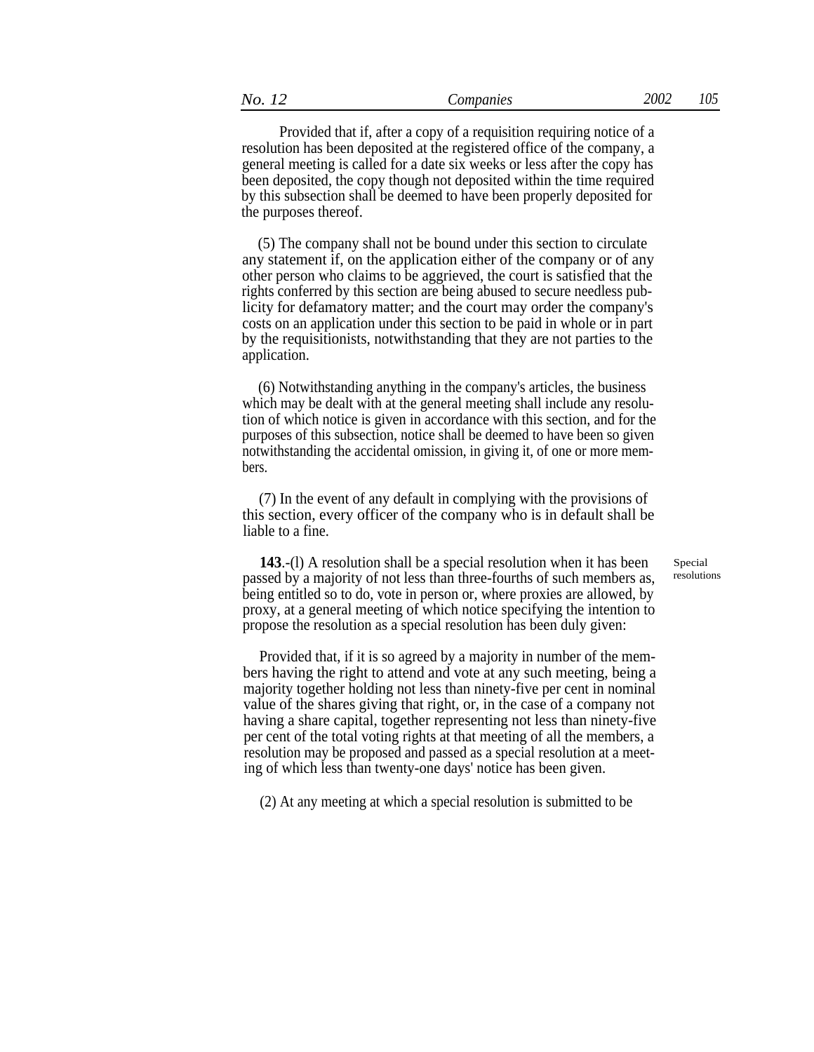Provided that if, after a copy of a requisition requiring notice of a resolution has been deposited at the registered office of the company, a general meeting is called for a date six weeks or less after the copy has been deposited, the copy though not deposited within the time required by this subsection shall be deemed to have been properly deposited for the purposes thereof.

(5) The company shall not be bound under this section to circulate any statement if, on the application either of the company or of any other person who claims to be aggrieved, the court is satisfied that the rights conferred by this section are being abused to secure needless publicity for defamatory matter; and the court may order the company's costs on an application under this section to be paid in whole or in part by the requisitionists, notwithstanding that they are not parties to the application.

(6) Notwithstanding anything in the company's articles, the business which may be dealt with at the general meeting shall include any resolution of which notice is given in accordance with this section, and for the purposes of this subsection, notice shall be deemed to have been so given notwithstanding the accidental omission, in giving it, of one or more members.

(7) In the event of any default in complying with the provisions of this section, every officer of the company who is in default shall be liable to a fine.

Special resolutions

**143**.-(l) A resolution shall be a special resolution when it has been passed by a majority of not less than three-fourths of such members as, being entitled so to do, vote in person or, where proxies are allowed, by proxy, at a general meeting of which notice specifying the intention to propose the resolution as a special resolution has been duly given:

Provided that, if it is so agreed by a majority in number of the members having the right to attend and vote at any such meeting, being a majority together holding not less than ninety-five per cent in nominal value of the shares giving that right, or, in the case of a company not having a share capital, together representing not less than ninety-five per cent of the total voting rights at that meeting of all the members, a resolution may be proposed and passed as a special resolution at a meeting of which less than twenty-one days' notice has been given.

(2) At any meeting at which a special resolution is submitted to be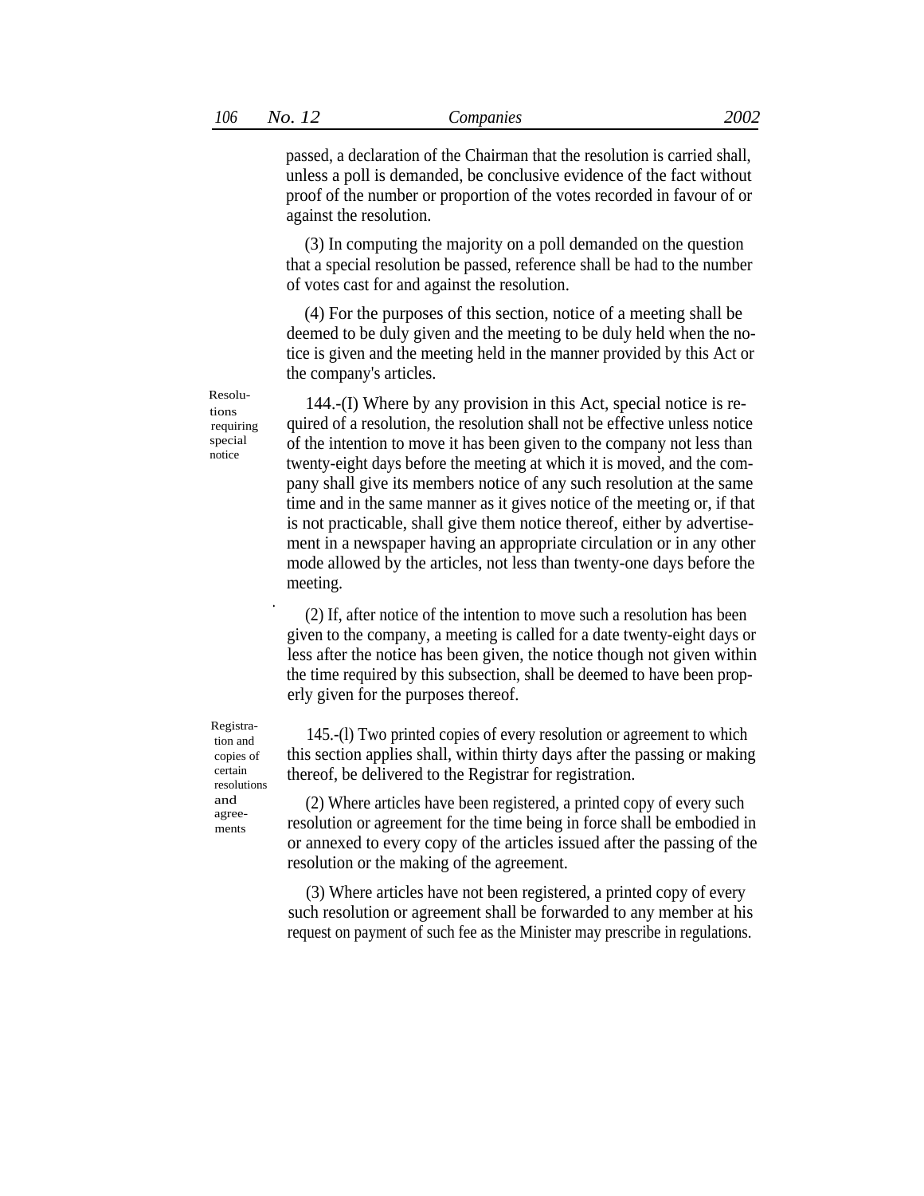passed, a declaration of the Chairman that the resolution is carried shall, unless a poll is demanded, be conclusive evidence of the fact without proof of the number or proportion of the votes recorded in favour of or against the resolution.

(3) In computing the majority on a poll demanded on the question that a special resolution be passed, reference shall be had to the number of votes cast for and against the resolution.

(4) For the purposes of this section, notice of a meeting shall be deemed to be duly given and the meeting to be duly held when the notice is given and the meeting held in the manner provided by this Act or the company's articles.

Resolutions requiring special notice

144.-(I) Where by any provision in this Act, special notice is required of a resolution, the resolution shall not be effective unless notice of the intention to move it has been given to the company not less than twenty-eight days before the meeting at which it is moved, and the company shall give its members notice of any such resolution at the same time and in the same manner as it gives notice of the meeting or, if that is not practicable, shall give them notice thereof, either by advertisement in a newspaper having an appropriate circulation or in any other mode allowed by the articles, not less than twenty-one days before the meeting.

(2) If, after notice of the intention to move such a resolution has been given to the company, a meeting is called for a date twenty-eight days or less after the notice has been given, the notice though not given within the time required by this subsection, shall be deemed to have been properly given for the purposes thereof.

Registration and copies of certain resolutions and agreements

145.-(l) Two printed copies of every resolution or agreement to which this section applies shall, within thirty days after the passing or making thereof, be delivered to the Registrar for registration.

(2) Where articles have been registered, a printed copy of every such resolution or agreement for the time being in force shall be embodied in or annexed to every copy of the articles issued after the passing of the resolution or the making of the agreement.

(3) Where articles have not been registered, a printed copy of every such resolution or agreement shall be forwarded to any member at his request on payment of such fee as the Minister may prescribe in regulations.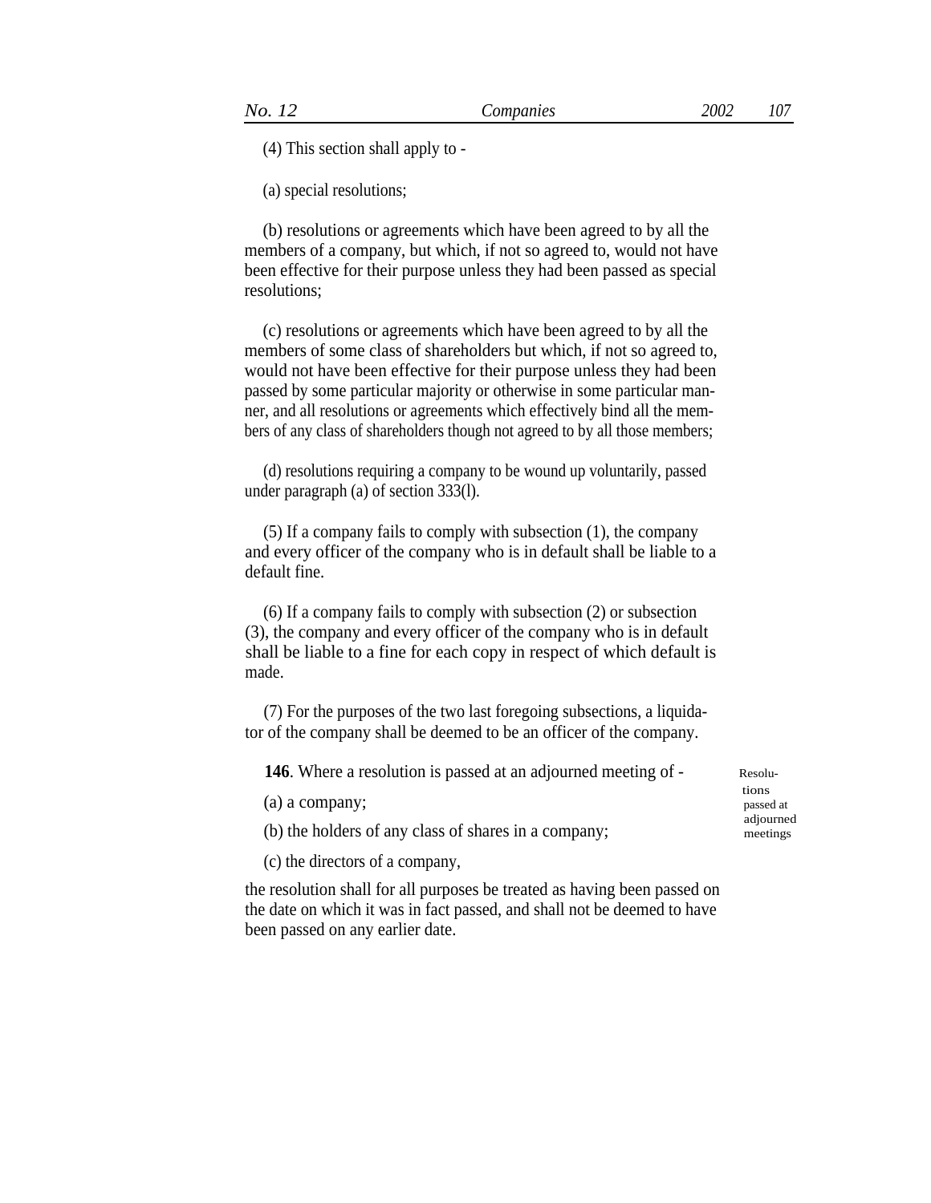(4) This section shall apply to -

(a) special resolutions;

(b) resolutions or agreements which have been agreed to by all the members of a company, but which, if not so agreed to, would not have been effective for their purpose unless they had been passed as special resolutions;

(c) resolutions or agreements which have been agreed to by all the members of some class of shareholders but which, if not so agreed to, would not have been effective for their purpose unless they had been passed by some particular majority or otherwise in some particular manner, and all resolutions or agreements which effectively bind all the members of any class of shareholders though not agreed to by all those members;

(d) resolutions requiring a company to be wound up voluntarily, passed under paragraph (a) of section 333(l).

(5) If a company fails to comply with subsection (1), the company and every officer of the company who is in default shall be liable to a default fine.

(6) If a company fails to comply with subsection (2) or subsection (3), the company and every officer of the company who is in default shall be liable to a fine for each copy in respect of which default is made.

(7) For the purposes of the two last foregoing subsections, a liquidator of the company shall be deemed to be an officer of the company.

Resolutions passed at adjourned meetings

**146**. Where a resolution is passed at an adjourned meeting of -

(a) a company;

(b) the holders of any class of shares in a company;

(c) the directors of a company,

the resolution shall for all purposes be treated as having been passed on the date on which it was in fact passed, and shall not be deemed to have been passed on any earlier date.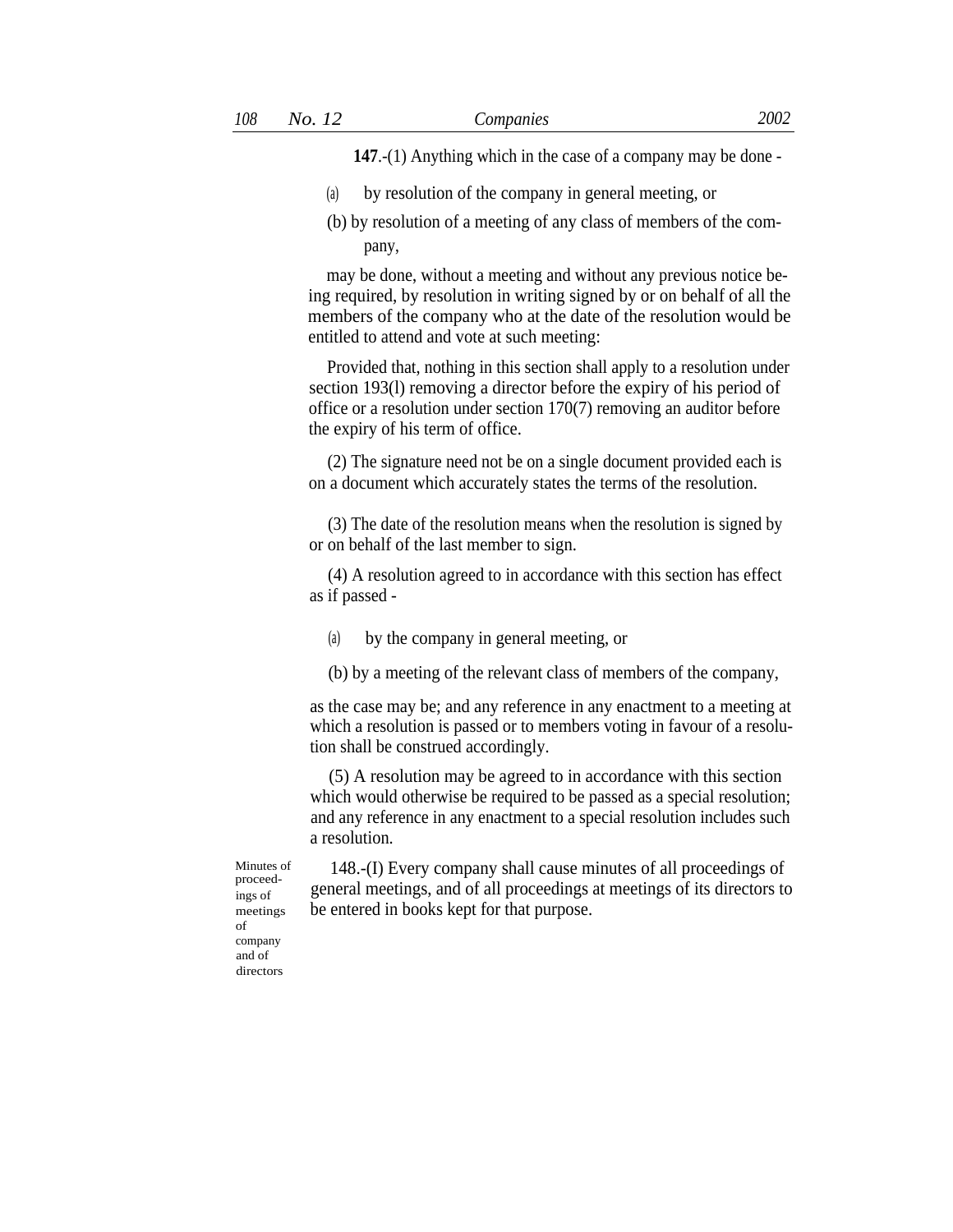**147**.-(1) Anything which in the case of a company may be done -

(a) by resolution of the company in general meeting, or

(b) by resolution of a meeting of any class of members of the company,

may be done, without a meeting and without any previous notice being required, by resolution in writing signed by or on behalf of all the members of the company who at the date of the resolution would be entitled to attend and vote at such meeting:

Provided that, nothing in this section shall apply to a resolution under section 193(l) removing a director before the expiry of his period of office or a resolution under section 170(7) removing an auditor before the expiry of his term of office.

(2) The signature need not be on a single document provided each is on a document which accurately states the terms of the resolution.

(3) The date of the resolution means when the resolution is signed by or on behalf of the last member to sign.

(4) A resolution agreed to in accordance with this section has effect as if passed -

(a) by the company in general meeting, or

(b) by a meeting of the relevant class of members of the company,

as the case may be; and any reference in any enactment to a meeting at which a resolution is passed or to members voting in favour of a resolution shall be construed accordingly.

(5) A resolution may be agreed to in accordance with this section which would otherwise be required to be passed as a special resolution; and any reference in any enactment to a special resolution includes such a resolution.

Minutes of proceedings of meetings of company and of directors

148.-(I) Every company shall cause minutes of all proceedings of general meetings, and of all proceedings at meetings of its directors to be entered in books kept for that purpose.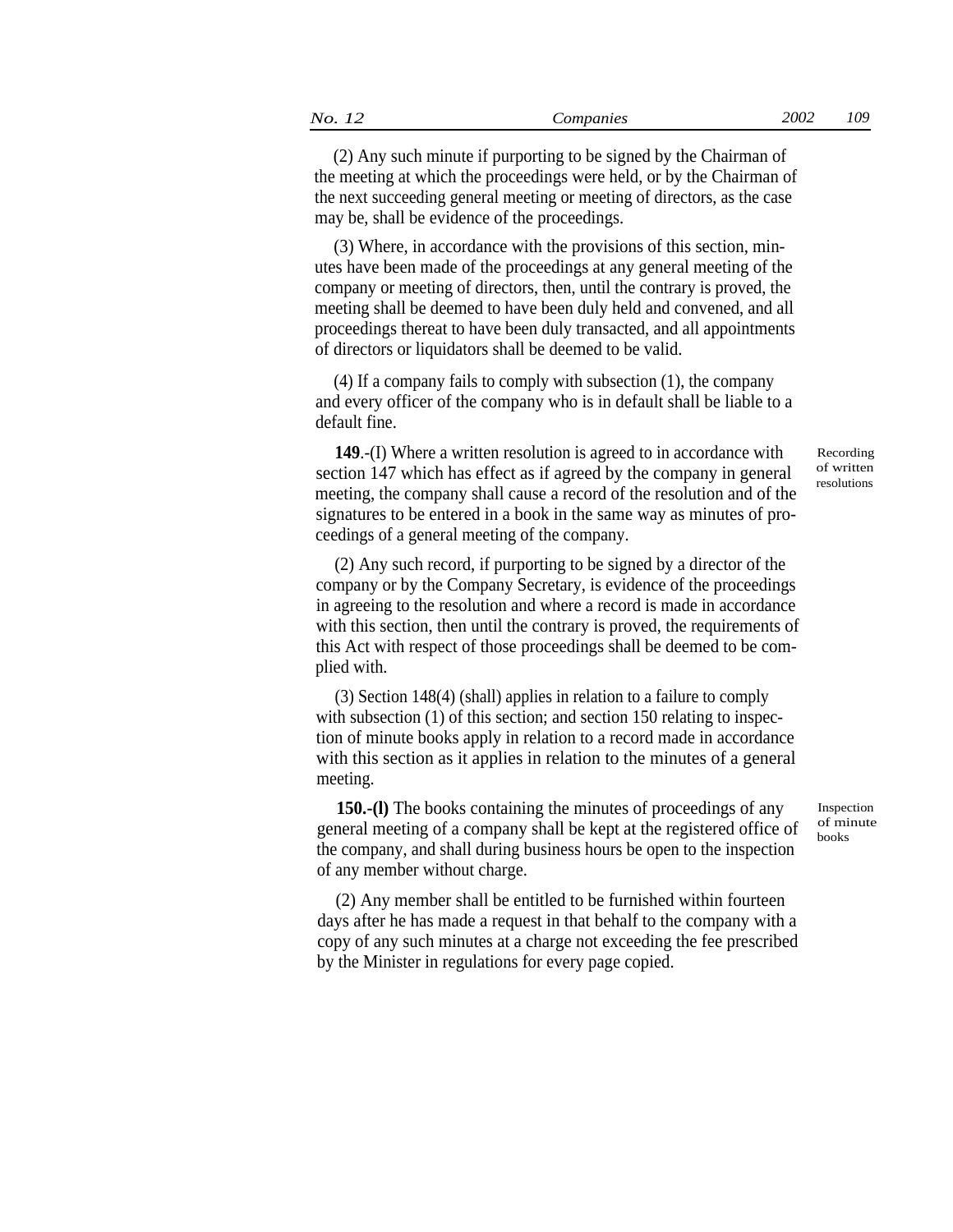(2) Any such minute if purporting to be signed by the Chairman of the meeting at which the proceedings were held, or by the Chairman of the next succeeding general meeting or meeting of directors, as the case may be, shall be evidence of the proceedings.

(3) Where, in accordance with the provisions of this section, minutes have been made of the proceedings at any general meeting of the company or meeting of directors, then, until the contrary is proved, the meeting shall be deemed to have been duly held and convened, and all proceedings thereat to have been duly transacted, and all appointments of directors or liquidators shall be deemed to be valid.

(4) If a company fails to comply with subsection (1), the company and every officer of the company who is in default shall be liable to a default fine.

Recording of written resolutions

**149**.-(I) Where a written resolution is agreed to in accordance with section 147 which has effect as if agreed by the company in general meeting, the company shall cause a record of the resolution and of the signatures to be entered in a book in the same way as minutes of proceedings of a general meeting of the company.

(2) Any such record, if purporting to be signed by a director of the company or by the Company Secretary, is evidence of the proceedings in agreeing to the resolution and where a record is made in accordance with this section, then until the contrary is proved, the requirements of this Act with respect of those proceedings shall be deemed to be complied with.

(3) Section 148(4) (shall) applies in relation to a failure to comply with subsection (1) of this section; and section 150 relating to inspection of minute books apply in relation to a record made in accordance with this section as it applies in relation to the minutes of a general meeting.

Inspection of minute books

**150.-(l)** The books containing the minutes of proceedings of any general meeting of a company shall be kept at the registered office of the company, and shall during business hours be open to the inspection of any member without charge.

(2) Any member shall be entitled to be furnished within fourteen days after he has made a request in that behalf to the company with a copy of any such minutes at a charge not exceeding the fee prescribed by the Minister in regulations for every page copied.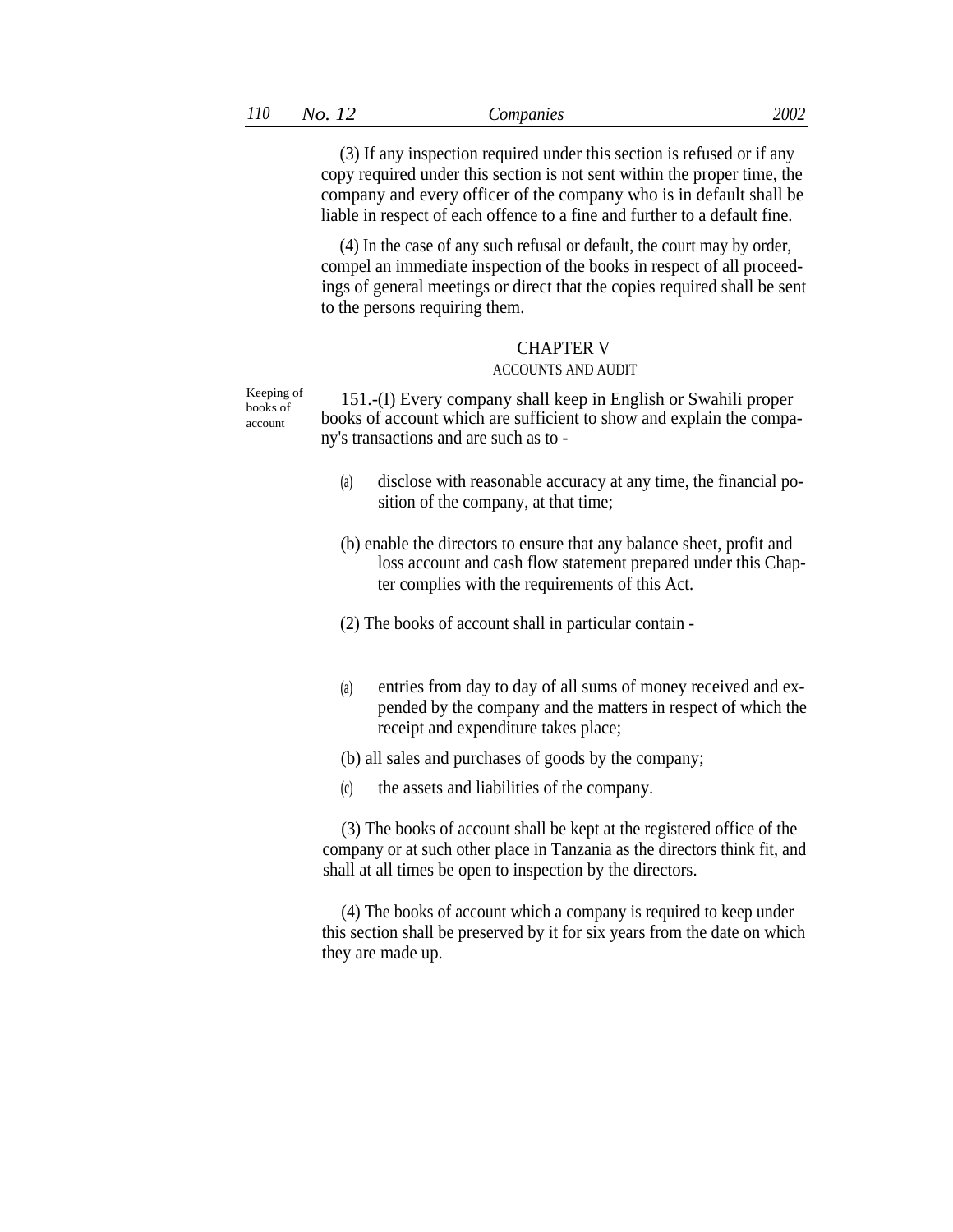(3) If any inspection required under this section is refused or if any copy required under this section is not sent within the proper time, the company and every officer of the company who is in default shall be liable in respect of each offence to a fine and further to a default fine.

(4) In the case of any such refusal or default, the court may by order, compel an immediate inspection of the books in respect of all proceedings of general meetings or direct that the copies required shall be sent to the persons requiring them.

## CHAPTER V

### ACCOUNTS AND AUDIT

Keeping of books of account

151.-(I) Every company shall keep in English or Swahili proper books of account which are sufficient to show and explain the company's transactions and are such as to -

(a) disclose with reasonable accuracy at any time, the financial position of the company, at that time;

(b) enable the directors to ensure that any balance sheet, profit and loss account and cash flow statement prepared under this Chapter complies with the requirements of this Act.

(2) The books of account shall in particular contain -

(a) entries from day to day of all sums of money received and expended by the company and the matters in respect of which the receipt and expenditure takes place;

(b) all sales and purchases of goods by the company;

(c) the assets and liabilities of the company.

(3) The books of account shall be kept at the registered office of the company or at such other place in Tanzania as the directors think fit, and shall at all times be open to inspection by the directors.

(4) The books of account which a company is required to keep under this section shall be preserved by it for six years from the date on which they are made up.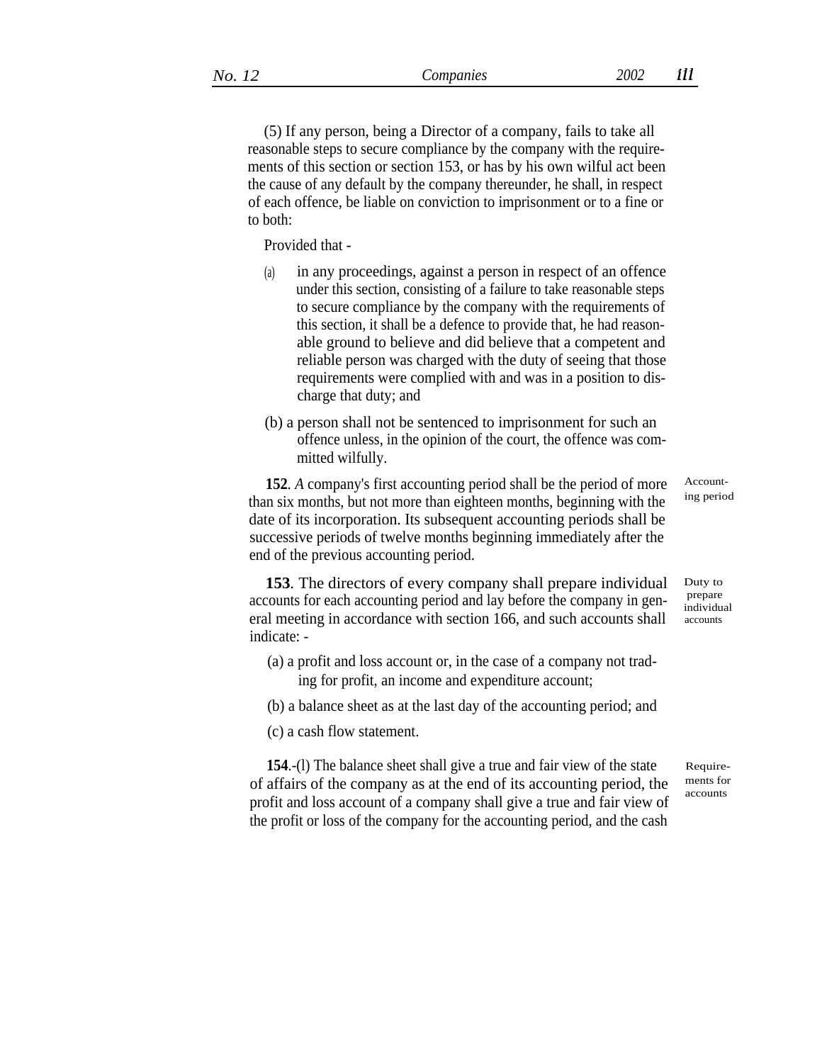(5) If any person, being a Director of a company, fails to take all reasonable steps to secure compliance by the company with the requirements of this section or section 153, or has by his own wilful act been the cause of any default by the company thereunder, he shall, in respect of each offence, be liable on conviction to imprisonment or to a fine or to both:

Provided that -

(a) in any proceedings, against a person in respect of an offence under this section, consisting of a failure to take reasonable steps to secure compliance by the company with the requirements of this section, it shall be a defence to provide that, he had reasonable ground to believe and did believe that a competent and reliable person was charged with the duty of seeing that those requirements were complied with and was in a position to discharge that duty; and

(b) a person shall not be sentenced to imprisonment for such an offence unless, in the opinion of the court, the offence was committed wilfully.

Accounting period

**152**. *A* company's first accounting period shall be the period of more than six months, but not more than eighteen months, beginning with the date of its incorporation. Its subsequent accounting periods shall be successive periods of twelve months beginning immediately after the end of the previous accounting period.

Duty to prepare individual accounts

**153**. The directors of every company shall prepare individual accounts for each accounting period and lay before the company in general meeting in accordance with section 166, and such accounts shall indicate: -

(a) a profit and loss account or, in the case of a company not trading for profit, an income and expenditure account;

(b) a balance sheet as at the last day of the accounting period; and

(c) a cash flow statement.

Requirements for accounts

**154**.-(l) The balance sheet shall give a true and fair view of the state of affairs of the company as at the end of its accounting period, the profit and loss account of a company shall give a true and fair view of the profit or loss of the company for the accounting period, and the cash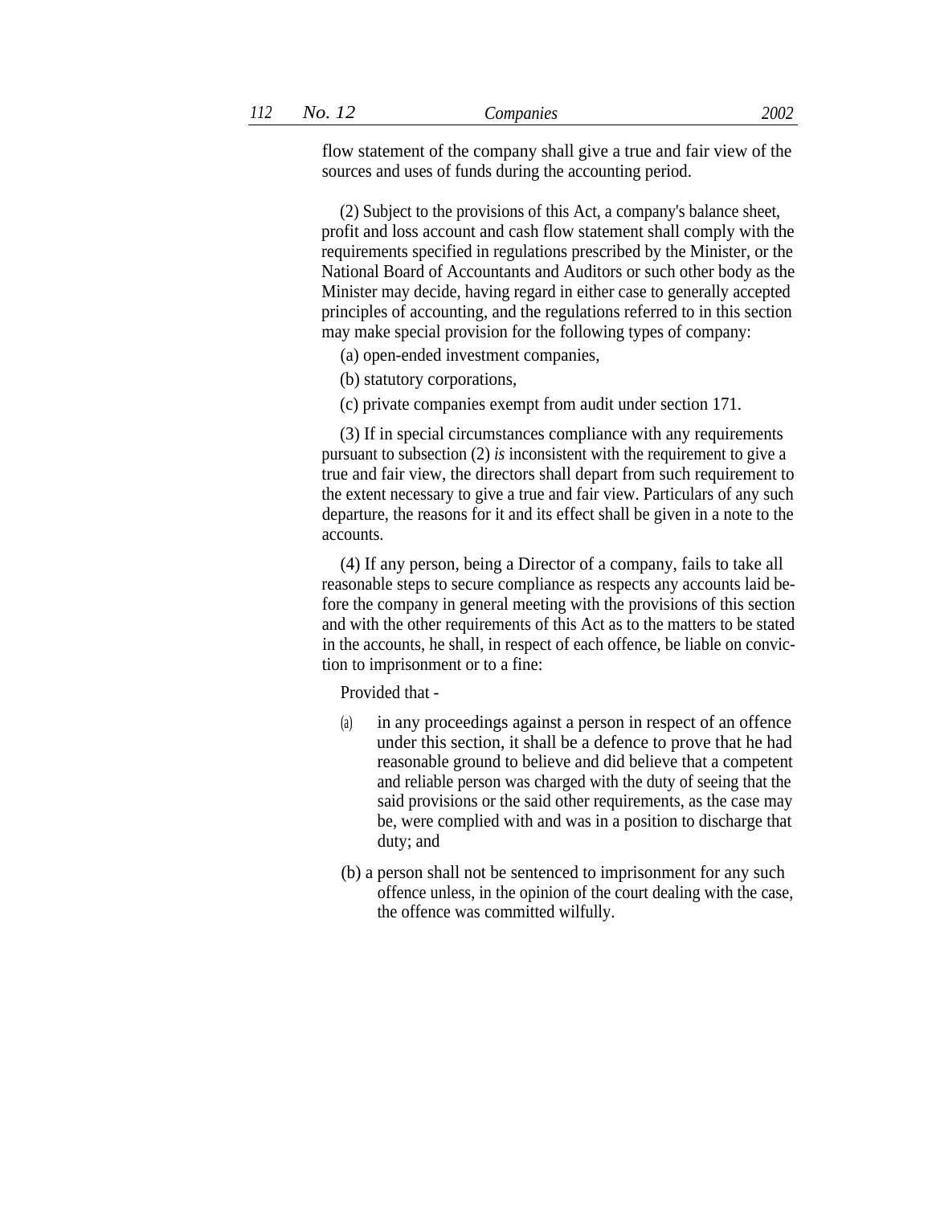flow statement of the company shall give a true and fair view of the sources and uses of funds during the accounting period.

(2) Subject to the provisions of this Act, a company's balance sheet, profit and loss account and cash flow statement shall comply with the requirements specified in regulations prescribed by the Minister, or the National Board of Accountants and Auditors or such other body as the Minister may decide, having regard in either case to generally accepted principles of accounting, and the regulations referred to in this section may make special provision for the following types of company:

(a) open-ended investment companies,

(b) statutory corporations,

(c) private companies exempt from audit under section 171.

(3) If in special circumstances compliance with any requirements pursuant to subsection (2) *is* inconsistent with the requirement to give a true and fair view, the directors shall depart from such requirement to the extent necessary to give a true and fair view. Particulars of any such departure, the reasons for it and its effect shall be given in a note to the accounts.

(4) If any person, being a Director of a company, fails to take all reasonable steps to secure compliance as respects any accounts laid before the company in general meeting with the provisions of this section and with the other requirements of this Act as to the matters to be stated in the accounts, he shall, in respect of each offence, be liable on conviction to imprisonment or to a fine:

Provided that -

(a) in any proceedings against a person in respect of an offence under this section, it shall be a defence to prove that he had reasonable ground to believe and did believe that a competent and reliable person was charged with the duty of seeing that the said provisions or the said other requirements, as the case may be, were complied with and was in a position to discharge that duty; and

(b) a person shall not be sentenced to imprisonment for any such offence unless, in the opinion of the court dealing with the case, the offence was committed wilfully.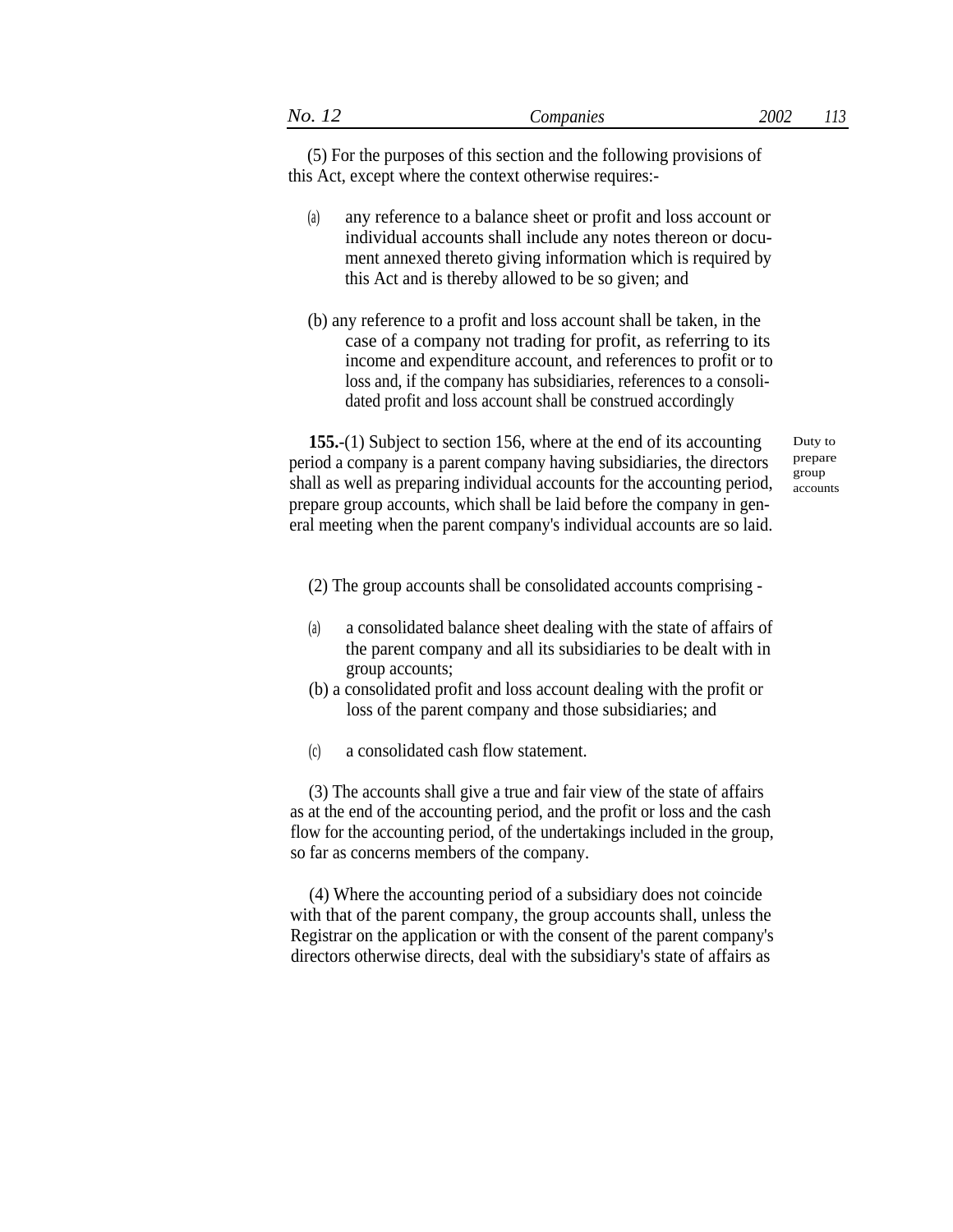(5) For the purposes of this section and the following provisions of this Act, except where the context otherwise requires:-

(a) any reference to a balance sheet or profit and loss account or individual accounts shall include any notes thereon or document annexed thereto giving information which is required by this Act and is thereby allowed to be so given; and

(b) any reference to a profit and loss account shall be taken, in the case of a company not trading for profit, as referring to its income and expenditure account, and references to profit or to loss and, if the company has subsidiaries, references to a consolidated profit and loss account shall be construed accordingly

Duty to prepare group accounts

**155.**-(1) Subject to section 156, where at the end of its accounting period a company is a parent company having subsidiaries, the directors shall as well as preparing individual accounts for the accounting period, prepare group accounts, which shall be laid before the company in general meeting when the parent company's individual accounts are so laid.

(2) The group accounts shall be consolidated accounts comprising -

(a) a consolidated balance sheet dealing with the state of affairs of the parent company and all its subsidiaries to be dealt with in group accounts;

(b) a consolidated profit and loss account dealing with the profit or loss of the parent company and those subsidiaries; and

(c) a consolidated cash flow statement.

(3) The accounts shall give a true and fair view of the state of affairs as at the end of the accounting period, and the profit or loss and the cash flow for the accounting period, of the undertakings included in the group, so far as concerns members of the company.

(4) Where the accounting period of a subsidiary does not coincide with that of the parent company, the group accounts shall, unless the Registrar on the application or with the consent of the parent company's directors otherwise directs, deal with the subsidiary's state of affairs as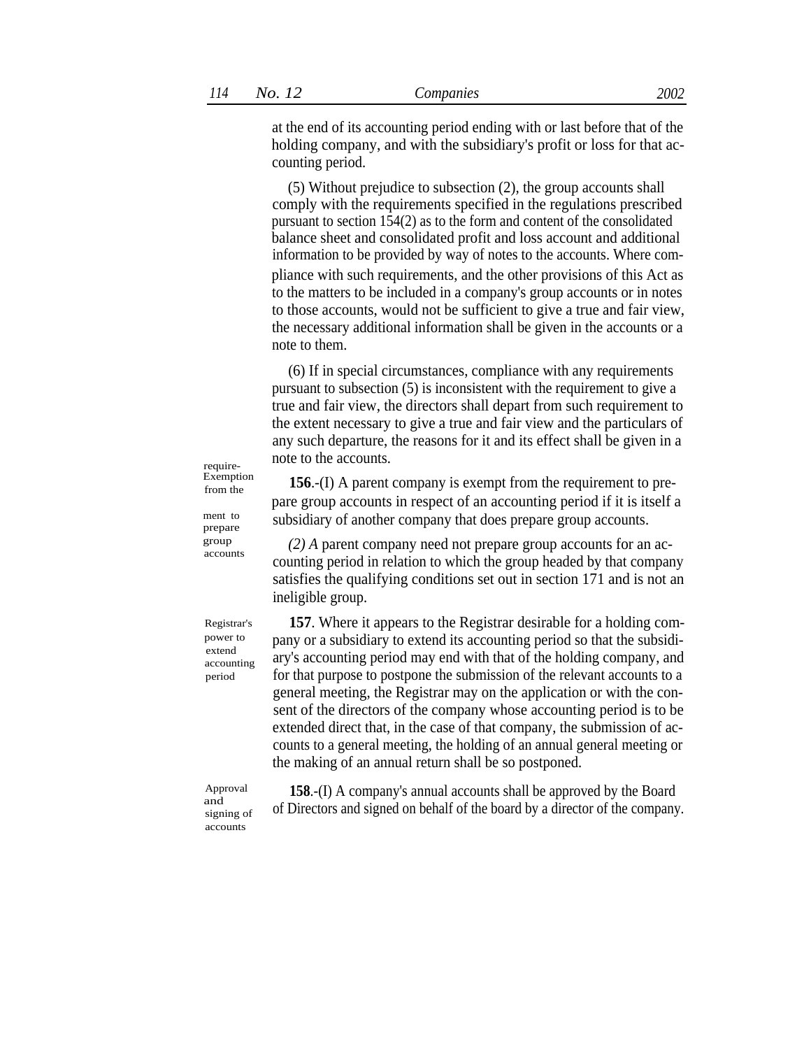at the end of its accounting period ending with or last before that of the holding company, and with the subsidiary's profit or loss for that accounting period.

(5) Without prejudice to subsection (2), the group accounts shall comply with the requirements specified in the regulations prescribed pursuant to section 154(2) as to the form and content of the consolidated balance sheet and consolidated profit and loss account and additional information to be provided by way of notes to the accounts. Where compliance with such requirements, and the other provisions of this Act as to the matters to be included in a company's group accounts or in notes to those accounts, would not be sufficient to give a true and fair view, the necessary additional information shall be given in the accounts or a note to them.

(6) If in special circumstances, compliance with any requirements pursuant to subsection (5) is inconsistent with the requirement to give a true and fair view, the directors shall depart from such requirement to the extent necessary to give a true and fair view and the particulars of any such departure, the reasons for it and its effect shall be given in a note to the accounts.

Exemption from the requirement to prepare group accounts

**156**.-(I) A parent company is exempt from the requirement to prepare group accounts in respect of an accounting period if it is itself a subsidiary of another company that does prepare group accounts.

*(2) A* parent company need not prepare group accounts for an accounting period in relation to which the group headed by that company satisfies the qualifying conditions set out in section 171 and is not an ineligible group.

Registrar's power to extend accounting period

**157**. Where it appears to the Registrar desirable for a holding company or a subsidiary to extend its accounting period so that the subsidiary's accounting period may end with that of the holding company, and for that purpose to postpone the submission of the relevant accounts to a general meeting, the Registrar may on the application or with the consent of the directors of the company whose accounting period is to be extended direct that, in the case of that company, the submission of accounts to a general meeting, the holding of an annual general meeting or the making of an annual return shall be so postponed.

Approval and signing of accounts

**158**.-(I) A company's annual accounts shall be approved by the Board of Directors and signed on behalf of the board by a director of the company.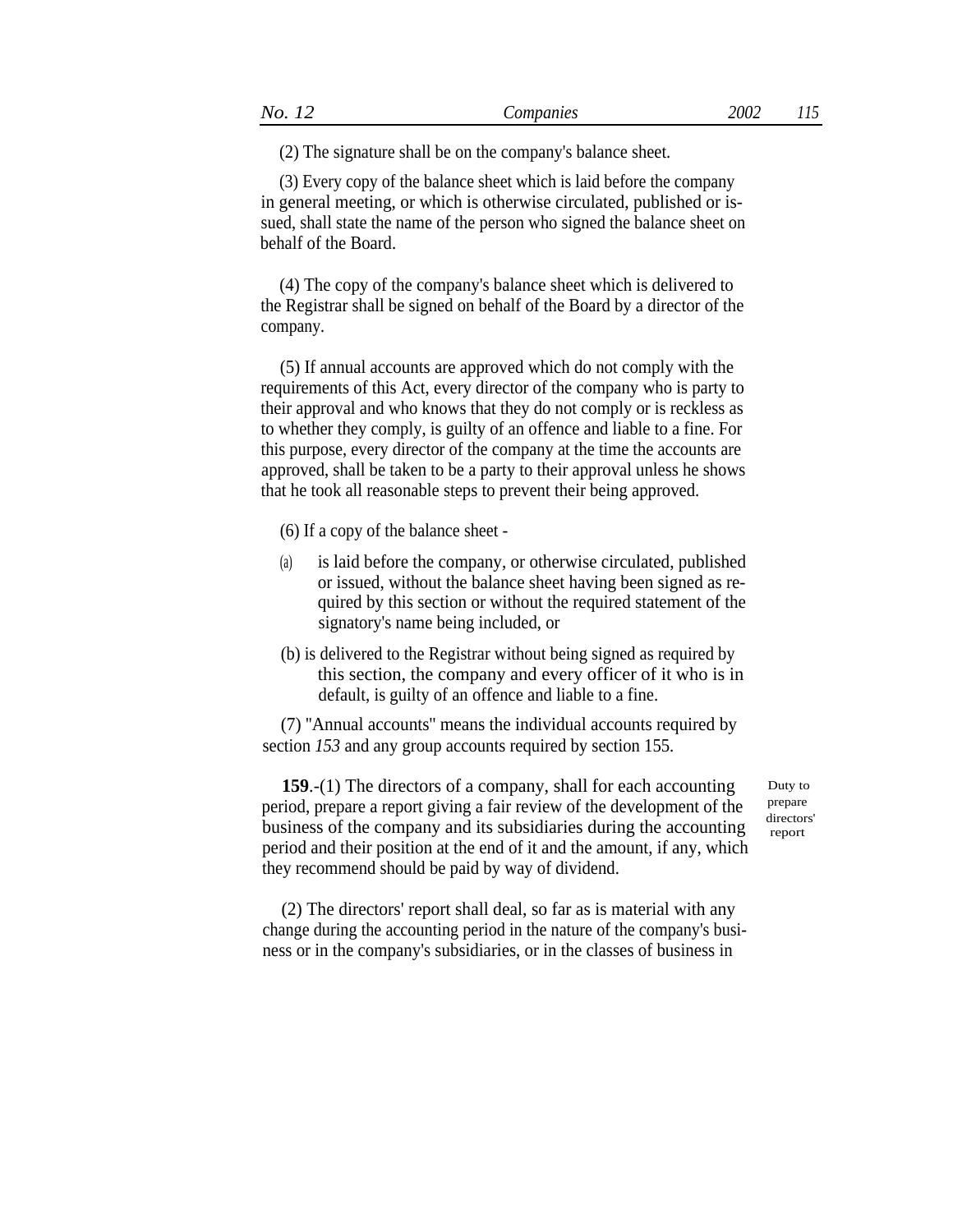(2) The signature shall be on the company's balance sheet.

(3) Every copy of the balance sheet which is laid before the company in general meeting, or which is otherwise circulated, published or issued, shall state the name of the person who signed the balance sheet on behalf of the Board.

(4) The copy of the company's balance sheet which is delivered to the Registrar shall be signed on behalf of the Board by a director of the company.

(5) If annual accounts are approved which do not comply with the requirements of this Act, every director of the company who is party to their approval and who knows that they do not comply or is reckless as to whether they comply, is guilty of an offence and liable to a fine. For this purpose, every director of the company at the time the accounts are approved, shall be taken to be a party to their approval unless he shows that he took all reasonable steps to prevent their being approved.

(6) If a copy of the balance sheet -

(a) is laid before the company, or otherwise circulated, published or issued, without the balance sheet having been signed as required by this section or without the required statement of the signatory's name being included, or

(b) is delivered to the Registrar without being signed as required by this section, the company and every officer of it who is in default, is guilty of an offence and liable to a fine.

(7) "Annual accounts" means the individual accounts required by section *153* and any group accounts required by section 155.

Duty to prepare directors' report

**159**.-(1) The directors of a company, shall for each accounting period, prepare a report giving a fair review of the development of the business of the company and its subsidiaries during the accounting period and their position at the end of it and the amount, if any, which they recommend should be paid by way of dividend.

(2) The directors' report shall deal, so far as is material with any change during the accounting period in the nature of the company's business or in the company's subsidiaries, or in the classes of business in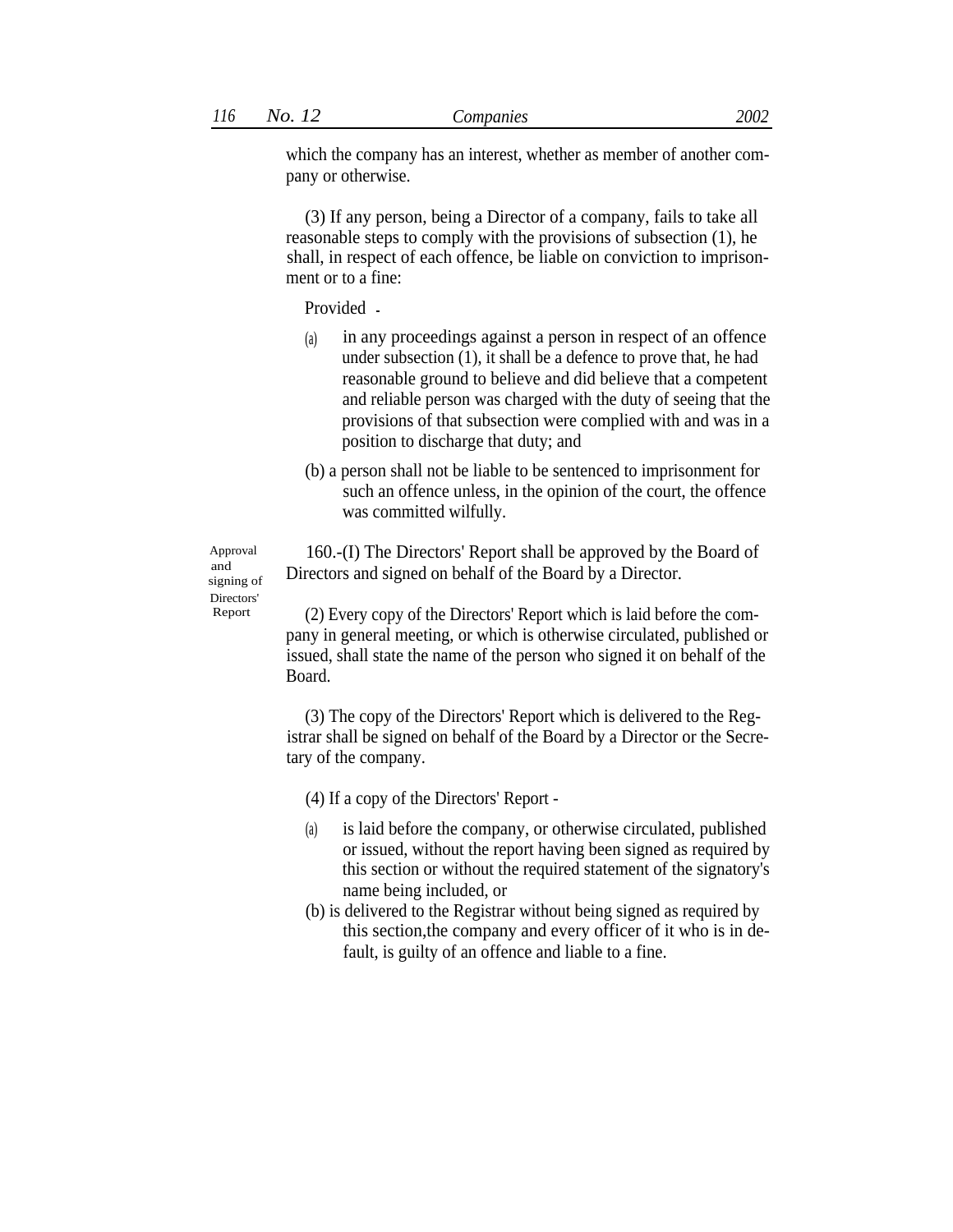which the company has an interest, whether as member of another company or otherwise.

(3) If any person, being a Director of a company, fails to take all reasonable steps to comply with the provisions of subsection (1), he shall, in respect of each offence, be liable on conviction to imprisonment or to a fine:

Provided -

(a) in any proceedings against a person in respect of an offence under subsection (1), it shall be a defence to prove that, he had reasonable ground to believe and did believe that a competent and reliable person was charged with the duty of seeing that the provisions of that subsection were complied with and was in a position to discharge that duty; and

(b) a person shall not be liable to be sentenced to imprisonment for such an offence unless, in the opinion of the court, the offence was committed wilfully.

Approval and signing of Directors' Report

160.-(I) The Directors' Report shall be approved by the Board of Directors and signed on behalf of the Board by a Director.

(2) Every copy of the Directors' Report which is laid before the company in general meeting, or which is otherwise circulated, published or issued, shall state the name of the person who signed it on behalf of the Board.

(3) The copy of the Directors' Report which is delivered to the Registrar shall be signed on behalf of the Board by a Director or the Secretary of the company.

(4) If a copy of the Directors' Report -

(a) is laid before the company, or otherwise circulated, published or issued, without the report having been signed as required by this section or without the required statement of the signatory's name being included, or

(b) is delivered to the Registrar without being signed as required by this section,the company and every officer of it who is in default, is guilty of an offence and liable to a fine.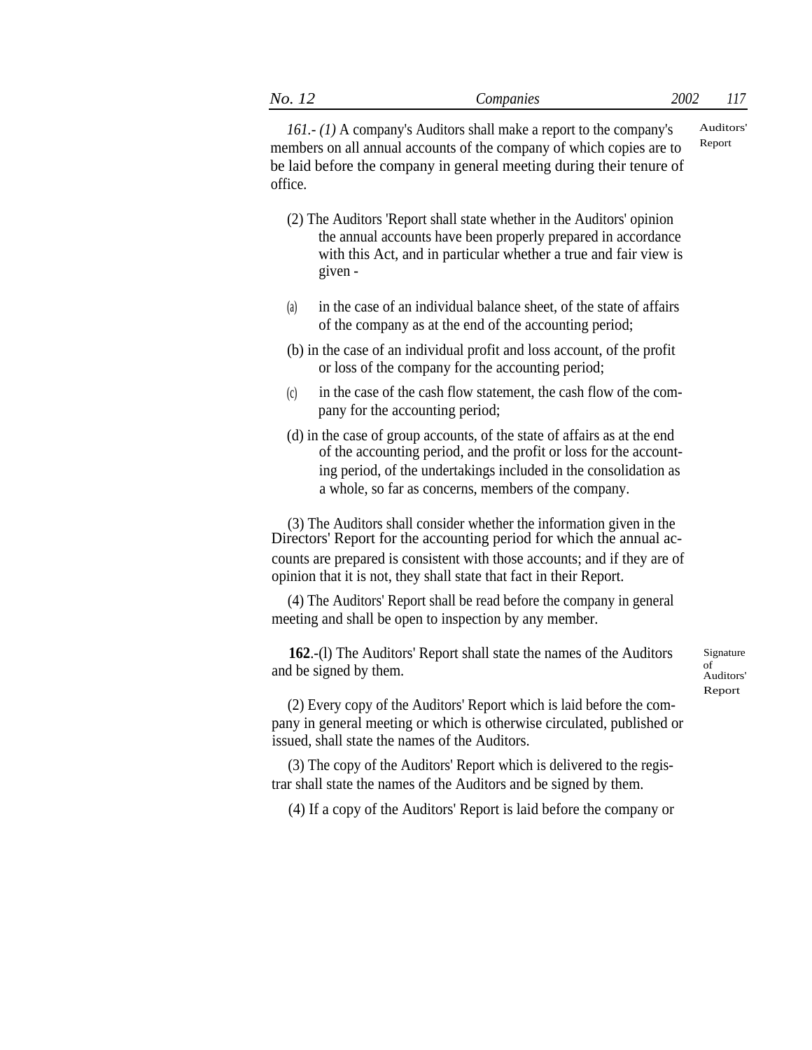**Auditors' Report**

*161.- (1)* A company's Auditors shall make a report to the company's members on all annual accounts of the company of which copies are to be laid before the company in general meeting during their tenure of office.

(2) The Auditors 'Report shall state whether in the Auditors' opinion the annual accounts have been properly prepared in accordance with this Act, and in particular whether a true and fair view is given -

(a) in the case of an individual balance sheet, of the state of affairs of the company as at the end of the accounting period;

(b) in the case of an individual profit and loss account, of the profit or loss of the company for the accounting period;

(c) in the case of the cash flow statement, the cash flow of the company for the accounting period;

(d) in the case of group accounts, of the state of affairs as at the end of the accounting period, and the profit or loss for the accounting period, of the undertakings included in the consolidation as a whole, so far as concerns, members of the company.

(3) The Auditors shall consider whether the information given in the Directors' Report for the accounting period for which the annual accounts are prepared is consistent with those accounts; and if they are of opinion that it is not, they shall state that fact in their Report.

(4) The Auditors' Report shall be read before the company in general meeting and shall be open to inspection by any member.

**Signature of Auditors' Report**

**162**.-(l) The Auditors' Report shall state the names of the Auditors and be signed by them.

(2) Every copy of the Auditors' Report which is laid before the company in general meeting or which is otherwise circulated, published or issued, shall state the names of the Auditors.

(3) The copy of the Auditors' Report which is delivered to the registrar shall state the names of the Auditors and be signed by them.

(4) If a copy of the Auditors' Report is laid before the company or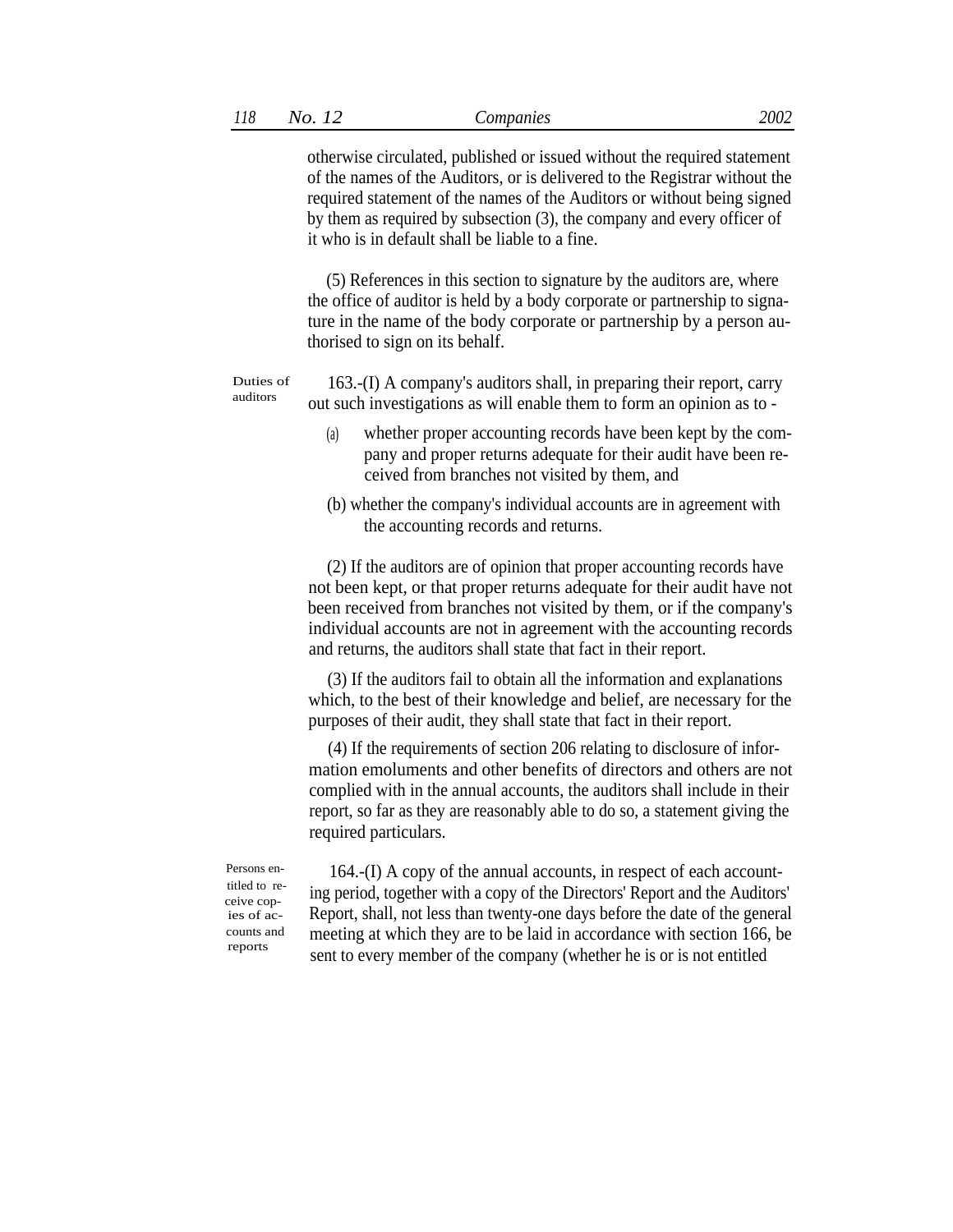otherwise circulated, published or issued without the required statement of the names of the Auditors, or is delivered to the Registrar without the required statement of the names of the Auditors or without being signed by them as required by subsection (3), the company and every officer of it who is in default shall be liable to a fine.

(5) References in this section to signature by the auditors are, where the office of auditor is held by a body corporate or partnership to signature in the name of the body corporate or partnership by a person authorised to sign on its behalf.

Duties of auditors

163.-(I) A company's auditors shall, in preparing their report, carry out such investigations as will enable them to form an opinion as to -

(a) whether proper accounting records have been kept by the company and proper returns adequate for their audit have been received from branches not visited by them, and

(b) whether the company's individual accounts are in agreement with the accounting records and returns.

(2) If the auditors are of opinion that proper accounting records have not been kept, or that proper returns adequate for their audit have not been received from branches not visited by them, or if the company's individual accounts are not in agreement with the accounting records and returns, the auditors shall state that fact in their report.

(3) If the auditors fail to obtain all the information and explanations which, to the best of their knowledge and belief, are necessary for the purposes of their audit, they shall state that fact in their report.

(4) If the requirements of section 206 relating to disclosure of information emoluments and other benefits of directors and others are not complied with in the annual accounts, the auditors shall include in their report, so far as they are reasonably able to do so, a statement giving the required particulars.

Persons entitled to receive copies of accounts and reports

164.-(I) A copy of the annual accounts, in respect of each accounting period, together with a copy of the Directors' Report and the Auditors' Report, shall, not less than twenty-one days before the date of the general meeting at which they are to be laid in accordance with section 166, be sent to every member of the company (whether he is or is not entitled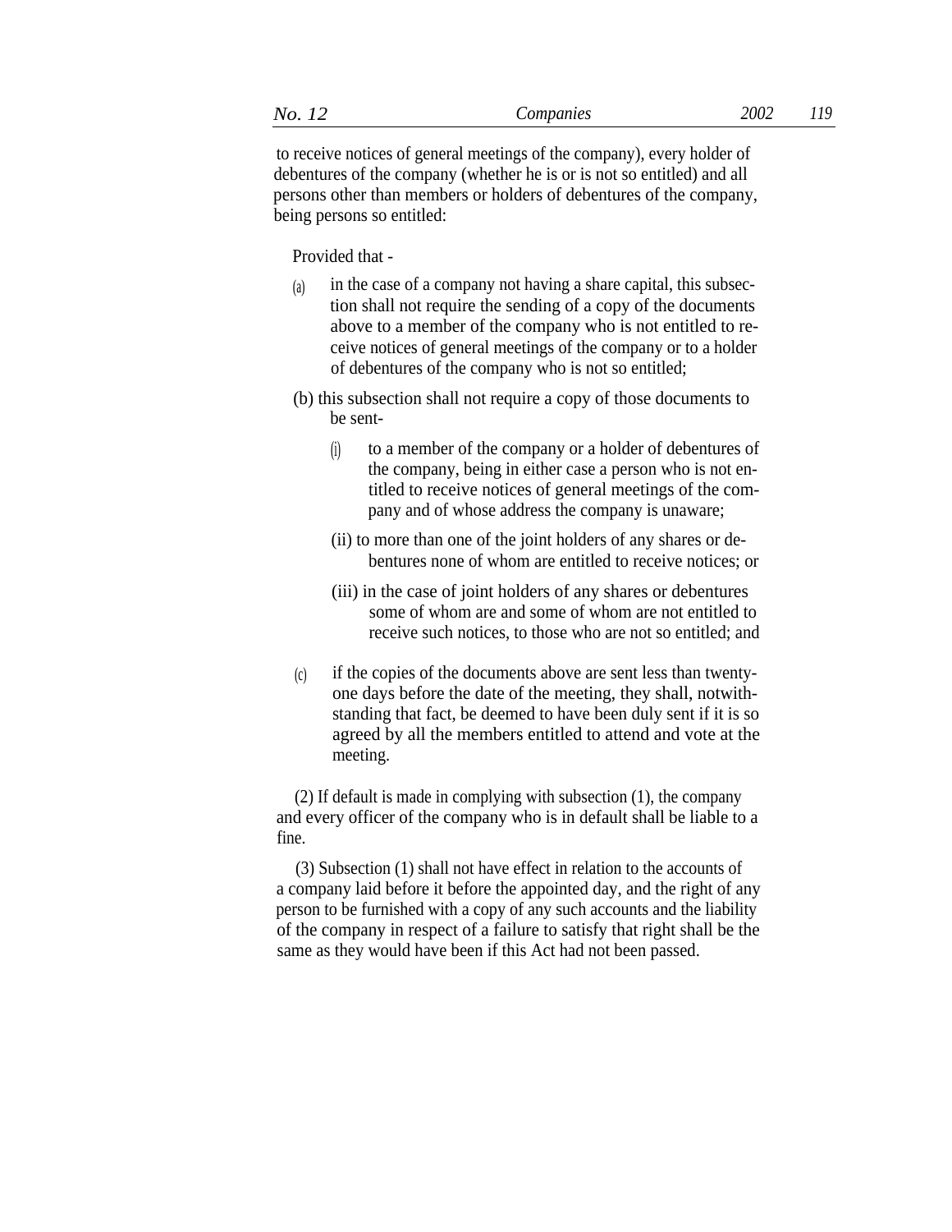to receive notices of general meetings of the company), every holder of debentures of the company (whether he is or is not so entitled) and all persons other than members or holders of debentures of the company, being persons so entitled:

Provided that -

(a) in the case of a company not having a share capital, this subsection shall not require the sending of a copy of the documents above to a member of the company who is not entitled to receive notices of general meetings of the company or to a holder of debentures of the company who is not so entitled;

(b) this subsection shall not require a copy of those documents to be sent-

(i) to a member of the company or a holder of debentures of the company, being in either case a person who is not entitled to receive notices of general meetings of the company and of whose address the company is unaware;

(ii) to more than one of the joint holders of any shares or debentures none of whom are entitled to receive notices; or

(iii) in the case of joint holders of any shares or debentures some of whom are and some of whom are not entitled to receive such notices, to those who are not so entitled; and

(c) if the copies of the documents above are sent less than twenty-one days before the date of the meeting, they shall, notwithstanding that fact, be deemed to have been duly sent if it is so agreed by all the members entitled to attend and vote at the meeting.

(2) If default is made in complying with subsection (1), the company and every officer of the company who is in default shall be liable to a fine.

(3) Subsection (1) shall not have effect in relation to the accounts of a company laid before it before the appointed day, and the right of any person to be furnished with a copy of any such accounts and the liability of the company in respect of a failure to satisfy that right shall be the same as they would have been if this Act had not been passed.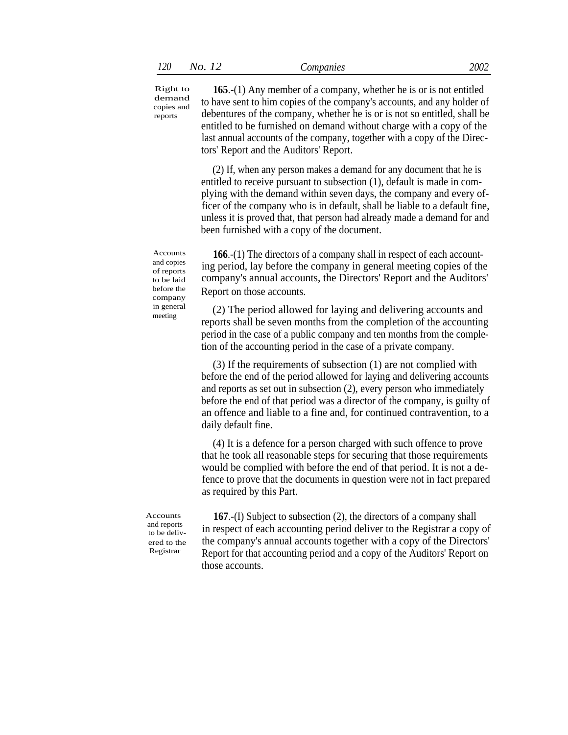Right to demand copies and reports

**165**.-(1) Any member of a company, whether he is or is not entitled to have sent to him copies of the company's accounts, and any holder of debentures of the company, whether he is or is not so entitled, shall be entitled to be furnished on demand without charge with a copy of the last annual accounts of the company, together with a copy of the Directors' Report and the Auditors' Report.

(2) If, when any person makes a demand for any document that he is entitled to receive pursuant to subsection (1), default is made in complying with the demand within seven days, the company and every officer of the company who is in default, shall be liable to a default fine, unless it is proved that, that person had already made a demand for and been furnished with a copy of the document.

Accounts and copies of reports to be laid before the company in general meeting

**166**.-(1) The directors of a company shall in respect of each accounting period, lay before the company in general meeting copies of the company's annual accounts, the Directors' Report and the Auditors' Report on those accounts.

(2) The period allowed for laying and delivering accounts and reports shall be seven months from the completion of the accounting period in the case of a public company and ten months from the completion of the accounting period in the case of a private company.

(3) If the requirements of subsection (1) are not complied with before the end of the period allowed for laying and delivering accounts and reports as set out in subsection (2), every person who immediately before the end of that period was a director of the company, is guilty of an offence and liable to a fine and, for continued contravention, to a daily default fine.

(4) It is a defence for a person charged with such offence to prove that he took all reasonable steps for securing that those requirements would be complied with before the end of that period. It is not a defence to prove that the documents in question were not in fact prepared as required by this Part.

Accounts and reports to be delivered to the Registrar

**167**.-(I) Subject to subsection (2), the directors of a company shall in respect of each accounting period deliver to the Registrar a copy of the company's annual accounts together with a copy of the Directors' Report for that accounting period and a copy of the Auditors' Report on those accounts.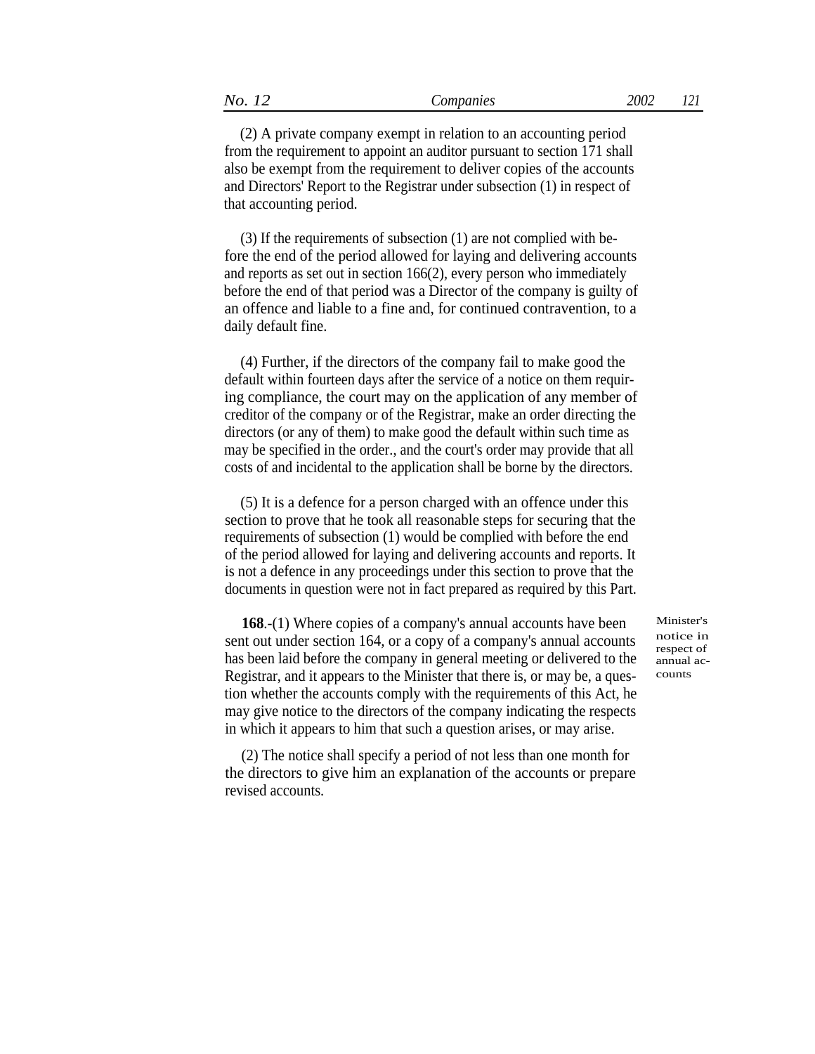(2) A private company exempt in relation to an accounting period from the requirement to appoint an auditor pursuant to section 171 shall also be exempt from the requirement to deliver copies of the accounts and Directors' Report to the Registrar under subsection (1) in respect of that accounting period.

(3) If the requirements of subsection (1) are not complied with before the end of the period allowed for laying and delivering accounts and reports as set out in section 166(2), every person who immediately before the end of that period was a Director of the company is guilty of an offence and liable to a fine and, for continued contravention, to a daily default fine.

(4) Further, if the directors of the company fail to make good the default within fourteen days after the service of a notice on them requiring compliance, the court may on the application of any member of creditor of the company or of the Registrar, make an order directing the directors (or any of them) to make good the default within such time as may be specified in the order., and the court's order may provide that all costs of and incidental to the application shall be borne by the directors.

(5) It is a defence for a person charged with an offence under this section to prove that he took all reasonable steps for securing that the requirements of subsection (1) would be complied with before the end of the period allowed for laying and delivering accounts and reports. It is not a defence in any proceedings under this section to prove that the documents in question were not in fact prepared as required by this Part.

Minister's notice in respect of annual accounts

**168**.-(1) Where copies of a company's annual accounts have been sent out under section 164, or a copy of a company's annual accounts has been laid before the company in general meeting or delivered to the Registrar, and it appears to the Minister that there is, or may be, a question whether the accounts comply with the requirements of this Act, he may give notice to the directors of the company indicating the respects in which it appears to him that such a question arises, or may arise.

(2) The notice shall specify a period of not less than one month for the directors to give him an explanation of the accounts or prepare revised accounts.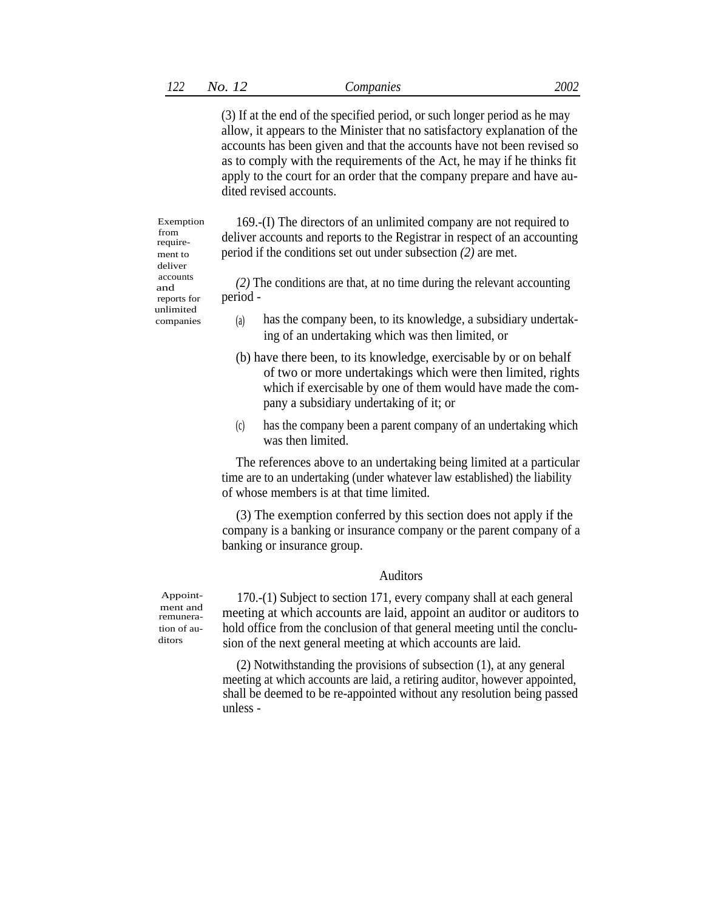(3) If at the end of the specified period, or such longer period as he may allow, it appears to the Minister that no satisfactory explanation of the accounts has been given and that the accounts have not been revised so as to comply with the requirements of the Act, he may if he thinks fit apply to the court for an order that the company prepare and have audited revised accounts.

Exemption from requirement to deliver accounts and reports for unlimited companies

169.-(I) The directors of an unlimited company are not required to deliver accounts and reports to the Registrar in respect of an accounting period if the conditions set out under subsection *(2)* are met.

*(2)* The conditions are that, at no time during the relevant accounting period -

(a) has the company been, to its knowledge, a subsidiary undertaking of an undertaking which was then limited, or

(b) have there been, to its knowledge, exercisable by or on behalf of two or more undertakings which were then limited, rights which if exercisable by one of them would have made the company a subsidiary undertaking of it; or

(c) has the company been a parent company of an undertaking which was then limited.

The references above to an undertaking being limited at a particular time are to an undertaking (under whatever law established) the liability of whose members is at that time limited.

(3) The exemption conferred by this section does not apply if the company is a banking or insurance company or the parent company of a banking or insurance group.

## Auditors

Appointment and remuneration of auditors

170.-(1) Subject to section 171, every company shall at each general meeting at which accounts are laid, appoint an auditor or auditors to hold office from the conclusion of that general meeting until the conclusion of the next general meeting at which accounts are laid.

(2) Notwithstanding the provisions of subsection (1), at any general meeting at which accounts are laid, a retiring auditor, however appointed, shall be deemed to be re-appointed without any resolution being passed unless -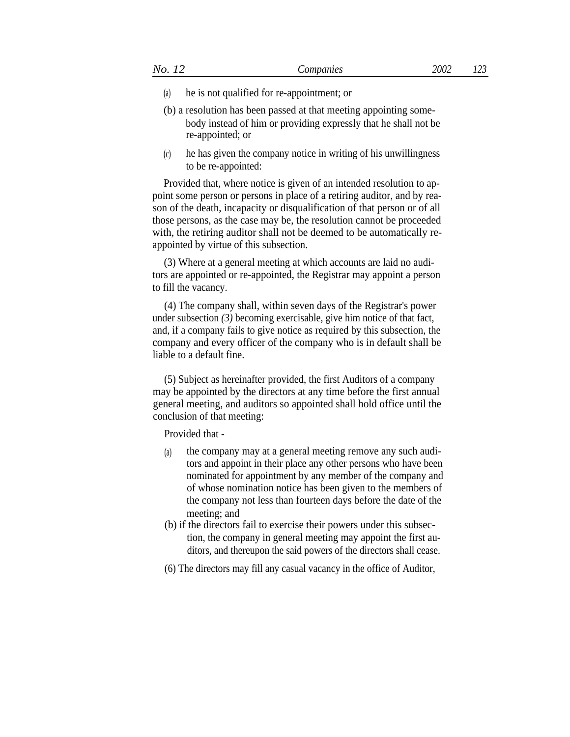(a) he is not qualified for re-appointment; or

(b) a resolution has been passed at that meeting appointing somebody instead of him or providing expressly that he shall not be re-appointed; or

(c) he has given the company notice in writing of his unwillingness to be re-appointed:

Provided that, where notice is given of an intended resolution to appoint some person or persons in place of a retiring auditor, and by reason of the death, incapacity or disqualification of that person or of all those persons, as the case may be, the resolution cannot be proceeded with, the retiring auditor shall not be deemed to be automatically re-appointed by virtue of this subsection.

(3) Where at a general meeting at which accounts are laid no auditors are appointed or re-appointed, the Registrar may appoint a person to fill the vacancy.

(4) The company shall, within seven days of the Registrar's power under subsection *(3)* becoming exercisable, give him notice of that fact, and, if a company fails to give notice as required by this subsection, the company and every officer of the company who is in default shall be liable to a default fine.

(5) Subject as hereinafter provided, the first Auditors of a company may be appointed by the directors at any time before the first annual general meeting, and auditors so appointed shall hold office until the conclusion of that meeting:

Provided that -

(a) the company may at a general meeting remove any such auditors and appoint in their place any other persons who have been nominated for appointment by any member of the company and of whose nomination notice has been given to the members of the company not less than fourteen days before the date of the meeting; and

(b) if the directors fail to exercise their powers under this subsection, the company in general meeting may appoint the first auditors, and thereupon the said powers of the directors shall cease.

(6) The directors may fill any casual vacancy in the office of Auditor,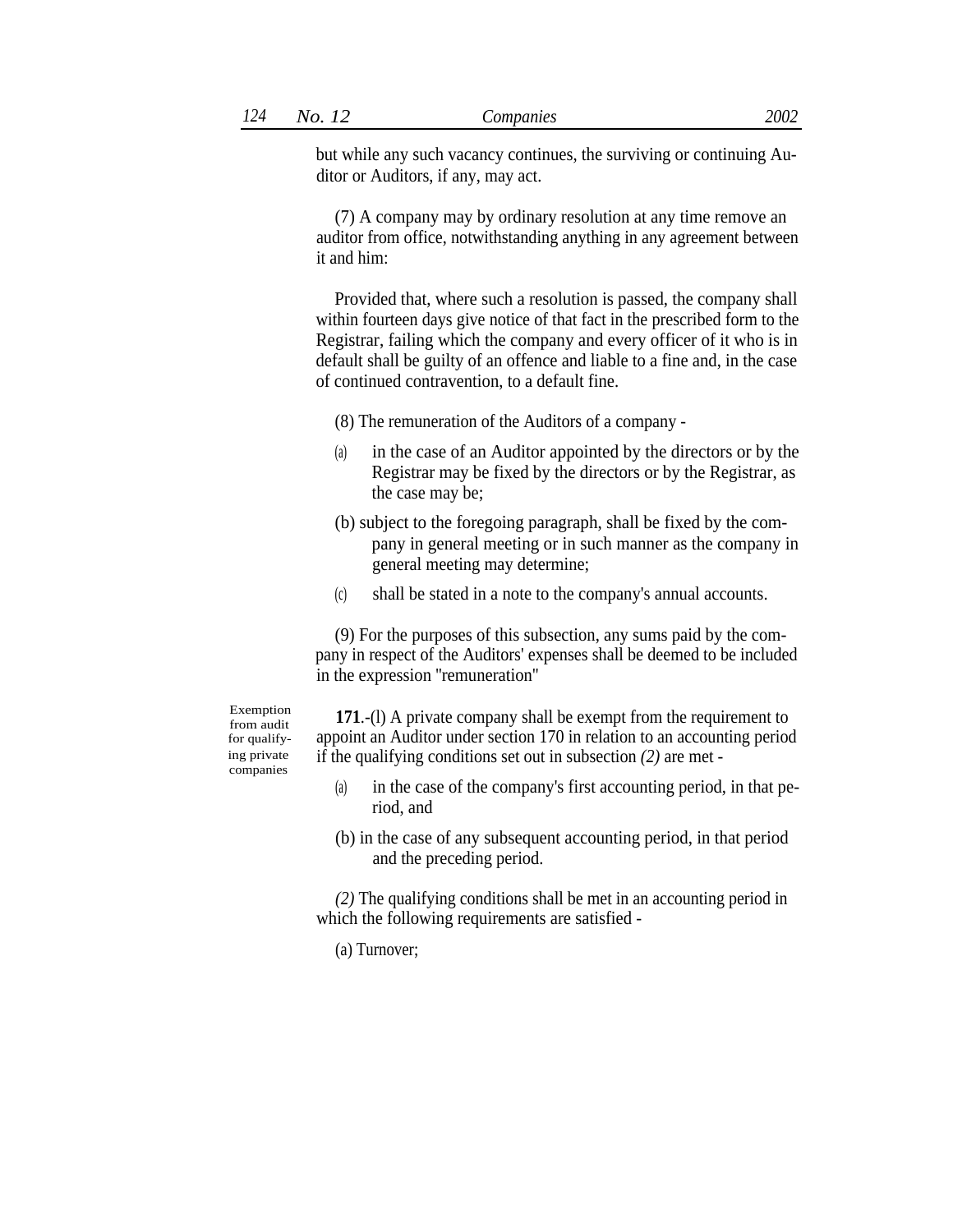but while any such vacancy continues, the surviving or continuing Auditor or Auditors, if any, may act.

(7) A company may by ordinary resolution at any time remove an auditor from office, notwithstanding anything in any agreement between it and him:

Provided that, where such a resolution is passed, the company shall within fourteen days give notice of that fact in the prescribed form to the Registrar, failing which the company and every officer of it who is in default shall be guilty of an offence and liable to a fine and, in the case of continued contravention, to a default fine.

(8) The remuneration of the Auditors of a company -

(a) in the case of an Auditor appointed by the directors or by the Registrar may be fixed by the directors or by the Registrar, as the case may be;

(b) subject to the foregoing paragraph, shall be fixed by the company in general meeting or in such manner as the company in general meeting may determine;

(c) shall be stated in a note to the company's annual accounts.

(9) For the purposes of this subsection, any sums paid by the company in respect of the Auditors' expenses shall be deemed to be included in the expression "remuneration"

Exemption from audit for qualifying private companies

**171**.-(l) A private company shall be exempt from the requirement to appoint an Auditor under section 170 in relation to an accounting period if the qualifying conditions set out in subsection *(2)* are met -

(a) in the case of the company's first accounting period, in that period, and

(b) in the case of any subsequent accounting period, in that period and the preceding period.

*(2)* The qualifying conditions shall be met in an accounting period in which the following requirements are satisfied -

(a) Turnover;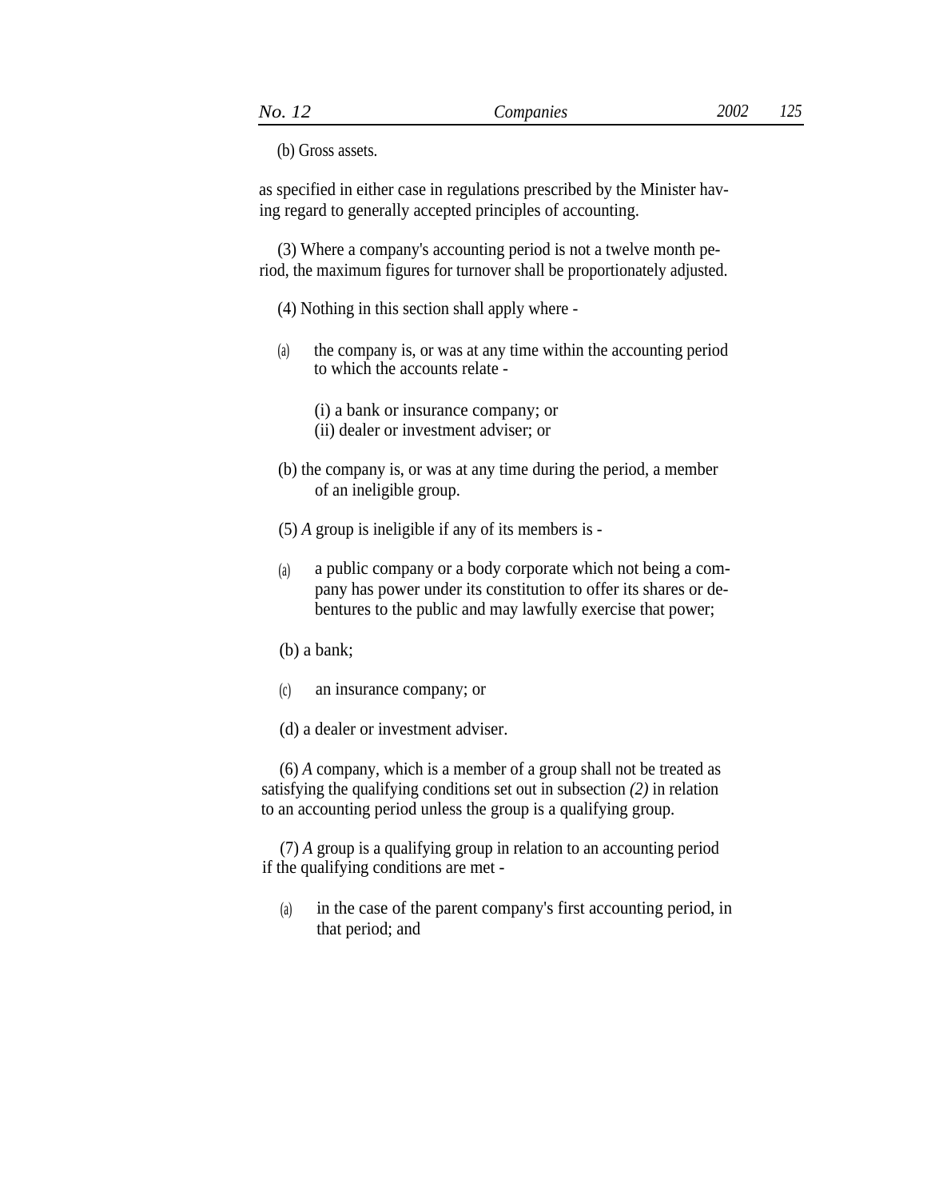(b) Gross assets.

as specified in either case in regulations prescribed by the Minister having regard to generally accepted principles of accounting.

(3) Where a company's accounting period is not a twelve month period, the maximum figures for turnover shall be proportionately adjusted.

(4) Nothing in this section shall apply where -

(a) the company is, or was at any time within the accounting period to which the accounts relate -

(i) a bank or insurance company; or
(ii) dealer or investment adviser; or

(b) the company is, or was at any time during the period, a member of an ineligible group.

(5) *A* group is ineligible if any of its members is -

(a) a public company or a body corporate which not being a company has power under its constitution to offer its shares or debentures to the public and may lawfully exercise that power;

(b) a bank;

(c) an insurance company; or

(d) a dealer or investment adviser.

(6) *A* company, which is a member of a group shall not be treated as satisfying the qualifying conditions set out in subsection *(2)* in relation to an accounting period unless the group is a qualifying group.

(7) *A* group is a qualifying group in relation to an accounting period if the qualifying conditions are met -

(a) in the case of the parent company's first accounting period, in that period; and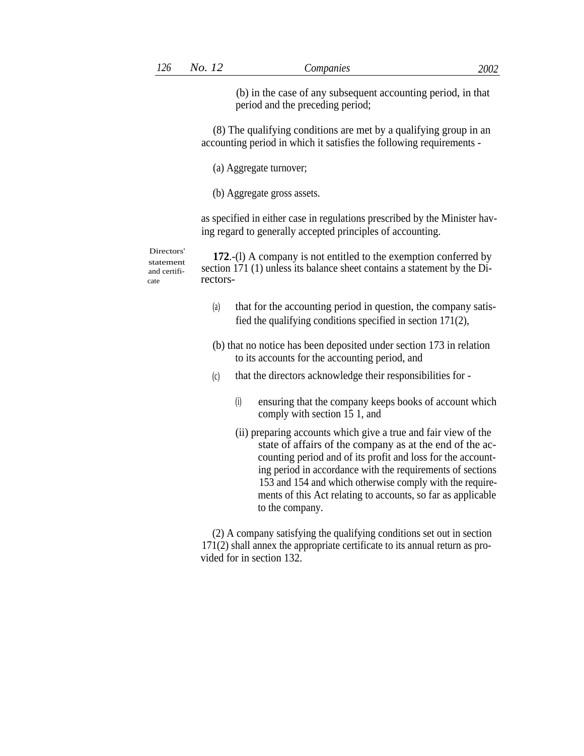(b) in the case of any subsequent accounting period, in that period and the preceding period;

(8) The qualifying conditions are met by a qualifying group in an accounting period in which it satisfies the following requirements -

(a) Aggregate turnover;

(b) Aggregate gross assets.

as specified in either case in regulations prescribed by the Minister having regard to generally accepted principles of accounting.

Directors' statement and certificate

**172**.-(l) A company is not entitled to the exemption conferred by section 171 (1) unless its balance sheet contains a statement by the Directors-

(a) that for the accounting period in question, the company satisfied the qualifying conditions specified in section 171(2),

(b) that no notice has been deposited under section 173 in relation to its accounts for the accounting period, and

(c) that the directors acknowledge their responsibilities for -

(i) ensuring that the company keeps books of account which comply with section 15 1, and

(ii) preparing accounts which give a true and fair view of the state of affairs of the company as at the end of the accounting period and of its profit and loss for the accounting period in accordance with the requirements of sections 153 and 154 and which otherwise comply with the requirements of this Act relating to accounts, so far as applicable to the company.

(2) A company satisfying the qualifying conditions set out in section 171(2) shall annex the appropriate certificate to its annual return as provided for in section 132.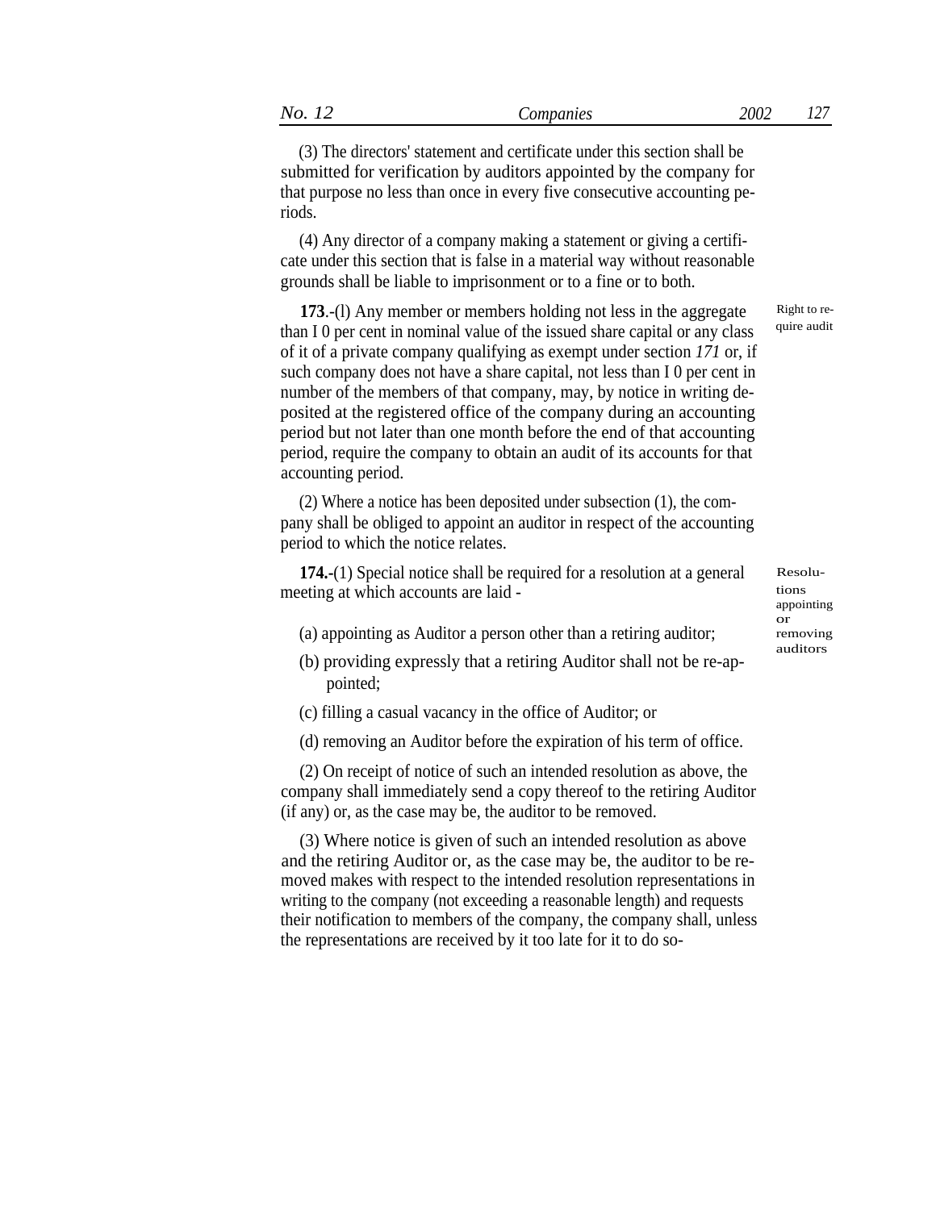(3) The directors' statement and certificate under this section shall be submitted for verification by auditors appointed by the company for that purpose no less than once in every five consecutive accounting periods.

(4) Any director of a company making a statement or giving a certificate under this section that is false in a material way without reasonable grounds shall be liable to imprisonment or to a fine or to both.

Right to require audit

**173**.-(l) Any member or members holding not less in the aggregate than I 0 per cent in nominal value of the issued share capital or any class of it of a private company qualifying as exempt under section *171* or, if such company does not have a share capital, not less than I 0 per cent in number of the members of that company, may, by notice in writing deposited at the registered office of the company during an accounting period but not later than one month before the end of that accounting period, require the company to obtain an audit of its accounts for that accounting period.

(2) Where a notice has been deposited under subsection (1), the company shall be obliged to appoint an auditor in respect of the accounting period to which the notice relates.

Resolutions appointing or removing auditors

**174.**-(1) Special notice shall be required for a resolution at a general meeting at which accounts are laid -

(a) appointing as Auditor a person other than a retiring auditor;

(b) providing expressly that a retiring Auditor shall not be re-appointed;

(c) filling a casual vacancy in the office of Auditor; or

(d) removing an Auditor before the expiration of his term of office.

(2) On receipt of notice of such an intended resolution as above, the company shall immediately send a copy thereof to the retiring Auditor (if any) or, as the case may be, the auditor to be removed.

(3) Where notice is given of such an intended resolution as above and the retiring Auditor or, as the case may be, the auditor to be removed makes with respect to the intended resolution representations in writing to the company (not exceeding a reasonable length) and requests their notification to members of the company, the company shall, unless the representations are received by it too late for it to do so-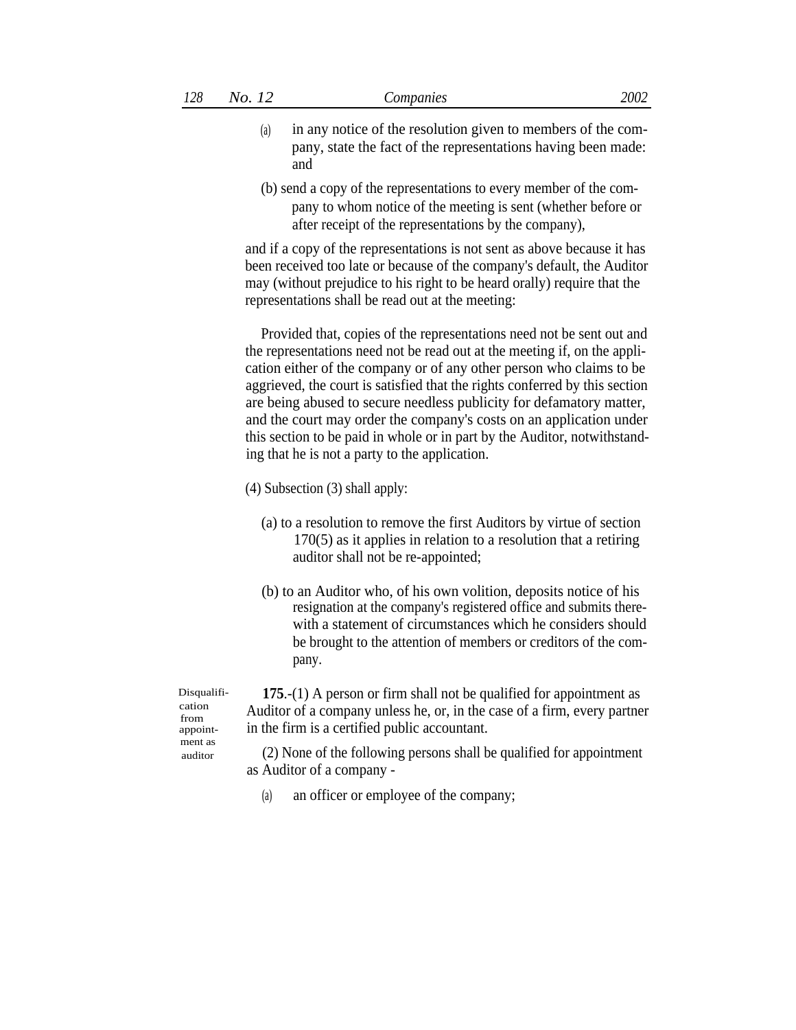(a) in any notice of the resolution given to members of the company, state the fact of the representations having been made: and

(b) send a copy of the representations to every member of the company to whom notice of the meeting is sent (whether before or after receipt of the representations by the company),

and if a copy of the representations is not sent as above because it has been received too late or because of the company's default, the Auditor may (without prejudice to his right to be heard orally) require that the representations shall be read out at the meeting:

Provided that, copies of the representations need not be sent out and the representations need not be read out at the meeting if, on the application either of the company or of any other person who claims to be aggrieved, the court is satisfied that the rights conferred by this section are being abused to secure needless publicity for defamatory matter, and the court may order the company's costs on an application under this section to be paid in whole or in part by the Auditor, notwithstanding that he is not a party to the application.

(4) Subsection (3) shall apply:

(a) to a resolution to remove the first Auditors by virtue of section 170(5) as it applies in relation to a resolution that a retiring auditor shall not be re-appointed;

(b) to an Auditor who, of his own volition, deposits notice of his resignation at the company's registered office and submits therewith a statement of circumstances which he considers should be brought to the attention of members or creditors of the company.

Disqualification from appointment as auditor

**175**.-(1) A person or firm shall not be qualified for appointment as Auditor of a company unless he, or, in the case of a firm, every partner in the firm is a certified public accountant.

(2) None of the following persons shall be qualified for appointment as Auditor of a company -

(a) an officer or employee of the company;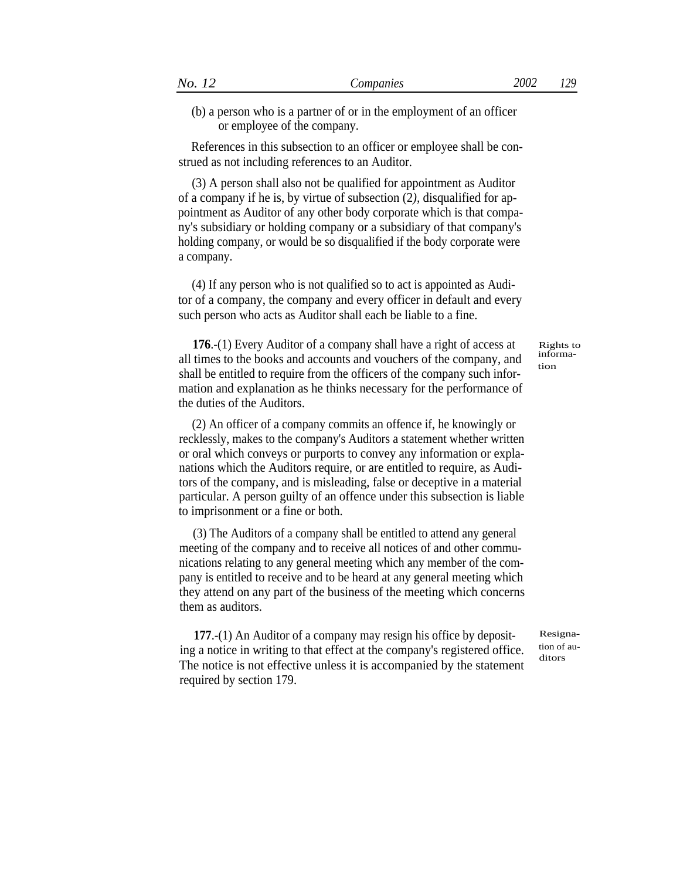(b) a person who is a partner of or in the employment of an officer or employee of the company.

References in this subsection to an officer or employee shall be construed as not including references to an Auditor.

(3) A person shall also not be qualified for appointment as Auditor of a company if he is, by virtue of subsection (2), disqualified for appointment as Auditor of any other body corporate which is that company's subsidiary or holding company or a subsidiary of that company's holding company, or would be so disqualified if the body corporate were a company.

(4) If any person who is not qualified so to act is appointed as Auditor of a company, the company and every officer in default and every such person who acts as Auditor shall each be liable to a fine.

Rights to information

**176**.-(1) Every Auditor of a company shall have a right of access at all times to the books and accounts and vouchers of the company, and shall be entitled to require from the officers of the company such information and explanation as he thinks necessary for the performance of the duties of the Auditors.

(2) An officer of a company commits an offence if, he knowingly or recklessly, makes to the company's Auditors a statement whether written or oral which conveys or purports to convey any information or explanations which the Auditors require, or are entitled to require, as Auditors of the company, and is misleading, false or deceptive in a material particular. A person guilty of an offence under this subsection is liable to imprisonment or a fine or both.

(3) The Auditors of a company shall be entitled to attend any general meeting of the company and to receive all notices of and other communications relating to any general meeting which any member of the company is entitled to receive and to be heard at any general meeting which they attend on any part of the business of the meeting which concerns them as auditors.

Resignation of auditors

**177**.-(1) An Auditor of a company may resign his office by depositing a notice in writing to that effect at the company's registered office. The notice is not effective unless it is accompanied by the statement required by section 179.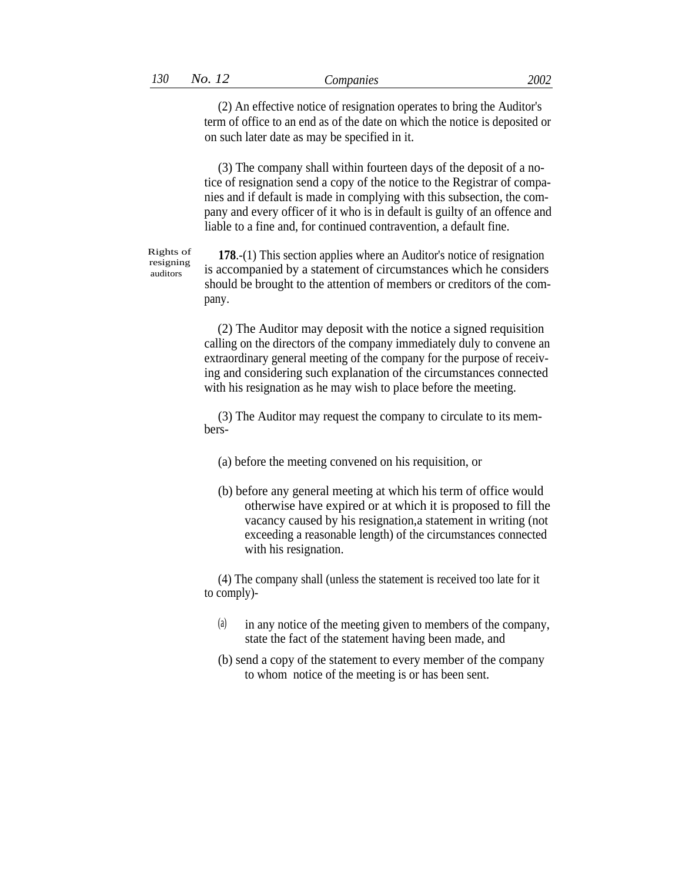(2) An effective notice of resignation operates to bring the Auditor's term of office to an end as of the date on which the notice is deposited or on such later date as may be specified in it.

(3) The company shall within fourteen days of the deposit of a notice of resignation send a copy of the notice to the Registrar of companies and if default is made in complying with this subsection, the company and every officer of it who is in default is guilty of an offence and liable to a fine and, for continued contravention, a default fine.

Rights of resigning auditors

**178**.-(1) This section applies where an Auditor's notice of resignation is accompanied by a statement of circumstances which he considers should be brought to the attention of members or creditors of the company.

(2) The Auditor may deposit with the notice a signed requisition calling on the directors of the company immediately duly to convene an extraordinary general meeting of the company for the purpose of receiving and considering such explanation of the circumstances connected with his resignation as he may wish to place before the meeting.

(3) The Auditor may request the company to circulate to its members-

(a) before the meeting convened on his requisition, or

(b) before any general meeting at which his term of office would otherwise have expired or at which it is proposed to fill the vacancy caused by his resignation,a statement in writing (not exceeding a reasonable length) of the circumstances connected with his resignation.

(4) The company shall (unless the statement is received too late for it to comply)-

(a) in any notice of the meeting given to members of the company, state the fact of the statement having been made, and

(b) send a copy of the statement to every member of the company to whom notice of the meeting is or has been sent.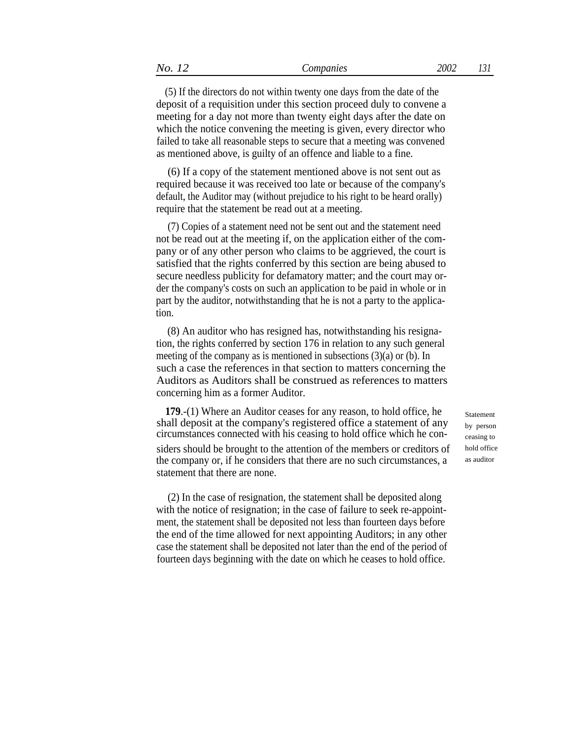(5) If the directors do not within twenty one days from the date of the deposit of a requisition under this section proceed duly to convene a meeting for a day not more than twenty eight days after the date on which the notice convening the meeting is given, every director who failed to take all reasonable steps to secure that a meeting was convened as mentioned above, is guilty of an offence and liable to a fine.

(6) If a copy of the statement mentioned above is not sent out as required because it was received too late or because of the company's default, the Auditor may (without prejudice to his right to be heard orally) require that the statement be read out at a meeting.

(7) Copies of a statement need not be sent out and the statement need not be read out at the meeting if, on the application either of the company or of any other person who claims to be aggrieved, the court is satisfied that the rights conferred by this section are being abused to secure needless publicity for defamatory matter; and the court may order the company's costs on such an application to be paid in whole or in part by the auditor, notwithstanding that he is not a party to the application.

(8) An auditor who has resigned has, notwithstanding his resignation, the rights conferred by section 176 in relation to any such general meeting of the company as is mentioned in subsections (3)(a) or (b). In such a case the references in that section to matters concerning the Auditors as Auditors shall be construed as references to matters concerning him as a former Auditor.

Statement by person ceasing to hold office as auditor

**179**.-(1) Where an Auditor ceases for any reason, to hold office, he shall deposit at the company's registered office a statement of any circumstances connected with his ceasing to hold office which he considers should be brought to the attention of the members or creditors of the company or, if he considers that there are no such circumstances, a statement that there are none.

(2) In the case of resignation, the statement shall be deposited along with the notice of resignation; in the case of failure to seek re-appointment, the statement shall be deposited not less than fourteen days before the end of the time allowed for next appointing Auditors; in any other case the statement shall be deposited not later than the end of the period of fourteen days beginning with the date on which he ceases to hold office.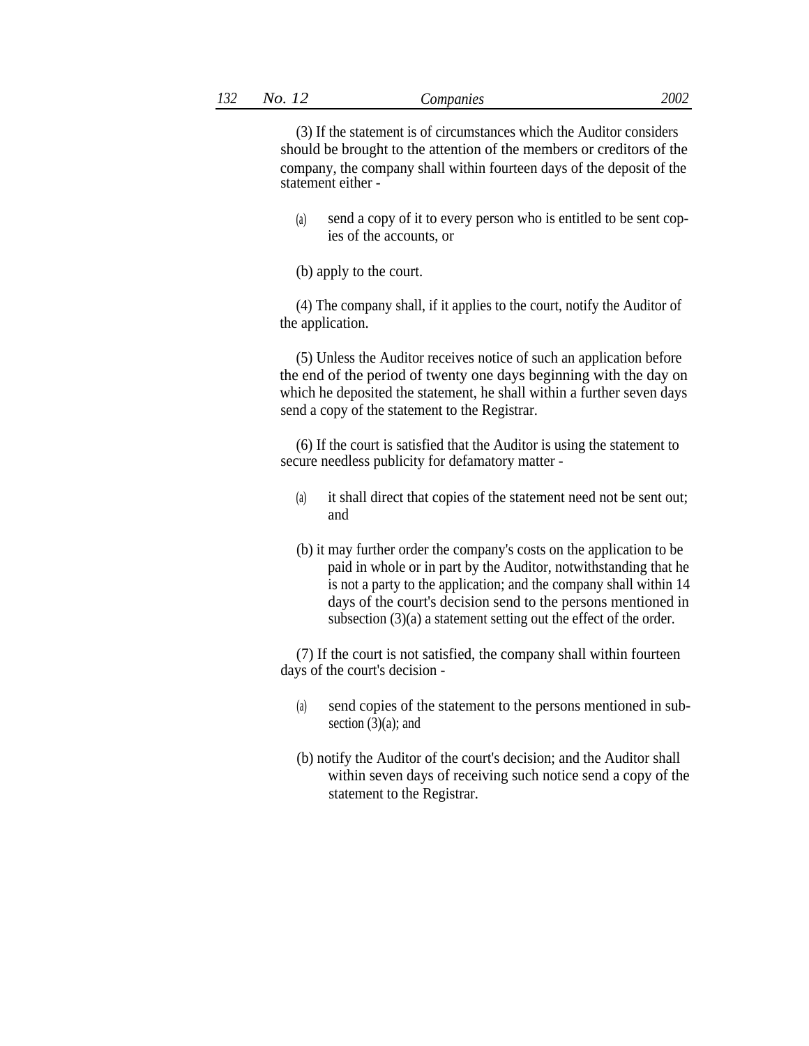(3) If the statement is of circumstances which the Auditor considers should be brought to the attention of the members or creditors of the company, the company shall within fourteen days of the deposit of the statement either -

(a) send a copy of it to every person who is entitled to be sent copies of the accounts, or

(b) apply to the court.

(4) The company shall, if it applies to the court, notify the Auditor of the application.

(5) Unless the Auditor receives notice of such an application before the end of the period of twenty one days beginning with the day on which he deposited the statement, he shall within a further seven days send a copy of the statement to the Registrar.

(6) If the court is satisfied that the Auditor is using the statement to secure needless publicity for defamatory matter -

(a) it shall direct that copies of the statement need not be sent out; and

(b) it may further order the company's costs on the application to be paid in whole or in part by the Auditor, notwithstanding that he is not a party to the application; and the company shall within 14 days of the court's decision send to the persons mentioned in subsection (3)(a) a statement setting out the effect of the order.

(7) If the court is not satisfied, the company shall within fourteen days of the court's decision -

(a) send copies of the statement to the persons mentioned in subsection (3)(a); and

(b) notify the Auditor of the court's decision; and the Auditor shall within seven days of receiving such notice send a copy of the statement to the Registrar.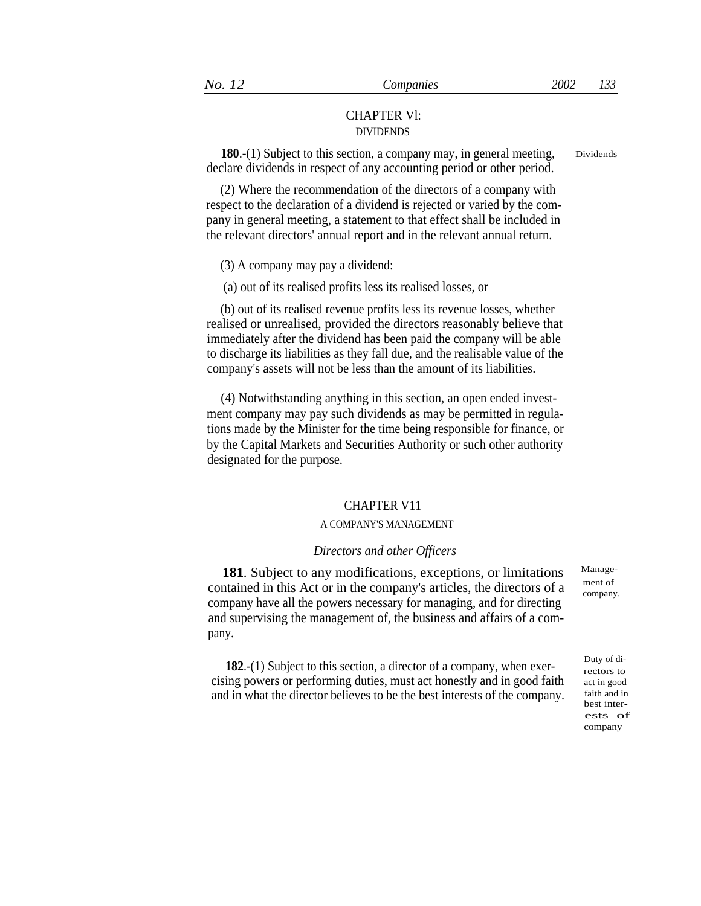## CHAPTER VI:

### DIVIDENDS

Dividends

**180**.-(1) Subject to this section, a company may, in general meeting, declare dividends in respect of any accounting period or other period.

(2) Where the recommendation of the directors of a company with respect to the declaration of a dividend is rejected or varied by the company in general meeting, a statement to that effect shall be included in the relevant directors' annual report and in the relevant annual return.

(3) A company may pay a dividend:

(a) out of its realised profits less its realised losses, or

(b) out of its realised revenue profits less its revenue losses, whether realised or unrealised, provided the directors reasonably believe that immediately after the dividend has been paid the company will be able to discharge its liabilities as they fall due, and the realisable value of the company's assets will not be less than the amount of its liabilities.

(4) Notwithstanding anything in this section, an open ended investment company may pay such dividends as may be permitted in regulations made by the Minister for the time being responsible for finance, or by the Capital Markets and Securities Authority or such other authority designated for the purpose.

## CHAPTER V11

### A COMPANY'S MANAGEMENT

*Directors and other Officers*

Management of company.

**181**. Subject to any modifications, exceptions, or limitations contained in this Act or in the company's articles, the directors of a company have all the powers necessary for managing, and for directing and supervising the management of, the business and affairs of a company.

Duty of directors to act in good faith and in best interests of company

**182**.-(1) Subject to this section, a director of a company, when exercising powers or performing duties, must act honestly and in good faith and in what the director believes to be the best interests of the company.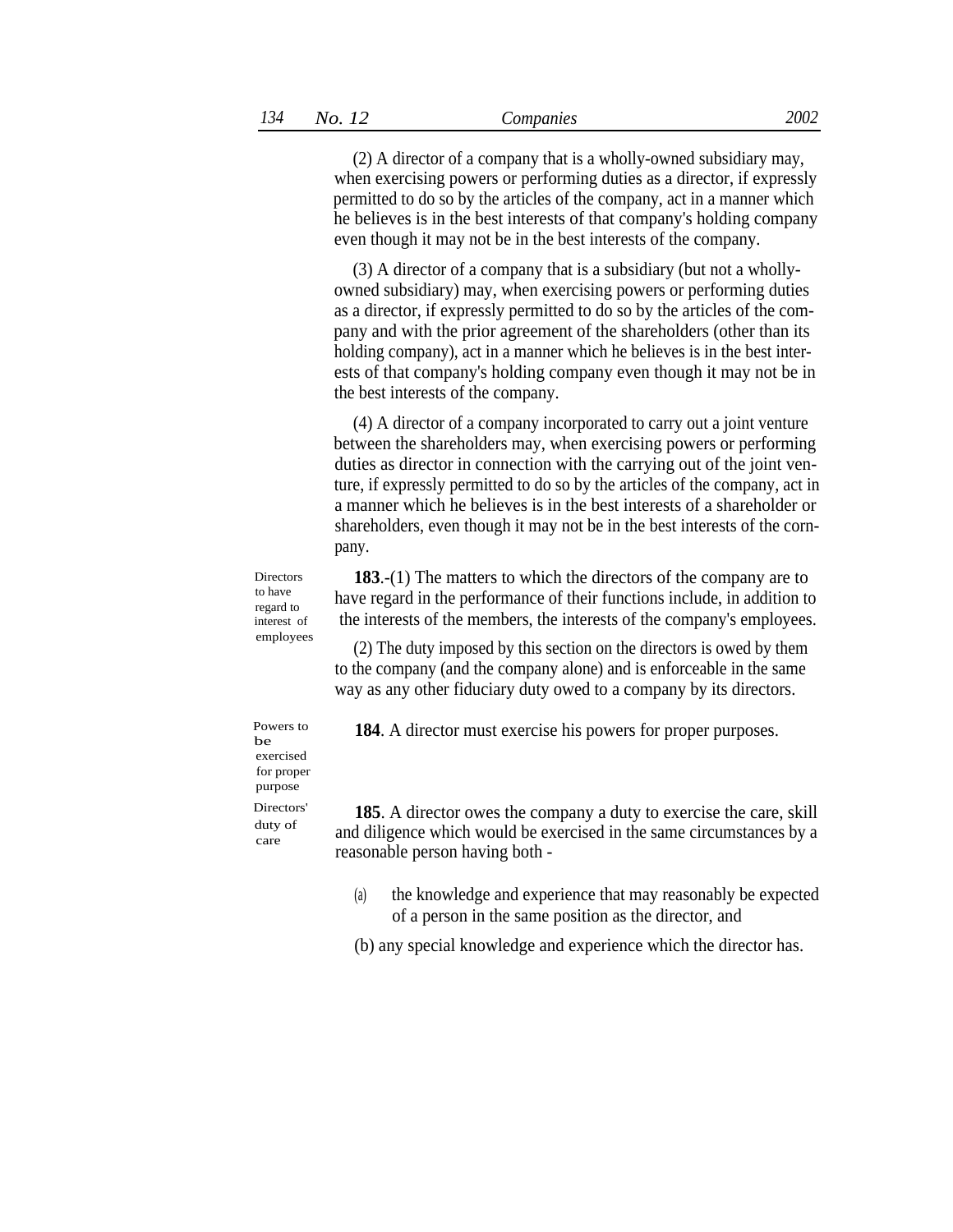(2) A director of a company that is a wholly-owned subsidiary may, when exercising powers or performing duties as a director, if expressly permitted to do so by the articles of the company, act in a manner which he believes is in the best interests of that company's holding company even though it may not be in the best interests of the company.

(3) A director of a company that is a subsidiary (but not a wholly-owned subsidiary) may, when exercising powers or performing duties as a director, if expressly permitted to do so by the articles of the company and with the prior agreement of the shareholders (other than its holding company), act in a manner which he believes is in the best interests of that company's holding company even though it may not be in the best interests of the company.

(4) A director of a company incorporated to carry out a joint venture between the shareholders may, when exercising powers or performing duties as director in connection with the carrying out of the joint venture, if expressly permitted to do so by the articles of the company, act in a manner which he believes is in the best interests of a shareholder or shareholders, even though it may not be in the best interests of the corn-pany.

*Directors to have regard to interest of employees*

**183**.-(1) The matters to which the directors of the company are to have regard in the performance of their functions include, in addition to the interests of the members, the interests of the company's employees.

(2) The duty imposed by this section on the directors is owed by them to the company (and the company alone) and is enforceable in the same way as any other fiduciary duty owed to a company by its directors.

*Powers to be exercised for proper purpose*

**184**. A director must exercise his powers for proper purposes.

*Directors' duty of care*

**185**. A director owes the company a duty to exercise the care, skill and diligence which would be exercised in the same circumstances by a reasonable person having both -

(a) the knowledge and experience that may reasonably be expected of a person in the same position as the director, and

(b) any special knowledge and experience which the director has.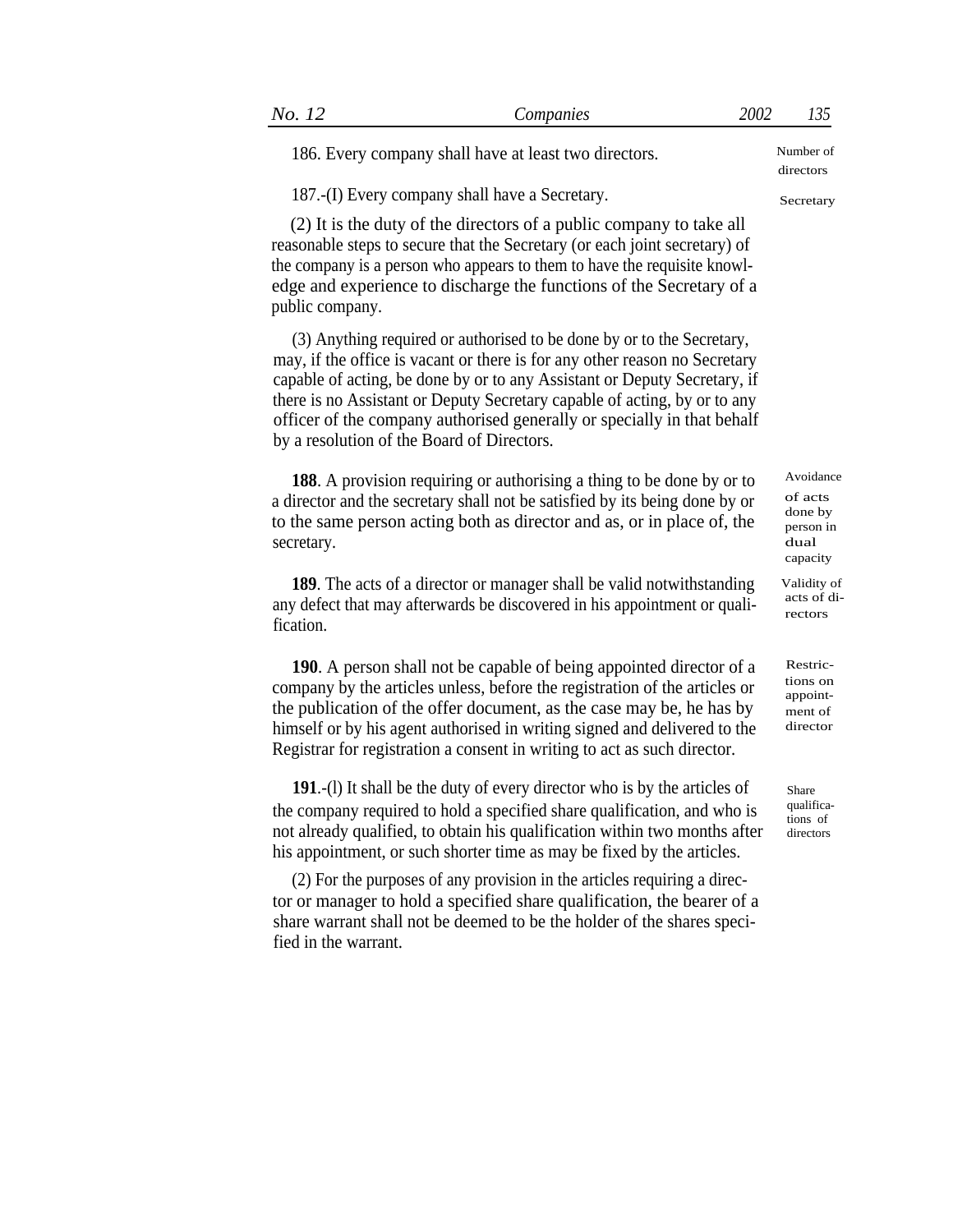186. Every company shall have at least two directors.

Number of directors

187.-(I) Every company shall have a Secretary.

Secretary

(2) It is the duty of the directors of a public company to take all reasonable steps to secure that the Secretary (or each joint secretary) of the company is a person who appears to them to have the requisite knowledge and experience to discharge the functions of the Secretary of a public company.

(3) Anything required or authorised to be done by or to the Secretary, may, if the office is vacant or there is for any other reason no Secretary capable of acting, be done by or to any Assistant or Deputy Secretary, if there is no Assistant or Deputy Secretary capable of acting, by or to any officer of the company authorised generally or specially in that behalf by a resolution of the Board of Directors.

Avoidance of acts done by person in dual capacity

**188**. A provision requiring or authorising a thing to be done by or to a director and the secretary shall not be satisfied by its being done by or to the same person acting both as director and as, or in place of, the secretary.

Validity of acts of directors

**189**. The acts of a director or manager shall be valid notwithstanding any defect that may afterwards be discovered in his appointment or qualification.

Restrictions on appointment of director

**190**. A person shall not be capable of being appointed director of a company by the articles unless, before the registration of the articles or the publication of the offer document, as the case may be, he has by himself or by his agent authorised in writing signed and delivered to the Registrar for registration a consent in writing to act as such director.

Share qualifications of directors

**191**.-(l) It shall be the duty of every director who is by the articles of the company required to hold a specified share qualification, and who is not already qualified, to obtain his qualification within two months after his appointment, or such shorter time as may be fixed by the articles.

(2) For the purposes of any provision in the articles requiring a director or manager to hold a specified share qualification, the bearer of a share warrant shall not be deemed to be the holder of the shares specified in the warrant.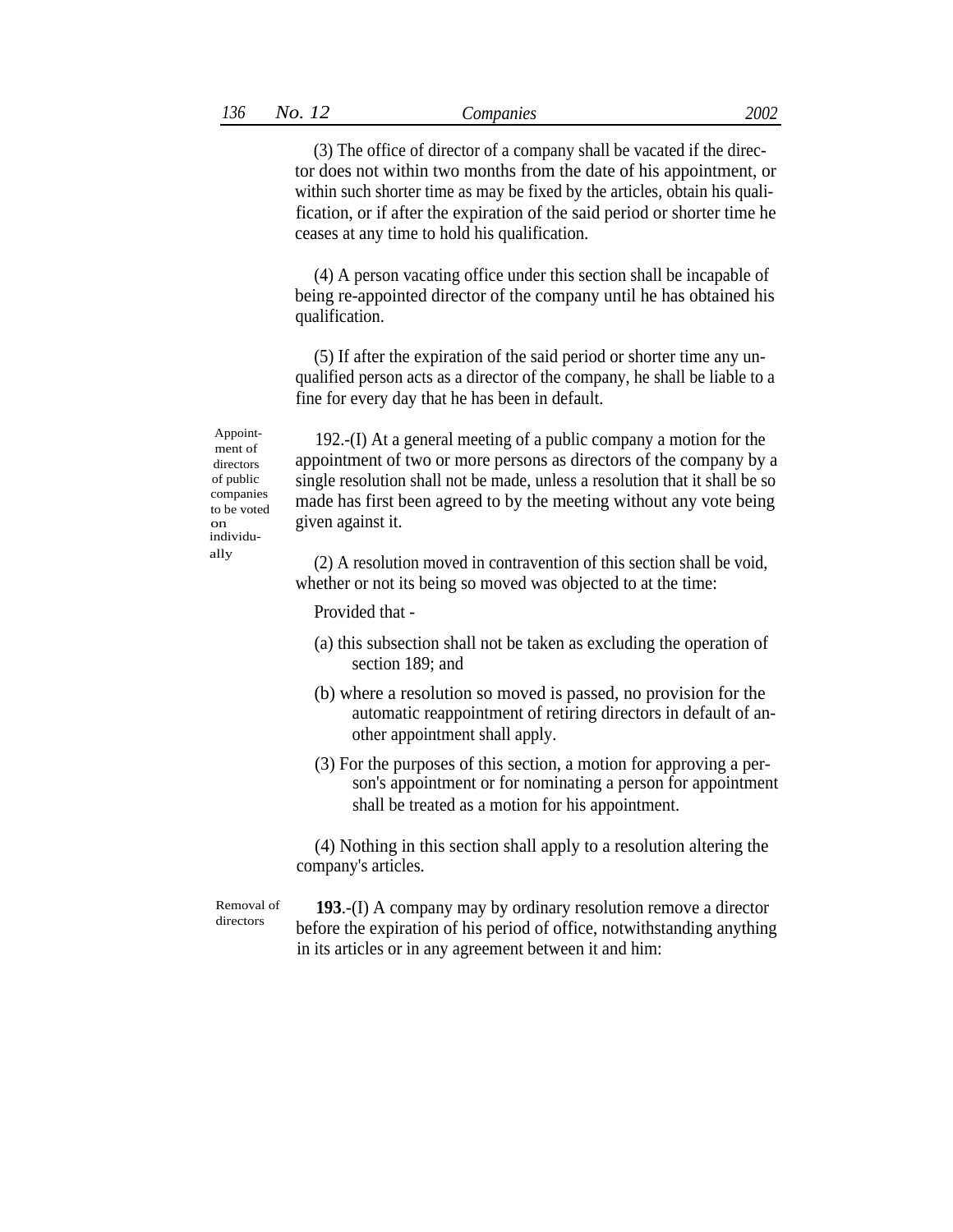(3) The office of director of a company shall be vacated if the director does not within two months from the date of his appointment, or within such shorter time as may be fixed by the articles, obtain his qualification, or if after the expiration of the said period or shorter time he ceases at any time to hold his qualification.

(4) A person vacating office under this section shall be incapable of being re-appointed director of the company until he has obtained his qualification.

(5) If after the expiration of the said period or shorter time any unqualified person acts as a director of the company, he shall be liable to a fine for every day that he has been in default.

Appointment of directors of public companies to be voted on individually

192.-(I) At a general meeting of a public company a motion for the appointment of two or more persons as directors of the company by a single resolution shall not be made, unless a resolution that it shall be so made has first been agreed to by the meeting without any vote being given against it.

(2) A resolution moved in contravention of this section shall be void, whether or not its being so moved was objected to at the time:

Provided that -

(a) this subsection shall not be taken as excluding the operation of section 189; and

(b) where a resolution so moved is passed, no provision for the automatic reappointment of retiring directors in default of another appointment shall apply.

(3) For the purposes of this section, a motion for approving a person's appointment or for nominating a person for appointment shall be treated as a motion for his appointment.

(4) Nothing in this section shall apply to a resolution altering the company's articles.

Removal of directors

**193**.-(I) A company may by ordinary resolution remove a director before the expiration of his period of office, notwithstanding anything in its articles or in any agreement between it and him: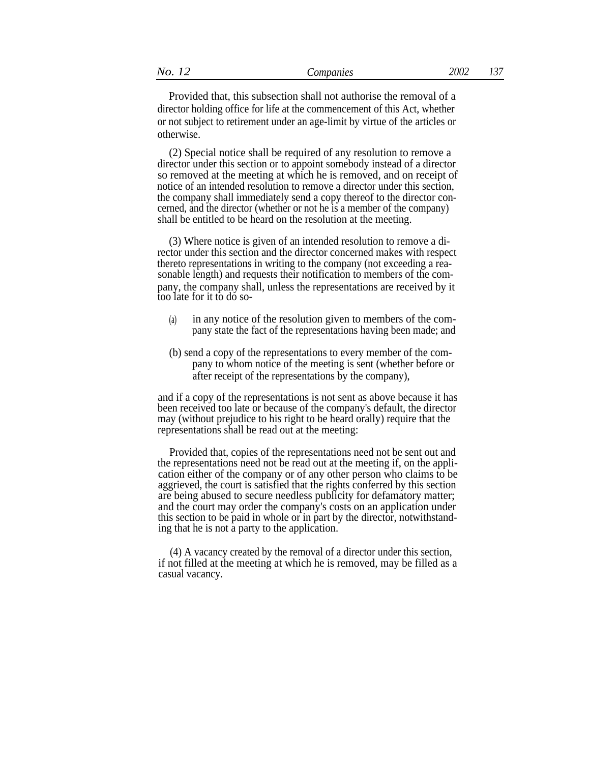Provided that, this subsection shall not authorise the removal of a director holding office for life at the commencement of this Act, whether or not subject to retirement under an age-limit by virtue of the articles or otherwise.

(2) Special notice shall be required of any resolution to remove a director under this section or to appoint somebody instead of a director so removed at the meeting at which he is removed, and on receipt of notice of an intended resolution to remove a director under this section, the company shall immediately send a copy thereof to the director concerned, and the director (whether or not he is a member of the company) shall be entitled to be heard on the resolution at the meeting.

(3) Where notice is given of an intended resolution to remove a director under this section and the director concerned makes with respect thereto representations in writing to the company (not exceeding a reasonable length) and requests their notification to members of the company, the company shall, unless the representations are received by it too late for it to do so-

(a) in any notice of the resolution given to members of the company state the fact of the representations having been made; and

(b) send a copy of the representations to every member of the company to whom notice of the meeting is sent (whether before or after receipt of the representations by the company),

and if a copy of the representations is not sent as above because it has been received too late or because of the company's default, the director may (without prejudice to his right to be heard orally) require that the representations shall be read out at the meeting:

Provided that, copies of the representations need not be sent out and the representations need not be read out at the meeting if, on the application either of the company or of any other person who claims to be aggrieved, the court is satisfied that the rights conferred by this section are being abused to secure needless publicity for defamatory matter; and the court may order the company's costs on an application under this section to be paid in whole or in part by the director, notwithstanding that he is not a party to the application.

(4) A vacancy created by the removal of a director under this section, if not filled at the meeting at which he is removed, may be filled as a casual vacancy.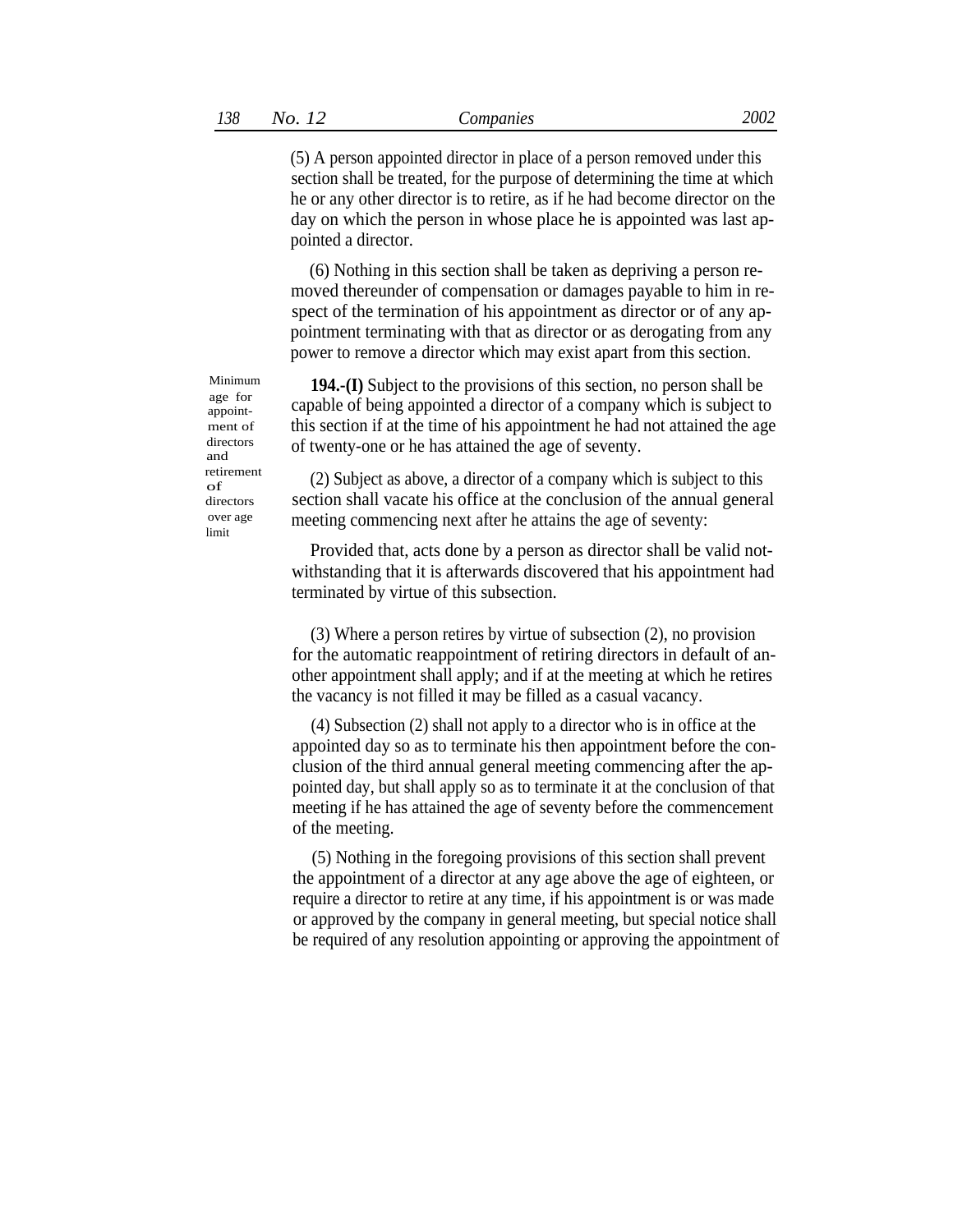(5) A person appointed director in place of a person removed under this section shall be treated, for the purpose of determining the time at which he or any other director is to retire, as if he had become director on the day on which the person in whose place he is appointed was last appointed a director.

(6) Nothing in this section shall be taken as depriving a person removed thereunder of compensation or damages payable to him in respect of the termination of his appointment as director or of any appointment terminating with that as director or as derogating from any power to remove a director which may exist apart from this section.

Minimum age for appointment of directors and retirement of directors over age limit

**194.-(I)** Subject to the provisions of this section, no person shall be capable of being appointed a director of a company which is subject to this section if at the time of his appointment he had not attained the age of twenty-one or he has attained the age of seventy.

(2) Subject as above, a director of a company which is subject to this section shall vacate his office at the conclusion of the annual general meeting commencing next after he attains the age of seventy:

Provided that, acts done by a person as director shall be valid notwithstanding that it is afterwards discovered that his appointment had terminated by virtue of this subsection.

(3) Where a person retires by virtue of subsection (2), no provision for the automatic reappointment of retiring directors in default of another appointment shall apply; and if at the meeting at which he retires the vacancy is not filled it may be filled as a casual vacancy.

(4) Subsection (2) shall not apply to a director who is in office at the appointed day so as to terminate his then appointment before the conclusion of the third annual general meeting commencing after the appointed day, but shall apply so as to terminate it at the conclusion of that meeting if he has attained the age of seventy before the commencement of the meeting.

(5) Nothing in the foregoing provisions of this section shall prevent the appointment of a director at any age above the age of eighteen, or require a director to retire at any time, if his appointment is or was made or approved by the company in general meeting, but special notice shall be required of any resolution appointing or approving the appointment of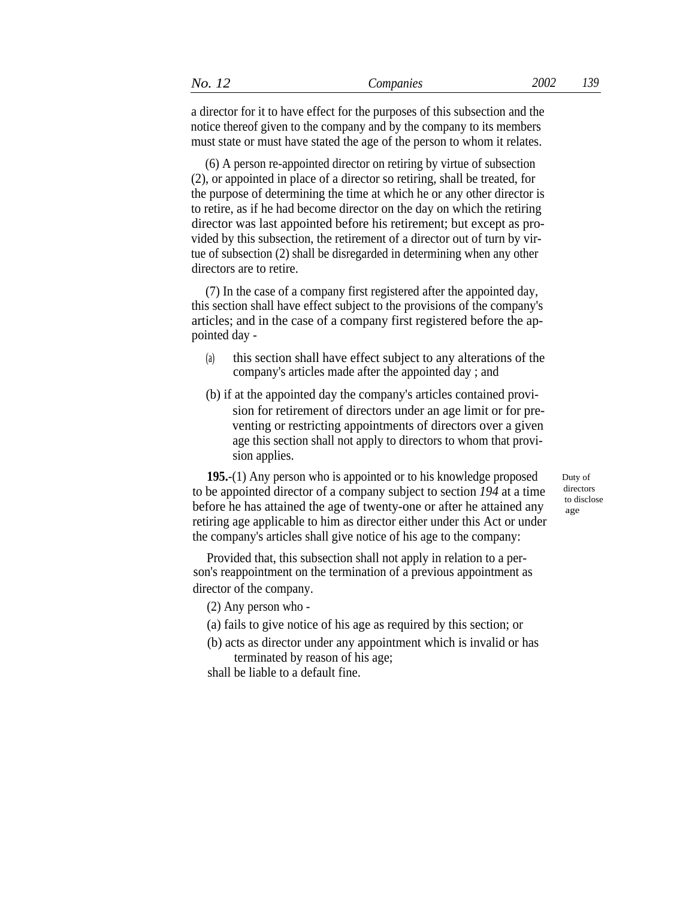a director for it to have effect for the purposes of this subsection and the notice thereof given to the company and by the company to its members must state or must have stated the age of the person to whom it relates.

(6) A person re-appointed director on retiring by virtue of subsection (2), or appointed in place of a director so retiring, shall be treated, for the purpose of determining the time at which he or any other director is to retire, as if he had become director on the day on which the retiring director was last appointed before his retirement; but except as provided by this subsection, the retirement of a director out of turn by virtue of subsection (2) shall be disregarded in determining when any other directors are to retire.

(7) In the case of a company first registered after the appointed day, this section shall have effect subject to the provisions of the company's articles; and in the case of a company first registered before the appointed day -

(a) this section shall have effect subject to any alterations of the company's articles made after the appointed day ; and

(b) if at the appointed day the company's articles contained provision for retirement of directors under an age limit or for preventing or restricting appointments of directors over a given age this section shall not apply to directors to whom that provision applies.

Duty of directors to disclose age

**195.**-(1) Any person who is appointed or to his knowledge proposed to be appointed director of a company subject to section *194* at a time before he has attained the age of twenty-one or after he attained any retiring age applicable to him as director either under this Act or under the company's articles shall give notice of his age to the company:

Provided that, this subsection shall not apply in relation to a person's reappointment on the termination of a previous appointment as director of the company.

(2) Any person who -

(a) fails to give notice of his age as required by this section; or

(b) acts as director under any appointment which is invalid or has terminated by reason of his age;

shall be liable to a default fine.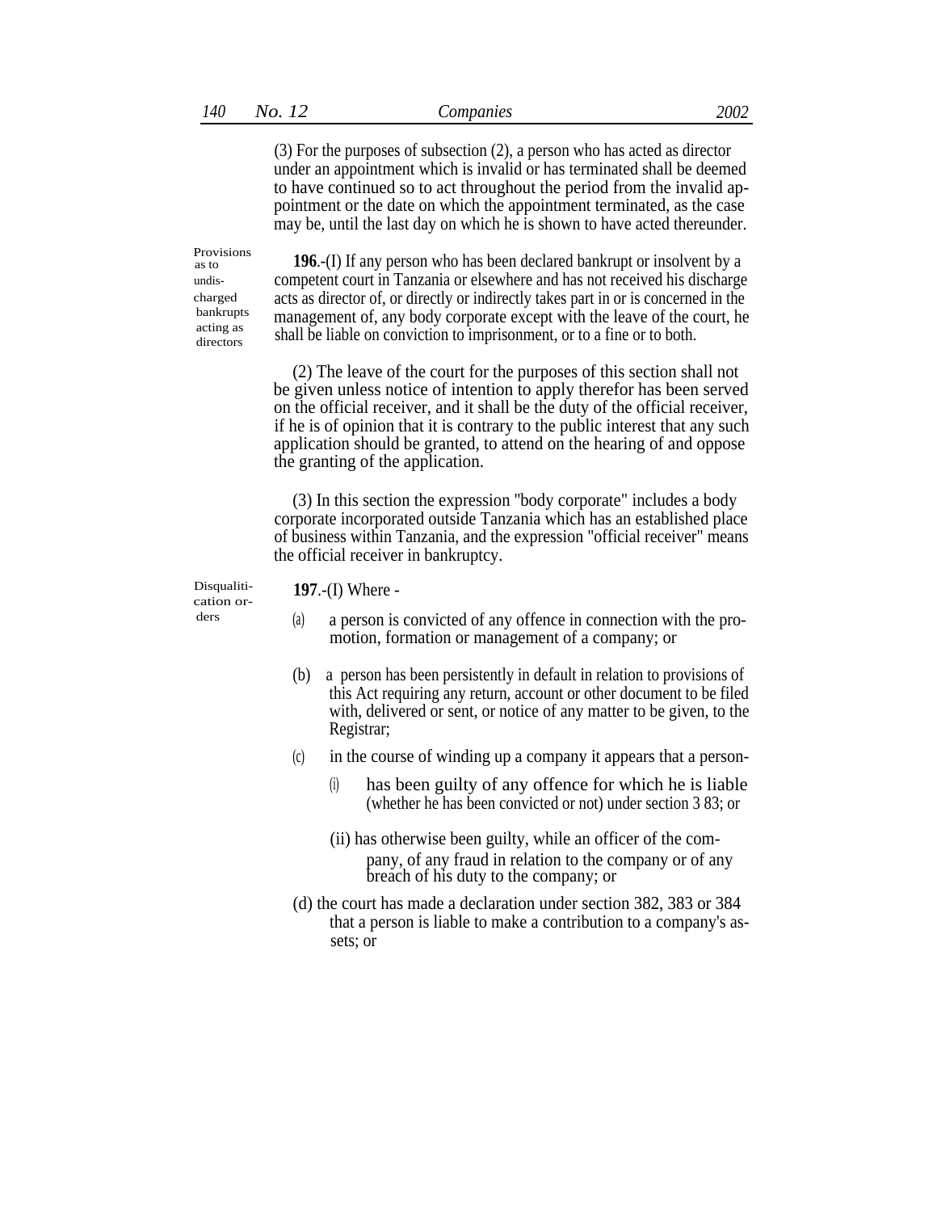(3) For the purposes of subsection (2), a person who has acted as director under an appointment which is invalid or has terminated shall be deemed to have continued so to act throughout the period from the invalid appointment or the date on which the appointment terminated, as the case may be, until the last day on which he is shown to have acted thereunder.

Provisions as to undischarged bankrupts acting as directors

**196**.-(I) If any person who has been declared bankrupt or insolvent by a competent court in Tanzania or elsewhere and has not received his discharge acts as director of, or directly or indirectly takes part in or is concerned in the management of, any body corporate except with the leave of the court, he shall be liable on conviction to imprisonment, or to a fine or to both.

(2) The leave of the court for the purposes of this section shall not be given unless notice of intention to apply therefor has been served on the official receiver, and it shall be the duty of the official receiver, if he is of opinion that it is contrary to the public interest that any such application should be granted, to attend on the hearing of and oppose the granting of the application.

(3) In this section the expression "body corporate" includes a body corporate incorporated outside Tanzania which has an established place of business within Tanzania, and the expression "official receiver" means the official receiver in bankruptcy.

Disqualification orders

**197**.-(I) Where -

(a) a person is convicted of any offence in connection with the promotion, formation or management of a company; or

(b) a person has been persistently in default in relation to provisions of this Act requiring any return, account or other document to be filed with, delivered or sent, or notice of any matter to be given, to the Registrar;

(c) in the course of winding up a company it appears that a person-

(i) has been guilty of any offence for which he is liable (whether he has been convicted or not) under section 3 83; or

(ii) has otherwise been guilty, while an officer of the company, of any fraud in relation to the company or of any breach of his duty to the company; or

(d) the court has made a declaration under section 382, 383 or 384 that a person is liable to make a contribution to a company's assets; or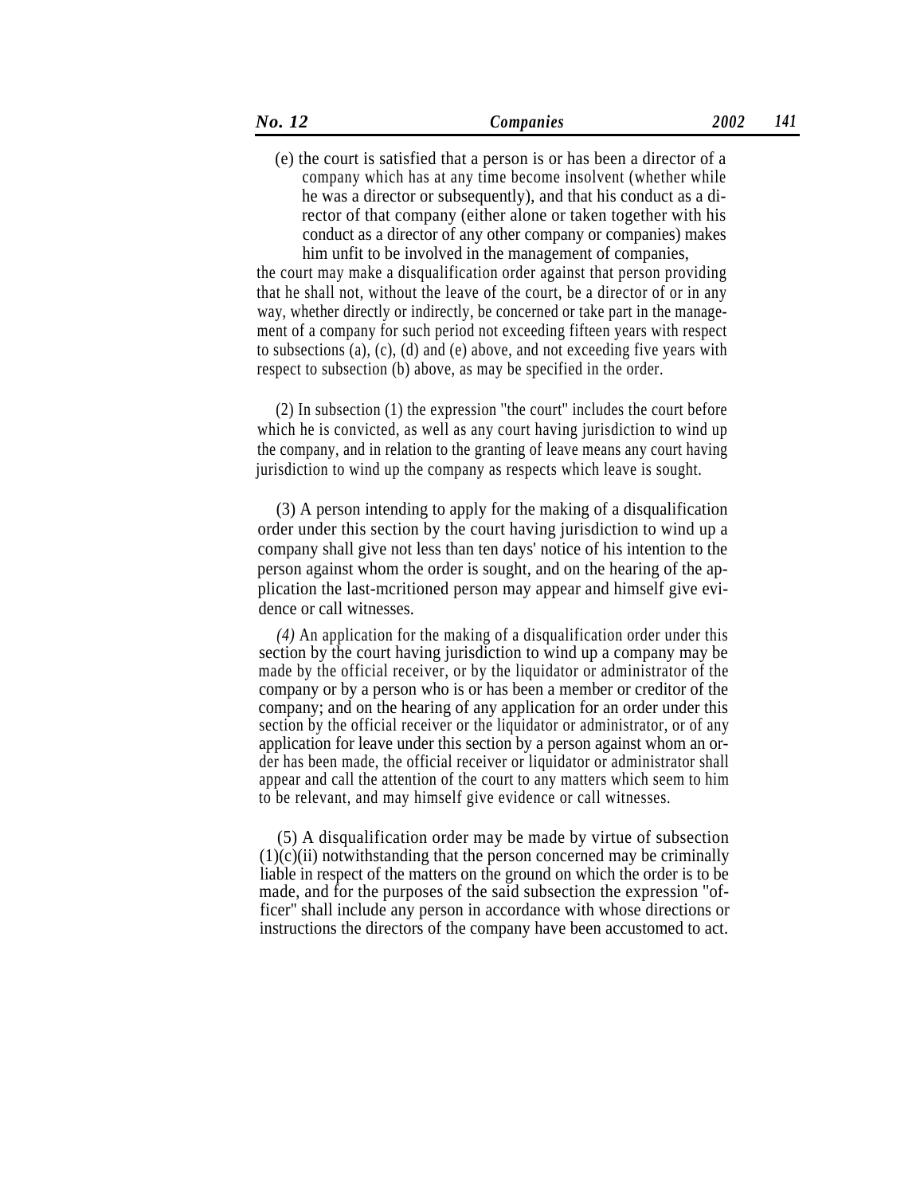(e) the court is satisfied that a person is or has been a director of a company which has at any time become insolvent (whether while he was a director or subsequently), and that his conduct as a director of that company (either alone or taken together with his conduct as a director of any other company or companies) makes him unfit to be involved in the management of companies,

the court may make a disqualification order against that person providing that he shall not, without the leave of the court, be a director of or in any way, whether directly or indirectly, be concerned or take part in the management of a company for such period not exceeding fifteen years with respect to subsections (a), (c), (d) and (e) above, and not exceeding five years with respect to subsection (b) above, as may be specified in the order.

(2) In subsection (1) the expression "the court" includes the court before which he is convicted, as well as any court having jurisdiction to wind up the company, and in relation to the granting of leave means any court having jurisdiction to wind up the company as respects which leave is sought.

(3) A person intending to apply for the making of a disqualification order under this section by the court having jurisdiction to wind up a company shall give not less than ten days' notice of his intention to the person against whom the order is sought, and on the hearing of the application the last-mcritioned person may appear and himself give evidence or call witnesses.

*(4)* An application for the making of a disqualification order under this section by the court having jurisdiction to wind up a company may be made by the official receiver, or by the liquidator or administrator of the company or by a person who is or has been a member or creditor of the company; and on the hearing of any application for an order under this section by the official receiver or the liquidator or administrator, or of any application for leave under this section by a person against whom an order has been made, the official receiver or liquidator or administrator shall appear and call the attention of the court to any matters which seem to him to be relevant, and may himself give evidence or call witnesses.

(5) A disqualification order may be made by virtue of subsection (1)(c)(ii) notwithstanding that the person concerned may be criminally liable in respect of the matters on the ground on which the order is to be made, and for the purposes of the said subsection the expression "officer" shall include any person in accordance with whose directions or instructions the directors of the company have been accustomed to act.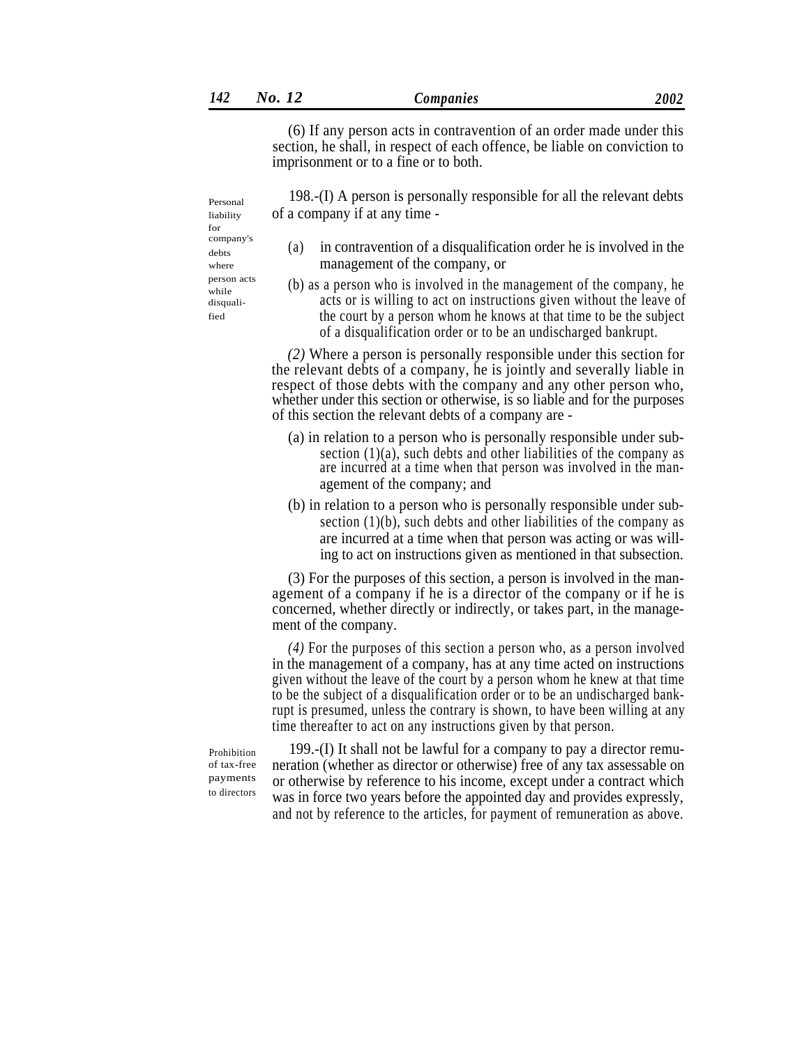(6) If any person acts in contravention of an order made under this section, he shall, in respect of each offence, be liable on conviction to imprisonment or to a fine or to both.

Personal liability for company's debts where person acts while disqualified

198.-(I) A person is personally responsible for all the relevant debts of a company if at any time -

(a) in contravention of a disqualification order he is involved in the management of the company, or

(b) as a person who is involved in the management of the company, he acts or is willing to act on instructions given without the leave of the court by a person whom he knows at that time to be the subject of a disqualification order or to be an undischarged bankrupt.

*(2)* Where a person is personally responsible under this section for the relevant debts of a company, he is jointly and severally liable in respect of those debts with the company and any other person who, whether under this section or otherwise, is so liable and for the purposes of this section the relevant debts of a company are -

(a) in relation to a person who is personally responsible under sub-section (1)(a), such debts and other liabilities of the company as are incurred at a time when that person was involved in the management of the company; and

(b) in relation to a person who is personally responsible under sub-section (1)(b), such debts and other liabilities of the company as are incurred at a time when that person was acting or was willing to act on instructions given as mentioned in that subsection.

(3) For the purposes of this section, a person is involved in the management of a company if he is a director of the company or if he is concerned, whether directly or indirectly, or takes part, in the management of the company.

*(4)* For the purposes of this section a person who, as a person involved in the management of a company, has at any time acted on instructions given without the leave of the court by a person whom he knew at that time to be the subject of a disqualification order or to be an undischarged bankrupt is presumed, unless the contrary is shown, to have been willing at any time thereafter to act on any instructions given by that person.

Prohibition of tax-free payments to directors

199.-(I) It shall not be lawful for a company to pay a director remuneration (whether as director or otherwise) free of any tax assessable on or otherwise by reference to his income, except under a contract which was in force two years before the appointed day and provides expressly, and not by reference to the articles, for payment of remuneration as above.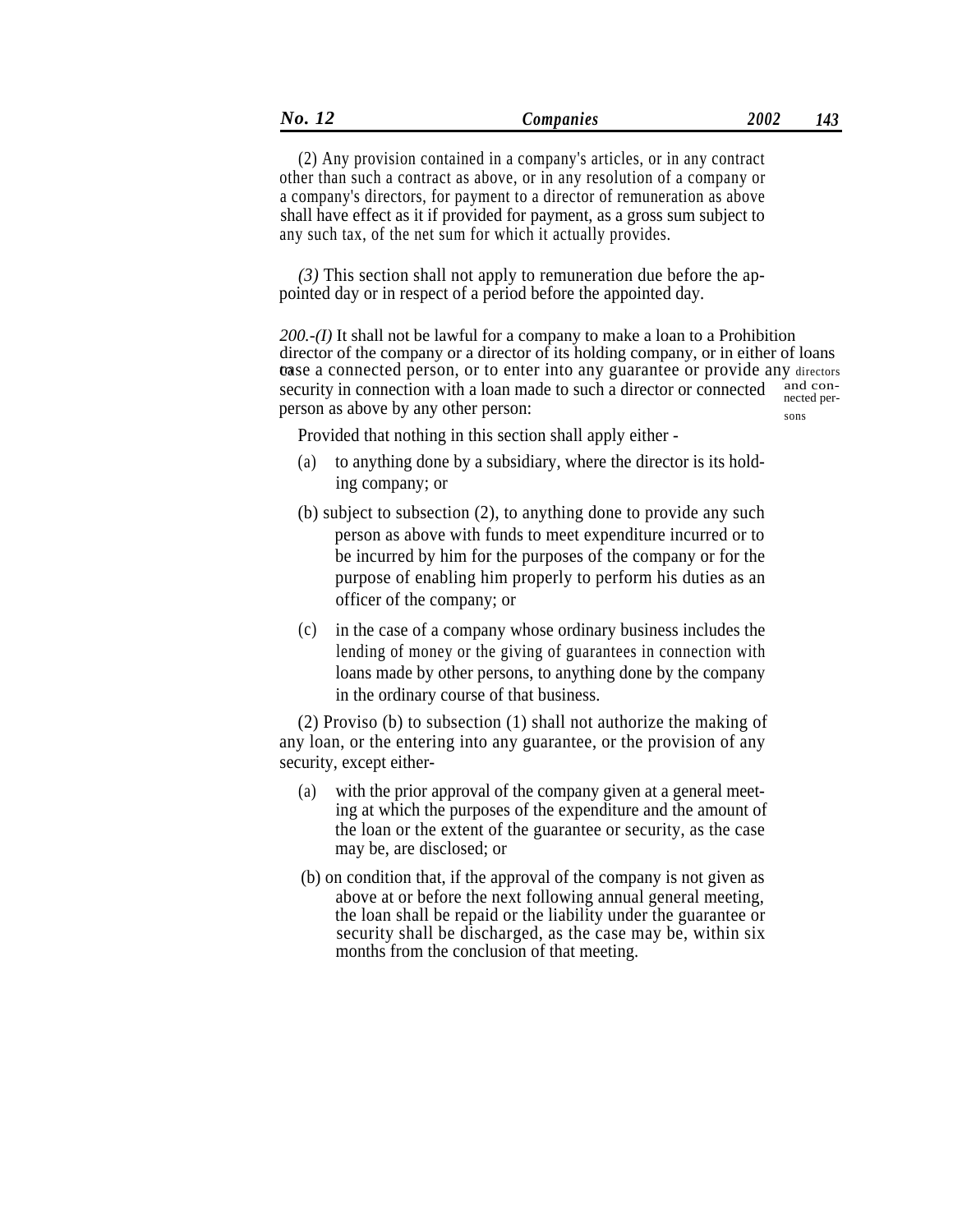(2) Any provision contained in a company's articles, or in any contract other than such a contract as above, or in any resolution of a company or a company's directors, for payment to a director of remuneration as above shall have effect as it if provided for payment, as a gross sum subject to any such tax, of the net sum for which it actually provides.

*(3)* This section shall not apply to remuneration due before the appointed day or in respect of a period before the appointed day.

Prohibition of loans to directors and connected persons

*200.-(I)* It shall not be lawful for a company to make a loan to a director of the company or a director of its holding company, or in either case a connected person, or to enter into any guarantee or provide any security in connection with a loan made to such a director or connected person as above by any other person:

Provided that nothing in this section shall apply either -

(a) to anything done by a subsidiary, where the director is its holding company; or

(b) subject to subsection (2), to anything done to provide any such person as above with funds to meet expenditure incurred or to be incurred by him for the purposes of the company or for the purpose of enabling him properly to perform his duties as an officer of the company; or

(c) in the case of a company whose ordinary business includes the lending of money or the giving of guarantees in connection with loans made by other persons, to anything done by the company in the ordinary course of that business.

(2) Proviso (b) to subsection (1) shall not authorize the making of any loan, or the entering into any guarantee, or the provision of any security, except either-

(a) with the prior approval of the company given at a general meeting at which the purposes of the expenditure and the amount of the loan or the extent of the guarantee or security, as the case may be, are disclosed; or

(b) on condition that, if the approval of the company is not given as above at or before the next following annual general meeting, the loan shall be repaid or the liability under the guarantee or security shall be discharged, as the case may be, within six months from the conclusion of that meeting.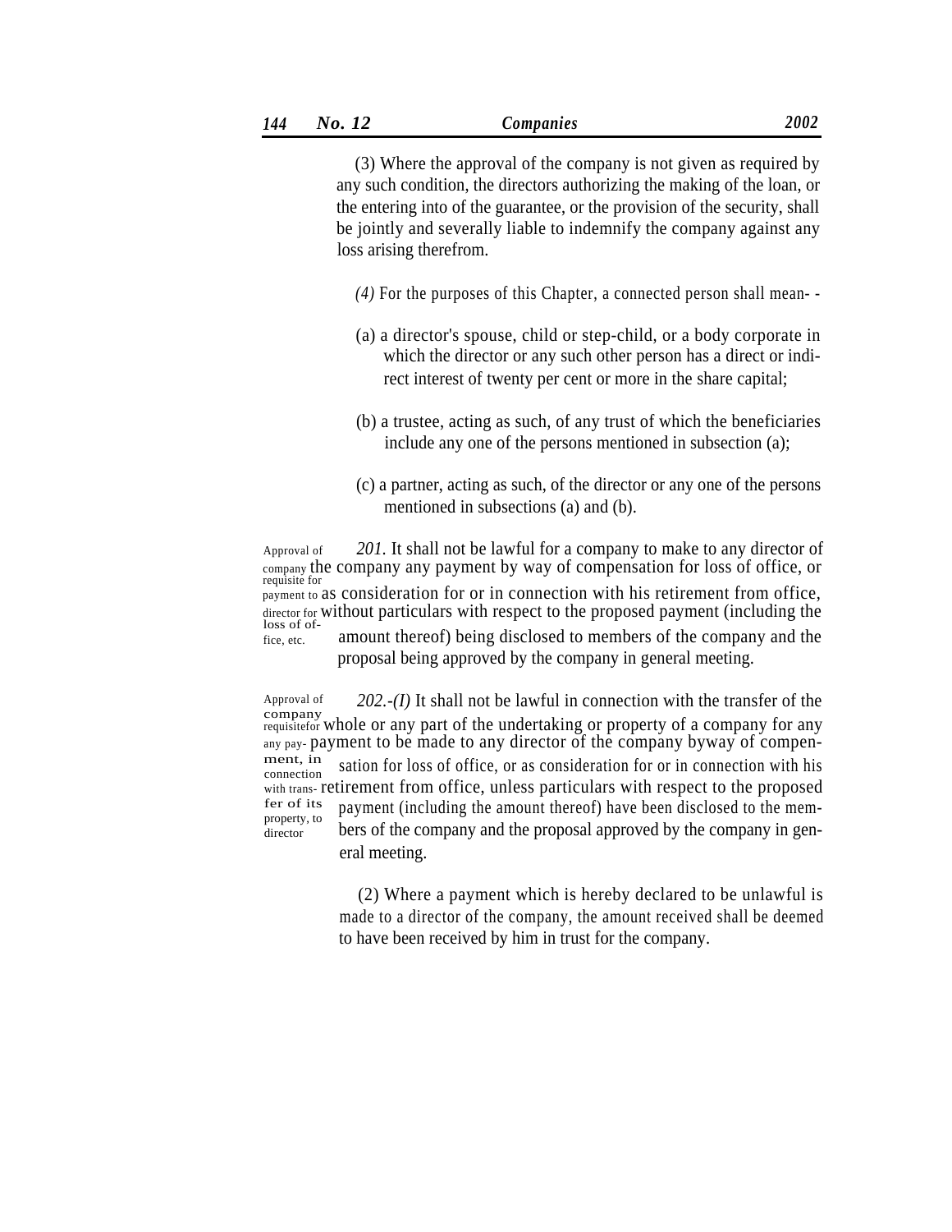(3) Where the approval of the company is not given as required by any such condition, the directors authorizing the making of the loan, or the entering into of the guarantee, or the provision of the security, shall be jointly and severally liable to indemnify the company against any loss arising therefrom.

*(4)* For the purposes of this Chapter, a connected person shall mean- -

(a) a director's spouse, child or step-child, or a body corporate in which the director or any such other person has a direct or indirect interest of twenty per cent or more in the share capital;

(b) a trustee, acting as such, of any trust of which the beneficiaries include any one of the persons mentioned in subsection (a);

(c) a partner, acting as such, of the director or any one of the persons mentioned in subsections (a) and (b).

Approval of company requisite for payment to director for loss of office, etc.

*201.* It shall not be lawful for a company to make to any director of the company any payment by way of compensation for loss of office, or as consideration for or in connection with his retirement from office, without particulars with respect to the proposed payment (including the amount thereof) being disclosed to members of the company and the proposal being approved by the company in general meeting.

Approval of company requisitefor any payment, in connection with transfer of its property, to director

*202.-(I)* It shall not be lawful in connection with the transfer of the whole or any part of the undertaking or property of a company for any payment to be made to any director of the company byway of compensation for loss of office, or as consideration for or in connection with his retirement from office, unless particulars with respect to the proposed payment (including the amount thereof) have been disclosed to the members of the company and the proposal approved by the company in general meeting.

(2) Where a payment which is hereby declared to be unlawful is made to a director of the company, the amount received shall be deemed to have been received by him in trust for the company.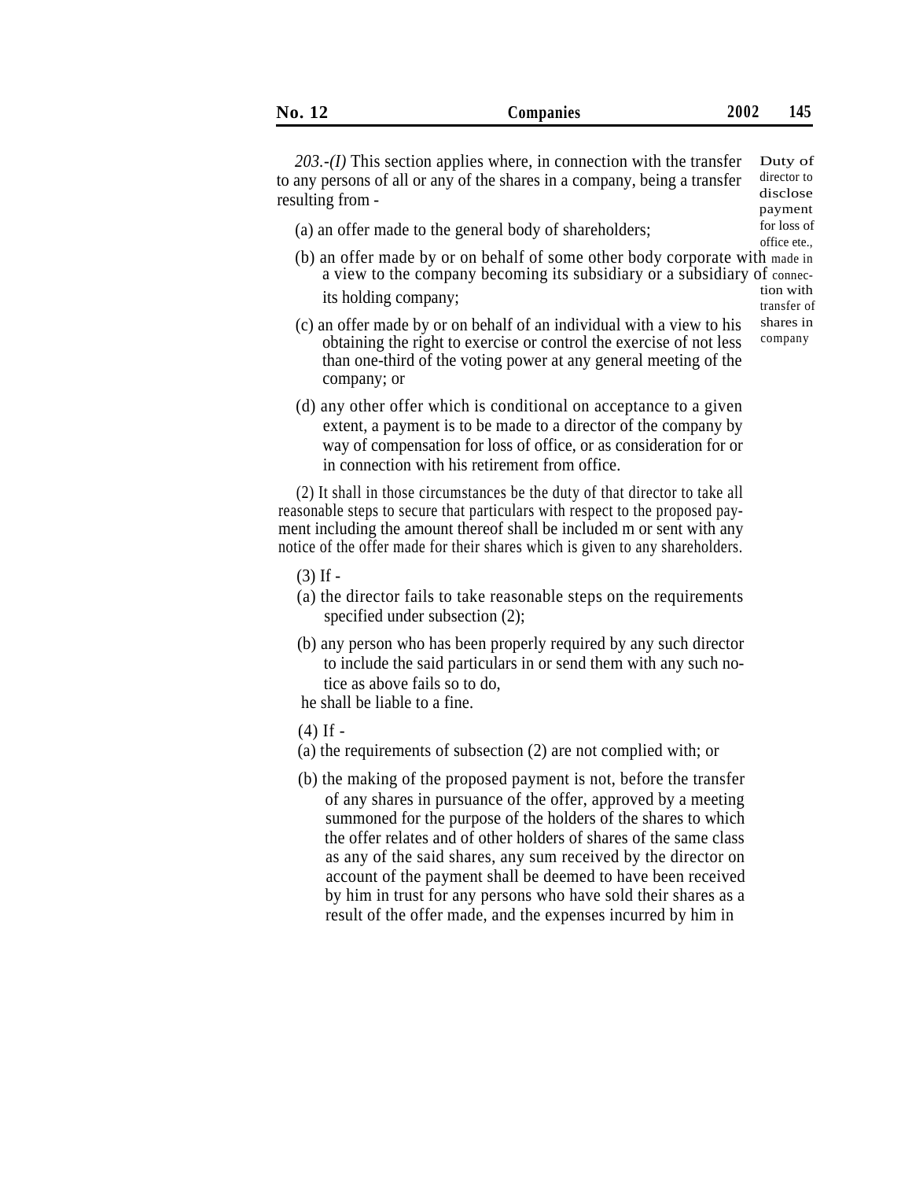Duty of director to disclose payment for loss of office ete., made in connection with transfer of shares in company

*203.-(I)* This section applies where, in connection with the transfer to any persons of all or any of the shares in a company, being a transfer resulting from -

(a) an offer made to the general body of shareholders;

(b) an offer made by or on behalf of some other body corporate with a view to the company becoming its subsidiary or a subsidiary of its holding company;

(c) an offer made by or on behalf of an individual with a view to his obtaining the right to exercise or control the exercise of not less than one-third of the voting power at any general meeting of the company; or

(d) any other offer which is conditional on acceptance to a given extent, a payment is to be made to a director of the company by way of compensation for loss of office, or as consideration for or in connection with his retirement from office.

(2) It shall in those circumstances be the duty of that director to take all reasonable steps to secure that particulars with respect to the proposed payment including the amount thereof shall be included m or sent with any notice of the offer made for their shares which is given to any shareholders.

(3) If -

(a) the director fails to take reasonable steps on the requirements specified under subsection (2);

(b) any person who has been properly required by any such director to include the said particulars in or send them with any such notice as above fails so to do,

he shall be liable to a fine.

(4) If -

(a) the requirements of subsection (2) are not complied with; or

(b) the making of the proposed payment is not, before the transfer of any shares in pursuance of the offer, approved by a meeting summoned for the purpose of the holders of the shares to which the offer relates and of other holders of shares of the same class as any of the said shares, any sum received by the director on account of the payment shall be deemed to have been received by him in trust for any persons who have sold their shares as a result of the offer made, and the expenses incurred by him in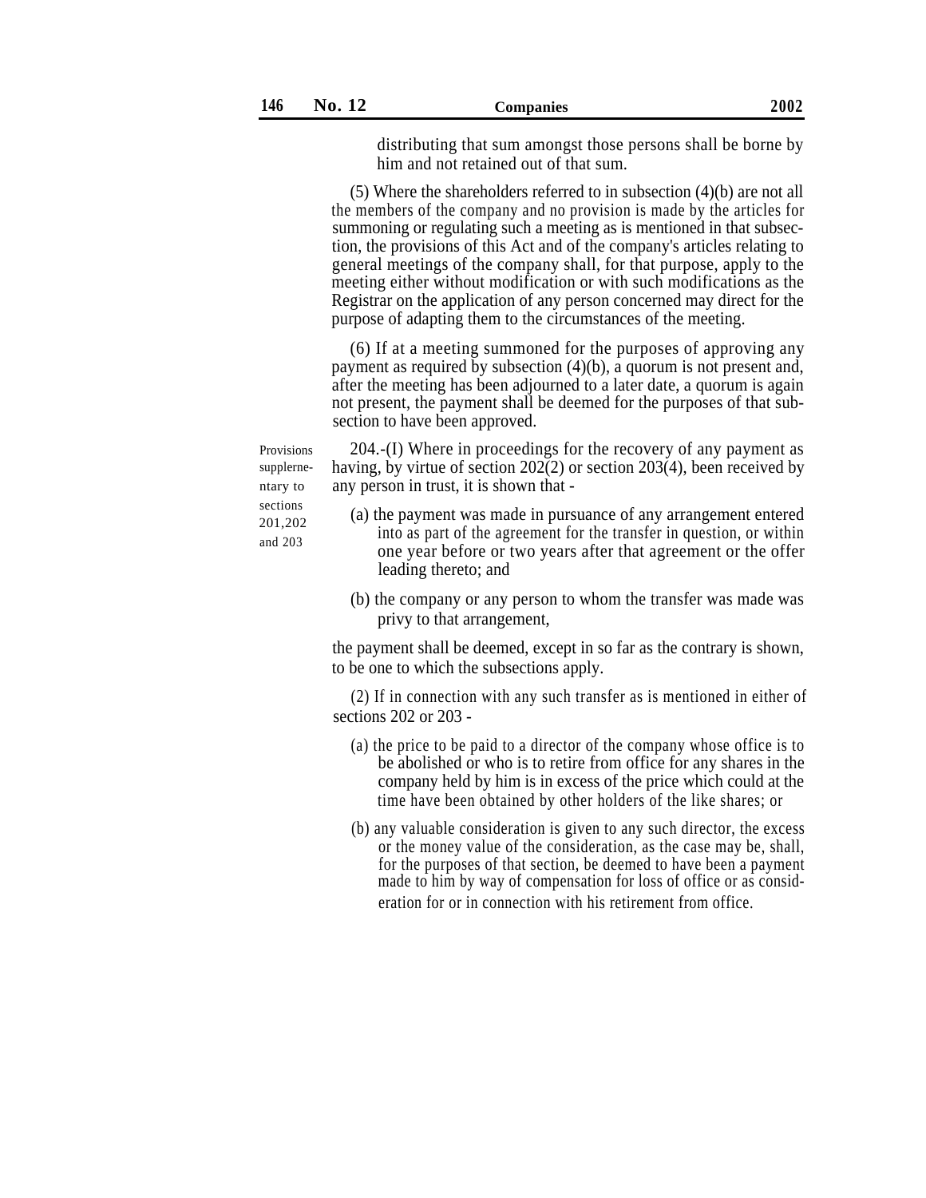distributing that sum amongst those persons shall be borne by him and not retained out of that sum.

(5) Where the shareholders referred to in subsection (4)(b) are not all the members of the company and no provision is made by the articles for summoning or regulating such a meeting as is mentioned in that subsection, the provisions of this Act and of the company's articles relating to general meetings of the company shall, for that purpose, apply to the meeting either without modification or with such modifications as the Registrar on the application of any person concerned may direct for the purpose of adapting them to the circumstances of the meeting.

(6) If at a meeting summoned for the purposes of approving any payment as required by subsection (4)(b), a quorum is not present and, after the meeting has been adjourned to a later date, a quorum is again not present, the payment shall be deemed for the purposes of that subsection to have been approved.

Provisions supplerne-ntary to sections 201,202 and 203

204.-(I) Where in proceedings for the recovery of any payment as having, by virtue of section 202(2) or section 203(4), been received by any person in trust, it is shown that -

(a) the payment was made in pursuance of any arrangement entered into as part of the agreement for the transfer in question, or within one year before or two years after that agreement or the offer leading thereto; and

(b) the company or any person to whom the transfer was made was privy to that arrangement,

the payment shall be deemed, except in so far as the contrary is shown, to be one to which the subsections apply.

(2) If in connection with any such transfer as is mentioned in either of sections 202 or 203 -

(a) the price to be paid to a director of the company whose office is to be abolished or who is to retire from office for any shares in the company held by him is in excess of the price which could at the time have been obtained by other holders of the like shares; or

(b) any valuable consideration is given to any such director, the excess or the money value of the consideration, as the case may be, shall, for the purposes of that section, be deemed to have been a payment made to him by way of compensation for loss of office or as consideration for or in connection with his retirement from office.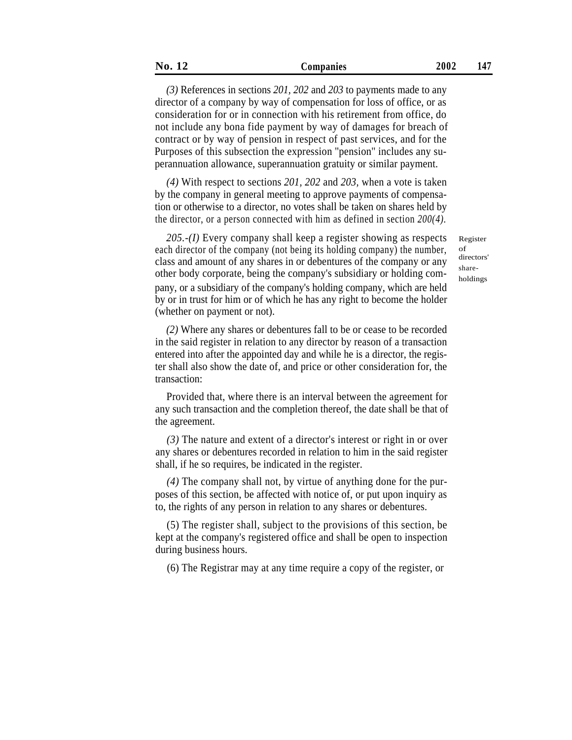*(3)* References in sections *201, 202* and *203* to payments made to any director of a company by way of compensation for loss of office, or as consideration for or in connection with his retirement from office, do not include any bona fide payment by way of damages for breach of contract or by way of pension in respect of past services, and for the Purposes of this subsection the expression "pension" includes any superannuation allowance, superannuation gratuity or similar payment.

*(4)* With respect to sections *201, 202* and *203,* when a vote is taken by the company in general meeting to approve payments of compensation or otherwise to a director, no votes shall be taken on shares held by the director, or a person connected with him as defined in section *200(4).*

Register of directors' shareholdings

*205.-(I)* Every company shall keep a register showing as respects each director of the company (not being its holding company) the number, class and amount of any shares in or debentures of the company or any other body corporate, being the company's subsidiary or holding company, or a subsidiary of the company's holding company, which are held by or in trust for him or of which he has any right to become the holder (whether on payment or not).

*(2)* Where any shares or debentures fall to be or cease to be recorded in the said register in relation to any director by reason of a transaction entered into after the appointed day and while he is a director, the register shall also show the date of, and price or other consideration for, the transaction:

Provided that, where there is an interval between the agreement for any such transaction and the completion thereof, the date shall be that of the agreement.

*(3)* The nature and extent of a director's interest or right in or over any shares or debentures recorded in relation to him in the said register shall, if he so requires, be indicated in the register.

*(4)* The company shall not, by virtue of anything done for the purposes of this section, be affected with notice of, or put upon inquiry as to, the rights of any person in relation to any shares or debentures.

(5) The register shall, subject to the provisions of this section, be kept at the company's registered office and shall be open to inspection during business hours.

(6) The Registrar may at any time require a copy of the register, or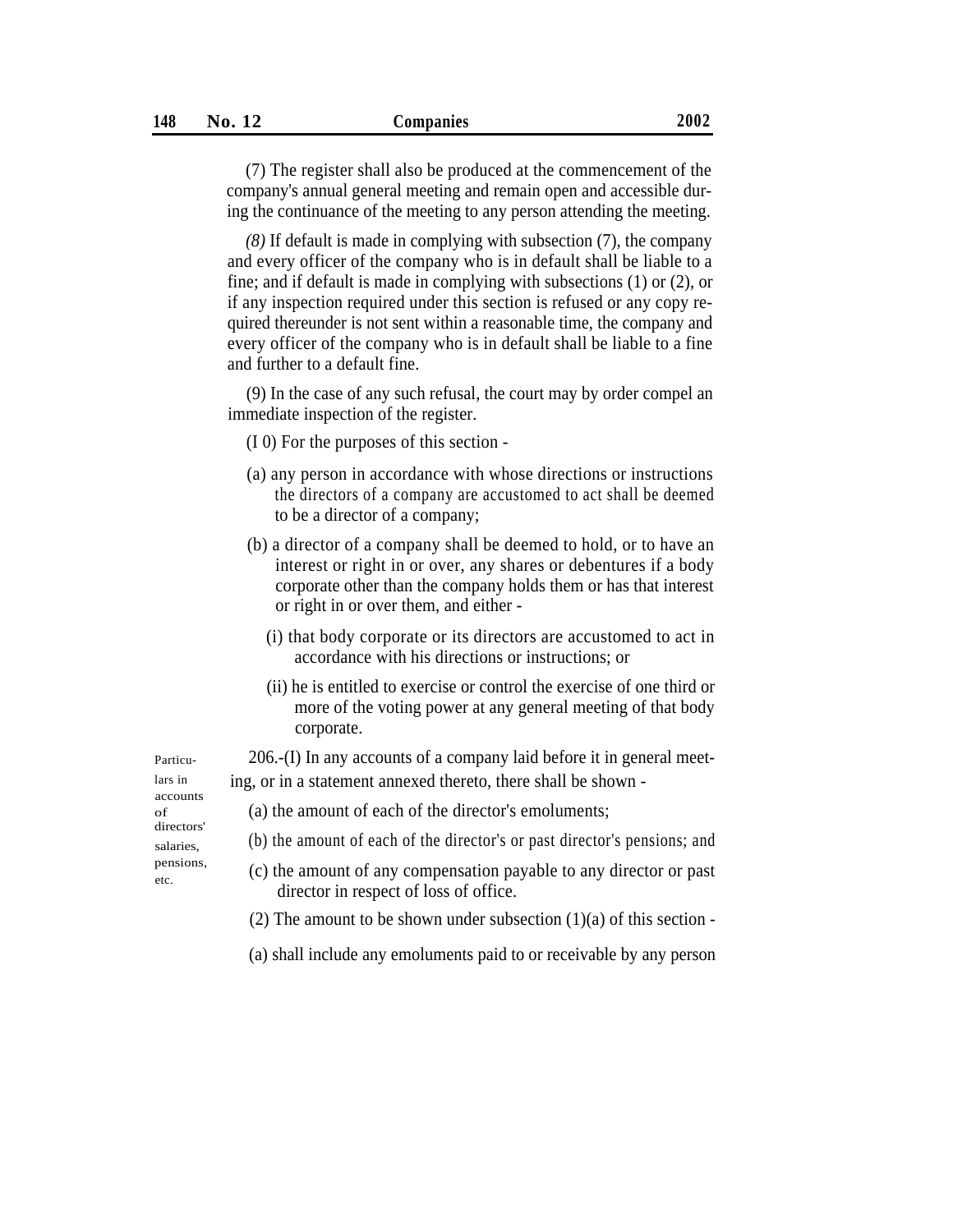(7) The register shall also be produced at the commencement of the company's annual general meeting and remain open and accessible during the continuance of the meeting to any person attending the meeting.

*(8)* If default is made in complying with subsection (7), the company and every officer of the company who is in default shall be liable to a fine; and if default is made in complying with subsections (1) or (2), or if any inspection required under this section is refused or any copy required thereunder is not sent within a reasonable time, the company and every officer of the company who is in default shall be liable to a fine and further to a default fine.

(9) In the case of any such refusal, the court may by order compel an immediate inspection of the register.

(I 0) For the purposes of this section -

(a) any person in accordance with whose directions or instructions the directors of a company are accustomed to act shall be deemed to be a director of a company;

(b) a director of a company shall be deemed to hold, or to have an interest or right in or over, any shares or debentures if a body corporate other than the company holds them or has that interest or right in or over them, and either -

(i) that body corporate or its directors are accustomed to act in accordance with his directions or instructions; or

(ii) he is entitled to exercise or control the exercise of one third or more of the voting power at any general meeting of that body corporate.

Particulars in accounts of directors' salaries, pensions, etc.

206.-(I) In any accounts of a company laid before it in general meeting, or in a statement annexed thereto, there shall be shown -

(a) the amount of each of the director's emoluments;

(b) the amount of each of the director's or past director's pensions; and

(c) the amount of any compensation payable to any director or past director in respect of loss of office.

(2) The amount to be shown under subsection (1)(a) of this section -

(a) shall include any emoluments paid to or receivable by any person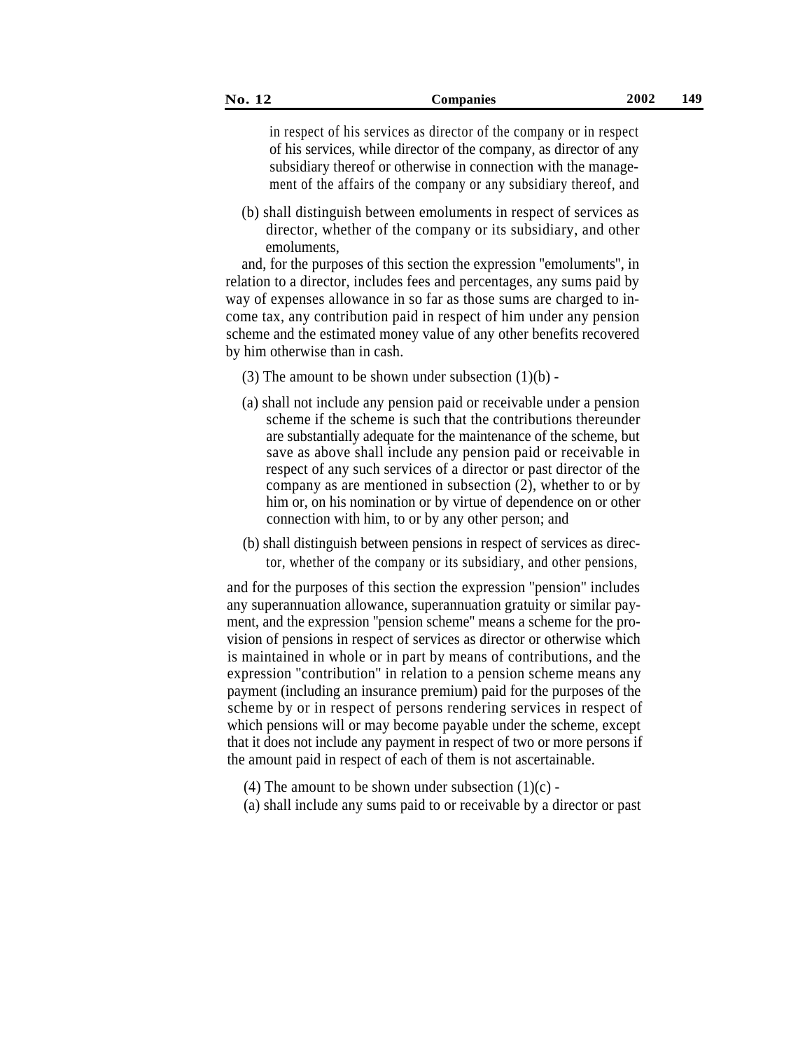in respect of his services as director of the company or in respect of his services, while director of the company, as director of any subsidiary thereof or otherwise in connection with the management of the affairs of the company or any subsidiary thereof, and

(b) shall distinguish between emoluments in respect of services as director, whether of the company or its subsidiary, and other emoluments,

and, for the purposes of this section the expression "emoluments", in relation to a director, includes fees and percentages, any sums paid by way of expenses allowance in so far as those sums are charged to income tax, any contribution paid in respect of him under any pension scheme and the estimated money value of any other benefits recovered by him otherwise than in cash.

(3) The amount to be shown under subsection (1)(b) -

(a) shall not include any pension paid or receivable under a pension scheme if the scheme is such that the contributions thereunder are substantially adequate for the maintenance of the scheme, but save as above shall include any pension paid or receivable in respect of any such services of a director or past director of the company as are mentioned in subsection (2), whether to or by him or, on his nomination or by virtue of dependence on or other connection with him, to or by any other person; and

(b) shall distinguish between pensions in respect of services as director, whether of the company or its subsidiary, and other pensions,

and for the purposes of this section the expression "pension" includes any superannuation allowance, superannuation gratuity or similar payment, and the expression "pension scheme" means a scheme for the provision of pensions in respect of services as director or otherwise which is maintained in whole or in part by means of contributions, and the expression "contribution" in relation to a pension scheme means any payment (including an insurance premium) paid for the purposes of the scheme by or in respect of persons rendering services in respect of which pensions will or may become payable under the scheme, except that it does not include any payment in respect of two or more persons if the amount paid in respect of each of them is not ascertainable.

(4) The amount to be shown under subsection (1)(c) -

(a) shall include any sums paid to or receivable by a director or past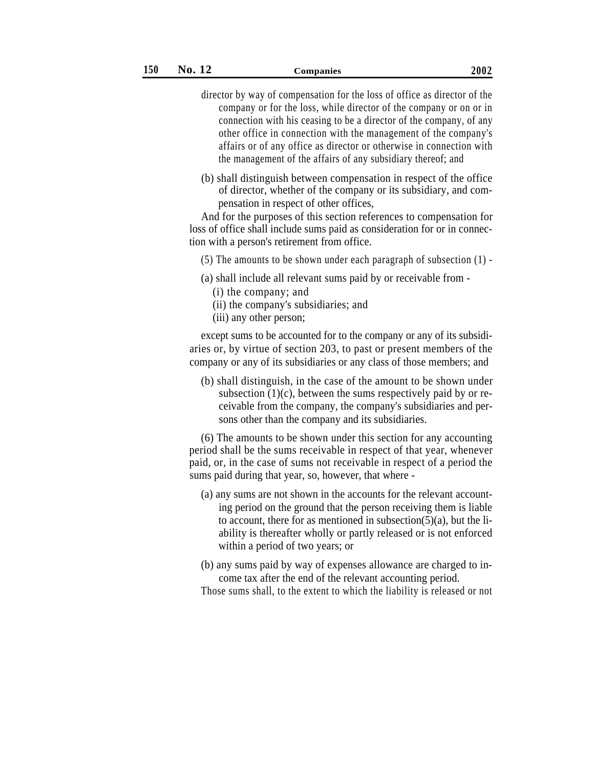director by way of compensation for the loss of office as director of the company or for the loss, while director of the company or on or in connection with his ceasing to be a director of the company, of any other office in connection with the management of the company's affairs or of any office as director or otherwise in connection with the management of the affairs of any subsidiary thereof; and

(b) shall distinguish between compensation in respect of the office of director, whether of the company or its subsidiary, and compensation in respect of other offices,

And for the purposes of this section references to compensation for loss of office shall include sums paid as consideration for or in connection with a person's retirement from office.

(5) The amounts to be shown under each paragraph of subsection (1) -

(a) shall include all relevant sums paid by or receivable from -

(i) the company; and

(ii) the company's subsidiaries; and

(iii) any other person;

except sums to be accounted for to the company or any of its subsidiaries or, by virtue of section 203, to past or present members of the company or any of its subsidiaries or any class of those members; and

(b) shall distinguish, in the case of the amount to be shown under subsection (1)(c), between the sums respectively paid by or receivable from the company, the company's subsidiaries and persons other than the company and its subsidiaries.

(6) The amounts to be shown under this section for any accounting period shall be the sums receivable in respect of that year, whenever paid, or, in the case of sums not receivable in respect of a period the sums paid during that year, so, however, that where -

(a) any sums are not shown in the accounts for the relevant accounting period on the ground that the person receiving them is liable to account, there for as mentioned in subsection(5)(a), but the liability is thereafter wholly or partly released or is not enforced within a period of two years; or

(b) any sums paid by way of expenses allowance are charged to income tax after the end of the relevant accounting period.

Those sums shall, to the extent to which the liability is released or not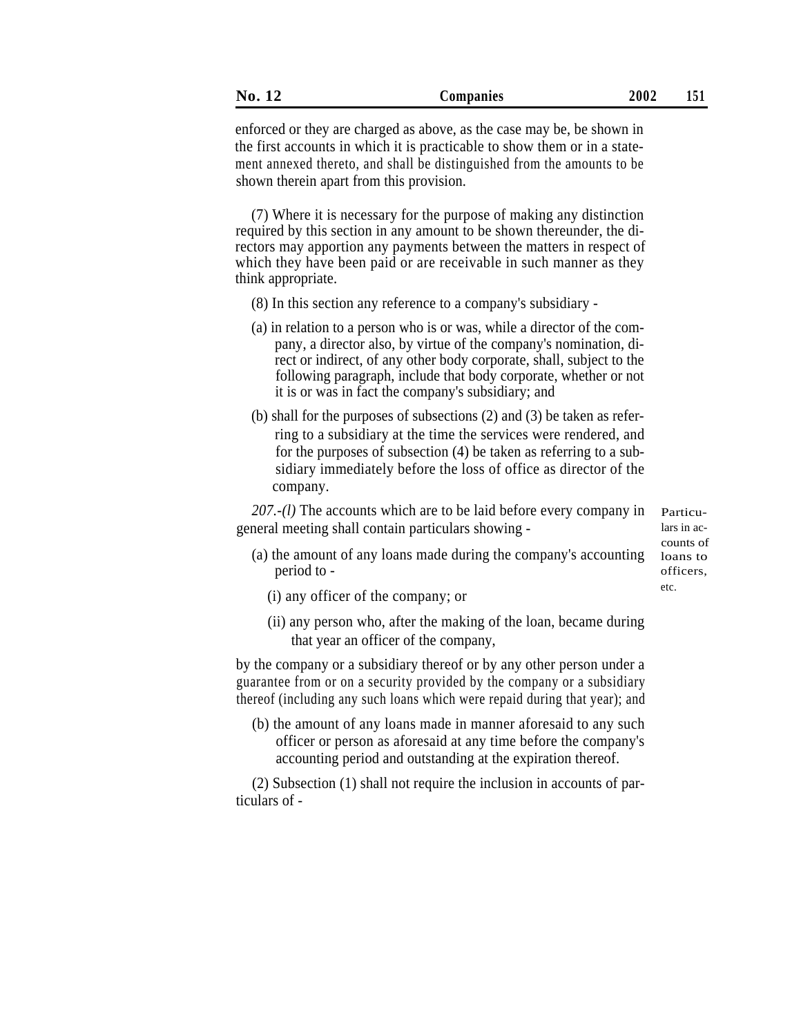enforced or they are charged as above, as the case may be, be shown in the first accounts in which it is practicable to show them or in a statement annexed thereto, and shall be distinguished from the amounts to be shown therein apart from this provision.

(7) Where it is necessary for the purpose of making any distinction required by this section in any amount to be shown thereunder, the directors may apportion any payments between the matters in respect of which they have been paid or are receivable in such manner as they think appropriate.

(8) In this section any reference to a company's subsidiary -

(a) in relation to a person who is or was, while a director of the company, a director also, by virtue of the company's nomination, direct or indirect, of any other body corporate, shall, subject to the following paragraph, include that body corporate, whether or not it is or was in fact the company's subsidiary; and

(b) shall for the purposes of subsections (2) and (3) be taken as referring to a subsidiary at the time the services were rendered, and for the purposes of subsection (4) be taken as referring to a subsidiary immediately before the loss of office as director of the company.

Particulars in accounts of loans to officers, etc.

*207.-(l)* The accounts which are to be laid before every company in general meeting shall contain particulars showing -

(a) the amount of any loans made during the company's accounting period to -

(i) any officer of the company; or

(ii) any person who, after the making of the loan, became during that year an officer of the company,

by the company or a subsidiary thereof or by any other person under a guarantee from or on a security provided by the company or a subsidiary thereof (including any such loans which were repaid during that year); and

(b) the amount of any loans made in manner aforesaid to any such officer or person as aforesaid at any time before the company's accounting period and outstanding at the expiration thereof.

(2) Subsection (1) shall not require the inclusion in accounts of particulars of -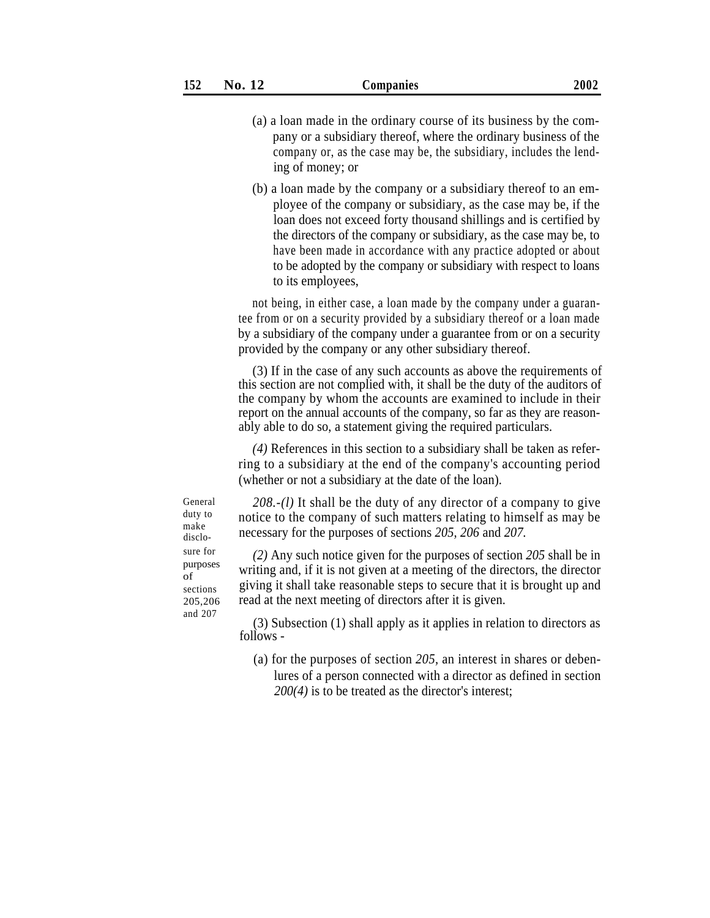(a) a loan made in the ordinary course of its business by the company or a subsidiary thereof, where the ordinary business of the company or, as the case may be, the subsidiary, includes the lending of money; or

(b) a loan made by the company or a subsidiary thereof to an employee of the company or subsidiary, as the case may be, if the loan does not exceed forty thousand shillings and is certified by the directors of the company or subsidiary, as the case may be, to have been made in accordance with any practice adopted or about to be adopted by the company or subsidiary with respect to loans to its employees,

not being, in either case, a loan made by the company under a guarantee from or on a security provided by a subsidiary thereof or a loan made by a subsidiary of the company under a guarantee from or on a security provided by the company or any other subsidiary thereof.

(3) If in the case of any such accounts as above the requirements of this section are not complied with, it shall be the duty of the auditors of the company by whom the accounts are examined to include in their report on the annual accounts of the company, so far as they are reasonably able to do so, a statement giving the required particulars.

*(4)* References in this section to a subsidiary shall be taken as referring to a subsidiary at the end of the company's accounting period (whether or not a subsidiary at the date of the loan).

General duty to make disclosure for purposes of sections 205,206 and 207

*208.-(l)* It shall be the duty of any director of a company to give notice to the company of such matters relating to himself as may be necessary for the purposes of sections *205, 206* and *207.*

*(2)* Any such notice given for the purposes of section *205* shall be in writing and, if it is not given at a meeting of the directors, the director giving it shall take reasonable steps to secure that it is brought up and read at the next meeting of directors after it is given.

(3) Subsection (1) shall apply as it applies in relation to directors as follows -

(a) for the purposes of section *205,* an interest in shares or debenlures of a person connected with a director as defined in section *200(4)* is to be treated as the director's interest;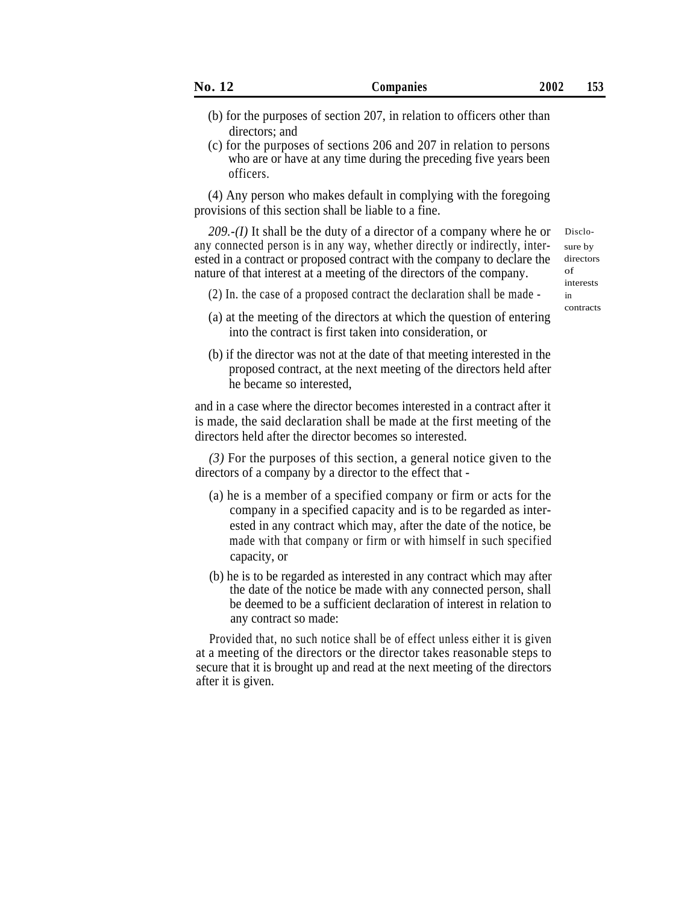(b) for the purposes of section 207, in relation to officers other than directors; and

(c) for the purposes of sections 206 and 207 in relation to persons who are or have at any time during the preceding five years been officers.

(4) Any person who makes default in complying with the foregoing provisions of this section shall be liable to a fine.

Disclosure by directors of interests in contracts

*209.-(I)* It shall be the duty of a director of a company where he or any connected person is in any way, whether directly or indirectly, interested in a contract or proposed contract with the company to declare the nature of that interest at a meeting of the directors of the company.

(2) In. the case of a proposed contract the declaration shall be made -

(a) at the meeting of the directors at which the question of entering into the contract is first taken into consideration, or

(b) if the director was not at the date of that meeting interested in the proposed contract, at the next meeting of the directors held after he became so interested,

and in a case where the director becomes interested in a contract after it is made, the said declaration shall be made at the first meeting of the directors held after the director becomes so interested.

*(3)* For the purposes of this section, a general notice given to the directors of a company by a director to the effect that -

(a) he is a member of a specified company or firm or acts for the company in a specified capacity and is to be regarded as interested in any contract which may, after the date of the notice, be made with that company or firm or with himself in such specified capacity, or

(b) he is to be regarded as interested in any contract which may after the date of the notice be made with any connected person, shall be deemed to be a sufficient declaration of interest in relation to any contract so made:

Provided that, no such notice shall be of effect unless either it is given at a meeting of the directors or the director takes reasonable steps to secure that it is brought up and read at the next meeting of the directors after it is given.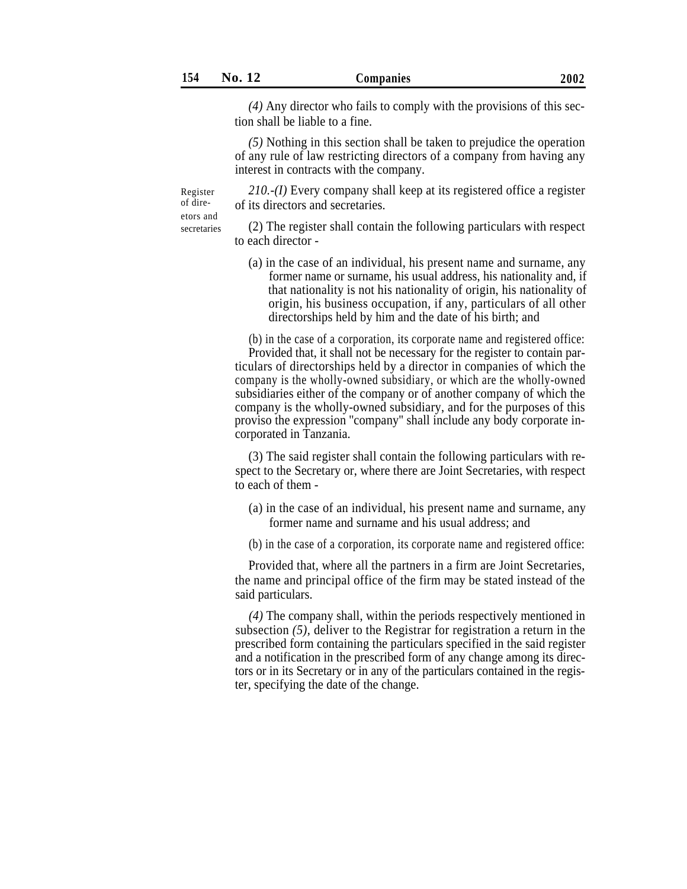*(4)* Any director who fails to comply with the provisions of this section shall be liable to a fine.

*(5)* Nothing in this section shall be taken to prejudice the operation of any rule of law restricting directors of a company from having any interest in contracts with the company.

Register of direetors and secretaries

*210.-(I)* Every company shall keep at its registered office a register of its directors and secretaries.

(2) The register shall contain the following particulars with respect to each director -

(a) in the case of an individual, his present name and surname, any former name or surname, his usual address, his nationality and, if that nationality is not his nationality of origin, his nationality of origin, his business occupation, if any, particulars of all other directorships held by him and the date of his birth; and

(b) in the case of a corporation, its corporate name and registered office:

Provided that, it shall not be necessary for the register to contain particulars of directorships held by a director in companies of which the company is the wholly-owned subsidiary, or which are the wholly-owned subsidiaries either of the company or of another company of which the company is the wholly-owned subsidiary, and for the purposes of this proviso the expression "company" shall include any body corporate incorporated in Tanzania.

(3) The said register shall contain the following particulars with respect to the Secretary or, where there are Joint Secretaries, with respect to each of them -

(a) in the case of an individual, his present name and surname, any former name and surname and his usual address; and

(b) in the case of a corporation, its corporate name and registered office:

Provided that, where all the partners in a firm are Joint Secretaries, the name and principal office of the firm may be stated instead of the said particulars.

*(4)* The company shall, within the periods respectively mentioned in subsection *(5)*, deliver to the Registrar for registration a return in the prescribed form containing the particulars specified in the said register and a notification in the prescribed form of any change among its directors or in its Secretary or in any of the particulars contained in the register, specifying the date of the change.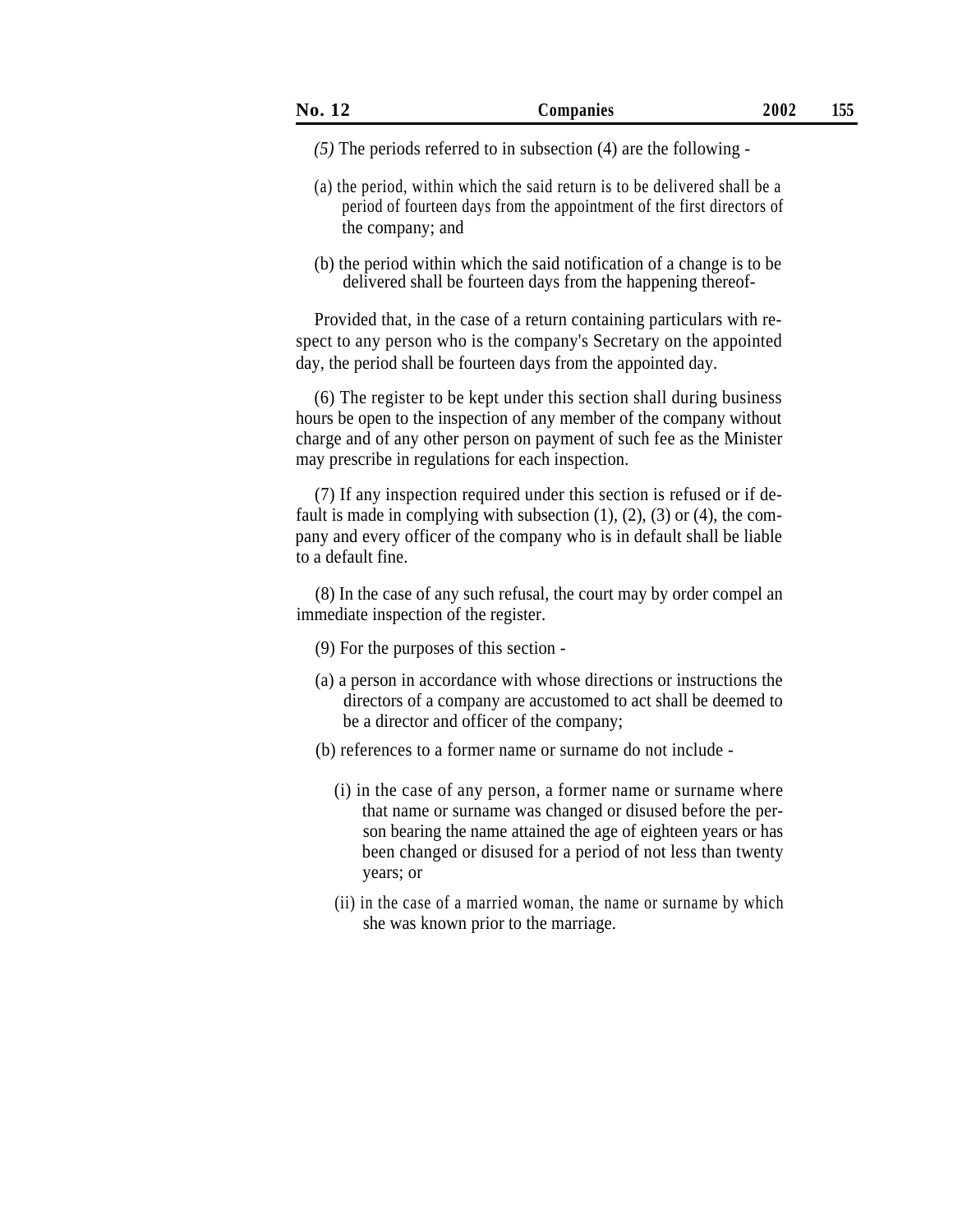*(5)* The periods referred to in subsection (4) are the following -

(a) the period, within which the said return is to be delivered shall be a period of fourteen days from the appointment of the first directors of the company; and

(b) the period within which the said notification of a change is to be delivered shall be fourteen days from the happening thereof-

Provided that, in the case of a return containing particulars with respect to any person who is the company's Secretary on the appointed day, the period shall be fourteen days from the appointed day.

(6) The register to be kept under this section shall during business hours be open to the inspection of any member of the company without charge and of any other person on payment of such fee as the Minister may prescribe in regulations for each inspection.

(7) If any inspection required under this section is refused or if default is made in complying with subsection (1), (2), (3) or (4), the company and every officer of the company who is in default shall be liable to a default fine.

(8) In the case of any such refusal, the court may by order compel an immediate inspection of the register.

(9) For the purposes of this section -

(a) a person in accordance with whose directions or instructions the directors of a company are accustomed to act shall be deemed to be a director and officer of the company;

(b) references to a former name or surname do not include -

(i) in the case of any person, a former name or surname where that name or surname was changed or disused before the person bearing the name attained the age of eighteen years or has been changed or disused for a period of not less than twenty years; or

(ii) in the case of a married woman, the name or surname by which she was known prior to the marriage.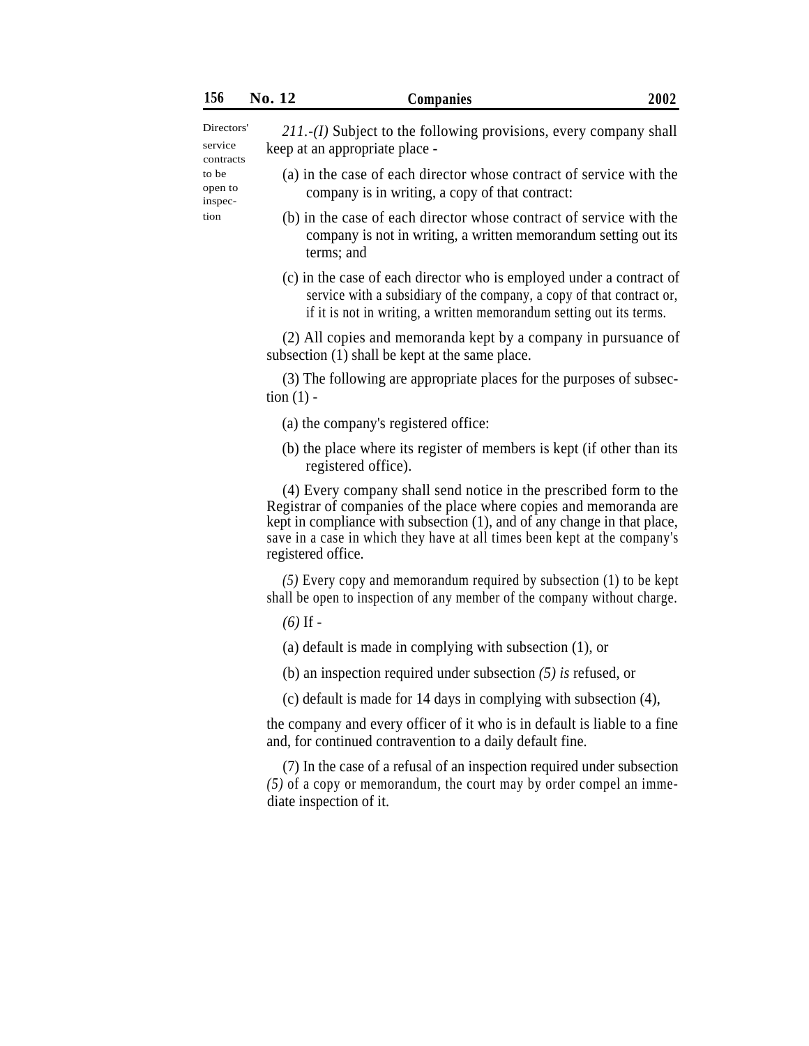Directors' service contracts to be open to inspection

*211.-(I)* Subject to the following provisions, every company shall keep at an appropriate place -

(a) in the case of each director whose contract of service with the company is in writing, a copy of that contract:

(b) in the case of each director whose contract of service with the company is not in writing, a written memorandum setting out its terms; and

(c) in the case of each director who is employed under a contract of service with a subsidiary of the company, a copy of that contract or, if it is not in writing, a written memorandum setting out its terms.

(2) All copies and memoranda kept by a company in pursuance of subsection (1) shall be kept at the same place.

(3) The following are appropriate places for the purposes of subsection (1) -

(a) the company's registered office:

(b) the place where its register of members is kept (if other than its registered office).

(4) Every company shall send notice in the prescribed form to the Registrar of companies of the place where copies and memoranda are kept in compliance with subsection (1), and of any change in that place, save in a case in which they have at all times been kept at the company's registered office.

*(5)* Every copy and memorandum required by subsection (1) to be kept shall be open to inspection of any member of the company without charge.

*(6)* If -

(a) default is made in complying with subsection (1), or

(b) an inspection required under subsection *(5) is* refused, or

(c) default is made for 14 days in complying with subsection (4),

the company and every officer of it who is in default is liable to a fine and, for continued contravention to a daily default fine.

(7) In the case of a refusal of an inspection required under subsection *(5)* of a copy or memorandum, the court may by order compel an immediate inspection of it.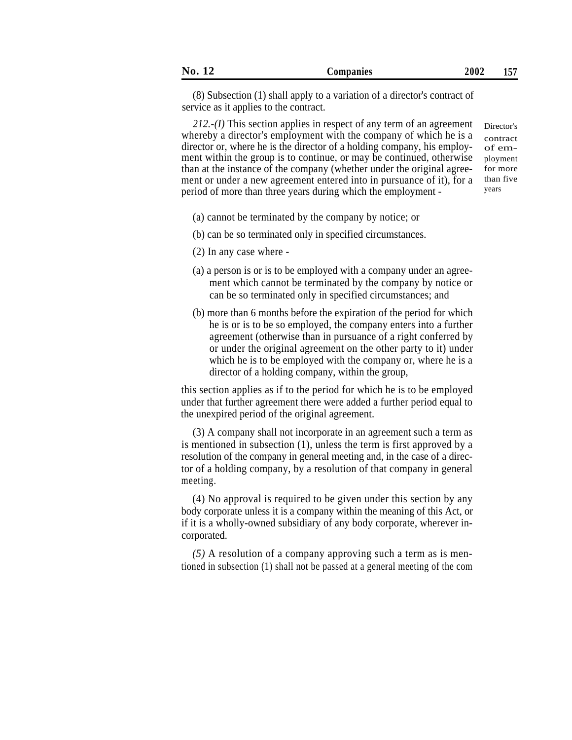(8) Subsection (1) shall apply to a variation of a director's contract of service as it applies to the contract.

**Director's contract of employment for more than five years**

*212.-(I)* This section applies in respect of any term of an agreement whereby a director's employment with the company of which he is a director or, where he is the director of a holding company, his employment within the group is to continue, or may be continued, otherwise than at the instance of the company (whether under the original agreement or under a new agreement entered into in pursuance of it), for a period of more than three years during which the employment -

(a) cannot be terminated by the company by notice; or

(b) can be so terminated only in specified circumstances.

(2) In any case where -

(a) a person is or is to be employed with a company under an agreement which cannot be terminated by the company by notice or can be so terminated only in specified circumstances; and

(b) more than 6 months before the expiration of the period for which he is or is to be so employed, the company enters into a further agreement (otherwise than in pursuance of a right conferred by or under the original agreement on the other party to it) under which he is to be employed with the company or, where he is a director of a holding company, within the group,

this section applies as if to the period for which he is to be employed under that further agreement there were added a further period equal to the unexpired period of the original agreement.

(3) A company shall not incorporate in an agreement such a term as is mentioned in subsection (1), unless the term is first approved by a resolution of the company in general meeting and, in the case of a director of a holding company, by a resolution of that company in general meeting.

(4) No approval is required to be given under this section by any body corporate unless it is a company within the meaning of this Act, or if it is a wholly-owned subsidiary of any body corporate, wherever incorporated.

*(5)* A resolution of a company approving such a term as is mentioned in subsection (1) shall not be passed at a general meeting of the com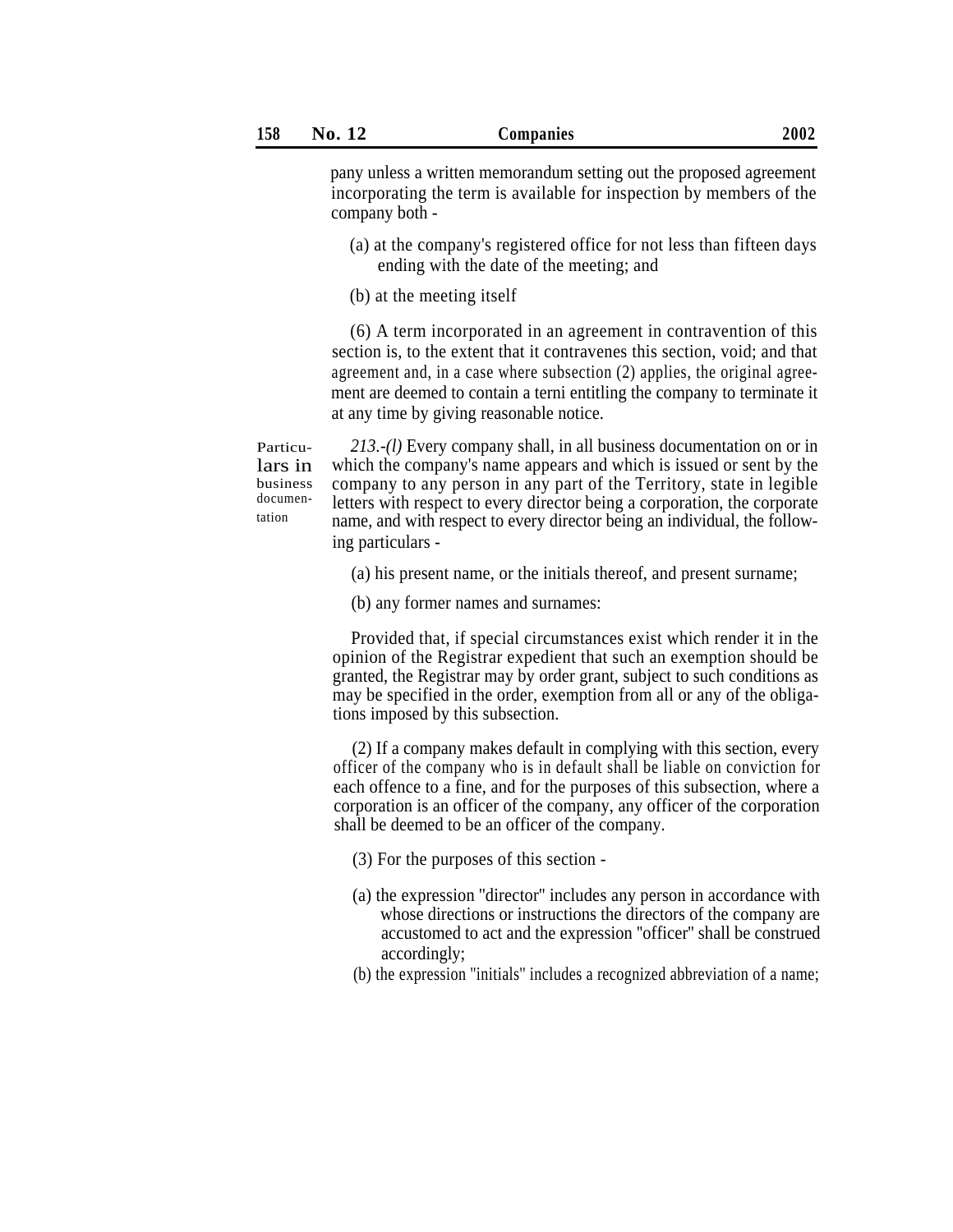pany unless a written memorandum setting out the proposed agreement incorporating the term is available for inspection by members of the company both -

(a) at the company's registered office for not less than fifteen days ending with the date of the meeting; and

(b) at the meeting itself

(6) A term incorporated in an agreement in contravention of this section is, to the extent that it contravenes this section, void; and that agreement and, in a case where subsection (2) applies, the original agreement are deemed to contain a terni entitling the company to terminate it at any time by giving reasonable notice.

Particulars in business documentation

*213.-(l)* Every company shall, in all business documentation on or in which the company's name appears and which is issued or sent by the company to any person in any part of the Territory, state in legible letters with respect to every director being a corporation, the corporate name, and with respect to every director being an individual, the following particulars -

(a) his present name, or the initials thereof, and present surname;

(b) any former names and surnames:

Provided that, if special circumstances exist which render it in the opinion of the Registrar expedient that such an exemption should be granted, the Registrar may by order grant, subject to such conditions as may be specified in the order, exemption from all or any of the obligations imposed by this subsection.

(2) If a company makes default in complying with this section, every officer of the company who is in default shall be liable on conviction for each offence to a fine, and for the purposes of this subsection, where a corporation is an officer of the company, any officer of the corporation shall be deemed to be an officer of the company.

(3) For the purposes of this section -

(a) the expression "director" includes any person in accordance with whose directions or instructions the directors of the company are accustomed to act and the expression "officer" shall be construed accordingly;

(b) the expression "initials" includes a recognized abbreviation of a name;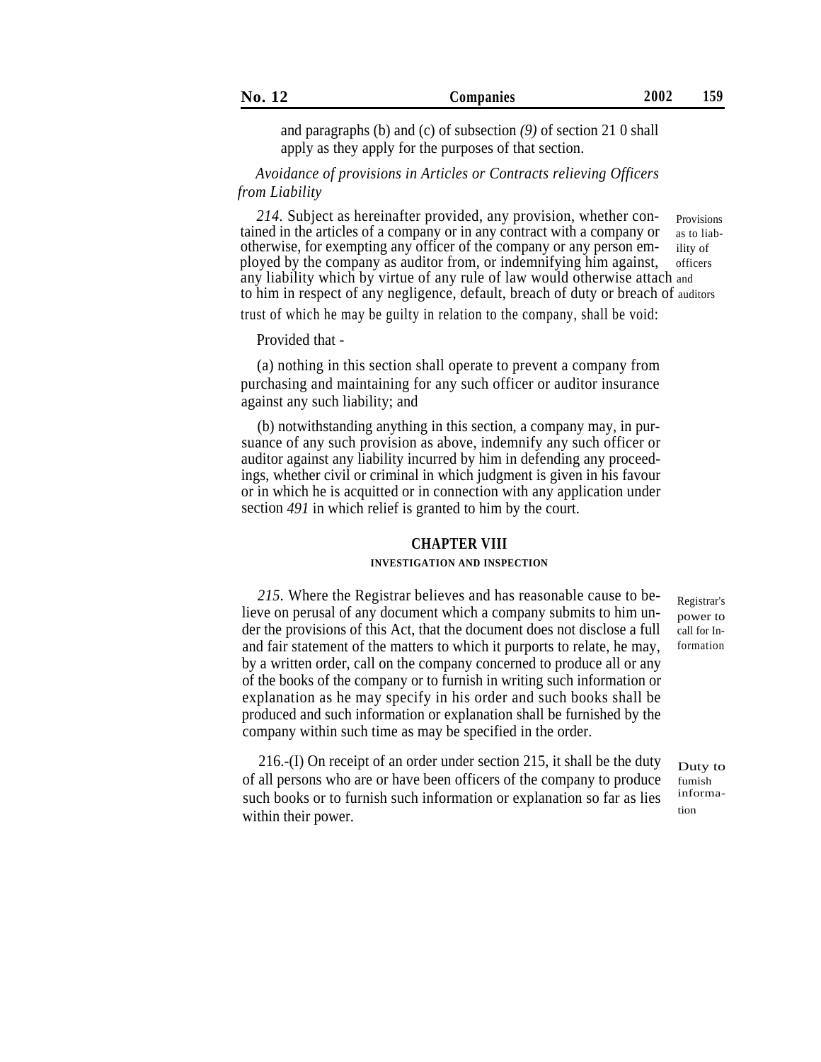and paragraphs (b) and (c) of subsection *(9)* of section 21 0 shall apply as they apply for the purposes of that section.

*Avoidance of provisions in Articles or Contracts relieving Officers from Liability*

Provisions as to liability of officers and auditors

*214*. Subject as hereinafter provided, any provision, whether contained in the articles of a company or in any contract with a company or otherwise, for exempting any officer of the company or any person employed by the company as auditor from, or indemnifying him against, any liability which by virtue of any rule of law would otherwise attach to him in respect of any negligence, default, breach of duty or breach of trust of which he may be guilty in relation to the company, shall be void:

Provided that -

(a) nothing in this section shall operate to prevent a company from purchasing and maintaining for any such officer or auditor insurance against any such liability; and

(b) notwithstanding anything in this section, a company may, in pursuance of any such provision as above, indemnify any such officer or auditor against any liability incurred by him in defending any proceedings, whether civil or criminal in which judgment is given in his favour or in which he is acquitted or in connection with any application under section *491* in which relief is granted to him by the court.

## CHAPTER VIII

### INVESTIGATION AND INSPECTION

Registrar's power to call for Information

*215*. Where the Registrar believes and has reasonable cause to believe on perusal of any document which a company submits to him under the provisions of this Act, that the document does not disclose a full and fair statement of the matters to which it purports to relate, he may, by a written order, call on the company concerned to produce all or any of the books of the company or to furnish in writing such information or explanation as he may specify in his order and such books shall be produced and such information or explanation shall be furnished by the company within such time as may be specified in the order.

Duty to fumish information

216.-(I) On receipt of an order under section 215, it shall be the duty of all persons who are or have been officers of the company to produce such books or to furnish such information or explanation so far as lies within their power.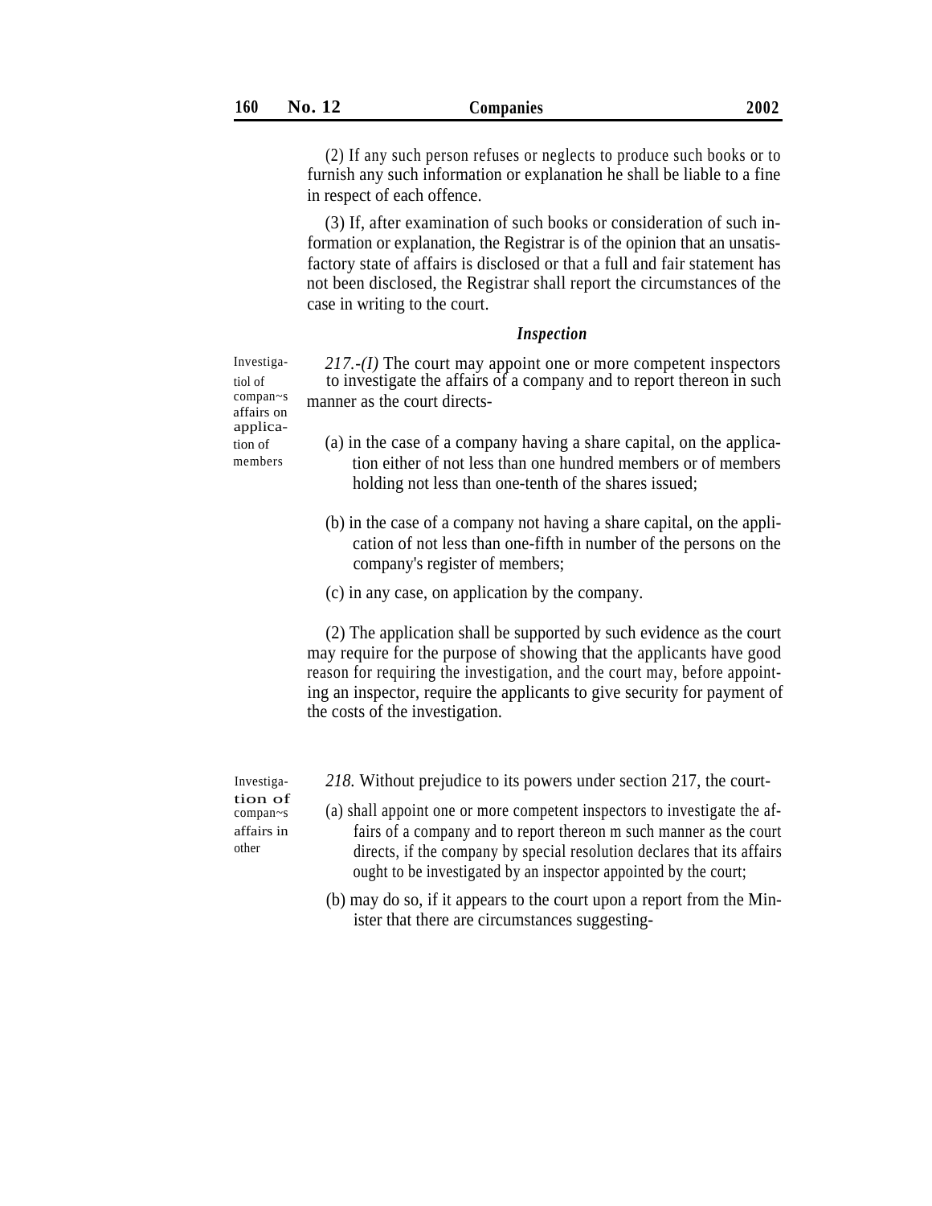(2) If any such person refuses or neglects to produce such books or to furnish any such information or explanation he shall be liable to a fine in respect of each offence.

(3) If, after examination of such books or consideration of such information or explanation, the Registrar is of the opinion that an unsatisfactory state of affairs is disclosed or that a full and fair statement has not been disclosed, the Registrar shall report the circumstances of the case in writing to the court.

### *Inspection*

Investigatiol of compan~s affairs on application of members

*217.-(I)* The court may appoint one or more competent inspectors to investigate the affairs of a company and to report thereon in such manner as the court directs-

(a) in the case of a company having a share capital, on the application either of not less than one hundred members or of members holding not less than one-tenth of the shares issued;

(b) in the case of a company not having a share capital, on the application of not less than one-fifth in number of the persons on the company's register of members;

(c) in any case, on application by the company.

(2) The application shall be supported by such evidence as the court may require for the purpose of showing that the applicants have good reason for requiring the investigation, and the court may, before appointing an inspector, require the applicants to give security for payment of the costs of the investigation.

Investigation of compan~s affairs in other

*218.* Without prejudice to its powers under section 217, the court-

(a) shall appoint one or more competent inspectors to investigate the affairs of a company and to report thereon m such manner as the court directs, if the company by special resolution declares that its affairs ought to be investigated by an inspector appointed by the court;

(b) may do so, if it appears to the court upon a report from the Minister that there are circumstances suggesting-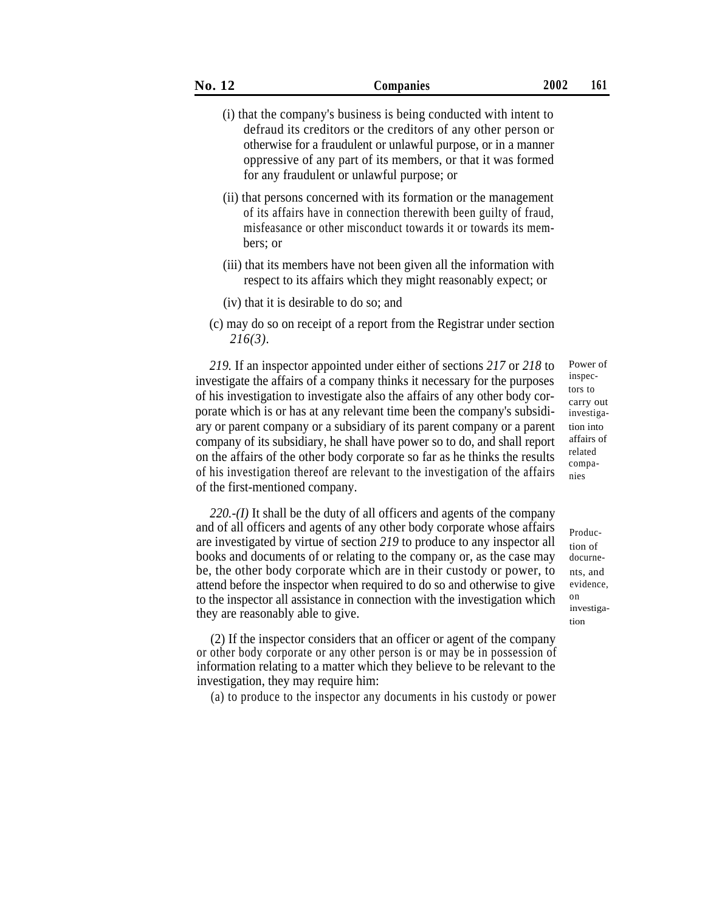(i) that the company's business is being conducted with intent to defraud its creditors or the creditors of any other person or otherwise for a fraudulent or unlawful purpose, or in a manner oppressive of any part of its members, or that it was formed for any fraudulent or unlawful purpose; or

(ii) that persons concerned with its formation or the management of its affairs have in connection therewith been guilty of fraud, misfeasance or other misconduct towards it or towards its members; or

(iii) that its members have not been given all the information with respect to its affairs which they might reasonably expect; or

(iv) that it is desirable to do so; and

(c) may do so on receipt of a report from the Registrar under section *216(3)*.

Power of inspectors to carry out investigation into affairs of related companies

*219.* If an inspector appointed under either of sections *217* or *218* to investigate the affairs of a company thinks it necessary for the purposes of his investigation to investigate also the affairs of any other body corporate which is or has at any relevant time been the company's subsidiary or parent company or a subsidiary of its parent company or a parent company of its subsidiary, he shall have power so to do, and shall report on the affairs of the other body corporate so far as he thinks the results of his investigation thereof are relevant to the investigation of the affairs of the first-mentioned company.

Production of documents, and evidence, on investigation

*220.-(I)* It shall be the duty of all officers and agents of the company and of all officers and agents of any other body corporate whose affairs are investigated by virtue of section *219* to produce to any inspector all books and documents of or relating to the company or, as the case may be, the other body corporate which are in their custody or power, to attend before the inspector when required to do so and otherwise to give to the inspector all assistance in connection with the investigation which they are reasonably able to give.

(2) If the inspector considers that an officer or agent of the company or other body corporate or any other person is or may be in possession of information relating to a matter which they believe to be relevant to the investigation, they may require him:

(a) to produce to the inspector any documents in his custody or power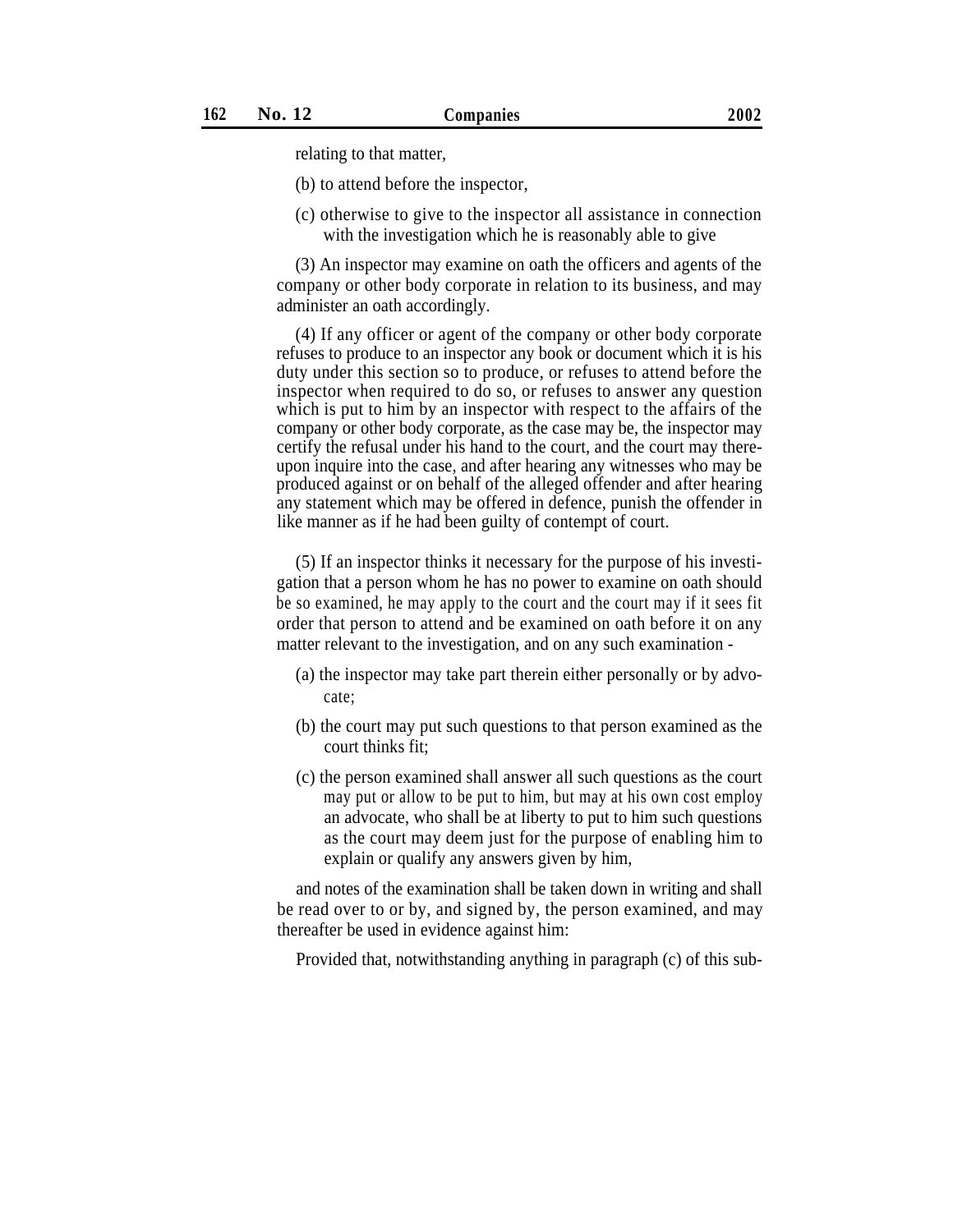relating to that matter,

(b) to attend before the inspector,

(c) otherwise to give to the inspector all assistance in connection with the investigation which he is reasonably able to give

(3) An inspector may examine on oath the officers and agents of the company or other body corporate in relation to its business, and may administer an oath accordingly.

(4) If any officer or agent of the company or other body corporate refuses to produce to an inspector any book or document which it is his duty under this section so to produce, or refuses to attend before the inspector when required to do so, or refuses to answer any question which is put to him by an inspector with respect to the affairs of the company or other body corporate, as the case may be, the inspector may certify the refusal under his hand to the court, and the court may thereupon inquire into the case, and after hearing any witnesses who may be produced against or on behalf of the alleged offender and after hearing any statement which may be offered in defence, punish the offender in like manner as if he had been guilty of contempt of court.

(5) If an inspector thinks it necessary for the purpose of his investigation that a person whom he has no power to examine on oath should be so examined, he may apply to the court and the court may if it sees fit order that person to attend and be examined on oath before it on any matter relevant to the investigation, and on any such examination -

(a) the inspector may take part therein either personally or by advocate;

(b) the court may put such questions to that person examined as the court thinks fit;

(c) the person examined shall answer all such questions as the court may put or allow to be put to him, but may at his own cost employ an advocate, who shall be at liberty to put to him such questions as the court may deem just for the purpose of enabling him to explain or qualify any answers given by him,

and notes of the examination shall be taken down in writing and shall be read over to or by, and signed by, the person examined, and may thereafter be used in evidence against him:

Provided that, notwithstanding anything in paragraph (c) of this sub-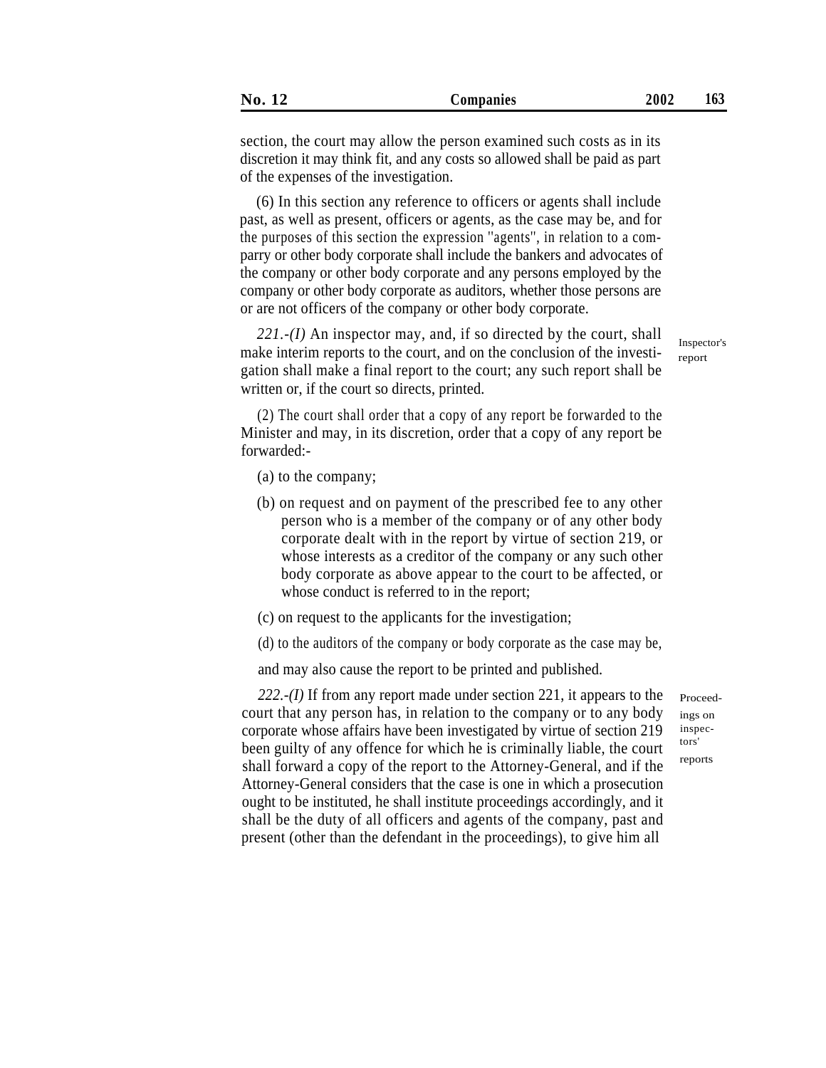section, the court may allow the person examined such costs as in its discretion it may think fit, and any costs so allowed shall be paid as part of the expenses of the investigation.

(6) In this section any reference to officers or agents shall include past, as well as present, officers or agents, as the case may be, and for the purposes of this section the expression "agents", in relation to a comparry or other body corporate shall include the bankers and advocates of the company or other body corporate and any persons employed by the company or other body corporate as auditors, whether those persons are or are not officers of the company or other body corporate.

Inspector's report

*221.-(I)* An inspector may, and, if so directed by the court, shall make interim reports to the court, and on the conclusion of the investigation shall make a final report to the court; any such report shall be written or, if the court so directs, printed.

(2) The court shall order that a copy of any report be forwarded to the Minister and may, in its discretion, order that a copy of any report be forwarded:-

(a) to the company;

(b) on request and on payment of the prescribed fee to any other person who is a member of the company or of any other body corporate dealt with in the report by virtue of section 219, or whose interests as a creditor of the company or any such other body corporate as above appear to the court to be affected, or whose conduct is referred to in the report;

(c) on request to the applicants for the investigation;

(d) to the auditors of the company or body corporate as the case may be,

and may also cause the report to be printed and published.

Proceedings on inspectors' reports

*222.-(I)* If from any report made under section 221, it appears to the court that any person has, in relation to the company or to any body corporate whose affairs have been investigated by virtue of section 219 been guilty of any offence for which he is criminally liable, the court shall forward a copy of the report to the Attorney-General, and if the Attorney-General considers that the case is one in which a prosecution ought to be instituted, he shall institute proceedings accordingly, and it shall be the duty of all officers and agents of the company, past and present (other than the defendant in the proceedings), to give him all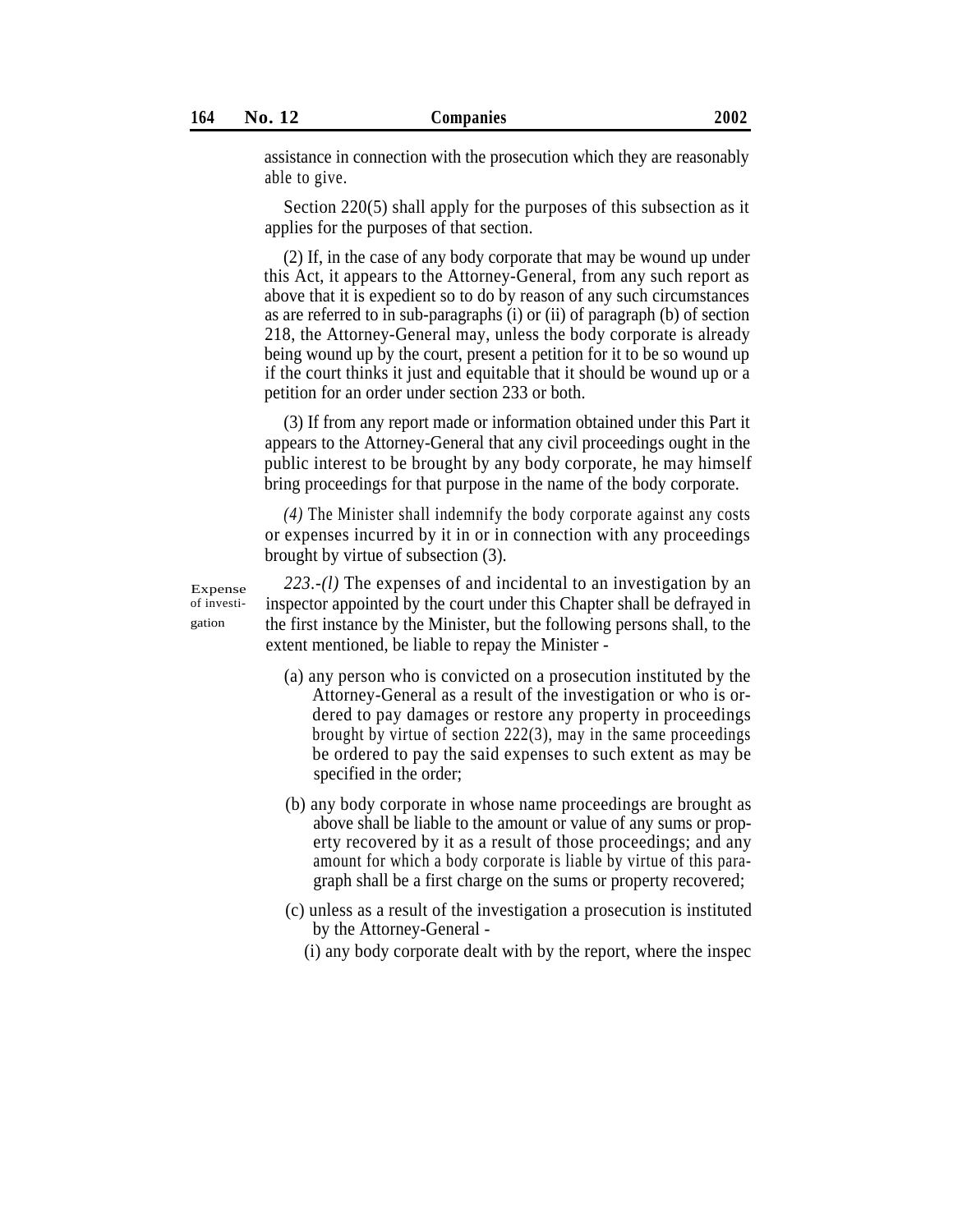assistance in connection with the prosecution which they are reasonably able to give.

Section 220(5) shall apply for the purposes of this subsection as it applies for the purposes of that section.

(2) If, in the case of any body corporate that may be wound up under this Act, it appears to the Attorney-General, from any such report as above that it is expedient so to do by reason of any such circumstances as are referred to in sub-paragraphs (i) or (ii) of paragraph (b) of section 218, the Attorney-General may, unless the body corporate is already being wound up by the court, present a petition for it to be so wound up if the court thinks it just and equitable that it should be wound up or a petition for an order under section 233 or both.

(3) If from any report made or information obtained under this Part it appears to the Attorney-General that any civil proceedings ought in the public interest to be brought by any body corporate, he may himself bring proceedings for that purpose in the name of the body corporate.

*(4)* The Minister shall indemnify the body corporate against any costs or expenses incurred by it in or in connection with any proceedings brought by virtue of subsection (3).

Expense of investigation

*223.-(l)* The expenses of and incidental to an investigation by an inspector appointed by the court under this Chapter shall be defrayed in the first instance by the Minister, but the following persons shall, to the extent mentioned, be liable to repay the Minister -

(a) any person who is convicted on a prosecution instituted by the Attorney-General as a result of the investigation or who is ordered to pay damages or restore any property in proceedings brought by virtue of section 222(3), may in the same proceedings be ordered to pay the said expenses to such extent as may be specified in the order;

(b) any body corporate in whose name proceedings are brought as above shall be liable to the amount or value of any sums or property recovered by it as a result of those proceedings; and any amount for which a body corporate is liable by virtue of this paragraph shall be a first charge on the sums or property recovered;

(c) unless as a result of the investigation a prosecution is instituted by the Attorney-General -

(i) any body corporate dealt with by the report, where the inspec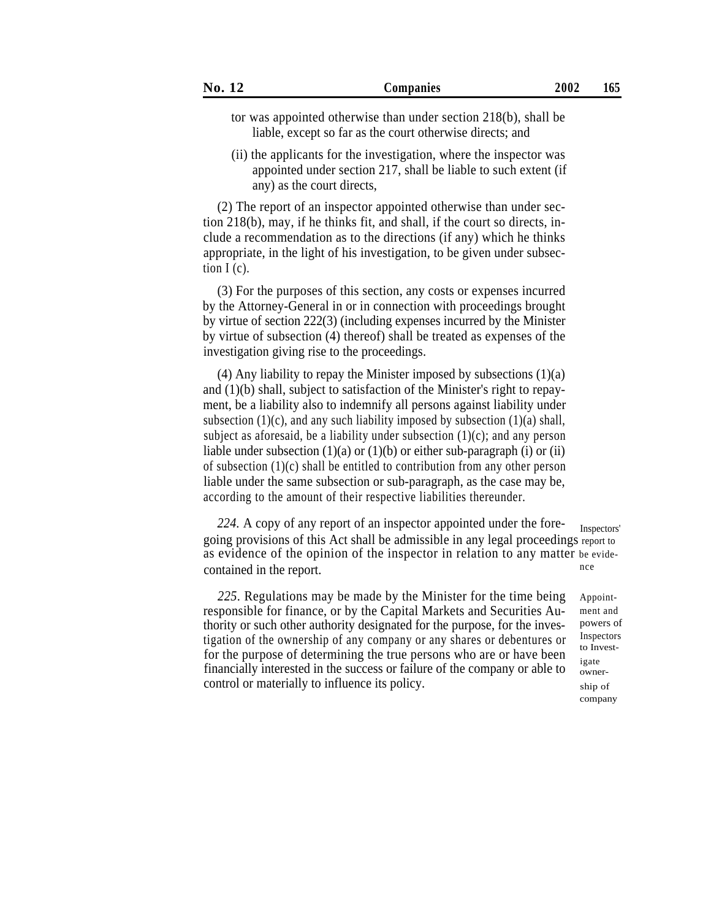tor was appointed otherwise than under section 218(b), shall be liable, except so far as the court otherwise directs; and

(ii) the applicants for the investigation, where the inspector was appointed under section 217, shall be liable to such extent (if any) as the court directs,

(2) The report of an inspector appointed otherwise than under section 218(b), may, if he thinks fit, and shall, if the court so directs, include a recommendation as to the directions (if any) which he thinks appropriate, in the light of his investigation, to be given under subsection I (c).

(3) For the purposes of this section, any costs or expenses incurred by the Attorney-General in or in connection with proceedings brought by virtue of section 222(3) (including expenses incurred by the Minister by virtue of subsection (4) thereof) shall be treated as expenses of the investigation giving rise to the proceedings.

(4) Any liability to repay the Minister imposed by subsections (1)(a) and (1)(b) shall, subject to satisfaction of the Minister's right to repayment, be a liability also to indemnify all persons against liability under subsection (1)(c), and any such liability imposed by subsection (1)(a) shall, subject as aforesaid, be a liability under subsection (1)(c); and any person liable under subsection (1)(a) or (1)(b) or either sub-paragraph (i) or (ii) of subsection (1)(c) shall be entitled to contribution from any other person liable under the same subsection or sub-paragraph, as the case may be, according to the amount of their respective liabilities thereunder.

Inspectors' report to be evidence

*224.* A copy of any report of an inspector appointed under the foregoing provisions of this Act shall be admissible in any legal proceedings as evidence of the opinion of the inspector in relation to any matter contained in the report.

Appointment and powers of Inspectors to Investigate ownership of company

*225.* Regulations may be made by the Minister for the time being responsible for finance, or by the Capital Markets and Securities Authority or such other authority designated for the purpose, for the investigation of the ownership of any company or any shares or debentures or for the purpose of determining the true persons who are or have been financially interested in the success or failure of the company or able to control or materially to influence its policy.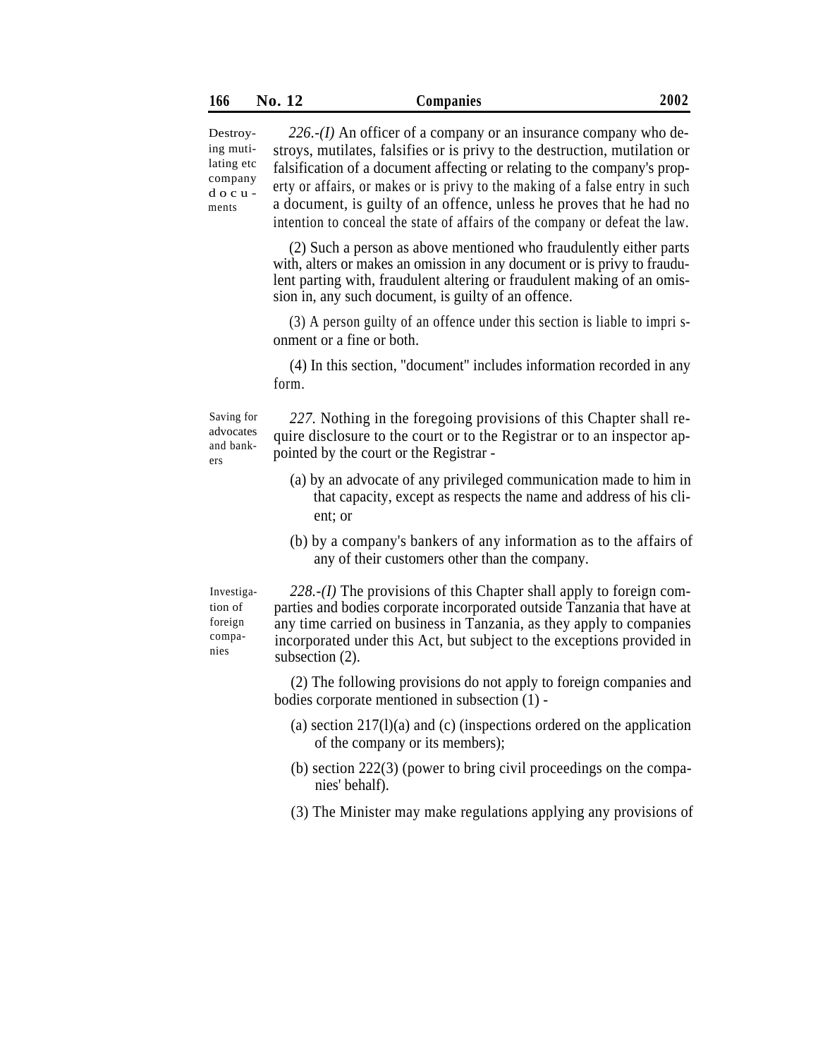Destroying mutilating etc company documents

*226.-(I)* An officer of a company or an insurance company who destroys, mutilates, falsifies or is privy to the destruction, mutilation or falsification of a document affecting or relating to the company's property or affairs, or makes or is privy to the making of a false entry in such a document, is guilty of an offence, unless he proves that he had no intention to conceal the state of affairs of the company or defeat the law.

(2) Such a person as above mentioned who fraudulently either parts with, alters or makes an omission in any document or is privy to fraudulent parting with, fraudulent altering or fraudulent making of an omission in, any such document, is guilty of an offence.

(3) A person guilty of an offence under this section is liable to impri s-onment or a fine or both.

(4) In this section, "document" includes information recorded in any form.

Saving for advocates and bankers

*227.* Nothing in the foregoing provisions of this Chapter shall require disclosure to the court or to the Registrar or to an inspector appointed by the court or the Registrar -

(a) by an advocate of any privileged communication made to him in that capacity, except as respects the name and address of his client; or

(b) by a company's bankers of any information as to the affairs of any of their customers other than the company.

Investigation of foreign companies

*228.-(I)* The provisions of this Chapter shall apply to foreign companies and bodies corporate incorporated outside Tanzania that have at any time carried on business in Tanzania, as they apply to companies incorporated under this Act, but subject to the exceptions provided in subsection (2).

(2) The following provisions do not apply to foreign companies and bodies corporate mentioned in subsection (1) -

(a) section 217(l)(a) and (c) (inspections ordered on the application of the company or its members);

(b) section 222(3) (power to bring civil proceedings on the companies' behalf).

(3) The Minister may make regulations applying any provisions of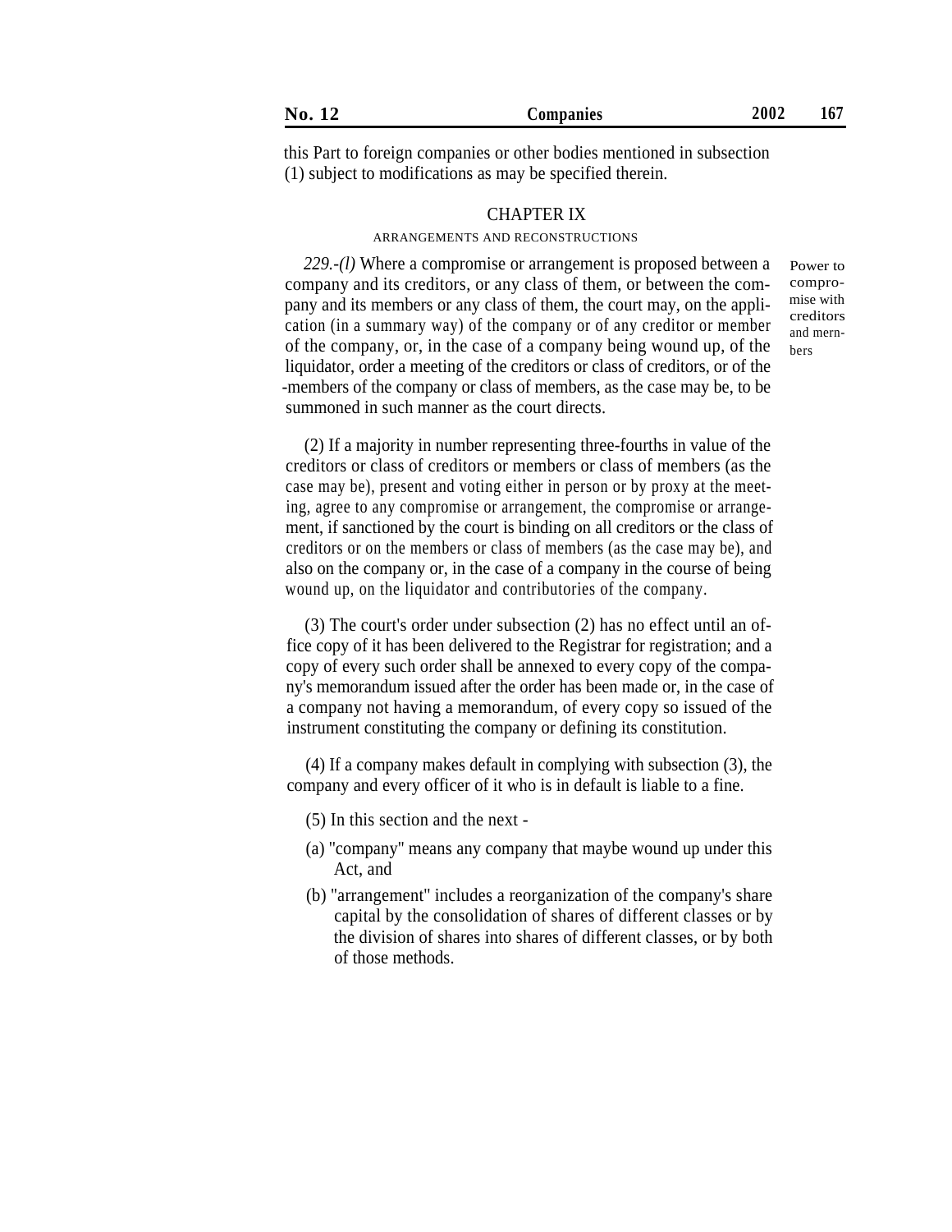this Part to foreign companies or other bodies mentioned in subsection (1) subject to modifications as may be specified therein.

## CHAPTER IX

### ARRANGEMENTS AND RECONSTRUCTIONS

Power to compromise with creditors and members

*229.-(l)* Where a compromise or arrangement is proposed between a company and its creditors, or any class of them, or between the company and its members or any class of them, the court may, on the application (in a summary way) of the company or of any creditor or member of the company, or, in the case of a company being wound up, of the liquidator, order a meeting of the creditors or class of creditors, or of the -members of the company or class of members, as the case may be, to be summoned in such manner as the court directs.

(2) If a majority in number representing three-fourths in value of the creditors or class of creditors or members or class of members (as the case may be), present and voting either in person or by proxy at the meeting, agree to any compromise or arrangement, the compromise or arrangement, if sanctioned by the court is binding on all creditors or the class of creditors or on the members or class of members (as the case may be), and also on the company or, in the case of a company in the course of being wound up, on the liquidator and contributories of the company.

(3) The court's order under subsection (2) has no effect until an office copy of it has been delivered to the Registrar for registration; and a copy of every such order shall be annexed to every copy of the company's memorandum issued after the order has been made or, in the case of a company not having a memorandum, of every copy so issued of the instrument constituting the company or defining its constitution.

(4) If a company makes default in complying with subsection (3), the company and every officer of it who is in default is liable to a fine.

(5) In this section and the next -

(a) "company" means any company that maybe wound up under this Act, and

(b) "arrangement" includes a reorganization of the company's share capital by the consolidation of shares of different classes or by the division of shares into shares of different classes, or by both of those methods.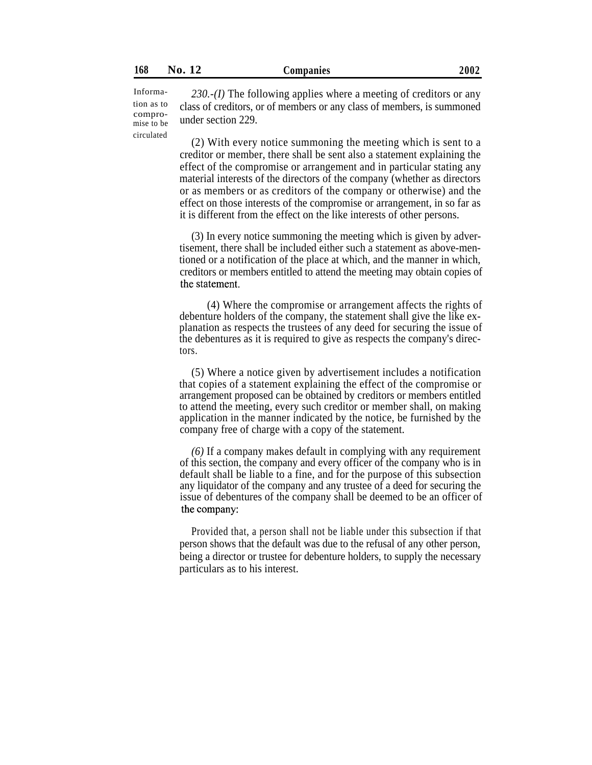Information as to compromise to be circulated

*230.-(I)* The following applies where a meeting of creditors or any class of creditors, or of members or any class of members, is summoned under section 229.

(2) With every notice summoning the meeting which is sent to a creditor or member, there shall be sent also a statement explaining the effect of the compromise or arrangement and in particular stating any material interests of the directors of the company (whether as directors or as members or as creditors of the company or otherwise) and the effect on those interests of the compromise or arrangement, in so far as it is different from the effect on the like interests of other persons.

(3) In every notice summoning the meeting which is given by advertisement, there shall be included either such a statement as above-mentioned or a notification of the place at which, and the manner in which, creditors or members entitled to attend the meeting may obtain copies of the statement.

(4) Where the compromise or arrangement affects the rights of debenture holders of the company, the statement shall give the like explanation as respects the trustees of any deed for securing the issue of the debentures as it is required to give as respects the company's directors.

(5) Where a notice given by advertisement includes a notification that copies of a statement explaining the effect of the compromise or arrangement proposed can be obtained by creditors or members entitled to attend the meeting, every such creditor or member shall, on making application in the manner indicated by the notice, be furnished by the company free of charge with a copy of the statement.

*(6)* If a company makes default in complying with any requirement of this section, the company and every officer of the company who is in default shall be liable to a fine, and for the purpose of this subsection any liquidator of the company and any trustee of a deed for securing the issue of debentures of the company shall be deemed to be an officer of the company:

Provided that, a person shall not be liable under this subsection if that person shows that the default was due to the refusal of any other person, being a director or trustee for debenture holders, to supply the necessary particulars as to his interest.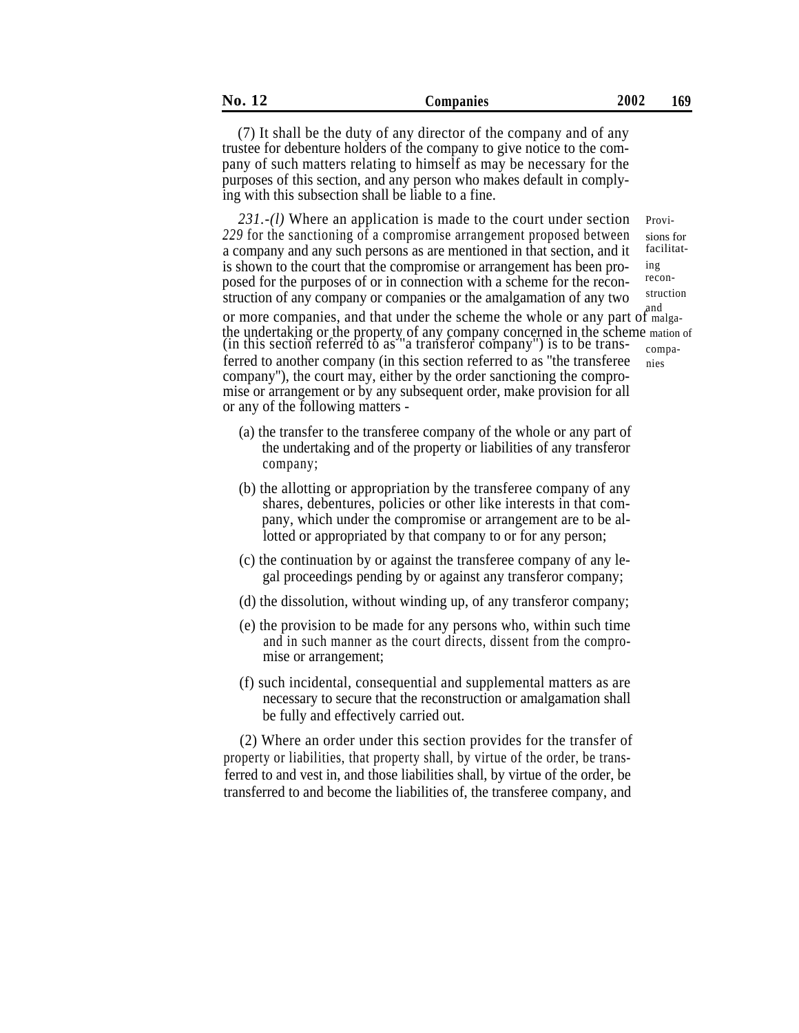(7) It shall be the duty of any director of the company and of any trustee for debenture holders of the company to give notice to the company of such matters relating to himself as may be necessary for the purposes of this section, and any person who makes default in complying with this subsection shall be liable to a fine.

Provisions for facilitating reconstruction and amalgamation of companies

*231.-(l)* Where an application is made to the court under section *229* for the sanctioning of a compromise arrangement proposed between a company and any such persons as are mentioned in that section, and it is shown to the court that the compromise or arrangement has been proposed for the purposes of or in connection with a scheme for the reconstruction of any company or companies or the amalgamation of any two or more companies, and that under the scheme the whole or any part of the undertaking or the property of any company concerned in the scheme (in this section referred to as "a transferor company") is to be transferred to another company (in this section referred to as "the transferee company"), the court may, either by the order sanctioning the compromise or arrangement or by any subsequent order, make provision for all or any of the following matters -

(a) the transfer to the transferee company of the whole or any part of the undertaking and of the property or liabilities of any transferor company;

(b) the allotting or appropriation by the transferee company of any shares, debentures, policies or other like interests in that company, which under the compromise or arrangement are to be allotted or appropriated by that company to or for any person;

(c) the continuation by or against the transferee company of any legal proceedings pending by or against any transferor company;

(d) the dissolution, without winding up, of any transferor company;

(e) the provision to be made for any persons who, within such time and in such manner as the court directs, dissent from the compromise or arrangement;

(f) such incidental, consequential and supplemental matters as are necessary to secure that the reconstruction or amalgamation shall be fully and effectively carried out.

(2) Where an order under this section provides for the transfer of property or liabilities, that property shall, by virtue of the order, be transferred to and vest in, and those liabilities shall, by virtue of the order, be transferred to and become the liabilities of, the transferee company, and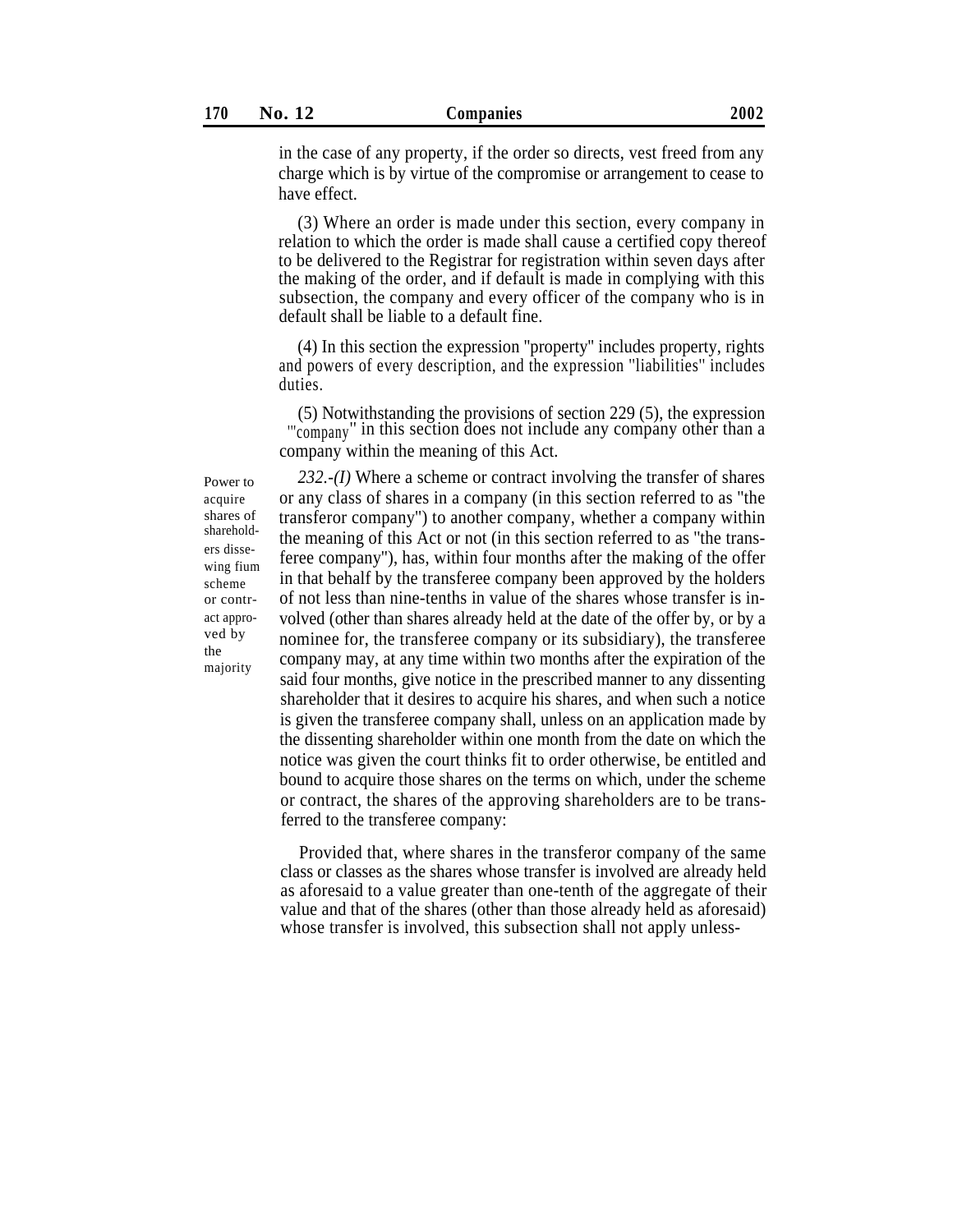in the case of any property, if the order so directs, vest freed from any charge which is by virtue of the compromise or arrangement to cease to have effect.

(3) Where an order is made under this section, every company in relation to which the order is made shall cause a certified copy thereof to be delivered to the Registrar for registration within seven days after the making of the order, and if default is made in complying with this subsection, the company and every officer of the company who is in default shall be liable to a default fine.

(4) In this section the expression "property" includes property, rights and powers of every description, and the expression "liabilities" includes duties.

(5) Notwithstanding the provisions of section 229 (5), the expression "'company" in this section does not include any company other than a company within the meaning of this Act.

Power to acquire shares of sharehold-ers dissewing fium scheme or contract approved by the majority

*232.-(I)* Where a scheme or contract involving the transfer of shares or any class of shares in a company (in this section referred to as "the transferor company") to another company, whether a company within the meaning of this Act or not (in this section referred to as "the transferee company"), has, within four months after the making of the offer in that behalf by the transferee company been approved by the holders of not less than nine-tenths in value of the shares whose transfer is involved (other than shares already held at the date of the offer by, or by a nominee for, the transferee company or its subsidiary), the transferee company may, at any time within two months after the expiration of the said four months, give notice in the prescribed manner to any dissenting shareholder that it desires to acquire his shares, and when such a notice is given the transferee company shall, unless on an application made by the dissenting shareholder within one month from the date on which the notice was given the court thinks fit to order otherwise, be entitled and bound to acquire those shares on the terms on which, under the scheme or contract, the shares of the approving shareholders are to be transferred to the transferee company:

Provided that, where shares in the transferor company of the same class or classes as the shares whose transfer is involved are already held as aforesaid to a value greater than one-tenth of the aggregate of their value and that of the shares (other than those already held as aforesaid) whose transfer is involved, this subsection shall not apply unless-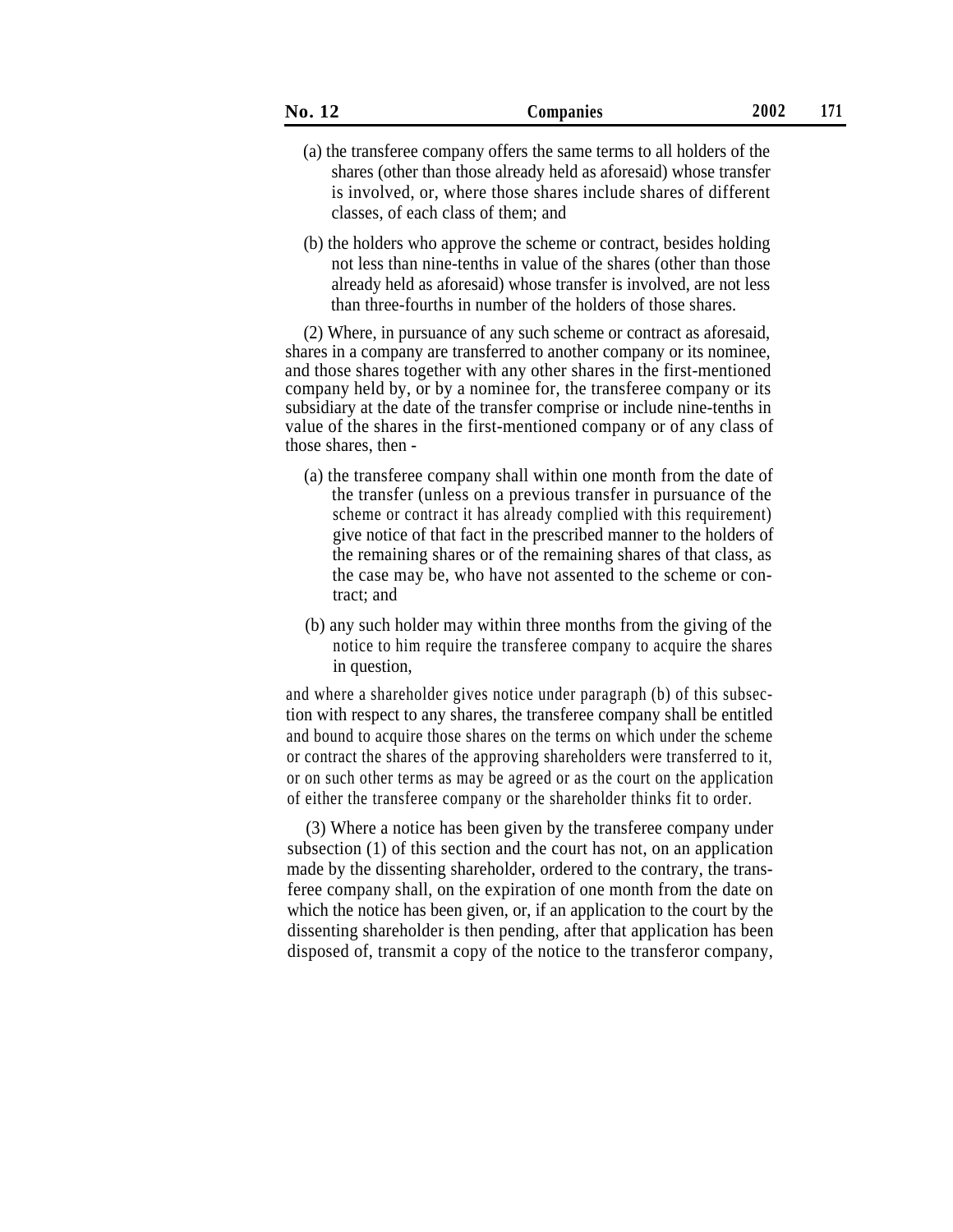(a) the transferee company offers the same terms to all holders of the shares (other than those already held as aforesaid) whose transfer is involved, or, where those shares include shares of different classes, of each class of them; and

(b) the holders who approve the scheme or contract, besides holding not less than nine-tenths in value of the shares (other than those already held as aforesaid) whose transfer is involved, are not less than three-fourths in number of the holders of those shares.

(2) Where, in pursuance of any such scheme or contract as aforesaid, shares in a company are transferred to another company or its nominee, and those shares together with any other shares in the first-mentioned company held by, or by a nominee for, the transferee company or its subsidiary at the date of the transfer comprise or include nine-tenths in value of the shares in the first-mentioned company or of any class of those shares, then -

(a) the transferee company shall within one month from the date of the transfer (unless on a previous transfer in pursuance of the scheme or contract it has already complied with this requirement) give notice of that fact in the prescribed manner to the holders of the remaining shares or of the remaining shares of that class, as the case may be, who have not assented to the scheme or contract; and

(b) any such holder may within three months from the giving of the notice to him require the transferee company to acquire the shares in question,

and where a shareholder gives notice under paragraph (b) of this subsection with respect to any shares, the transferee company shall be entitled and bound to acquire those shares on the terms on which under the scheme or contract the shares of the approving shareholders were transferred to it, or on such other terms as may be agreed or as the court on the application of either the transferee company or the shareholder thinks fit to order.

(3) Where a notice has been given by the transferee company under subsection (1) of this section and the court has not, on an application made by the dissenting shareholder, ordered to the contrary, the transferee company shall, on the expiration of one month from the date on which the notice has been given, or, if an application to the court by the dissenting shareholder is then pending, after that application has been disposed of, transmit a copy of the notice to the transferor company,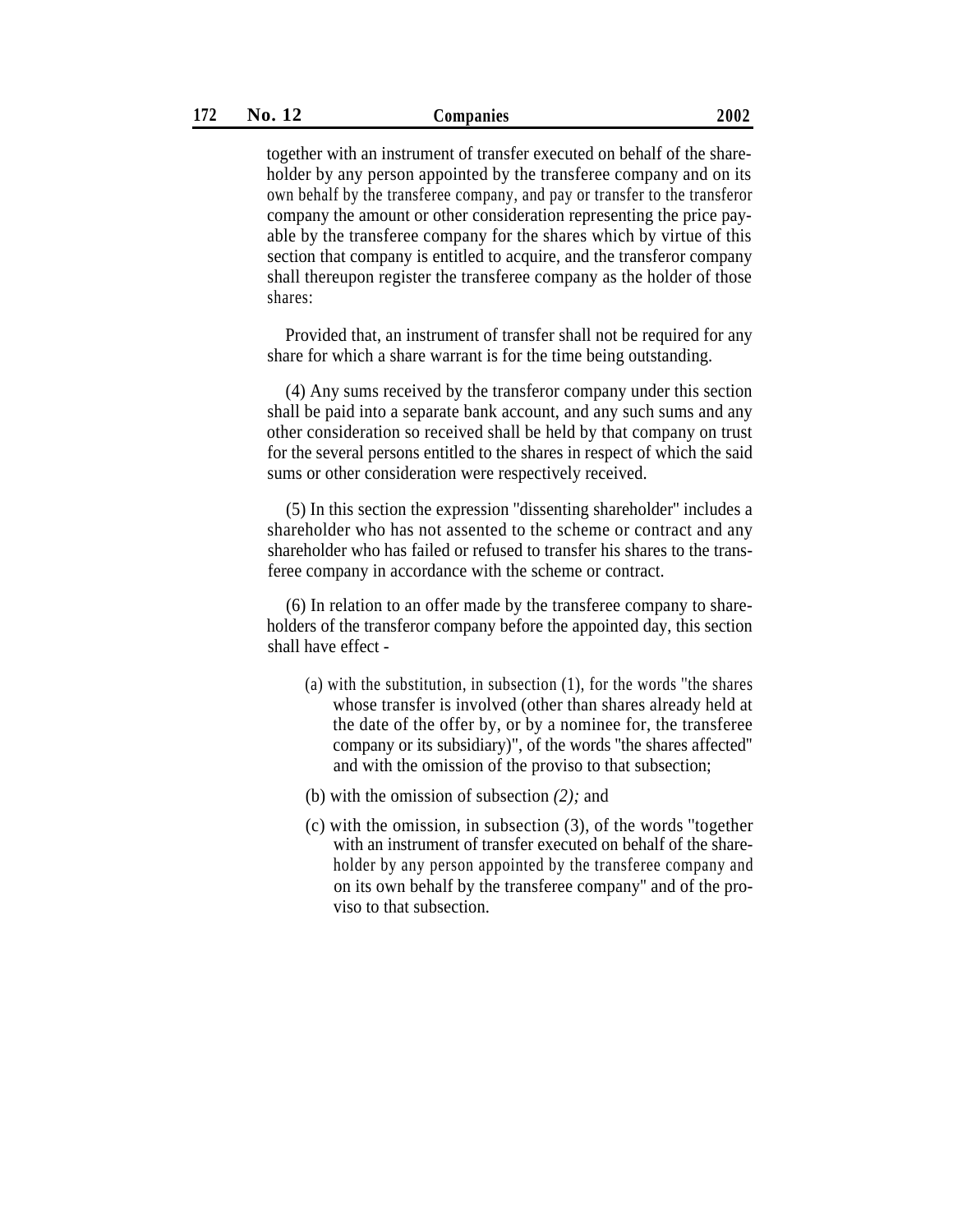together with an instrument of transfer executed on behalf of the shareholder by any person appointed by the transferee company and on its own behalf by the transferee company, and pay or transfer to the transferor company the amount or other consideration representing the price payable by the transferee company for the shares which by virtue of this section that company is entitled to acquire, and the transferor company shall thereupon register the transferee company as the holder of those shares:

Provided that, an instrument of transfer shall not be required for any share for which a share warrant is for the time being outstanding.

(4) Any sums received by the transferor company under this section shall be paid into a separate bank account, and any such sums and any other consideration so received shall be held by that company on trust for the several persons entitled to the shares in respect of which the said sums or other consideration were respectively received.

(5) In this section the expression "dissenting shareholder" includes a shareholder who has not assented to the scheme or contract and any shareholder who has failed or refused to transfer his shares to the transferee company in accordance with the scheme or contract.

(6) In relation to an offer made by the transferee company to shareholders of the transferor company before the appointed day, this section shall have effect -

(a) with the substitution, in subsection (1), for the words "the shares whose transfer is involved (other than shares already held at the date of the offer by, or by a nominee for, the transferee company or its subsidiary)", of the words "the shares affected" and with the omission of the proviso to that subsection;

(b) with the omission of subsection *(2);* and

(c) with the omission, in subsection (3), of the words "together with an instrument of transfer executed on behalf of the shareholder by any person appointed by the transferee company and on its own behalf by the transferee company" and of the proviso to that subsection.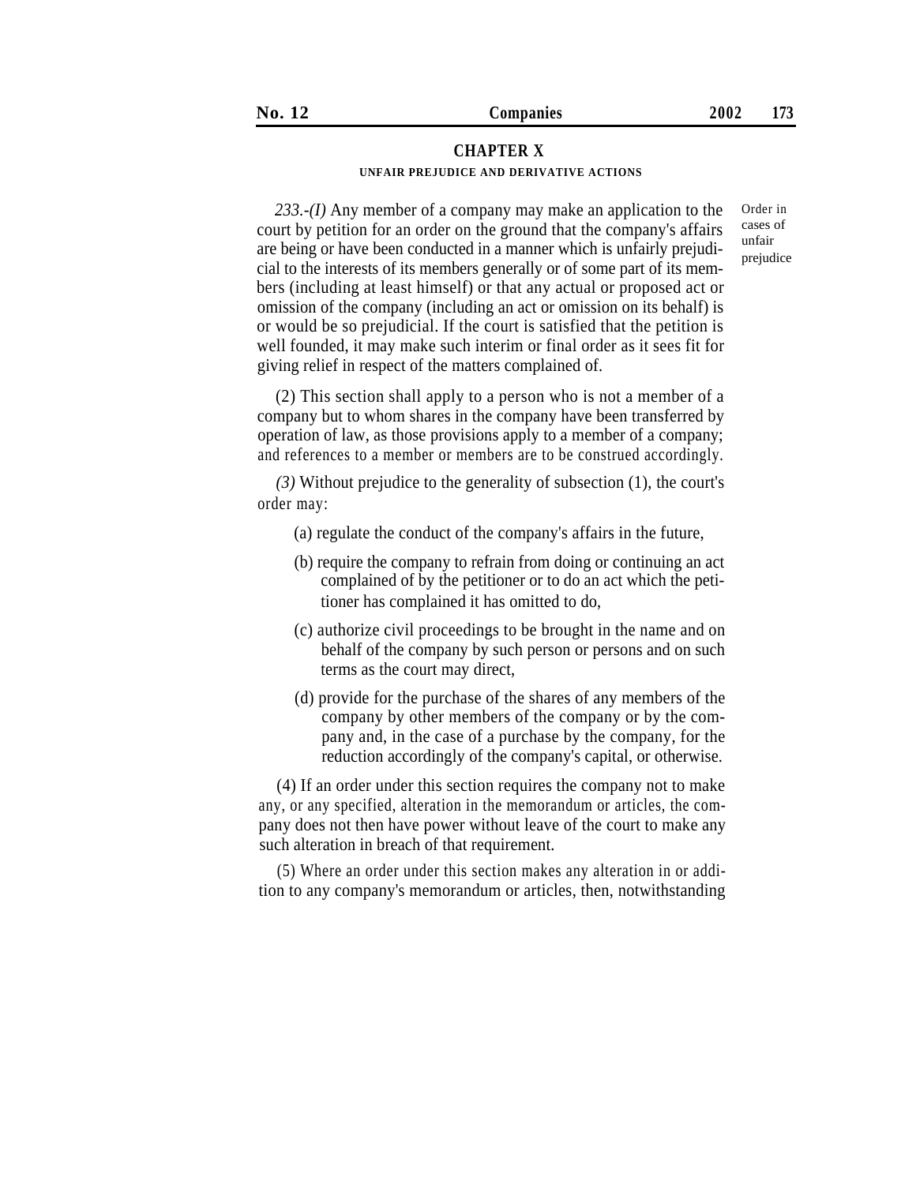## CHAPTER X

### UNFAIR PREJUDICE AND DERIVATIVE ACTIONS

Order in cases of unfair prejudice

*233.-(I)* Any member of a company may make an application to the court by petition for an order on the ground that the company's affairs are being or have been conducted in a manner which is unfairly prejudicial to the interests of its members generally or of some part of its members (including at least himself) or that any actual or proposed act or omission of the company (including an act or omission on its behalf) is or would be so prejudicial. If the court is satisfied that the petition is well founded, it may make such interim or final order as it sees fit for giving relief in respect of the matters complained of.

(2) This section shall apply to a person who is not a member of a company but to whom shares in the company have been transferred by operation of law, as those provisions apply to a member of a company; and references to a member or members are to be construed accordingly.

*(3)* Without prejudice to the generality of subsection (1), the court's order may:

(a) regulate the conduct of the company's affairs in the future,

(b) require the company to refrain from doing or continuing an act complained of by the petitioner or to do an act which the petitioner has complained it has omitted to do,

(c) authorize civil proceedings to be brought in the name and on behalf of the company by such person or persons and on such terms as the court may direct,

(d) provide for the purchase of the shares of any members of the company by other members of the company or by the company and, in the case of a purchase by the company, for the reduction accordingly of the company's capital, or otherwise.

(4) If an order under this section requires the company not to make any, or any specified, alteration in the memorandum or articles, the company does not then have power without leave of the court to make any such alteration in breach of that requirement.

(5) Where an order under this section makes any alteration in or addition to any company's memorandum or articles, then, notwithstanding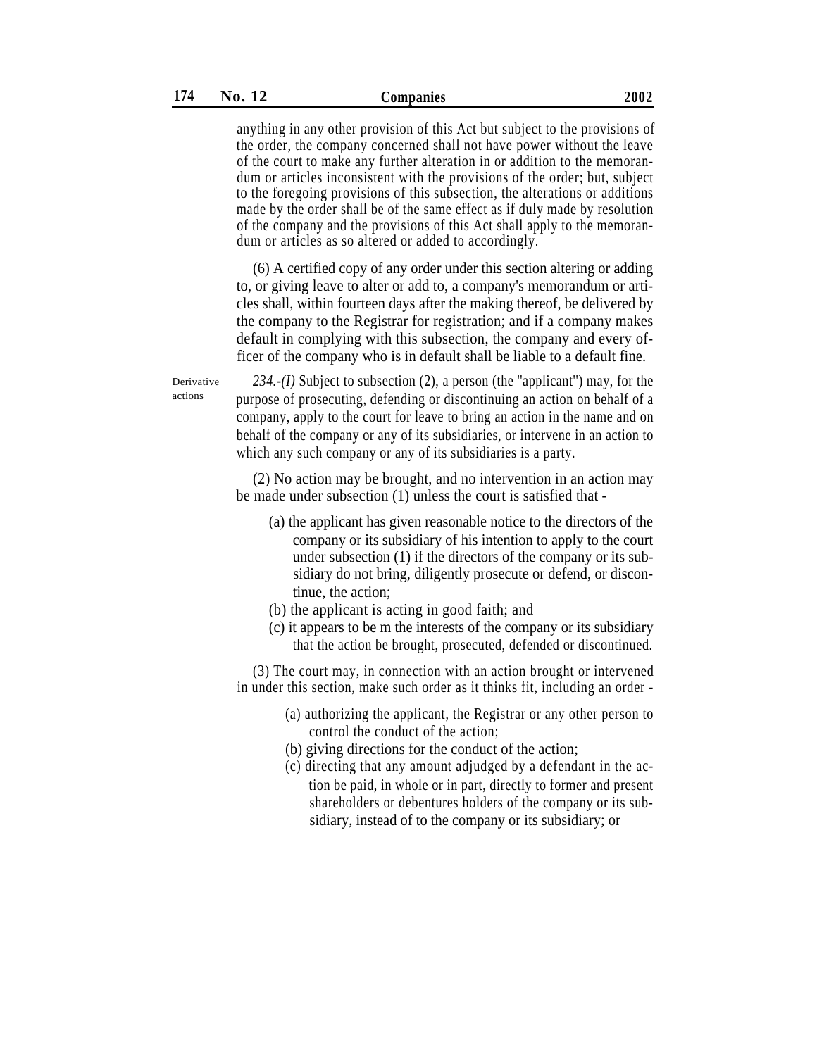anything in any other provision of this Act but subject to the provisions of the order, the company concerned shall not have power without the leave of the court to make any further alteration in or addition to the memorandum or articles inconsistent with the provisions of the order; but, subject to the foregoing provisions of this subsection, the alterations or additions made by the order shall be of the same effect as if duly made by resolution of the company and the provisions of this Act shall apply to the memorandum or articles as so altered or added to accordingly.

(6) A certified copy of any order under this section altering or adding to, or giving leave to alter or add to, a company's memorandum or articles shall, within fourteen days after the making thereof, be delivered by the company to the Registrar for registration; and if a company makes default in complying with this subsection, the company and every officer of the company who is in default shall be liable to a default fine.

Derivative actions

*234.-(I)* Subject to subsection (2), a person (the "applicant") may, for the purpose of prosecuting, defending or discontinuing an action on behalf of a company, apply to the court for leave to bring an action in the name and on behalf of the company or any of its subsidiaries, or intervene in an action to which any such company or any of its subsidiaries is a party.

(2) No action may be brought, and no intervention in an action may be made under subsection (1) unless the court is satisfied that -

(a) the applicant has given reasonable notice to the directors of the company or its subsidiary of his intention to apply to the court under subsection (1) if the directors of the company or its subsidiary do not bring, diligently prosecute or defend, or discontinue, the action;

(b) the applicant is acting in good faith; and

(c) it appears to be m the interests of the company or its subsidiary that the action be brought, prosecuted, defended or discontinued.

(3) The court may, in connection with an action brought or intervened in under this section, make such order as it thinks fit, including an order -

(a) authorizing the applicant, the Registrar or any other person to control the conduct of the action;

(b) giving directions for the conduct of the action;

(c) directing that any amount adjudged by a defendant in the action be paid, in whole or in part, directly to former and present shareholders or debentures holders of the company or its subsidiary, instead of to the company or its subsidiary; or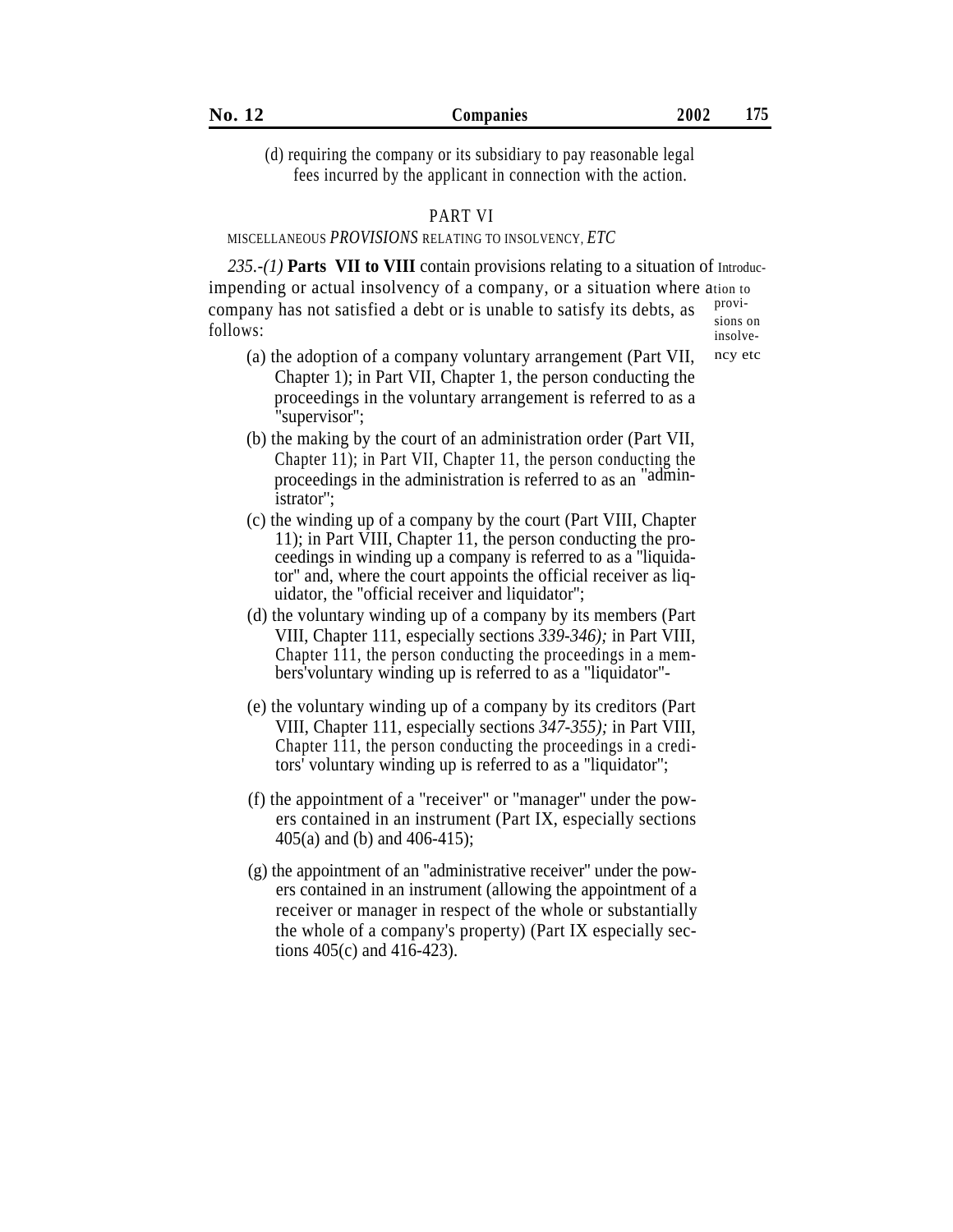(d) requiring the company or its subsidiary to pay reasonable legal fees incurred by the applicant in connection with the action.

## PART VI

### MISCELLANEOUS *PROVISIONS* RELATING TO INSOLVENCY, *ETC*

Introduction to provisions on insolvency etc

*235.-(1)* **Parts VII to VIII** contain provisions relating to a situation of impending or actual insolvency of a company, or a situation where a company has not satisfied a debt or is unable to satisfy its debts, as follows:

(a) the adoption of a company voluntary arrangement (Part VII, Chapter 1); in Part VII, Chapter 1, the person conducting the proceedings in the voluntary arrangement is referred to as a "supervisor";

(b) the making by the court of an administration order (Part VII, Chapter 11); in Part VII, Chapter 11, the person conducting the proceedings in the administration is referred to as an "administrator";

(c) the winding up of a company by the court (Part VIII, Chapter 11); in Part VIII, Chapter 11, the person conducting the proceedings in winding up a company is referred to as a "liquidator" and, where the court appoints the official receiver as liquidator, the "official receiver and liquidator";

(d) the voluntary winding up of a company by its members (Part VIII, Chapter 111, especially sections *339-346);* in Part VIII, Chapter 111, the person conducting the proceedings in a members'voluntary winding up is referred to as a "liquidator"-

(e) the voluntary winding up of a company by its creditors (Part VIII, Chapter 111, especially sections *347-355);* in Part VIII, Chapter 111, the person conducting the proceedings in a creditors' voluntary winding up is referred to as a "liquidator";

(f) the appointment of a "receiver" or "manager" under the powers contained in an instrument (Part IX, especially sections 405(a) and (b) and 406-415);

(g) the appointment of an "administrative receiver" under the powers contained in an instrument (allowing the appointment of a receiver or manager in respect of the whole or substantially the whole of a company's property) (Part IX especially sections 405(c) and 416-423).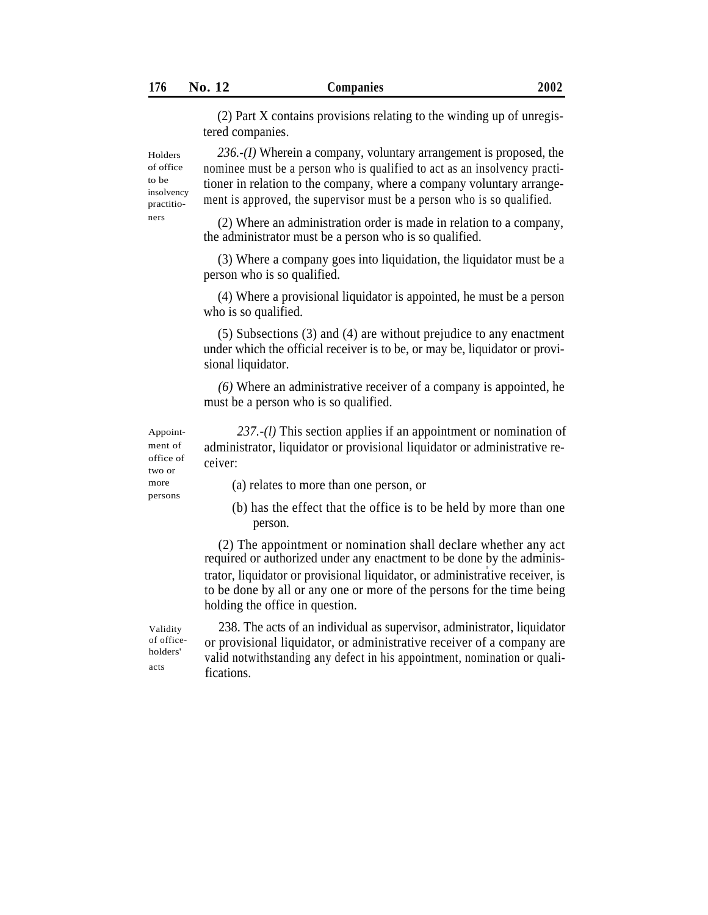(2) Part X contains provisions relating to the winding up of unregistered companies.

Holders of office to be insolvency practitioners

*236.-(I)* Wherein a company, voluntary arrangement is proposed, the nominee must be a person who is qualified to act as an insolvency practitioner in relation to the company, where a company voluntary arrangement is approved, the supervisor must be a person who is so qualified.

(2) Where an administration order is made in relation to a company, the administrator must be a person who is so qualified.

(3) Where a company goes into liquidation, the liquidator must be a person who is so qualified.

(4) Where a provisional liquidator is appointed, he must be a person who is so qualified.

(5) Subsections (3) and (4) are without prejudice to any enactment under which the official receiver is to be, or may be, liquidator or provisional liquidator.

*(6)* Where an administrative receiver of a company is appointed, he must be a person who is so qualified.

Appointment of office of two or more persons

*237.-(l)* This section applies if an appointment or nomination of administrator, liquidator or provisional liquidator or administrative receiver:

(a) relates to more than one person, or

(b) has the effect that the office is to be held by more than one person.

(2) The appointment or nomination shall declare whether any act required or authorized under any enactment to be done by the administrator, liquidator or provisional liquidator, or administrative receiver, is to be done by all or any one or more of the persons for the time being holding the office in question.

Validity of office-holders' acts

238. The acts of an individual as supervisor, administrator, liquidator or provisional liquidator, or administrative receiver of a company are valid notwithstanding any defect in his appointment, nomination or qualifications.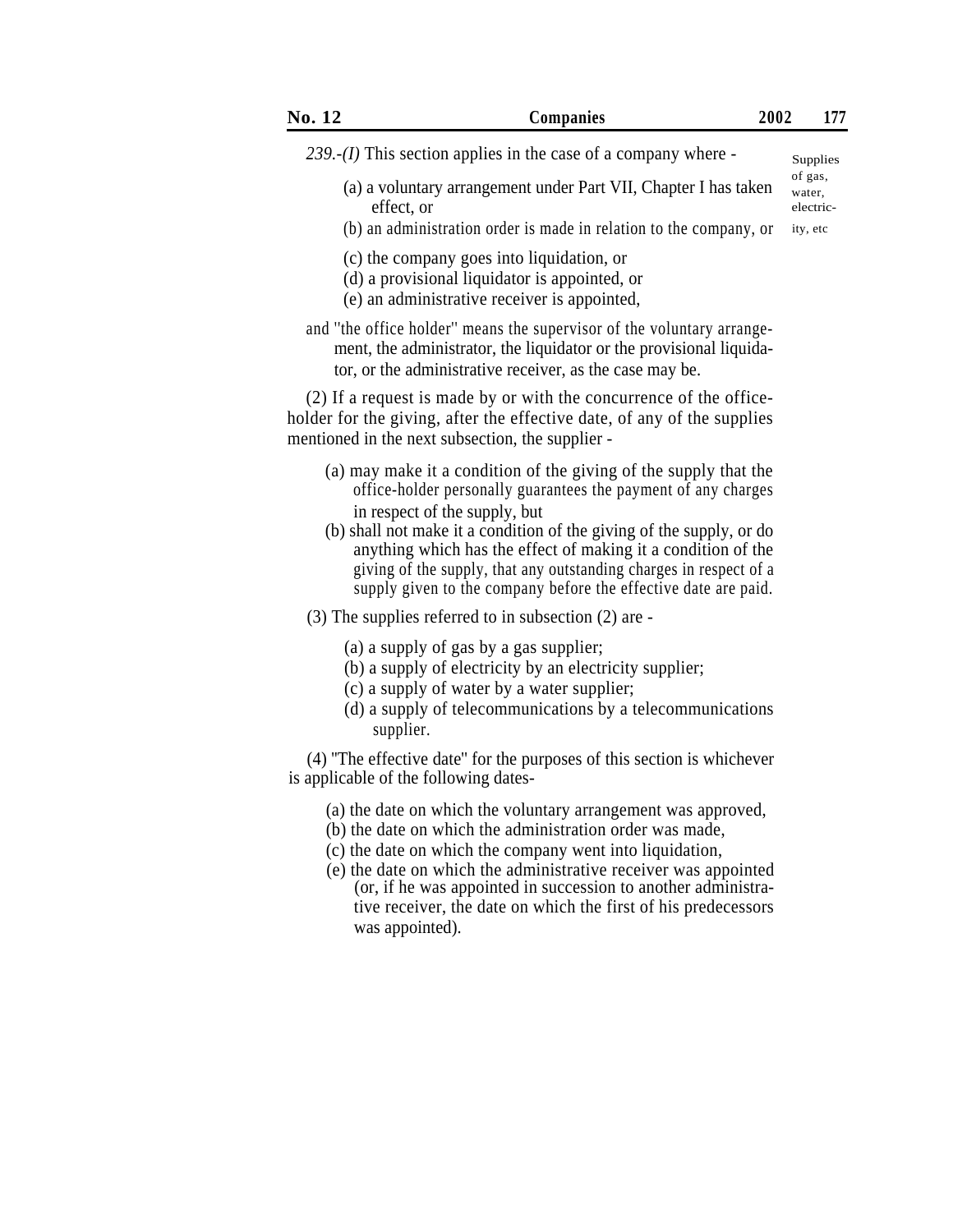Supplies of gas, water, electricity, etc

*239.-(I)* This section applies in the case of a company where -

(a) a voluntary arrangement under Part VII, Chapter I has taken effect, or

(b) an administration order is made in relation to the company, or

(c) the company goes into liquidation, or

(d) a provisional liquidator is appointed, or

(e) an administrative receiver is appointed,

and "the office holder" means the supervisor of the voluntary arrangement, the administrator, the liquidator or the provisional liquidator, or the administrative receiver, as the case may be.

(2) If a request is made by or with the concurrence of the office-holder for the giving, after the effective date, of any of the supplies mentioned in the next subsection, the supplier -

(a) may make it a condition of the giving of the supply that the office-holder personally guarantees the payment of any charges in respect of the supply, but

(b) shall not make it a condition of the giving of the supply, or do anything which has the effect of making it a condition of the giving of the supply, that any outstanding charges in respect of a supply given to the company before the effective date are paid.

(3) The supplies referred to in subsection (2) are -

(a) a supply of gas by a gas supplier;

(b) a supply of electricity by an electricity supplier;

(c) a supply of water by a water supplier;

(d) a supply of telecommunications by a telecommunications supplier.

(4) "The effective date" for the purposes of this section is whichever is applicable of the following dates-

(a) the date on which the voluntary arrangement was approved,

(b) the date on which the administration order was made,

(c) the date on which the company went into liquidation,

(e) the date on which the administrative receiver was appointed (or, if he was appointed in succession to another administrative receiver, the date on which the first of his predecessors was appointed).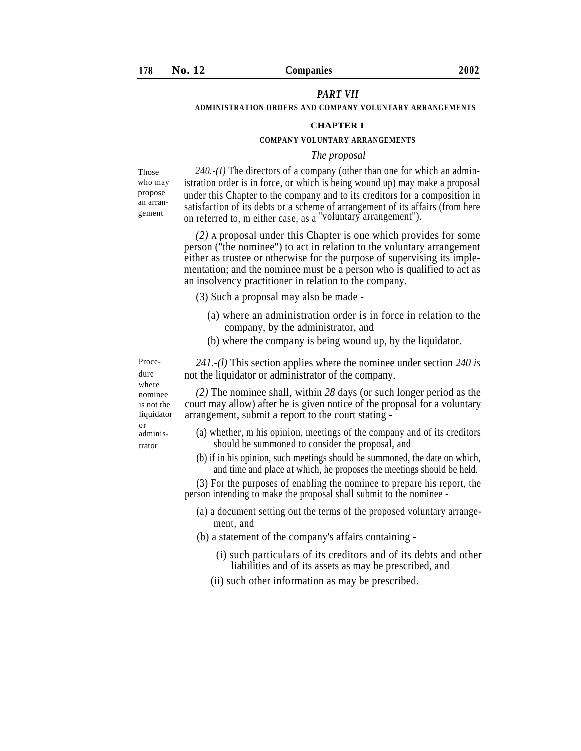## PART VII

### ADMINISTRATION ORDERS AND COMPANY VOLUNTARY ARRANGEMENTS

### CHAPTER I

#### COMPANY VOLUNTARY ARRANGEMENTS

*The proposal*

Those who may propose an arrangement

*240.-(I)* The directors of a company (other than one for which an administration order is in force, or which is being wound up) may make a proposal under this Chapter to the company and to its creditors for a composition in satisfaction of its debts or a scheme of arrangement of its affairs (from here on referred to, m either case, as a "voluntary arrangement").

*(2)* A proposal under this Chapter is one which provides for some person ("the nominee") to act in relation to the voluntary arrangement either as trustee or otherwise for the purpose of supervising its implementation; and the nominee must be a person who is qualified to act as an insolvency practitioner in relation to the company.

(3) Such a proposal may also be made -

(a) where an administration order is in force in relation to the company, by the administrator, and

(b) where the company is being wound up, by the liquidator.

Procedure where nominee is not the liquidator or administrator

*241.-(l)* This section applies where the nominee under section *240 is* not the liquidator or administrator of the company.

*(2)* The nominee shall, within *28* days (or such longer period as the court may allow) after he is given notice of the proposal for a voluntary arrangement, submit a report to the court stating -

(a) whether, m his opinion, meetings of the company and of its creditors should be summoned to consider the proposal, and

(b) if in his opinion, such meetings should be summoned, the date on which, and time and place at which, he proposes the meetings should be held.

(3) For the purposes of enabling the nominee to prepare his report, the person intending to make the proposal shall submit to the nominee -

(a) a document setting out the terms of the proposed voluntary arrangement, and

(b) a statement of the company's affairs containing -

(i) such particulars of its creditors and of its debts and other liabilities and of its assets as may be prescribed, and

(ii) such other information as may be prescribed.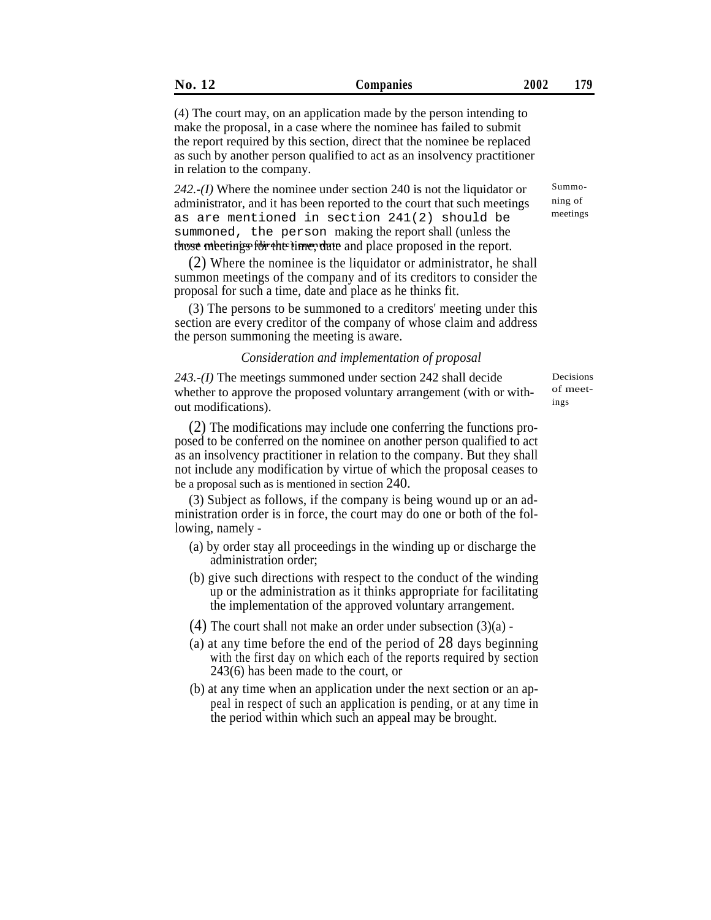(4) The court may, on an application made by the person intending to make the proposal, in a case where the nominee has failed to submit the report required by this section, direct that the nominee be replaced as such by another person qualified to act as an insolvency practitioner in relation to the company.

Summoning of meetings

*242.-(I)* Where the nominee under section 240 is not the liquidator or administrator, and it has been reported to the court that such meetings as are mentioned in section 241(2) should be summoned, the person making the report shall (unless the court otherwise directs) summon those meetings for the time, date and place proposed in the report.

(2) Where the nominee is the liquidator or administrator, he shall summon meetings of the company and of its creditors to consider the proposal for such a time, date and place as he thinks fit.

(3) The persons to be summoned to a creditors' meeting under this section are every creditor of the company of whose claim and address the person summoning the meeting is aware.

### *Consideration and implementation of proposal*

Decisions of meetings

*243.-(I)* The meetings summoned under section 242 shall decide whether to approve the proposed voluntary arrangement (with or without modifications).

(2) The modifications may include one conferring the functions proposed to be conferred on the nominee on another person qualified to act as an insolvency practitioner in relation to the company. But they shall not include any modification by virtue of which the proposal ceases to be a proposal such as is mentioned in section 240.

(3) Subject as follows, if the company is being wound up or an administration order is in force, the court may do one or both of the following, namely -

(a) by order stay all proceedings in the winding up or discharge the administration order;

(b) give such directions with respect to the conduct of the winding up or the administration as it thinks appropriate for facilitating the implementation of the approved voluntary arrangement.

(4) The court shall not make an order under subsection (3)(a) -

(a) at any time before the end of the period of 28 days beginning with the first day on which each of the reports required by section 243(6) has been made to the court, or

(b) at any time when an application under the next section or an appeal in respect of such an application is pending, or at any time in the period within which such an appeal may be brought.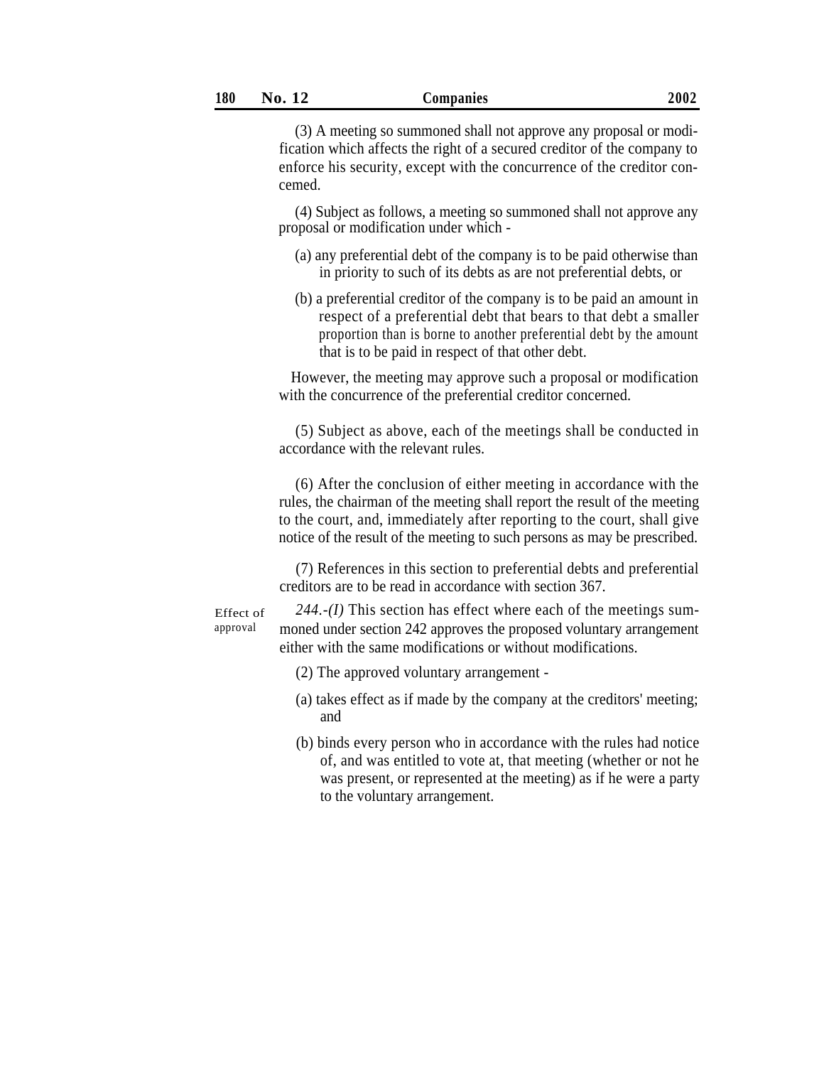(3) A meeting so summoned shall not approve any proposal or modification which affects the right of a secured creditor of the company to enforce his security, except with the concurrence of the creditor concemed.

(4) Subject as follows, a meeting so summoned shall not approve any proposal or modification under which -

(a) any preferential debt of the company is to be paid otherwise than in priority to such of its debts as are not preferential debts, or

(b) a preferential creditor of the company is to be paid an amount in respect of a preferential debt that bears to that debt a smaller proportion than is borne to another preferential debt by the amount that is to be paid in respect of that other debt.

However, the meeting may approve such a proposal or modification with the concurrence of the preferential creditor concerned.

(5) Subject as above, each of the meetings shall be conducted in accordance with the relevant rules.

(6) After the conclusion of either meeting in accordance with the rules, the chairman of the meeting shall report the result of the meeting to the court, and, immediately after reporting to the court, shall give notice of the result of the meeting to such persons as may be prescribed.

(7) References in this section to preferential debts and preferential creditors are to be read in accordance with section 367.

Effect of approval

*244.-(I)* This section has effect where each of the meetings summoned under section 242 approves the proposed voluntary arrangement either with the same modifications or without modifications.

(2) The approved voluntary arrangement -

(a) takes effect as if made by the company at the creditors' meeting; and

(b) binds every person who in accordance with the rules had notice of, and was entitled to vote at, that meeting (whether or not he was present, or represented at the meeting) as if he were a party to the voluntary arrangement.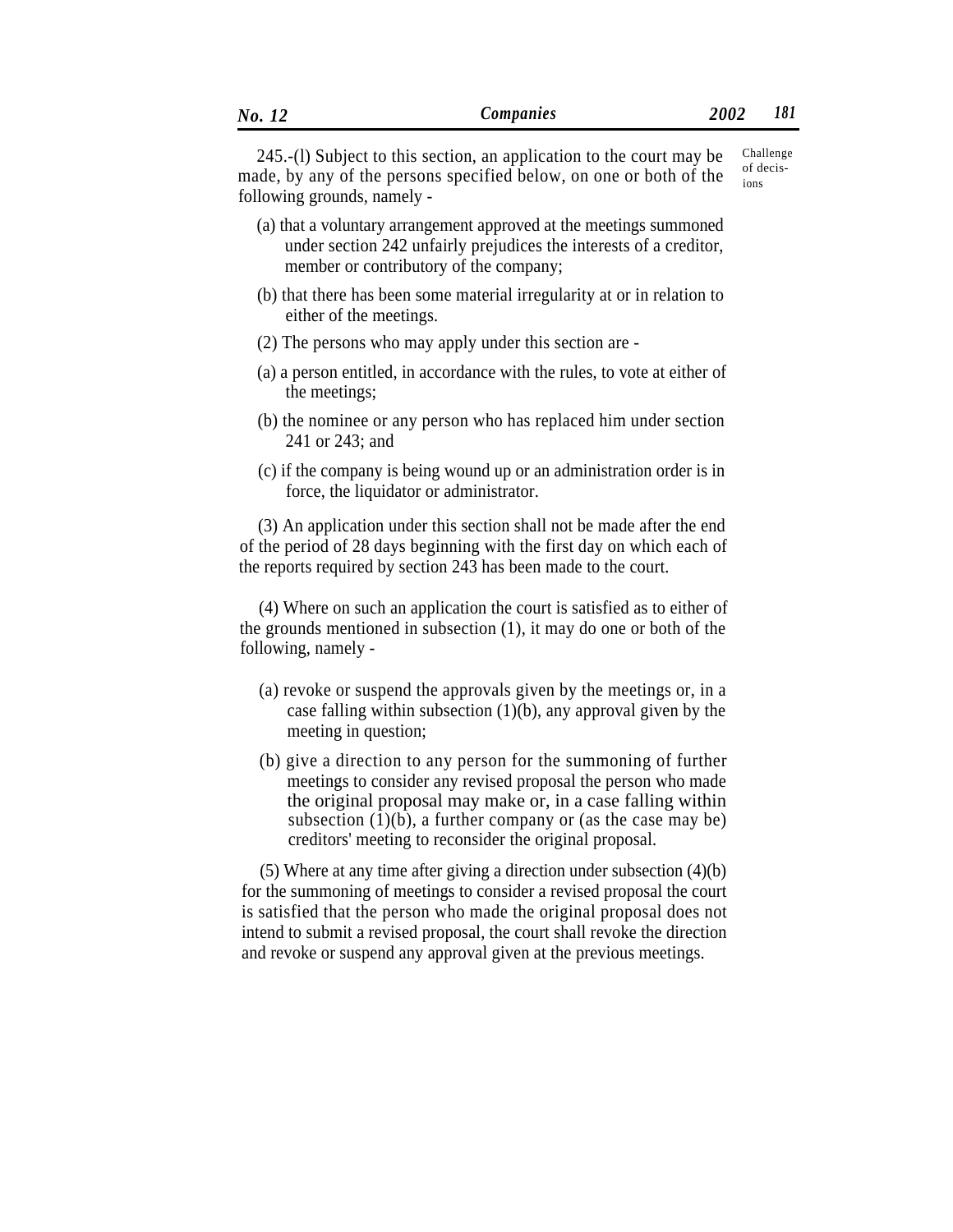245.-(l) Subject to this section, an application to the court may be made, by any of the persons specified below, on one or both of the following grounds, namely -

Challenge of decisions

(a) that a voluntary arrangement approved at the meetings summoned under section 242 unfairly prejudices the interests of a creditor, member or contributory of the company;

(b) that there has been some material irregularity at or in relation to either of the meetings.

(2) The persons who may apply under this section are -

(a) a person entitled, in accordance with the rules, to vote at either of the meetings;

(b) the nominee or any person who has replaced him under section 241 or 243; and

(c) if the company is being wound up or an administration order is in force, the liquidator or administrator.

(3) An application under this section shall not be made after the end of the period of 28 days beginning with the first day on which each of the reports required by section 243 has been made to the court.

(4) Where on such an application the court is satisfied as to either of the grounds mentioned in subsection (1), it may do one or both of the following, namely -

(a) revoke or suspend the approvals given by the meetings or, in a case falling within subsection (1)(b), any approval given by the meeting in question;

(b) give a direction to any person for the summoning of further meetings to consider any revised proposal the person who made the original proposal may make or, in a case falling within subsection (1)(b), a further company or (as the case may be) creditors' meeting to reconsider the original proposal.

(5) Where at any time after giving a direction under subsection (4)(b) for the summoning of meetings to consider a revised proposal the court is satisfied that the person who made the original proposal does not intend to submit a revised proposal, the court shall revoke the direction and revoke or suspend any approval given at the previous meetings.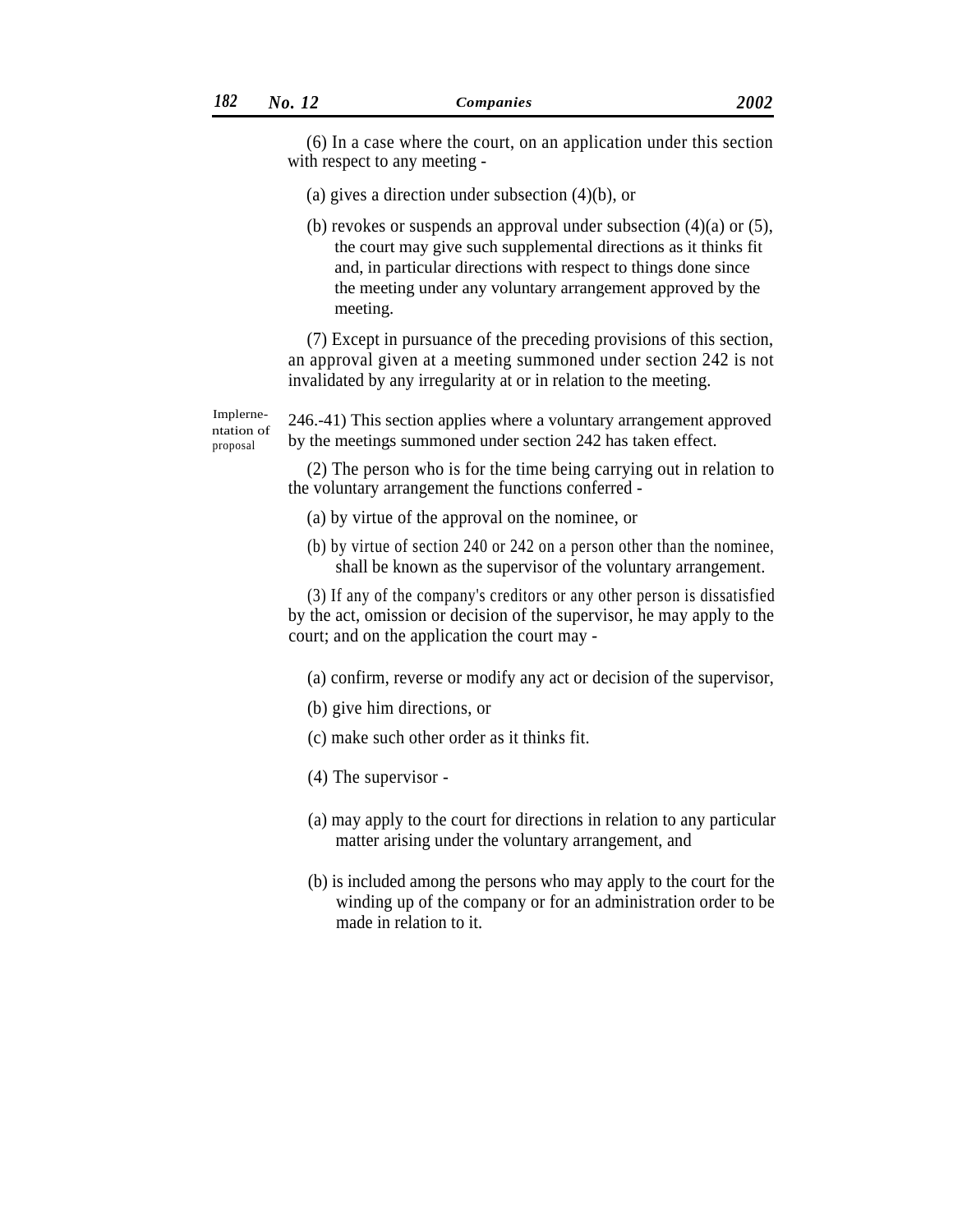(6) In a case where the court, on an application under this section with respect to any meeting -

(a) gives a direction under subsection (4)(b), or

(b) revokes or suspends an approval under subsection (4)(a) or (5), the court may give such supplemental directions as it thinks fit and, in particular directions with respect to things done since the meeting under any voluntary arrangement approved by the meeting.

(7) Except in pursuance of the preceding provisions of this section, an approval given at a meeting summoned under section 242 is not invalidated by any irregularity at or in relation to the meeting.

Implementation of proposal

246.-41) This section applies where a voluntary arrangement approved by the meetings summoned under section 242 has taken effect.

(2) The person who is for the time being carrying out in relation to the voluntary arrangement the functions conferred -

(a) by virtue of the approval on the nominee, or

(b) by virtue of section 240 or 242 on a person other than the nominee, shall be known as the supervisor of the voluntary arrangement.

(3) If any of the company's creditors or any other person is dissatisfied by the act, omission or decision of the supervisor, he may apply to the court; and on the application the court may -

(a) confirm, reverse or modify any act or decision of the supervisor,

(b) give him directions, or

(c) make such other order as it thinks fit.

(4) The supervisor -

(a) may apply to the court for directions in relation to any particular matter arising under the voluntary arrangement, and

(b) is included among the persons who may apply to the court for the winding up of the company or for an administration order to be made in relation to it.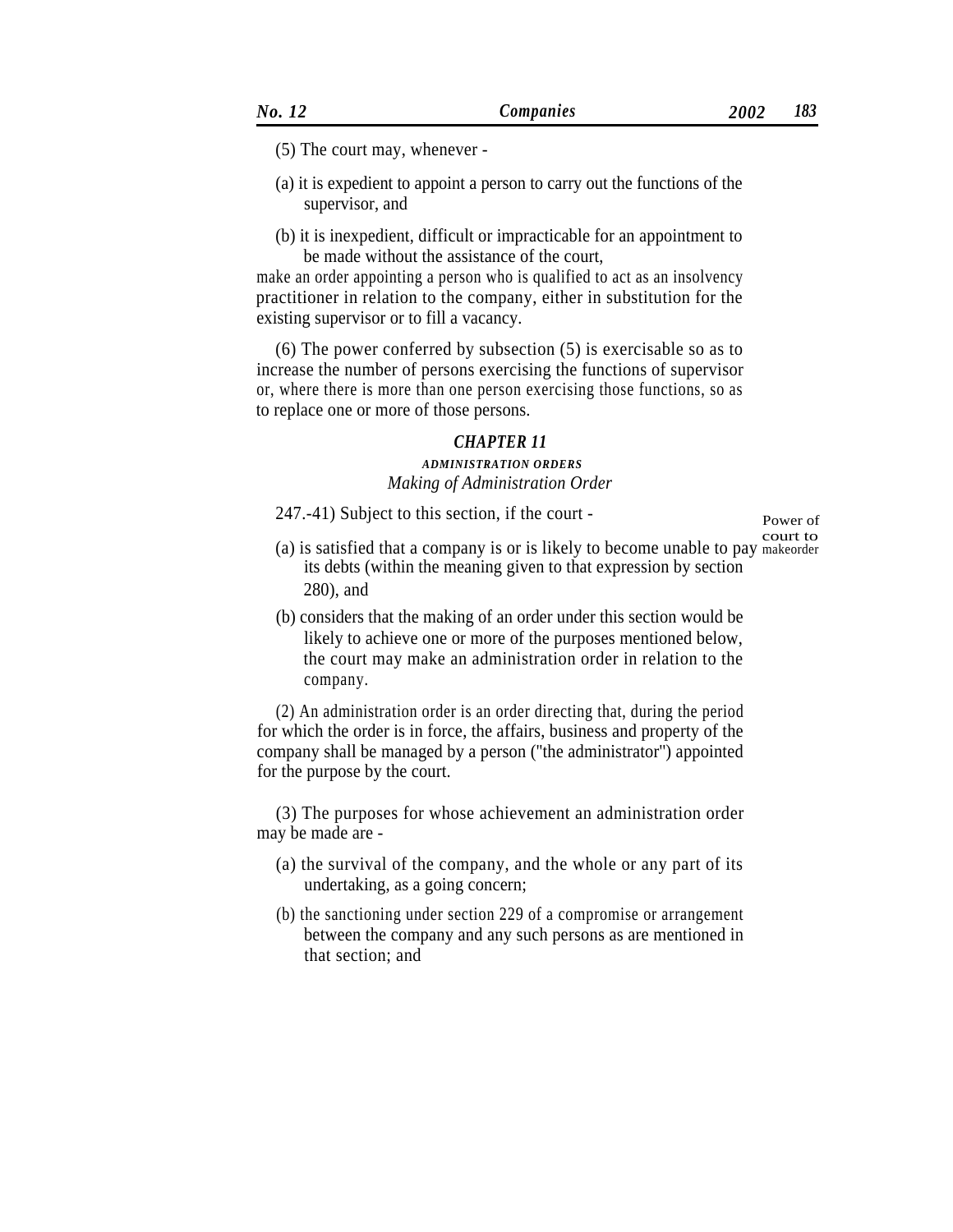(5) The court may, whenever -

(a) it is expedient to appoint a person to carry out the functions of the supervisor, and

(b) it is inexpedient, difficult or impracticable for an appointment to be made without the assistance of the court,

make an order appointing a person who is qualified to act as an insolvency practitioner in relation to the company, either in substitution for the existing supervisor or to fill a vacancy.

(6) The power conferred by subsection (5) is exercisable so as to increase the number of persons exercising the functions of supervisor or, where there is more than one person exercising those functions, so as to replace one or more of those persons.

## *CHAPTER 11*

### *ADMINISTRATION ORDERS*

### *Making of Administration Order*

Power of court to makeorder

247.-41) Subject to this section, if the court -

(a) is satisfied that a company is or is likely to become unable to pay its debts (within the meaning given to that expression by section 280), and

(b) considers that the making of an order under this section would be likely to achieve one or more of the purposes mentioned below, the court may make an administration order in relation to the company.

(2) An administration order is an order directing that, during the period for which the order is in force, the affairs, business and property of the company shall be managed by a person ("the administrator") appointed for the purpose by the court.

(3) The purposes for whose achievement an administration order may be made are -

(a) the survival of the company, and the whole or any part of its undertaking, as a going concern;

(b) the sanctioning under section 229 of a compromise or arrangement between the company and any such persons as are mentioned in that section; and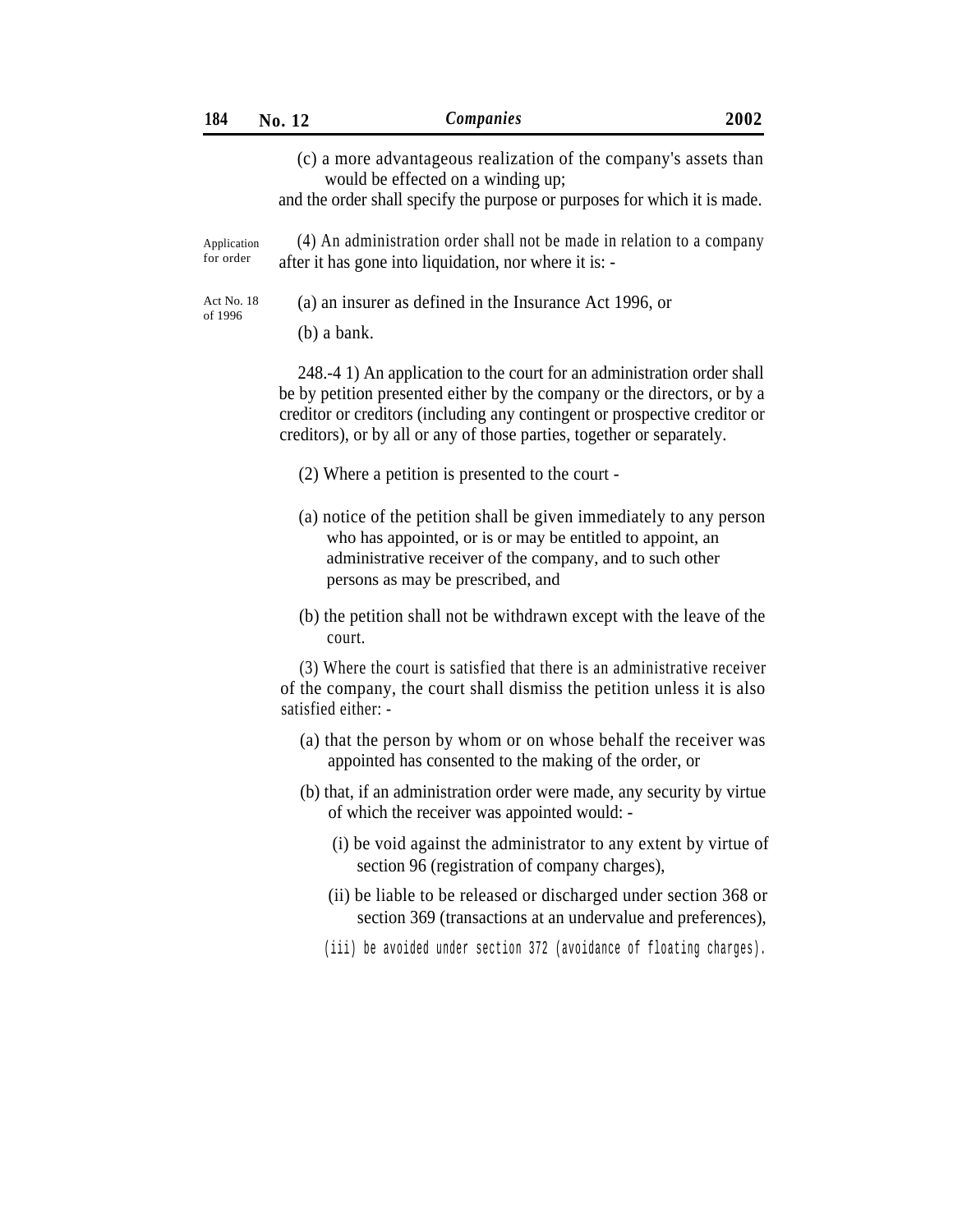(c) a more advantageous realization of the company's assets than would be effected on a winding up;

and the order shall specify the purpose or purposes for which it is made.

(4) An administration order shall not be made in relation to a company after it has gone into liquidation, nor where it is: -

Act No. 18 of 1996

(a) an insurer as defined in the Insurance Act 1996, or

(b) a bank.

Application for order

248.-4 1) An application to the court for an administration order shall be by petition presented either by the company or the directors, or by a creditor or creditors (including any contingent or prospective creditor or creditors), or by all or any of those parties, together or separately.

(2) Where a petition is presented to the court -

(a) notice of the petition shall be given immediately to any person who has appointed, or is or may be entitled to appoint, an administrative receiver of the company, and to such other persons as may be prescribed, and

(b) the petition shall not be withdrawn except with the leave of the court.

(3) Where the court is satisfied that there is an administrative receiver of the company, the court shall dismiss the petition unless it is also satisfied either: -

(a) that the person by whom or on whose behalf the receiver was appointed has consented to the making of the order, or

(b) that, if an administration order were made, any security by virtue of which the receiver was appointed would: -

(i) be void against the administrator to any extent by virtue of section 96 (registration of company charges),

(ii) be liable to be released or discharged under section 368 or section 369 (transactions at an undervalue and preferences),

(iii) be avoided under section 372 (avoidance of floating charges).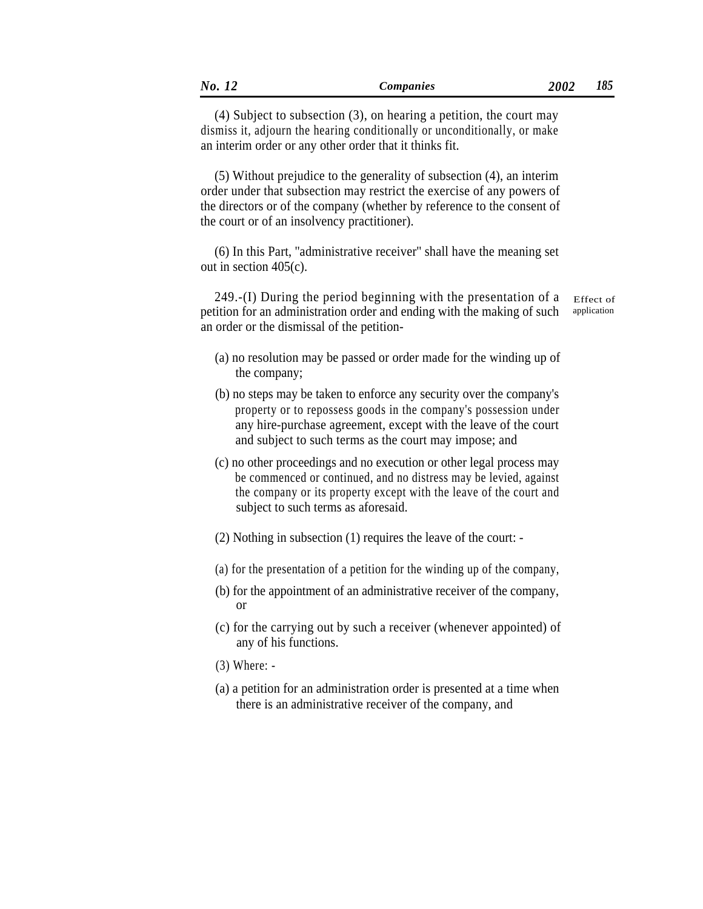(4) Subject to subsection (3), on hearing a petition, the court may dismiss it, adjourn the hearing conditionally or unconditionally, or make an interim order or any other order that it thinks fit.

(5) Without prejudice to the generality of subsection (4), an interim order under that subsection may restrict the exercise of any powers of the directors or of the company (whether by reference to the consent of the court or of an insolvency practitioner).

(6) In this Part, "administrative receiver" shall have the meaning set out in section 405(c).

**Effect of application**

249.-(I) During the period beginning with the presentation of a petition for an administration order and ending with the making of such an order or the dismissal of the petition-

(a) no resolution may be passed or order made for the winding up of the company;

(b) no steps may be taken to enforce any security over the company's property or to repossess goods in the company's possession under any hire-purchase agreement, except with the leave of the court and subject to such terms as the court may impose; and

(c) no other proceedings and no execution or other legal process may be commenced or continued, and no distress may be levied, against the company or its property except with the leave of the court and subject to such terms as aforesaid.

(2) Nothing in subsection (1) requires the leave of the court: -

(a) for the presentation of a petition for the winding up of the company,

(b) for the appointment of an administrative receiver of the company, or

(c) for the carrying out by such a receiver (whenever appointed) of any of his functions.

(3) Where: -

(a) a petition for an administration order is presented at a time when there is an administrative receiver of the company, and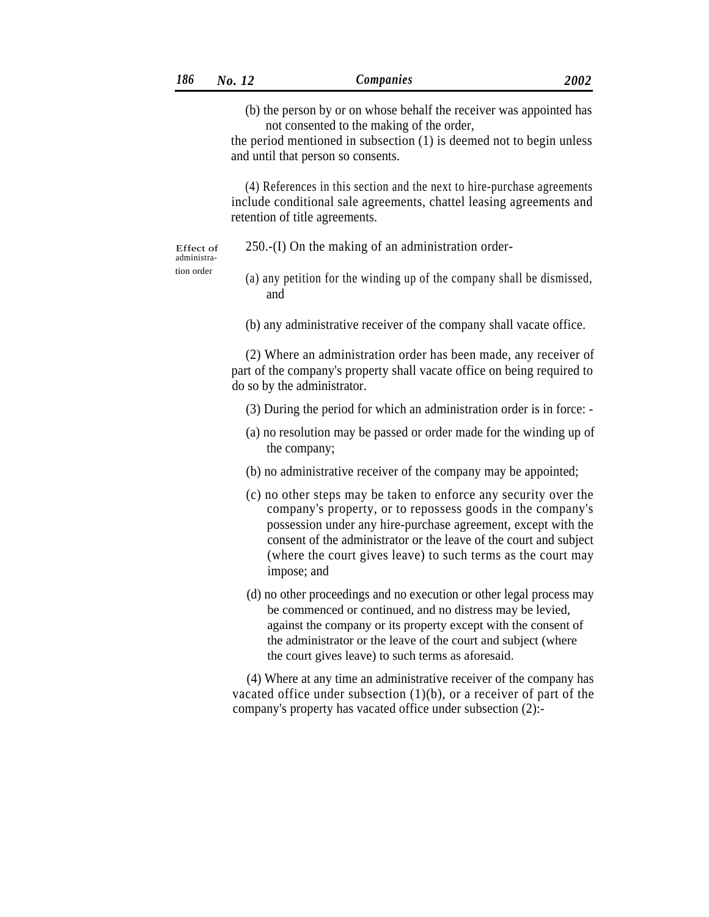(b) the person by or on whose behalf the receiver was appointed has not consented to the making of the order,

the period mentioned in subsection (1) is deemed not to begin unless and until that person so consents.

(4) References in this section and the next to hire-purchase agreements include conditional sale agreements, chattel leasing agreements and retention of title agreements.

Effect of administration order

250.-(I) On the making of an administration order-

(a) any petition for the winding up of the company shall be dismissed, and

(b) any administrative receiver of the company shall vacate office.

(2) Where an administration order has been made, any receiver of part of the company's property shall vacate office on being required to do so by the administrator.

(3) During the period for which an administration order is in force: -

(a) no resolution may be passed or order made for the winding up of the company;

(b) no administrative receiver of the company may be appointed;

(c) no other steps may be taken to enforce any security over the company's property, or to repossess goods in the company's possession under any hire-purchase agreement, except with the consent of the administrator or the leave of the court and subject (where the court gives leave) to such terms as the court may impose; and

(d) no other proceedings and no execution or other legal process may be commenced or continued, and no distress may be levied, against the company or its property except with the consent of the administrator or the leave of the court and subject (where the court gives leave) to such terms as aforesaid.

(4) Where at any time an administrative receiver of the company has vacated office under subsection (1)(b), or a receiver of part of the company's property has vacated office under subsection (2):-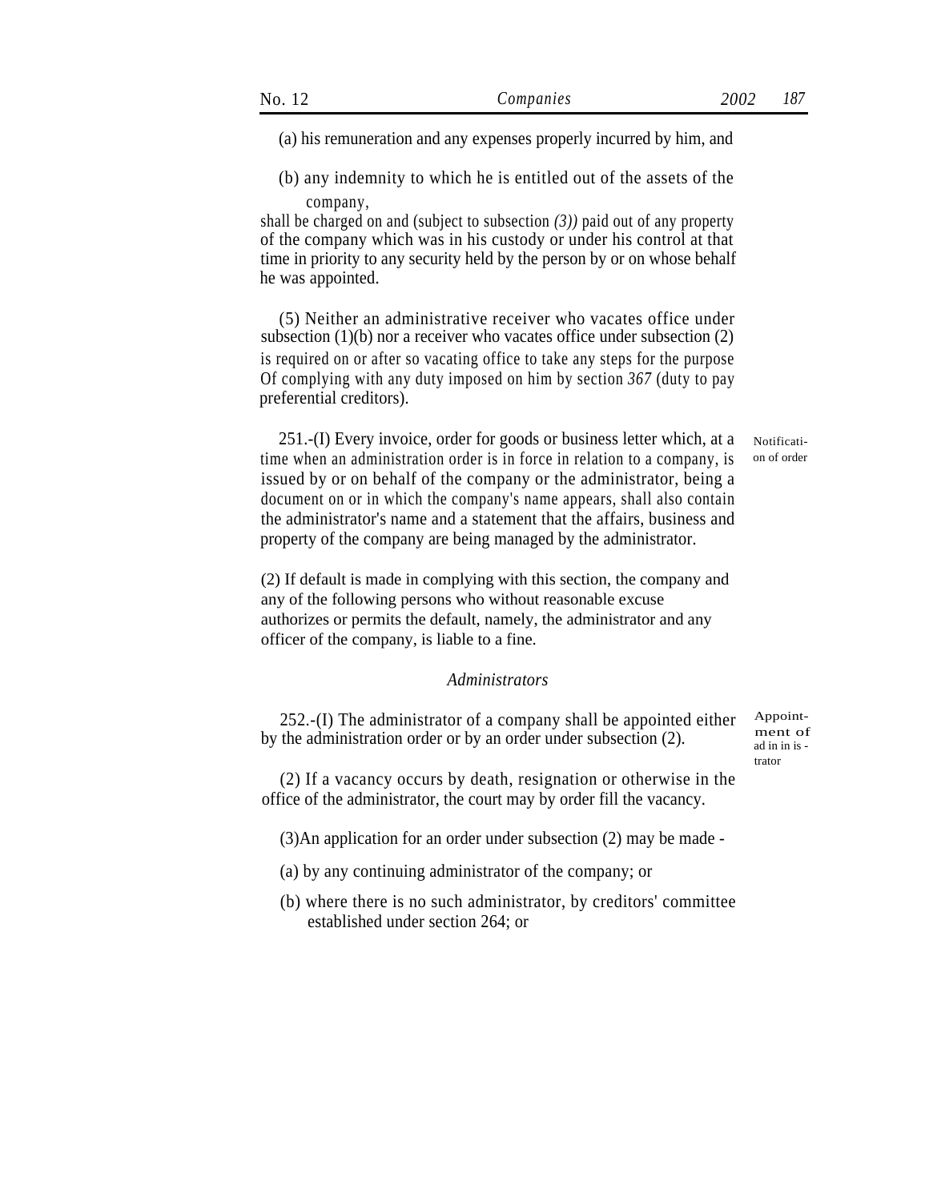(a) his remuneration and any expenses properly incurred by him, and

(b) any indemnity to which he is entitled out of the assets of the company,

shall be charged on and (subject to subsection *(3))* paid out of any property of the company which was in his custody or under his control at that time in priority to any security held by the person by or on whose behalf he was appointed.

(5) Neither an administrative receiver who vacates office under subsection (1)(b) nor a receiver who vacates office under subsection (2) is required on or after so vacating office to take any steps for the purpose Of complying with any duty imposed on him by section *367* (duty to pay preferential creditors).

Notification of order

251.-(I) Every invoice, order for goods or business letter which, at a time when an administration order is in force in relation to a company, is issued by or on behalf of the company or the administrator, being a document on or in which the company's name appears, shall also contain the administrator's name and a statement that the affairs, business and property of the company are being managed by the administrator.

(2) If default is made in complying with this section, the company and any of the following persons who without reasonable excuse authorizes or permits the default, namely, the administrator and any officer of the company, is liable to a fine.

*Administrators*

Appointment of administrator

252.-(I) The administrator of a company shall be appointed either by the administration order or by an order under subsection (2).

(2) If a vacancy occurs by death, resignation or otherwise in the office of the administrator, the court may by order fill the vacancy.

(3)An application for an order under subsection (2) may be made -

(a) by any continuing administrator of the company; or

(b) where there is no such administrator, by creditors' committee established under section 264; or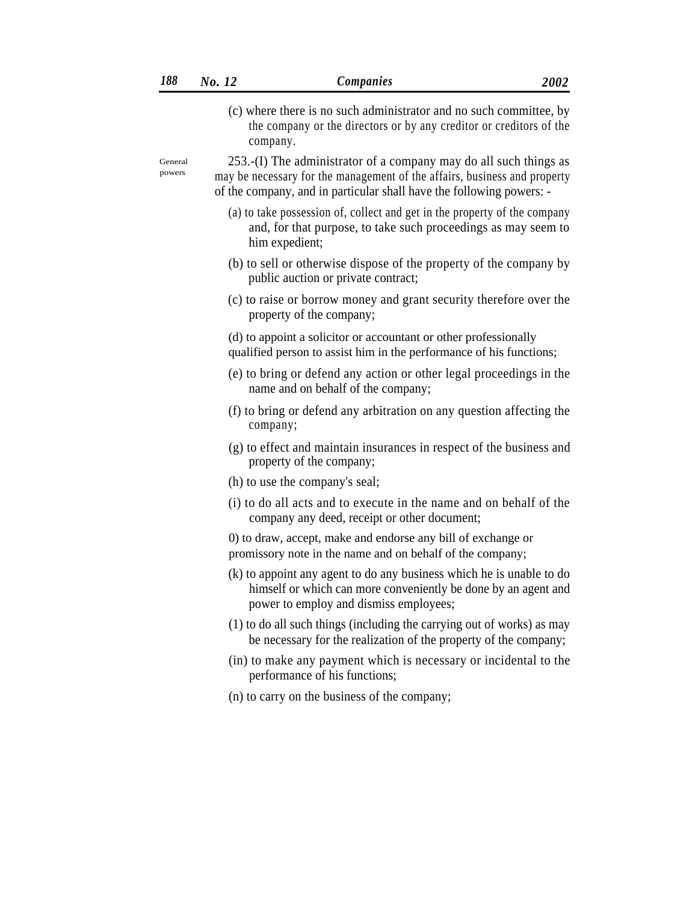(c) where there is no such administrator and no such committee, by the company or the directors or by any creditor or creditors of the company.

General powers

253.-(I) The administrator of a company may do all such things as may be necessary for the management of the affairs, business and property of the company, and in particular shall have the following powers: -

(a) to take possession of, collect and get in the property of the company and, for that purpose, to take such proceedings as may seem to him expedient;

(b) to sell or otherwise dispose of the property of the company by public auction or private contract;

(c) to raise or borrow money and grant security therefore over the property of the company;

(d) to appoint a solicitor or accountant or other professionally qualified person to assist him in the performance of his functions;

(e) to bring or defend any action or other legal proceedings in the name and on behalf of the company;

(f) to bring or defend any arbitration on any question affecting the company;

(g) to effect and maintain insurances in respect of the business and property of the company;

(h) to use the company's seal;

(i) to do all acts and to execute in the name and on behalf of the company any deed, receipt or other document;

0) to draw, accept, make and endorse any bill of exchange or promissory note in the name and on behalf of the company;

(k) to appoint any agent to do any business which he is unable to do himself or which can more conveniently be done by an agent and power to employ and dismiss employees;

(1) to do all such things (including the carrying out of works) as may be necessary for the realization of the property of the company;

(in) to make any payment which is necessary or incidental to the performance of his functions;

(n) to carry on the business of the company;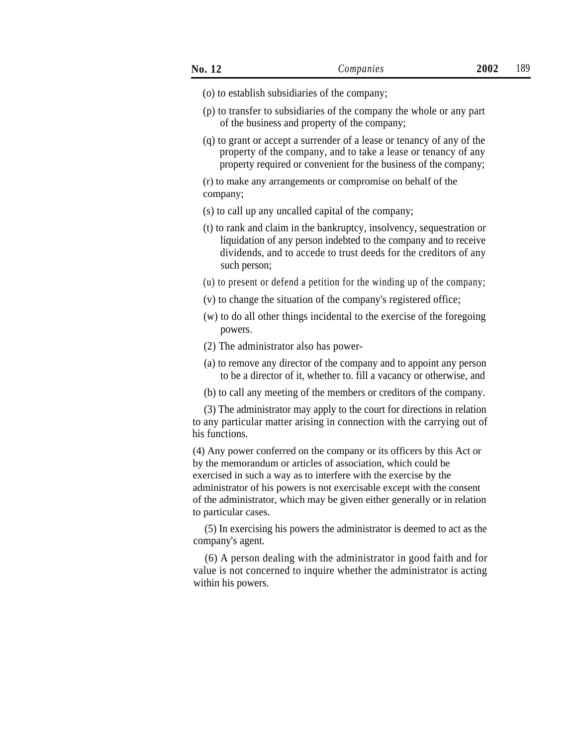(o) to establish subsidiaries of the company;

(p) to transfer to subsidiaries of the company the whole or any part of the business and property of the company;

(q) to grant or accept a surrender of a lease or tenancy of any of the property of the company, and to take a lease or tenancy of any property required or convenient for the business of the company;

(r) to make any arrangements or compromise on behalf of the company;

(s) to call up any uncalled capital of the company;

(t) to rank and claim in the bankruptcy, insolvency, sequestration or liquidation of any person indebted to the company and to receive dividends, and to accede to trust deeds for the creditors of any such person;

(u) to present or defend a petition for the winding up of the company;

(v) to change the situation of the company's registered office;

(w) to do all other things incidental to the exercise of the foregoing powers.

(2) The administrator also has power-

(a) to remove any director of the company and to appoint any person to be a director of it, whether to. fill a vacancy or otherwise, and

(b) to call any meeting of the members or creditors of the company.

(3) The administrator may apply to the court for directions in relation to any particular matter arising in connection with the carrying out of his functions.

(4) Any power conferred on the company or its officers by this Act or by the memorandum or articles of association, which could be exercised in such a way as to interfere with the exercise by the administrator of his powers is not exercisable except with the consent of the administrator, which may be given either generally or in relation to particular cases.

(5) In exercising his powers the administrator is deemed to act as the company's agent.

(6) A person dealing with the administrator in good faith and for value is not concerned to inquire whether the administrator is acting within his powers.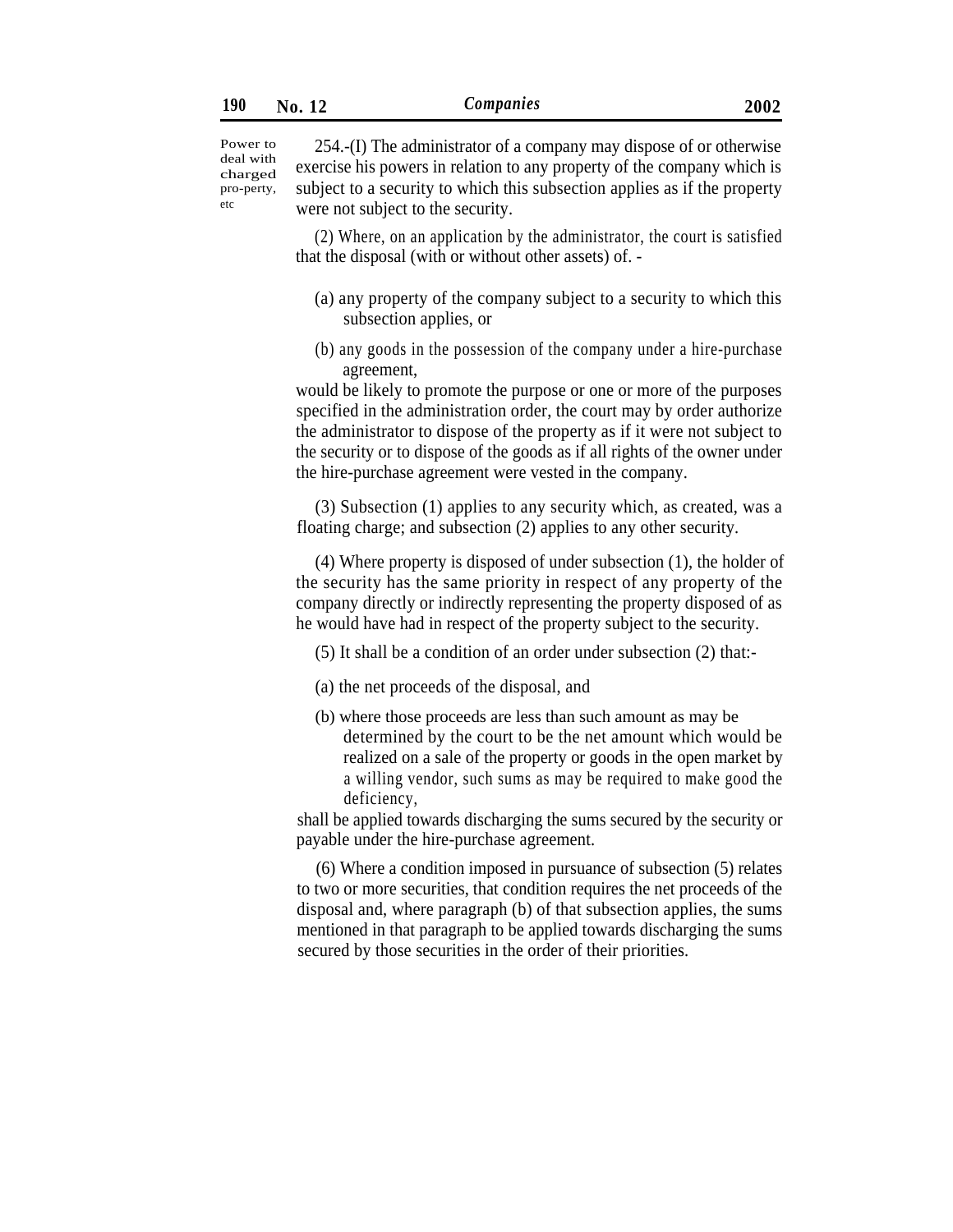Power to deal with charged pro-perty, etc

254.-(I) The administrator of a company may dispose of or otherwise exercise his powers in relation to any property of the company which is subject to a security to which this subsection applies as if the property were not subject to the security.

(2) Where, on an application by the administrator, the court is satisfied that the disposal (with or without other assets) of. -

(a) any property of the company subject to a security to which this subsection applies, or

(b) any goods in the possession of the company under a hire-purchase agreement,

would be likely to promote the purpose or one or more of the purposes specified in the administration order, the court may by order authorize the administrator to dispose of the property as if it were not subject to the security or to dispose of the goods as if all rights of the owner under the hire-purchase agreement were vested in the company.

(3) Subsection (1) applies to any security which, as created, was a floating charge; and subsection (2) applies to any other security.

(4) Where property is disposed of under subsection (1), the holder of the security has the same priority in respect of any property of the company directly or indirectly representing the property disposed of as he would have had in respect of the property subject to the security.

(5) It shall be a condition of an order under subsection (2) that:-

(a) the net proceeds of the disposal, and

(b) where those proceeds are less than such amount as may be determined by the court to be the net amount which would be realized on a sale of the property or goods in the open market by a willing vendor, such sums as may be required to make good the deficiency,

shall be applied towards discharging the sums secured by the security or payable under the hire-purchase agreement.

(6) Where a condition imposed in pursuance of subsection (5) relates to two or more securities, that condition requires the net proceeds of the disposal and, where paragraph (b) of that subsection applies, the sums mentioned in that paragraph to be applied towards discharging the sums secured by those securities in the order of their priorities.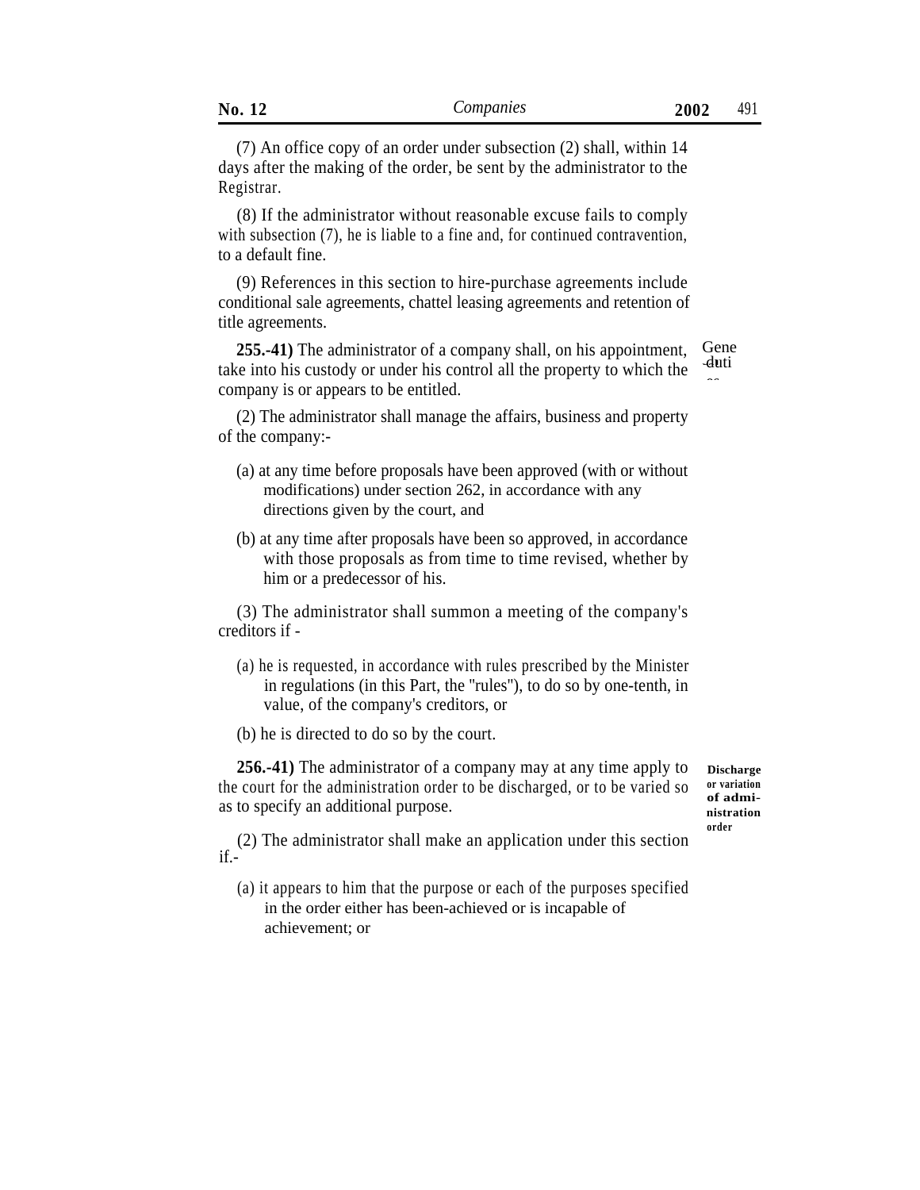(7) An office copy of an order under subsection (2) shall, within 14 days after the making of the order, be sent by the administrator to the Registrar.

(8) If the administrator without reasonable excuse fails to comply with subsection (7), he is liable to a fine and, for continued contravention, to a default fine.

(9) References in this section to hire-purchase agreements include conditional sale agreements, chattel leasing agreements and retention of title agreements.

General duties

**255.-41)** The administrator of a company shall, on his appointment, take into his custody or under his control all the property to which the company is or appears to be entitled.

(2) The administrator shall manage the affairs, business and property of the company:-

(a) at any time before proposals have been approved (with or without modifications) under section 262, in accordance with any directions given by the court, and

(b) at any time after proposals have been so approved, in accordance with those proposals as from time to time revised, whether by him or a predecessor of his.

(3) The administrator shall summon a meeting of the company's creditors if -

(a) he is requested, in accordance with rules prescribed by the Minister in regulations (in this Part, the "rules"), to do so by one-tenth, in value, of the company's creditors, or

(b) he is directed to do so by the court.

**Discharge or variation of administration order**

**256.-41)** The administrator of a company may at any time apply to the court for the administration order to be discharged, or to be varied so as to specify an additional purpose.

(2) The administrator shall make an application under this section if.-

(a) it appears to him that the purpose or each of the purposes specified in the order either has been-achieved or is incapable of achievement; or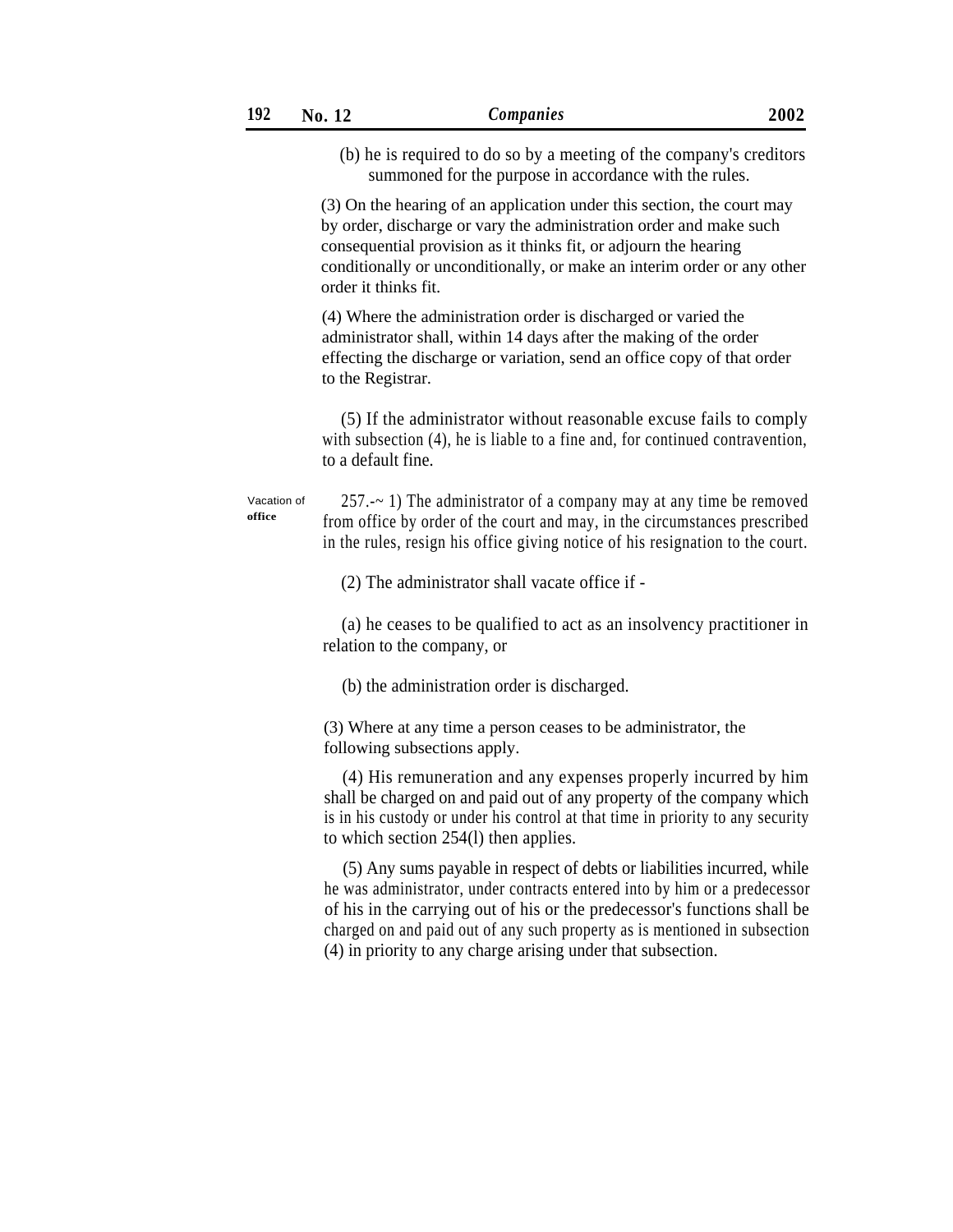(b) he is required to do so by a meeting of the company's creditors summoned for the purpose in accordance with the rules.

(3) On the hearing of an application under this section, the court may by order, discharge or vary the administration order and make such consequential provision as it thinks fit, or adjourn the hearing conditionally or unconditionally, or make an interim order or any other order it thinks fit.

(4) Where the administration order is discharged or varied the administrator shall, within 14 days after the making of the order effecting the discharge or variation, send an office copy of that order to the Registrar.

(5) If the administrator without reasonable excuse fails to comply with subsection (4), he is liable to a fine and, for continued contravention, to a default fine.

Vacation of **office**

257.-~ 1) The administrator of a company may at any time be removed from office by order of the court and may, in the circumstances prescribed in the rules, resign his office giving notice of his resignation to the court.

(2) The administrator shall vacate office if -

(a) he ceases to be qualified to act as an insolvency practitioner in relation to the company, or

(b) the administration order is discharged.

(3) Where at any time a person ceases to be administrator, the following subsections apply.

(4) His remuneration and any expenses properly incurred by him shall be charged on and paid out of any property of the company which is in his custody or under his control at that time in priority to any security to which section 254(l) then applies.

(5) Any sums payable in respect of debts or liabilities incurred, while he was administrator, under contracts entered into by him or a predecessor of his in the carrying out of his or the predecessor's functions shall be charged on and paid out of any such property as is mentioned in subsection (4) in priority to any charge arising under that subsection.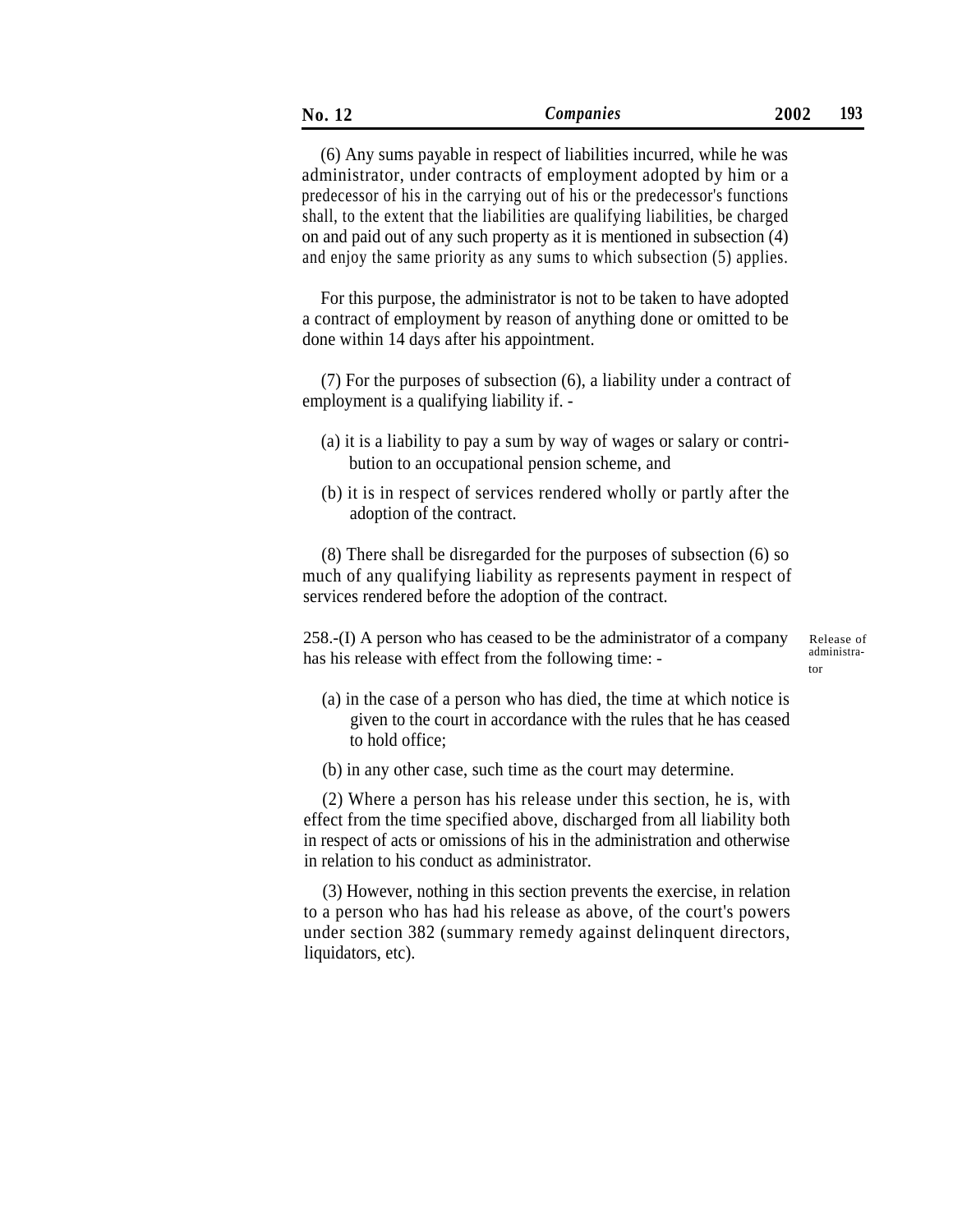(6) Any sums payable in respect of liabilities incurred, while he was administrator, under contracts of employment adopted by him or a predecessor of his in the carrying out of his or the predecessor's functions shall, to the extent that the liabilities are qualifying liabilities, be charged on and paid out of any such property as it is mentioned in subsection (4) and enjoy the same priority as any sums to which subsection (5) applies.

For this purpose, the administrator is not to be taken to have adopted a contract of employment by reason of anything done or omitted to be done within 14 days after his appointment.

(7) For the purposes of subsection (6), a liability under a contract of employment is a qualifying liability if. -

(a) it is a liability to pay a sum by way of wages or salary or contribution to an occupational pension scheme, and

(b) it is in respect of services rendered wholly or partly after the adoption of the contract.

(8) There shall be disregarded for the purposes of subsection (6) so much of any qualifying liability as represents payment in respect of services rendered before the adoption of the contract.

Release of administrator

258.-(I) A person who has ceased to be the administrator of a company has his release with effect from the following time: -

(a) in the case of a person who has died, the time at which notice is given to the court in accordance with the rules that he has ceased to hold office;

(b) in any other case, such time as the court may determine.

(2) Where a person has his release under this section, he is, with effect from the time specified above, discharged from all liability both in respect of acts or omissions of his in the administration and otherwise in relation to his conduct as administrator.

(3) However, nothing in this section prevents the exercise, in relation to a person who has had his release as above, of the court's powers under section 382 (summary remedy against delinquent directors, liquidators, etc).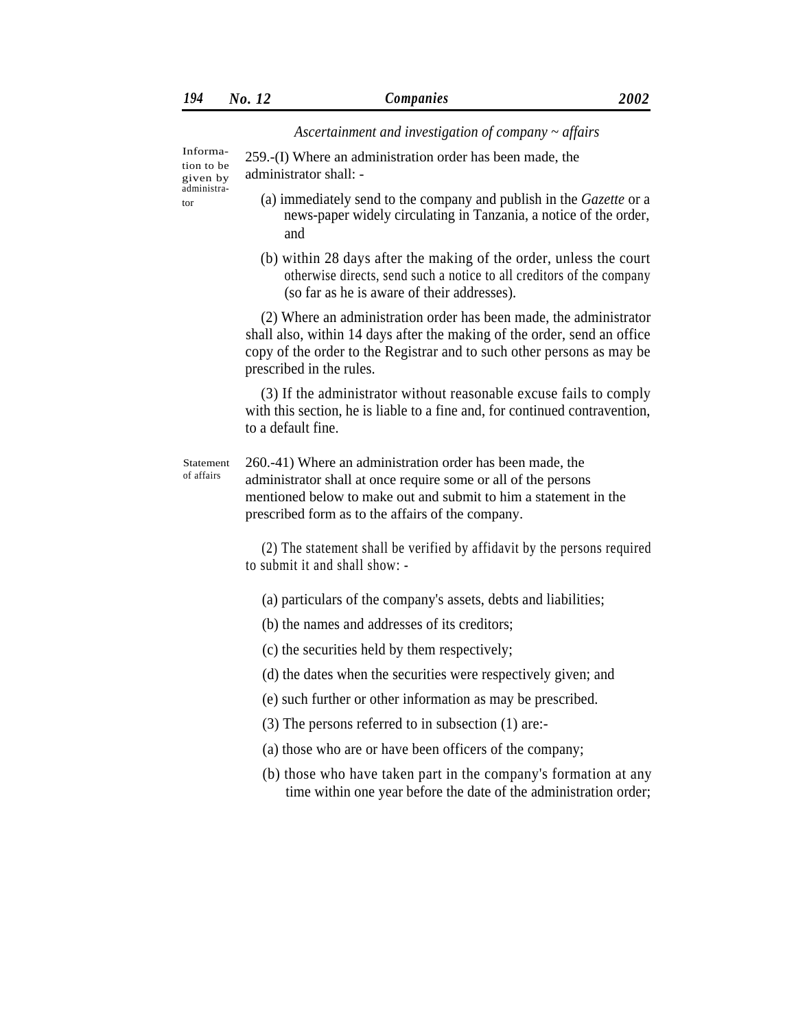*Ascertainment and investigation of company ~ affairs*

Information to be given by administrator

259.-(I) Where an administration order has been made, the administrator shall: -

(a) immediately send to the company and publish in the *Gazette* or a news-paper widely circulating in Tanzania, a notice of the order, and

(b) within 28 days after the making of the order, unless the court otherwise directs, send such a notice to all creditors of the company (so far as he is aware of their addresses).

(2) Where an administration order has been made, the administrator shall also, within 14 days after the making of the order, send an office copy of the order to the Registrar and to such other persons as may be prescribed in the rules.

(3) If the administrator without reasonable excuse fails to comply with this section, he is liable to a fine and, for continued contravention, to a default fine.

Statement of affairs

260.-41) Where an administration order has been made, the administrator shall at once require some or all of the persons mentioned below to make out and submit to him a statement in the prescribed form as to the affairs of the company.

(2) The statement shall be verified by affidavit by the persons required to submit it and shall show: -

(a) particulars of the company's assets, debts and liabilities;

(b) the names and addresses of its creditors;

(c) the securities held by them respectively;

(d) the dates when the securities were respectively given; and

(e) such further or other information as may be prescribed.

(3) The persons referred to in subsection (1) are:-

(a) those who are or have been officers of the company;

(b) those who have taken part in the company's formation at any time within one year before the date of the administration order;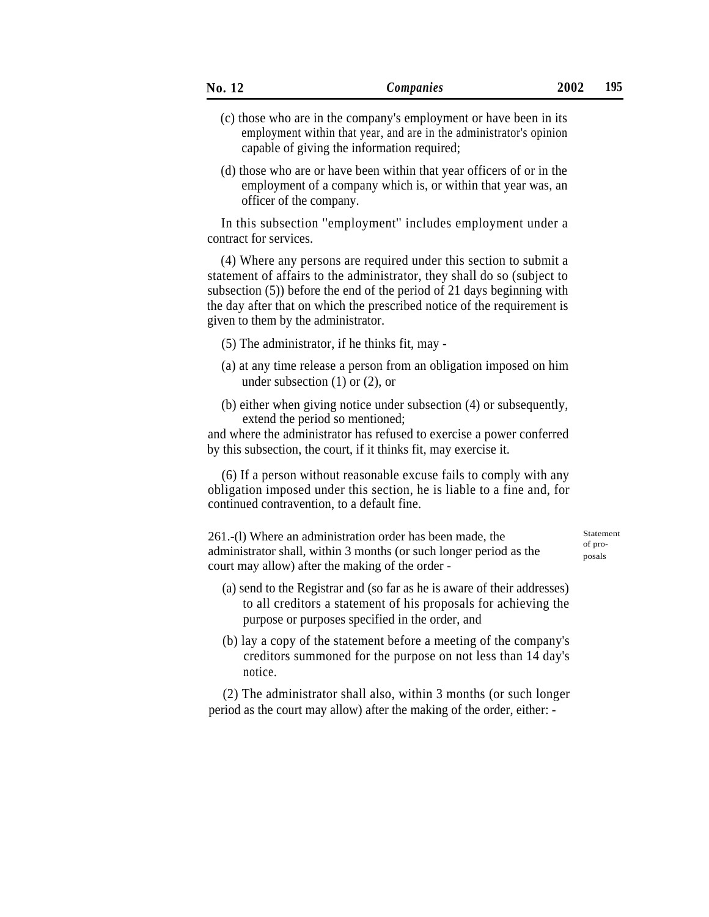(c) those who are in the company's employment or have been in its employment within that year, and are in the administrator's opinion capable of giving the information required;

(d) those who are or have been within that year officers of or in the employment of a company which is, or within that year was, an officer of the company.

In this subsection "employment" includes employment under a contract for services.

(4) Where any persons are required under this section to submit a statement of affairs to the administrator, they shall do so (subject to subsection (5)) before the end of the period of 21 days beginning with the day after that on which the prescribed notice of the requirement is given to them by the administrator.

(5) The administrator, if he thinks fit, may -

(a) at any time release a person from an obligation imposed on him under subsection (1) or (2), or

(b) either when giving notice under subsection (4) or subsequently, extend the period so mentioned;

and where the administrator has refused to exercise a power conferred by this subsection, the court, if it thinks fit, may exercise it.

(6) If a person without reasonable excuse fails to comply with any obligation imposed under this section, he is liable to a fine and, for continued contravention, to a default fine.

Statement of proposals

261.-(l) Where an administration order has been made, the administrator shall, within 3 months (or such longer period as the court may allow) after the making of the order -

(a) send to the Registrar and (so far as he is aware of their addresses) to all creditors a statement of his proposals for achieving the purpose or purposes specified in the order, and

(b) lay a copy of the statement before a meeting of the company's creditors summoned for the purpose on not less than 14 day's notice.

(2) The administrator shall also, within 3 months (or such longer period as the court may allow) after the making of the order, either: -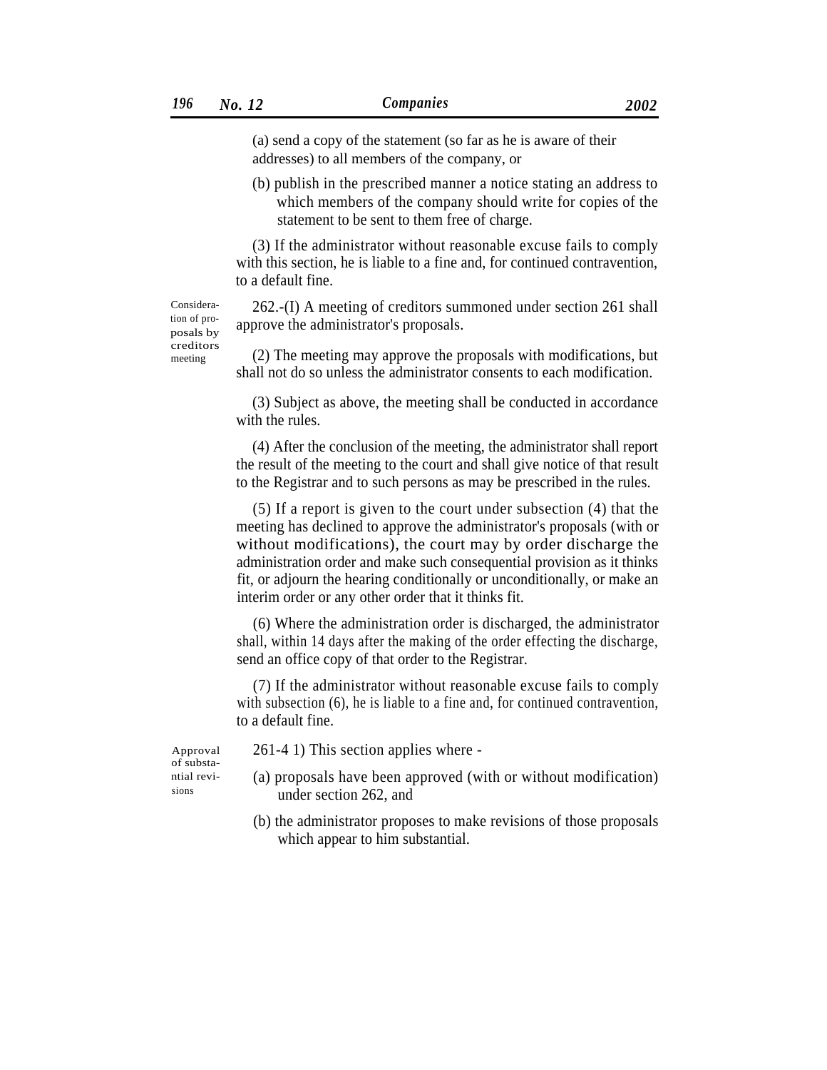(a) send a copy of the statement (so far as he is aware of their addresses) to all members of the company, or

(b) publish in the prescribed manner a notice stating an address to which members of the company should write for copies of the statement to be sent to them free of charge.

(3) If the administrator without reasonable excuse fails to comply with this section, he is liable to a fine and, for continued contravention, to a default fine.

Consideration of proposals by creditors meeting

262.-(I) A meeting of creditors summoned under section 261 shall approve the administrator's proposals.

(2) The meeting may approve the proposals with modifications, but shall not do so unless the administrator consents to each modification.

(3) Subject as above, the meeting shall be conducted in accordance with the rules.

(4) After the conclusion of the meeting, the administrator shall report the result of the meeting to the court and shall give notice of that result to the Registrar and to such persons as may be prescribed in the rules.

(5) If a report is given to the court under subsection (4) that the meeting has declined to approve the administrator's proposals (with or without modifications), the court may by order discharge the administration order and make such consequential provision as it thinks fit, or adjourn the hearing conditionally or unconditionally, or make an interim order or any other order that it thinks fit.

(6) Where the administration order is discharged, the administrator shall, within 14 days after the making of the order effecting the discharge, send an office copy of that order to the Registrar.

(7) If the administrator without reasonable excuse fails to comply with subsection (6), he is liable to a fine and, for continued contravention, to a default fine.

Approval of substantial revisions

261-4 1) This section applies where -

(a) proposals have been approved (with or without modification) under section 262, and

(b) the administrator proposes to make revisions of those proposals which appear to him substantial.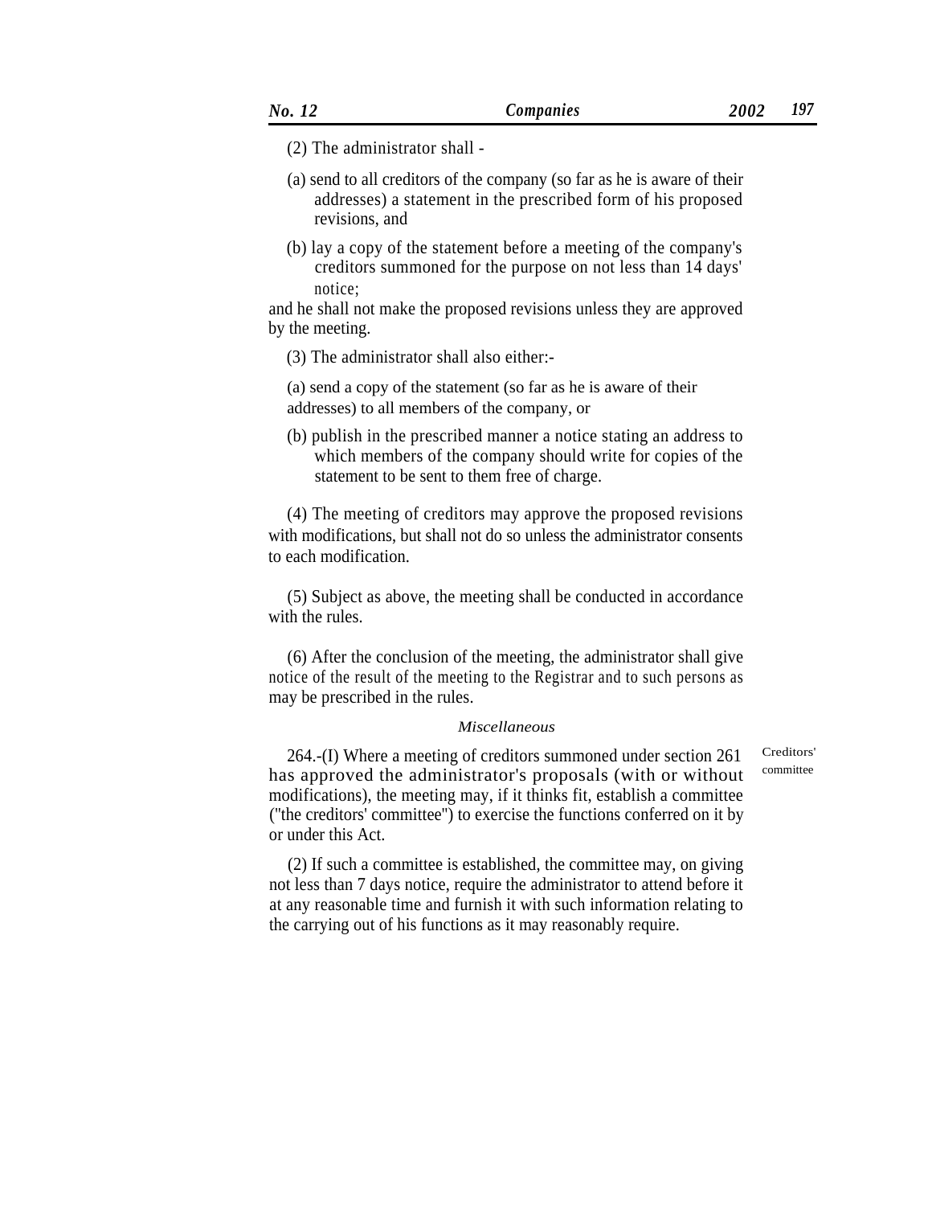(2) The administrator shall -

(a) send to all creditors of the company (so far as he is aware of their addresses) a statement in the prescribed form of his proposed revisions, and

(b) lay a copy of the statement before a meeting of the company's creditors summoned for the purpose on not less than 14 days' notice;

and he shall not make the proposed revisions unless they are approved by the meeting.

(3) The administrator shall also either:-

(a) send a copy of the statement (so far as he is aware of their addresses) to all members of the company, or

(b) publish in the prescribed manner a notice stating an address to which members of the company should write for copies of the statement to be sent to them free of charge.

(4) The meeting of creditors may approve the proposed revisions with modifications, but shall not do so unless the administrator consents to each modification.

(5) Subject as above, the meeting shall be conducted in accordance with the rules.

(6) After the conclusion of the meeting, the administrator shall give notice of the result of the meeting to the Registrar and to such persons as may be prescribed in the rules.

*Miscellaneous*

Creditors' committee

264.-(I) Where a meeting of creditors summoned under section 261 has approved the administrator's proposals (with or without modifications), the meeting may, if it thinks fit, establish a committee ("the creditors' committee") to exercise the functions conferred on it by or under this Act.

(2) If such a committee is established, the committee may, on giving not less than 7 days notice, require the administrator to attend before it at any reasonable time and furnish it with such information relating to the carrying out of his functions as it may reasonably require.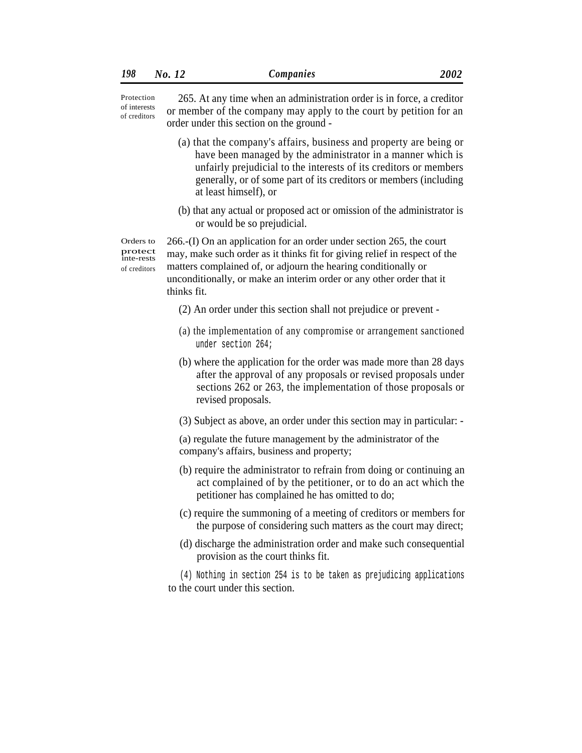**Protection of interests of creditors**

265. At any time when an administration order is in force, a creditor or member of the company may apply to the court by petition for an order under this section on the ground -

(a) that the company's affairs, business and property are being or have been managed by the administrator in a manner which is unfairly prejudicial to the interests of its creditors or members generally, or of some part of its creditors or members (including at least himself), or

(b) that any actual or proposed act or omission of the administrator is or would be so prejudicial.

**Orders to protect inte-rests of creditors**

266.-(I) On an application for an order under section 265, the court may, make such order as it thinks fit for giving relief in respect of the matters complained of, or adjourn the hearing conditionally or unconditionally, or make an interim order or any other order that it thinks fit.

(2) An order under this section shall not prejudice or prevent -

(a) the implementation of any compromise or arrangement sanctioned under section 264;

(b) where the application for the order was made more than 28 days after the approval of any proposals or revised proposals under sections 262 or 263, the implementation of those proposals or revised proposals.

(3) Subject as above, an order under this section may in particular: -

(a) regulate the future management by the administrator of the company's affairs, business and property;

(b) require the administrator to refrain from doing or continuing an act complained of by the petitioner, or to do an act which the petitioner has complained he has omitted to do;

(c) require the summoning of a meeting of creditors or members for the purpose of considering such matters as the court may direct;

(d) discharge the administration order and make such consequential provision as the court thinks fit.

(4) Nothing in section 254 is to be taken as prejudicing applications to the court under this section.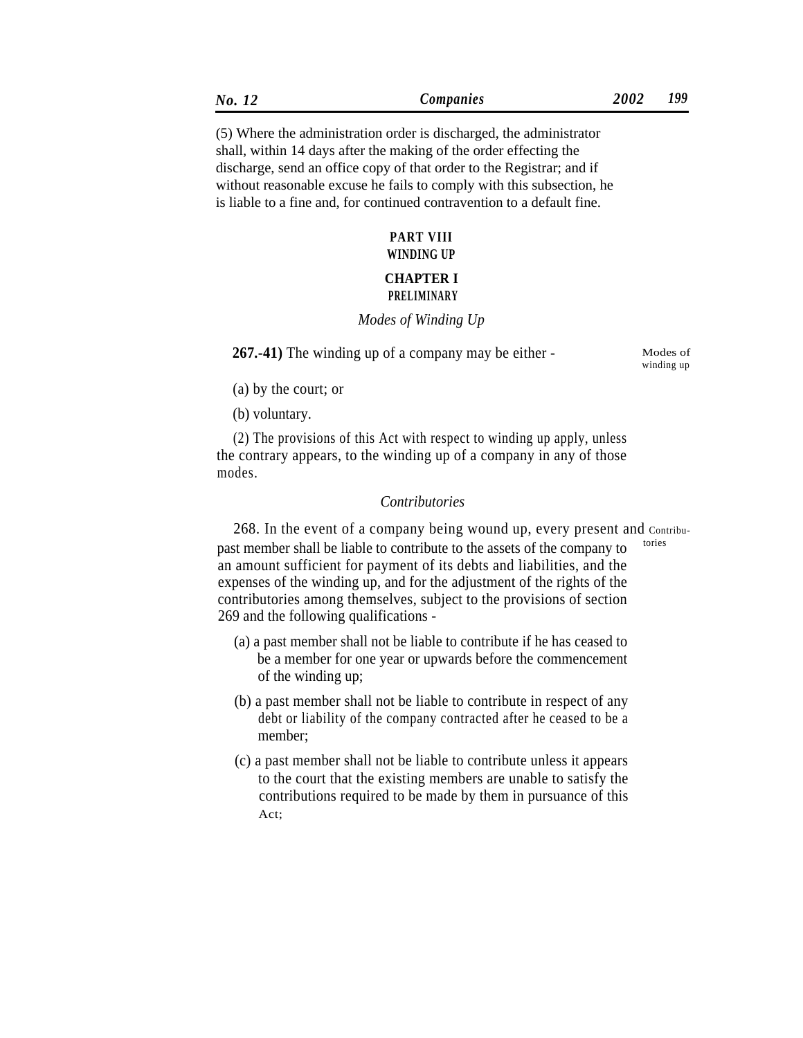(5) Where the administration order is discharged, the administrator shall, within 14 days after the making of the order effecting the discharge, send an office copy of that order to the Registrar; and if without reasonable excuse he fails to comply with this subsection, he is liable to a fine and, for continued contravention to a default fine.

# PART VIII
# WINDING UP

## CHAPTER I
## PRELIMINARY

### *Modes of Winding Up*

**267.-41)** The winding up of a company may be either - Modes of winding up

(a) by the court; or

(b) voluntary.

(2) The provisions of this Act with respect to winding up apply, unless the contrary appears, to the winding up of a company in any of those modes.

### *Contributories*

268. In the event of a company being wound up, every present and past member shall be liable to contribute to the assets of the company to an amount sufficient for payment of its debts and liabilities, and the expenses of the winding up, and for the adjustment of the rights of the contributories among themselves, subject to the provisions of section 269 and the following qualifications - Contributories

(a) a past member shall not be liable to contribute if he has ceased to be a member for one year or upwards before the commencement of the winding up;

(b) a past member shall not be liable to contribute in respect of any debt or liability of the company contracted after he ceased to be a member;

(c) a past member shall not be liable to contribute unless it appears to the court that the existing members are unable to satisfy the contributions required to be made by them in pursuance of this Act;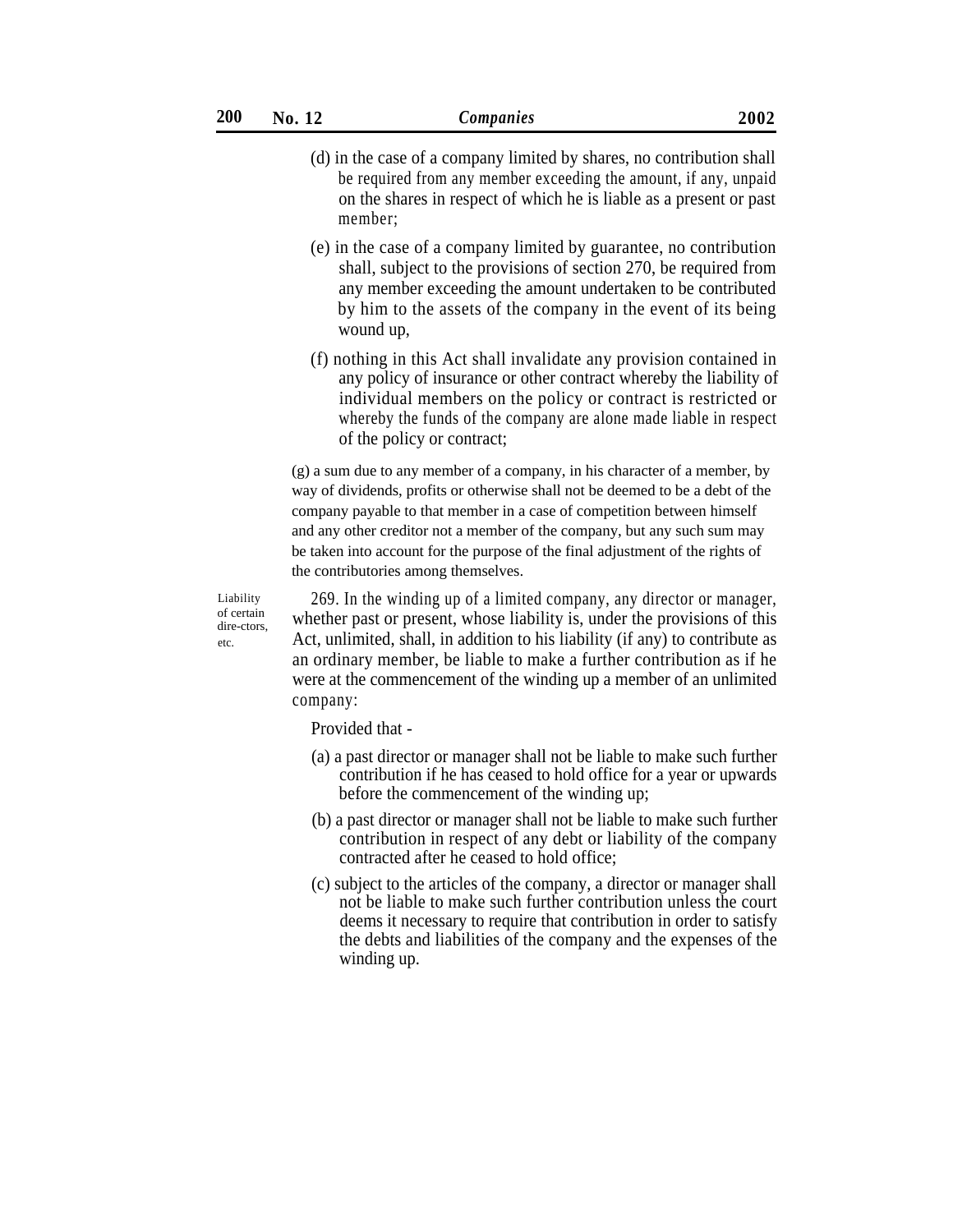(d) in the case of a company limited by shares, no contribution shall be required from any member exceeding the amount, if any, unpaid on the shares in respect of which he is liable as a present or past member;

(e) in the case of a company limited by guarantee, no contribution shall, subject to the provisions of section 270, be required from any member exceeding the amount undertaken to be contributed by him to the assets of the company in the event of its being wound up,

(f) nothing in this Act shall invalidate any provision contained in any policy of insurance or other contract whereby the liability of individual members on the policy or contract is restricted or whereby the funds of the company are alone made liable in respect of the policy or contract;

(g) a sum due to any member of a company, in his character of a member, by way of dividends, profits or otherwise shall not be deemed to be a debt of the company payable to that member in a case of competition between himself and any other creditor not a member of the company, but any such sum may be taken into account for the purpose of the final adjustment of the rights of the contributories among themselves.

Liability of certain dire-ctors, etc.

269. In the winding up of a limited company, any director or manager, whether past or present, whose liability is, under the provisions of this Act, unlimited, shall, in addition to his liability (if any) to contribute as an ordinary member, be liable to make a further contribution as if he were at the commencement of the winding up a member of an unlimited company:

Provided that -

(a) a past director or manager shall not be liable to make such further contribution if he has ceased to hold office for a year or upwards before the commencement of the winding up;

(b) a past director or manager shall not be liable to make such further contribution in respect of any debt or liability of the company contracted after he ceased to hold office;

(c) subject to the articles of the company, a director or manager shall not be liable to make such further contribution unless the court deems it necessary to require that contribution in order to satisfy the debts and liabilities of the company and the expenses of the winding up.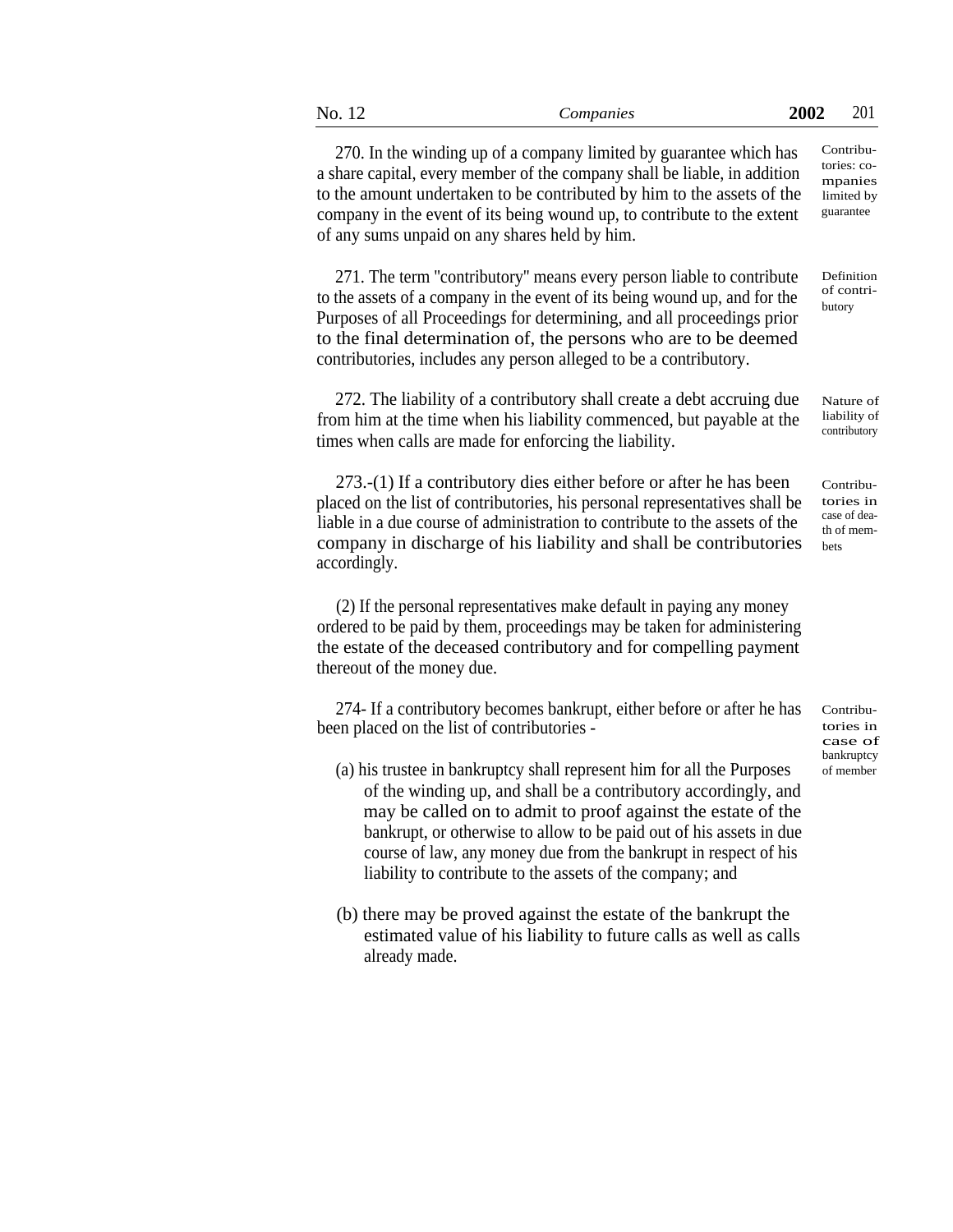270. In the winding up of a company limited by guarantee which has a share capital, every member of the company shall be liable, in addition to the amount undertaken to be contributed by him to the assets of the company in the event of its being wound up, to contribute to the extent of any sums unpaid on any shares held by him.

*Contributories: companies limited by guarantee*

271. The term "contributory" means every person liable to contribute to the assets of a company in the event of its being wound up, and for the Purposes of all Proceedings for determining, and all proceedings prior to the final determination of, the persons who are to be deemed contributories, includes any person alleged to be a contributory.

*Definition of contributory*

272. The liability of a contributory shall create a debt accruing due from him at the time when his liability commenced, but payable at the times when calls are made for enforcing the liability.

*Nature of liability of contributory*

273.-(1) If a contributory dies either before or after he has been placed on the list of contributories, his personal representatives shall be liable in a due course of administration to contribute to the assets of the company in discharge of his liability and shall be contributories accordingly.

*Contributories in case of death of membets*

(2) If the personal representatives make default in paying any money ordered to be paid by them, proceedings may be taken for administering the estate of the deceased contributory and for compelling payment thereout of the money due.

274- If a contributory becomes bankrupt, either before or after he has been placed on the list of contributories -

*Contributories in case of bankruptcy of member*

(a) his trustee in bankruptcy shall represent him for all the Purposes of the winding up, and shall be a contributory accordingly, and may be called on to admit to proof against the estate of the bankrupt, or otherwise to allow to be paid out of his assets in due course of law, any money due from the bankrupt in respect of his liability to contribute to the assets of the company; and

(b) there may be proved against the estate of the bankrupt the estimated value of his liability to future calls as well as calls already made.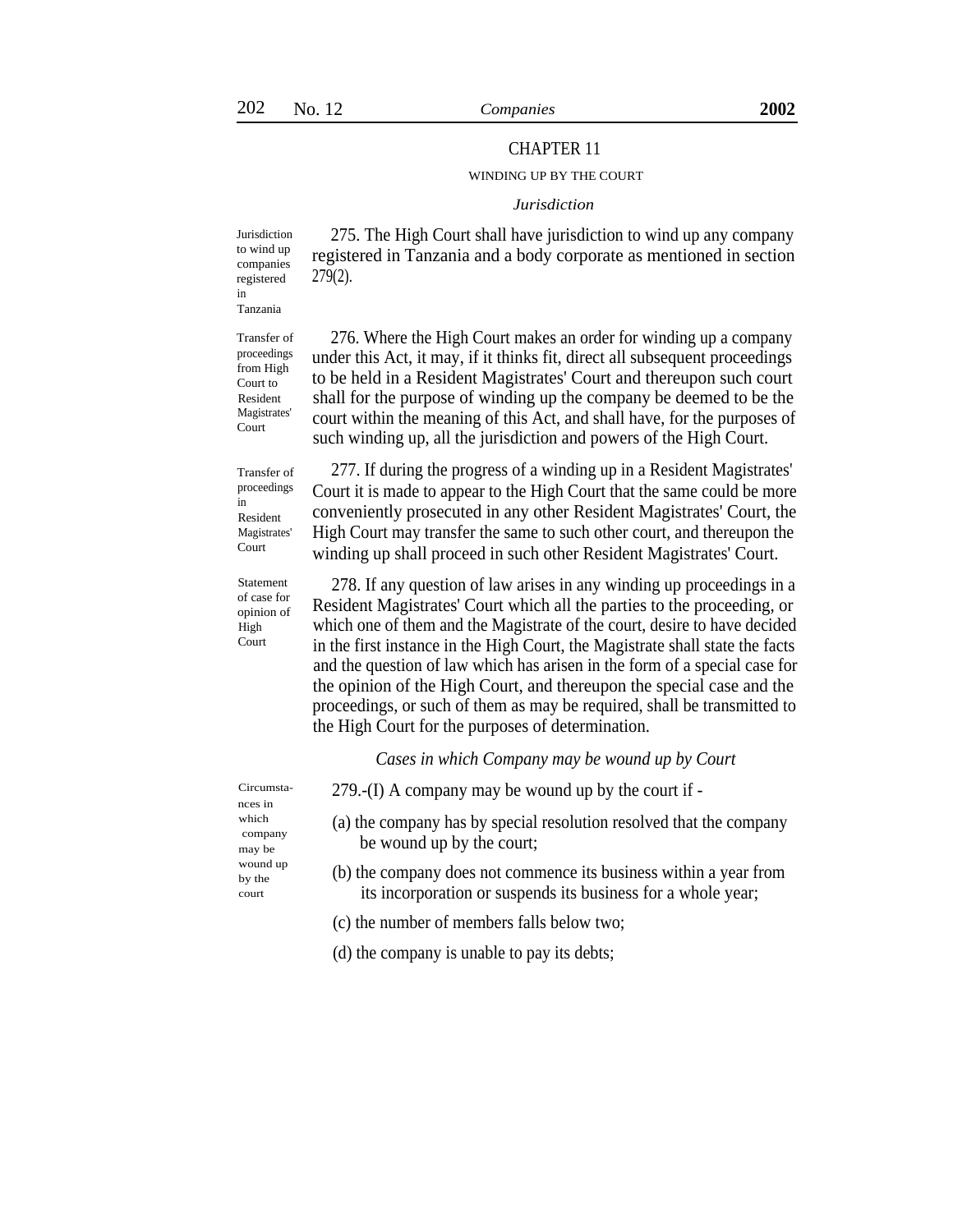## CHAPTER 11

### WINDING UP BY THE COURT

*Jurisdiction*

Jurisdiction to wind up companies registered in Tanzania

275. The High Court shall have jurisdiction to wind up any company registered in Tanzania and a body corporate as mentioned in section 279(2).

Transfer of proceedings from High Court to Resident Magistrates' Court

276. Where the High Court makes an order for winding up a company under this Act, it may, if it thinks fit, direct all subsequent proceedings to be held in a Resident Magistrates' Court and thereupon such court shall for the purpose of winding up the company be deemed to be the court within the meaning of this Act, and shall have, for the purposes of such winding up, all the jurisdiction and powers of the High Court.

Transfer of proceedings in Resident Magistrates' Court

277. If during the progress of a winding up in a Resident Magistrates' Court it is made to appear to the High Court that the same could be more conveniently prosecuted in any other Resident Magistrates' Court, the High Court may transfer the same to such other court, and thereupon the winding up shall proceed in such other Resident Magistrates' Court.

Statement of case for opinion of High Court

278. If any question of law arises in any winding up proceedings in a Resident Magistrates' Court which all the parties to the proceeding, or which one of them and the Magistrate of the court, desire to have decided in the first instance in the High Court, the Magistrate shall state the facts and the question of law which has arisen in the form of a special case for the opinion of the High Court, and thereupon the special case and the proceedings, or such of them as may be required, shall be transmitted to the High Court for the purposes of determination.

*Cases in which Company may be wound up by Court*

Circumstances in which company may be wound up by the court

279.-(I) A company may be wound up by the court if -

(a) the company has by special resolution resolved that the company be wound up by the court;

(b) the company does not commence its business within a year from its incorporation or suspends its business for a whole year;

(c) the number of members falls below two;

(d) the company is unable to pay its debts;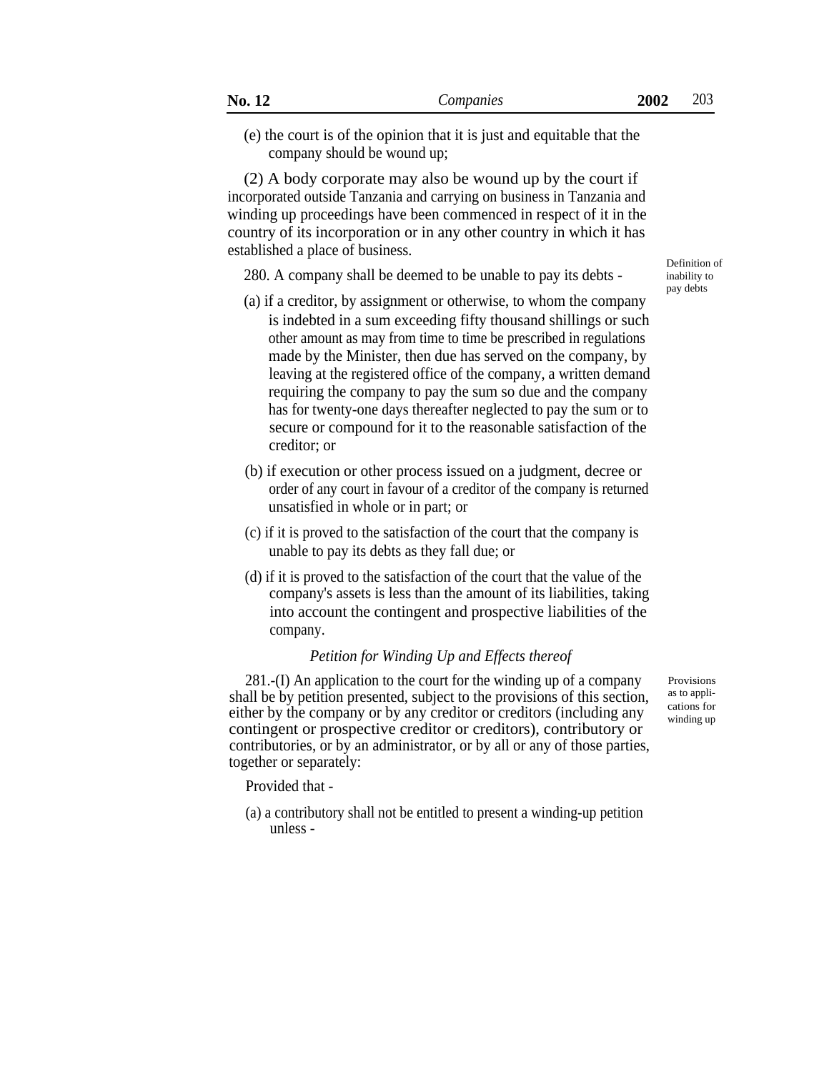(e) the court is of the opinion that it is just and equitable that the company should be wound up;

(2) A body corporate may also be wound up by the court if incorporated outside Tanzania and carrying on business in Tanzania and winding up proceedings have been commenced in respect of it in the country of its incorporation or in any other country in which it has established a place of business.

Definition of inability to pay debts

280. A company shall be deemed to be unable to pay its debts -

(a) if a creditor, by assignment or otherwise, to whom the company is indebted in a sum exceeding fifty thousand shillings or such other amount as may from time to time be prescribed in regulations made by the Minister, then due has served on the company, by leaving at the registered office of the company, a written demand requiring the company to pay the sum so due and the company has for twenty-one days thereafter neglected to pay the sum or to secure or compound for it to the reasonable satisfaction of the creditor; or

(b) if execution or other process issued on a judgment, decree or order of any court in favour of a creditor of the company is returned unsatisfied in whole or in part; or

(c) if it is proved to the satisfaction of the court that the company is unable to pay its debts as they fall due; or

(d) if it is proved to the satisfaction of the court that the value of the company's assets is less than the amount of its liabilities, taking into account the contingent and prospective liabilities of the company.

*Petition for Winding Up and Effects thereof*

Provisions as to applications for winding up

281.-(I) An application to the court for the winding up of a company shall be by petition presented, subject to the provisions of this section, either by the company or by any creditor or creditors (including any contingent or prospective creditor or creditors), contributory or contributories, or by an administrator, or by all or any of those parties, together or separately:

Provided that -

(a) a contributory shall not be entitled to present a winding-up petition unless -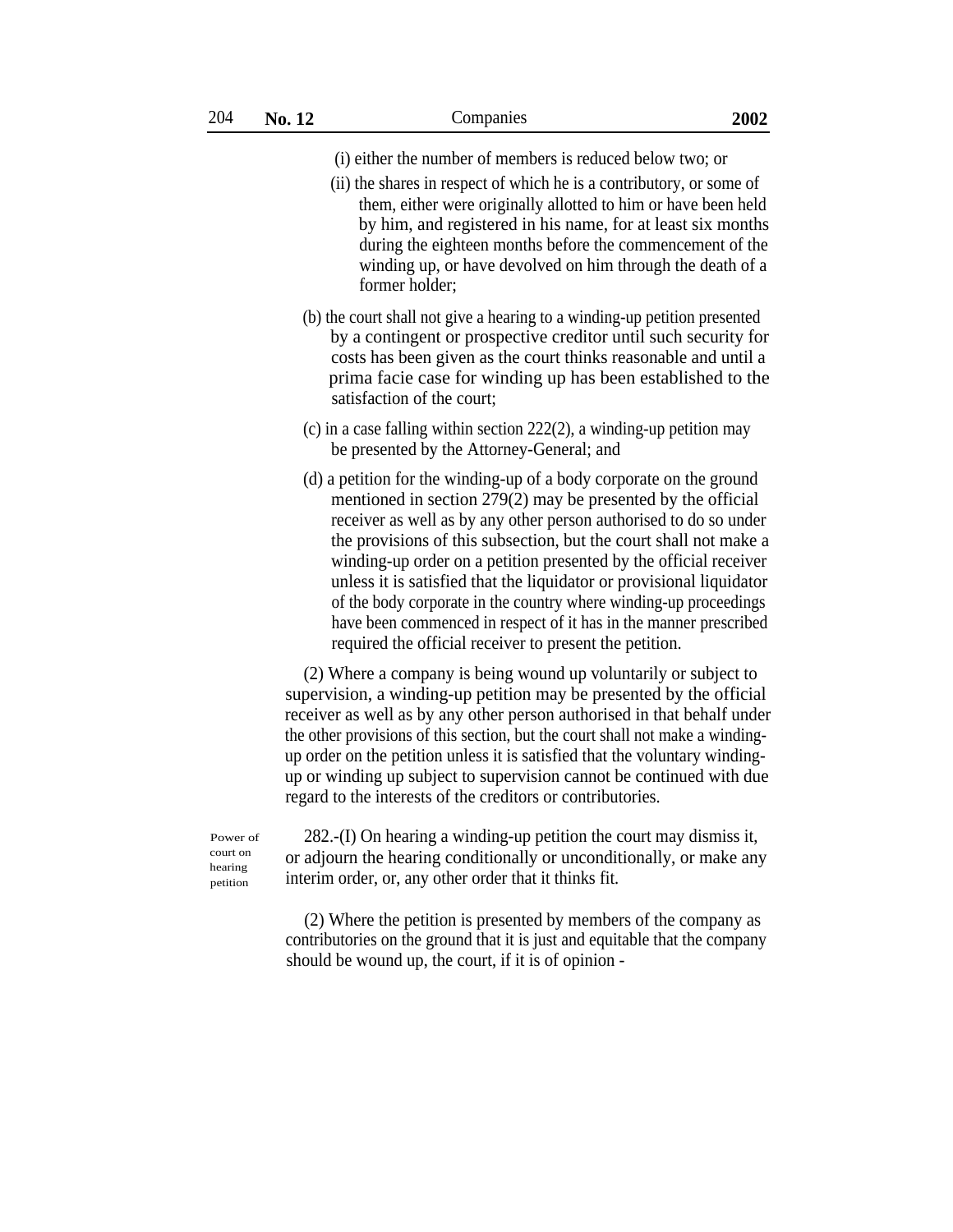(i) either the number of members is reduced below two; or

(ii) the shares in respect of which he is a contributory, or some of them, either were originally allotted to him or have been held by him, and registered in his name, for at least six months during the eighteen months before the commencement of the winding up, or have devolved on him through the death of a former holder;

(b) the court shall not give a hearing to a winding-up petition presented by a contingent or prospective creditor until such security for costs has been given as the court thinks reasonable and until a prima facie case for winding up has been established to the satisfaction of the court;

(c) in a case falling within section 222(2), a winding-up petition may be presented by the Attorney-General; and

(d) a petition for the winding-up of a body corporate on the ground mentioned in section 279(2) may be presented by the official receiver as well as by any other person authorised to do so under the provisions of this subsection, but the court shall not make a winding-up order on a petition presented by the official receiver unless it is satisfied that the liquidator or provisional liquidator of the body corporate in the country where winding-up proceedings have been commenced in respect of it has in the manner prescribed required the official receiver to present the petition.

(2) Where a company is being wound up voluntarily or subject to supervision, a winding-up petition may be presented by the official receiver as well as by any other person authorised in that behalf under the other provisions of this section, but the court shall not make a winding-up order on the petition unless it is satisfied that the voluntary winding-up or winding up subject to supervision cannot be continued with due regard to the interests of the creditors or contributories.

Power of court on hearing petition

282.-(I) On hearing a winding-up petition the court may dismiss it, or adjourn the hearing conditionally or unconditionally, or make any interim order, or, any other order that it thinks fit.

(2) Where the petition is presented by members of the company as contributories on the ground that it is just and equitable that the company should be wound up, the court, if it is of opinion -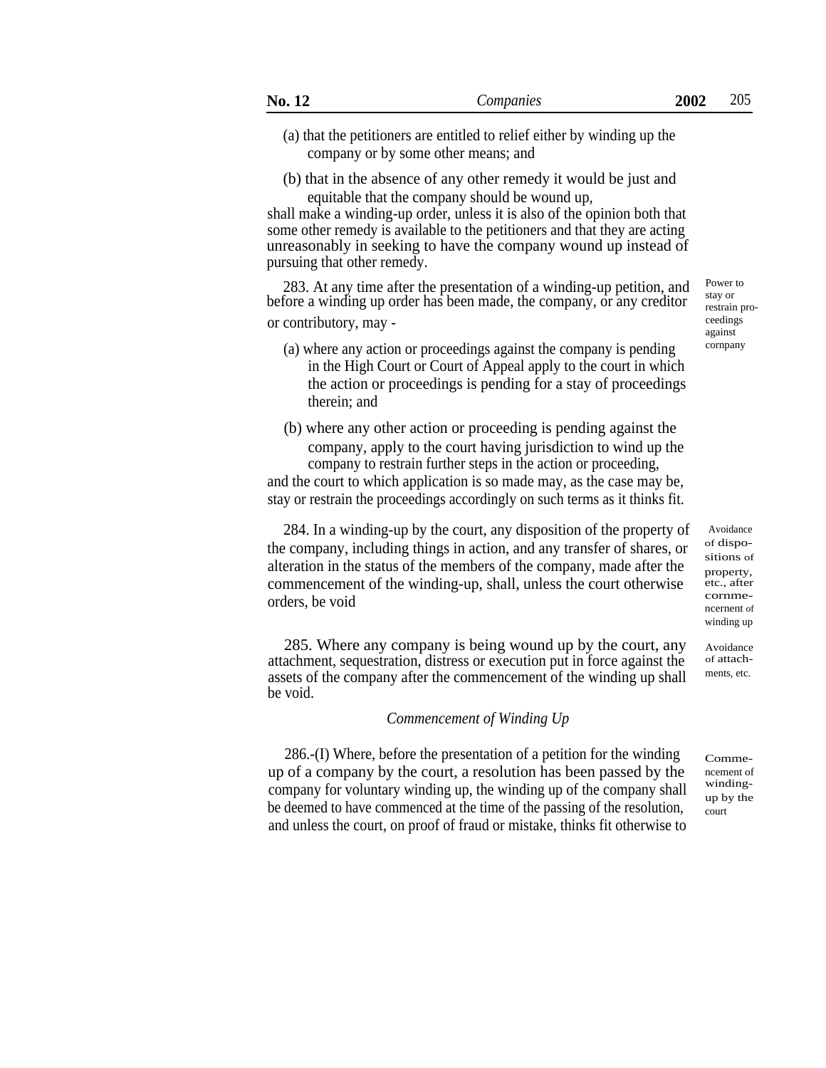(a) that the petitioners are entitled to relief either by winding up the company or by some other means; and

(b) that in the absence of any other remedy it would be just and equitable that the company should be wound up,

shall make a winding-up order, unless it is also of the opinion both that some other remedy is available to the petitioners and that they are acting unreasonably in seeking to have the company wound up instead of pursuing that other remedy.

Power to stay or restrain proceedings against company

283. At any time after the presentation of a winding-up petition, and before a winding up order has been made, the company, or any creditor or contributory, may -

(a) where any action or proceedings against the company is pending in the High Court or Court of Appeal apply to the court in which the action or proceedings is pending for a stay of proceedings therein; and

(b) where any other action or proceeding is pending against the company, apply to the court having jurisdiction to wind up the company to restrain further steps in the action or proceeding,

and the court to which application is so made may, as the case may be, stay or restrain the proceedings accordingly on such terms as it thinks fit.

Avoidance of dispositions of property, etc., after commencement of winding up

284. In a winding-up by the court, any disposition of the property of the company, including things in action, and any transfer of shares, or alteration in the status of the members of the company, made after the commencement of the winding-up, shall, unless the court otherwise orders, be void

Avoidance of attachments, etc.

285. Where any company is being wound up by the court, any attachment, sequestration, distress or execution put in force against the assets of the company after the commencement of the winding up shall be void.

*Commencement of Winding Up*

Commencement of winding-up by the court

286.-(I) Where, before the presentation of a petition for the winding up of a company by the court, a resolution has been passed by the company for voluntary winding up, the winding up of the company shall be deemed to have commenced at the time of the passing of the resolution, and unless the court, on proof of fraud or mistake, thinks fit otherwise to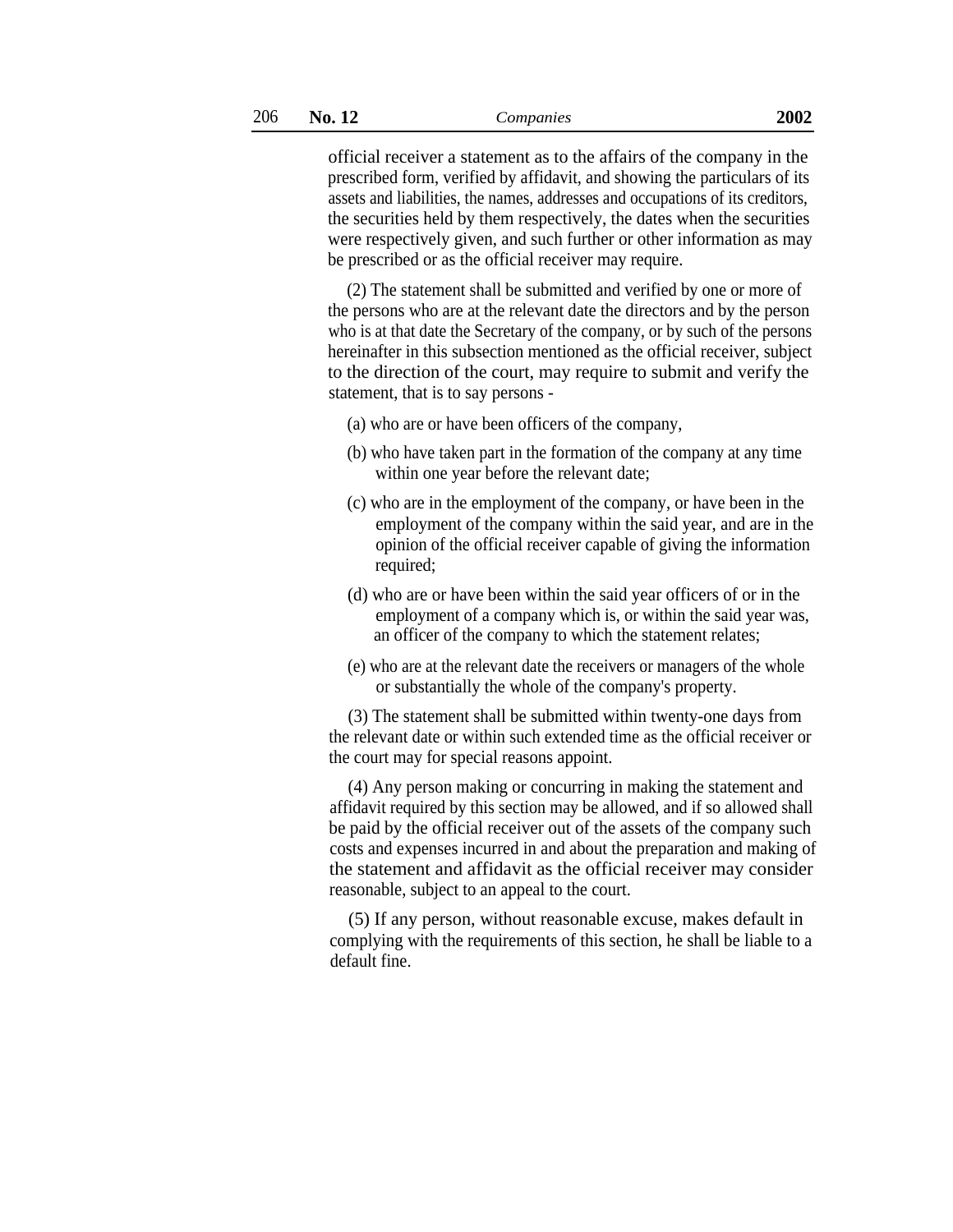official receiver a statement as to the affairs of the company in the prescribed form, verified by affidavit, and showing the particulars of its assets and liabilities, the names, addresses and occupations of its creditors, the securities held by them respectively, the dates when the securities were respectively given, and such further or other information as may be prescribed or as the official receiver may require.

(2) The statement shall be submitted and verified by one or more of the persons who are at the relevant date the directors and by the person who is at that date the Secretary of the company, or by such of the persons hereinafter in this subsection mentioned as the official receiver, subject to the direction of the court, may require to submit and verify the statement, that is to say persons -

(a) who are or have been officers of the company,

(b) who have taken part in the formation of the company at any time within one year before the relevant date;

(c) who are in the employment of the company, or have been in the employment of the company within the said year, and are in the opinion of the official receiver capable of giving the information required;

(d) who are or have been within the said year officers of or in the employment of a company which is, or within the said year was, an officer of the company to which the statement relates;

(e) who are at the relevant date the receivers or managers of the whole or substantially the whole of the company's property.

(3) The statement shall be submitted within twenty-one days from the relevant date or within such extended time as the official receiver or the court may for special reasons appoint.

(4) Any person making or concurring in making the statement and affidavit required by this section may be allowed, and if so allowed shall be paid by the official receiver out of the assets of the company such costs and expenses incurred in and about the preparation and making of the statement and affidavit as the official receiver may consider reasonable, subject to an appeal to the court.

(5) If any person, without reasonable excuse, makes default in complying with the requirements of this section, he shall be liable to a default fine.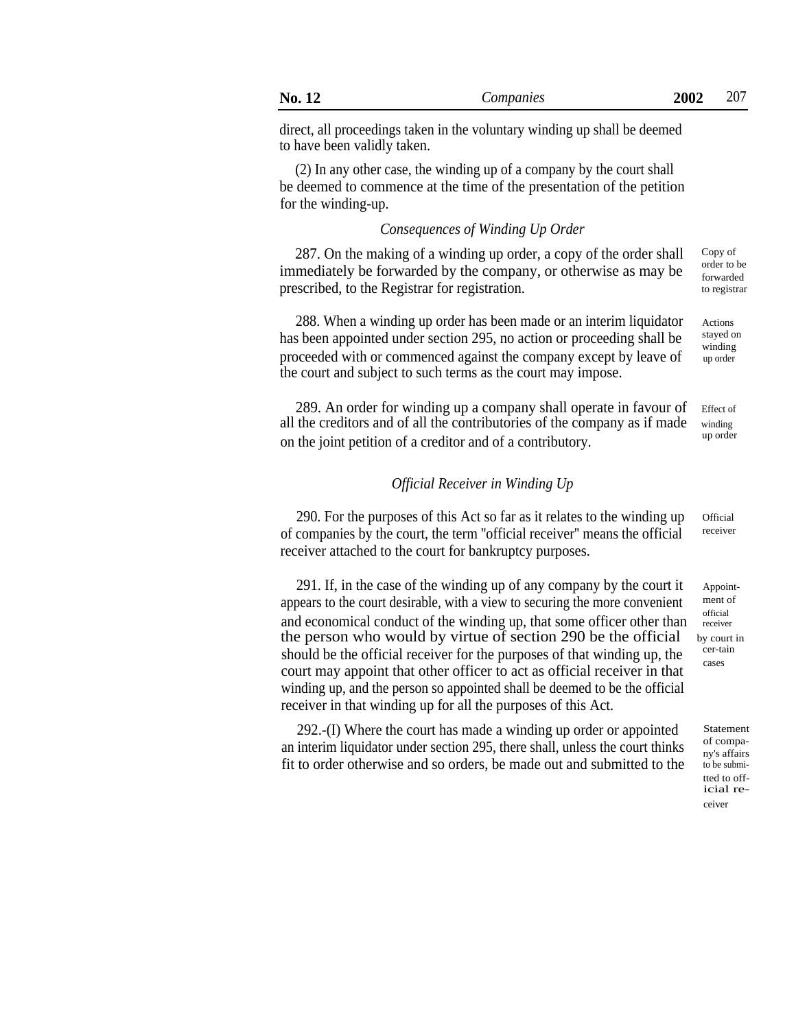direct, all proceedings taken in the voluntary winding up shall be deemed to have been validly taken.

(2) In any other case, the winding up of a company by the court shall be deemed to commence at the time of the presentation of the petition for the winding-up.

### *Consequences of Winding Up Order*

Copy of order to be forwarded to registrar

287. On the making of a winding up order, a copy of the order shall immediately be forwarded by the company, or otherwise as may be prescribed, to the Registrar for registration.

Actions stayed on winding up order

288. When a winding up order has been made or an interim liquidator has been appointed under section 295, no action or proceeding shall be proceeded with or commenced against the company except by leave of the court and subject to such terms as the court may impose.

Effect of winding up order

289. An order for winding up a company shall operate in favour of all the creditors and of all the contributories of the company as if made on the joint petition of a creditor and of a contributory.

### *Official Receiver in Winding Up*

Official receiver

290. For the purposes of this Act so far as it relates to the winding up of companies by the court, the term "official receiver" means the official receiver attached to the court for bankruptcy purposes.

Appointment of official receiver by court in cer-tain cases

291. If, in the case of the winding up of any company by the court it appears to the court desirable, with a view to securing the more convenient and economical conduct of the winding up, that some officer other than the person who would by virtue of section 290 be the official should be the official receiver for the purposes of that winding up, the court may appoint that other officer to act as official receiver in that winding up, and the person so appointed shall be deemed to be the official receiver in that winding up for all the purposes of this Act.

Statement of company's affairs to be submitted to official receiver

292.-(I) Where the court has made a winding up order or appointed an interim liquidator under section 295, there shall, unless the court thinks fit to order otherwise and so orders, be made out and submitted to the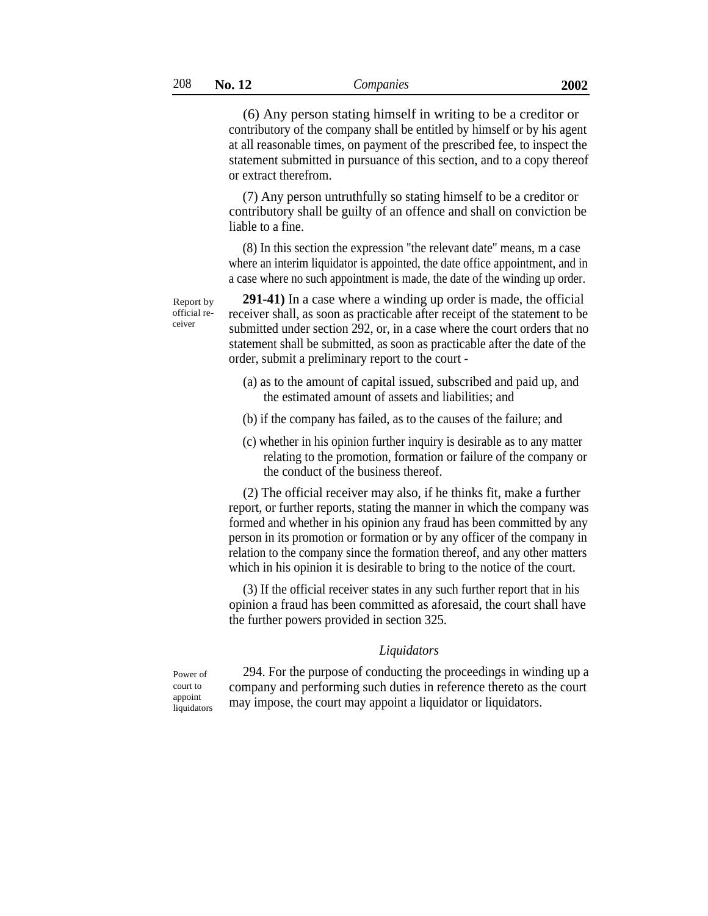(6) Any person stating himself in writing to be a creditor or contributory of the company shall be entitled by himself or by his agent at all reasonable times, on payment of the prescribed fee, to inspect the statement submitted in pursuance of this section, and to a copy thereof or extract therefrom.

(7) Any person untruthfully so stating himself to be a creditor or contributory shall be guilty of an offence and shall on conviction be liable to a fine.

(8) In this section the expression "the relevant date" means, m a case where an interim liquidator is appointed, the date office appointment, and in a case where no such appointment is made, the date of the winding up order.

Report by official receiver

**291-41)** In a case where a winding up order is made, the official receiver shall, as soon as practicable after receipt of the statement to be submitted under section 292, or, in a case where the court orders that no statement shall be submitted, as soon as practicable after the date of the order, submit a preliminary report to the court -

(a) as to the amount of capital issued, subscribed and paid up, and the estimated amount of assets and liabilities; and

(b) if the company has failed, as to the causes of the failure; and

(c) whether in his opinion further inquiry is desirable as to any matter relating to the promotion, formation or failure of the company or the conduct of the business thereof.

(2) The official receiver may also, if he thinks fit, make a further report, or further reports, stating the manner in which the company was formed and whether in his opinion any fraud has been committed by any person in its promotion or formation or by any officer of the company in relation to the company since the formation thereof, and any other matters which in his opinion it is desirable to bring to the notice of the court.

(3) If the official receiver states in any such further report that in his opinion a fraud has been committed as aforesaid, the court shall have the further powers provided in section 325.

*Liquidators*

Power of court to appoint liquidators

294. For the purpose of conducting the proceedings in winding up a company and performing such duties in reference thereto as the court may impose, the court may appoint a liquidator or liquidators.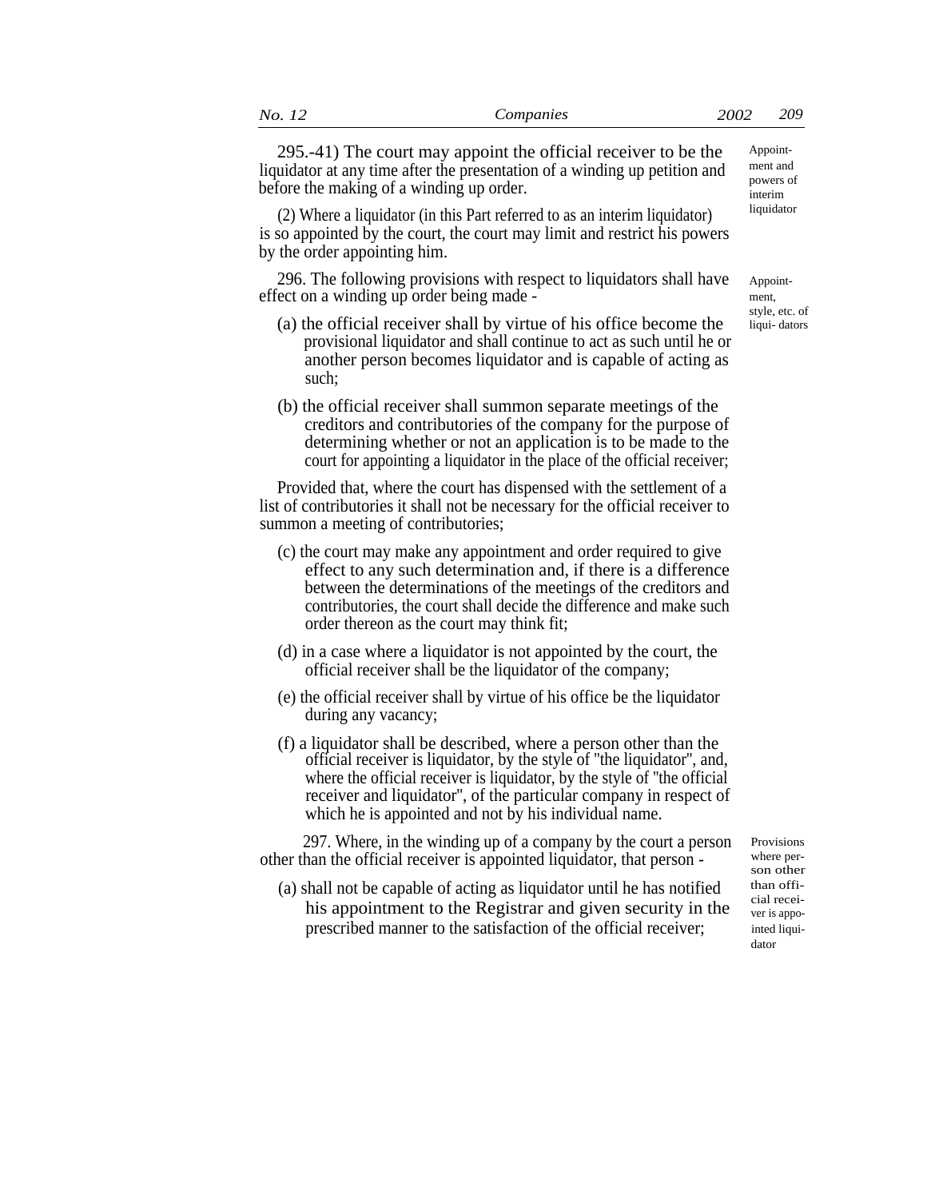295.-41) The court may appoint the official receiver to be the liquidator at any time after the presentation of a winding up petition and before the making of a winding up order.

Appointment and powers of interim liquidator

(2) Where a liquidator (in this Part referred to as an interim liquidator) is so appointed by the court, the court may limit and restrict his powers by the order appointing him.

296. The following provisions with respect to liquidators shall have effect on a winding up order being made -

Appointment, style, etc. of liqui- dators

(a) the official receiver shall by virtue of his office become the provisional liquidator and shall continue to act as such until he or another person becomes liquidator and is capable of acting as such;

(b) the official receiver shall summon separate meetings of the creditors and contributories of the company for the purpose of determining whether or not an application is to be made to the court for appointing a liquidator in the place of the official receiver;

Provided that, where the court has dispensed with the settlement of a list of contributories it shall not be necessary for the official receiver to summon a meeting of contributories;

(c) the court may make any appointment and order required to give effect to any such determination and, if there is a difference between the determinations of the meetings of the creditors and contributories, the court shall decide the difference and make such order thereon as the court may think fit;

(d) in a case where a liquidator is not appointed by the court, the official receiver shall be the liquidator of the company;

(e) the official receiver shall by virtue of his office be the liquidator during any vacancy;

(f) a liquidator shall be described, where a person other than the official receiver is liquidator, by the style of "the liquidator", and, where the official receiver is liquidator, by the style of "the official receiver and liquidator", of the particular company in respect of which he is appointed and not by his individual name.

297. Where, in the winding up of a company by the court a person other than the official receiver is appointed liquidator, that person -

Provisions where person other than official receiver is appointed liquidator

(a) shall not be capable of acting as liquidator until he has notified his appointment to the Registrar and given security in the prescribed manner to the satisfaction of the official receiver;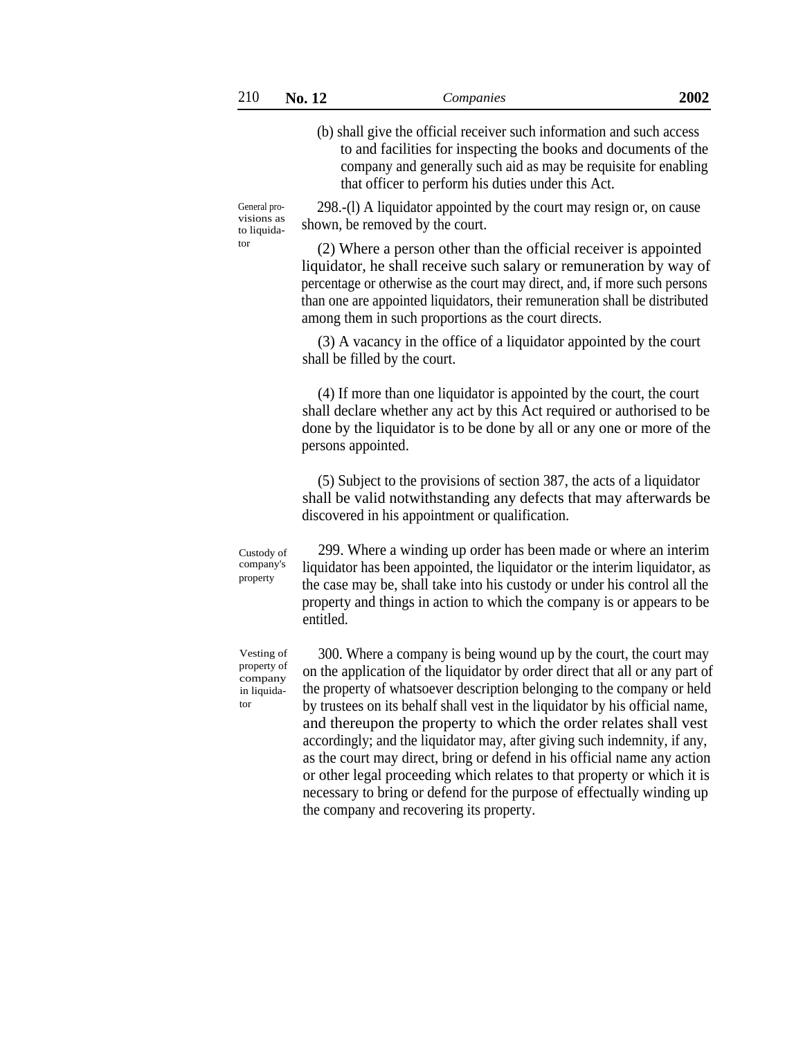(b) shall give the official receiver such information and such access to and facilities for inspecting the books and documents of the company and generally such aid as may be requisite for enabling that officer to perform his duties under this Act.

General provisions as to liquidator

298.-(l) A liquidator appointed by the court may resign or, on cause shown, be removed by the court.

(2) Where a person other than the official receiver is appointed liquidator, he shall receive such salary or remuneration by way of percentage or otherwise as the court may direct, and, if more such persons than one are appointed liquidators, their remuneration shall be distributed among them in such proportions as the court directs.

(3) A vacancy in the office of a liquidator appointed by the court shall be filled by the court.

(4) If more than one liquidator is appointed by the court, the court shall declare whether any act by this Act required or authorised to be done by the liquidator is to be done by all or any one or more of the persons appointed.

(5) Subject to the provisions of section 387, the acts of a liquidator shall be valid notwithstanding any defects that may afterwards be discovered in his appointment or qualification.

Custody of company's property

299. Where a winding up order has been made or where an interim liquidator has been appointed, the liquidator or the interim liquidator, as the case may be, shall take into his custody or under his control all the property and things in action to which the company is or appears to be entitled.

Vesting of property of company in liquidator

300. Where a company is being wound up by the court, the court may on the application of the liquidator by order direct that all or any part of the property of whatsoever description belonging to the company or held by trustees on its behalf shall vest in the liquidator by his official name, and thereupon the property to which the order relates shall vest accordingly; and the liquidator may, after giving such indemnity, if any, as the court may direct, bring or defend in his official name any action or other legal proceeding which relates to that property or which it is necessary to bring or defend for the purpose of effectually winding up the company and recovering its property.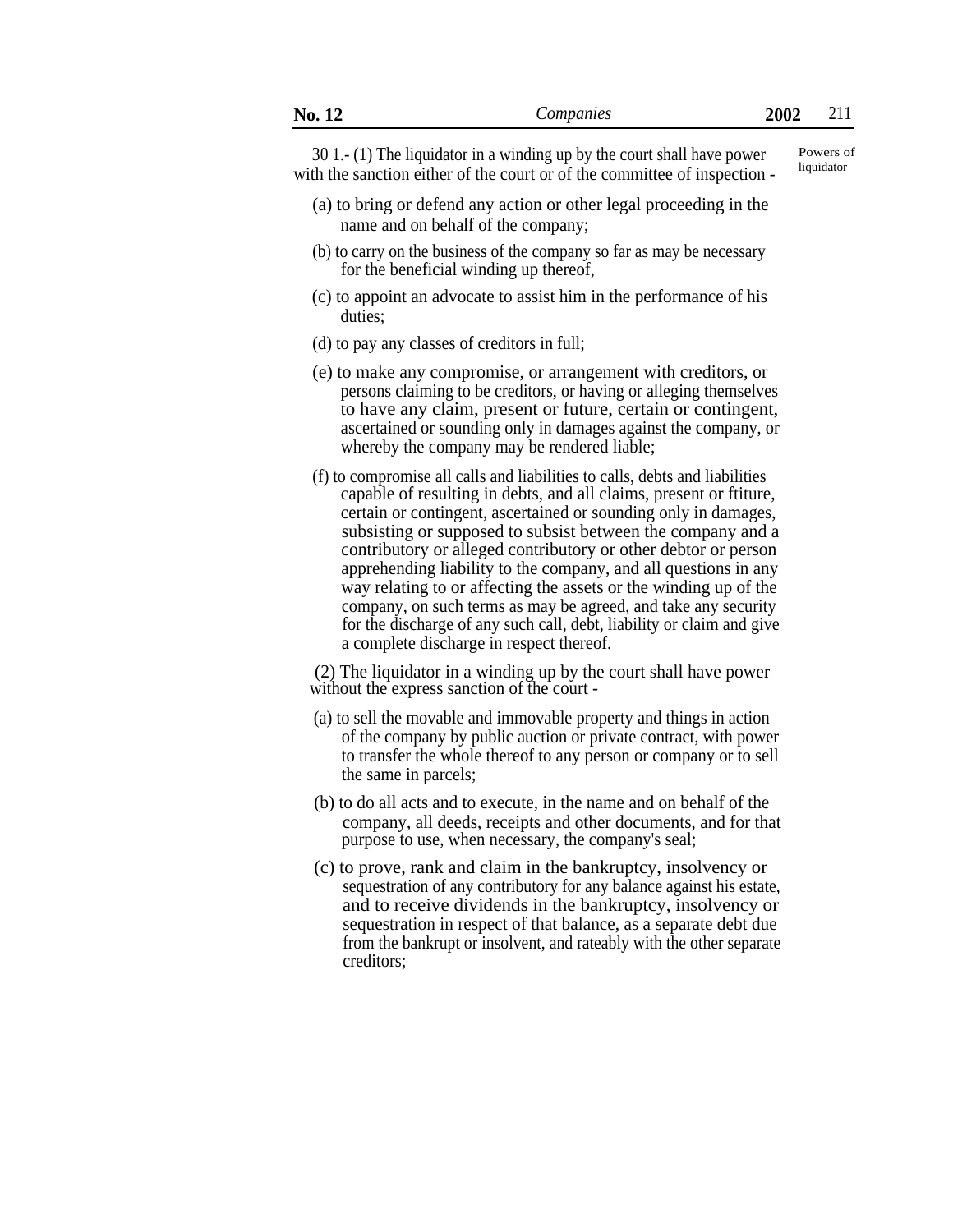301.- (1) The liquidator in a winding up by the court shall have power with the sanction either of the court or of the committee of inspection -

Powers of liquidator

(a) to bring or defend any action or other legal proceeding in the name and on behalf of the company;

(b) to carry on the business of the company so far as may be necessary for the beneficial winding up thereof,

(c) to appoint an advocate to assist him in the performance of his duties;

(d) to pay any classes of creditors in full;

(e) to make any compromise, or arrangement with creditors, or persons claiming to be creditors, or having or alleging themselves to have any claim, present or future, certain or contingent, ascertained or sounding only in damages against the company, or whereby the company may be rendered liable;

(f) to compromise all calls and liabilities to calls, debts and liabilities capable of resulting in debts, and all claims, present or ftiture, certain or contingent, ascertained or sounding only in damages, subsisting or supposed to subsist between the company and a contributory or alleged contributory or other debtor or person apprehending liability to the company, and all questions in any way relating to or affecting the assets or the winding up of the company, on such terms as may be agreed, and take any security for the discharge of any such call, debt, liability or claim and give a complete discharge in respect thereof.

(2) The liquidator in a winding up by the court shall have power without the express sanction of the court -

(a) to sell the movable and immovable property and things in action of the company by public auction or private contract, with power to transfer the whole thereof to any person or company or to sell the same in parcels;

(b) to do all acts and to execute, in the name and on behalf of the company, all deeds, receipts and other documents, and for that purpose to use, when necessary, the company's seal;

(c) to prove, rank and claim in the bankruptcy, insolvency or sequestration of any contributory for any balance against his estate, and to receive dividends in the bankruptcy, insolvency or sequestration in respect of that balance, as a separate debt due from the bankrupt or insolvent, and rateably with the other separate creditors;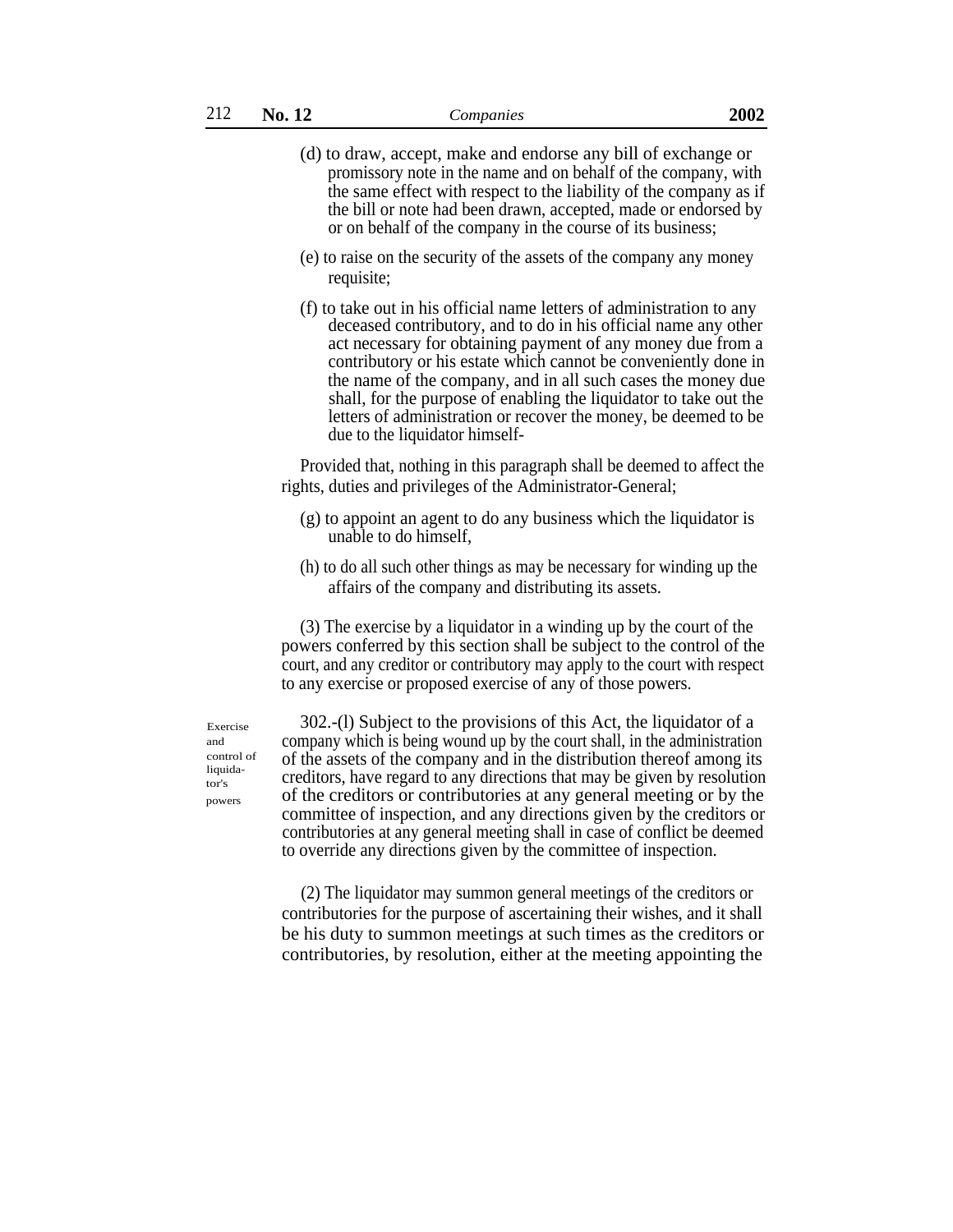(d) to draw, accept, make and endorse any bill of exchange or promissory note in the name and on behalf of the company, with the same effect with respect to the liability of the company as if the bill or note had been drawn, accepted, made or endorsed by or on behalf of the company in the course of its business;

(e) to raise on the security of the assets of the company any money requisite;

(f) to take out in his official name letters of administration to any deceased contributory, and to do in his official name any other act necessary for obtaining payment of any money due from a contributory or his estate which cannot be conveniently done in the name of the company, and in all such cases the money due shall, for the purpose of enabling the liquidator to take out the letters of administration or recover the money, be deemed to be due to the liquidator himself-

Provided that, nothing in this paragraph shall be deemed to affect the rights, duties and privileges of the Administrator-General;

(g) to appoint an agent to do any business which the liquidator is unable to do himself,

(h) to do all such other things as may be necessary for winding up the affairs of the company and distributing its assets.

(3) The exercise by a liquidator in a winding up by the court of the powers conferred by this section shall be subject to the control of the court, and any creditor or contributory may apply to the court with respect to any exercise or proposed exercise of any of those powers.

Exercise and control of liquidator's powers

302.-(l) Subject to the provisions of this Act, the liquidator of a company which is being wound up by the court shall, in the administration of the assets of the company and in the distribution thereof among its creditors, have regard to any directions that may be given by resolution of the creditors or contributories at any general meeting or by the committee of inspection, and any directions given by the creditors or contributories at any general meeting shall in case of conflict be deemed to override any directions given by the committee of inspection.

(2) The liquidator may summon general meetings of the creditors or contributories for the purpose of ascertaining their wishes, and it shall be his duty to summon meetings at such times as the creditors or contributories, by resolution, either at the meeting appointing the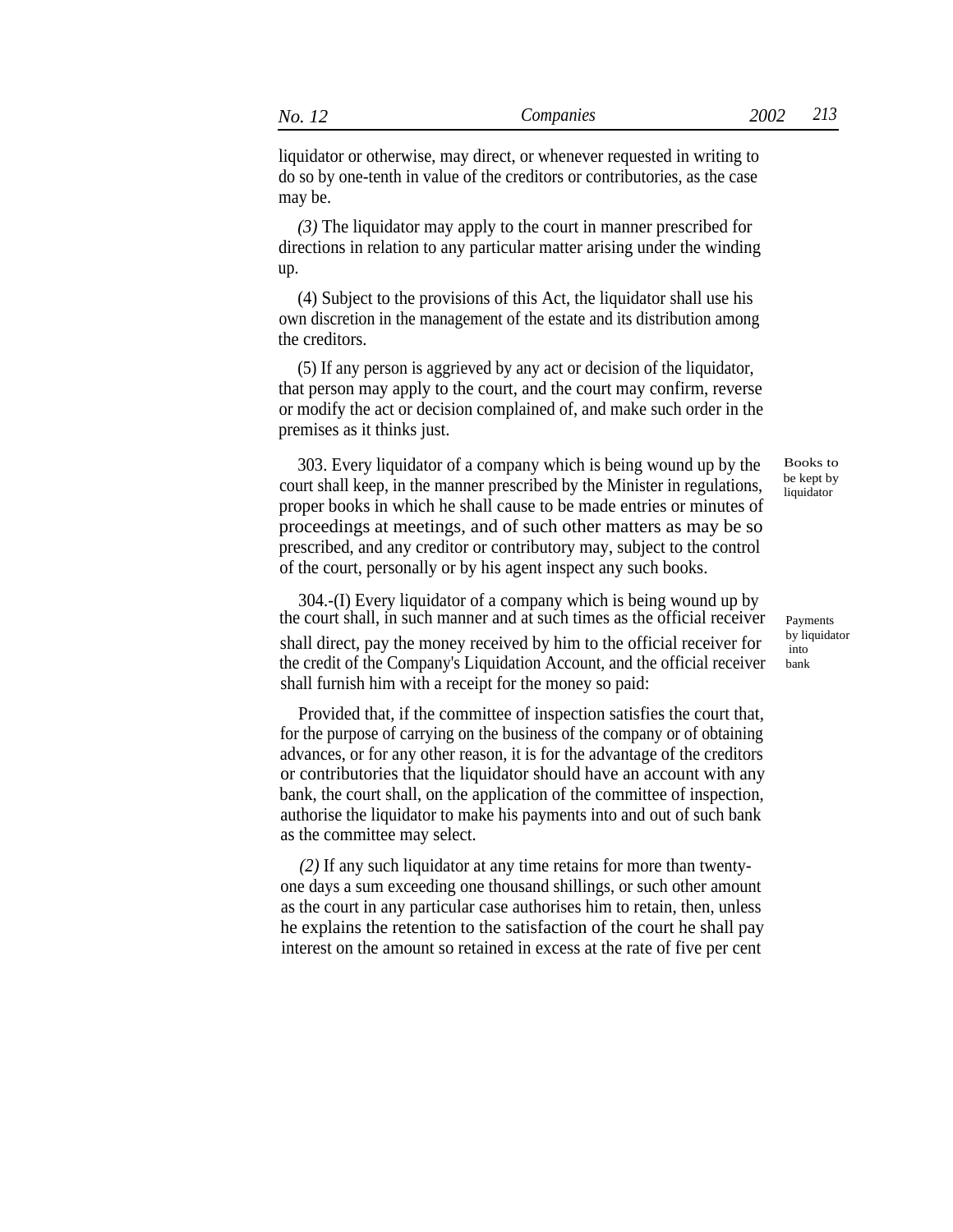liquidator or otherwise, may direct, or whenever requested in writing to do so by one-tenth in value of the creditors or contributories, as the case may be.

*(3)* The liquidator may apply to the court in manner prescribed for directions in relation to any particular matter arising under the winding up.

(4) Subject to the provisions of this Act, the liquidator shall use his own discretion in the management of the estate and its distribution among the creditors.

(5) If any person is aggrieved by any act or decision of the liquidator, that person may apply to the court, and the court may confirm, reverse or modify the act or decision complained of, and make such order in the premises as it thinks just.

Books to be kept by liquidator

303. Every liquidator of a company which is being wound up by the court shall keep, in the manner prescribed by the Minister in regulations, proper books in which he shall cause to be made entries or minutes of proceedings at meetings, and of such other matters as may be so prescribed, and any creditor or contributory may, subject to the control of the court, personally or by his agent inspect any such books.

Payments by liquidator into bank

304.-(I) Every liquidator of a company which is being wound up by the court shall, in such manner and at such times as the official receiver shall direct, pay the money received by him to the official receiver for the credit of the Company's Liquidation Account, and the official receiver shall furnish him with a receipt for the money so paid:

Provided that, if the committee of inspection satisfies the court that, for the purpose of carrying on the business of the company or of obtaining advances, or for any other reason, it is for the advantage of the creditors or contributories that the liquidator should have an account with any bank, the court shall, on the application of the committee of inspection, authorise the liquidator to make his payments into and out of such bank as the committee may select.

*(2)* If any such liquidator at any time retains for more than twenty-one days a sum exceeding one thousand shillings, or such other amount as the court in any particular case authorises him to retain, then, unless he explains the retention to the satisfaction of the court he shall pay interest on the amount so retained in excess at the rate of five per cent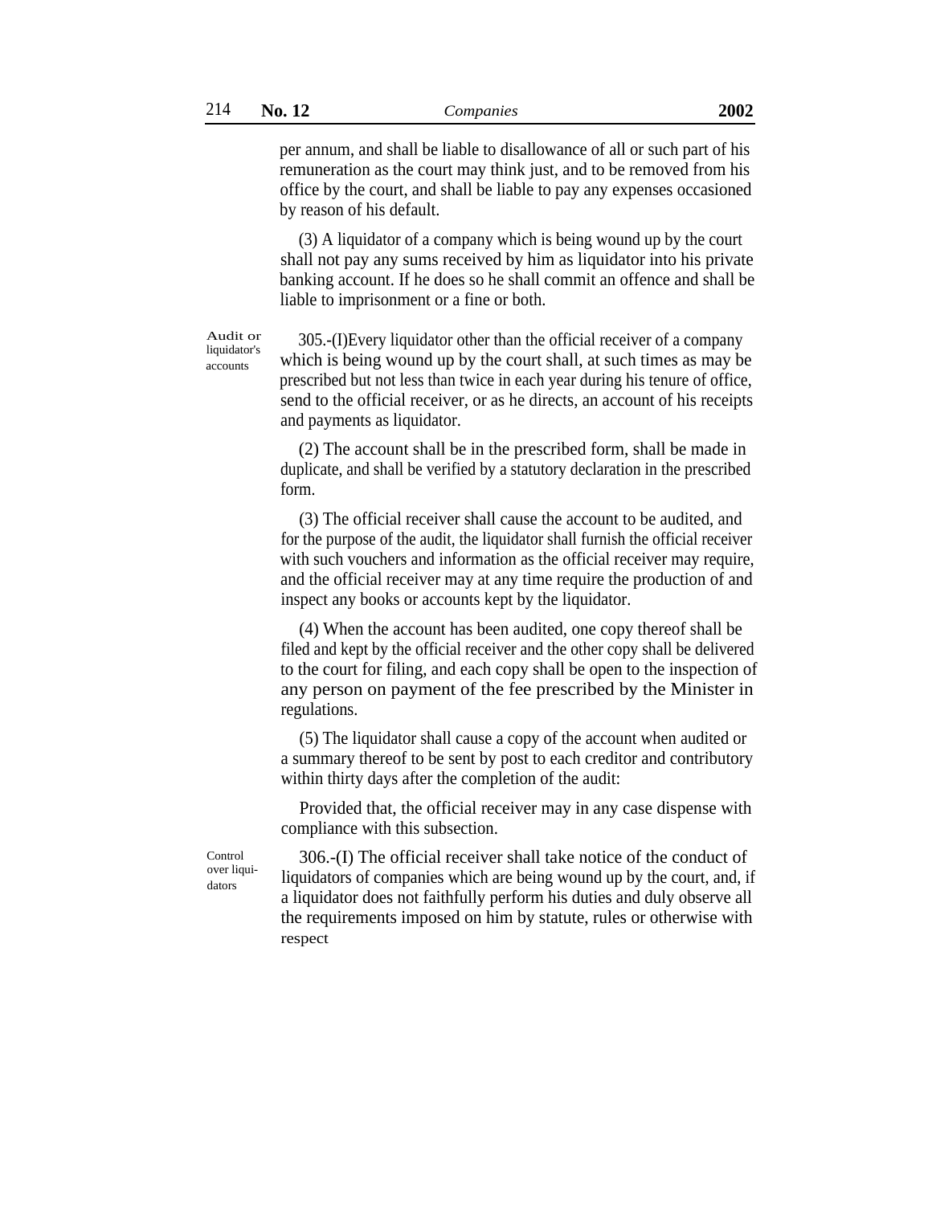per annum, and shall be liable to disallowance of all or such part of his remuneration as the court may think just, and to be removed from his office by the court, and shall be liable to pay any expenses occasioned by reason of his default.

(3) A liquidator of a company which is being wound up by the court shall not pay any sums received by him as liquidator into his private banking account. If he does so he shall commit an offence and shall be liable to imprisonment or a fine or both.

Audit or liquidator's accounts

305.-(I)Every liquidator other than the official receiver of a company which is being wound up by the court shall, at such times as may be prescribed but not less than twice in each year during his tenure of office, send to the official receiver, or as he directs, an account of his receipts and payments as liquidator.

(2) The account shall be in the prescribed form, shall be made in duplicate, and shall be verified by a statutory declaration in the prescribed form.

(3) The official receiver shall cause the account to be audited, and for the purpose of the audit, the liquidator shall furnish the official receiver with such vouchers and information as the official receiver may require, and the official receiver may at any time require the production of and inspect any books or accounts kept by the liquidator.

(4) When the account has been audited, one copy thereof shall be filed and kept by the official receiver and the other copy shall be delivered to the court for filing, and each copy shall be open to the inspection of any person on payment of the fee prescribed by the Minister in regulations.

(5) The liquidator shall cause a copy of the account when audited or a summary thereof to be sent by post to each creditor and contributory within thirty days after the completion of the audit:

Provided that, the official receiver may in any case dispense with compliance with this subsection.

Control over liquidators

306.-(I) The official receiver shall take notice of the conduct of liquidators of companies which are being wound up by the court, and, if a liquidator does not faithfully perform his duties and duly observe all the requirements imposed on him by statute, rules or otherwise with respect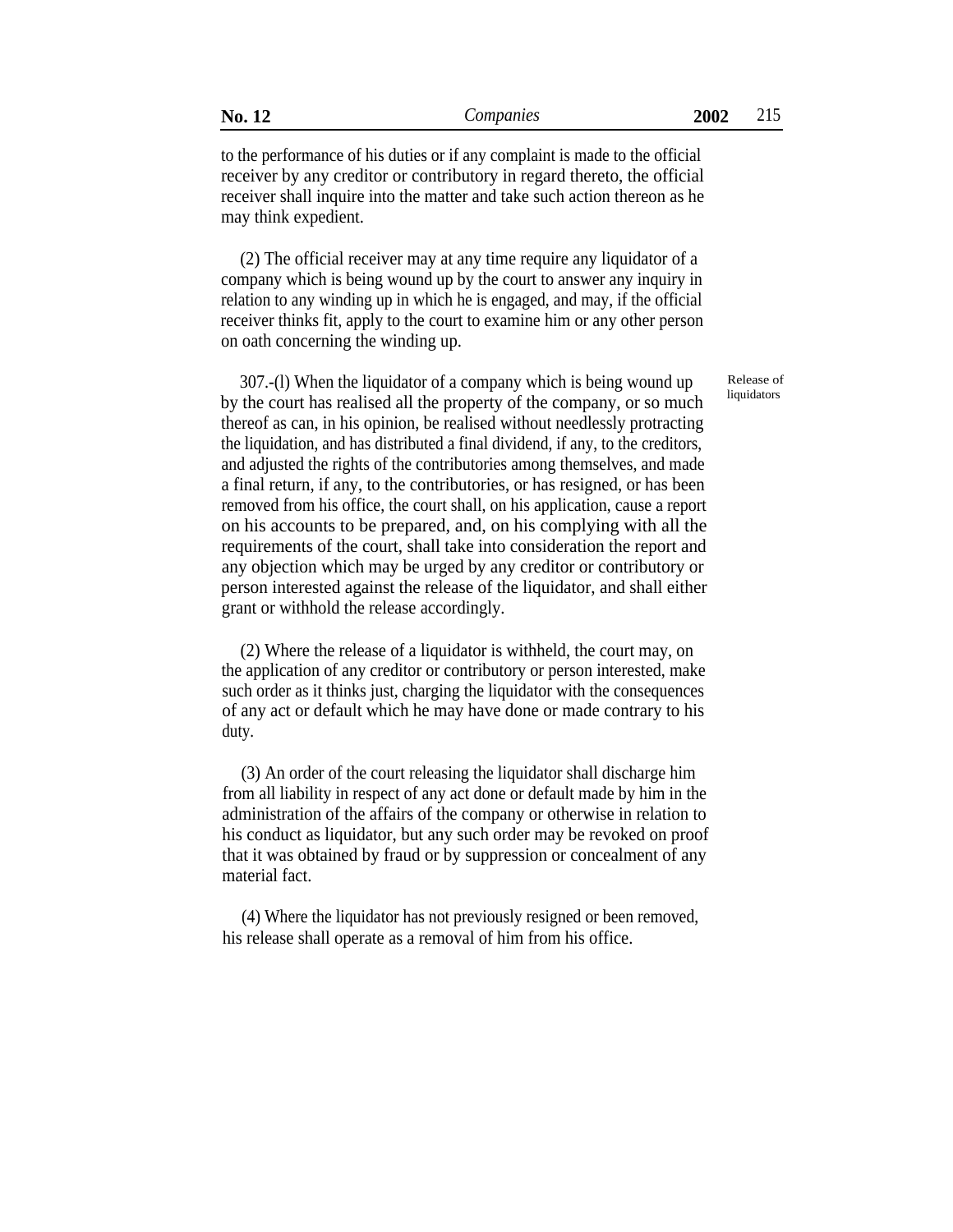to the performance of his duties or if any complaint is made to the official receiver by any creditor or contributory in regard thereto, the official receiver shall inquire into the matter and take such action thereon as he may think expedient.

(2) The official receiver may at any time require any liquidator of a company which is being wound up by the court to answer any inquiry in relation to any winding up in which he is engaged, and may, if the official receiver thinks fit, apply to the court to examine him or any other person on oath concerning the winding up.

Release of liquidators

307.-(l) When the liquidator of a company which is being wound up by the court has realised all the property of the company, or so much thereof as can, in his opinion, be realised without needlessly protracting the liquidation, and has distributed a final dividend, if any, to the creditors, and adjusted the rights of the contributories among themselves, and made a final return, if any, to the contributories, or has resigned, or has been removed from his office, the court shall, on his application, cause a report on his accounts to be prepared, and, on his complying with all the requirements of the court, shall take into consideration the report and any objection which may be urged by any creditor or contributory or person interested against the release of the liquidator, and shall either grant or withhold the release accordingly.

(2) Where the release of a liquidator is withheld, the court may, on the application of any creditor or contributory or person interested, make such order as it thinks just, charging the liquidator with the consequences of any act or default which he may have done or made contrary to his duty.

(3) An order of the court releasing the liquidator shall discharge him from all liability in respect of any act done or default made by him in the administration of the affairs of the company or otherwise in relation to his conduct as liquidator, but any such order may be revoked on proof that it was obtained by fraud or by suppression or concealment of any material fact.

(4) Where the liquidator has not previously resigned or been removed, his release shall operate as a removal of him from his office.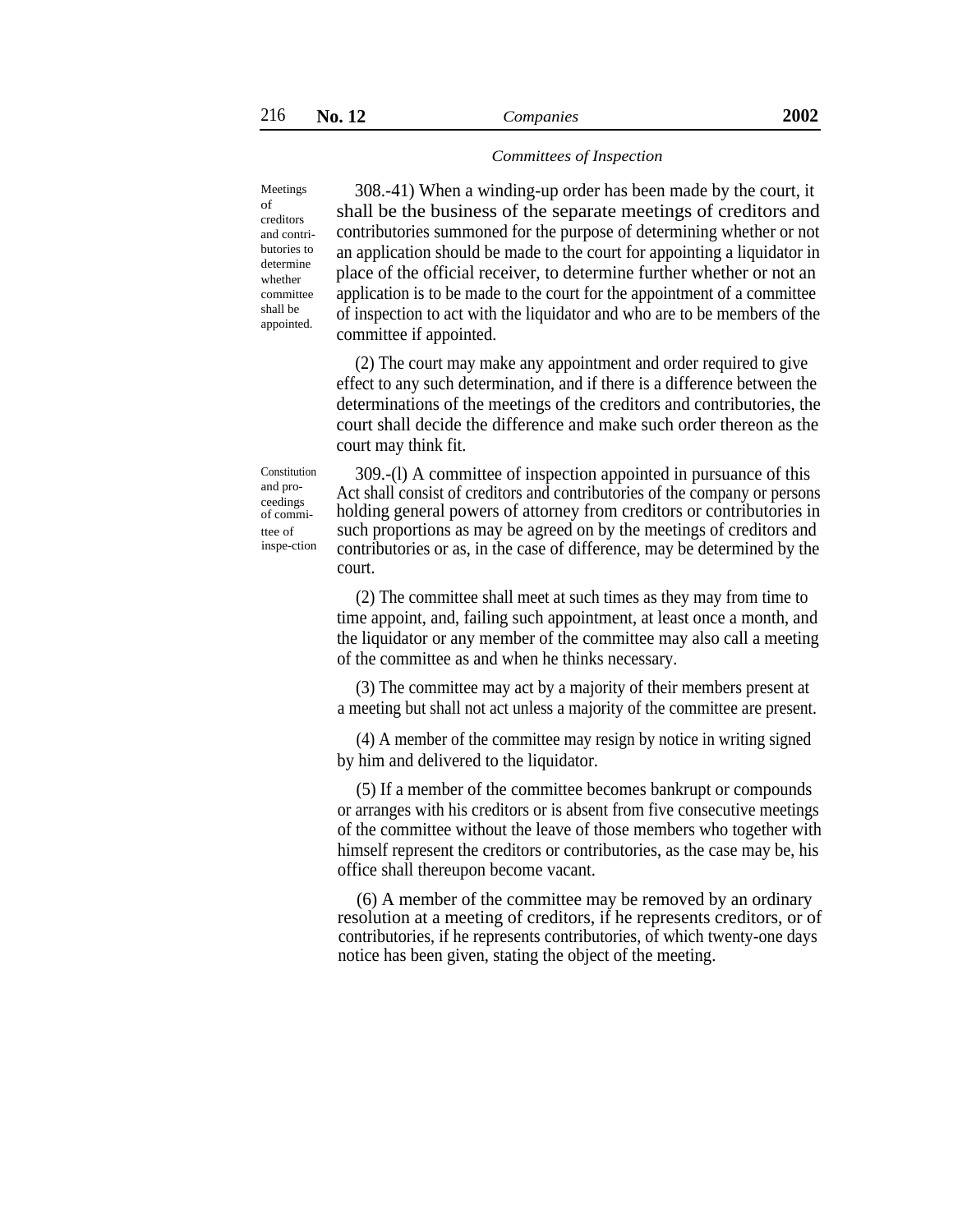### *Committees of Inspection*

Meetings of creditors and contributories to determine whether committee shall be appointed.

308.-41) When a winding-up order has been made by the court, it shall be the business of the separate meetings of creditors and contributories summoned for the purpose of determining whether or not an application should be made to the court for appointing a liquidator in place of the official receiver, to determine further whether or not an application is to be made to the court for the appointment of a committee of inspection to act with the liquidator and who are to be members of the committee if appointed.

(2) The court may make any appointment and order required to give effect to any such determination, and if there is a difference between the determinations of the meetings of the creditors and contributories, the court shall decide the difference and make such order thereon as the court may think fit.

Constitution and proceedings of committee of inspection

309.-(l) A committee of inspection appointed in pursuance of this Act shall consist of creditors and contributories of the company or persons holding general powers of attorney from creditors or contributories in such proportions as may be agreed on by the meetings of creditors and contributories or as, in the case of difference, may be determined by the court.

(2) The committee shall meet at such times as they may from time to time appoint, and, failing such appointment, at least once a month, and the liquidator or any member of the committee may also call a meeting of the committee as and when he thinks necessary.

(3) The committee may act by a majority of their members present at a meeting but shall not act unless a majority of the committee are present.

(4) A member of the committee may resign by notice in writing signed by him and delivered to the liquidator.

(5) If a member of the committee becomes bankrupt or compounds or arranges with his creditors or is absent from five consecutive meetings of the committee without the leave of those members who together with himself represent the creditors or contributories, as the case may be, his office shall thereupon become vacant.

(6) A member of the committee may be removed by an ordinary resolution at a meeting of creditors, if he represents creditors, or of contributories, if he represents contributories, of which twenty-one days notice has been given, stating the object of the meeting.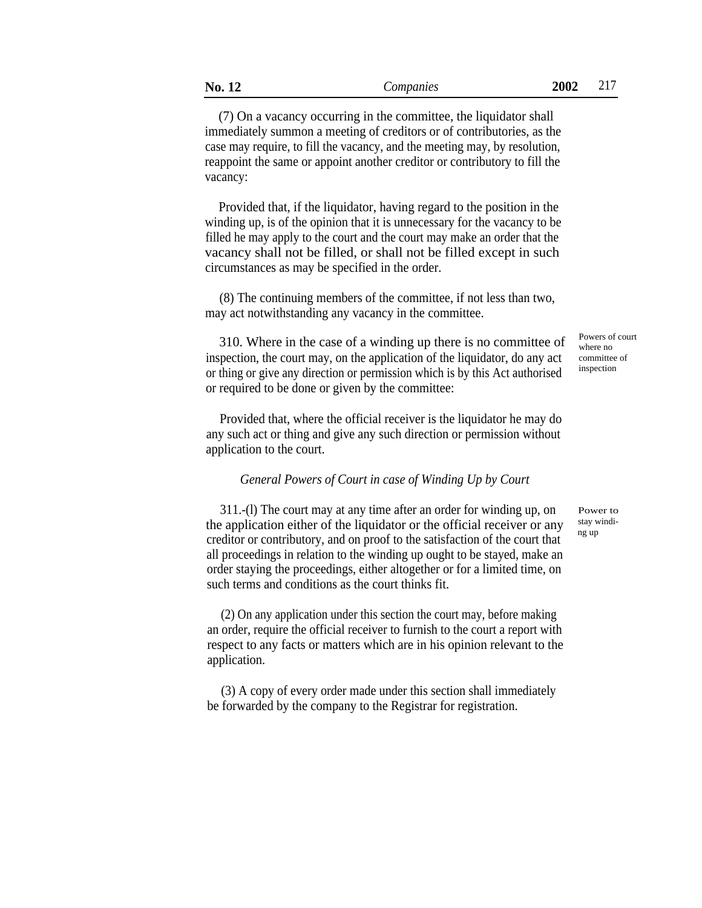(7) On a vacancy occurring in the committee, the liquidator shall immediately summon a meeting of creditors or of contributories, as the case may require, to fill the vacancy, and the meeting may, by resolution, reappoint the same or appoint another creditor or contributory to fill the vacancy:

Provided that, if the liquidator, having regard to the position in the winding up, is of the opinion that it is unnecessary for the vacancy to be filled he may apply to the court and the court may make an order that the vacancy shall not be filled, or shall not be filled except in such circumstances as may be specified in the order.

(8) The continuing members of the committee, if not less than two, may act notwithstanding any vacancy in the committee.

Powers of court where no committee of inspection

310. Where in the case of a winding up there is no committee of inspection, the court may, on the application of the liquidator, do any act or thing or give any direction or permission which is by this Act authorised or required to be done or given by the committee:

Provided that, where the official receiver is the liquidator he may do any such act or thing and give any such direction or permission without application to the court.

### *General Powers of Court in case of Winding Up by Court*

Power to stay winding up

311.-(l) The court may at any time after an order for winding up, on the application either of the liquidator or the official receiver or any creditor or contributory, and on proof to the satisfaction of the court that all proceedings in relation to the winding up ought to be stayed, make an order staying the proceedings, either altogether or for a limited time, on such terms and conditions as the court thinks fit.

(2) On any application under this section the court may, before making an order, require the official receiver to furnish to the court a report with respect to any facts or matters which are in his opinion relevant to the application.

(3) A copy of every order made under this section shall immediately be forwarded by the company to the Registrar for registration.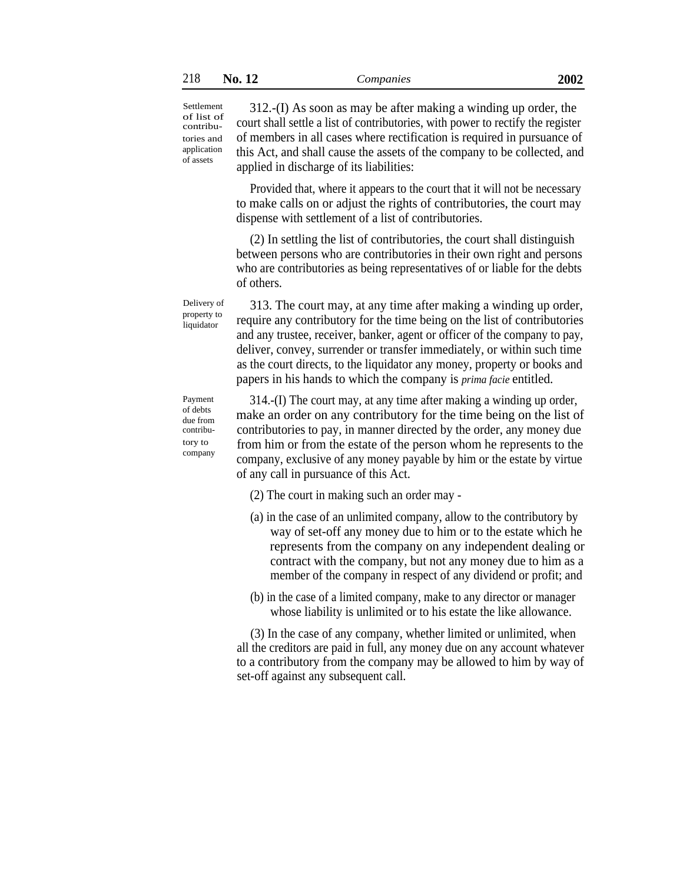Settlement of list of contributories and application of assets

312.-(I) As soon as may be after making a winding up order, the court shall settle a list of contributories, with power to rectify the register of members in all cases where rectification is required in pursuance of this Act, and shall cause the assets of the company to be collected, and applied in discharge of its liabilities:

Provided that, where it appears to the court that it will not be necessary to make calls on or adjust the rights of contributories, the court may dispense with settlement of a list of contributories.

(2) In settling the list of contributories, the court shall distinguish between persons who are contributories in their own right and persons who are contributories as being representatives of or liable for the debts of others.

Delivery of property to liquidator

313. The court may, at any time after making a winding up order, require any contributory for the time being on the list of contributories and any trustee, receiver, banker, agent or officer of the company to pay, deliver, convey, surrender or transfer immediately, or within such time as the court directs, to the liquidator any money, property or books and papers in his hands to which the company is *prima facie* entitled.

Payment of debts due from contributory to company

314.-(I) The court may, at any time after making a winding up order, make an order on any contributory for the time being on the list of contributories to pay, in manner directed by the order, any money due from him or from the estate of the person whom he represents to the company, exclusive of any money payable by him or the estate by virtue of any call in pursuance of this Act.

(2) The court in making such an order may -

(a) in the case of an unlimited company, allow to the contributory by way of set-off any money due to him or to the estate which he represents from the company on any independent dealing or contract with the company, but not any money due to him as a member of the company in respect of any dividend or profit; and

(b) in the case of a limited company, make to any director or manager whose liability is unlimited or to his estate the like allowance.

(3) In the case of any company, whether limited or unlimited, when all the creditors are paid in full, any money due on any account whatever to a contributory from the company may be allowed to him by way of set-off against any subsequent call.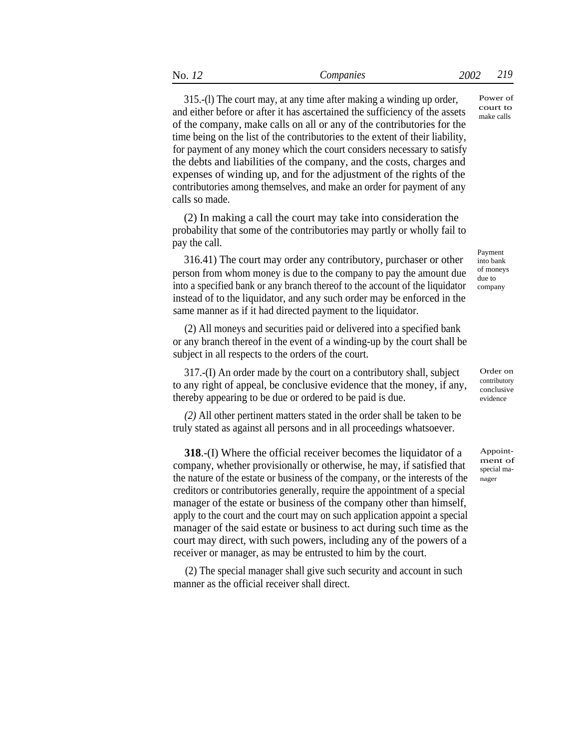Power of court to make calls

315.-(l) The court may, at any time after making a winding up order, and either before or after it has ascertained the sufficiency of the assets of the company, make calls on all or any of the contributories for the time being on the list of the contributories to the extent of their liability, for payment of any money which the court considers necessary to satisfy the debts and liabilities of the company, and the costs, charges and expenses of winding up, and for the adjustment of the rights of the contributories among themselves, and make an order for payment of any calls so made.

(2) In making a call the court may take into consideration the probability that some of the contributories may partly or wholly fail to pay the call.

Payment into bank of moneys due to company

316.41) The court may order any contributory, purchaser or other person from whom money is due to the company to pay the amount due into a specified bank or any branch thereof to the account of the liquidator instead of to the liquidator, and any such order may be enforced in the same manner as if it had directed payment to the liquidator.

(2) All moneys and securities paid or delivered into a specified bank or any branch thereof in the event of a winding-up by the court shall be subject in all respects to the orders of the court.

Order on contributory conclusive evidence

317.-(I) An order made by the court on a contributory shall, subject to any right of appeal, be conclusive evidence that the money, if any, thereby appearing to be due or ordered to be paid is due.

*(2)* All other pertinent matters stated in the order shall be taken to be truly stated as against all persons and in all proceedings whatsoever.

Appointment of special manager

**318**.-(I) Where the official receiver becomes the liquidator of a company, whether provisionally or otherwise, he may, if satisfied that the nature of the estate or business of the company, or the interests of the creditors or contributories generally, require the appointment of a special manager of the estate or business of the company other than himself, apply to the court and the court may on such application appoint a special manager of the said estate or business to act during such time as the court may direct, with such powers, including any of the powers of a receiver or manager, as may be entrusted to him by the court.

(2) The special manager shall give such security and account in such manner as the official receiver shall direct.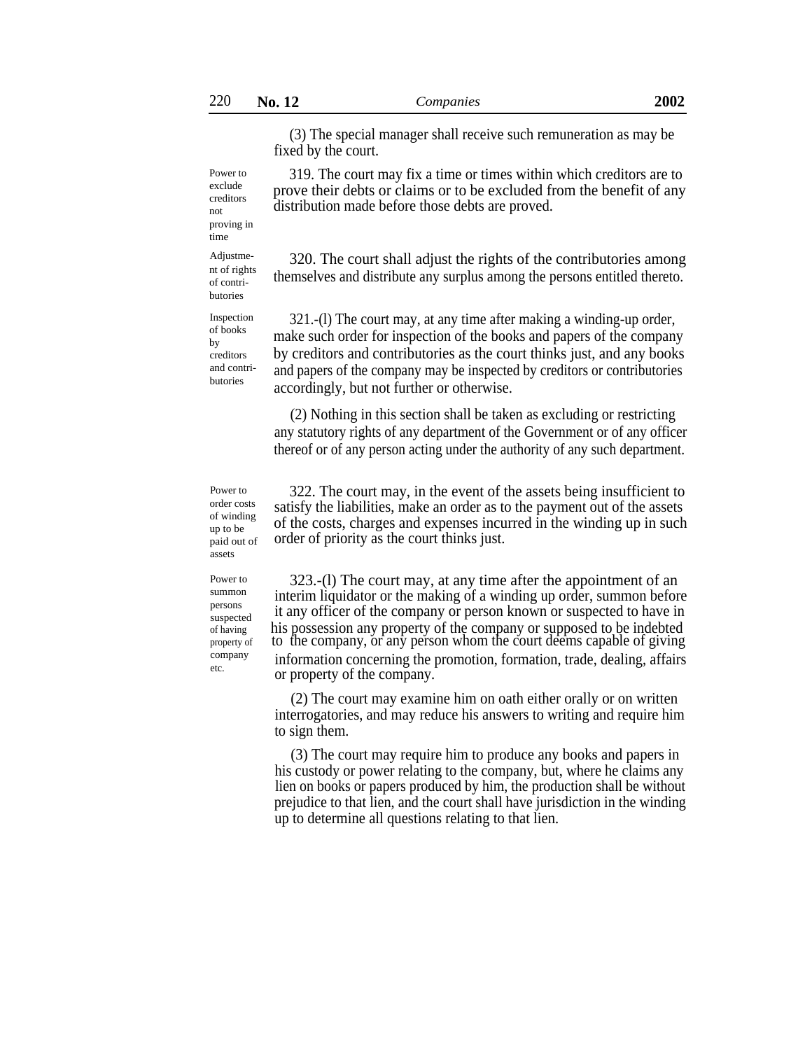(3) The special manager shall receive such remuneration as may be fixed by the court.

Power to exclude creditors not proving in time

319. The court may fix a time or times within which creditors are to prove their debts or claims or to be excluded from the benefit of any distribution made before those debts are proved.

Adjustment of rights of contributories

320. The court shall adjust the rights of the contributories among themselves and distribute any surplus among the persons entitled thereto.

Inspection of books by creditors and contributories

321.-(l) The court may, at any time after making a winding-up order, make such order for inspection of the books and papers of the company by creditors and contributories as the court thinks just, and any books and papers of the company may be inspected by creditors or contributories accordingly, but not further or otherwise.

(2) Nothing in this section shall be taken as excluding or restricting any statutory rights of any department of the Government or of any officer thereof or of any person acting under the authority of any such department.

Power to order costs of winding up to be paid out of assets

322. The court may, in the event of the assets being insufficient to satisfy the liabilities, make an order as to the payment out of the assets of the costs, charges and expenses incurred in the winding up in such order of priority as the court thinks just.

Power to summon persons suspected of having property of company etc.

323.-(l) The court may, at any time after the appointment of an interim liquidator or the making of a winding up order, summon before it any officer of the company or person known or suspected to have in his possession any property of the company or supposed to be indebted to the company, or any person whom the court deems capable of giving information concerning the promotion, formation, trade, dealing, affairs or property of the company.

(2) The court may examine him on oath either orally or on written interrogatories, and may reduce his answers to writing and require him to sign them.

(3) The court may require him to produce any books and papers in his custody or power relating to the company, but, where he claims any lien on books or papers produced by him, the production shall be without prejudice to that lien, and the court shall have jurisdiction in the winding up to determine all questions relating to that lien.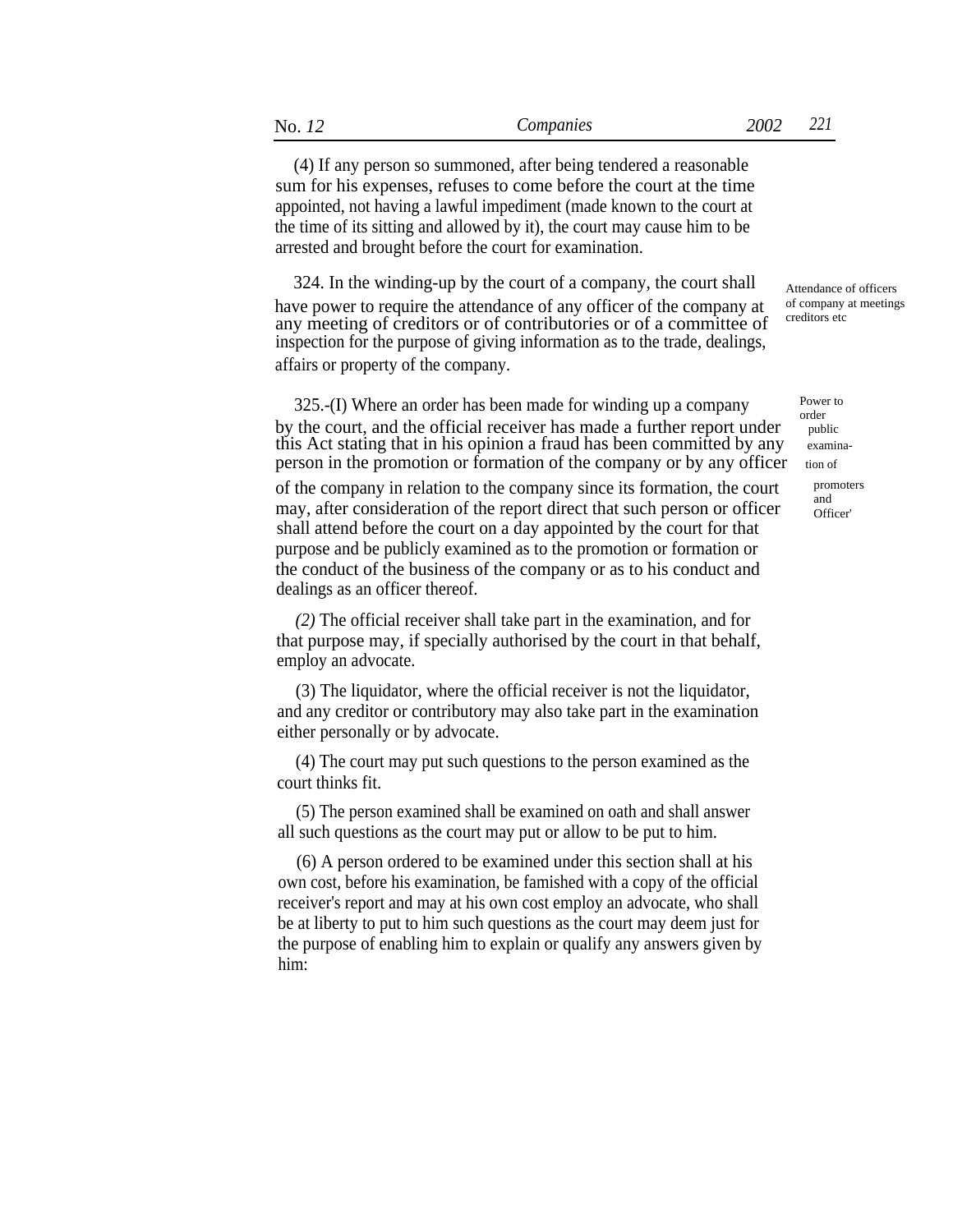(4) If any person so summoned, after being tendered a reasonable sum for his expenses, refuses to come before the court at the time appointed, not having a lawful impediment (made known to the court at the time of its sitting and allowed by it), the court may cause him to be arrested and brought before the court for examination.

Attendance of officers of company at meetings creditors etc

324. In the winding-up by the court of a company, the court shall have power to require the attendance of any officer of the company at any meeting of creditors or of contributories or of a committee of inspection for the purpose of giving information as to the trade, dealings, affairs or property of the company.

Power to order public examination of promoters and Officer'

325.-(I) Where an order has been made for winding up a company by the court, and the official receiver has made a further report under this Act stating that in his opinion a fraud has been committed by any person in the promotion or formation of the company or by any officer of the company in relation to the company since its formation, the court may, after consideration of the report direct that such person or officer shall attend before the court on a day appointed by the court for that purpose and be publicly examined as to the promotion or formation or the conduct of the business of the company or as to his conduct and dealings as an officer thereof.

*(2)* The official receiver shall take part in the examination, and for that purpose may, if specially authorised by the court in that behalf, employ an advocate.

(3) The liquidator, where the official receiver is not the liquidator, and any creditor or contributory may also take part in the examination either personally or by advocate.

(4) The court may put such questions to the person examined as the court thinks fit.

(5) The person examined shall be examined on oath and shall answer all such questions as the court may put or allow to be put to him.

(6) A person ordered to be examined under this section shall at his own cost, before his examination, be famished with a copy of the official receiver's report and may at his own cost employ an advocate, who shall be at liberty to put to him such questions as the court may deem just for the purpose of enabling him to explain or qualify any answers given by him: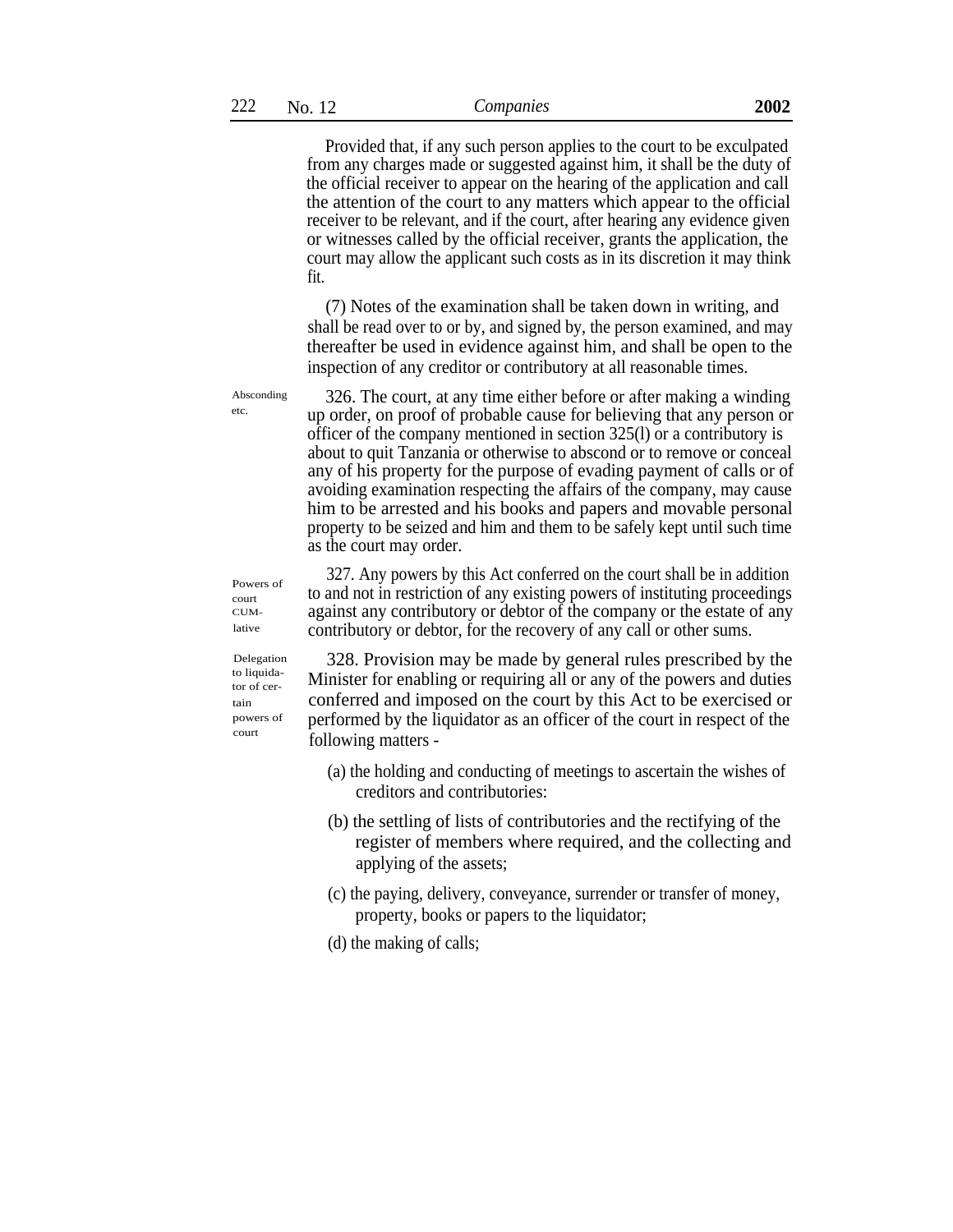Provided that, if any such person applies to the court to be exculpated from any charges made or suggested against him, it shall be the duty of the official receiver to appear on the hearing of the application and call the attention of the court to any matters which appear to the official receiver to be relevant, and if the court, after hearing any evidence given or witnesses called by the official receiver, grants the application, the court may allow the applicant such costs as in its discretion it may think fit.

(7) Notes of the examination shall be taken down in writing, and shall be read over to or by, and signed by, the person examined, and may thereafter be used in evidence against him, and shall be open to the inspection of any creditor or contributory at all reasonable times.

Absconding etc.

326. The court, at any time either before or after making a winding up order, on proof of probable cause for believing that any person or officer of the company mentioned in section 325(l) or a contributory is about to quit Tanzania or otherwise to abscond or to remove or conceal any of his property for the purpose of evading payment of calls or of avoiding examination respecting the affairs of the company, may cause him to be arrested and his books and papers and movable personal property to be seized and him and them to be safely kept until such time as the court may order.

Powers of court cumulative

327. Any powers by this Act conferred on the court shall be in addition to and not in restriction of any existing powers of instituting proceedings against any contributory or debtor of the company or the estate of any contributory or debtor, for the recovery of any call or other sums.

Delegation to liquidator of certain powers of court

328. Provision may be made by general rules prescribed by the Minister for enabling or requiring all or any of the powers and duties conferred and imposed on the court by this Act to be exercised or performed by the liquidator as an officer of the court in respect of the following matters -

(a) the holding and conducting of meetings to ascertain the wishes of creditors and contributories:

(b) the settling of lists of contributories and the rectifying of the register of members where required, and the collecting and applying of the assets;

(c) the paying, delivery, conveyance, surrender or transfer of money, property, books or papers to the liquidator;

(d) the making of calls;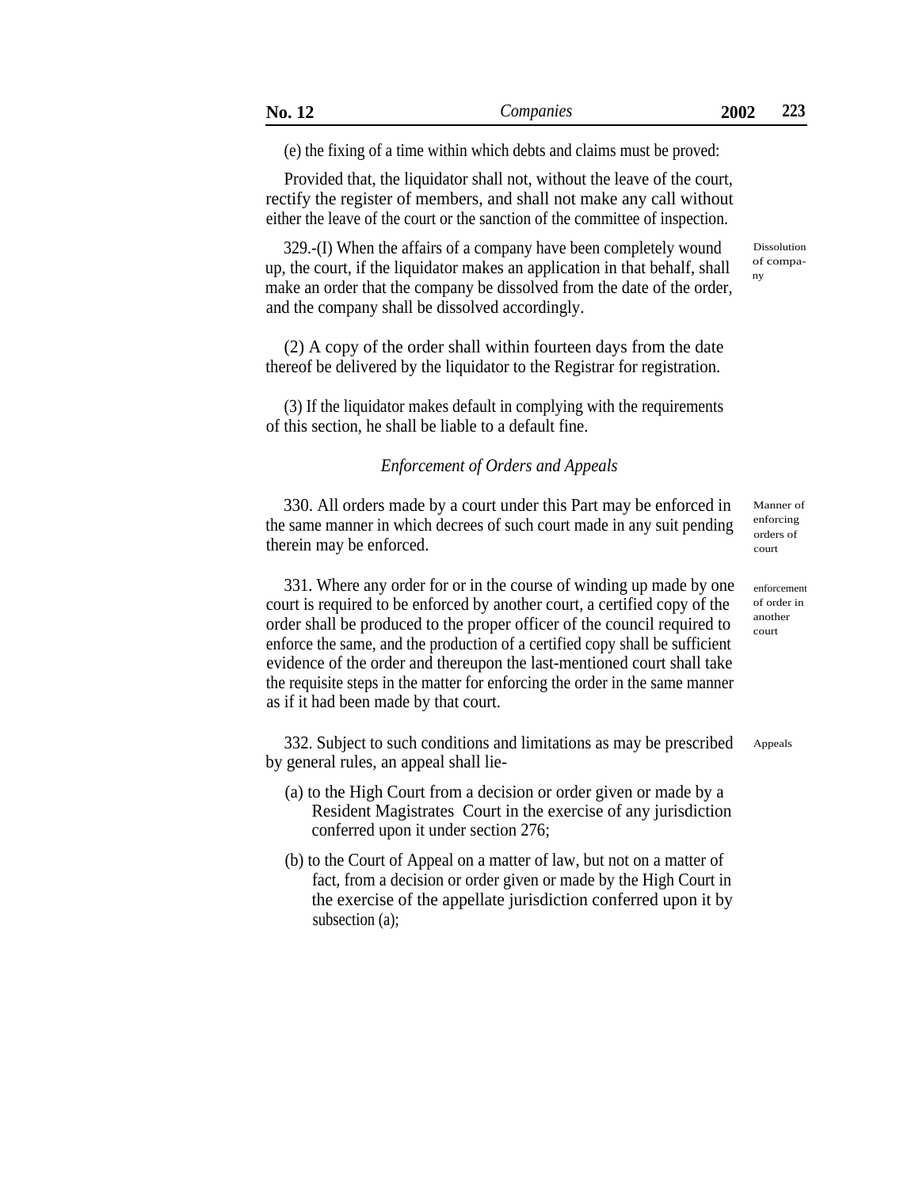(e) the fixing of a time within which debts and claims must be proved:

Provided that, the liquidator shall not, without the leave of the court, rectify the register of members, and shall not make any call without either the leave of the court or the sanction of the committee of inspection.

Dissolution of company

329.-(I) When the affairs of a company have been completely wound up, the court, if the liquidator makes an application in that behalf, shall make an order that the company be dissolved from the date of the order, and the company shall be dissolved accordingly.

(2) A copy of the order shall within fourteen days from the date thereof be delivered by the liquidator to the Registrar for registration.

(3) If the liquidator makes default in complying with the requirements of this section, he shall be liable to a default fine.

*Enforcement of Orders and Appeals*

Manner of enforcing orders of court

330. All orders made by a court under this Part may be enforced in the same manner in which decrees of such court made in any suit pending therein may be enforced.

enforcement of order in another court

331. Where any order for or in the course of winding up made by one court is required to be enforced by another court, a certified copy of the order shall be produced to the proper officer of the council required to enforce the same, and the production of a certified copy shall be sufficient evidence of the order and thereupon the last-mentioned court shall take the requisite steps in the matter for enforcing the order in the same manner as if it had been made by that court.

Appeals

332. Subject to such conditions and limitations as may be prescribed by general rules, an appeal shall lie-

(a) to the High Court from a decision or order given or made by a Resident Magistrates Court in the exercise of any jurisdiction conferred upon it under section 276;

(b) to the Court of Appeal on a matter of law, but not on a matter of fact, from a decision or order given or made by the High Court in the exercise of the appellate jurisdiction conferred upon it by subsection (a);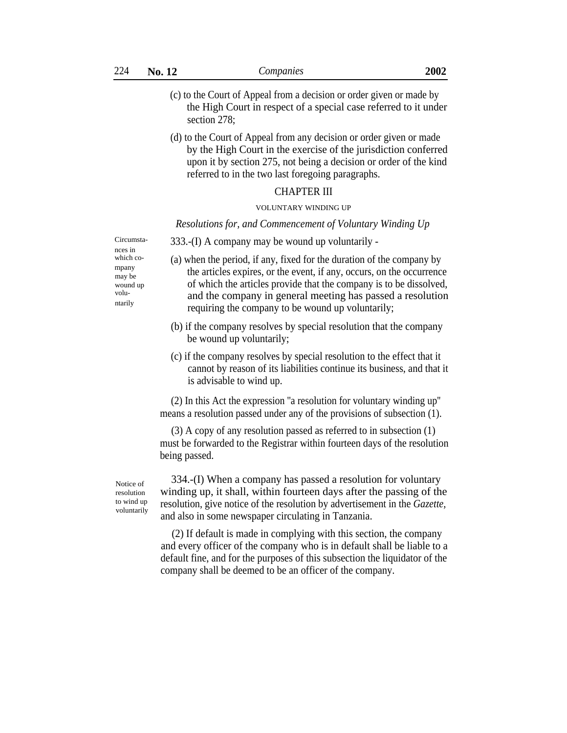(c) to the Court of Appeal from a decision or order given or made by the High Court in respect of a special case referred to it under section 278;

(d) to the Court of Appeal from any decision or order given or made by the High Court in the exercise of the jurisdiction conferred upon it by section 275, not being a decision or order of the kind referred to in the two last foregoing paragraphs.

## CHAPTER III

### VOLUNTARY WINDING UP

*Resolutions for, and Commencement of Voluntary Winding Up*

Circumstances in which company may be wound up voluntarily

333.-(I) A company may be wound up voluntarily -

(a) when the period, if any, fixed for the duration of the company by the articles expires, or the event, if any, occurs, on the occurrence of which the articles provide that the company is to be dissolved, and the company in general meeting has passed a resolution requiring the company to be wound up voluntarily;

(b) if the company resolves by special resolution that the company be wound up voluntarily;

(c) if the company resolves by special resolution to the effect that it cannot by reason of its liabilities continue its business, and that it is advisable to wind up.

(2) In this Act the expression "a resolution for voluntary winding up" means a resolution passed under any of the provisions of subsection (1).

(3) A copy of any resolution passed as referred to in subsection (1) must be forwarded to the Registrar within fourteen days of the resolution being passed.

Notice of resolution to wind up voluntarily

334.-(I) When a company has passed a resolution for voluntary winding up, it shall, within fourteen days after the passing of the resolution, give notice of the resolution by advertisement in the *Gazette*, and also in some newspaper circulating in Tanzania.

(2) If default is made in complying with this section, the company and every officer of the company who is in default shall be liable to a default fine, and for the purposes of this subsection the liquidator of the company shall be deemed to be an officer of the company.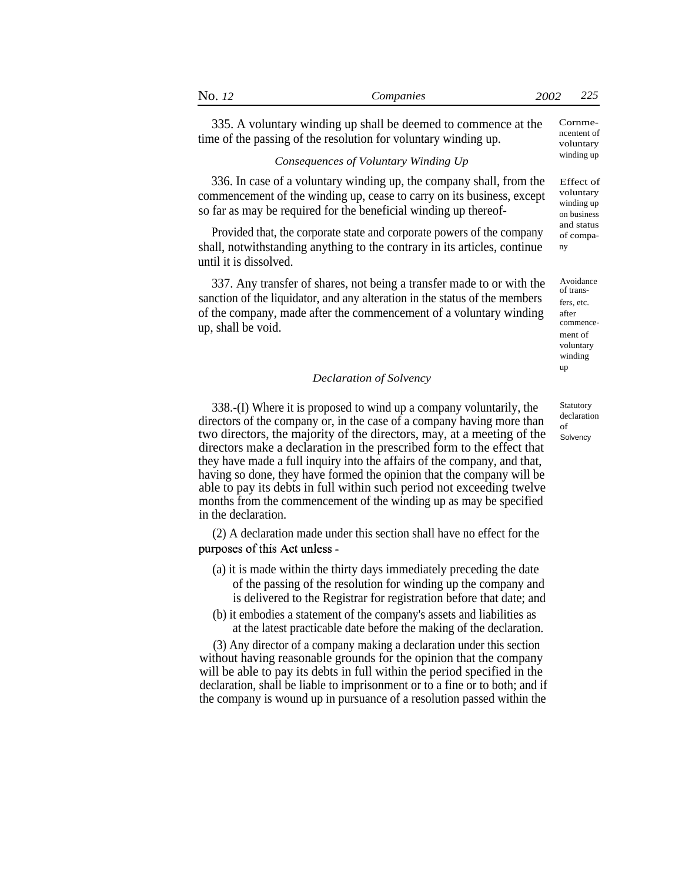335. A voluntary winding up shall be deemed to commence at the time of the passing of the resolution for voluntary winding up.

Cornmencentent of voluntary winding up

*Consequences of Voluntary Winding Up*

336. In case of a voluntary winding up, the company shall, from the commencement of the winding up, cease to carry on its business, except so far as may be required for the beneficial winding up thereof-

Effect of voluntary winding up on business and status of company

Provided that, the corporate state and corporate powers of the company shall, notwithstanding anything to the contrary in its articles, continue until it is dissolved.

337. Any transfer of shares, not being a transfer made to or with the sanction of the liquidator, and any alteration in the status of the members of the company, made after the commencement of a voluntary winding up, shall be void.

Avoidance of transfers, etc. after commencement of voluntary winding up

*Declaration of Solvency*

338.-(I) Where it is proposed to wind up a company voluntarily, the directors of the company or, in the case of a company having more than two directors, the majority of the directors, may, at a meeting of the directors make a declaration in the prescribed form to the effect that they have made a full inquiry into the affairs of the company, and that, having so done, they have formed the opinion that the company will be able to pay its debts in full within such period not exceeding twelve months from the commencement of the winding up as may be specified in the declaration.

Statutory declaration of Solvency

(2) A declaration made under this section shall have no effect for the purposes of this Act unless -

(a) it is made within the thirty days immediately preceding the date of the passing of the resolution for winding up the company and is delivered to the Registrar for registration before that date; and

(b) it embodies a statement of the company's assets and liabilities as at the latest practicable date before the making of the declaration.

(3) Any director of a company making a declaration under this section without having reasonable grounds for the opinion that the company will be able to pay its debts in full within the period specified in the declaration, shall be liable to imprisonment or to a fine or to both; and if the company is wound up in pursuance of a resolution passed within the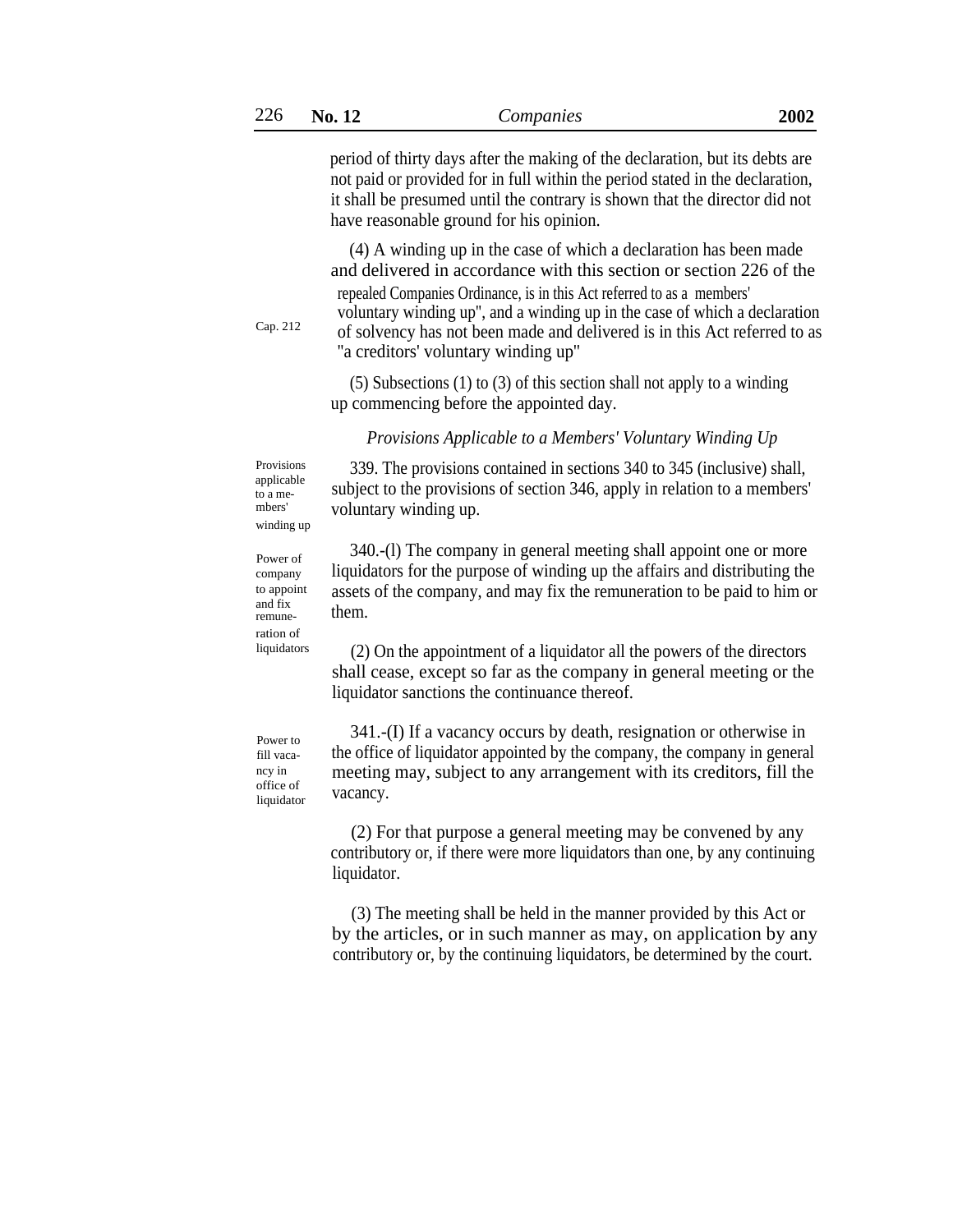period of thirty days after the making of the declaration, but its debts are not paid or provided for in full within the period stated in the declaration, it shall be presumed until the contrary is shown that the director did not have reasonable ground for his opinion.

(4) A winding up in the case of which a declaration has been made and delivered in accordance with this section or section 226 of the repealed Companies Ordinance, is in this Act referred to as a members' voluntary winding up", and a winding up in the case of which a declaration of solvency has not been made and delivered is in this Act referred to as "a creditors' voluntary winding up"

Cap. 212

(5) Subsections (1) to (3) of this section shall not apply to a winding up commencing before the appointed day.

*Provisions Applicable to a Members' Voluntary Winding Up*

Provisions applicable to a members' winding up

339. The provisions contained in sections 340 to 345 (inclusive) shall, subject to the provisions of section 346, apply in relation to a members' voluntary winding up.

Power of company to appoint and fix remuneration of liquidators

340.-(l) The company in general meeting shall appoint one or more liquidators for the purpose of winding up the affairs and distributing the assets of the company, and may fix the remuneration to be paid to him or them.

(2) On the appointment of a liquidator all the powers of the directors shall cease, except so far as the company in general meeting or the liquidator sanctions the continuance thereof.

Power to fill vacancy in office of liquidator

341.-(I) If a vacancy occurs by death, resignation or otherwise in the office of liquidator appointed by the company, the company in general meeting may, subject to any arrangement with its creditors, fill the vacancy.

(2) For that purpose a general meeting may be convened by any contributory or, if there were more liquidators than one, by any continuing liquidator.

(3) The meeting shall be held in the manner provided by this Act or by the articles, or in such manner as may, on application by any contributory or, by the continuing liquidators, be determined by the court.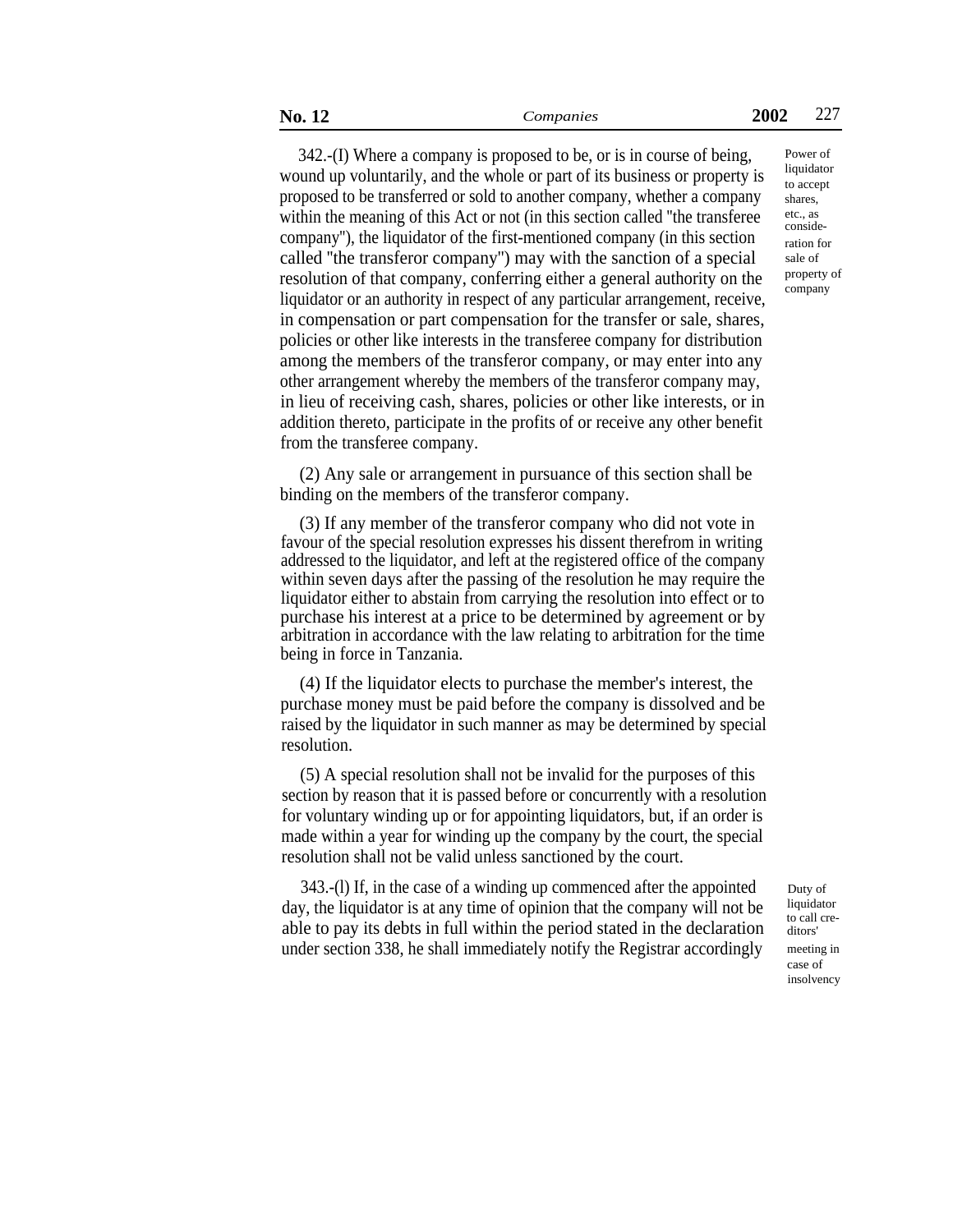342.-(I) Where a company is proposed to be, or is in course of being, wound up voluntarily, and the whole or part of its business or property is proposed to be transferred or sold to another company, whether a company within the meaning of this Act or not (in this section called "the transferee company"), the liquidator of the first-mentioned company (in this section called "the transferor company") may with the sanction of a special resolution of that company, conferring either a general authority on the liquidator or an authority in respect of any particular arrangement, receive, in compensation or part compensation for the transfer or sale, shares, policies or other like interests in the transferee company for distribution among the members of the transferor company, or may enter into any other arrangement whereby the members of the transferor company may, in lieu of receiving cash, shares, policies or other like interests, or in addition thereto, participate in the profits of or receive any other benefit from the transferee company.

Power of liquidator to accept shares, etc., as consideration for sale of property of company

(2) Any sale or arrangement in pursuance of this section shall be binding on the members of the transferor company.

(3) If any member of the transferor company who did not vote in favour of the special resolution expresses his dissent therefrom in writing addressed to the liquidator, and left at the registered office of the company within seven days after the passing of the resolution he may require the liquidator either to abstain from carrying the resolution into effect or to purchase his interest at a price to be determined by agreement or by arbitration in accordance with the law relating to arbitration for the time being in force in Tanzania.

(4) If the liquidator elects to purchase the member's interest, the purchase money must be paid before the company is dissolved and be raised by the liquidator in such manner as may be determined by special resolution.

(5) A special resolution shall not be invalid for the purposes of this section by reason that it is passed before or concurrently with a resolution for voluntary winding up or for appointing liquidators, but, if an order is made within a year for winding up the company by the court, the special resolution shall not be valid unless sanctioned by the court.

343.-(l) If, in the case of a winding up commenced after the appointed day, the liquidator is at any time of opinion that the company will not be able to pay its debts in full within the period stated in the declaration under section 338, he shall immediately notify the Registrar accordingly

Duty of liquidator to call creditors' meeting in case of insolvency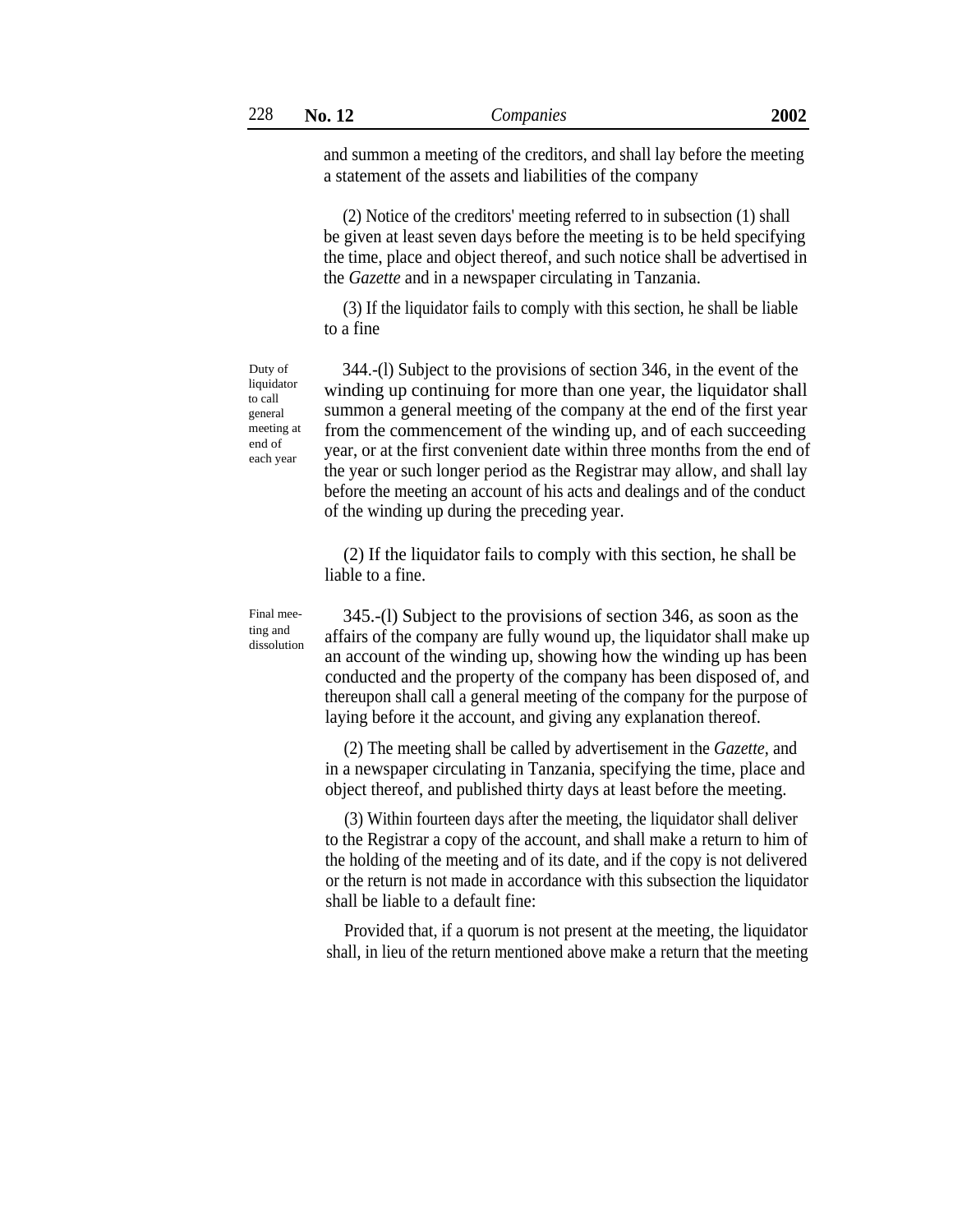and summon a meeting of the creditors, and shall lay before the meeting a statement of the assets and liabilities of the company

(2) Notice of the creditors' meeting referred to in subsection (1) shall be given at least seven days before the meeting is to be held specifying the time, place and object thereof, and such notice shall be advertised in the *Gazette* and in a newspaper circulating in Tanzania.

(3) If the liquidator fails to comply with this section, he shall be liable to a fine

Duty of liquidator to call general meeting at end of each year

344.-(l) Subject to the provisions of section 346, in the event of the winding up continuing for more than one year, the liquidator shall summon a general meeting of the company at the end of the first year from the commencement of the winding up, and of each succeeding year, or at the first convenient date within three months from the end of the year or such longer period as the Registrar may allow, and shall lay before the meeting an account of his acts and dealings and of the conduct of the winding up during the preceding year.

(2) If the liquidator fails to comply with this section, he shall be liable to a fine.

Final meeting and dissolution

345.-(l) Subject to the provisions of section 346, as soon as the affairs of the company are fully wound up, the liquidator shall make up an account of the winding up, showing how the winding up has been conducted and the property of the company has been disposed of, and thereupon shall call a general meeting of the company for the purpose of laying before it the account, and giving any explanation thereof.

(2) The meeting shall be called by advertisement in the *Gazette*, and in a newspaper circulating in Tanzania, specifying the time, place and object thereof, and published thirty days at least before the meeting.

(3) Within fourteen days after the meeting, the liquidator shall deliver to the Registrar a copy of the account, and shall make a return to him of the holding of the meeting and of its date, and if the copy is not delivered or the return is not made in accordance with this subsection the liquidator shall be liable to a default fine:

Provided that, if a quorum is not present at the meeting, the liquidator shall, in lieu of the return mentioned above make a return that the meeting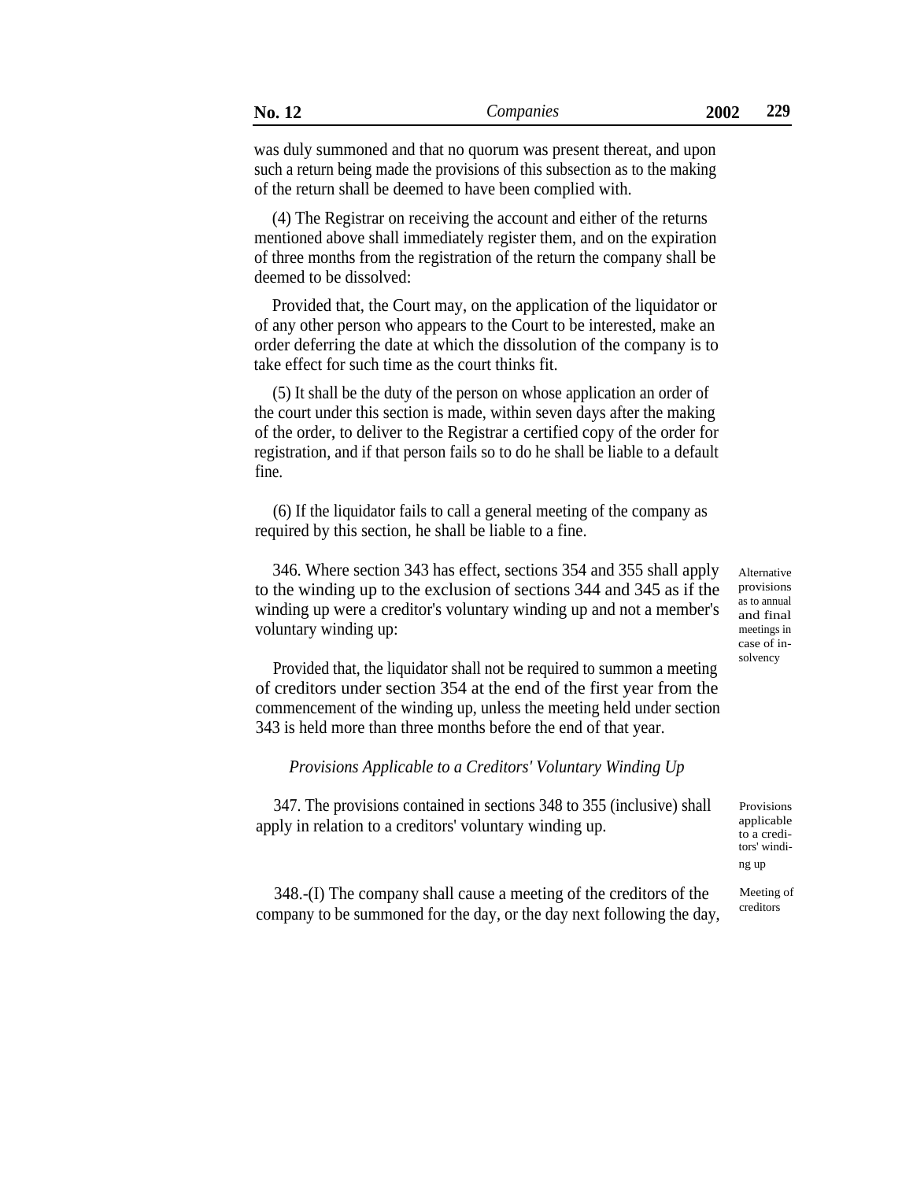was duly summoned and that no quorum was present thereat, and upon such a return being made the provisions of this subsection as to the making of the return shall be deemed to have been complied with.

(4) The Registrar on receiving the account and either of the returns mentioned above shall immediately register them, and on the expiration of three months from the registration of the return the company shall be deemed to be dissolved:

Provided that, the Court may, on the application of the liquidator or of any other person who appears to the Court to be interested, make an order deferring the date at which the dissolution of the company is to take effect for such time as the court thinks fit.

(5) It shall be the duty of the person on whose application an order of the court under this section is made, within seven days after the making of the order, to deliver to the Registrar a certified copy of the order for registration, and if that person fails so to do he shall be liable to a default fine.

(6) If the liquidator fails to call a general meeting of the company as required by this section, he shall be liable to a fine.

Alternative provisions as to annual and final meetings in case of insolvency

346. Where section 343 has effect, sections 354 and 355 shall apply to the winding up to the exclusion of sections 344 and 345 as if the winding up were a creditor's voluntary winding up and not a member's voluntary winding up:

Provided that, the liquidator shall not be required to summon a meeting of creditors under section 354 at the end of the first year from the commencement of the winding up, unless the meeting held under section 343 is held more than three months before the end of that year.

*Provisions Applicable to a Creditors' Voluntary Winding Up*

Provisions applicable to a creditors' winding up

347. The provisions contained in sections 348 to 355 (inclusive) shall apply in relation to a creditors' voluntary winding up.

Meeting of creditors

348.-(I) The company shall cause a meeting of the creditors of the company to be summoned for the day, or the day next following the day,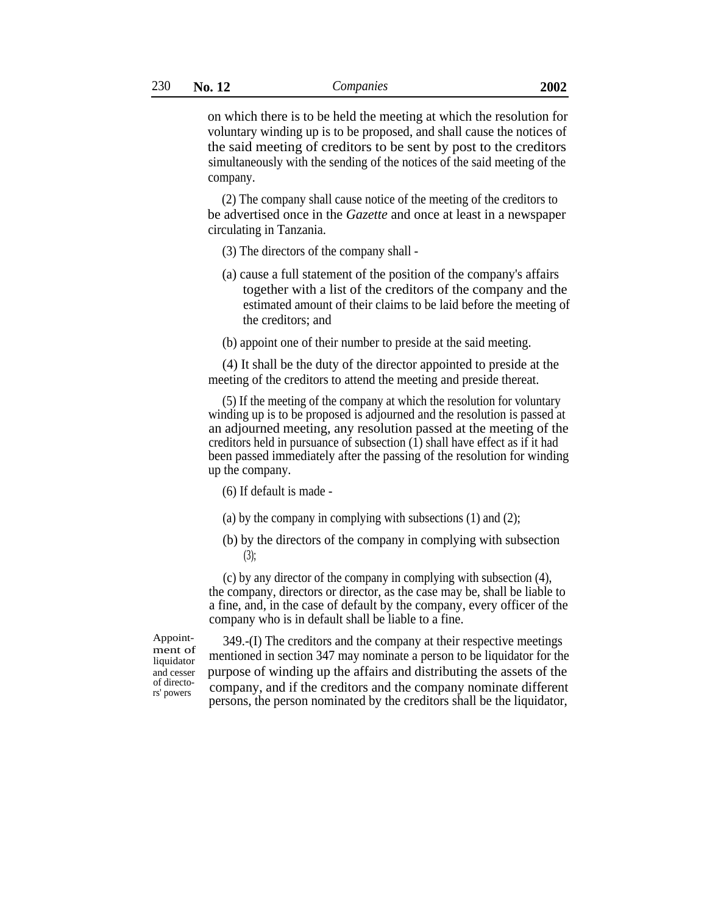on which there is to be held the meeting at which the resolution for voluntary winding up is to be proposed, and shall cause the notices of the said meeting of creditors to be sent by post to the creditors simultaneously with the sending of the notices of the said meeting of the company.

(2) The company shall cause notice of the meeting of the creditors to be advertised once in the *Gazette* and once at least in a newspaper circulating in Tanzania.

(3) The directors of the company shall -

(a) cause a full statement of the position of the company's affairs together with a list of the creditors of the company and the estimated amount of their claims to be laid before the meeting of the creditors; and

(b) appoint one of their number to preside at the said meeting.

(4) It shall be the duty of the director appointed to preside at the meeting of the creditors to attend the meeting and preside thereat.

(5) If the meeting of the company at which the resolution for voluntary winding up is to be proposed is adjourned and the resolution is passed at an adjourned meeting, any resolution passed at the meeting of the creditors held in pursuance of subsection (1) shall have effect as if it had been passed immediately after the passing of the resolution for winding up the company.

(6) If default is made -

(a) by the company in complying with subsections (1) and (2);

(b) by the directors of the company in complying with subsection (3);

(c) by any director of the company in complying with subsection (4),

the company, directors or director, as the case may be, shall be liable to a fine, and, in the case of default by the company, every officer of the company who is in default shall be liable to a fine.

Appointment of liquidator and cesser of directors' powers

349.-(I) The creditors and the company at their respective meetings mentioned in section 347 may nominate a person to be liquidator for the purpose of winding up the affairs and distributing the assets of the company, and if the creditors and the company nominate different persons, the person nominated by the creditors shall be the liquidator,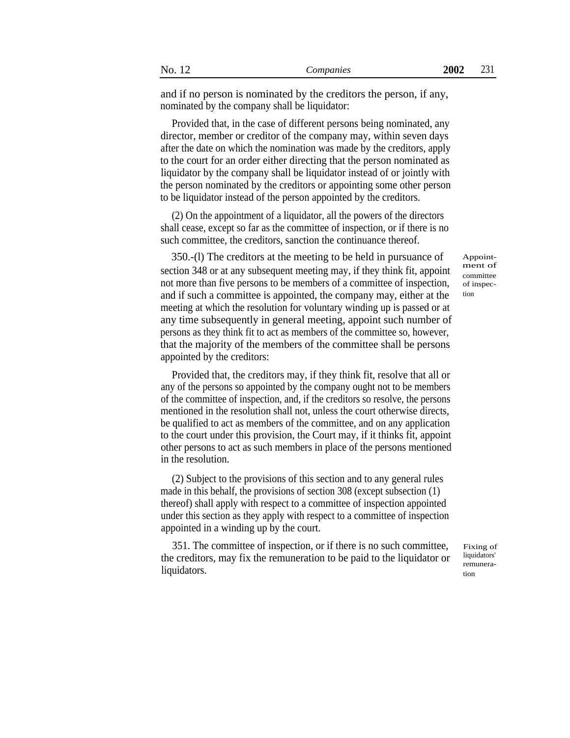and if no person is nominated by the creditors the person, if any, nominated by the company shall be liquidator:

Provided that, in the case of different persons being nominated, any director, member or creditor of the company may, within seven days after the date on which the nomination was made by the creditors, apply to the court for an order either directing that the person nominated as liquidator by the company shall be liquidator instead of or jointly with the person nominated by the creditors or appointing some other person to be liquidator instead of the person appointed by the creditors.

(2) On the appointment of a liquidator, all the powers of the directors shall cease, except so far as the committee of inspection, or if there is no such committee, the creditors, sanction the continuance thereof.

**Appointment of committee of inspection**

350.-(l) The creditors at the meeting to be held in pursuance of section 348 or at any subsequent meeting may, if they think fit, appoint not more than five persons to be members of a committee of inspection, and if such a committee is appointed, the company may, either at the meeting at which the resolution for voluntary winding up is passed or at any time subsequently in general meeting, appoint such number of persons as they think fit to act as members of the committee so, however, that the majority of the members of the committee shall be persons appointed by the creditors:

Provided that, the creditors may, if they think fit, resolve that all or any of the persons so appointed by the company ought not to be members of the committee of inspection, and, if the creditors so resolve, the persons mentioned in the resolution shall not, unless the court otherwise directs, be qualified to act as members of the committee, and on any application to the court under this provision, the Court may, if it thinks fit, appoint other persons to act as such members in place of the persons mentioned in the resolution.

(2) Subject to the provisions of this section and to any general rules made in this behalf, the provisions of section 308 (except subsection (1) thereof) shall apply with respect to a committee of inspection appointed under this section as they apply with respect to a committee of inspection appointed in a winding up by the court.

**Fixing of liquidators' remuneration**

351. The committee of inspection, or if there is no such committee, the creditors, may fix the remuneration to be paid to the liquidator or liquidators.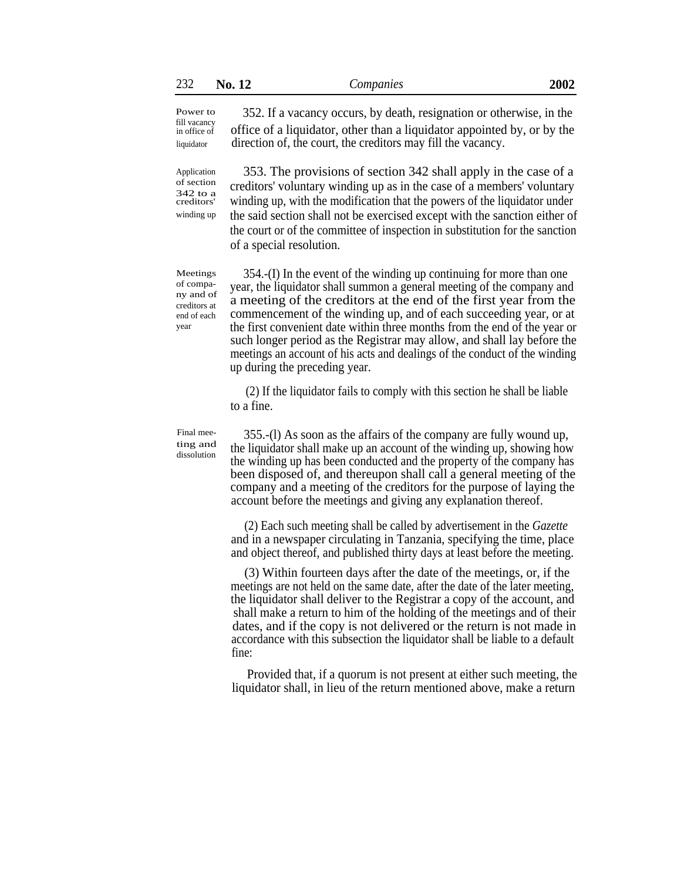**Power to fill vacancy in office of liquidator**

352. If a vacancy occurs, by death, resignation or otherwise, in the office of a liquidator, other than a liquidator appointed by, or by the direction of, the court, the creditors may fill the vacancy.

**Application of section 342 to a creditors' winding up**

353. The provisions of section 342 shall apply in the case of a creditors' voluntary winding up as in the case of a members' voluntary winding up, with the modification that the powers of the liquidator under the said section shall not be exercised except with the sanction either of the court or of the committee of inspection in substitution for the sanction of a special resolution.

**Meetings of company and of creditors at end of each year**

354.-(I) In the event of the winding up continuing for more than one year, the liquidator shall summon a general meeting of the company and a meeting of the creditors at the end of the first year from the commencement of the winding up, and of each succeeding year, or at the first convenient date within three months from the end of the year or such longer period as the Registrar may allow, and shall lay before the meetings an account of his acts and dealings of the conduct of the winding up during the preceding year.

(2) If the liquidator fails to comply with this section he shall be liable to a fine.

**Final meeting and dissolution**

355.-(l) As soon as the affairs of the company are fully wound up, the liquidator shall make up an account of the winding up, showing how the winding up has been conducted and the property of the company has been disposed of, and thereupon shall call a general meeting of the company and a meeting of the creditors for the purpose of laying the account before the meetings and giving any explanation thereof.

(2) Each such meeting shall be called by advertisement in the *Gazette* and in a newspaper circulating in Tanzania, specifying the time, place and object thereof, and published thirty days at least before the meeting.

(3) Within fourteen days after the date of the meetings, or, if the meetings are not held on the same date, after the date of the later meeting, the liquidator shall deliver to the Registrar a copy of the account, and shall make a return to him of the holding of the meetings and of their dates, and if the copy is not delivered or the return is not made in accordance with this subsection the liquidator shall be liable to a default fine:

Provided that, if a quorum is not present at either such meeting, the liquidator shall, in lieu of the return mentioned above, make a return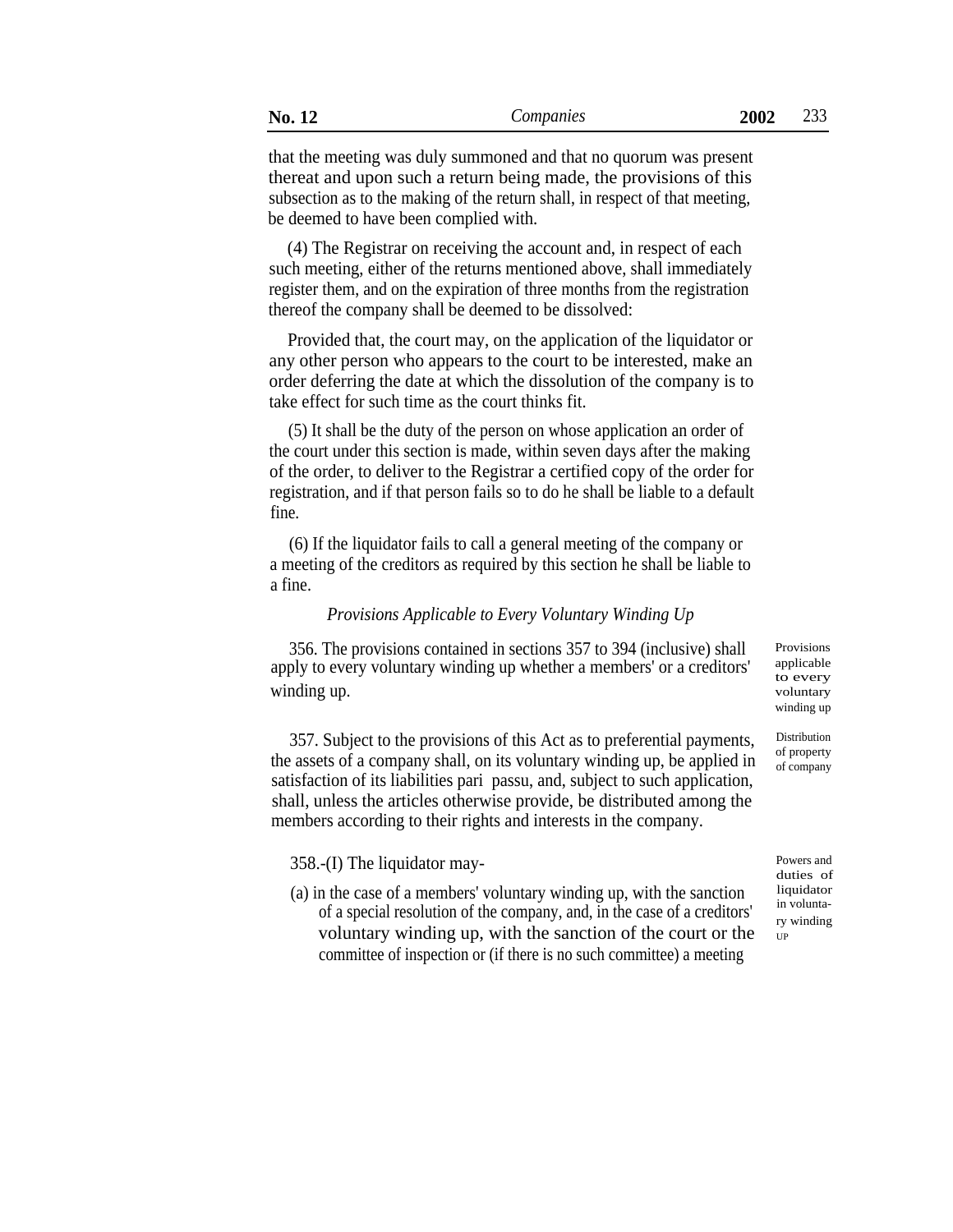that the meeting was duly summoned and that no quorum was present thereat and upon such a return being made, the provisions of this subsection as to the making of the return shall, in respect of that meeting, be deemed to have been complied with.

(4) The Registrar on receiving the account and, in respect of each such meeting, either of the returns mentioned above, shall immediately register them, and on the expiration of three months from the registration thereof the company shall be deemed to be dissolved:

Provided that, the court may, on the application of the liquidator or any other person who appears to the court to be interested, make an order deferring the date at which the dissolution of the company is to take effect for such time as the court thinks fit.

(5) It shall be the duty of the person on whose application an order of the court under this section is made, within seven days after the making of the order, to deliver to the Registrar a certified copy of the order for registration, and if that person fails so to do he shall be liable to a default fine.

(6) If the liquidator fails to call a general meeting of the company or a meeting of the creditors as required by this section he shall be liable to a fine.

*Provisions Applicable to Every Voluntary Winding Up*

Provisions applicable to every voluntary winding up

356. The provisions contained in sections 357 to 394 (inclusive) shall apply to every voluntary winding up whether a members' or a creditors' winding up.

Distribution of property of company

357. Subject to the provisions of this Act as to preferential payments, the assets of a company shall, on its voluntary winding up, be applied in satisfaction of its liabilities pari passu, and, subject to such application, shall, unless the articles otherwise provide, be distributed among the members according to their rights and interests in the company.

Powers and duties of liquidator in voluntary winding up

358.-(I) The liquidator may-

(a) in the case of a members' voluntary winding up, with the sanction of a special resolution of the company, and, in the case of a creditors' voluntary winding up, with the sanction of the court or the committee of inspection or (if there is no such committee) a meeting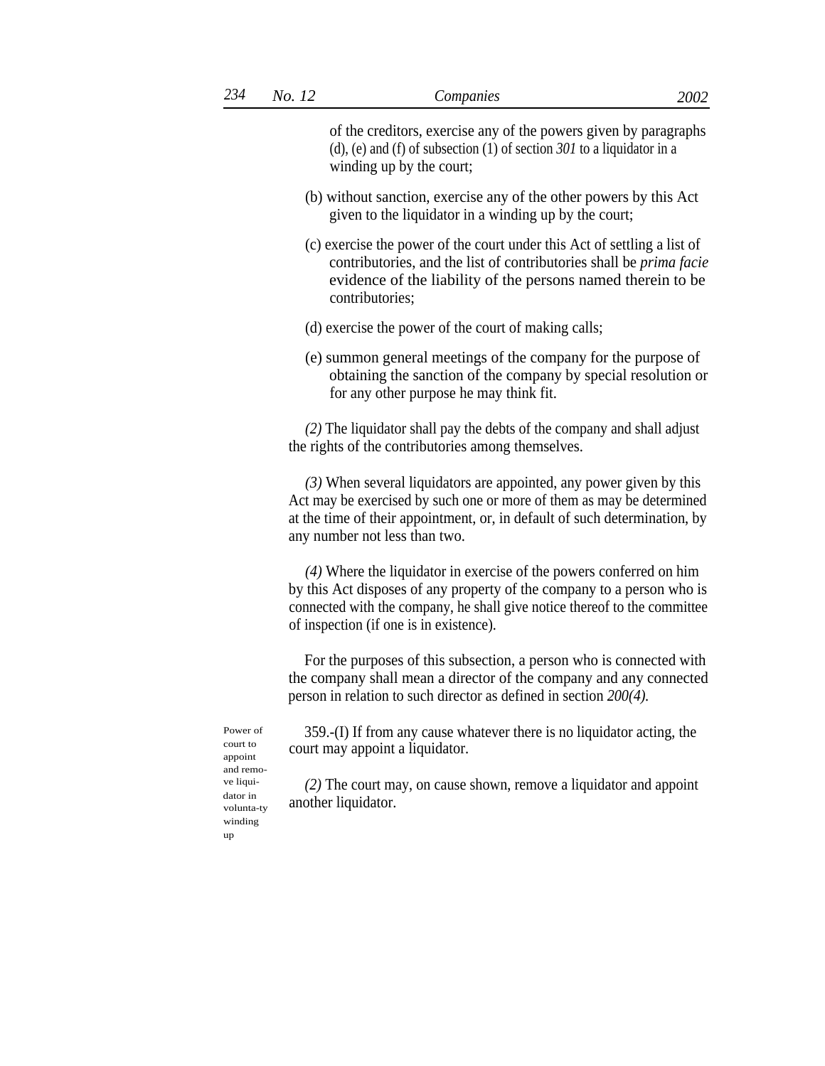of the creditors, exercise any of the powers given by paragraphs (d), (e) and (f) of subsection (1) of section *301* to a liquidator in a winding up by the court;

(b) without sanction, exercise any of the other powers by this Act given to the liquidator in a winding up by the court;

(c) exercise the power of the court under this Act of settling a list of contributories, and the list of contributories shall be *prima facie* evidence of the liability of the persons named therein to be contributories;

(d) exercise the power of the court of making calls;

(e) summon general meetings of the company for the purpose of obtaining the sanction of the company by special resolution or for any other purpose he may think fit.

*(2)* The liquidator shall pay the debts of the company and shall adjust the rights of the contributories among themselves.

*(3)* When several liquidators are appointed, any power given by this Act may be exercised by such one or more of them as may be determined at the time of their appointment, or, in default of such determination, by any number not less than two.

*(4)* Where the liquidator in exercise of the powers conferred on him by this Act disposes of any property of the company to a person who is connected with the company, he shall give notice thereof to the committee of inspection (if one is in existence).

For the purposes of this subsection, a person who is connected with the company shall mean a director of the company and any connected person in relation to such director as defined in section *200(4).*

Power of court to appoint and remove liquidator in voluntary winding up

359.-(I) If from any cause whatever there is no liquidator acting, the court may appoint a liquidator.

*(2)* The court may, on cause shown, remove a liquidator and appoint another liquidator.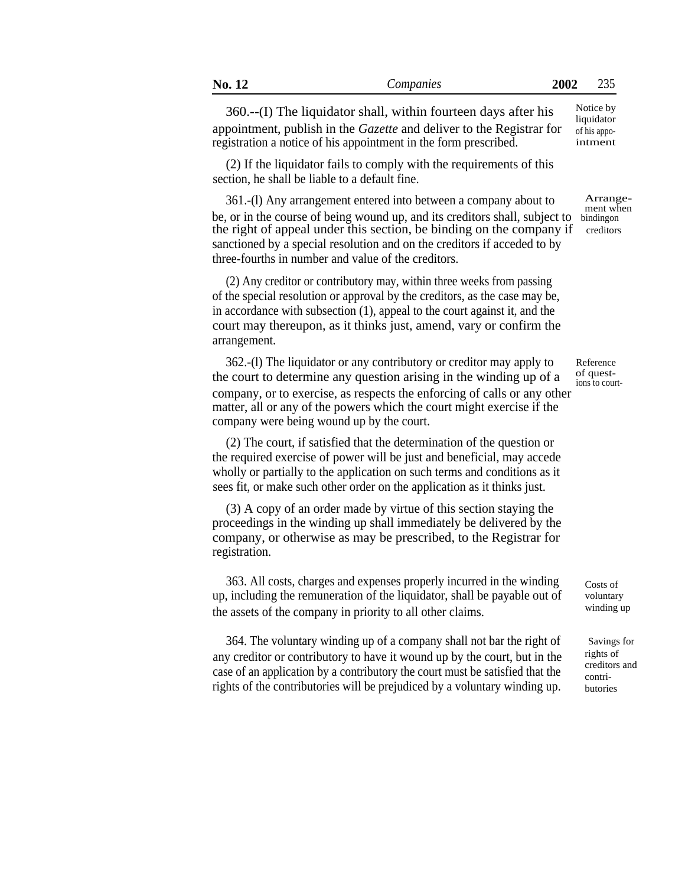**Notice by liquidator of his appointment**

360.--(I) The liquidator shall, within fourteen days after his appointment, publish in the *Gazette* and deliver to the Registrar for registration a notice of his appointment in the form prescribed.

(2) If the liquidator fails to comply with the requirements of this section, he shall be liable to a default fine.

**Arrangement when bindingon creditors**

361.-(l) Any arrangement entered into between a company about to be, or in the course of being wound up, and its creditors shall, subject to the right of appeal under this section, be binding on the company if sanctioned by a special resolution and on the creditors if acceded to by three-fourths in number and value of the creditors.

(2) Any creditor or contributory may, within three weeks from passing of the special resolution or approval by the creditors, as the case may be, in accordance with subsection (1), appeal to the court against it, and the court may thereupon, as it thinks just, amend, vary or confirm the arrangement.

**Reference of questions to court-**

362.-(l) The liquidator or any contributory or creditor may apply to the court to determine any question arising in the winding up of a company, or to exercise, as respects the enforcing of calls or any other matter, all or any of the powers which the court might exercise if the company were being wound up by the court.

(2) The court, if satisfied that the determination of the question or the required exercise of power will be just and beneficial, may accede wholly or partially to the application on such terms and conditions as it sees fit, or make such other order on the application as it thinks just.

(3) A copy of an order made by virtue of this section staying the proceedings in the winding up shall immediately be delivered by the company, or otherwise as may be prescribed, to the Registrar for registration.

**Costs of voluntary winding up**

363. All costs, charges and expenses properly incurred in the winding up, including the remuneration of the liquidator, shall be payable out of the assets of the company in priority to all other claims.

**Savings for rights of creditors and contributories**

364. The voluntary winding up of a company shall not bar the right of any creditor or contributory to have it wound up by the court, but in the case of an application by a contributory the court must be satisfied that the rights of the contributories will be prejudiced by a voluntary winding up.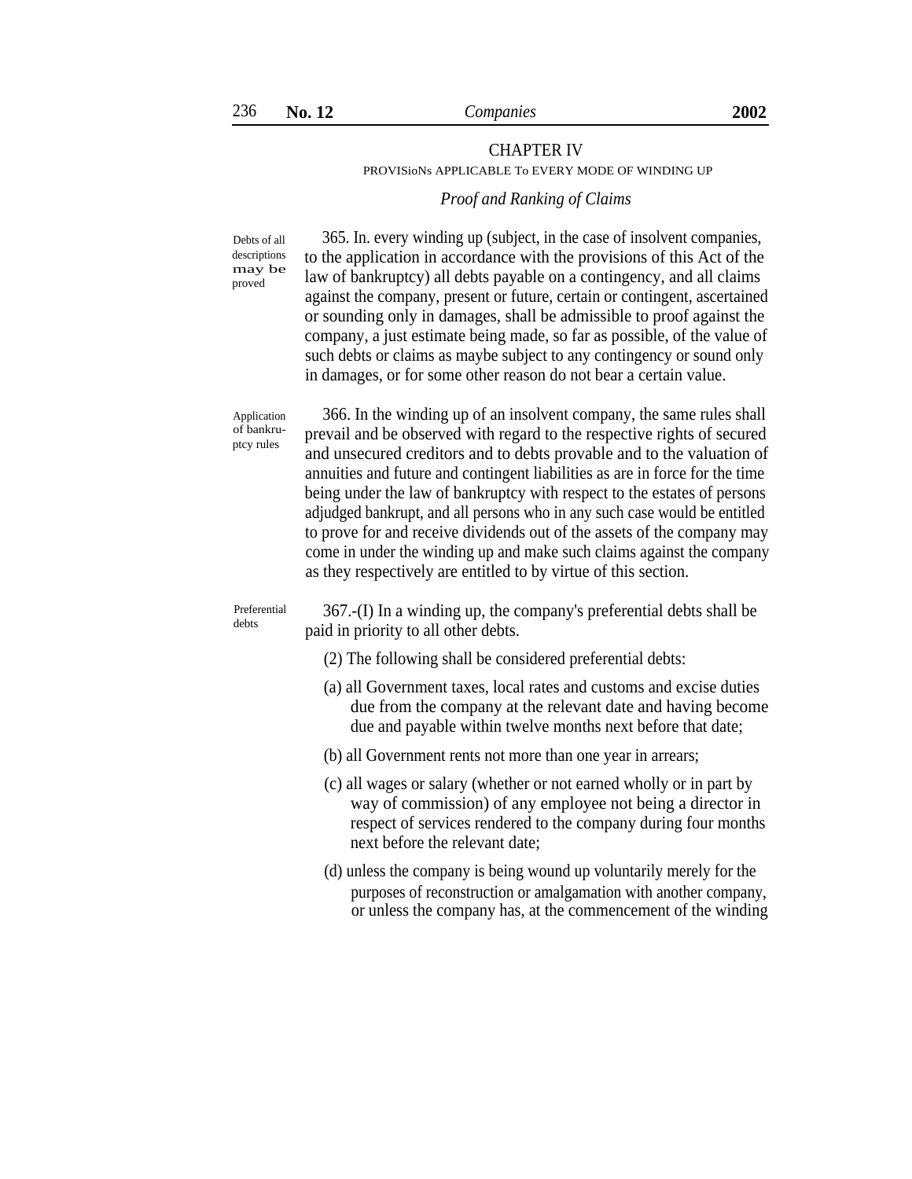## CHAPTER IV

### PROVISioNs APPLICABLE To EVERY MODE OF WINDING UP

*Proof and Ranking of Claims*

Debts of all descriptions may be proved

365. In. every winding up (subject, in the case of insolvent companies, to the application in accordance with the provisions of this Act of the law of bankruptcy) all debts payable on a contingency, and all claims against the company, present or future, certain or contingent, ascertained or sounding only in damages, shall be admissible to proof against the company, a just estimate being made, so far as possible, of the value of such debts or claims as maybe subject to any contingency or sound only in damages, or for some other reason do not bear a certain value.

Application of bankruptcy rules

366. In the winding up of an insolvent company, the same rules shall prevail and be observed with regard to the respective rights of secured and unsecured creditors and to debts provable and to the valuation of annuities and future and contingent liabilities as are in force for the time being under the law of bankruptcy with respect to the estates of persons adjudged bankrupt, and all persons who in any such case would be entitled to prove for and receive dividends out of the assets of the company may come in under the winding up and make such claims against the company as they respectively are entitled to by virtue of this section.

Preferential debts

367.-(I) In a winding up, the company's preferential debts shall be paid in priority to all other debts.

(2) The following shall be considered preferential debts:

(a) all Government taxes, local rates and customs and excise duties due from the company at the relevant date and having become due and payable within twelve months next before that date;

(b) all Government rents not more than one year in arrears;

(c) all wages or salary (whether or not earned wholly or in part by way of commission) of any employee not being a director in respect of services rendered to the company during four months next before the relevant date;

(d) unless the company is being wound up voluntarily merely for the purposes of reconstruction or amalgamation with another company, or unless the company has, at the commencement of the winding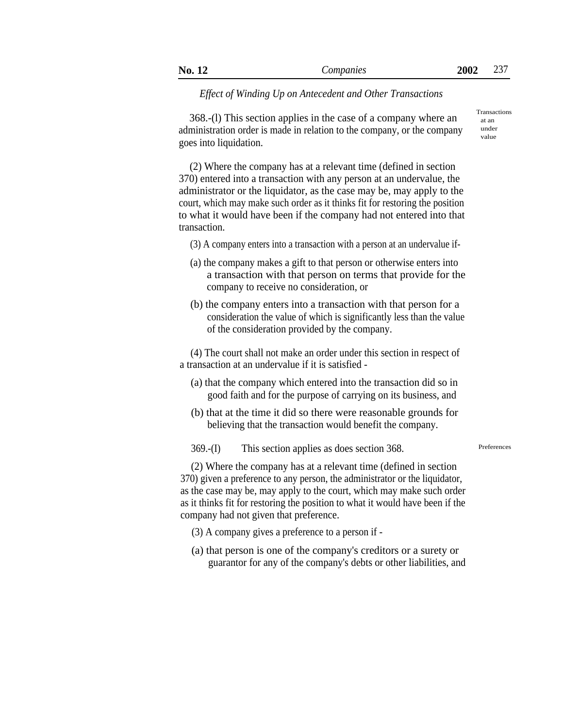*Effect of Winding Up on Antecedent and Other Transactions*

Transactions at an under value

368.-(l) This section applies in the case of a company where an administration order is made in relation to the company, or the company goes into liquidation.

(2) Where the company has at a relevant time (defined in section 370) entered into a transaction with any person at an undervalue, the administrator or the liquidator, as the case may be, may apply to the court, which may make such order as it thinks fit for restoring the position to what it would have been if the company had not entered into that transaction.

(3) A company enters into a transaction with a person at an undervalue if-

(a) the company makes a gift to that person or otherwise enters into a transaction with that person on terms that provide for the company to receive no consideration, or

(b) the company enters into a transaction with that person for a consideration the value of which is significantly less than the value of the consideration provided by the company.

(4) The court shall not make an order under this section in respect of a transaction at an undervalue if it is satisfied -

(a) that the company which entered into the transaction did so in good faith and for the purpose of carrying on its business, and

(b) that at the time it did so there were reasonable grounds for believing that the transaction would benefit the company.

Preferences

369.-(I) This section applies as does section 368.

(2) Where the company has at a relevant time (defined in section 370) given a preference to any person, the administrator or the liquidator, as the case may be, may apply to the court, which may make such order as it thinks fit for restoring the position to what it would have been if the company had not given that preference.

(3) A company gives a preference to a person if -

(a) that person is one of the company's creditors or a surety or guarantor for any of the company's debts or other liabilities, and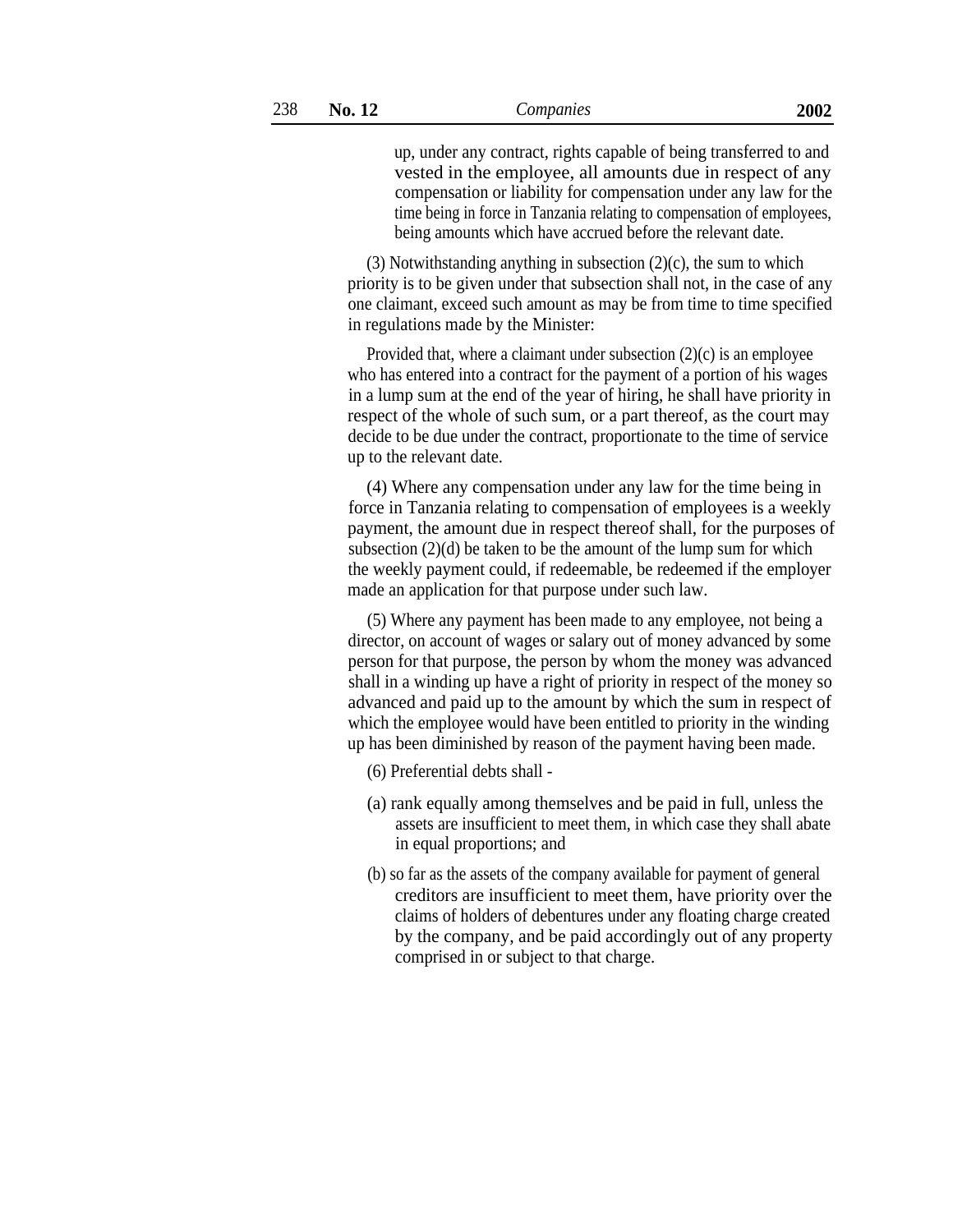up, under any contract, rights capable of being transferred to and vested in the employee, all amounts due in respect of any compensation or liability for compensation under any law for the time being in force in Tanzania relating to compensation of employees, being amounts which have accrued before the relevant date.

(3) Notwithstanding anything in subsection (2)(c), the sum to which priority is to be given under that subsection shall not, in the case of any one claimant, exceed such amount as may be from time to time specified in regulations made by the Minister:

Provided that, where a claimant under subsection (2)(c) is an employee who has entered into a contract for the payment of a portion of his wages in a lump sum at the end of the year of hiring, he shall have priority in respect of the whole of such sum, or a part thereof, as the court may decide to be due under the contract, proportionate to the time of service up to the relevant date.

(4) Where any compensation under any law for the time being in force in Tanzania relating to compensation of employees is a weekly payment, the amount due in respect thereof shall, for the purposes of subsection (2)(d) be taken to be the amount of the lump sum for which the weekly payment could, if redeemable, be redeemed if the employer made an application for that purpose under such law.

(5) Where any payment has been made to any employee, not being a director, on account of wages or salary out of money advanced by some person for that purpose, the person by whom the money was advanced shall in a winding up have a right of priority in respect of the money so advanced and paid up to the amount by which the sum in respect of which the employee would have been entitled to priority in the winding up has been diminished by reason of the payment having been made.

(6) Preferential debts shall -

(a) rank equally among themselves and be paid in full, unless the assets are insufficient to meet them, in which case they shall abate in equal proportions; and

(b) so far as the assets of the company available for payment of general creditors are insufficient to meet them, have priority over the claims of holders of debentures under any floating charge created by the company, and be paid accordingly out of any property comprised in or subject to that charge.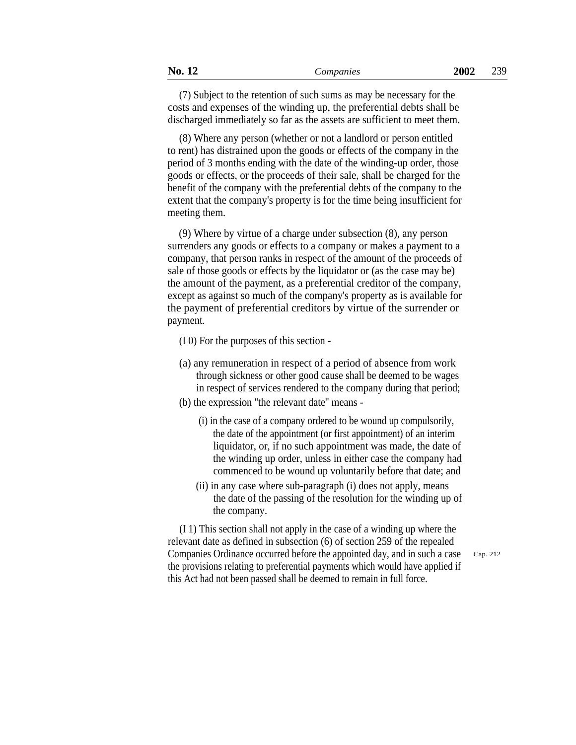(7) Subject to the retention of such sums as may be necessary for the costs and expenses of the winding up, the preferential debts shall be discharged immediately so far as the assets are sufficient to meet them.

(8) Where any person (whether or not a landlord or person entitled to rent) has distrained upon the goods or effects of the company in the period of 3 months ending with the date of the winding-up order, those goods or effects, or the proceeds of their sale, shall be charged for the benefit of the company with the preferential debts of the company to the extent that the company's property is for the time being insufficient for meeting them.

(9) Where by virtue of a charge under subsection (8), any person surrenders any goods or effects to a company or makes a payment to a company, that person ranks in respect of the amount of the proceeds of sale of those goods or effects by the liquidator or (as the case may be) the amount of the payment, as a preferential creditor of the company, except as against so much of the company's property as is available for the payment of preferential creditors by virtue of the surrender or payment.

(I 0) For the purposes of this section -

(a) any remuneration in respect of a period of absence from work through sickness or other good cause shall be deemed to be wages in respect of services rendered to the company during that period;

(b) the expression "the relevant date" means -

(i) in the case of a company ordered to be wound up compulsorily, the date of the appointment (or first appointment) of an interim liquidator, or, if no such appointment was made, the date of the winding up order, unless in either case the company had commenced to be wound up voluntarily before that date; and

(ii) in any case where sub-paragraph (i) does not apply, means the date of the passing of the resolution for the winding up of the company.

(I 1) This section shall not apply in the case of a winding up where the relevant date as defined in subsection (6) of section 259 of the repealed Companies Ordinance occurred before the appointed day, and in such a case the provisions relating to preferential payments which would have applied if this Act had not been passed shall be deemed to remain in full force.

Cap. 212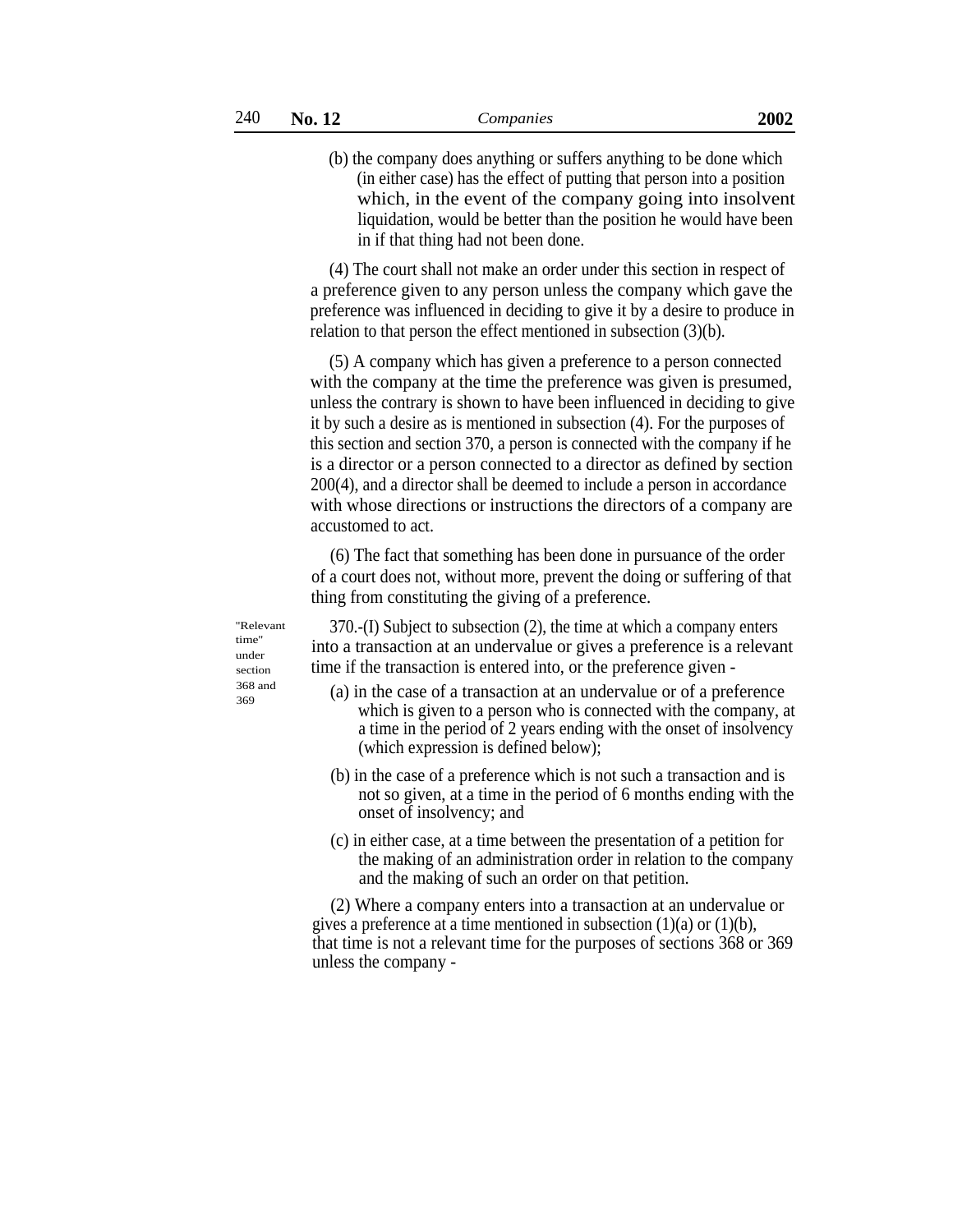(b) the company does anything or suffers anything to be done which (in either case) has the effect of putting that person into a position which, in the event of the company going into insolvent liquidation, would be better than the position he would have been in if that thing had not been done.

(4) The court shall not make an order under this section in respect of a preference given to any person unless the company which gave the preference was influenced in deciding to give it by a desire to produce in relation to that person the effect mentioned in subsection (3)(b).

(5) A company which has given a preference to a person connected with the company at the time the preference was given is presumed, unless the contrary is shown to have been influenced in deciding to give it by such a desire as is mentioned in subsection (4). For the purposes of this section and section 370, a person is connected with the company if he is a director or a person connected to a director as defined by section 200(4), and a director shall be deemed to include a person in accordance with whose directions or instructions the directors of a company are accustomed to act.

(6) The fact that something has been done in pursuance of the order of a court does not, without more, prevent the doing or suffering of that thing from constituting the giving of a preference.

"Relevant time" under section 368 and 369

370.-(I) Subject to subsection (2), the time at which a company enters into a transaction at an undervalue or gives a preference is a relevant time if the transaction is entered into, or the preference given -

(a) in the case of a transaction at an undervalue or of a preference which is given to a person who is connected with the company, at a time in the period of 2 years ending with the onset of insolvency (which expression is defined below);

(b) in the case of a preference which is not such a transaction and is not so given, at a time in the period of 6 months ending with the onset of insolvency; and

(c) in either case, at a time between the presentation of a petition for the making of an administration order in relation to the company and the making of such an order on that petition.

(2) Where a company enters into a transaction at an undervalue or gives a preference at a time mentioned in subsection (1)(a) or (1)(b), that time is not a relevant time for the purposes of sections 368 or 369 unless the company -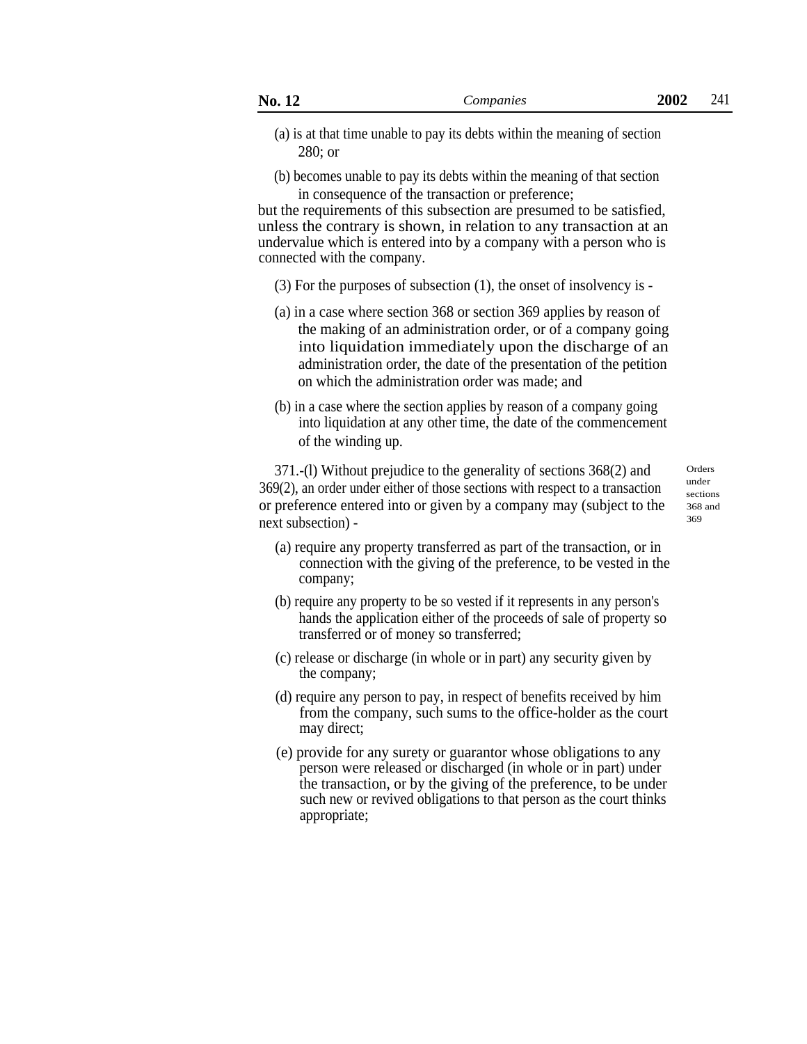(a) is at that time unable to pay its debts within the meaning of section 280; or

(b) becomes unable to pay its debts within the meaning of that section in consequence of the transaction or preference;

but the requirements of this subsection are presumed to be satisfied, unless the contrary is shown, in relation to any transaction at an undervalue which is entered into by a company with a person who is connected with the company.

(3) For the purposes of subsection (1), the onset of insolvency is -

(a) in a case where section 368 or section 369 applies by reason of the making of an administration order, or of a company going into liquidation immediately upon the discharge of an administration order, the date of the presentation of the petition on which the administration order was made; and

(b) in a case where the section applies by reason of a company going into liquidation at any other time, the date of the commencement of the winding up.

Orders under sections 368 and 369

371.-(l) Without prejudice to the generality of sections 368(2) and 369(2), an order under either of those sections with respect to a transaction or preference entered into or given by a company may (subject to the next subsection) -

(a) require any property transferred as part of the transaction, or in connection with the giving of the preference, to be vested in the company;

(b) require any property to be so vested if it represents in any person's hands the application either of the proceeds of sale of property so transferred or of money so transferred;

(c) release or discharge (in whole or in part) any security given by the company;

(d) require any person to pay, in respect of benefits received by him from the company, such sums to the office-holder as the court may direct;

(e) provide for any surety or guarantor whose obligations to any person were released or discharged (in whole or in part) under the transaction, or by the giving of the preference, to be under such new or revived obligations to that person as the court thinks appropriate;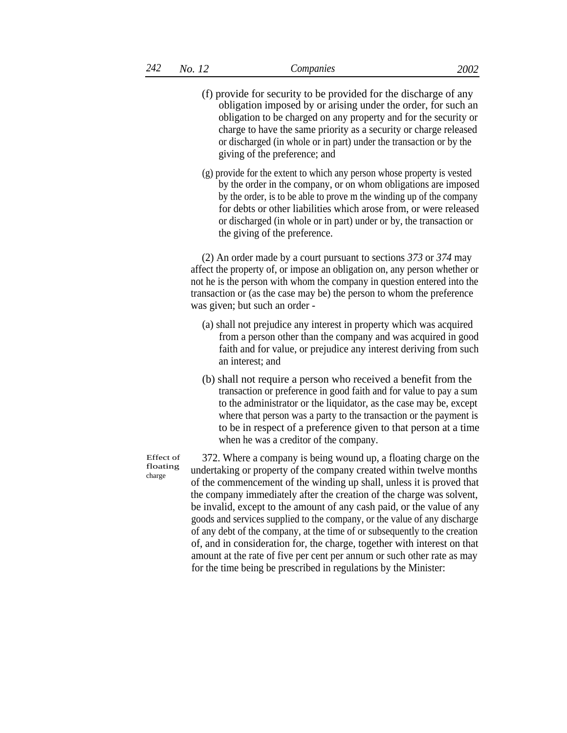(f) provide for security to be provided for the discharge of any obligation imposed by or arising under the order, for such an obligation to be charged on any property and for the security or charge to have the same priority as a security or charge released or discharged (in whole or in part) under the transaction or by the giving of the preference; and

(g) provide for the extent to which any person whose property is vested by the order in the company, or on whom obligations are imposed by the order, is to be able to prove m the winding up of the company for debts or other liabilities which arose from, or were released or discharged (in whole or in part) under or by, the transaction or the giving of the preference.

(2) An order made by a court pursuant to sections *373* or *374* may affect the property of, or impose an obligation on, any person whether or not he is the person with whom the company in question entered into the transaction or (as the case may be) the person to whom the preference was given; but such an order -

(a) shall not prejudice any interest in property which was acquired from a person other than the company and was acquired in good faith and for value, or prejudice any interest deriving from such an interest; and

(b) shall not require a person who received a benefit from the transaction or preference in good faith and for value to pay a sum to the administrator or the liquidator, as the case may be, except where that person was a party to the transaction or the payment is to be in respect of a preference given to that person at a time when he was a creditor of the company.

Effect of floating charge

372. Where a company is being wound up, a floating charge on the undertaking or property of the company created within twelve months of the commencement of the winding up shall, unless it is proved that the company immediately after the creation of the charge was solvent, be invalid, except to the amount of any cash paid, or the value of any goods and services supplied to the company, or the value of any discharge of any debt of the company, at the time of or subsequently to the creation of, and in consideration for, the charge, together with interest on that amount at the rate of five per cent per annum or such other rate as may for the time being be prescribed in regulations by the Minister: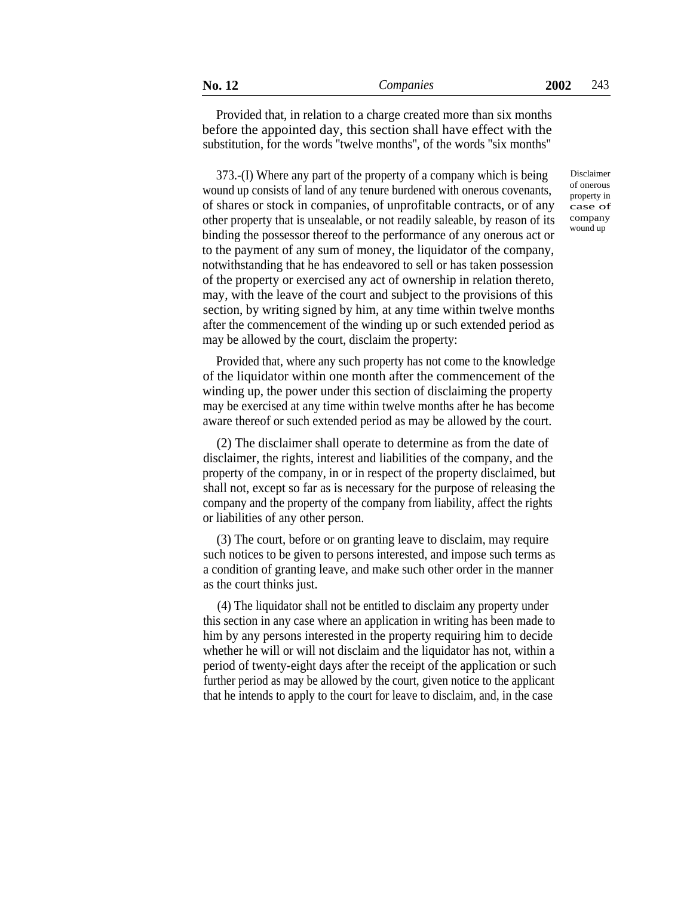Provided that, in relation to a charge created more than six months before the appointed day, this section shall have effect with the substitution, for the words "twelve months", of the words "six months"

Disclaimer of onerous property in case of company wound up

373.-(I) Where any part of the property of a company which is being wound up consists of land of any tenure burdened with onerous covenants, of shares or stock in companies, of unprofitable contracts, or of any other property that is unsealable, or not readily saleable, by reason of its binding the possessor thereof to the performance of any onerous act or to the payment of any sum of money, the liquidator of the company, notwithstanding that he has endeavored to sell or has taken possession of the property or exercised any act of ownership in relation thereto, may, with the leave of the court and subject to the provisions of this section, by writing signed by him, at any time within twelve months after the commencement of the winding up or such extended period as may be allowed by the court, disclaim the property:

Provided that, where any such property has not come to the knowledge of the liquidator within one month after the commencement of the winding up, the power under this section of disclaiming the property may be exercised at any time within twelve months after he has become aware thereof or such extended period as may be allowed by the court.

(2) The disclaimer shall operate to determine as from the date of disclaimer, the rights, interest and liabilities of the company, and the property of the company, in or in respect of the property disclaimed, but shall not, except so far as is necessary for the purpose of releasing the company and the property of the company from liability, affect the rights or liabilities of any other person.

(3) The court, before or on granting leave to disclaim, may require such notices to be given to persons interested, and impose such terms as a condition of granting leave, and make such other order in the manner as the court thinks just.

(4) The liquidator shall not be entitled to disclaim any property under this section in any case where an application in writing has been made to him by any persons interested in the property requiring him to decide whether he will or will not disclaim and the liquidator has not, within a period of twenty-eight days after the receipt of the application or such further period as may be allowed by the court, given notice to the applicant that he intends to apply to the court for leave to disclaim, and, in the case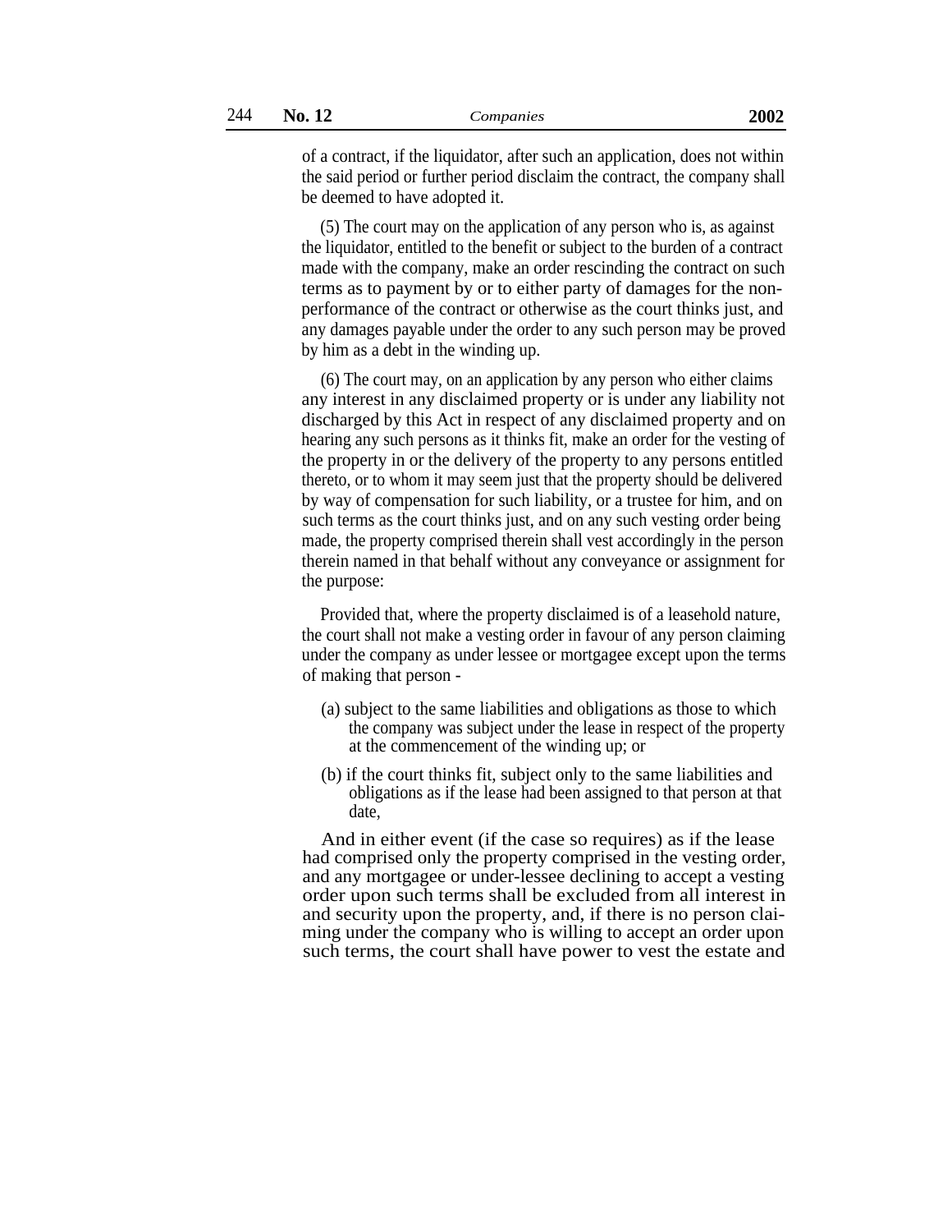of a contract, if the liquidator, after such an application, does not within the said period or further period disclaim the contract, the company shall be deemed to have adopted it.

(5) The court may on the application of any person who is, as against the liquidator, entitled to the benefit or subject to the burden of a contract made with the company, make an order rescinding the contract on such terms as to payment by or to either party of damages for the non-performance of the contract or otherwise as the court thinks just, and any damages payable under the order to any such person may be proved by him as a debt in the winding up.

(6) The court may, on an application by any person who either claims any interest in any disclaimed property or is under any liability not discharged by this Act in respect of any disclaimed property and on hearing any such persons as it thinks fit, make an order for the vesting of the property in or the delivery of the property to any persons entitled thereto, or to whom it may seem just that the property should be delivered by way of compensation for such liability, or a trustee for him, and on such terms as the court thinks just, and on any such vesting order being made, the property comprised therein shall vest accordingly in the person therein named in that behalf without any conveyance or assignment for the purpose:

Provided that, where the property disclaimed is of a leasehold nature, the court shall not make a vesting order in favour of any person claiming under the company as under lessee or mortgagee except upon the terms of making that person -

(a) subject to the same liabilities and obligations as those to which the company was subject under the lease in respect of the property at the commencement of the winding up; or

(b) if the court thinks fit, subject only to the same liabilities and obligations as if the lease had been assigned to that person at that date,

And in either event (if the case so requires) as if the lease had comprised only the property comprised in the vesting order, and any mortgagee or under-lessee declining to accept a vesting order upon such terms shall be excluded from all interest in and security upon the property, and, if there is no person claiming under the company who is willing to accept an order upon such terms, the court shall have power to vest the estate and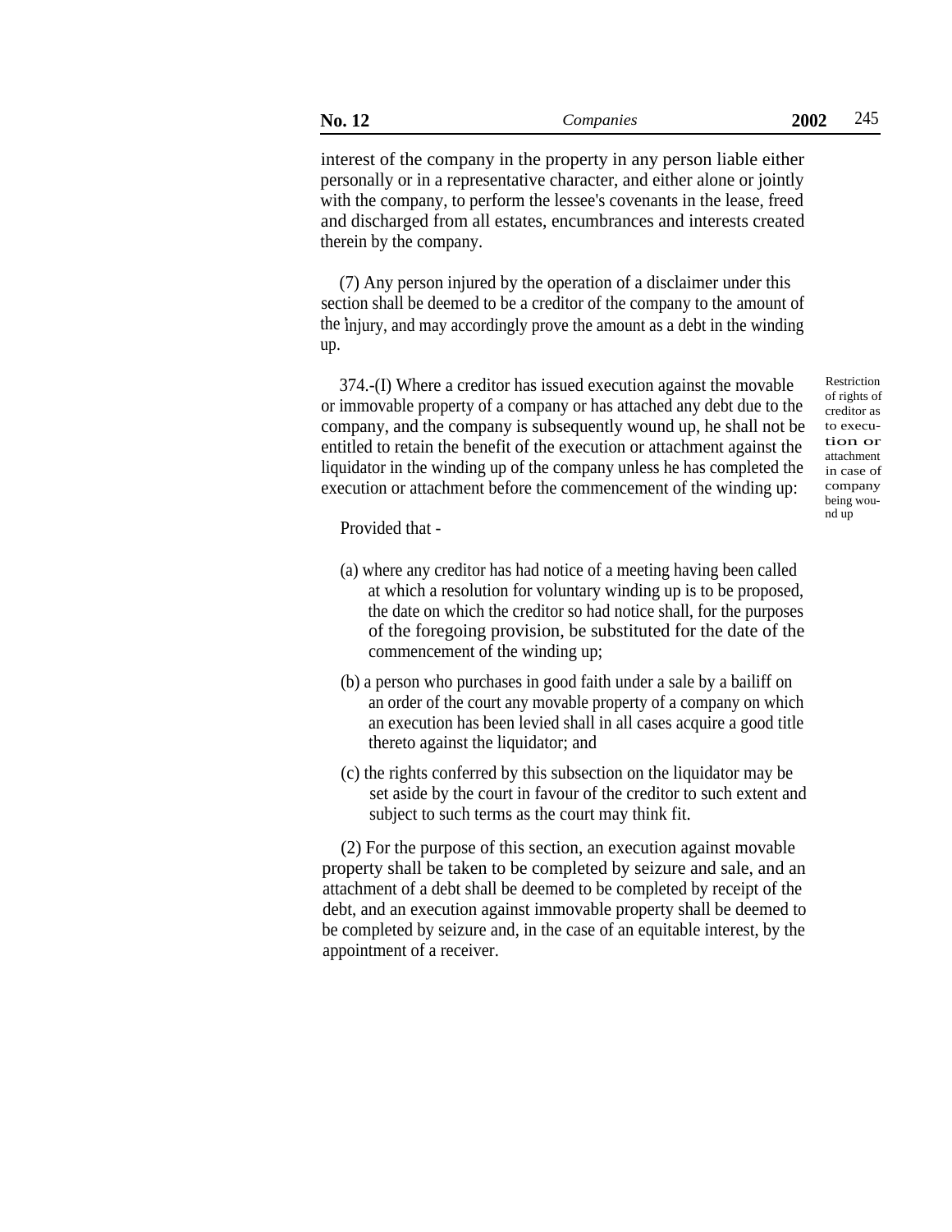interest of the company in the property in any person liable either personally or in a representative character, and either alone or jointly with the company, to perform the lessee's covenants in the lease, freed and discharged from all estates, encumbrances and interests created therein by the company.

(7) Any person injured by the operation of a disclaimer under this section shall be deemed to be a creditor of the company to the amount of the injury, and may accordingly prove the amount as a debt in the winding up.

Restriction of rights of creditor as to execution or attachment in case of company being wound up

374.-(I) Where a creditor has issued execution against the movable or immovable property of a company or has attached any debt due to the company, and the company is subsequently wound up, he shall not be entitled to retain the benefit of the execution or attachment against the liquidator in the winding up of the company unless he has completed the execution or attachment before the commencement of the winding up:

Provided that -

(a) where any creditor has had notice of a meeting having been called at which a resolution for voluntary winding up is to be proposed, the date on which the creditor so had notice shall, for the purposes of the foregoing provision, be substituted for the date of the commencement of the winding up;

(b) a person who purchases in good faith under a sale by a bailiff on an order of the court any movable property of a company on which an execution has been levied shall in all cases acquire a good title thereto against the liquidator; and

(c) the rights conferred by this subsection on the liquidator may be set aside by the court in favour of the creditor to such extent and subject to such terms as the court may think fit.

(2) For the purpose of this section, an execution against movable property shall be taken to be completed by seizure and sale, and an attachment of a debt shall be deemed to be completed by receipt of the debt, and an execution against immovable property shall be deemed to be completed by seizure and, in the case of an equitable interest, by the appointment of a receiver.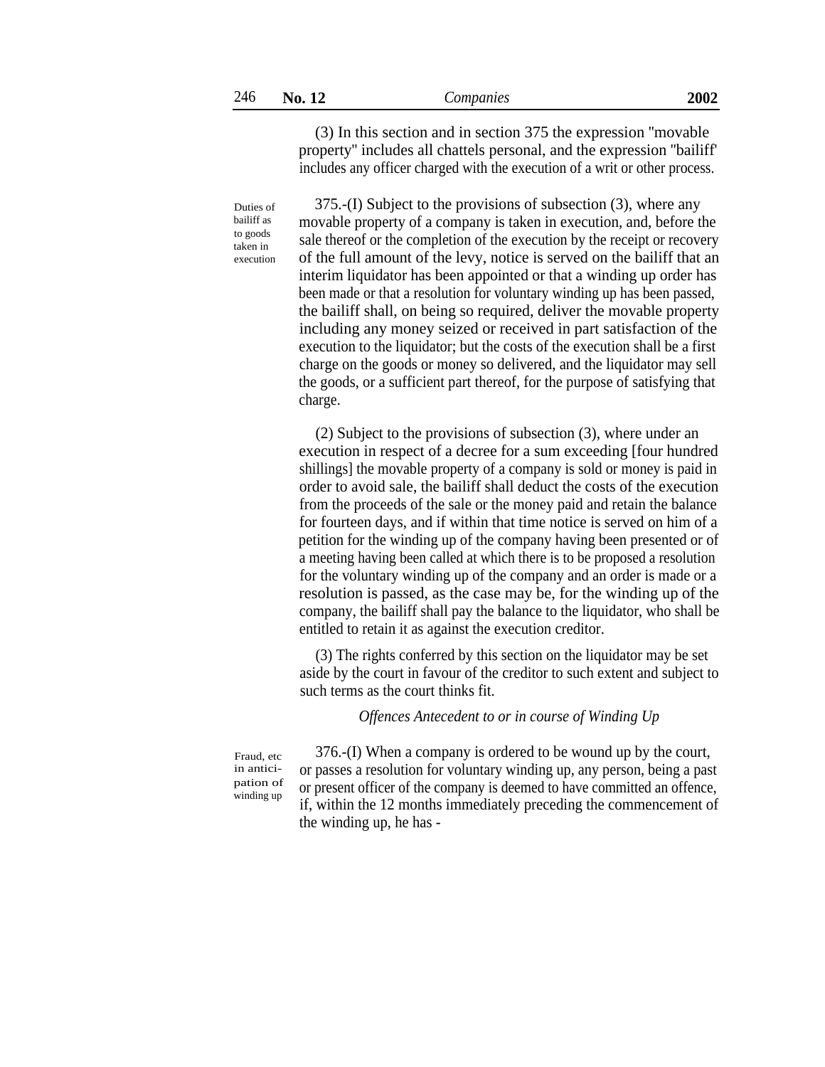(3) In this section and in section 375 the expression "movable property" includes all chattels personal, and the expression "bailiff' includes any officer charged with the execution of a writ or other process.

Duties of bailiff as to goods taken in execution

375.-(I) Subject to the provisions of subsection (3), where any movable property of a company is taken in execution, and, before the sale thereof or the completion of the execution by the receipt or recovery of the full amount of the levy, notice is served on the bailiff that an interim liquidator has been appointed or that a winding up order has been made or that a resolution for voluntary winding up has been passed, the bailiff shall, on being so required, deliver the movable property including any money seized or received in part satisfaction of the execution to the liquidator; but the costs of the execution shall be a first charge on the goods or money so delivered, and the liquidator may sell the goods, or a sufficient part thereof, for the purpose of satisfying that charge.

(2) Subject to the provisions of subsection (3), where under an execution in respect of a decree for a sum exceeding [four hundred shillings] the movable property of a company is sold or money is paid in order to avoid sale, the bailiff shall deduct the costs of the execution from the proceeds of the sale or the money paid and retain the balance for fourteen days, and if within that time notice is served on him of a petition for the winding up of the company having been presented or of a meeting having been called at which there is to be proposed a resolution for the voluntary winding up of the company and an order is made or a resolution is passed, as the case may be, for the winding up of the company, the bailiff shall pay the balance to the liquidator, who shall be entitled to retain it as against the execution creditor.

(3) The rights conferred by this section on the liquidator may be set aside by the court in favour of the creditor to such extent and subject to such terms as the court thinks fit.

*Offences Antecedent to or in course of Winding Up*

Fraud, etc in anticipation of winding up

376.-(I) When a company is ordered to be wound up by the court, or passes a resolution for voluntary winding up, any person, being a past or present officer of the company is deemed to have committed an offence, if, within the 12 months immediately preceding the commencement of the winding up, he has -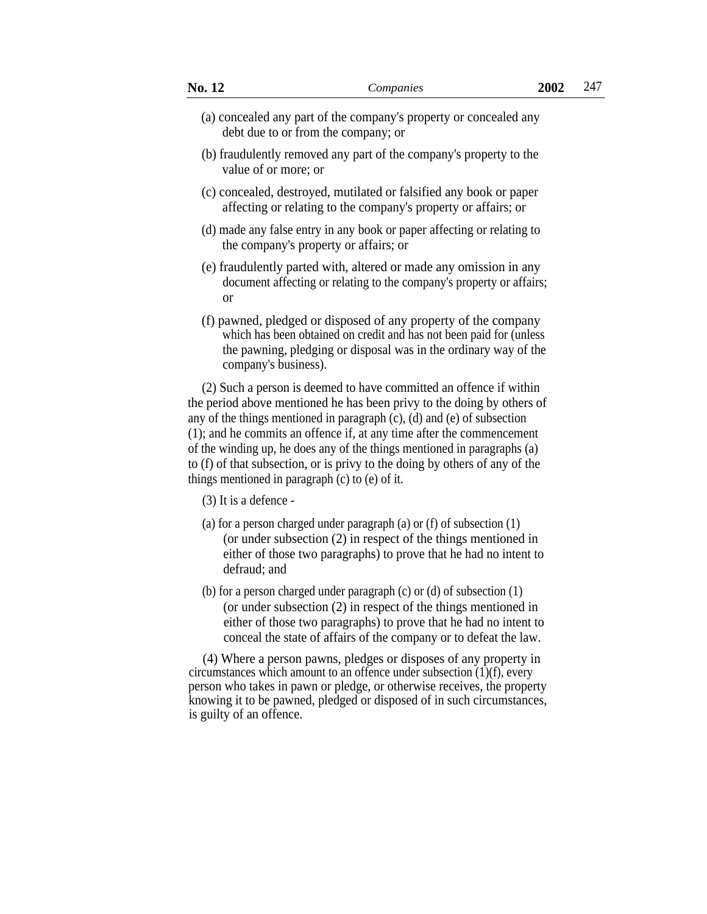(a) concealed any part of the company's property or concealed any debt due to or from the company; or

(b) fraudulently removed any part of the company's property to the value of or more; or

(c) concealed, destroyed, mutilated or falsified any book or paper affecting or relating to the company's property or affairs; or

(d) made any false entry in any book or paper affecting or relating to the company's property or affairs; or

(e) fraudulently parted with, altered or made any omission in any document affecting or relating to the company's property or affairs; or

(f) pawned, pledged or disposed of any property of the company which has been obtained on credit and has not been paid for (unless the pawning, pledging or disposal was in the ordinary way of the company's business).

(2) Such a person is deemed to have committed an offence if within the period above mentioned he has been privy to the doing by others of any of the things mentioned in paragraph (c), (d) and (e) of subsection (1); and he commits an offence if, at any time after the commencement of the winding up, he does any of the things mentioned in paragraphs (a) to (f) of that subsection, or is privy to the doing by others of any of the things mentioned in paragraph (c) to (e) of it.

(3) It is a defence -

(a) for a person charged under paragraph (a) or (f) of subsection (1) (or under subsection (2) in respect of the things mentioned in either of those two paragraphs) to prove that he had no intent to defraud; and

(b) for a person charged under paragraph (c) or (d) of subsection (1) (or under subsection (2) in respect of the things mentioned in either of those two paragraphs) to prove that he had no intent to conceal the state of affairs of the company or to defeat the law.

(4) Where a person pawns, pledges or disposes of any property in circumstances which amount to an offence under subsection (1)(f), every person who takes in pawn or pledge, or otherwise receives, the property knowing it to be pawned, pledged or disposed of in such circumstances, is guilty of an offence.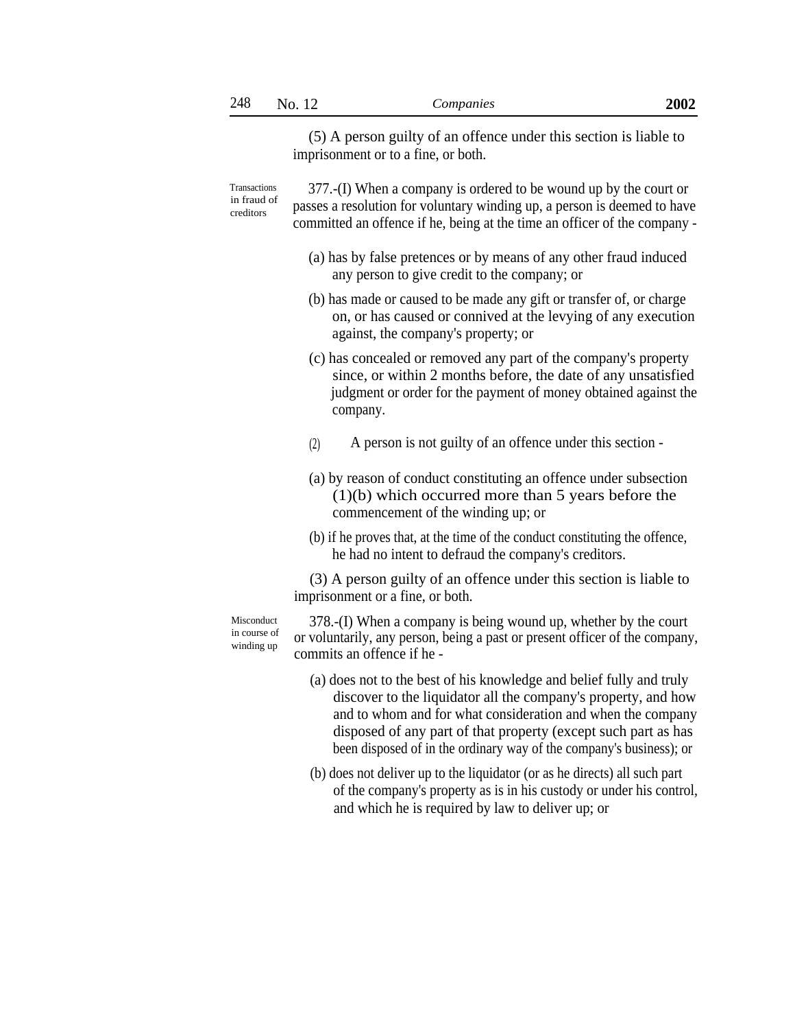(5) A person guilty of an offence under this section is liable to imprisonment or to a fine, or both.

Transactions in fraud of creditors

377.-(I) When a company is ordered to be wound up by the court or passes a resolution for voluntary winding up, a person is deemed to have committed an offence if he, being at the time an officer of the company -

(a) has by false pretences or by means of any other fraud induced any person to give credit to the company; or

(b) has made or caused to be made any gift or transfer of, or charge on, or has caused or connived at the levying of any execution against, the company's property; or

(c) has concealed or removed any part of the company's property since, or within 2 months before, the date of any unsatisfied judgment or order for the payment of money obtained against the company.

(2) A person is not guilty of an offence under this section -

(a) by reason of conduct constituting an offence under subsection (1)(b) which occurred more than 5 years before the commencement of the winding up; or

(b) if he proves that, at the time of the conduct constituting the offence, he had no intent to defraud the company's creditors.

(3) A person guilty of an offence under this section is liable to imprisonment or a fine, or both.

Misconduct in course of winding up

378.-(I) When a company is being wound up, whether by the court or voluntarily, any person, being a past or present officer of the company, commits an offence if he -

(a) does not to the best of his knowledge and belief fully and truly discover to the liquidator all the company's property, and how and to whom and for what consideration and when the company disposed of any part of that property (except such part as has been disposed of in the ordinary way of the company's business); or

(b) does not deliver up to the liquidator (or as he directs) all such part of the company's property as is in his custody or under his control, and which he is required by law to deliver up; or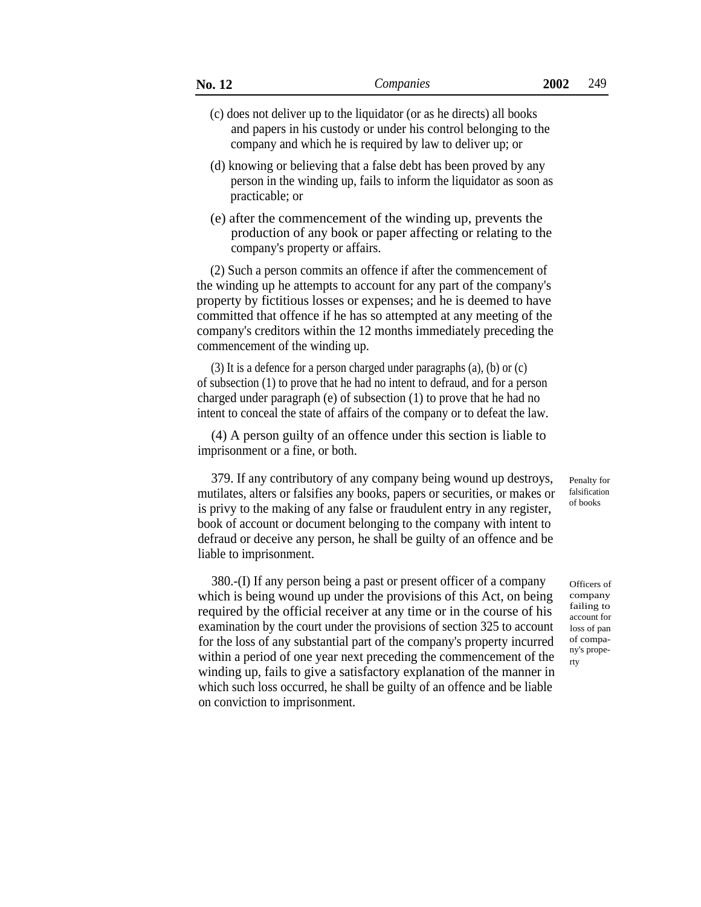(c) does not deliver up to the liquidator (or as he directs) all books and papers in his custody or under his control belonging to the company and which he is required by law to deliver up; or

(d) knowing or believing that a false debt has been proved by any person in the winding up, fails to inform the liquidator as soon as practicable; or

(e) after the commencement of the winding up, prevents the production of any book or paper affecting or relating to the company's property or affairs.

(2) Such a person commits an offence if after the commencement of the winding up he attempts to account for any part of the company's property by fictitious losses or expenses; and he is deemed to have committed that offence if he has so attempted at any meeting of the company's creditors within the 12 months immediately preceding the commencement of the winding up.

(3) It is a defence for a person charged under paragraphs (a), (b) or (c) of subsection (1) to prove that he had no intent to defraud, and for a person charged under paragraph (e) of subsection (1) to prove that he had no intent to conceal the state of affairs of the company or to defeat the law.

(4) A person guilty of an offence under this section is liable to imprisonment or a fine, or both.

Penalty for falsification of books

379. If any contributory of any company being wound up destroys, mutilates, alters or falsifies any books, papers or securities, or makes or is privy to the making of any false or fraudulent entry in any register, book of account or document belonging to the company with intent to defraud or deceive any person, he shall be guilty of an offence and be liable to imprisonment.

Officers of company failing to account for loss of pan of company's property

380.-(I) If any person being a past or present officer of a company which is being wound up under the provisions of this Act, on being required by the official receiver at any time or in the course of his examination by the court under the provisions of section 325 to account for the loss of any substantial part of the company's property incurred within a period of one year next preceding the commencement of the winding up, fails to give a satisfactory explanation of the manner in which such loss occurred, he shall be guilty of an offence and be liable on conviction to imprisonment.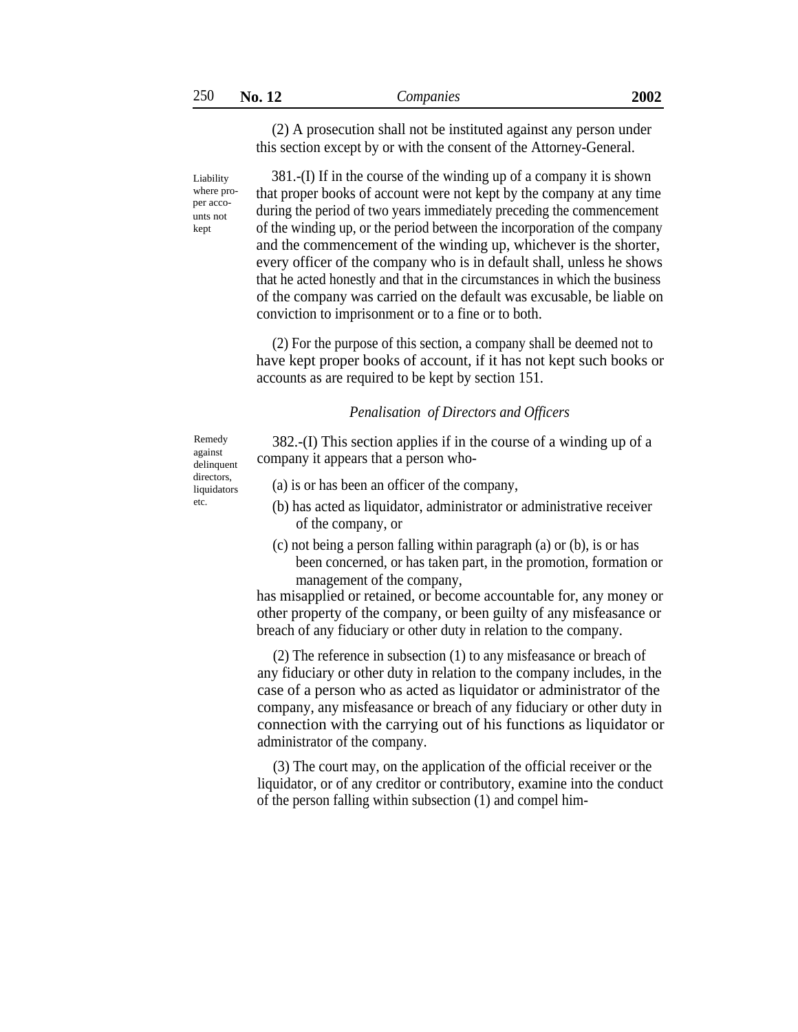(2) A prosecution shall not be instituted against any person under this section except by or with the consent of the Attorney-General.

Liability where proper accounts not kept

381.-(I) If in the course of the winding up of a company it is shown that proper books of account were not kept by the company at any time during the period of two years immediately preceding the commencement of the winding up, or the period between the incorporation of the company and the commencement of the winding up, whichever is the shorter, every officer of the company who is in default shall, unless he shows that he acted honestly and that in the circumstances in which the business of the company was carried on the default was excusable, be liable on conviction to imprisonment or to a fine or to both.

(2) For the purpose of this section, a company shall be deemed not to have kept proper books of account, if it has not kept such books or accounts as are required to be kept by section 151.

*Penalisation of Directors and Officers*

Remedy against delinquent directors, liquidators etc.

382.-(I) This section applies if in the course of a winding up of a company it appears that a person who-

(a) is or has been an officer of the company,

(b) has acted as liquidator, administrator or administrative receiver of the company, or

(c) not being a person falling within paragraph (a) or (b), is or has been concerned, or has taken part, in the promotion, formation or management of the company,

has misapplied or retained, or become accountable for, any money or other property of the company, or been guilty of any misfeasance or breach of any fiduciary or other duty in relation to the company.

(2) The reference in subsection (1) to any misfeasance or breach of any fiduciary or other duty in relation to the company includes, in the case of a person who as acted as liquidator or administrator of the company, any misfeasance or breach of any fiduciary or other duty in connection with the carrying out of his functions as liquidator or administrator of the company.

(3) The court may, on the application of the official receiver or the liquidator, or of any creditor or contributory, examine into the conduct of the person falling within subsection (1) and compel him-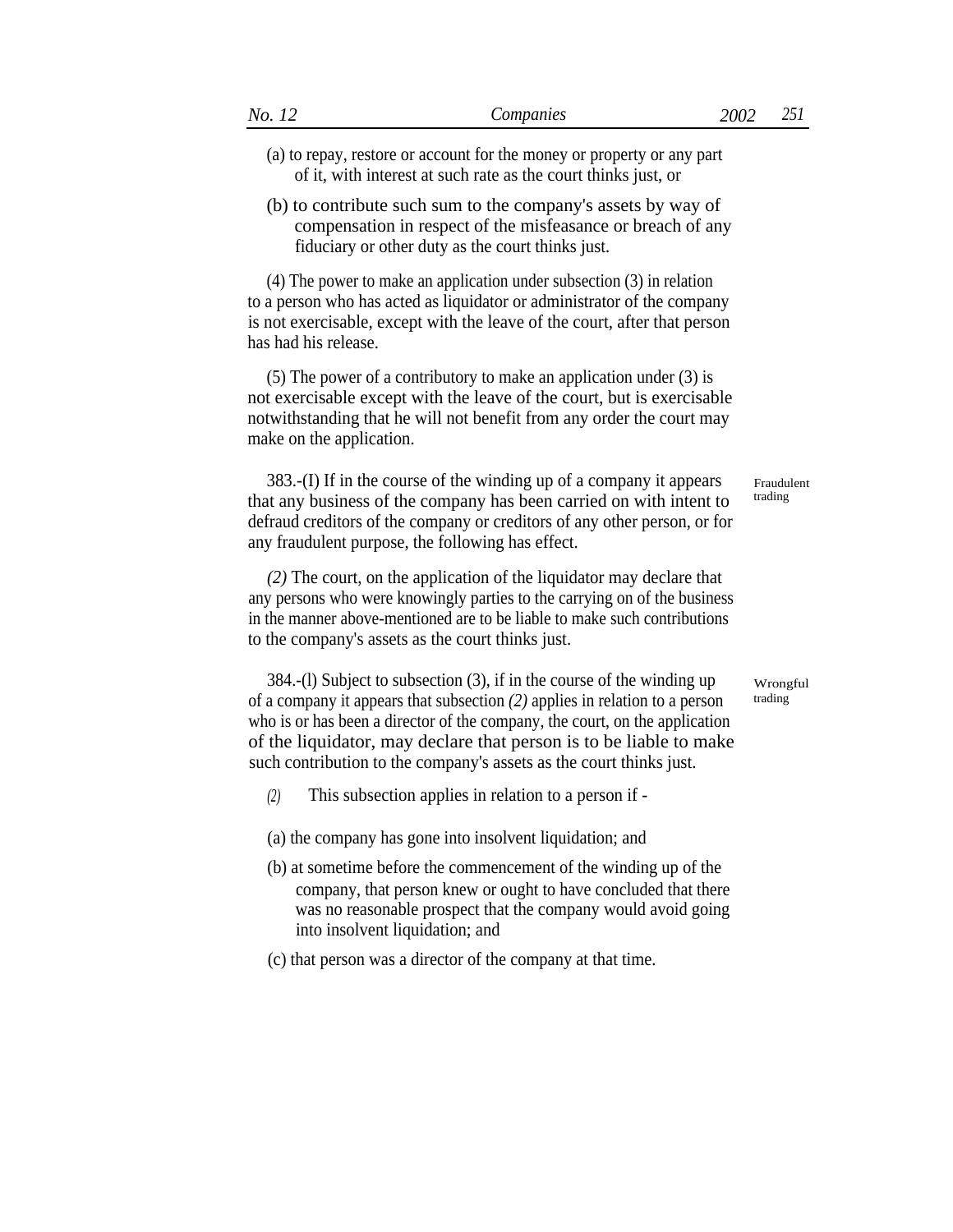(a) to repay, restore or account for the money or property or any part of it, with interest at such rate as the court thinks just, or

(b) to contribute such sum to the company's assets by way of compensation in respect of the misfeasance or breach of any fiduciary or other duty as the court thinks just.

(4) The power to make an application under subsection (3) in relation to a person who has acted as liquidator or administrator of the company is not exercisable, except with the leave of the court, after that person has had his release.

(5) The power of a contributory to make an application under (3) is not exercisable except with the leave of the court, but is exercisable notwithstanding that he will not benefit from any order the court may make on the application.

Fraudulent trading

383.-(I) If in the course of the winding up of a company it appears that any business of the company has been carried on with intent to defraud creditors of the company or creditors of any other person, or for any fraudulent purpose, the following has effect.

*(2)* The court, on the application of the liquidator may declare that any persons who were knowingly parties to the carrying on of the business in the manner above-mentioned are to be liable to make such contributions to the company's assets as the court thinks just.

Wrongful trading

384.-(l) Subject to subsection (3), if in the course of the winding up of a company it appears that subsection *(2)* applies in relation to a person who is or has been a director of the company, the court, on the application of the liquidator, may declare that person is to be liable to make such contribution to the company's assets as the court thinks just.

*(2)* This subsection applies in relation to a person if -

(a) the company has gone into insolvent liquidation; and

(b) at sometime before the commencement of the winding up of the company, that person knew or ought to have concluded that there was no reasonable prospect that the company would avoid going into insolvent liquidation; and

(c) that person was a director of the company at that time.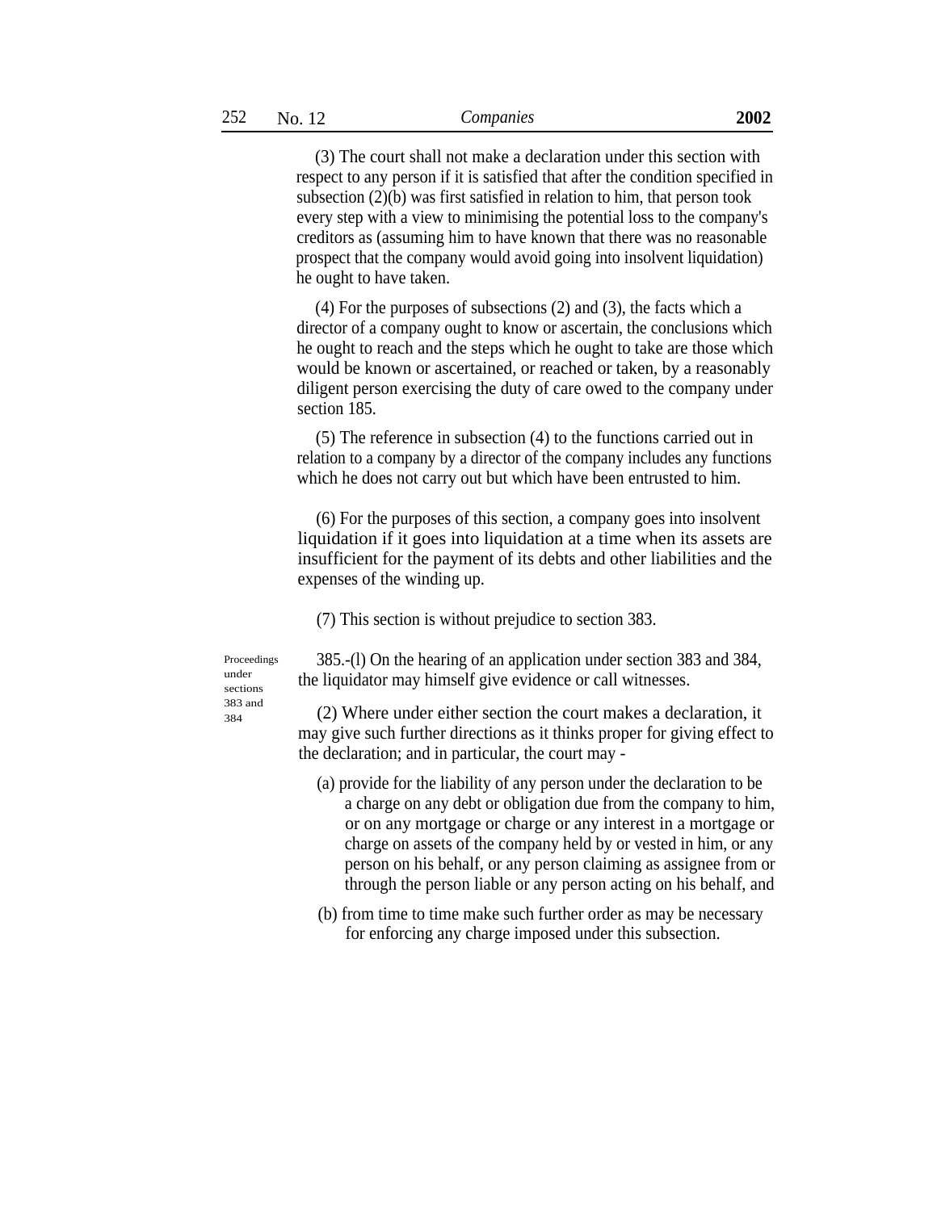(3) The court shall not make a declaration under this section with respect to any person if it is satisfied that after the condition specified in subsection (2)(b) was first satisfied in relation to him, that person took every step with a view to minimising the potential loss to the company's creditors as (assuming him to have known that there was no reasonable prospect that the company would avoid going into insolvent liquidation) he ought to have taken.

(4) For the purposes of subsections (2) and (3), the facts which a director of a company ought to know or ascertain, the conclusions which he ought to reach and the steps which he ought to take are those which would be known or ascertained, or reached or taken, by a reasonably diligent person exercising the duty of care owed to the company under section 185.

(5) The reference in subsection (4) to the functions carried out in relation to a company by a director of the company includes any functions which he does not carry out but which have been entrusted to him.

(6) For the purposes of this section, a company goes into insolvent liquidation if it goes into liquidation at a time when its assets are insufficient for the payment of its debts and other liabilities and the expenses of the winding up.

(7) This section is without prejudice to section 383.

Proceedings under sections 383 and 384

385.-(l) On the hearing of an application under section 383 and 384, the liquidator may himself give evidence or call witnesses.

(2) Where under either section the court makes a declaration, it may give such further directions as it thinks proper for giving effect to the declaration; and in particular, the court may -

(a) provide for the liability of any person under the declaration to be a charge on any debt or obligation due from the company to him, or on any mortgage or charge or any interest in a mortgage or charge on assets of the company held by or vested in him, or any person on his behalf, or any person claiming as assignee from or through the person liable or any person acting on his behalf, and

(b) from time to time make such further order as may be necessary for enforcing any charge imposed under this subsection.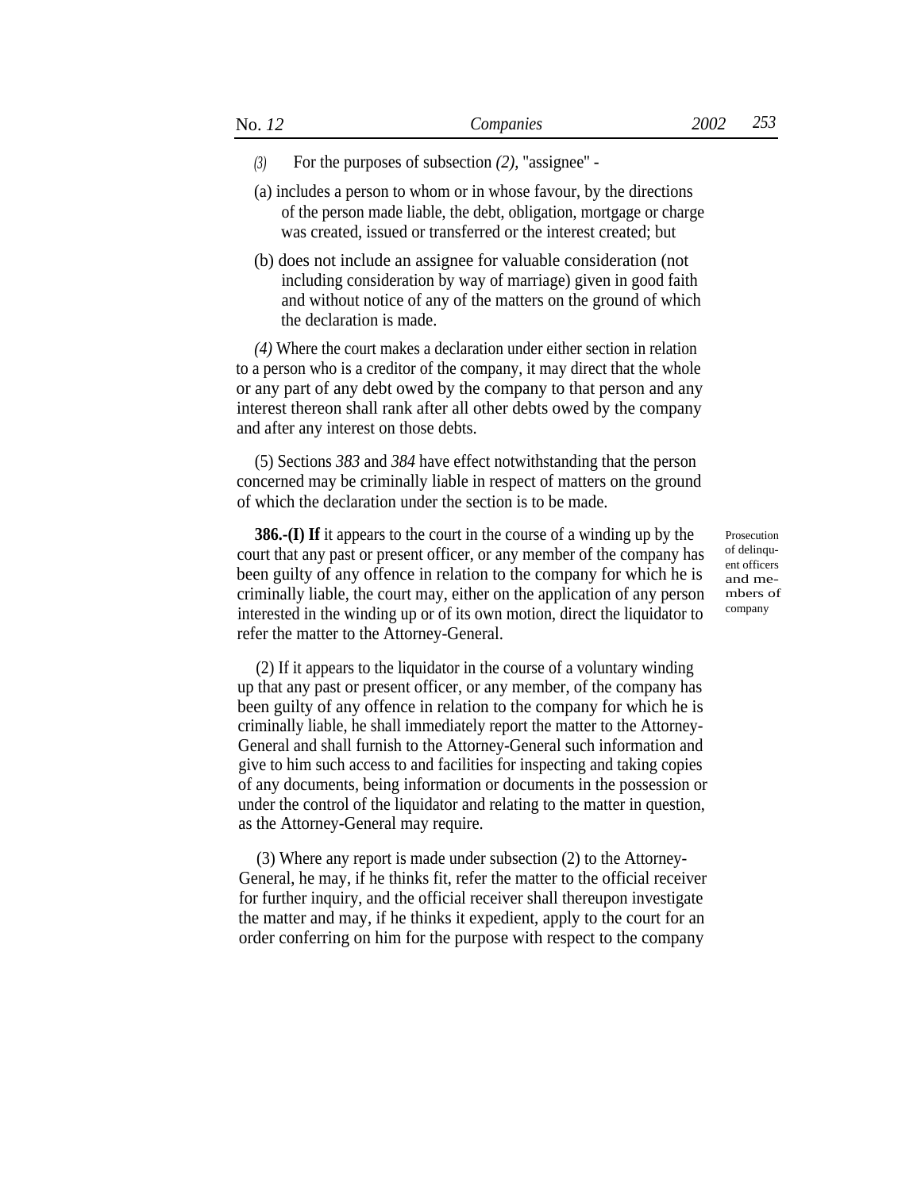(3) For the purposes of subsection *(2)*, "assignee" -

(a) includes a person to whom or in whose favour, by the directions of the person made liable, the debt, obligation, mortgage or charge was created, issued or transferred or the interest created; but

(b) does not include an assignee for valuable consideration (not including consideration by way of marriage) given in good faith and without notice of any of the matters on the ground of which the declaration is made.

*(4)* Where the court makes a declaration under either section in relation to a person who is a creditor of the company, it may direct that the whole or any part of any debt owed by the company to that person and any interest thereon shall rank after all other debts owed by the company and after any interest on those debts.

(5) Sections *383* and *384* have effect notwithstanding that the person concerned may be criminally liable in respect of matters on the ground of which the declaration under the section is to be made.

Prosecution of delinquent officers and members of company

**386.-(I) If** it appears to the court in the course of a winding up by the court that any past or present officer, or any member of the company has been guilty of any offence in relation to the company for which he is criminally liable, the court may, either on the application of any person interested in the winding up or of its own motion, direct the liquidator to refer the matter to the Attorney-General.

(2) If it appears to the liquidator in the course of a voluntary winding up that any past or present officer, or any member, of the company has been guilty of any offence in relation to the company for which he is criminally liable, he shall immediately report the matter to the Attorney-General and shall furnish to the Attorney-General such information and give to him such access to and facilities for inspecting and taking copies of any documents, being information or documents in the possession or under the control of the liquidator and relating to the matter in question, as the Attorney-General may require.

(3) Where any report is made under subsection (2) to the Attorney-General, he may, if he thinks fit, refer the matter to the official receiver for further inquiry, and the official receiver shall thereupon investigate the matter and may, if he thinks it expedient, apply to the court for an order conferring on him for the purpose with respect to the company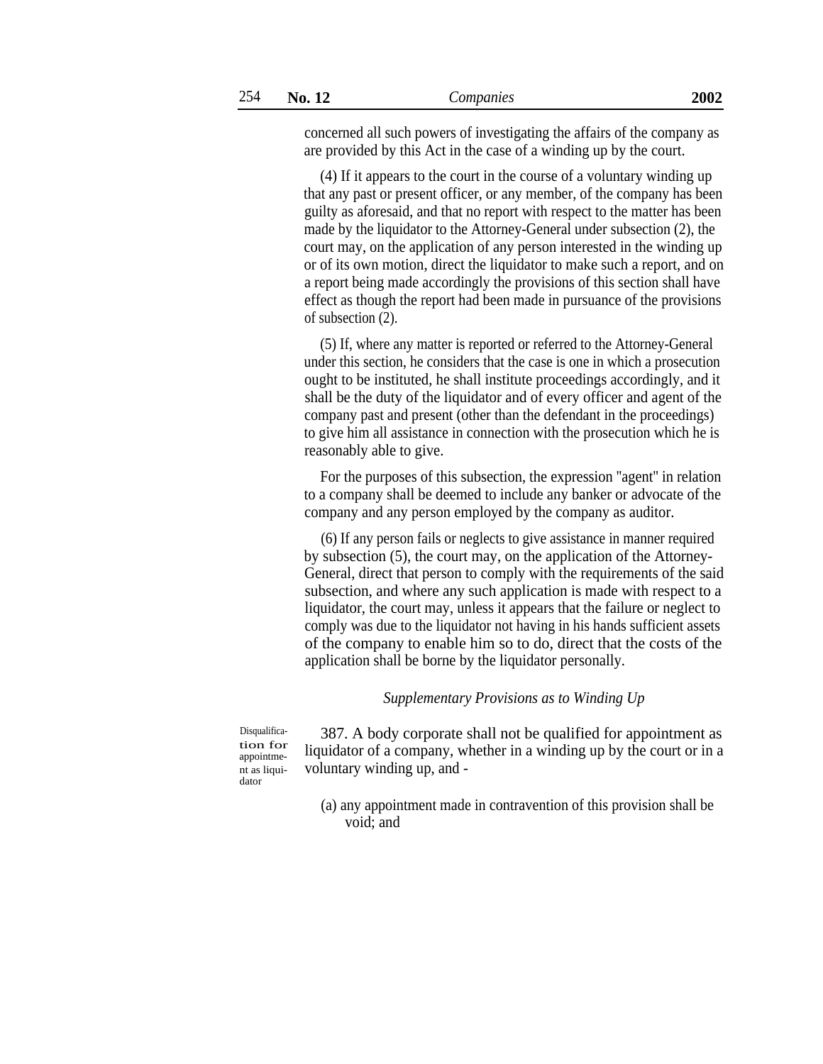concerned all such powers of investigating the affairs of the company as are provided by this Act in the case of a winding up by the court.

(4) If it appears to the court in the course of a voluntary winding up that any past or present officer, or any member, of the company has been guilty as aforesaid, and that no report with respect to the matter has been made by the liquidator to the Attorney-General under subsection (2), the court may, on the application of any person interested in the winding up or of its own motion, direct the liquidator to make such a report, and on a report being made accordingly the provisions of this section shall have effect as though the report had been made in pursuance of the provisions of subsection (2).

(5) If, where any matter is reported or referred to the Attorney-General under this section, he considers that the case is one in which a prosecution ought to be instituted, he shall institute proceedings accordingly, and it shall be the duty of the liquidator and of every officer and agent of the company past and present (other than the defendant in the proceedings) to give him all assistance in connection with the prosecution which he is reasonably able to give.

For the purposes of this subsection, the expression "agent" in relation to a company shall be deemed to include any banker or advocate of the company and any person employed by the company as auditor.

(6) If any person fails or neglects to give assistance in manner required by subsection (5), the court may, on the application of the Attorney-General, direct that person to comply with the requirements of the said subsection, and where any such application is made with respect to a liquidator, the court may, unless it appears that the failure or neglect to comply was due to the liquidator not having in his hands sufficient assets of the company to enable him so to do, direct that the costs of the application shall be borne by the liquidator personally.

*Supplementary Provisions as to Winding Up*

Disqualification for appointment as liquidator

387. A body corporate shall not be qualified for appointment as liquidator of a company, whether in a winding up by the court or in a voluntary winding up, and -

(a) any appointment made in contravention of this provision shall be void; and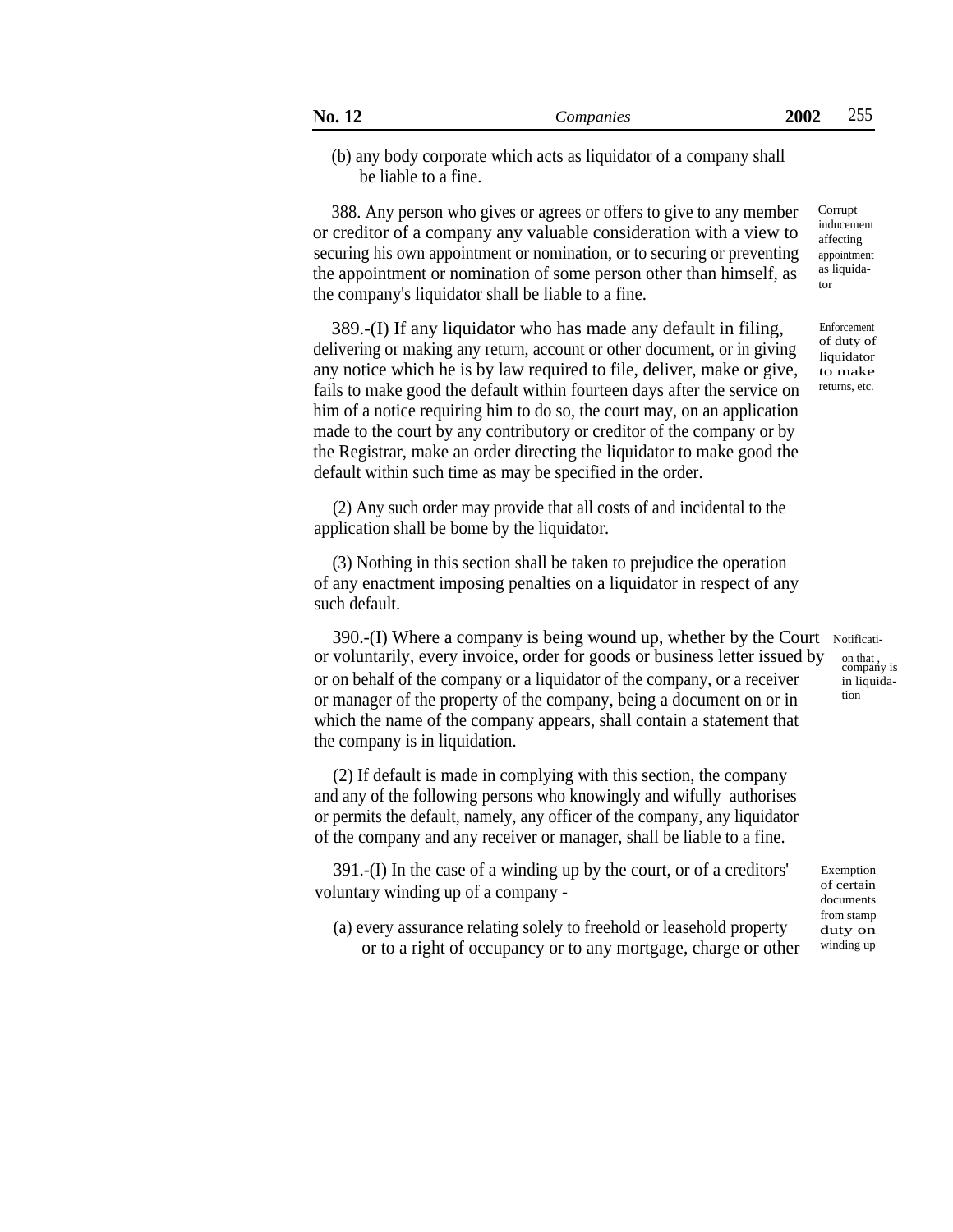(b) any body corporate which acts as liquidator of a company shall be liable to a fine.

388. Any person who gives or agrees or offers to give to any member or creditor of a company any valuable consideration with a view to securing his own appointment or nomination, or to securing or preventing the appointment or nomination of some person other than himself, as the company's liquidator shall be liable to a fine.

Corrupt inducement affecting appointment as liquidator

389.-(I) If any liquidator who has made any default in filing, delivering or making any return, account or other document, or in giving any notice which he is by law required to file, deliver, make or give, fails to make good the default within fourteen days after the service on him of a notice requiring him to do so, the court may, on an application made to the court by any contributory or creditor of the company or by the Registrar, make an order directing the liquidator to make good the default within such time as may be specified in the order.

Enforcement of duty of liquidator to make returns, etc.

(2) Any such order may provide that all costs of and incidental to the application shall be bome by the liquidator.

(3) Nothing in this section shall be taken to prejudice the operation of any enactment imposing penalties on a liquidator in respect of any such default.

390.-(I) Where a company is being wound up, whether by the Court or voluntarily, every invoice, order for goods or business letter issued by or on behalf of the company or a liquidator of the company, or a receiver or manager of the property of the company, being a document on or in which the name of the company appears, shall contain a statement that the company is in liquidation.

Notification that company is in liquidation

(2) If default is made in complying with this section, the company and any of the following persons who knowingly and wifully authorises or permits the default, namely, any officer of the company, any liquidator of the company and any receiver or manager, shall be liable to a fine.

391.-(I) In the case of a winding up by the court, or of a creditors' voluntary winding up of a company -

Exemption of certain documents from stamp duty on winding up

(a) every assurance relating solely to freehold or leasehold property or to a right of occupancy or to any mortgage, charge or other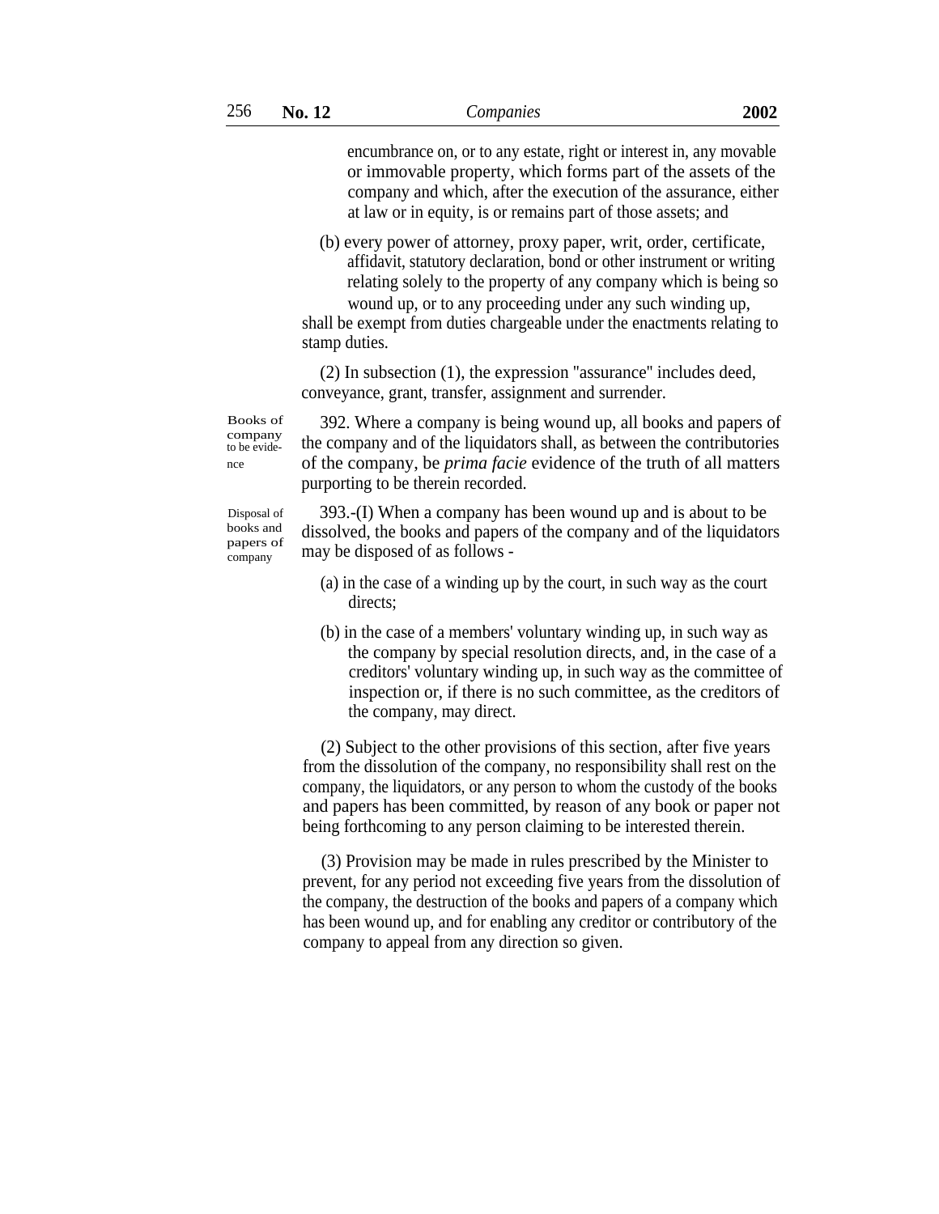encumbrance on, or to any estate, right or interest in, any movable or immovable property, which forms part of the assets of the company and which, after the execution of the assurance, either at law or in equity, is or remains part of those assets; and

(b) every power of attorney, proxy paper, writ, order, certificate, affidavit, statutory declaration, bond or other instrument or writing relating solely to the property of any company which is being so wound up, or to any proceeding under any such winding up,

shall be exempt from duties chargeable under the enactments relating to stamp duties.

(2) In subsection (1), the expression "assurance" includes deed, conveyance, grant, transfer, assignment and surrender.

Books of company to be evidence

392. Where a company is being wound up, all books and papers of the company and of the liquidators shall, as between the contributories of the company, be *prima facie* evidence of the truth of all matters purporting to be therein recorded.

Disposal of books and papers of company

393.-(I) When a company has been wound up and is about to be dissolved, the books and papers of the company and of the liquidators may be disposed of as follows -

(a) in the case of a winding up by the court, in such way as the court directs;

(b) in the case of a members' voluntary winding up, in such way as the company by special resolution directs, and, in the case of a creditors' voluntary winding up, in such way as the committee of inspection or, if there is no such committee, as the creditors of the company, may direct.

(2) Subject to the other provisions of this section, after five years from the dissolution of the company, no responsibility shall rest on the company, the liquidators, or any person to whom the custody of the books and papers has been committed, by reason of any book or paper not being forthcoming to any person claiming to be interested therein.

(3) Provision may be made in rules prescribed by the Minister to prevent, for any period not exceeding five years from the dissolution of the company, the destruction of the books and papers of a company which has been wound up, and for enabling any creditor or contributory of the company to appeal from any direction so given.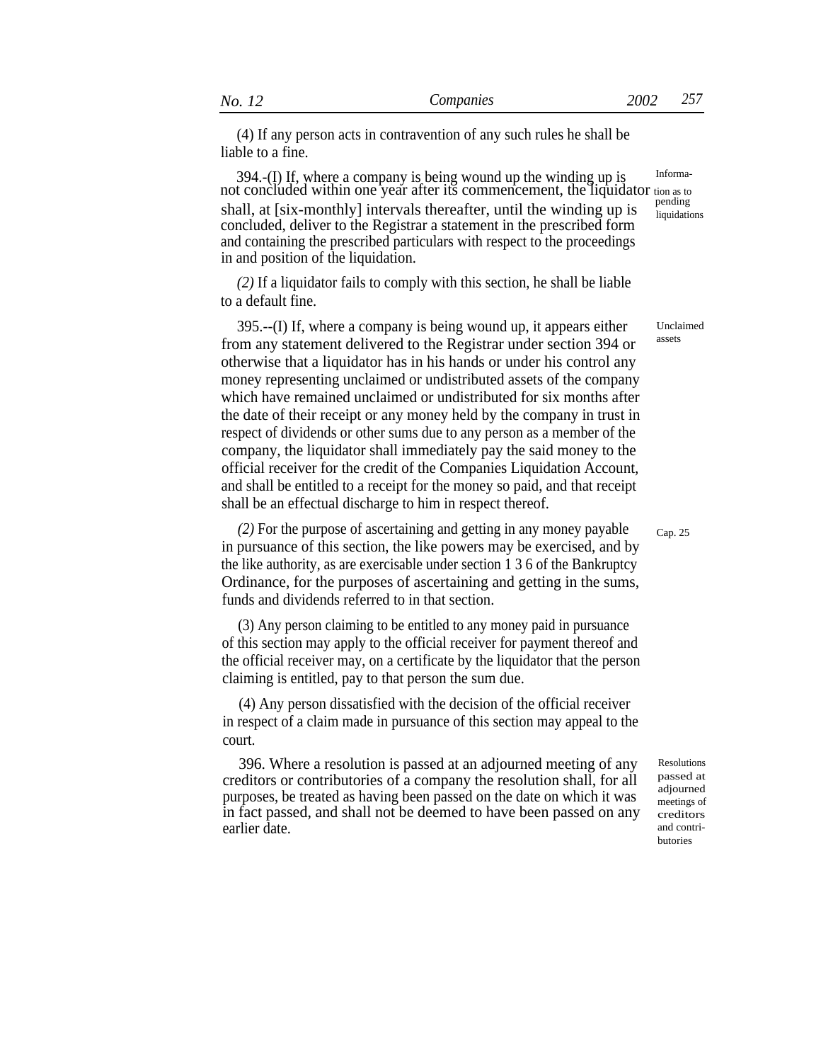(4) If any person acts in contravention of any such rules he shall be liable to a fine.

Information as to pending liquidations

394.-(I) If, where a company is being wound up the winding up is not concluded within one year after its commencement, the liquidator shall, at [six-monthly] intervals thereafter, until the winding up is concluded, deliver to the Registrar a statement in the prescribed form and containing the prescribed particulars with respect to the proceedings in and position of the liquidation.

*(2)* If a liquidator fails to comply with this section, he shall be liable to a default fine.

Unclaimed assets

395.--(I) If, where a company is being wound up, it appears either from any statement delivered to the Registrar under section 394 or otherwise that a liquidator has in his hands or under his control any money representing unclaimed or undistributed assets of the company which have remained unclaimed or undistributed for six months after the date of their receipt or any money held by the company in trust in respect of dividends or other sums due to any person as a member of the company, the liquidator shall immediately pay the said money to the official receiver for the credit of the Companies Liquidation Account, and shall be entitled to a receipt for the money so paid, and that receipt shall be an effectual discharge to him in respect thereof.

Cap. 25

*(2)* For the purpose of ascertaining and getting in any money payable in pursuance of this section, the like powers may be exercised, and by the like authority, as are exercisable under section 1 3 6 of the Bankruptcy Ordinance, for the purposes of ascertaining and getting in the sums, funds and dividends referred to in that section.

(3) Any person claiming to be entitled to any money paid in pursuance of this section may apply to the official receiver for payment thereof and the official receiver may, on a certificate by the liquidator that the person claiming is entitled, pay to that person the sum due.

(4) Any person dissatisfied with the decision of the official receiver in respect of a claim made in pursuance of this section may appeal to the court.

Resolutions passed at adjourned meetings of creditors and contributories

396. Where a resolution is passed at an adjourned meeting of any creditors or contributories of a company the resolution shall, for all purposes, be treated as having been passed on the date on which it was in fact passed, and shall not be deemed to have been passed on any earlier date.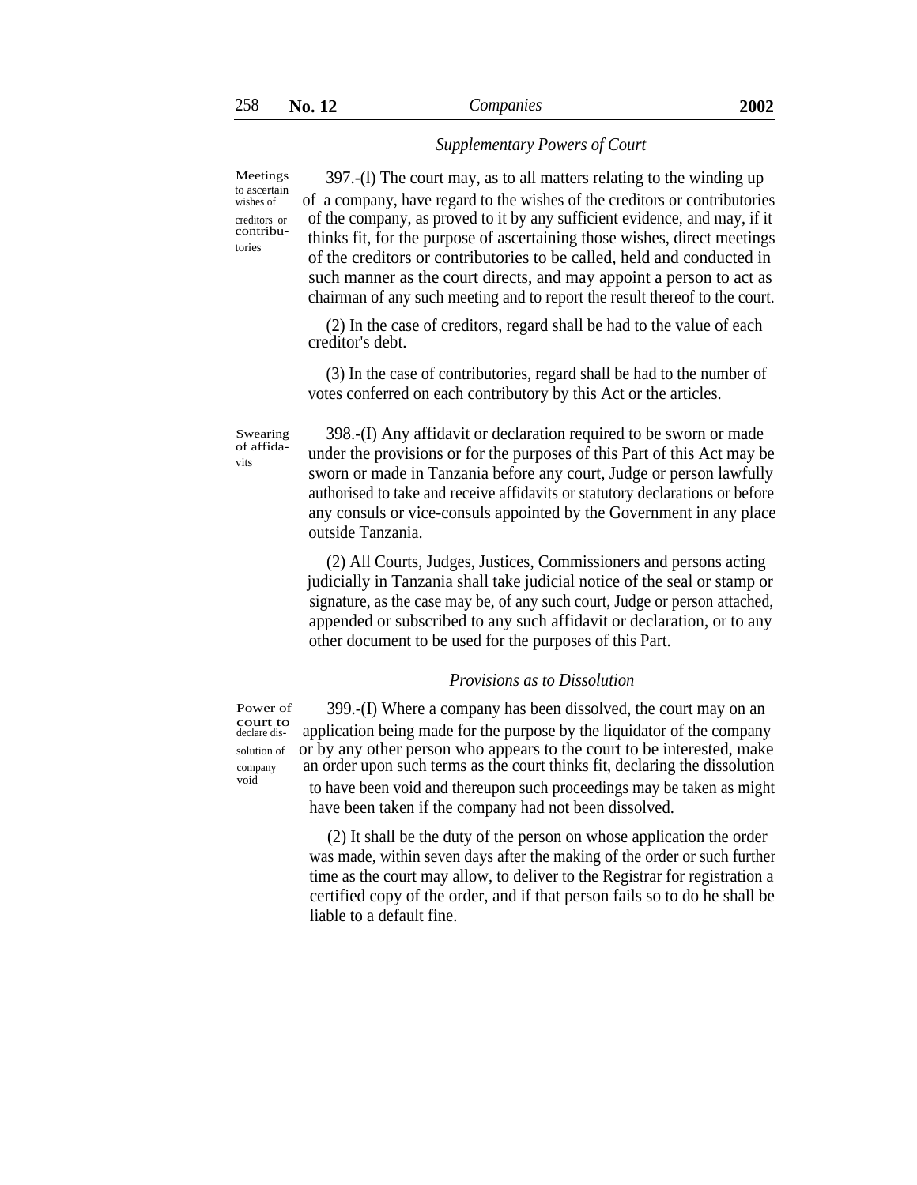*Supplementary Powers of Court*

Meetings to ascertain wishes of creditors or contributories

397.-(l) The court may, as to all matters relating to the winding up of a company, have regard to the wishes of the creditors or contributories of the company, as proved to it by any sufficient evidence, and may, if it thinks fit, for the purpose of ascertaining those wishes, direct meetings of the creditors or contributories to be called, held and conducted in such manner as the court directs, and may appoint a person to act as chairman of any such meeting and to report the result thereof to the court.

(2) In the case of creditors, regard shall be had to the value of each creditor's debt.

(3) In the case of contributories, regard shall be had to the number of votes conferred on each contributory by this Act or the articles.

Swearing of affidavits

398.-(I) Any affidavit or declaration required to be sworn or made under the provisions or for the purposes of this Part of this Act may be sworn or made in Tanzania before any court, Judge or person lawfully authorised to take and receive affidavits or statutory declarations or before any consuls or vice-consuls appointed by the Government in any place outside Tanzania.

(2) All Courts, Judges, Justices, Commissioners and persons acting judicially in Tanzania shall take judicial notice of the seal or stamp or signature, as the case may be, of any such court, Judge or person attached, appended or subscribed to any such affidavit or declaration, or to any other document to be used for the purposes of this Part.

*Provisions as to Dissolution*

Power of court to declare dissolution of company void

399.-(I) Where a company has been dissolved, the court may on an application being made for the purpose by the liquidator of the company or by any other person who appears to the court to be interested, make an order upon such terms as the court thinks fit, declaring the dissolution to have been void and thereupon such proceedings may be taken as might have been taken if the company had not been dissolved.

(2) It shall be the duty of the person on whose application the order was made, within seven days after the making of the order or such further time as the court may allow, to deliver to the Registrar for registration a certified copy of the order, and if that person fails so to do he shall be liable to a default fine.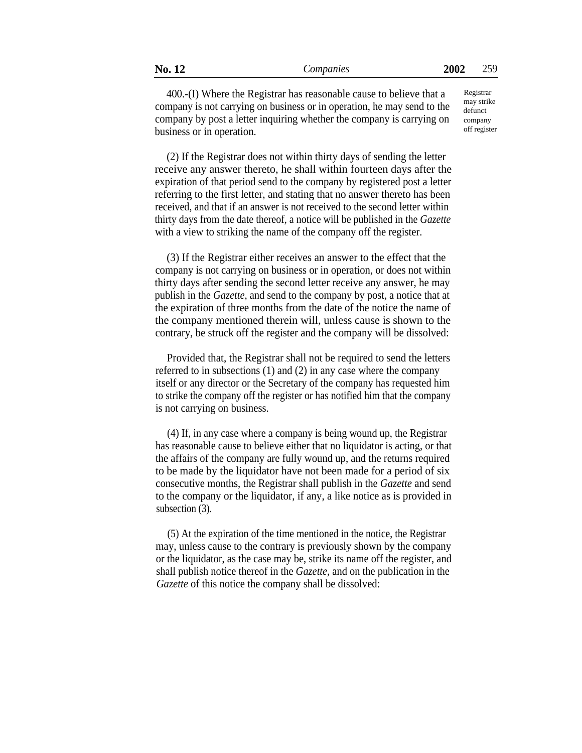Registrar may strike defunct company off register

400.-(I) Where the Registrar has reasonable cause to believe that a company is not carrying on business or in operation, he may send to the company by post a letter inquiring whether the company is carrying on business or in operation.

(2) If the Registrar does not within thirty days of sending the letter receive any answer thereto, he shall within fourteen days after the expiration of that period send to the company by registered post a letter referring to the first letter, and stating that no answer thereto has been received, and that if an answer is not received to the second letter within thirty days from the date thereof, a notice will be published in the *Gazette* with a view to striking the name of the company off the register.

(3) If the Registrar either receives an answer to the effect that the company is not carrying on business or in operation, or does not within thirty days after sending the second letter receive any answer, he may publish in the *Gazette*, and send to the company by post, a notice that at the expiration of three months from the date of the notice the name of the company mentioned therein will, unless cause is shown to the contrary, be struck off the register and the company will be dissolved:

Provided that, the Registrar shall not be required to send the letters referred to in subsections (1) and (2) in any case where the company itself or any director or the Secretary of the company has requested him to strike the company off the register or has notified him that the company is not carrying on business.

(4) If, in any case where a company is being wound up, the Registrar has reasonable cause to believe either that no liquidator is acting, or that the affairs of the company are fully wound up, and the returns required to be made by the liquidator have not been made for a period of six consecutive months, the Registrar shall publish in the *Gazette* and send to the company or the liquidator, if any, a like notice as is provided in subsection (3).

(5) At the expiration of the time mentioned in the notice, the Registrar may, unless cause to the contrary is previously shown by the company or the liquidator, as the case may be, strike its name off the register, and shall publish notice thereof in the *Gazette*, and on the publication in the *Gazette* of this notice the company shall be dissolved: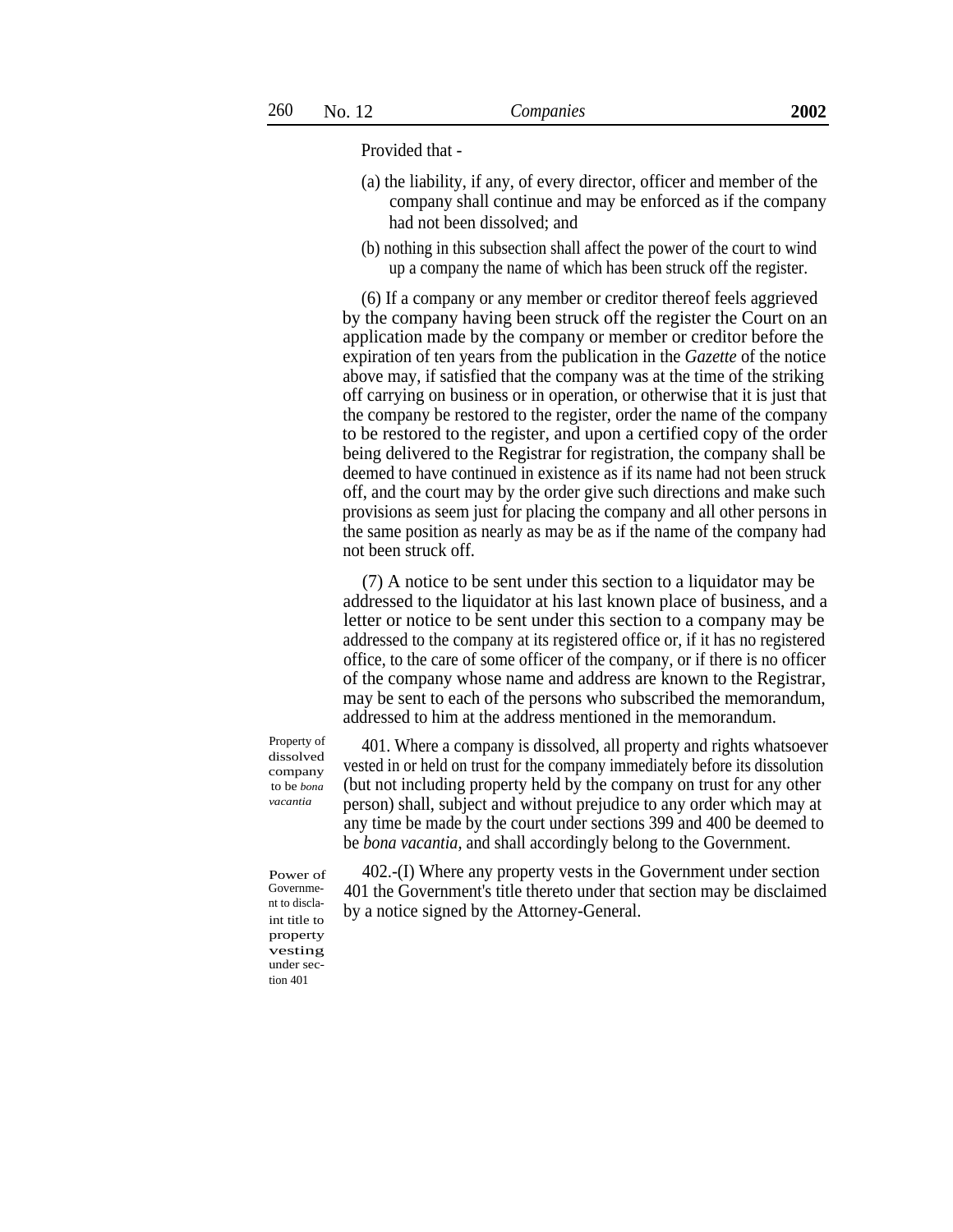Provided that -

(a) the liability, if any, of every director, officer and member of the company shall continue and may be enforced as if the company had not been dissolved; and

(b) nothing in this subsection shall affect the power of the court to wind up a company the name of which has been struck off the register.

(6) If a company or any member or creditor thereof feels aggrieved by the company having been struck off the register the Court on an application made by the company or member or creditor before the expiration of ten years from the publication in the *Gazette* of the notice above may, if satisfied that the company was at the time of the striking off carrying on business or in operation, or otherwise that it is just that the company be restored to the register, order the name of the company to be restored to the register, and upon a certified copy of the order being delivered to the Registrar for registration, the company shall be deemed to have continued in existence as if its name had not been struck off, and the court may by the order give such directions and make such provisions as seem just for placing the company and all other persons in the same position as nearly as may be as if the name of the company had not been struck off.

(7) A notice to be sent under this section to a liquidator may be addressed to the liquidator at his last known place of business, and a letter or notice to be sent under this section to a company may be addressed to the company at its registered office or, if it has no registered office, to the care of some officer of the company, or if there is no officer of the company whose name and address are known to the Registrar, may be sent to each of the persons who subscribed the memorandum, addressed to him at the address mentioned in the memorandum.

*Property of dissolved company to be bona vacantia*

401. Where a company is dissolved, all property and rights whatsoever vested in or held on trust for the company immediately before its dissolution (but not including property held by the company on trust for any other person) shall, subject and without prejudice to any order which may at any time be made by the court under sections 399 and 400 be deemed to be *bona vacantia*, and shall accordingly belong to the Government.

*Power of Government to disclaint title to property vesting under section 401*

402.-(I) Where any property vests in the Government under section 401 the Government's title thereto under that section may be disclaimed by a notice signed by the Attorney-General.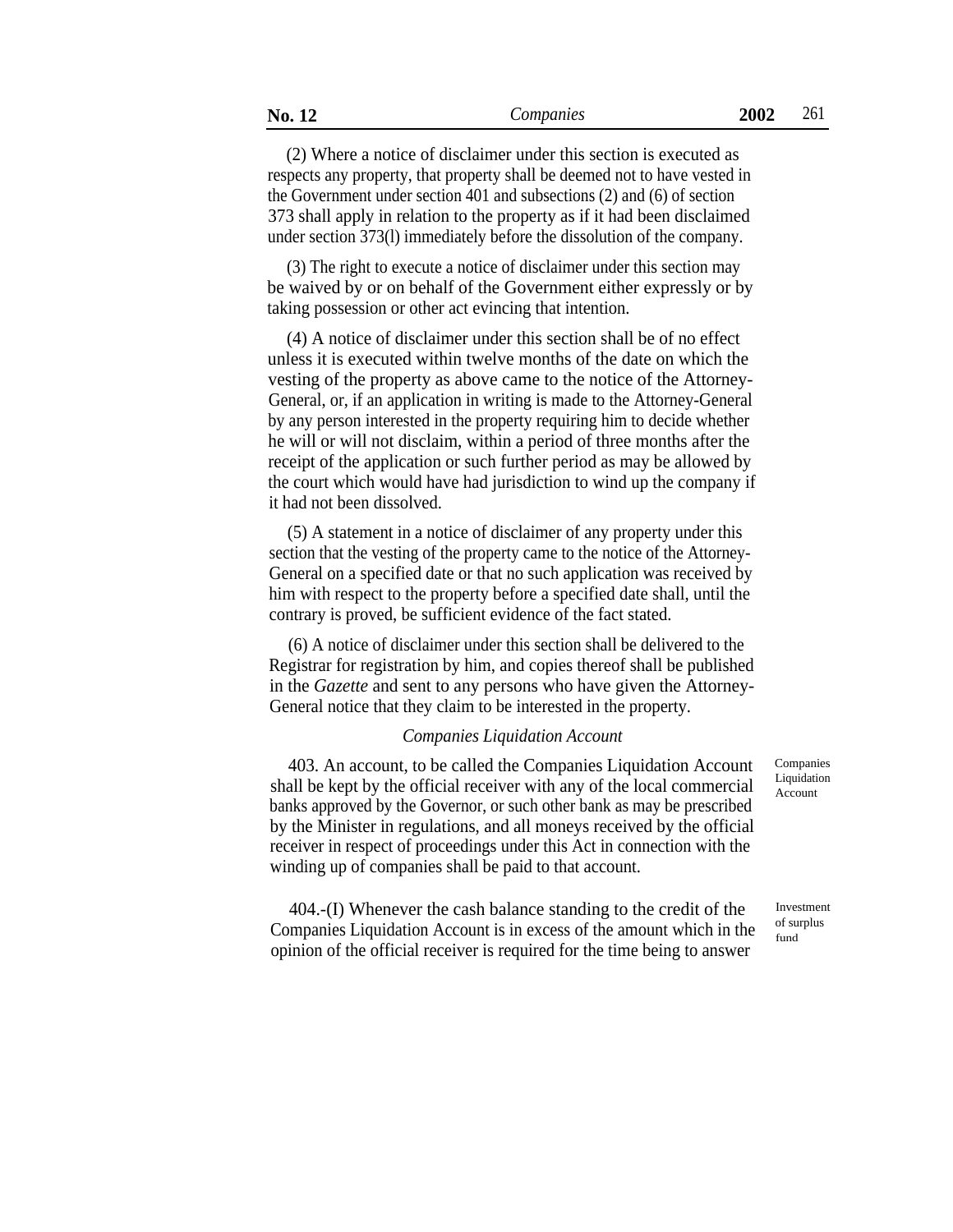(2) Where a notice of disclaimer under this section is executed as respects any property, that property shall be deemed not to have vested in the Government under section 401 and subsections (2) and (6) of section 373 shall apply in relation to the property as if it had been disclaimed under section 373(l) immediately before the dissolution of the company.

(3) The right to execute a notice of disclaimer under this section may be waived by or on behalf of the Government either expressly or by taking possession or other act evincing that intention.

(4) A notice of disclaimer under this section shall be of no effect unless it is executed within twelve months of the date on which the vesting of the property as above came to the notice of the Attorney-General, or, if an application in writing is made to the Attorney-General by any person interested in the property requiring him to decide whether he will or will not disclaim, within a period of three months after the receipt of the application or such further period as may be allowed by the court which would have had jurisdiction to wind up the company if it had not been dissolved.

(5) A statement in a notice of disclaimer of any property under this section that the vesting of the property came to the notice of the Attorney-General on a specified date or that no such application was received by him with respect to the property before a specified date shall, until the contrary is proved, be sufficient evidence of the fact stated.

(6) A notice of disclaimer under this section shall be delivered to the Registrar for registration by him, and copies thereof shall be published in the *Gazette* and sent to any persons who have given the Attorney-General notice that they claim to be interested in the property.

*Companies Liquidation Account*

Companies Liquidation Account

403. An account, to be called the Companies Liquidation Account shall be kept by the official receiver with any of the local commercial banks approved by the Governor, or such other bank as may be prescribed by the Minister in regulations, and all moneys received by the official receiver in respect of proceedings under this Act in connection with the winding up of companies shall be paid to that account.

Investment of surplus fund

404.-(I) Whenever the cash balance standing to the credit of the Companies Liquidation Account is in excess of the amount which in the opinion of the official receiver is required for the time being to answer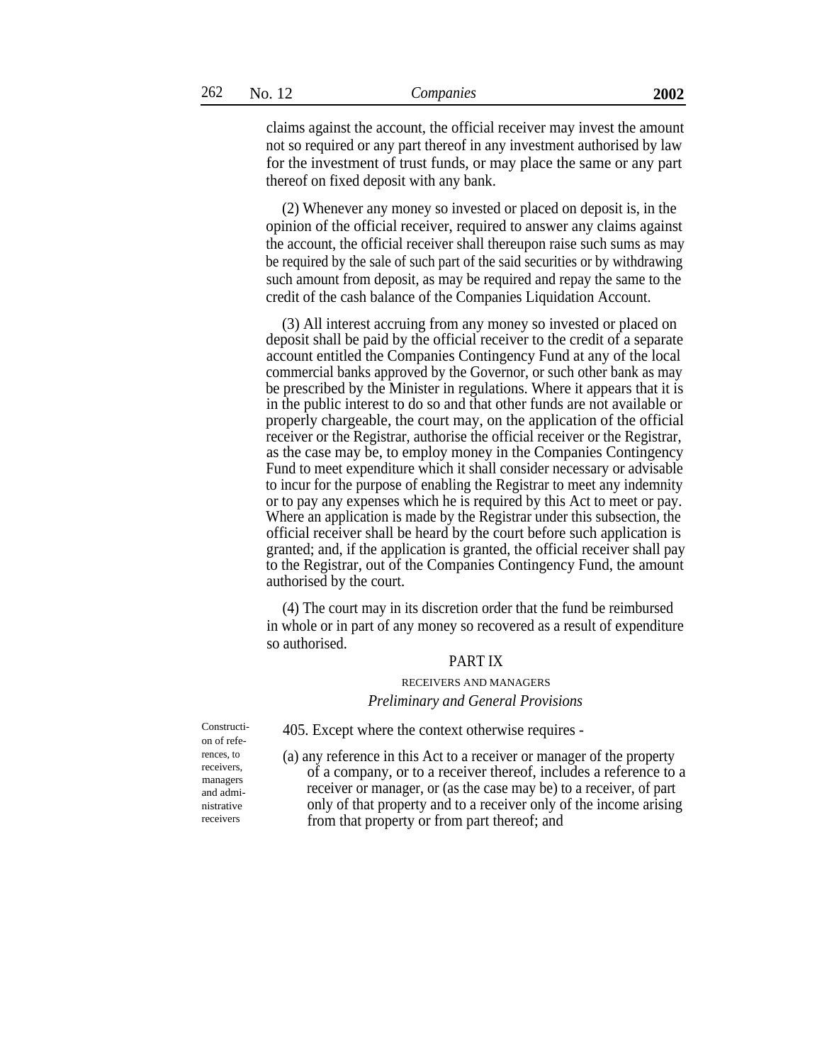claims against the account, the official receiver may invest the amount not so required or any part thereof in any investment authorised by law for the investment of trust funds, or may place the same or any part thereof on fixed deposit with any bank.

(2) Whenever any money so invested or placed on deposit is, in the opinion of the official receiver, required to answer any claims against the account, the official receiver shall thereupon raise such sums as may be required by the sale of such part of the said securities or by withdrawing such amount from deposit, as may be required and repay the same to the credit of the cash balance of the Companies Liquidation Account.

(3) All interest accruing from any money so invested or placed on deposit shall be paid by the official receiver to the credit of a separate account entitled the Companies Contingency Fund at any of the local commercial banks approved by the Governor, or such other bank as may be prescribed by the Minister in regulations. Where it appears that it is in the public interest to do so and that other funds are not available or properly chargeable, the court may, on the application of the official receiver or the Registrar, authorise the official receiver or the Registrar, as the case may be, to employ money in the Companies Contingency Fund to meet expenditure which it shall consider necessary or advisable to incur for the purpose of enabling the Registrar to meet any indemnity or to pay any expenses which he is required by this Act to meet or pay. Where an application is made by the Registrar under this subsection, the official receiver shall be heard by the court before such application is granted; and, if the application is granted, the official receiver shall pay to the Registrar, out of the Companies Contingency Fund, the amount authorised by the court.

(4) The court may in its discretion order that the fund be reimbursed in whole or in part of any money so recovered as a result of expenditure so authorised.

## PART IX

### RECEIVERS AND MANAGERS

### *Preliminary and General Provisions*

Construction of references, to receivers, managers and administrative receivers

405. Except where the context otherwise requires -

(a) any reference in this Act to a receiver or manager of the property of a company, or to a receiver thereof, includes a reference to a receiver or manager, or (as the case may be) to a receiver, of part only of that property and to a receiver only of the income arising from that property or from part thereof; and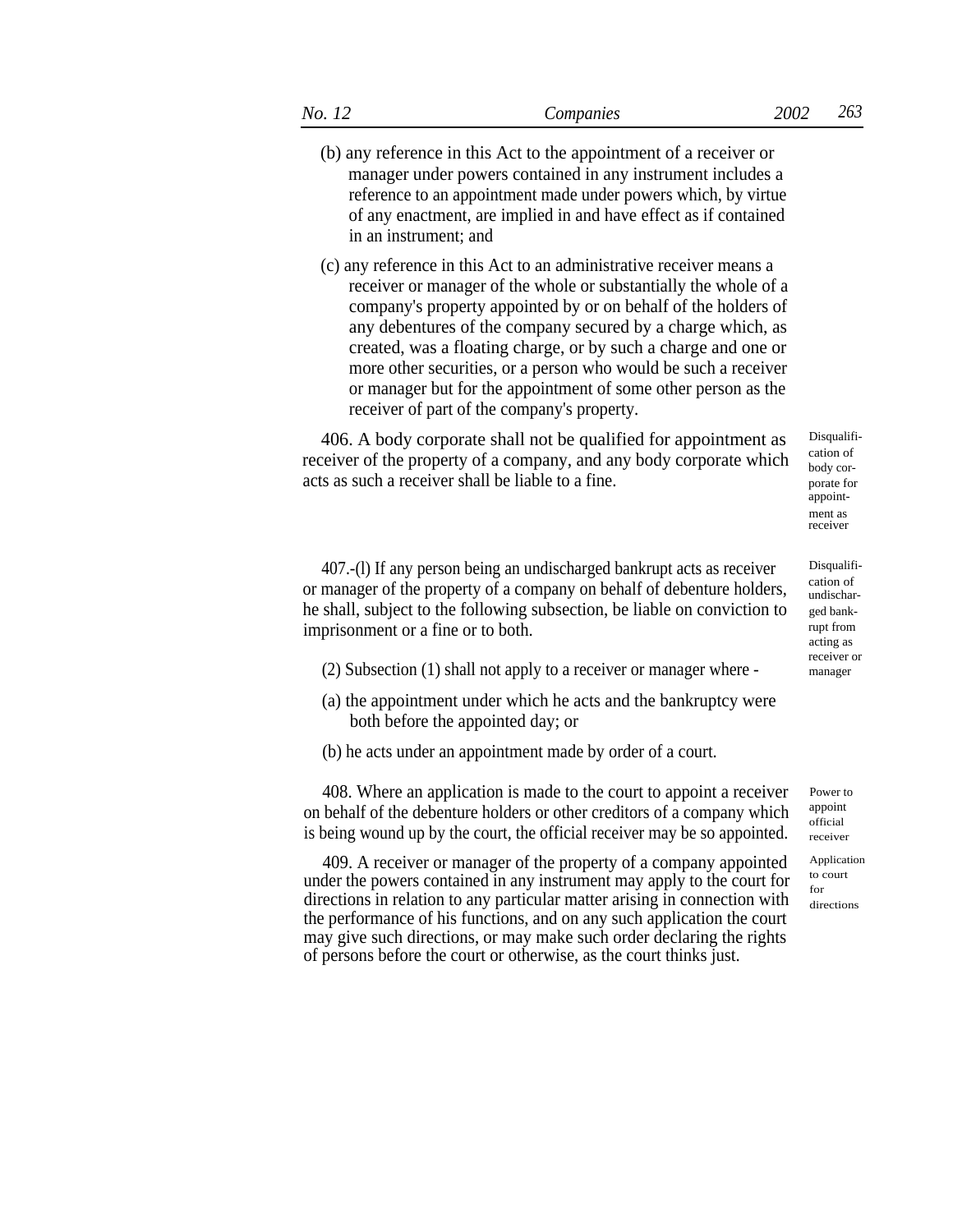(b) any reference in this Act to the appointment of a receiver or manager under powers contained in any instrument includes a reference to an appointment made under powers which, by virtue of any enactment, are implied in and have effect as if contained in an instrument; and

(c) any reference in this Act to an administrative receiver means a receiver or manager of the whole or substantially the whole of a company's property appointed by or on behalf of the holders of any debentures of the company secured by a charge which, as created, was a floating charge, or by such a charge and one or more other securities, or a person who would be such a receiver or manager but for the appointment of some other person as the receiver of part of the company's property.

*Disqualification of body corporate for appointment as receiver*

406. A body corporate shall not be qualified for appointment as receiver of the property of a company, and any body corporate which acts as such a receiver shall be liable to a fine.

*Disqualification of undischarged bankrupt from acting as receiver or manager*

407.-(l) If any person being an undischarged bankrupt acts as receiver or manager of the property of a company on behalf of debenture holders, he shall, subject to the following subsection, be liable on conviction to imprisonment or a fine or to both.

(2) Subsection (1) shall not apply to a receiver or manager where -

(a) the appointment under which he acts and the bankruptcy were both before the appointed day; or

(b) he acts under an appointment made by order of a court.

*Power to appoint official receiver*

408. Where an application is made to the court to appoint a receiver on behalf of the debenture holders or other creditors of a company which is being wound up by the court, the official receiver may be so appointed.

*Application to court for directions*

409. A receiver or manager of the property of a company appointed under the powers contained in any instrument may apply to the court for directions in relation to any particular matter arising in connection with the performance of his functions, and on any such application the court may give such directions, or may make such order declaring the rights of persons before the court or otherwise, as the court thinks just.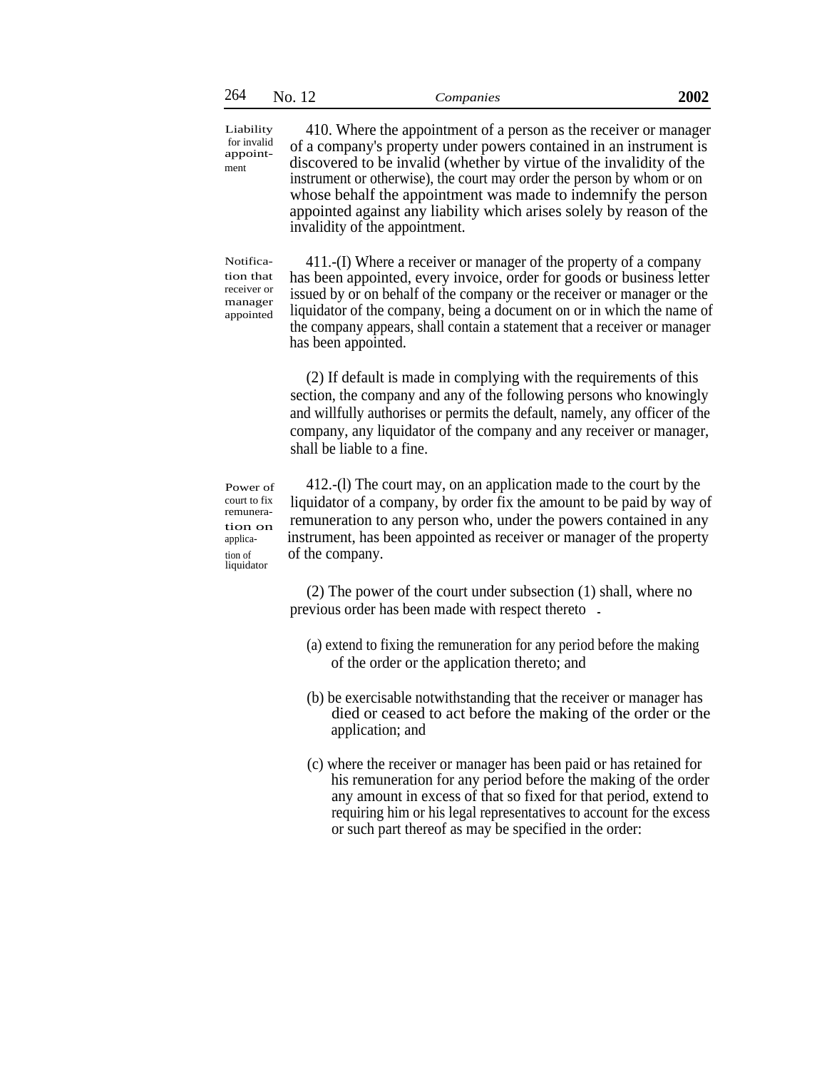**Liability for invalid appointment**

410. Where the appointment of a person as the receiver or manager of a company's property under powers contained in an instrument is discovered to be invalid (whether by virtue of the invalidity of the instrument or otherwise), the court may order the person by whom or on whose behalf the appointment was made to indemnify the person appointed against any liability which arises solely by reason of the invalidity of the appointment.

**Notification that receiver or manager appointed**

411.-(I) Where a receiver or manager of the property of a company has been appointed, every invoice, order for goods or business letter issued by or on behalf of the company or the receiver or manager or the liquidator of the company, being a document on or in which the name of the company appears, shall contain a statement that a receiver or manager has been appointed.

(2) If default is made in complying with the requirements of this section, the company and any of the following persons who knowingly and willfully authorises or permits the default, namely, any officer of the company, any liquidator of the company and any receiver or manager, shall be liable to a fine.

**Power of court to fix remuneration on application of liquidator**

412.-(l) The court may, on an application made to the court by the liquidator of a company, by order fix the amount to be paid by way of remuneration to any person who, under the powers contained in any instrument, has been appointed as receiver or manager of the property of the company.

(2) The power of the court under subsection (1) shall, where no previous order has been made with respect thereto -

(a) extend to fixing the remuneration for any period before the making of the order or the application thereto; and

(b) be exercisable notwithstanding that the receiver or manager has died or ceased to act before the making of the order or the application; and

(c) where the receiver or manager has been paid or has retained for his remuneration for any period before the making of the order any amount in excess of that so fixed for that period, extend to requiring him or his legal representatives to account for the excess or such part thereof as may be specified in the order: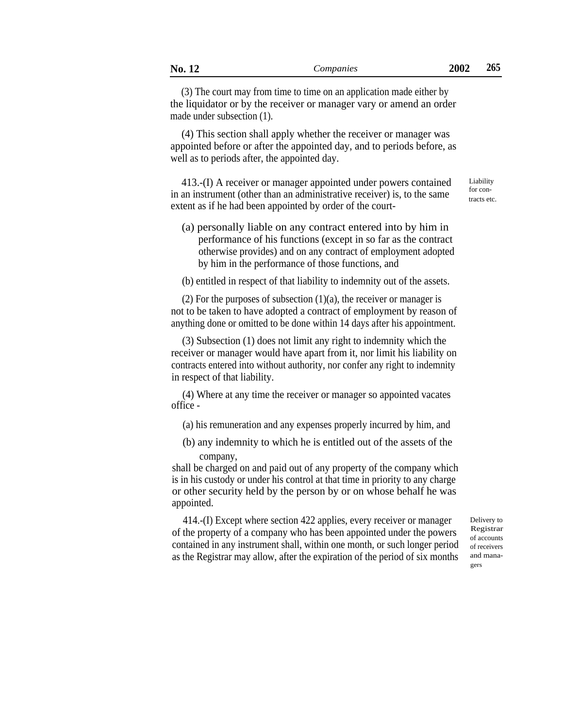(3) The court may from time to time on an application made either by the liquidator or by the receiver or manager vary or amend an order made under subsection (1).

(4) This section shall apply whether the receiver or manager was appointed before or after the appointed day, and to periods before, as well as to periods after, the appointed day.

Liability for contracts etc.

413.-(I) A receiver or manager appointed under powers contained in an instrument (other than an administrative receiver) is, to the same extent as if he had been appointed by order of the court-

(a) personally liable on any contract entered into by him in performance of his functions (except in so far as the contract otherwise provides) and on any contract of employment adopted by him in the performance of those functions, and

(b) entitled in respect of that liability to indemnity out of the assets.

(2) For the purposes of subsection (1)(a), the receiver or manager is not to be taken to have adopted a contract of employment by reason of anything done or omitted to be done within 14 days after his appointment.

(3) Subsection (1) does not limit any right to indemnity which the receiver or manager would have apart from it, nor limit his liability on contracts entered into without authority, nor confer any right to indemnity in respect of that liability.

(4) Where at any time the receiver or manager so appointed vacates office -

(a) his remuneration and any expenses properly incurred by him, and

(b) any indemnity to which he is entitled out of the assets of the company,

shall be charged on and paid out of any property of the company which is in his custody or under his control at that time in priority to any charge or other security held by the person by or on whose behalf he was appointed.

Delivery to Registrar of accounts of receivers and managers

414.-(I) Except where section 422 applies, every receiver or manager of the property of a company who has been appointed under the powers contained in any instrument shall, within one month, or such longer period as the Registrar may allow, after the expiration of the period of six months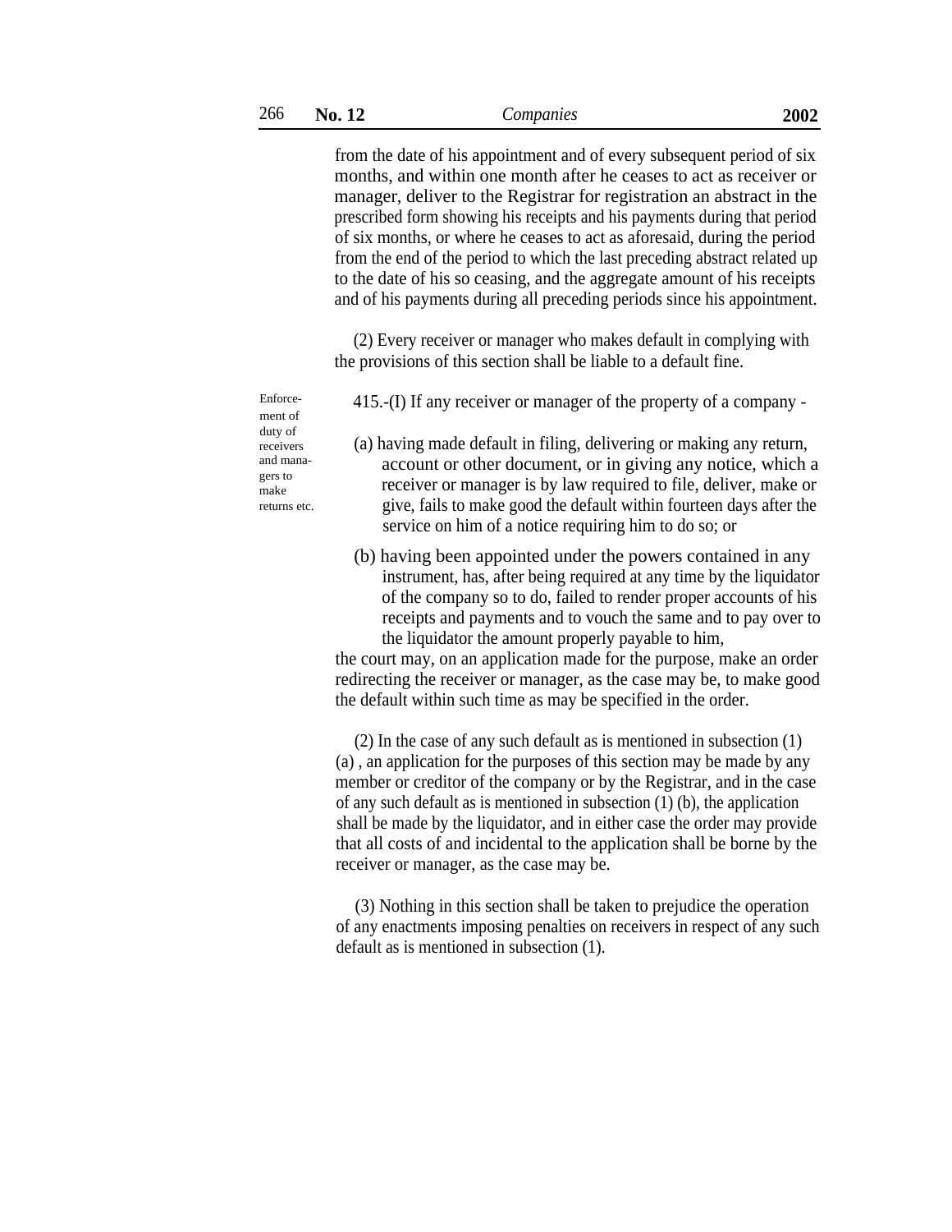from the date of his appointment and of every subsequent period of six months, and within one month after he ceases to act as receiver or manager, deliver to the Registrar for registration an abstract in the prescribed form showing his receipts and his payments during that period of six months, or where he ceases to act as aforesaid, during the period from the end of the period to which the last preceding abstract related up to the date of his so ceasing, and the aggregate amount of his receipts and of his payments during all preceding periods since his appointment.

(2) Every receiver or manager who makes default in complying with the provisions of this section shall be liable to a default fine.

Enforcement of duty of receivers and managers to make returns etc.

415.-(I) If any receiver or manager of the property of a company -

(a) having made default in filing, delivering or making any return, account or other document, or in giving any notice, which a receiver or manager is by law required to file, deliver, make or give, fails to make good the default within fourteen days after the service on him of a notice requiring him to do so; or

(b) having been appointed under the powers contained in any instrument, has, after being required at any time by the liquidator of the company so to do, failed to render proper accounts of his receipts and payments and to vouch the same and to pay over to the liquidator the amount properly payable to him,

the court may, on an application made for the purpose, make an order redirecting the receiver or manager, as the case may be, to make good the default within such time as may be specified in the order.

(2) In the case of any such default as is mentioned in subsection (1) (a) , an application for the purposes of this section may be made by any member or creditor of the company or by the Registrar, and in the case of any such default as is mentioned in subsection (1) (b), the application shall be made by the liquidator, and in either case the order may provide that all costs of and incidental to the application shall be borne by the receiver or manager, as the case may be.

(3) Nothing in this section shall be taken to prejudice the operation of any enactments imposing penalties on receivers in respect of any such default as is mentioned in subsection (1).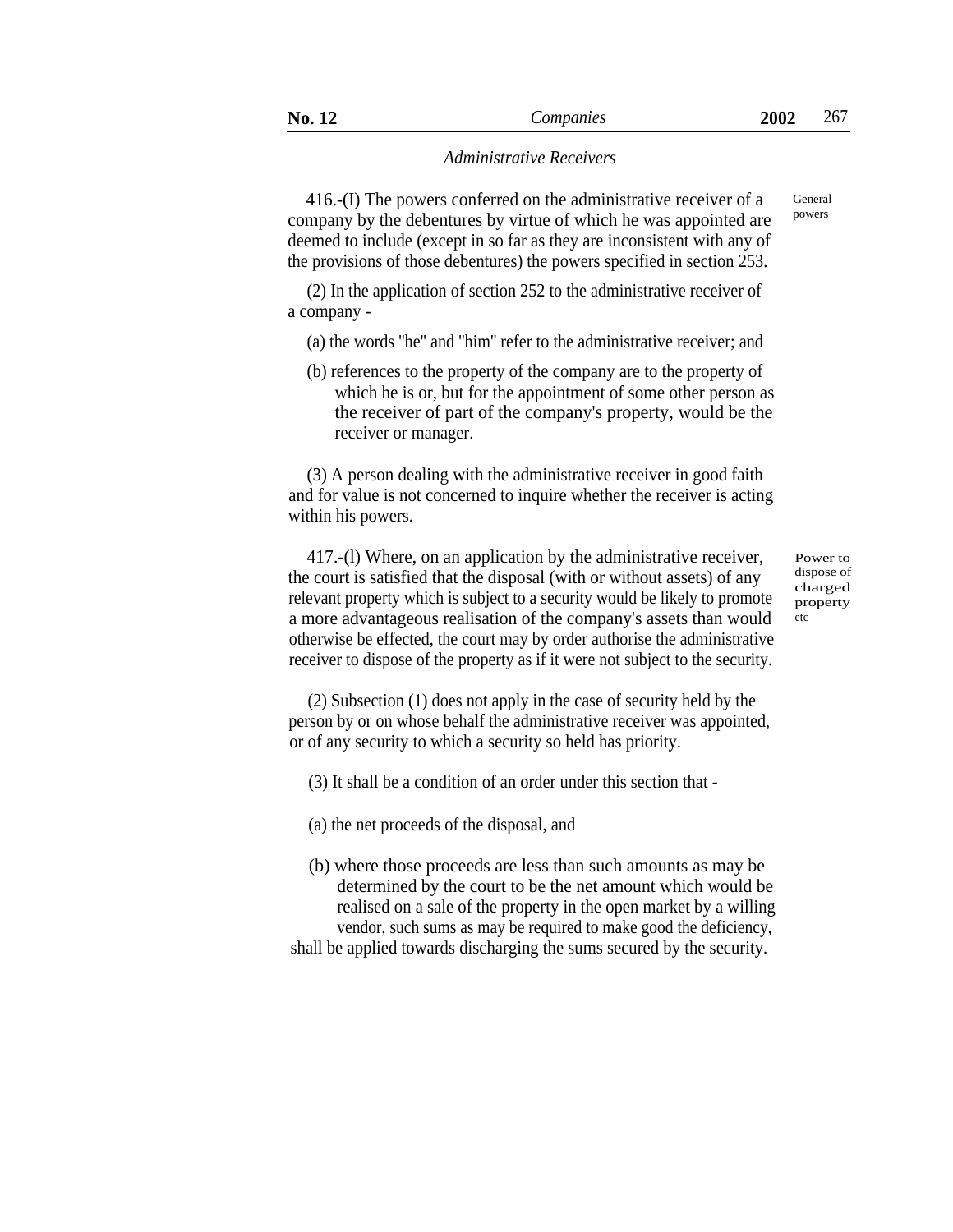*Administrative Receivers*

**General powers**

416.-(I) The powers conferred on the administrative receiver of a company by the debentures by virtue of which he was appointed are deemed to include (except in so far as they are inconsistent with any of the provisions of those debentures) the powers specified in section 253.

(2) In the application of section 252 to the administrative receiver of a company -

(a) the words "he" and "him" refer to the administrative receiver; and

(b) references to the property of the company are to the property of which he is or, but for the appointment of some other person as the receiver of part of the company's property, would be the receiver or manager.

(3) A person dealing with the administrative receiver in good faith and for value is not concerned to inquire whether the receiver is acting within his powers.

**Power to dispose of charged property etc**

417.-(l) Where, on an application by the administrative receiver, the court is satisfied that the disposal (with or without assets) of any relevant property which is subject to a security would be likely to promote a more advantageous realisation of the company's assets than would otherwise be effected, the court may by order authorise the administrative receiver to dispose of the property as if it were not subject to the security.

(2) Subsection (1) does not apply in the case of security held by the person by or on whose behalf the administrative receiver was appointed, or of any security to which a security so held has priority.

(3) It shall be a condition of an order under this section that -

(a) the net proceeds of the disposal, and

(b) where those proceeds are less than such amounts as may be determined by the court to be the net amount which would be realised on a sale of the property in the open market by a willing vendor, such sums as may be required to make good the deficiency,

shall be applied towards discharging the sums secured by the security.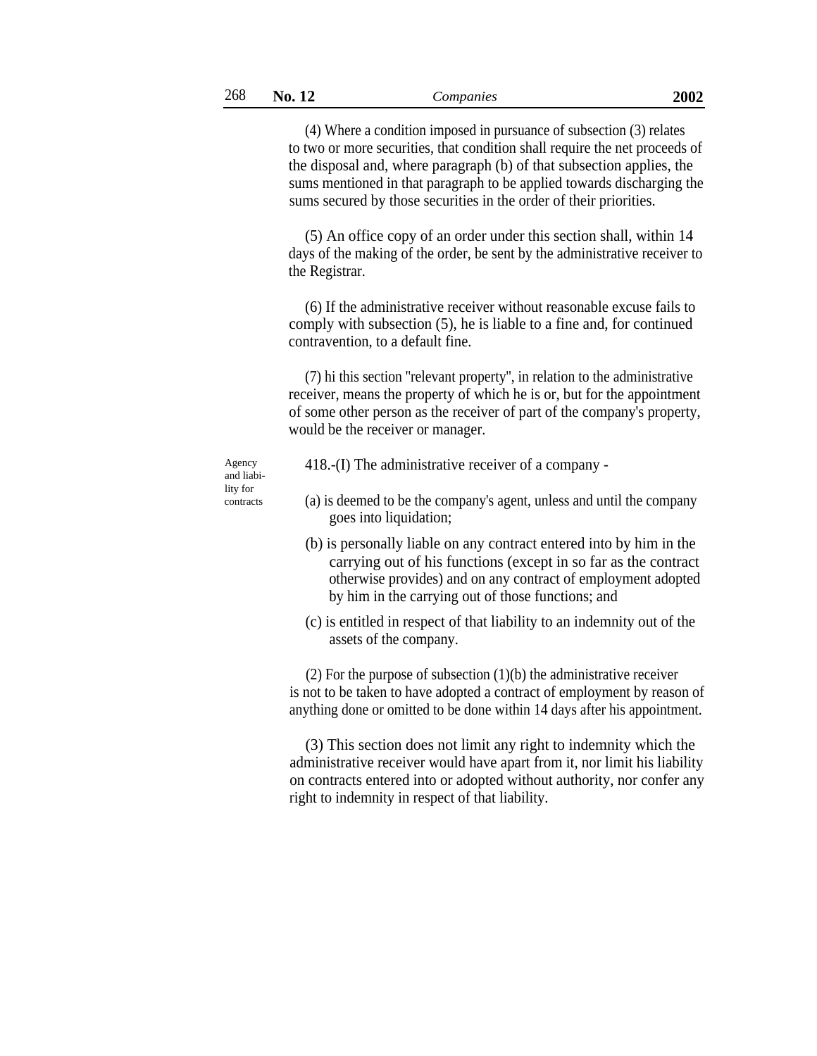(4) Where a condition imposed in pursuance of subsection (3) relates to two or more securities, that condition shall require the net proceeds of the disposal and, where paragraph (b) of that subsection applies, the sums mentioned in that paragraph to be applied towards discharging the sums secured by those securities in the order of their priorities.

(5) An office copy of an order under this section shall, within 14 days of the making of the order, be sent by the administrative receiver to the Registrar.

(6) If the administrative receiver without reasonable excuse fails to comply with subsection (5), he is liable to a fine and, for continued contravention, to a default fine.

(7) hi this section "relevant property", in relation to the administrative receiver, means the property of which he is or, but for the appointment of some other person as the receiver of part of the company's property, would be the receiver or manager.

Agency and liability for contracts

418.-(I) The administrative receiver of a company -

(a) is deemed to be the company's agent, unless and until the company goes into liquidation;

(b) is personally liable on any contract entered into by him in the carrying out of his functions (except in so far as the contract otherwise provides) and on any contract of employment adopted by him in the carrying out of those functions; and

(c) is entitled in respect of that liability to an indemnity out of the assets of the company.

(2) For the purpose of subsection (1)(b) the administrative receiver is not to be taken to have adopted a contract of employment by reason of anything done or omitted to be done within 14 days after his appointment.

(3) This section does not limit any right to indemnity which the administrative receiver would have apart from it, nor limit his liability on contracts entered into or adopted without authority, nor confer any right to indemnity in respect of that liability.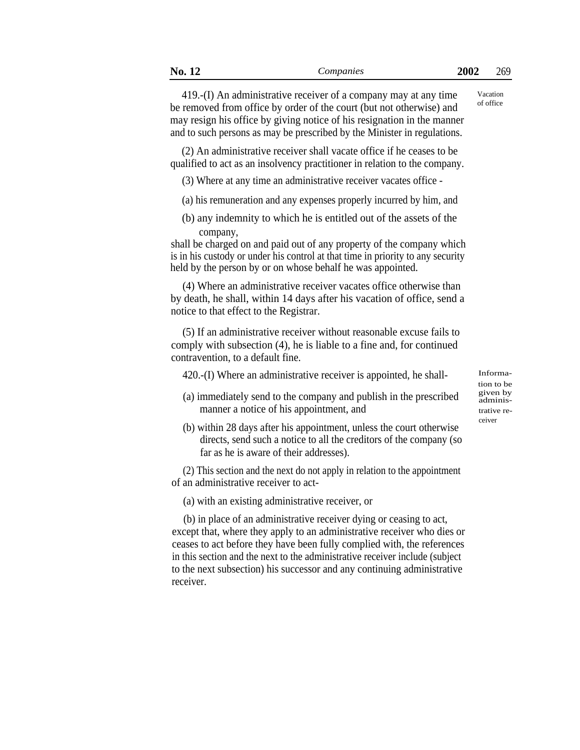Vacation of office

419.-(I) An administrative receiver of a company may at any time be removed from office by order of the court (but not otherwise) and may resign his office by giving notice of his resignation in the manner and to such persons as may be prescribed by the Minister in regulations.

(2) An administrative receiver shall vacate office if he ceases to be qualified to act as an insolvency practitioner in relation to the company.

(3) Where at any time an administrative receiver vacates office -

(a) his remuneration and any expenses properly incurred by him, and

(b) any indemnity to which he is entitled out of the assets of the company,

shall be charged on and paid out of any property of the company which is in his custody or under his control at that time in priority to any security held by the person by or on whose behalf he was appointed.

(4) Where an administrative receiver vacates office otherwise than by death, he shall, within 14 days after his vacation of office, send a notice to that effect to the Registrar.

(5) If an administrative receiver without reasonable excuse fails to comply with subsection (4), he is liable to a fine and, for continued contravention, to a default fine.

Information to be given by administrative receiver

420.-(I) Where an administrative receiver is appointed, he shall-

(a) immediately send to the company and publish in the prescribed manner a notice of his appointment, and

(b) within 28 days after his appointment, unless the court otherwise directs, send such a notice to all the creditors of the company (so far as he is aware of their addresses).

(2) This section and the next do not apply in relation to the appointment of an administrative receiver to act-

(a) with an existing administrative receiver, or

(b) in place of an administrative receiver dying or ceasing to act, except that, where they apply to an administrative receiver who dies or ceases to act before they have been fully complied with, the references in this section and the next to the administrative receiver include (subject to the next subsection) his successor and any continuing administrative receiver.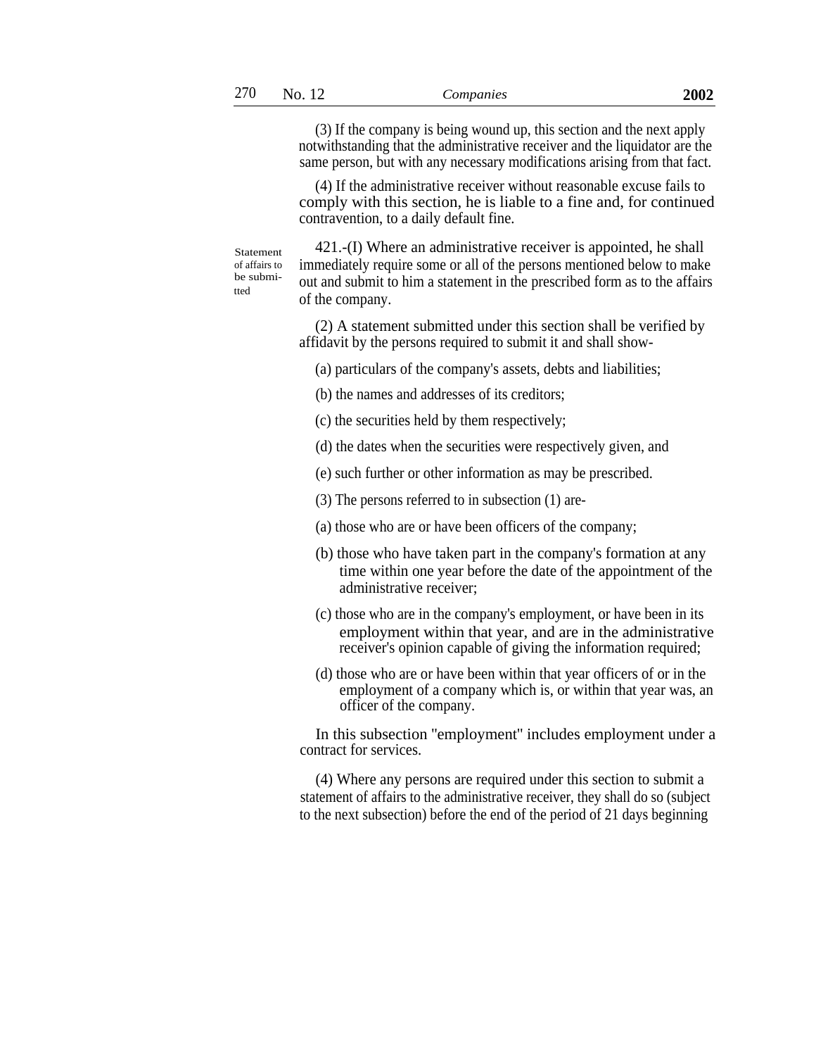(3) If the company is being wound up, this section and the next apply notwithstanding that the administrative receiver and the liquidator are the same person, but with any necessary modifications arising from that fact.

(4) If the administrative receiver without reasonable excuse fails to comply with this section, he is liable to a fine and, for continued contravention, to a daily default fine.

Statement of affairs to be submitted

421.-(I) Where an administrative receiver is appointed, he shall immediately require some or all of the persons mentioned below to make out and submit to him a statement in the prescribed form as to the affairs of the company.

(2) A statement submitted under this section shall be verified by affidavit by the persons required to submit it and shall show-

(a) particulars of the company's assets, debts and liabilities;

(b) the names and addresses of its creditors;

(c) the securities held by them respectively;

(d) the dates when the securities were respectively given, and

(e) such further or other information as may be prescribed.

(3) The persons referred to in subsection (1) are-

(a) those who are or have been officers of the company;

(b) those who have taken part in the company's formation at any time within one year before the date of the appointment of the administrative receiver;

(c) those who are in the company's employment, or have been in its employment within that year, and are in the administrative receiver's opinion capable of giving the information required;

(d) those who are or have been within that year officers of or in the employment of a company which is, or within that year was, an officer of the company.

In this subsection "employment" includes employment under a contract for services.

(4) Where any persons are required under this section to submit a statement of affairs to the administrative receiver, they shall do so (subject to the next subsection) before the end of the period of 21 days beginning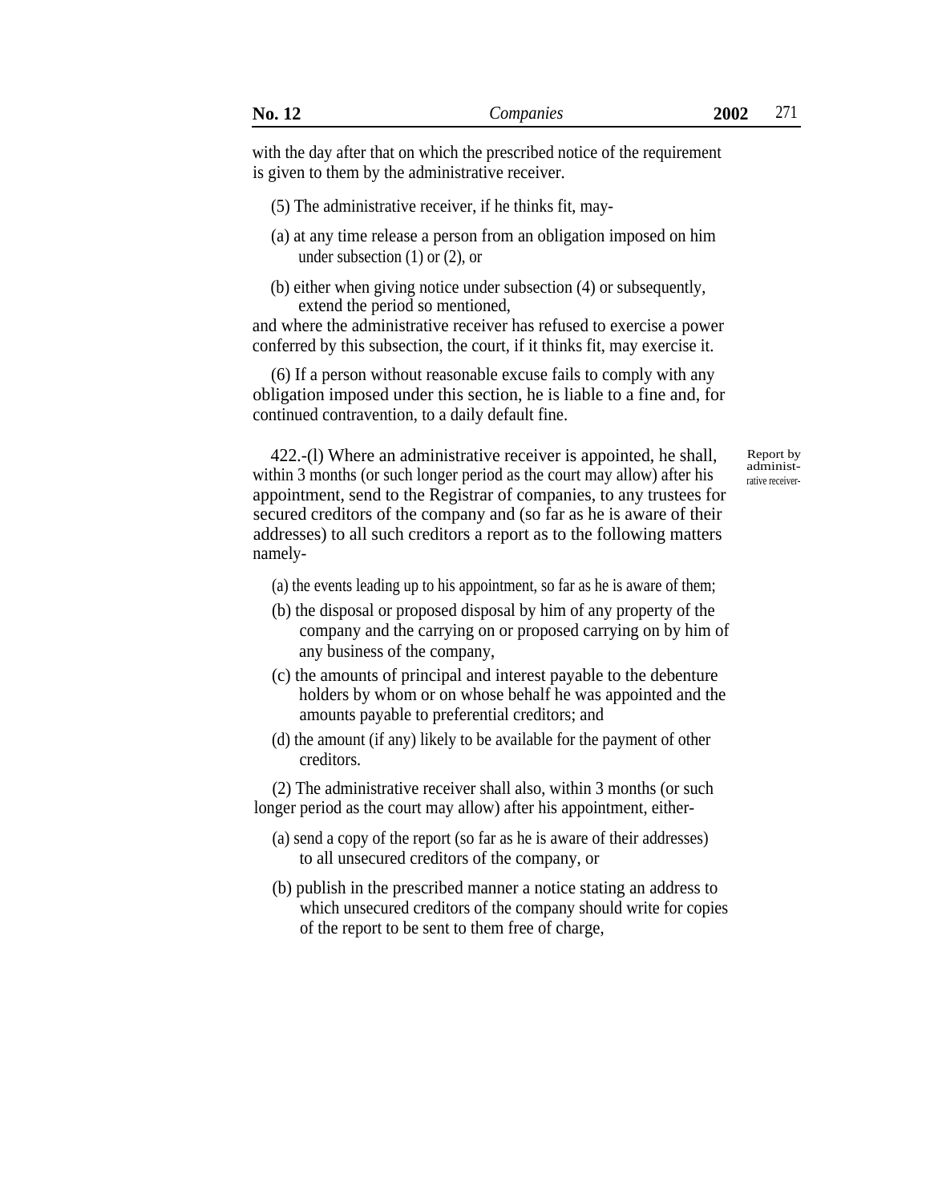with the day after that on which the prescribed notice of the requirement is given to them by the administrative receiver.

(5) The administrative receiver, if he thinks fit, may-

(a) at any time release a person from an obligation imposed on him under subsection (1) or (2), or

(b) either when giving notice under subsection (4) or subsequently, extend the period so mentioned,

and where the administrative receiver has refused to exercise a power conferred by this subsection, the court, if it thinks fit, may exercise it.

(6) If a person without reasonable excuse fails to comply with any obligation imposed under this section, he is liable to a fine and, for continued contravention, to a daily default fine.

Report by administrative receiver-

422.-(l) Where an administrative receiver is appointed, he shall, within 3 months (or such longer period as the court may allow) after his appointment, send to the Registrar of companies, to any trustees for secured creditors of the company and (so far as he is aware of their addresses) to all such creditors a report as to the following matters namely-

(a) the events leading up to his appointment, so far as he is aware of them;

(b) the disposal or proposed disposal by him of any property of the company and the carrying on or proposed carrying on by him of any business of the company,

(c) the amounts of principal and interest payable to the debenture holders by whom or on whose behalf he was appointed and the amounts payable to preferential creditors; and

(d) the amount (if any) likely to be available for the payment of other creditors.

(2) The administrative receiver shall also, within 3 months (or such longer period as the court may allow) after his appointment, either-

(a) send a copy of the report (so far as he is aware of their addresses) to all unsecured creditors of the company, or

(b) publish in the prescribed manner a notice stating an address to which unsecured creditors of the company should write for copies of the report to be sent to them free of charge,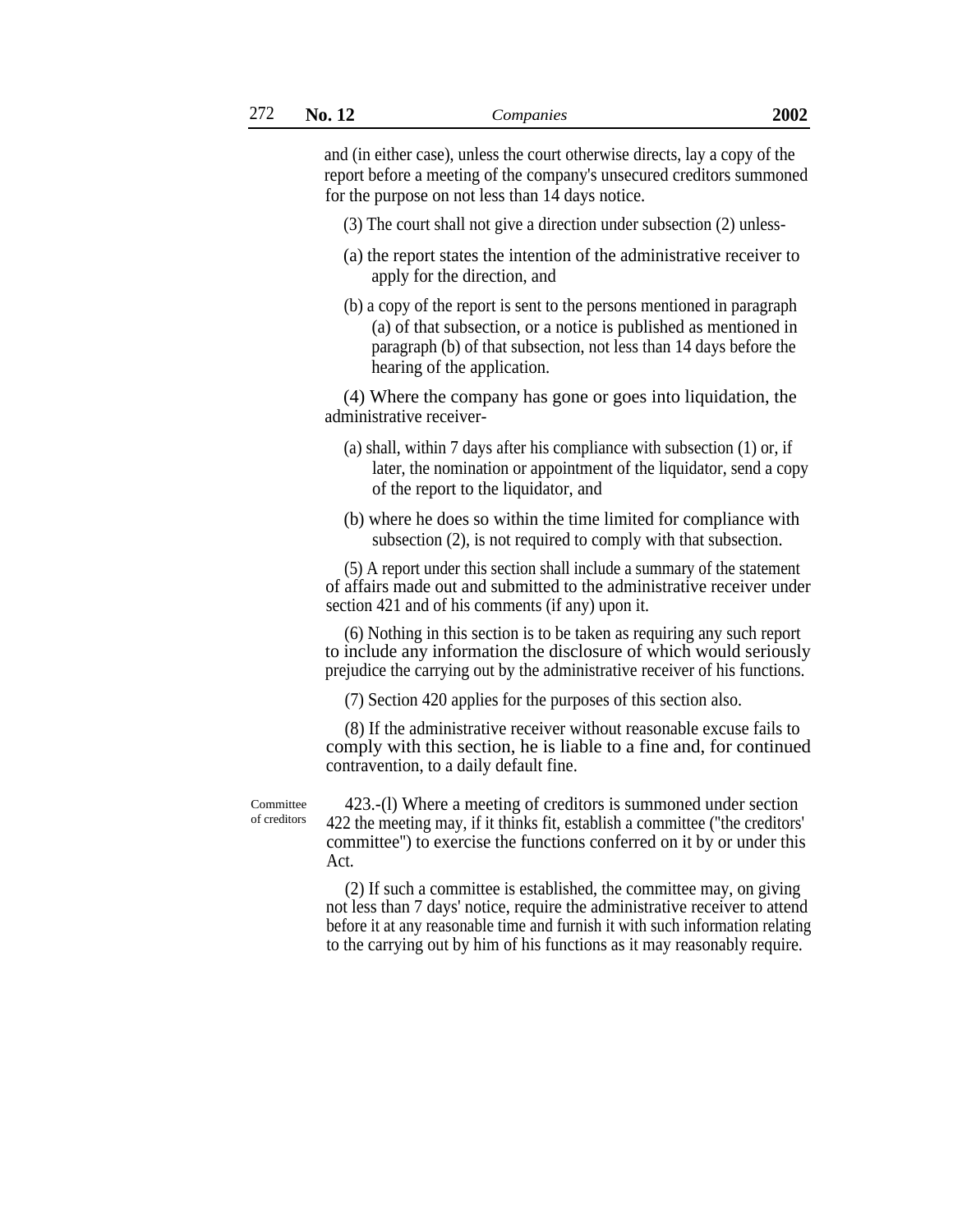and (in either case), unless the court otherwise directs, lay a copy of the report before a meeting of the company's unsecured creditors summoned for the purpose on not less than 14 days notice.

(3) The court shall not give a direction under subsection (2) unless-

(a) the report states the intention of the administrative receiver to apply for the direction, and

(b) a copy of the report is sent to the persons mentioned in paragraph (a) of that subsection, or a notice is published as mentioned in paragraph (b) of that subsection, not less than 14 days before the hearing of the application.

(4) Where the company has gone or goes into liquidation, the administrative receiver-

(a) shall, within 7 days after his compliance with subsection (1) or, if later, the nomination or appointment of the liquidator, send a copy of the report to the liquidator, and

(b) where he does so within the time limited for compliance with subsection (2), is not required to comply with that subsection.

(5) A report under this section shall include a summary of the statement of affairs made out and submitted to the administrative receiver under section 421 and of his comments (if any) upon it.

(6) Nothing in this section is to be taken as requiring any such report to include any information the disclosure of which would seriously prejudice the carrying out by the administrative receiver of his functions.

(7) Section 420 applies for the purposes of this section also.

(8) If the administrative receiver without reasonable excuse fails to comply with this section, he is liable to a fine and, for continued contravention, to a daily default fine.

Committee of creditors

423.-(l) Where a meeting of creditors is summoned under section 422 the meeting may, if it thinks fit, establish a committee ("the creditors' committee") to exercise the functions conferred on it by or under this Act.

(2) If such a committee is established, the committee may, on giving not less than 7 days' notice, require the administrative receiver to attend before it at any reasonable time and furnish it with such information relating to the carrying out by him of his functions as it may reasonably require.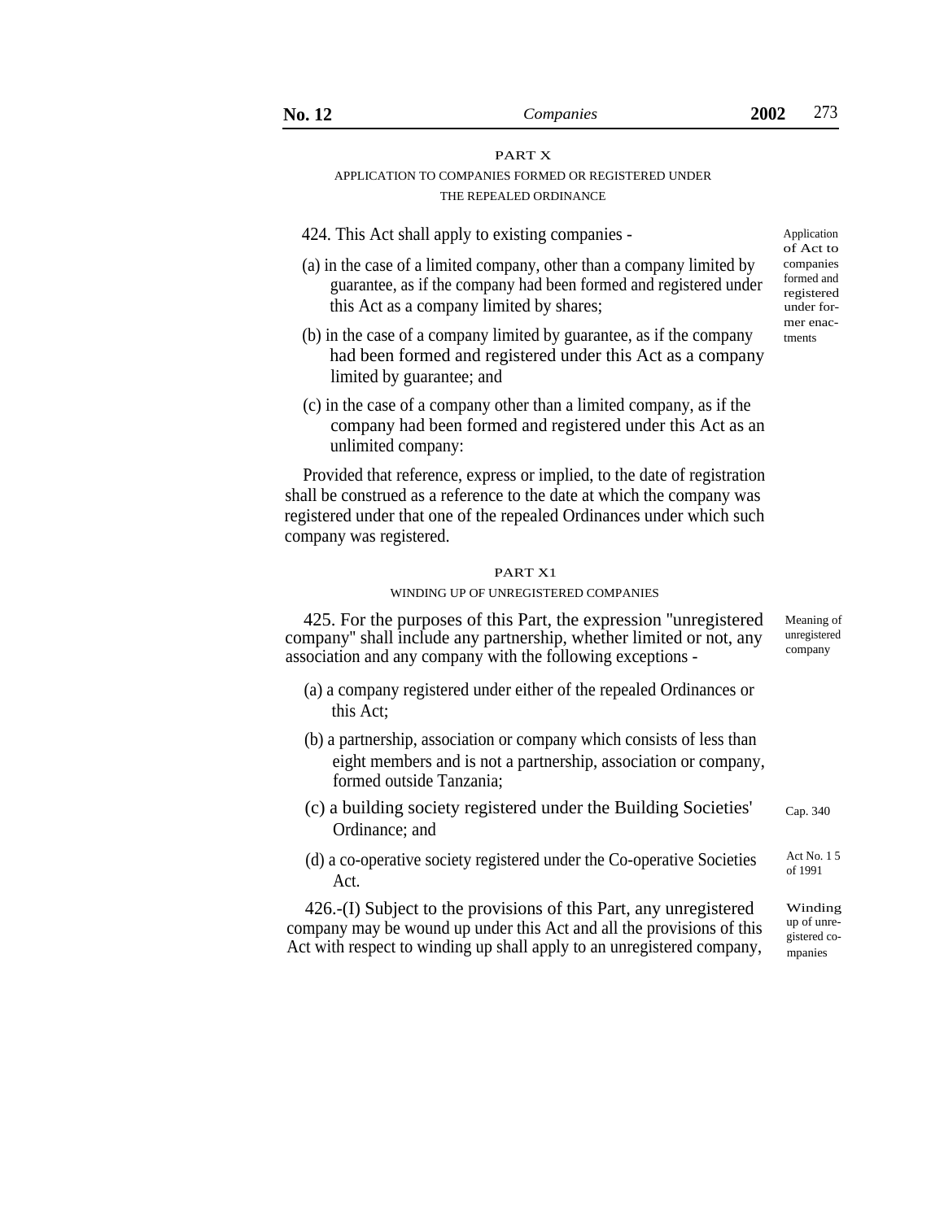## PART X

### APPLICATION TO COMPANIES FORMED OR REGISTERED UNDER THE REPEALED ORDINANCE

Application of Act to companies formed and registered under former enactments

424. This Act shall apply to existing companies -

(a) in the case of a limited company, other than a company limited by guarantee, as if the company had been formed and registered under this Act as a company limited by shares;

(b) in the case of a company limited by guarantee, as if the company had been formed and registered under this Act as a company limited by guarantee; and

(c) in the case of a company other than a limited company, as if the company had been formed and registered under this Act as an unlimited company:

Provided that reference, express or implied, to the date of registration shall be construed as a reference to the date at which the company was registered under that one of the repealed Ordinances under which such company was registered.

## PART X1

### WINDING UP OF UNREGISTERED COMPANIES

Meaning of unregistered company

425. For the purposes of this Part, the expression "unregistered company" shall include any partnership, whether limited or not, any association and any company with the following exceptions -

(a) a company registered under either of the repealed Ordinances or this Act;

(b) a partnership, association or company which consists of less than eight members and is not a partnership, association or company, formed outside Tanzania;

(c) a building society registered under the Building Societies' Ordinance; and (Cap. 340)

(d) a co-operative society registered under the Co-operative Societies Act. (Act No. 1 5 of 1991)

Winding up of unregistered companies

426.-(I) Subject to the provisions of this Part, any unregistered company may be wound up under this Act and all the provisions of this Act with respect to winding up shall apply to an unregistered company,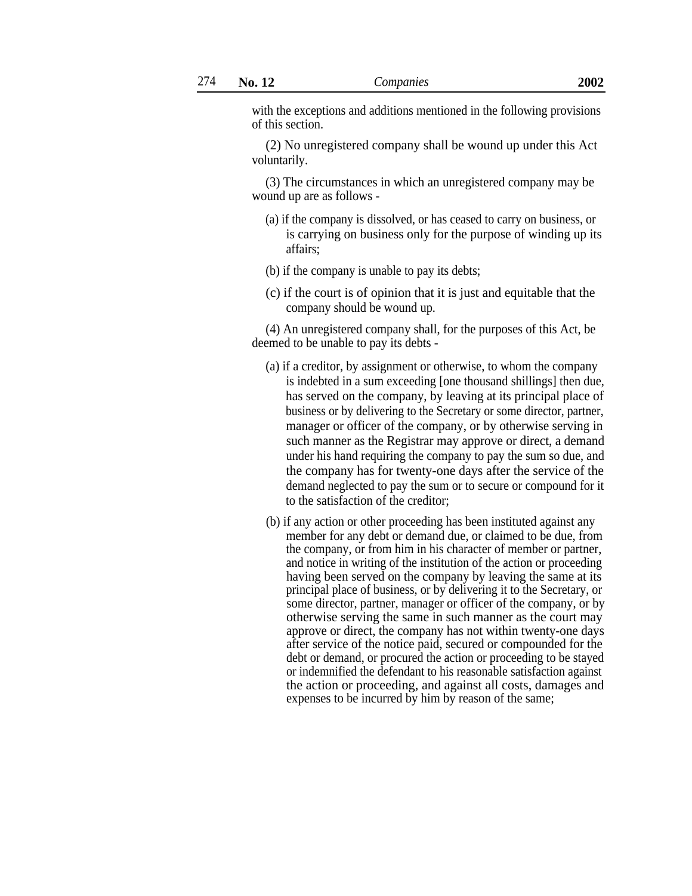with the exceptions and additions mentioned in the following provisions of this section.

(2) No unregistered company shall be wound up under this Act voluntarily.

(3) The circumstances in which an unregistered company may be wound up are as follows -

(a) if the company is dissolved, or has ceased to carry on business, or is carrying on business only for the purpose of winding up its affairs;

(b) if the company is unable to pay its debts;

(c) if the court is of opinion that it is just and equitable that the company should be wound up.

(4) An unregistered company shall, for the purposes of this Act, be deemed to be unable to pay its debts -

(a) if a creditor, by assignment or otherwise, to whom the company is indebted in a sum exceeding [one thousand shillings] then due, has served on the company, by leaving at its principal place of business or by delivering to the Secretary or some director, partner, manager or officer of the company, or by otherwise serving in such manner as the Registrar may approve or direct, a demand under his hand requiring the company to pay the sum so due, and the company has for twenty-one days after the service of the demand neglected to pay the sum or to secure or compound for it to the satisfaction of the creditor;

(b) if any action or other proceeding has been instituted against any member for any debt or demand due, or claimed to be due, from the company, or from him in his character of member or partner, and notice in writing of the institution of the action or proceeding having been served on the company by leaving the same at its principal place of business, or by delivering it to the Secretary, or some director, partner, manager or officer of the company, or by otherwise serving the same in such manner as the court may approve or direct, the company has not within twenty-one days after service of the notice paid, secured or compounded for the debt or demand, or procured the action or proceeding to be stayed or indemnified the defendant to his reasonable satisfaction against the action or proceeding, and against all costs, damages and expenses to be incurred by him by reason of the same;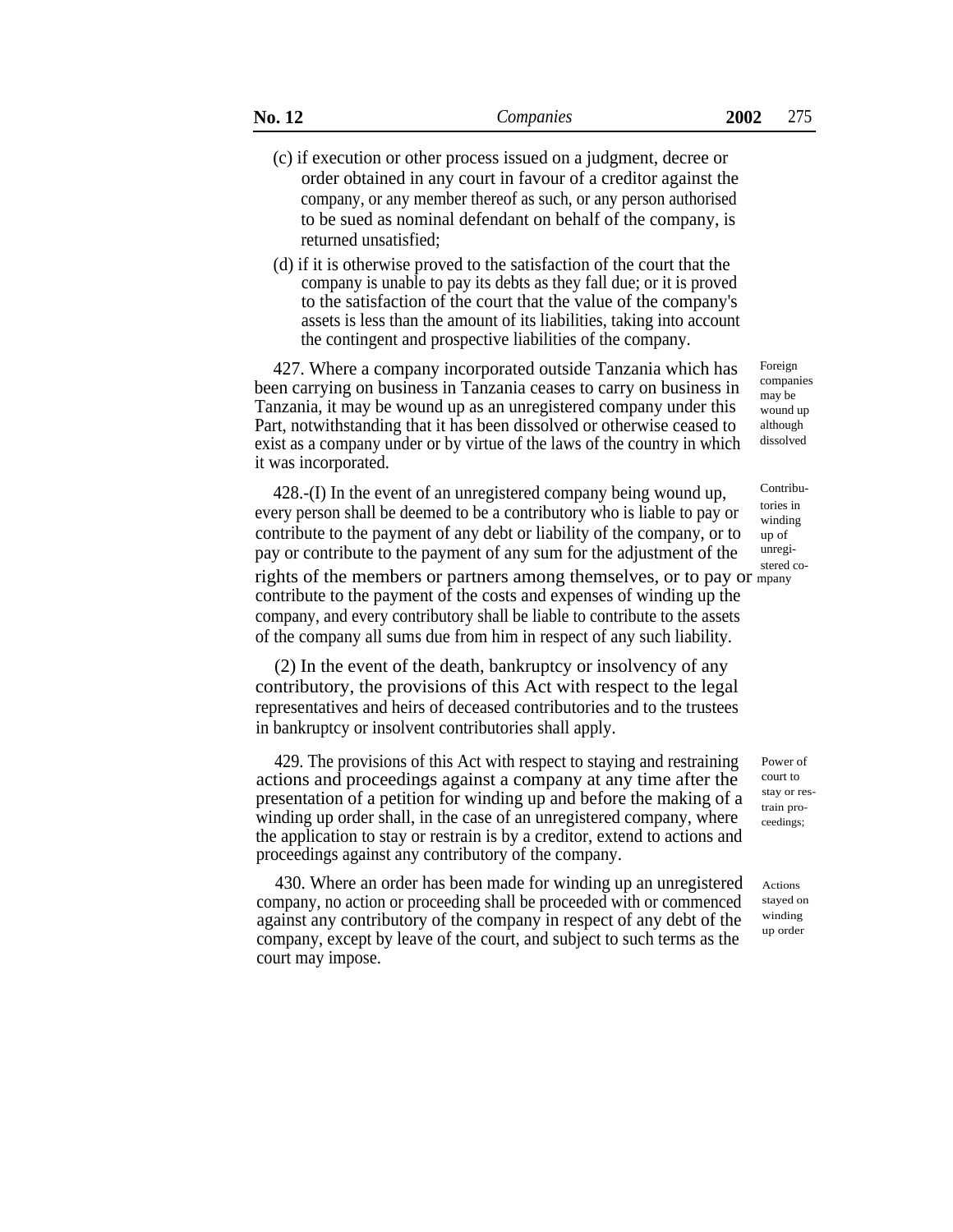(c) if execution or other process issued on a judgment, decree or order obtained in any court in favour of a creditor against the company, or any member thereof as such, or any person authorised to be sued as nominal defendant on behalf of the company, is returned unsatisfied;

(d) if it is otherwise proved to the satisfaction of the court that the company is unable to pay its debts as they fall due; or it is proved to the satisfaction of the court that the value of the company's assets is less than the amount of its liabilities, taking into account the contingent and prospective liabilities of the company.

*Foreign companies may be wound up although dissolved*

427. Where a company incorporated outside Tanzania which has been carrying on business in Tanzania ceases to carry on business in Tanzania, it may be wound up as an unregistered company under this Part, notwithstanding that it has been dissolved or otherwise ceased to exist as a company under or by virtue of the laws of the country in which it was incorporated.

*Contributories in winding up of unregistered company*

428.-(I) In the event of an unregistered company being wound up, every person shall be deemed to be a contributory who is liable to pay or contribute to the payment of any debt or liability of the company, or to pay or contribute to the payment of any sum for the adjustment of the rights of the members or partners among themselves, or to pay or contribute to the payment of the costs and expenses of winding up the company, and every contributory shall be liable to contribute to the assets of the company all sums due from him in respect of any such liability.

(2) In the event of the death, bankruptcy or insolvency of any contributory, the provisions of this Act with respect to the legal representatives and heirs of deceased contributories and to the trustees in bankruptcy or insolvent contributories shall apply.

*Power of court to stay or restrain proceedings;*

429. The provisions of this Act with respect to staying and restraining actions and proceedings against a company at any time after the presentation of a petition for winding up and before the making of a winding up order shall, in the case of an unregistered company, where the application to stay or restrain is by a creditor, extend to actions and proceedings against any contributory of the company.

*Actions stayed on winding up order*

430. Where an order has been made for winding up an unregistered company, no action or proceeding shall be proceeded with or commenced against any contributory of the company in respect of any debt of the company, except by leave of the court, and subject to such terms as the court may impose.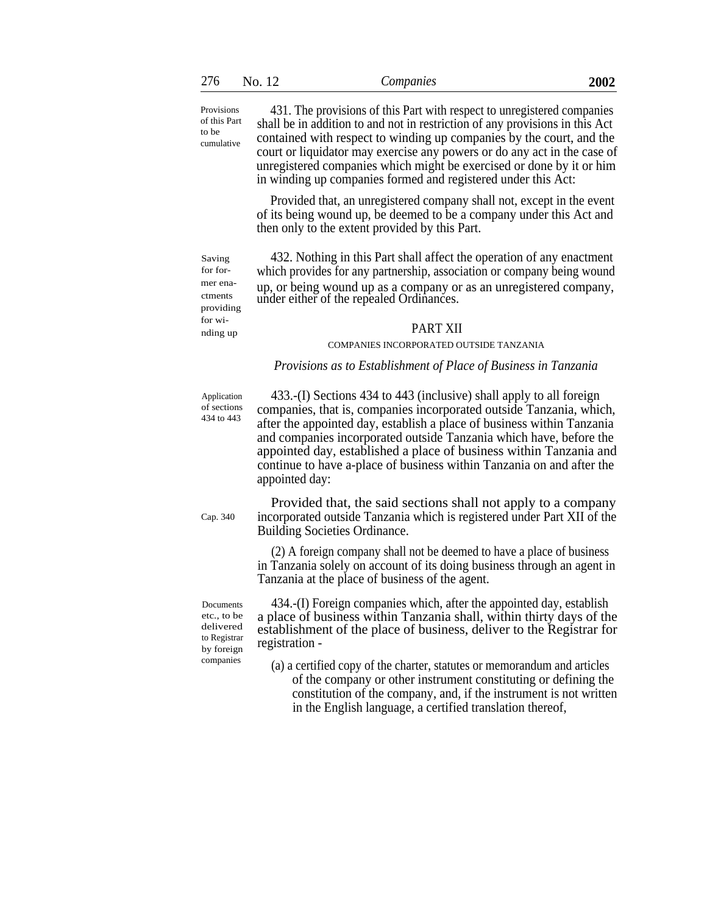Provisions of this Part to be cumulative

431. The provisions of this Part with respect to unregistered companies shall be in addition to and not in restriction of any provisions in this Act contained with respect to winding up companies by the court, and the court or liquidator may exercise any powers or do any act in the case of unregistered companies which might be exercised or done by it or him in winding up companies formed and registered under this Act:

Provided that, an unregistered company shall not, except in the event of its being wound up, be deemed to be a company under this Act and then only to the extent provided by this Part.

Saving for former enactments providing for winding up

432. Nothing in this Part shall affect the operation of any enactment which provides for any partnership, association or company being wound up, or being wound up as a company or as an unregistered company, under either of the repealed Ordinances.

## PART XII

### COMPANIES INCORPORATED OUTSIDE TANZANIA

*Provisions as to Establishment of Place of Business in Tanzania*

Application of sections 434 to 443

433.-(I) Sections 434 to 443 (inclusive) shall apply to all foreign companies, that is, companies incorporated outside Tanzania, which, after the appointed day, establish a place of business within Tanzania and companies incorporated outside Tanzania which have, before the appointed day, established a place of business within Tanzania and continue to have a-place of business within Tanzania on and after the appointed day:

Cap. 340

Provided that, the said sections shall not apply to a company incorporated outside Tanzania which is registered under Part XII of the Building Societies Ordinance.

(2) A foreign company shall not be deemed to have a place of business in Tanzania solely on account of its doing business through an agent in Tanzania at the place of business of the agent.

Documents etc., to be delivered to Registrar by foreign companies

434.-(I) Foreign companies which, after the appointed day, establish a place of business within Tanzania shall, within thirty days of the establishment of the place of business, deliver to the Registrar for registration -

(a) a certified copy of the charter, statutes or memorandum and articles of the company or other instrument constituting or defining the constitution of the company, and, if the instrument is not written in the English language, a certified translation thereof,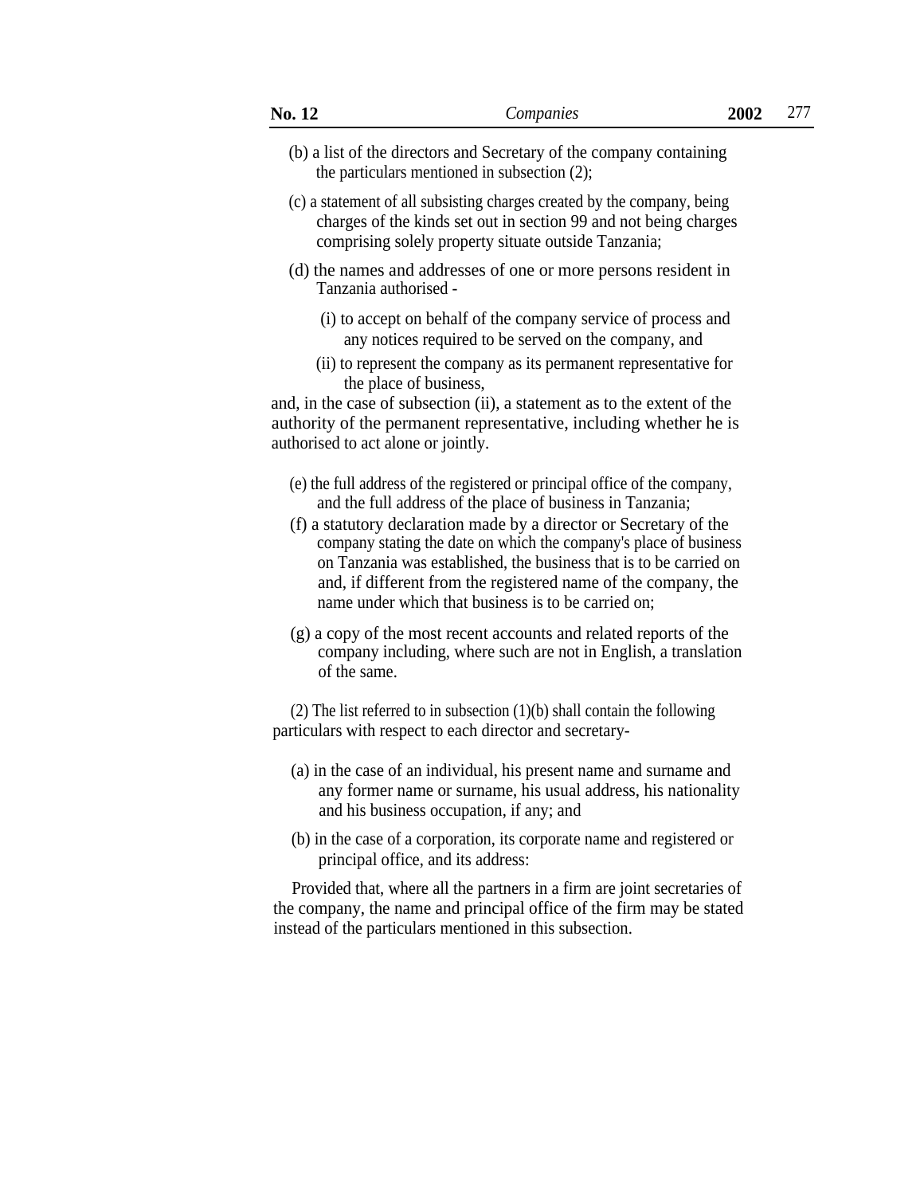(b) a list of the directors and Secretary of the company containing the particulars mentioned in subsection (2);

(c) a statement of all subsisting charges created by the company, being charges of the kinds set out in section 99 and not being charges comprising solely property situate outside Tanzania;

(d) the names and addresses of one or more persons resident in Tanzania authorised -

(i) to accept on behalf of the company service of process and any notices required to be served on the company, and

(ii) to represent the company as its permanent representative for the place of business,

and, in the case of subsection (ii), a statement as to the extent of the authority of the permanent representative, including whether he is authorised to act alone or jointly.

(e) the full address of the registered or principal office of the company, and the full address of the place of business in Tanzania;

(f) a statutory declaration made by a director or Secretary of the company stating the date on which the company's place of business on Tanzania was established, the business that is to be carried on and, if different from the registered name of the company, the name under which that business is to be carried on;

(g) a copy of the most recent accounts and related reports of the company including, where such are not in English, a translation of the same.

(2) The list referred to in subsection (1)(b) shall contain the following particulars with respect to each director and secretary-

(a) in the case of an individual, his present name and surname and any former name or surname, his usual address, his nationality and his business occupation, if any; and

(b) in the case of a corporation, its corporate name and registered or principal office, and its address:

Provided that, where all the partners in a firm are joint secretaries of the company, the name and principal office of the firm may be stated instead of the particulars mentioned in this subsection.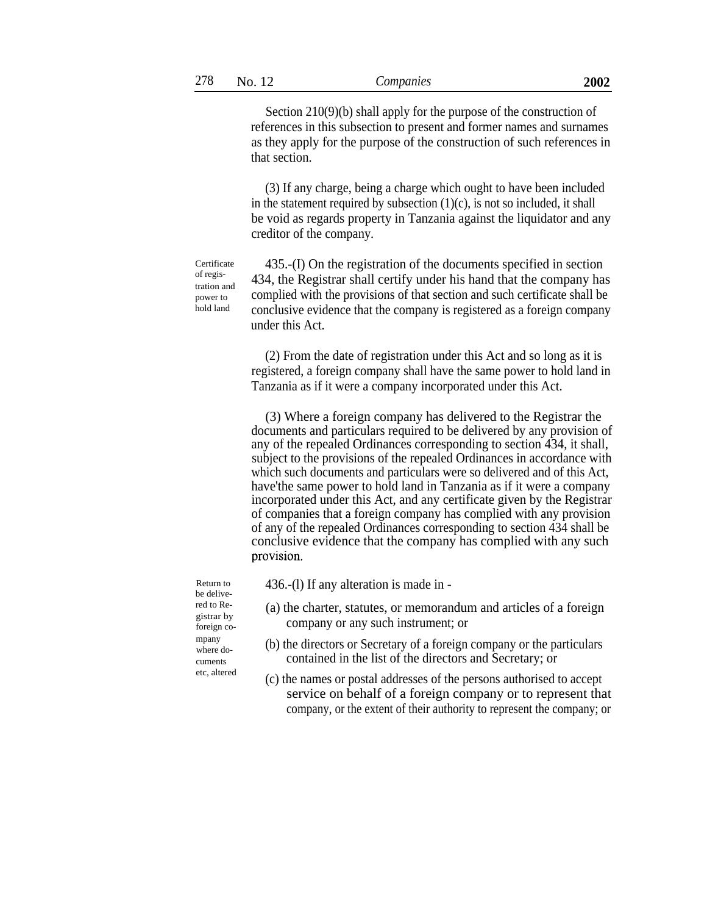Section 210(9)(b) shall apply for the purpose of the construction of references in this subsection to present and former names and surnames as they apply for the purpose of the construction of such references in that section.

(3) If any charge, being a charge which ought to have been included in the statement required by subsection (1)(c), is not so included, it shall be void as regards property in Tanzania against the liquidator and any creditor of the company.

Certificate of registration and power to hold land

435.-(I) On the registration of the documents specified in section 434, the Registrar shall certify under his hand that the company has complied with the provisions of that section and such certificate shall be conclusive evidence that the company is registered as a foreign company under this Act.

(2) From the date of registration under this Act and so long as it is registered, a foreign company shall have the same power to hold land in Tanzania as if it were a company incorporated under this Act.

(3) Where a foreign company has delivered to the Registrar the documents and particulars required to be delivered by any provision of any of the repealed Ordinances corresponding to section 434, it shall, subject to the provisions of the repealed Ordinances in accordance with which such documents and particulars were so delivered and of this Act, have'the same power to hold land in Tanzania as if it were a company incorporated under this Act, and any certificate given by the Registrar of companies that a foreign company has complied with any provision of any of the repealed Ordinances corresponding to section 434 shall be conclusive evidence that the company has complied with any such provision.

Return to be delivered to Registrar by foreign company where documents etc, altered

436.-(l) If any alteration is made in -

(a) the charter, statutes, or memorandum and articles of a foreign company or any such instrument; or

(b) the directors or Secretary of a foreign company or the particulars contained in the list of the directors and Secretary; or

(c) the names or postal addresses of the persons authorised to accept service on behalf of a foreign company or to represent that company, or the extent of their authority to represent the company; or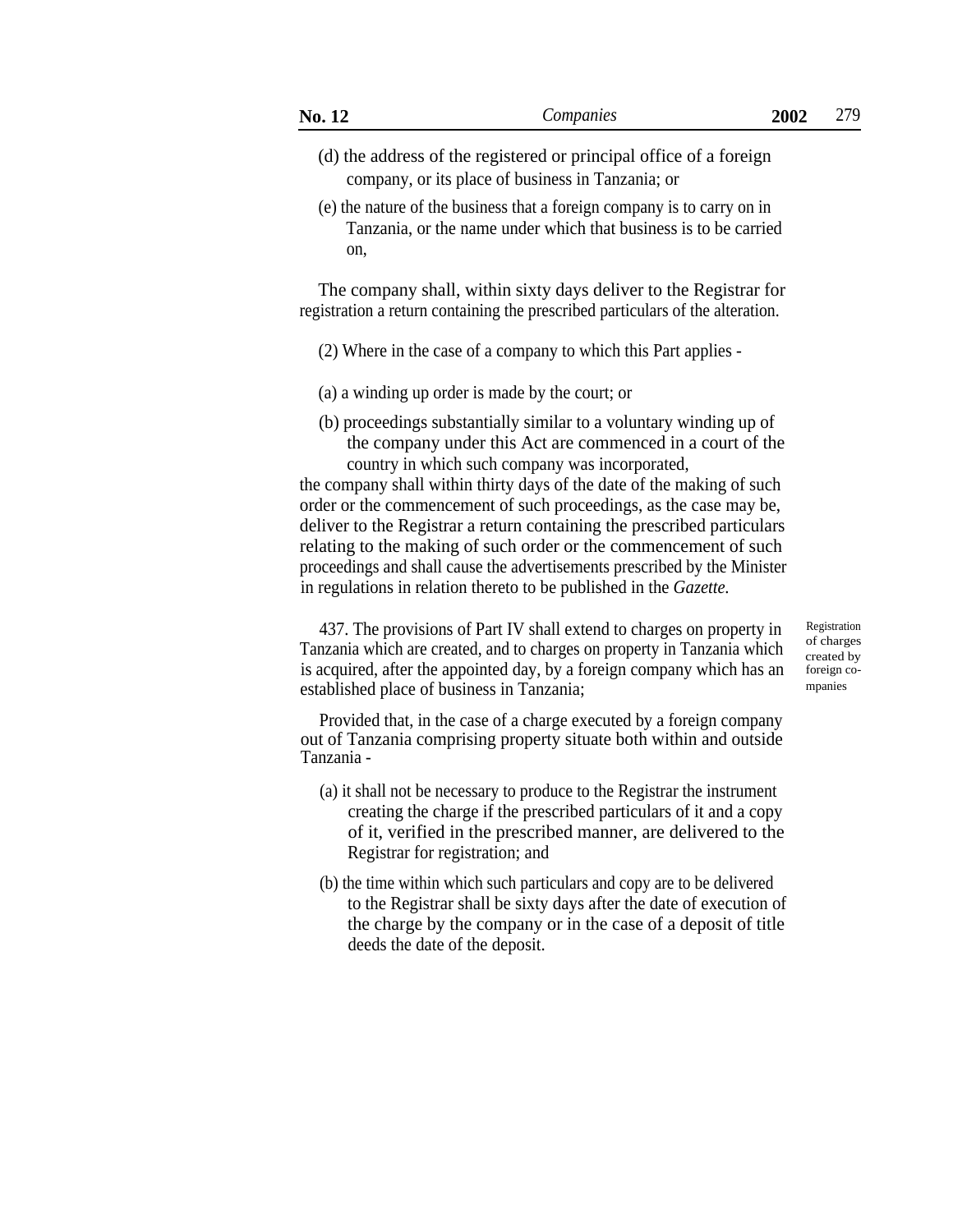(d) the address of the registered or principal office of a foreign company, or its place of business in Tanzania; or

(e) the nature of the business that a foreign company is to carry on in Tanzania, or the name under which that business is to be carried on,

The company shall, within sixty days deliver to the Registrar for registration a return containing the prescribed particulars of the alteration.

(2) Where in the case of a company to which this Part applies -

(a) a winding up order is made by the court; or

(b) proceedings substantially similar to a voluntary winding up of the company under this Act are commenced in a court of the country in which such company was incorporated,

the company shall within thirty days of the date of the making of such order or the commencement of such proceedings, as the case may be, deliver to the Registrar a return containing the prescribed particulars relating to the making of such order or the commencement of such proceedings and shall cause the advertisements prescribed by the Minister in regulations in relation thereto to be published in the *Gazette.*

Registration of charges created by foreign companies

437. The provisions of Part IV shall extend to charges on property in Tanzania which are created, and to charges on property in Tanzania which is acquired, after the appointed day, by a foreign company which has an established place of business in Tanzania;

Provided that, in the case of a charge executed by a foreign company out of Tanzania comprising property situate both within and outside Tanzania -

(a) it shall not be necessary to produce to the Registrar the instrument creating the charge if the prescribed particulars of it and a copy of it, verified in the prescribed manner, are delivered to the Registrar for registration; and

(b) the time within which such particulars and copy are to be delivered to the Registrar shall be sixty days after the date of execution of the charge by the company or in the case of a deposit of title deeds the date of the deposit.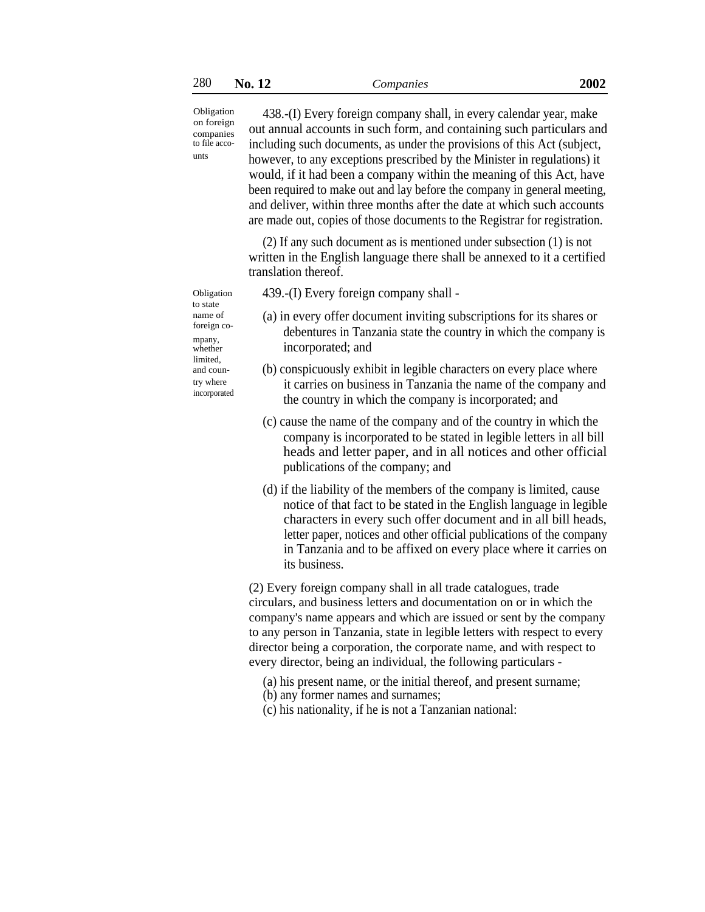Obligation on foreign companies to file accounts

438.-(I) Every foreign company shall, in every calendar year, make out annual accounts in such form, and containing such particulars and including such documents, as under the provisions of this Act (subject, however, to any exceptions prescribed by the Minister in regulations) it would, if it had been a company within the meaning of this Act, have been required to make out and lay before the company in general meeting, and deliver, within three months after the date at which such accounts are made out, copies of those documents to the Registrar for registration.

(2) If any such document as is mentioned under subsection (1) is not written in the English language there shall be annexed to it a certified translation thereof.

Obligation to state name of foreign company, whether limited, and country where incorporated

439.-(I) Every foreign company shall -

(a) in every offer document inviting subscriptions for its shares or debentures in Tanzania state the country in which the company is incorporated; and

(b) conspicuously exhibit in legible characters on every place where it carries on business in Tanzania the name of the company and the country in which the company is incorporated; and

(c) cause the name of the company and of the country in which the company is incorporated to be stated in legible letters in all bill heads and letter paper, and in all notices and other official publications of the company; and

(d) if the liability of the members of the company is limited, cause notice of that fact to be stated in the English language in legible characters in every such offer document and in all bill heads, letter paper, notices and other official publications of the company in Tanzania and to be affixed on every place where it carries on its business.

(2) Every foreign company shall in all trade catalogues, trade circulars, and business letters and documentation on or in which the company's name appears and which are issued or sent by the company to any person in Tanzania, state in legible letters with respect to every director being a corporation, the corporate name, and with respect to every director, being an individual, the following particulars -

(a) his present name, or the initial thereof, and present surname;
(b) any former names and surnames;
(c) his nationality, if he is not a Tanzanian national: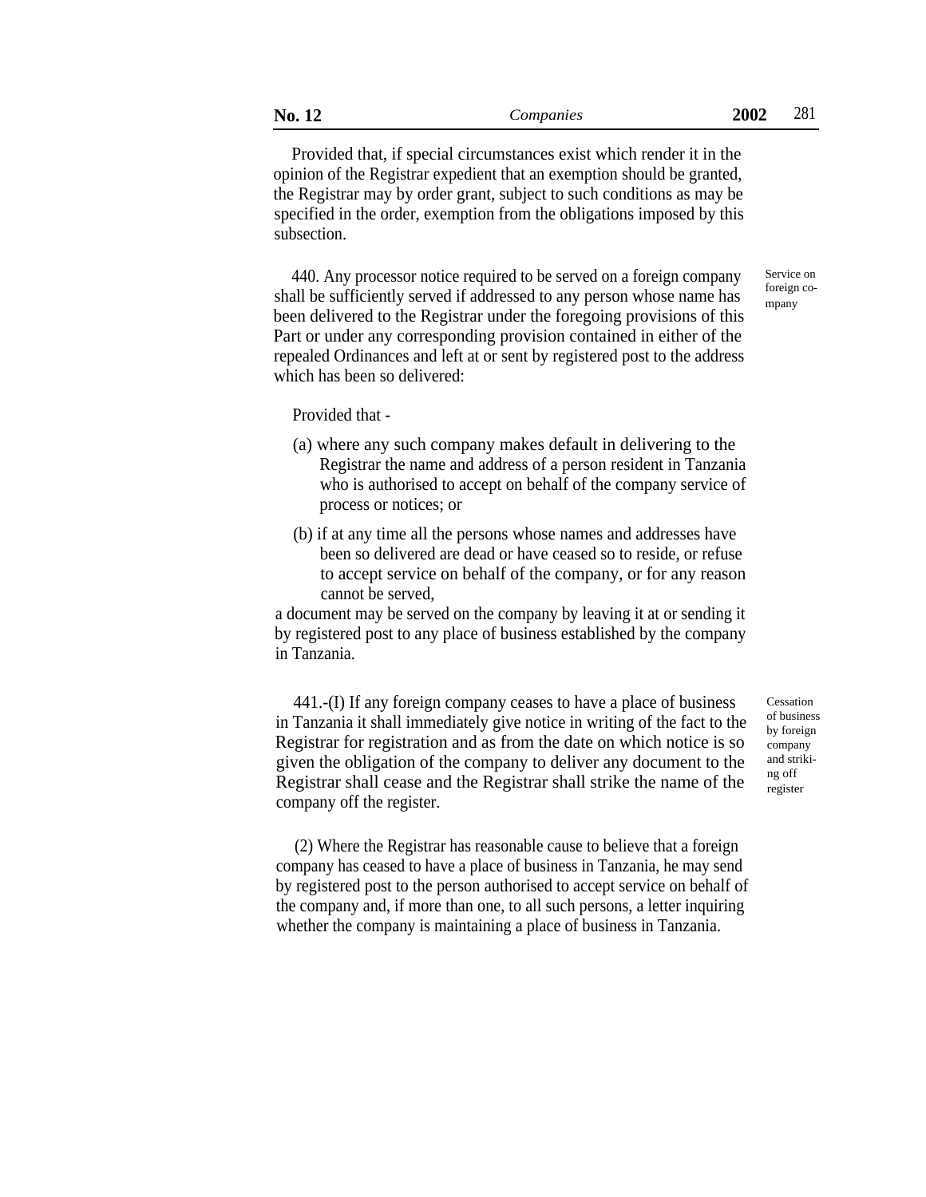Provided that, if special circumstances exist which render it in the opinion of the Registrar expedient that an exemption should be granted, the Registrar may by order grant, subject to such conditions as may be specified in the order, exemption from the obligations imposed by this subsection.

*Service on foreign company*

440. Any processor notice required to be served on a foreign company shall be sufficiently served if addressed to any person whose name has been delivered to the Registrar under the foregoing provisions of this Part or under any corresponding provision contained in either of the repealed Ordinances and left at or sent by registered post to the address which has been so delivered:

Provided that -

(a) where any such company makes default in delivering to the Registrar the name and address of a person resident in Tanzania who is authorised to accept on behalf of the company service of process or notices; or

(b) if at any time all the persons whose names and addresses have been so delivered are dead or have ceased so to reside, or refuse to accept service on behalf of the company, or for any reason cannot be served,

a document may be served on the company by leaving it at or sending it by registered post to any place of business established by the company in Tanzania.

*Cessation of business by foreign company and striking off register*

441.-(I) If any foreign company ceases to have a place of business in Tanzania it shall immediately give notice in writing of the fact to the Registrar for registration and as from the date on which notice is so given the obligation of the company to deliver any document to the Registrar shall cease and the Registrar shall strike the name of the company off the register.

(2) Where the Registrar has reasonable cause to believe that a foreign company has ceased to have a place of business in Tanzania, he may send by registered post to the person authorised to accept service on behalf of the company and, if more than one, to all such persons, a letter inquiring whether the company is maintaining a place of business in Tanzania.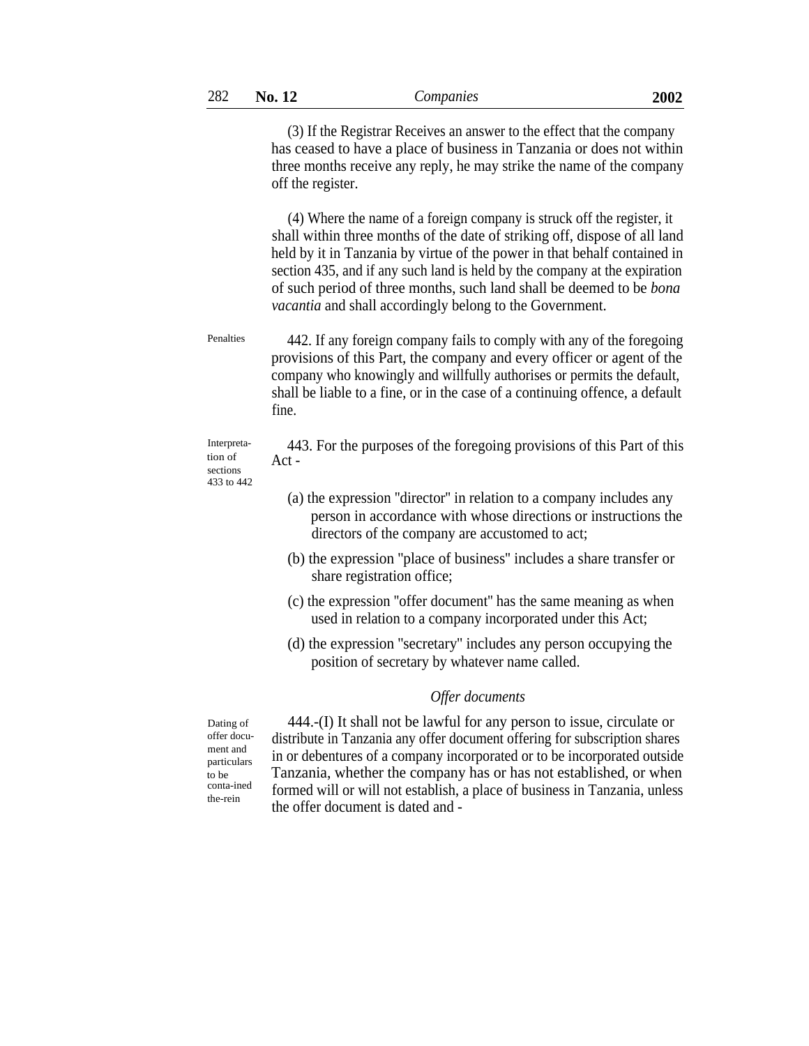(3) If the Registrar Receives an answer to the effect that the company has ceased to have a place of business in Tanzania or does not within three months receive any reply, he may strike the name of the company off the register.

(4) Where the name of a foreign company is struck off the register, it shall within three months of the date of striking off, dispose of all land held by it in Tanzania by virtue of the power in that behalf contained in section 435, and if any such land is held by the company at the expiration of such period of three months, such land shall be deemed to be *bona vacantia* and shall accordingly belong to the Government.

Penalties

442. If any foreign company fails to comply with any of the foregoing provisions of this Part, the company and every officer or agent of the company who knowingly and willfully authorises or permits the default, shall be liable to a fine, or in the case of a continuing offence, a default fine.

Interpretation of sections 433 to 442

443. For the purposes of the foregoing provisions of this Part of this Act -

(a) the expression "director" in relation to a company includes any person in accordance with whose directions or instructions the directors of the company are accustomed to act;

(b) the expression "place of business" includes a share transfer or share registration office;

(c) the expression "offer document" has the same meaning as when used in relation to a company incorporated under this Act;

(d) the expression "secretary" includes any person occupying the position of secretary by whatever name called.

*Offer documents*

Dating of offer document and particulars to be contained therein

444.-(I) It shall not be lawful for any person to issue, circulate or distribute in Tanzania any offer document offering for subscription shares in or debentures of a company incorporated or to be incorporated outside Tanzania, whether the company has or has not established, or when formed will or will not establish, a place of business in Tanzania, unless the offer document is dated and -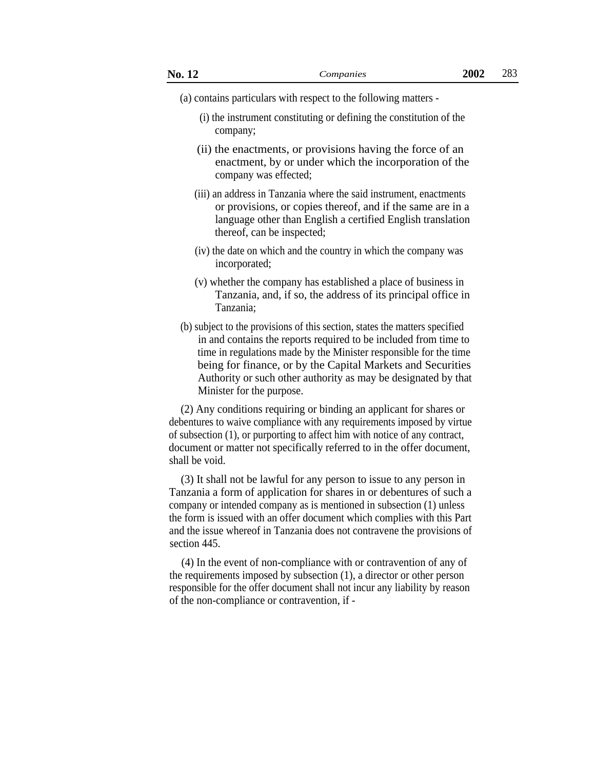(a) contains particulars with respect to the following matters -

(i) the instrument constituting or defining the constitution of the company;

(ii) the enactments, or provisions having the force of an enactment, by or under which the incorporation of the company was effected;

(iii) an address in Tanzania where the said instrument, enactments or provisions, or copies thereof, and if the same are in a language other than English a certified English translation thereof, can be inspected;

(iv) the date on which and the country in which the company was incorporated;

(v) whether the company has established a place of business in Tanzania, and, if so, the address of its principal office in Tanzania;

(b) subject to the provisions of this section, states the matters specified in and contains the reports required to be included from time to time in regulations made by the Minister responsible for the time being for finance, or by the Capital Markets and Securities Authority or such other authority as may be designated by that Minister for the purpose.

(2) Any conditions requiring or binding an applicant for shares or debentures to waive compliance with any requirements imposed by virtue of subsection (1), or purporting to affect him with notice of any contract, document or matter not specifically referred to in the offer document, shall be void.

(3) It shall not be lawful for any person to issue to any person in Tanzania a form of application for shares in or debentures of such a company or intended company as is mentioned in subsection (1) unless the form is issued with an offer document which complies with this Part and the issue whereof in Tanzania does not contravene the provisions of section 445.

(4) In the event of non-compliance with or contravention of any of the requirements imposed by subsection (1), a director or other person responsible for the offer document shall not incur any liability by reason of the non-compliance or contravention, if -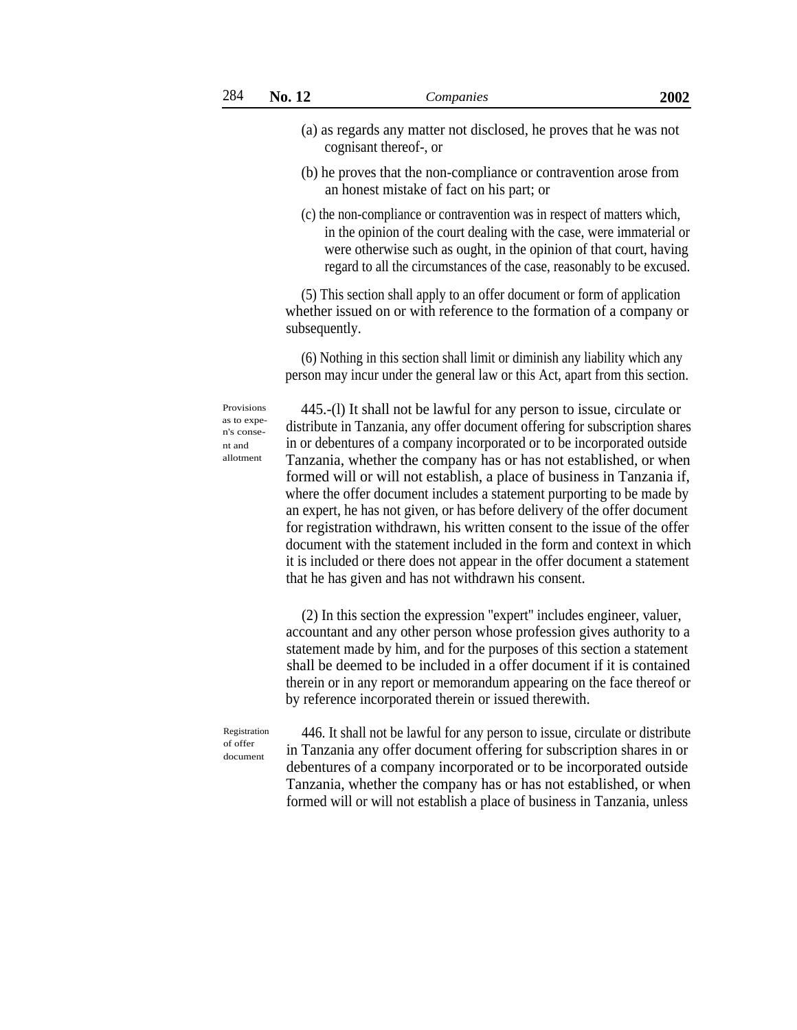(a) as regards any matter not disclosed, he proves that he was not cognisant thereof-, or

(b) he proves that the non-compliance or contravention arose from an honest mistake of fact on his part; or

(c) the non-compliance or contravention was in respect of matters which, in the opinion of the court dealing with the case, were immaterial or were otherwise such as ought, in the opinion of that court, having regard to all the circumstances of the case, reasonably to be excused.

(5) This section shall apply to an offer document or form of application whether issued on or with reference to the formation of a company or subsequently.

(6) Nothing in this section shall limit or diminish any liability which any person may incur under the general law or this Act, apart from this section.

Provisions as to expert's consent and allotment

445.-(l) It shall not be lawful for any person to issue, circulate or distribute in Tanzania, any offer document offering for subscription shares in or debentures of a company incorporated or to be incorporated outside Tanzania, whether the company has or has not established, or when formed will or will not establish, a place of business in Tanzania if, where the offer document includes a statement purporting to be made by an expert, he has not given, or has before delivery of the offer document for registration withdrawn, his written consent to the issue of the offer document with the statement included in the form and context in which it is included or there does not appear in the offer document a statement that he has given and has not withdrawn his consent.

(2) In this section the expression "expert" includes engineer, valuer, accountant and any other person whose profession gives authority to a statement made by him, and for the purposes of this section a statement shall be deemed to be included in a offer document if it is contained therein or in any report or memorandum appearing on the face thereof or by reference incorporated therein or issued therewith.

Registration of offer document

446. It shall not be lawful for any person to issue, circulate or distribute in Tanzania any offer document offering for subscription shares in or debentures of a company incorporated or to be incorporated outside Tanzania, whether the company has or has not established, or when formed will or will not establish a place of business in Tanzania, unless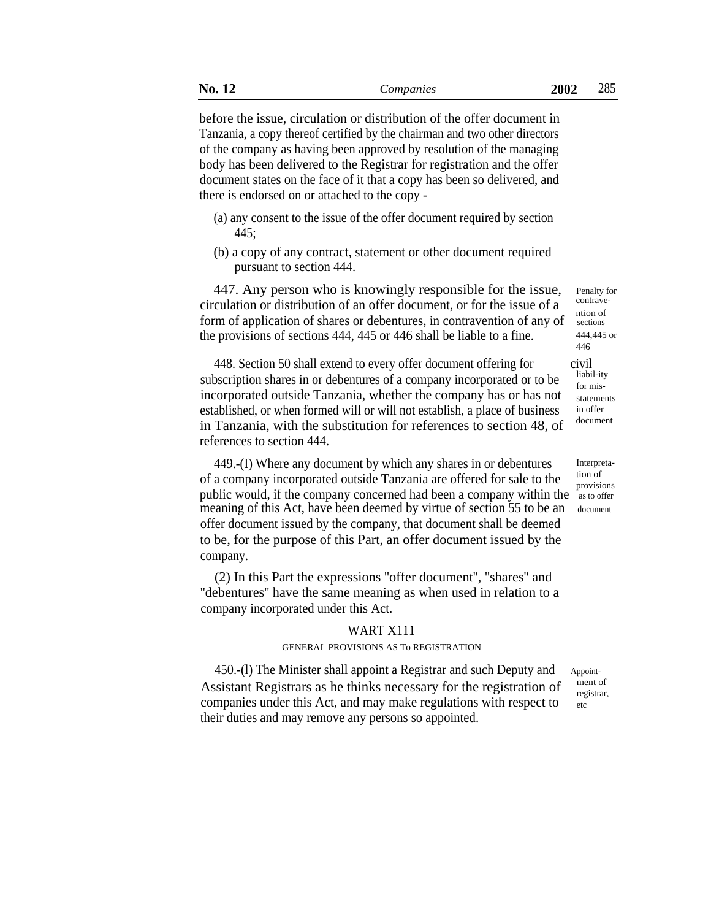before the issue, circulation or distribution of the offer document in Tanzania, a copy thereof certified by the chairman and two other directors of the company as having been approved by resolution of the managing body has been delivered to the Registrar for registration and the offer document states on the face of it that a copy has been so delivered, and there is endorsed on or attached to the copy -

(a) any consent to the issue of the offer document required by section 445;

(b) a copy of any contract, statement or other document required pursuant to section 444.

Penalty for contravention of sections 444,445 or 446

447. Any person who is knowingly responsible for the issue, circulation or distribution of an offer document, or for the issue of a form of application of shares or debentures, in contravention of any of the provisions of sections 444, 445 or 446 shall be liable to a fine.

civil liability for misstatements in offer document

448. Section 50 shall extend to every offer document offering for subscription shares in or debentures of a company incorporated or to be incorporated outside Tanzania, whether the company has or has not established, or when formed will or will not establish, a place of business in Tanzania, with the substitution for references to section 48, of references to section 444.

Interpretation of provisions as to offer document

449.-(I) Where any document by which any shares in or debentures of a company incorporated outside Tanzania are offered for sale to the public would, if the company concerned had been a company within the meaning of this Act, have been deemed by virtue of section 55 to be an offer document issued by the company, that document shall be deemed to be, for the purpose of this Part, an offer document issued by the company.

(2) In this Part the expressions "offer document", "shares" and "debentures" have the same meaning as when used in relation to a company incorporated under this Act.

## WART X111

### GENERAL PROVISIONS AS To REGISTRATION

Appointment of registrar, etc

450.-(l) The Minister shall appoint a Registrar and such Deputy and Assistant Registrars as he thinks necessary for the registration of companies under this Act, and may make regulations with respect to their duties and may remove any persons so appointed.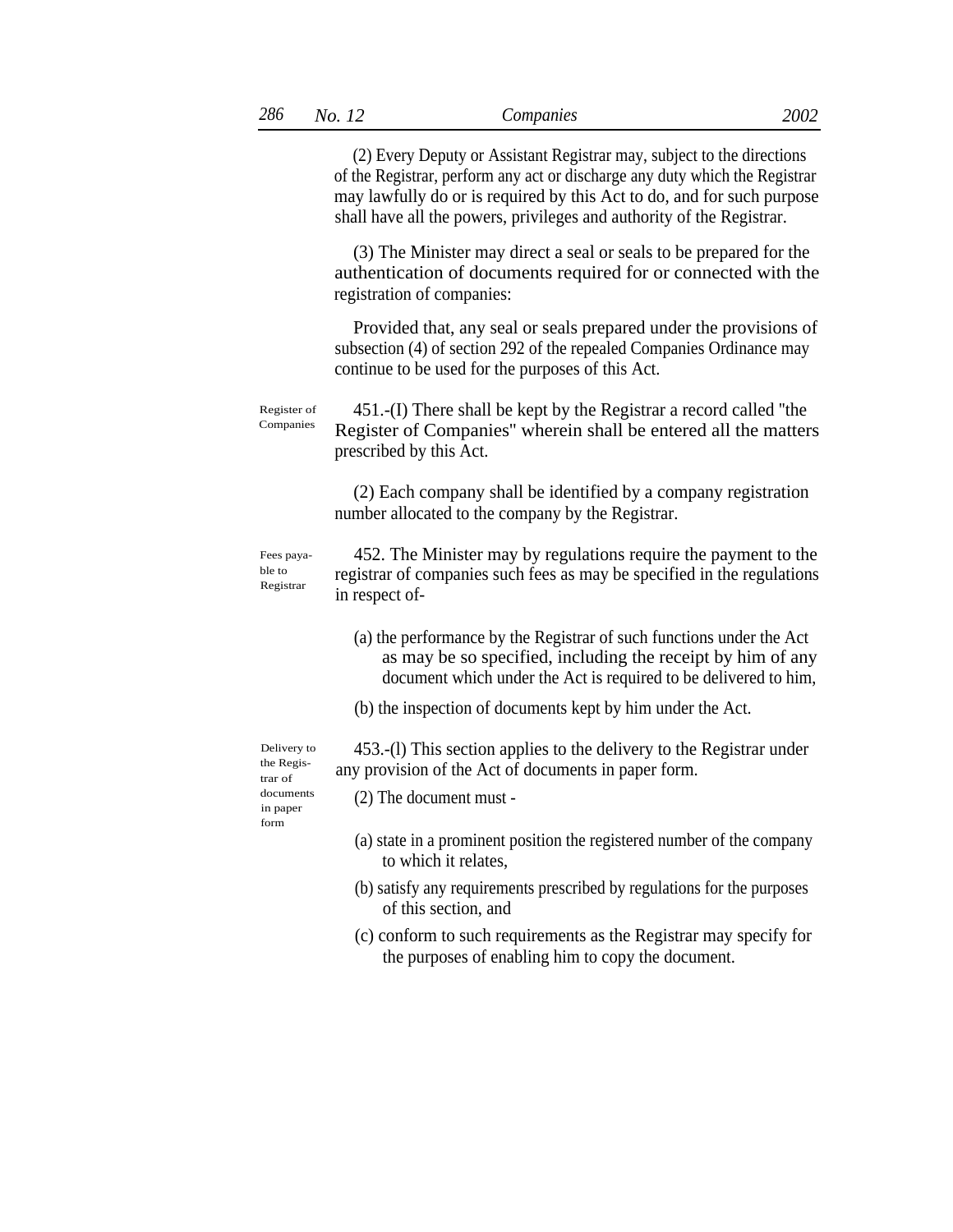(2) Every Deputy or Assistant Registrar may, subject to the directions of the Registrar, perform any act or discharge any duty which the Registrar may lawfully do or is required by this Act to do, and for such purpose shall have all the powers, privileges and authority of the Registrar.

(3) The Minister may direct a seal or seals to be prepared for the authentication of documents required for or connected with the registration of companies:

Provided that, any seal or seals prepared under the provisions of subsection (4) of section 292 of the repealed Companies Ordinance may continue to be used for the purposes of this Act.

*Register of Companies*

451.-(I) There shall be kept by the Registrar a record called "the Register of Companies" wherein shall be entered all the matters prescribed by this Act.

(2) Each company shall be identified by a company registration number allocated to the company by the Registrar.

*Fees payable to Registrar*

452. The Minister may by regulations require the payment to the registrar of companies such fees as may be specified in the regulations in respect of-

(a) the performance by the Registrar of such functions under the Act as may be so specified, including the receipt by him of any document which under the Act is required to be delivered to him,

(b) the inspection of documents kept by him under the Act.

*Delivery to the Registrar of documents in paper form*

453.-(l) This section applies to the delivery to the Registrar under any provision of the Act of documents in paper form.

(2) The document must -

(a) state in a prominent position the registered number of the company to which it relates,

(b) satisfy any requirements prescribed by regulations for the purposes of this section, and

(c) conform to such requirements as the Registrar may specify for the purposes of enabling him to copy the document.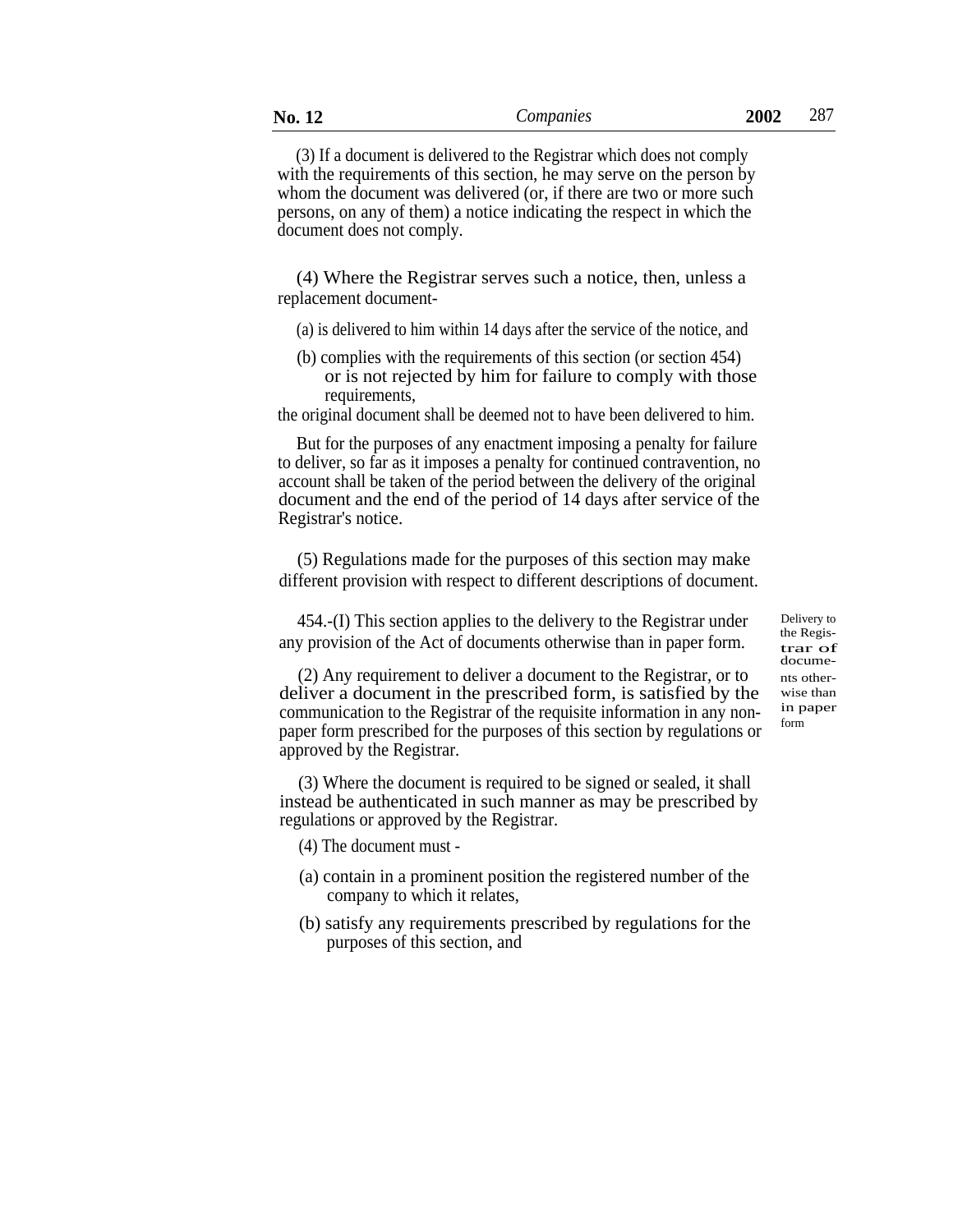(3) If a document is delivered to the Registrar which does not comply with the requirements of this section, he may serve on the person by whom the document was delivered (or, if there are two or more such persons, on any of them) a notice indicating the respect in which the document does not comply.

(4) Where the Registrar serves such a notice, then, unless a replacement document-

(a) is delivered to him within 14 days after the service of the notice, and

(b) complies with the requirements of this section (or section 454) or is not rejected by him for failure to comply with those requirements,

the original document shall be deemed not to have been delivered to him.

But for the purposes of any enactment imposing a penalty for failure to deliver, so far as it imposes a penalty for continued contravention, no account shall be taken of the period between the delivery of the original document and the end of the period of 14 days after service of the Registrar's notice.

(5) Regulations made for the purposes of this section may make different provision with respect to different descriptions of document.

Delivery to the Registrar of documents otherwise than in paper form

454.-(I) This section applies to the delivery to the Registrar under any provision of the Act of documents otherwise than in paper form.

(2) Any requirement to deliver a document to the Registrar, or to deliver a document in the prescribed form, is satisfied by the communication to the Registrar of the requisite information in any non-paper form prescribed for the purposes of this section by regulations or approved by the Registrar.

(3) Where the document is required to be signed or sealed, it shall instead be authenticated in such manner as may be prescribed by regulations or approved by the Registrar.

(4) The document must -

(a) contain in a prominent position the registered number of the company to which it relates,

(b) satisfy any requirements prescribed by regulations for the purposes of this section, and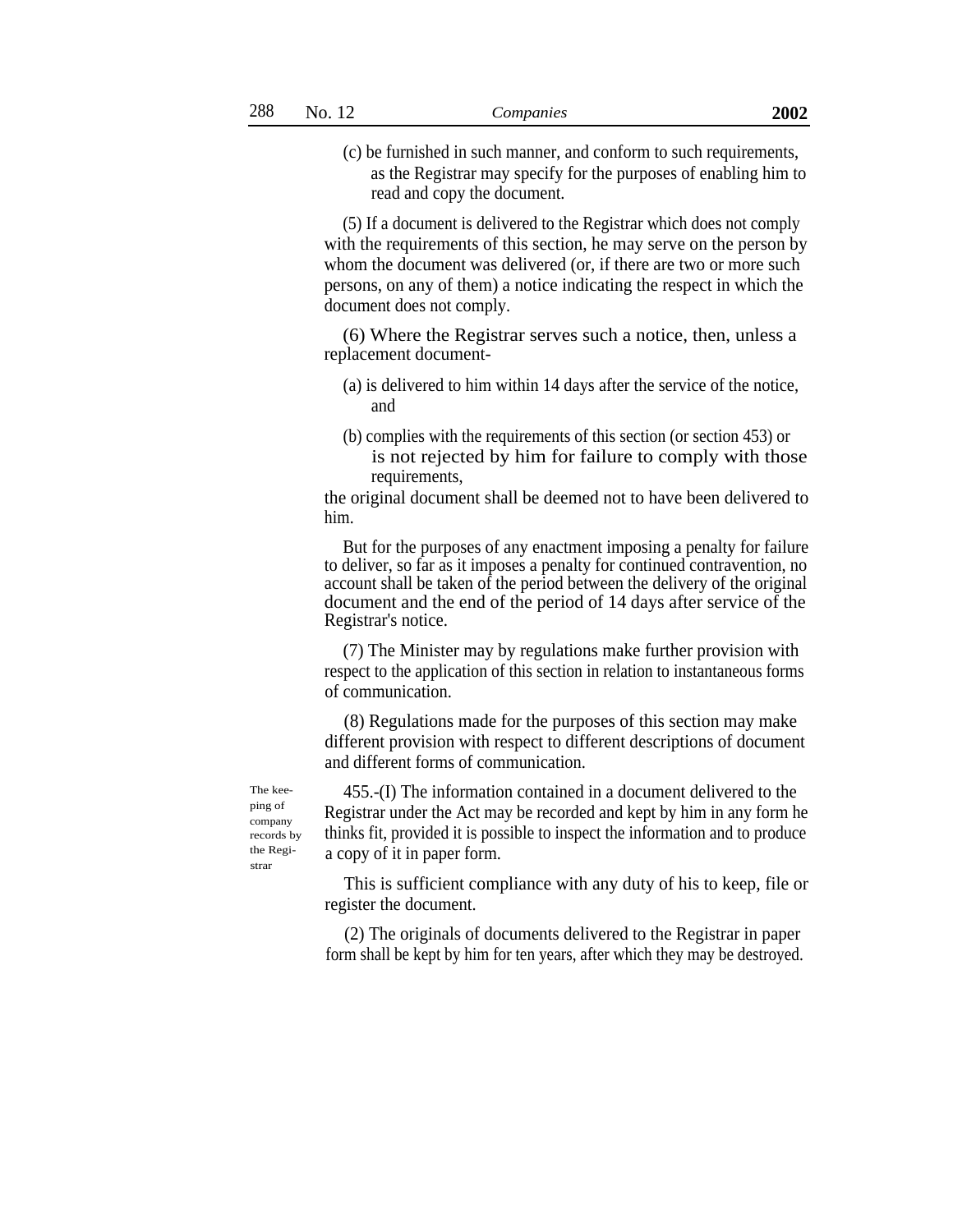(c) be furnished in such manner, and conform to such requirements, as the Registrar may specify for the purposes of enabling him to read and copy the document.

(5) If a document is delivered to the Registrar which does not comply with the requirements of this section, he may serve on the person by whom the document was delivered (or, if there are two or more such persons, on any of them) a notice indicating the respect in which the document does not comply.

(6) Where the Registrar serves such a notice, then, unless a replacement document-

(a) is delivered to him within 14 days after the service of the notice, and

(b) complies with the requirements of this section (or section 453) or is not rejected by him for failure to comply with those requirements,

the original document shall be deemed not to have been delivered to him.

But for the purposes of any enactment imposing a penalty for failure to deliver, so far as it imposes a penalty for continued contravention, no account shall be taken of the period between the delivery of the original document and the end of the period of 14 days after service of the Registrar's notice.

(7) The Minister may by regulations make further provision with respect to the application of this section in relation to instantaneous forms of communication.

(8) Regulations made for the purposes of this section may make different provision with respect to different descriptions of document and different forms of communication.

The keeping of company records by the Registrar

455.-(I) The information contained in a document delivered to the Registrar under the Act may be recorded and kept by him in any form he thinks fit, provided it is possible to inspect the information and to produce a copy of it in paper form.

This is sufficient compliance with any duty of his to keep, file or register the document.

(2) The originals of documents delivered to the Registrar in paper form shall be kept by him for ten years, after which they may be destroyed.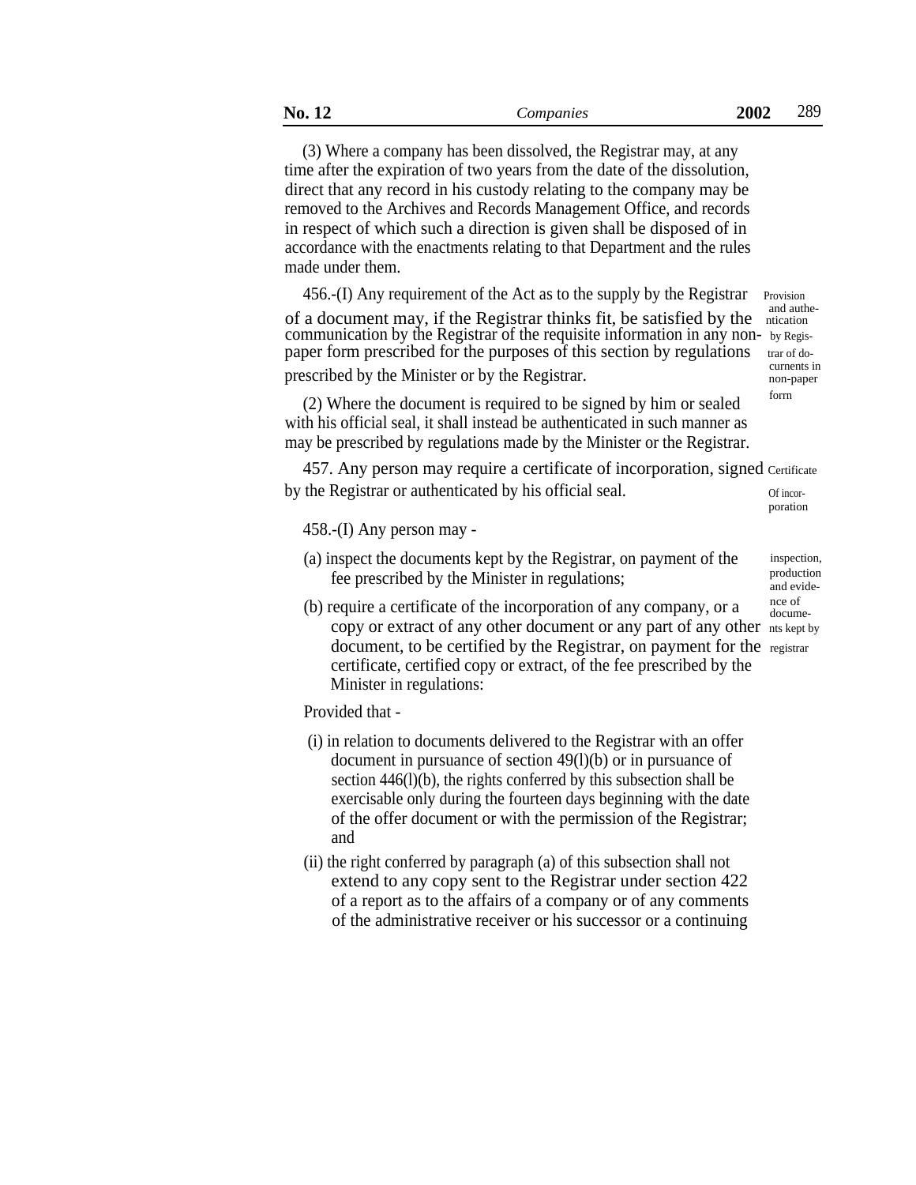(3) Where a company has been dissolved, the Registrar may, at any time after the expiration of two years from the date of the dissolution, direct that any record in his custody relating to the company may be removed to the Archives and Records Management Office, and records in respect of which such a direction is given shall be disposed of in accordance with the enactments relating to that Department and the rules made under them.

Provision and authentication by Registrar of documents in non-paper form

456.-(I) Any requirement of the Act as to the supply by the Registrar of a document may, if the Registrar thinks fit, be satisfied by the communication by the Registrar of the requisite information in any non-paper form prescribed for the purposes of this section by regulations prescribed by the Minister or by the Registrar.

(2) Where the document is required to be signed by him or sealed with his official seal, it shall instead be authenticated in such manner as may be prescribed by regulations made by the Minister or the Registrar.

Certificate Of incorporation

457. Any person may require a certificate of incorporation, signed by the Registrar or authenticated by his official seal.

inspection, production and evidence of documents kept by registrar

458.-(I) Any person may -

(a) inspect the documents kept by the Registrar, on payment of the fee prescribed by the Minister in regulations;

(b) require a certificate of the incorporation of any company, or a copy or extract of any other document or any part of any other document, to be certified by the Registrar, on payment for the certificate, certified copy or extract, of the fee prescribed by the Minister in regulations:

Provided that -

(i) in relation to documents delivered to the Registrar with an offer document in pursuance of section 49(l)(b) or in pursuance of section 446(l)(b), the rights conferred by this subsection shall be exercisable only during the fourteen days beginning with the date of the offer document or with the permission of the Registrar; and

(ii) the right conferred by paragraph (a) of this subsection shall not extend to any copy sent to the Registrar under section 422 of a report as to the affairs of a company or of any comments of the administrative receiver or his successor or a continuing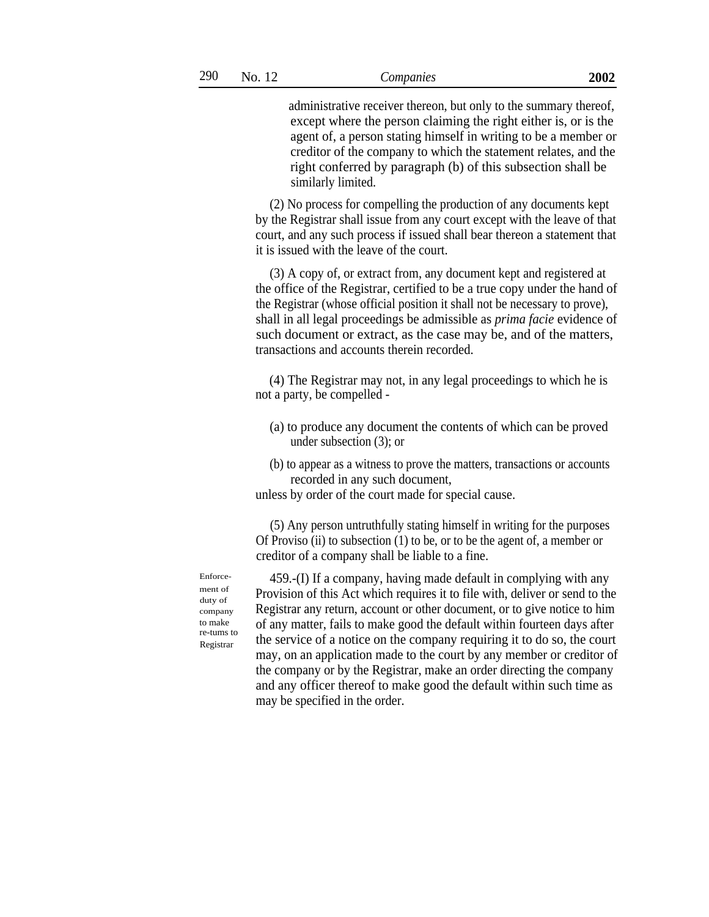administrative receiver thereon, but only to the summary thereof, except where the person claiming the right either is, or is the agent of, a person stating himself in writing to be a member or creditor of the company to which the statement relates, and the right conferred by paragraph (b) of this subsection shall be similarly limited.

(2) No process for compelling the production of any documents kept by the Registrar shall issue from any court except with the leave of that court, and any such process if issued shall bear thereon a statement that it is issued with the leave of the court.

(3) A copy of, or extract from, any document kept and registered at the office of the Registrar, certified to be a true copy under the hand of the Registrar (whose official position it shall not be necessary to prove), shall in all legal proceedings be admissible as *prima facie* evidence of such document or extract, as the case may be, and of the matters, transactions and accounts therein recorded.

(4) The Registrar may not, in any legal proceedings to which he is not a party, be compelled -

(a) to produce any document the contents of which can be proved under subsection (3); or

(b) to appear as a witness to prove the matters, transactions or accounts recorded in any such document,

unless by order of the court made for special cause.

(5) Any person untruthfully stating himself in writing for the purposes Of Proviso (ii) to subsection (1) to be, or to be the agent of, a member or creditor of a company shall be liable to a fine.

Enforcement of duty of company to make re-tums to Registrar

459.-(I) If a company, having made default in complying with any Provision of this Act which requires it to file with, deliver or send to the Registrar any return, account or other document, or to give notice to him of any matter, fails to make good the default within fourteen days after the service of a notice on the company requiring it to do so, the court may, on an application made to the court by any member or creditor of the company or by the Registrar, make an order directing the company and any officer thereof to make good the default within such time as may be specified in the order.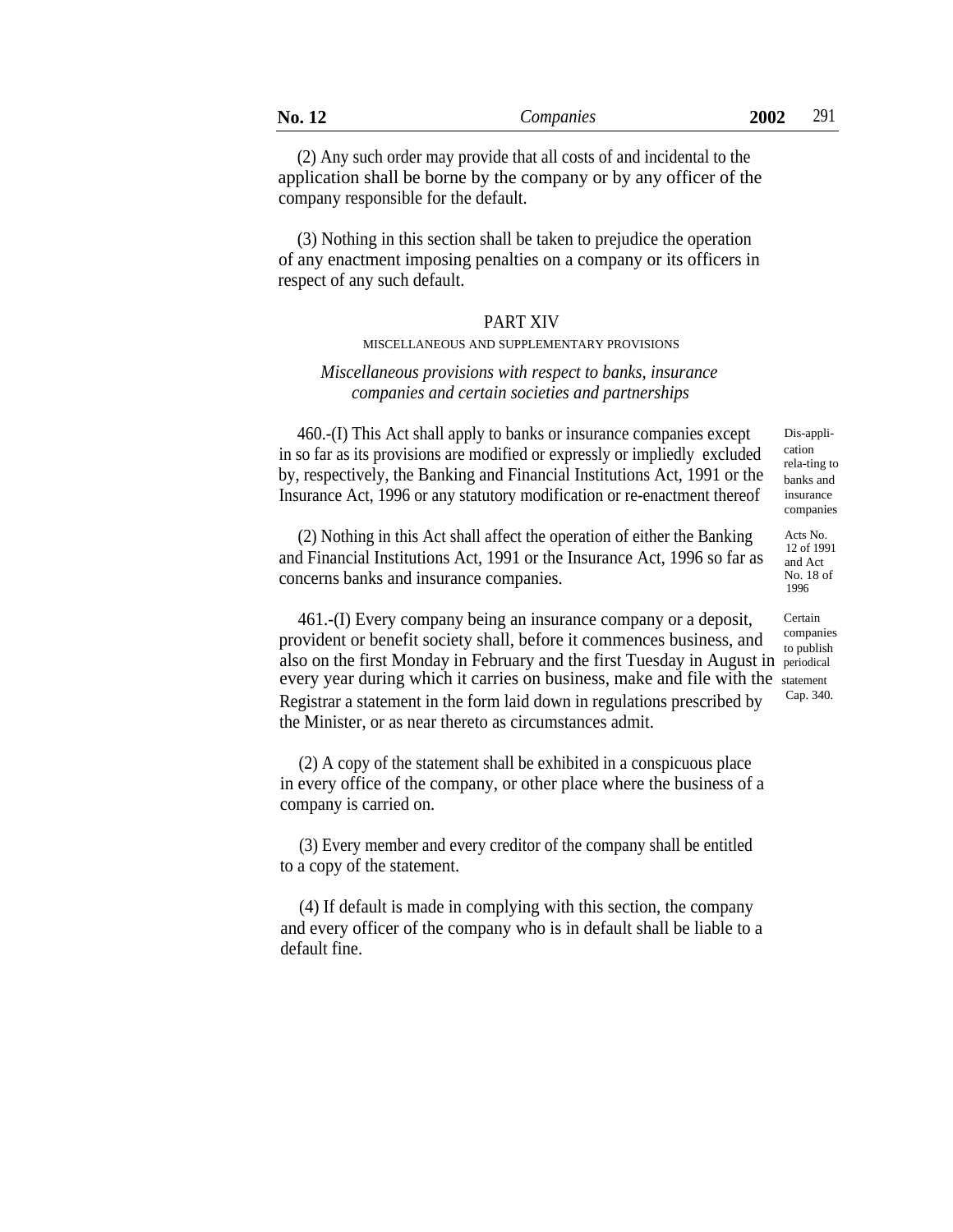(2) Any such order may provide that all costs of and incidental to the application shall be borne by the company or by any officer of the company responsible for the default.

(3) Nothing in this section shall be taken to prejudice the operation of any enactment imposing penalties on a company or its officers in respect of any such default.

## PART XIV

### MISCELLANEOUS AND SUPPLEMENTARY PROVISIONS

*Miscellaneous provisions with respect to banks, insurance companies and certain societies and partnerships*

Dis-application rela-ting to banks and insurance companies

460.-(I) This Act shall apply to banks or insurance companies except in so far as its provisions are modified or expressly or impliedly excluded by, respectively, the Banking and Financial Institutions Act, 1991 or the Insurance Act, 1996 or any statutory modification or re-enactment thereof

Acts No. 12 of 1991 and Act No. 18 of 1996

(2) Nothing in this Act shall affect the operation of either the Banking and Financial Institutions Act, 1991 or the Insurance Act, 1996 so far as concerns banks and insurance companies.

Certain companies to publish periodical statement Cap. 340.

461.-(I) Every company being an insurance company or a deposit, provident or benefit society shall, before it commences business, and also on the first Monday in February and the first Tuesday in August in every year during which it carries on business, make and file with the Registrar a statement in the form laid down in regulations prescribed by the Minister, or as near thereto as circumstances admit.

(2) A copy of the statement shall be exhibited in a conspicuous place in every office of the company, or other place where the business of a company is carried on.

(3) Every member and every creditor of the company shall be entitled to a copy of the statement.

(4) If default is made in complying with this section, the company and every officer of the company who is in default shall be liable to a default fine.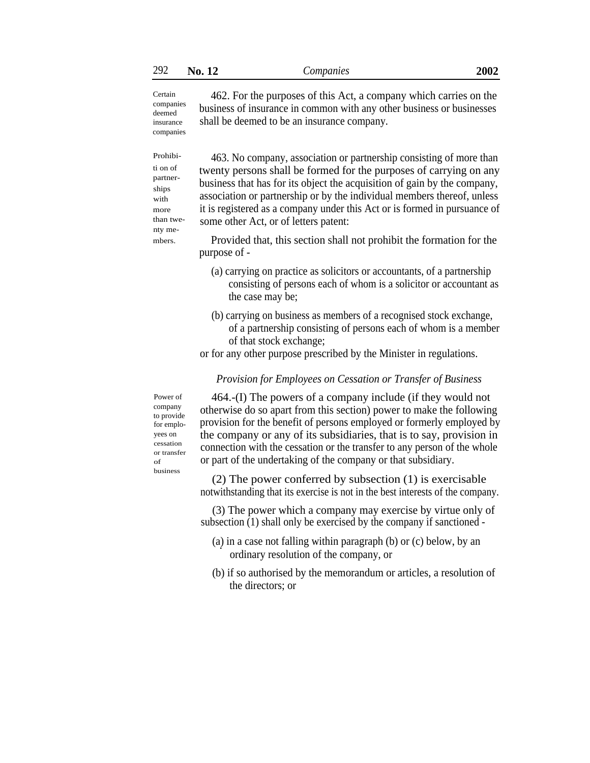Certain companies deemed insurance companies

462. For the purposes of this Act, a company which carries on the business of insurance in common with any other business or businesses shall be deemed to be an insurance company.

Prohibition of partnerships with more than twenty members.

463. No company, association or partnership consisting of more than twenty persons shall be formed for the purposes of carrying on any business that has for its object the acquisition of gain by the company, association or partnership or by the individual members thereof, unless it is registered as a company under this Act or is formed in pursuance of some other Act, or of letters patent:

Provided that, this section shall not prohibit the formation for the purpose of -

(a) carrying on practice as solicitors or accountants, of a partnership consisting of persons each of whom is a solicitor or accountant as the case may be;

(b) carrying on business as members of a recognised stock exchange, of a partnership consisting of persons each of whom is a member of that stock exchange;

or for any other purpose prescribed by the Minister in regulations.

*Provision for Employees on Cessation or Transfer of Business*

Power of company to provide for employees on cessation or transfer of business

464.-(I) The powers of a company include (if they would not otherwise do so apart from this section) power to make the following provision for the benefit of persons employed or formerly employed by the company or any of its subsidiaries, that is to say, provision in connection with the cessation or the transfer to any person of the whole or part of the undertaking of the company or that subsidiary.

(2) The power conferred by subsection (1) is exercisable notwithstanding that its exercise is not in the best interests of the company.

(3) The power which a company may exercise by virtue only of subsection (1) shall only be exercised by the company if sanctioned -

(a) in a case not falling within paragraph (b) or (c) below, by an ordinary resolution of the company, or

(b) if so authorised by the memorandum or articles, a resolution of the directors; or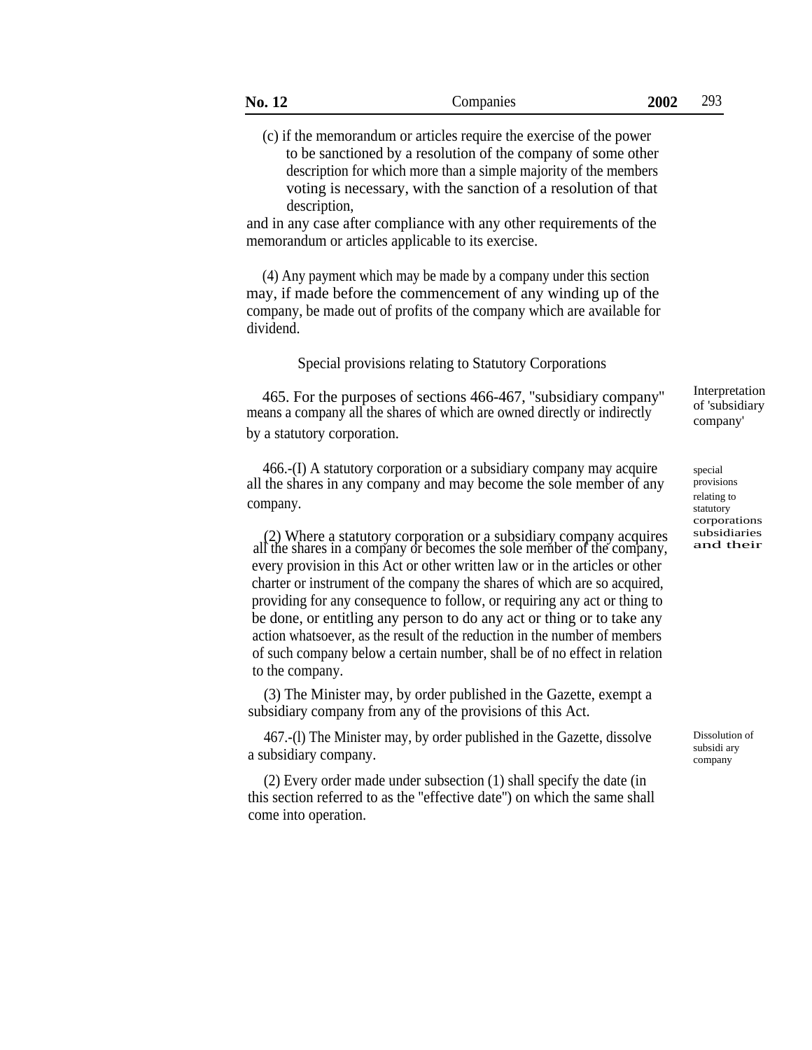(c) if the memorandum or articles require the exercise of the power to be sanctioned by a resolution of the company of some other description for which more than a simple majority of the members voting is necessary, with the sanction of a resolution of that description,

and in any case after compliance with any other requirements of the memorandum or articles applicable to its exercise.

(4) Any payment which may be made by a company under this section may, if made before the commencement of any winding up of the company, be made out of profits of the company which are available for dividend.

### Special provisions relating to Statutory Corporations

Interpretation of 'subsidiary company'

465. For the purposes of sections 466-467, "subsidiary company" means a company all the shares of which are owned directly or indirectly by a statutory corporation.

special provisions relating to statutory corporations and their subsidiaries

466.-(I) A statutory corporation or a subsidiary company may acquire all the shares in any company and may become the sole member of any company.

(2) Where a statutory corporation or a subsidiary company acquires all the shares in a company or becomes the sole member of the company, every provision in this Act or other written law or in the articles or other charter or instrument of the company the shares of which are so acquired, providing for any consequence to follow, or requiring any act or thing to be done, or entitling any person to do any act or thing or to take any action whatsoever, as the result of the reduction in the number of members of such company below a certain number, shall be of no effect in relation to the company.

(3) The Minister may, by order published in the Gazette, exempt a subsidiary company from any of the provisions of this Act.

Dissolution of subsidi ary company

467.-(l) The Minister may, by order published in the Gazette, dissolve a subsidiary company.

(2) Every order made under subsection (1) shall specify the date (in this section referred to as the "effective date") on which the same shall come into operation.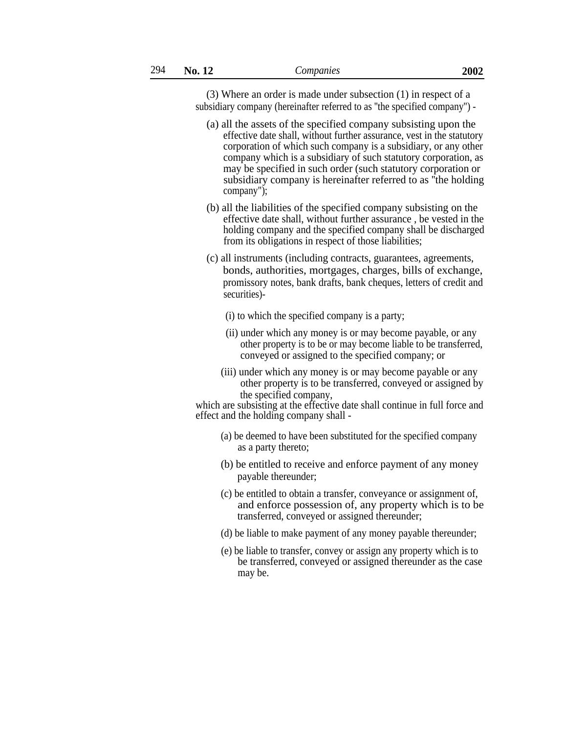(3) Where an order is made under subsection (1) in respect of a subsidiary company (hereinafter referred to as "the specified company") -

(a) all the assets of the specified company subsisting upon the effective date shall, without further assurance, vest in the statutory corporation of which such company is a subsidiary, or any other company which is a subsidiary of such statutory corporation, as may be specified in such order (such statutory corporation or subsidiary company is hereinafter referred to as "the holding company");

(b) all the liabilities of the specified company subsisting on the effective date shall, without further assurance , be vested in the holding company and the specified company shall be discharged from its obligations in respect of those liabilities;

(c) all instruments (including contracts, guarantees, agreements, bonds, authorities, mortgages, charges, bills of exchange, promissory notes, bank drafts, bank cheques, letters of credit and securities)-

(i) to which the specified company is a party;

(ii) under which any money is or may become payable, or any other property is to be or may become liable to be transferred, conveyed or assigned to the specified company; or

(iii) under which any money is or may become payable or any other property is to be transferred, conveyed or assigned by the specified company,

which are subsisting at the effective date shall continue in full force and effect and the holding company shall -

(a) be deemed to have been substituted for the specified company as a party thereto;

(b) be entitled to receive and enforce payment of any money payable thereunder;

(c) be entitled to obtain a transfer, conveyance or assignment of, and enforce possession of, any property which is to be transferred, conveyed or assigned thereunder;

(d) be liable to make payment of any money payable thereunder;

(e) be liable to transfer, convey or assign any property which is to be transferred, conveyed or assigned thereunder as the case may be.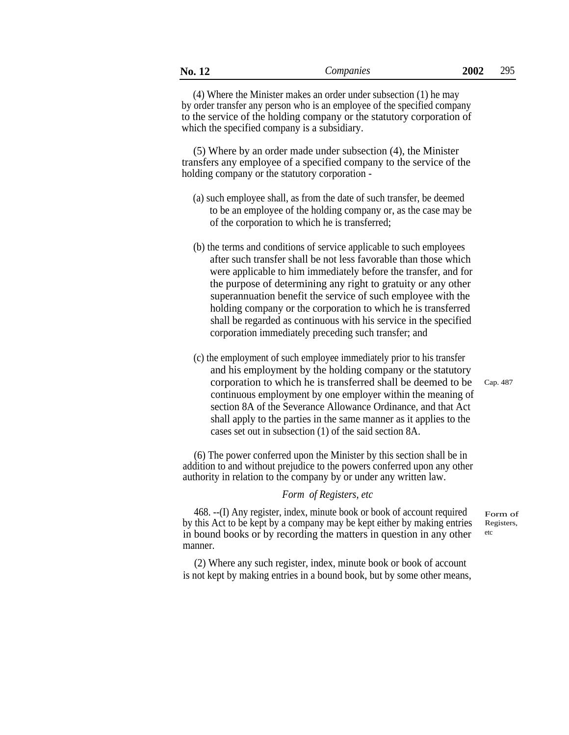(4) Where the Minister makes an order under subsection (1) he may by order transfer any person who is an employee of the specified company to the service of the holding company or the statutory corporation of which the specified company is a subsidiary.

(5) Where by an order made under subsection (4), the Minister transfers any employee of a specified company to the service of the holding company or the statutory corporation -

(a) such employee shall, as from the date of such transfer, be deemed to be an employee of the holding company or, as the case may be of the corporation to which he is transferred;

(b) the terms and conditions of service applicable to such employees after such transfer shall be not less favorable than those which were applicable to him immediately before the transfer, and for the purpose of determining any right to gratuity or any other superannuation benefit the service of such employee with the holding company or the corporation to which he is transferred shall be regarded as continuous with his service in the specified corporation immediately preceding such transfer; and

(c) the employment of such employee immediately prior to his transfer and his employment by the holding company or the statutory corporation to which he is transferred shall be deemed to be continuous employment by one employer within the meaning of section 8A of the Severance Allowance Ordinance, and that Act shall apply to the parties in the same manner as it applies to the cases set out in subsection (1) of the said section 8A.

Cap. 487

(6) The power conferred upon the Minister by this section shall be in addition to and without prejudice to the powers conferred upon any other authority in relation to the company by or under any written law.

*Form of Registers, etc*

Form of Registers, etc

468. --(I) Any register, index, minute book or book of account required by this Act to be kept by a company may be kept either by making entries in bound books or by recording the matters in question in any other manner.

(2) Where any such register, index, minute book or book of account is not kept by making entries in a bound book, but by some other means,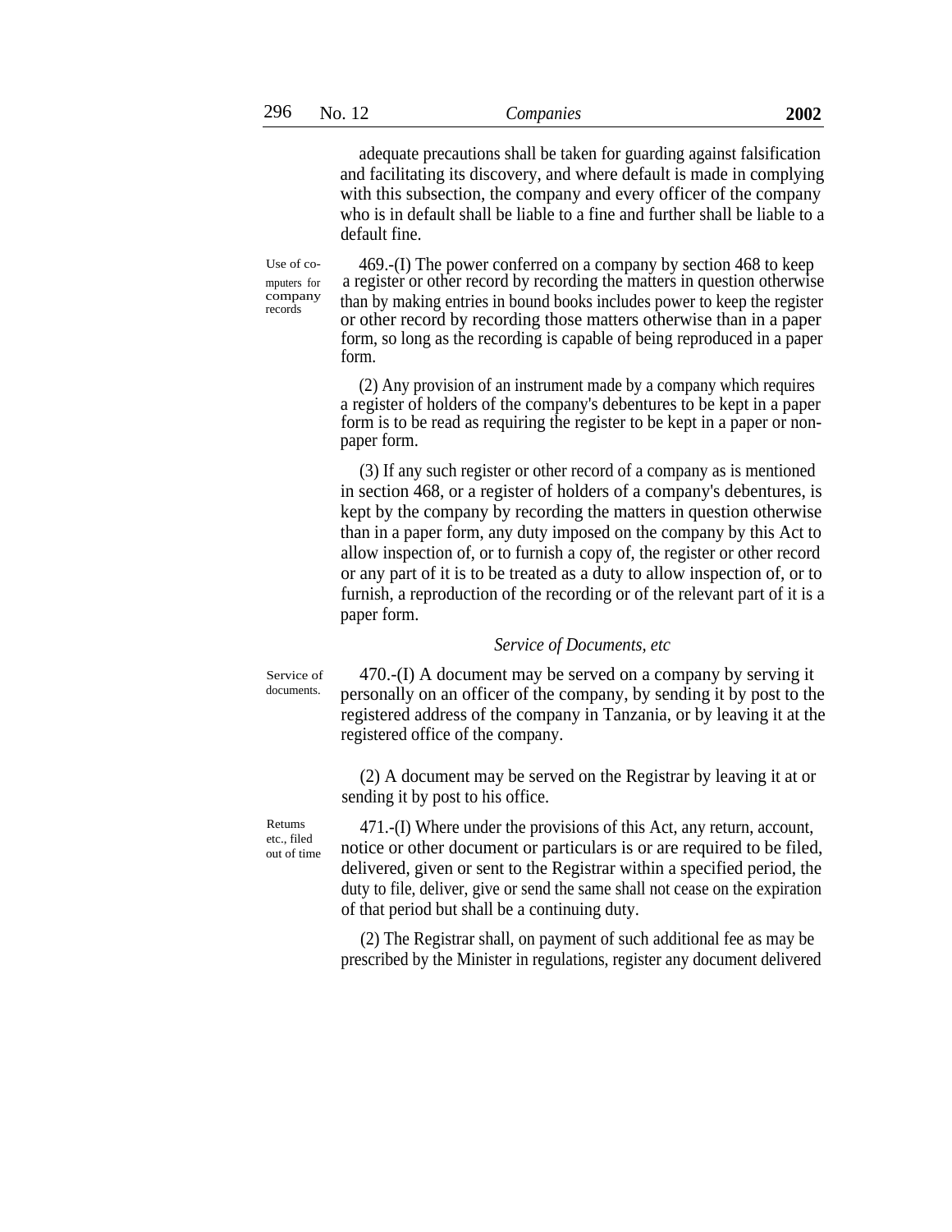adequate precautions shall be taken for guarding against falsification and facilitating its discovery, and where default is made in complying with this subsection, the company and every officer of the company who is in default shall be liable to a fine and further shall be liable to a default fine.

Use of computers for company records

469.-(I) The power conferred on a company by section 468 to keep a register or other record by recording the matters in question otherwise than by making entries in bound books includes power to keep the register or other record by recording those matters otherwise than in a paper form, so long as the recording is capable of being reproduced in a paper form.

(2) Any provision of an instrument made by a company which requires a register of holders of the company's debentures to be kept in a paper form is to be read as requiring the register to be kept in a paper or non-paper form.

(3) If any such register or other record of a company as is mentioned in section 468, or a register of holders of a company's debentures, is kept by the company by recording the matters in question otherwise than in a paper form, any duty imposed on the company by this Act to allow inspection of, or to furnish a copy of, the register or other record or any part of it is to be treated as a duty to allow inspection of, or to furnish, a reproduction of the recording or of the relevant part of it is a paper form.

*Service of Documents, etc*

Service of documents.

470.-(I) A document may be served on a company by serving it personally on an officer of the company, by sending it by post to the registered address of the company in Tanzania, or by leaving it at the registered office of the company.

(2) A document may be served on the Registrar by leaving it at or sending it by post to his office.

Returns etc., filed out of time

471.-(I) Where under the provisions of this Act, any return, account, notice or other document or particulars is or are required to be filed, delivered, given or sent to the Registrar within a specified period, the duty to file, deliver, give or send the same shall not cease on the expiration of that period but shall be a continuing duty.

(2) The Registrar shall, on payment of such additional fee as may be prescribed by the Minister in regulations, register any document delivered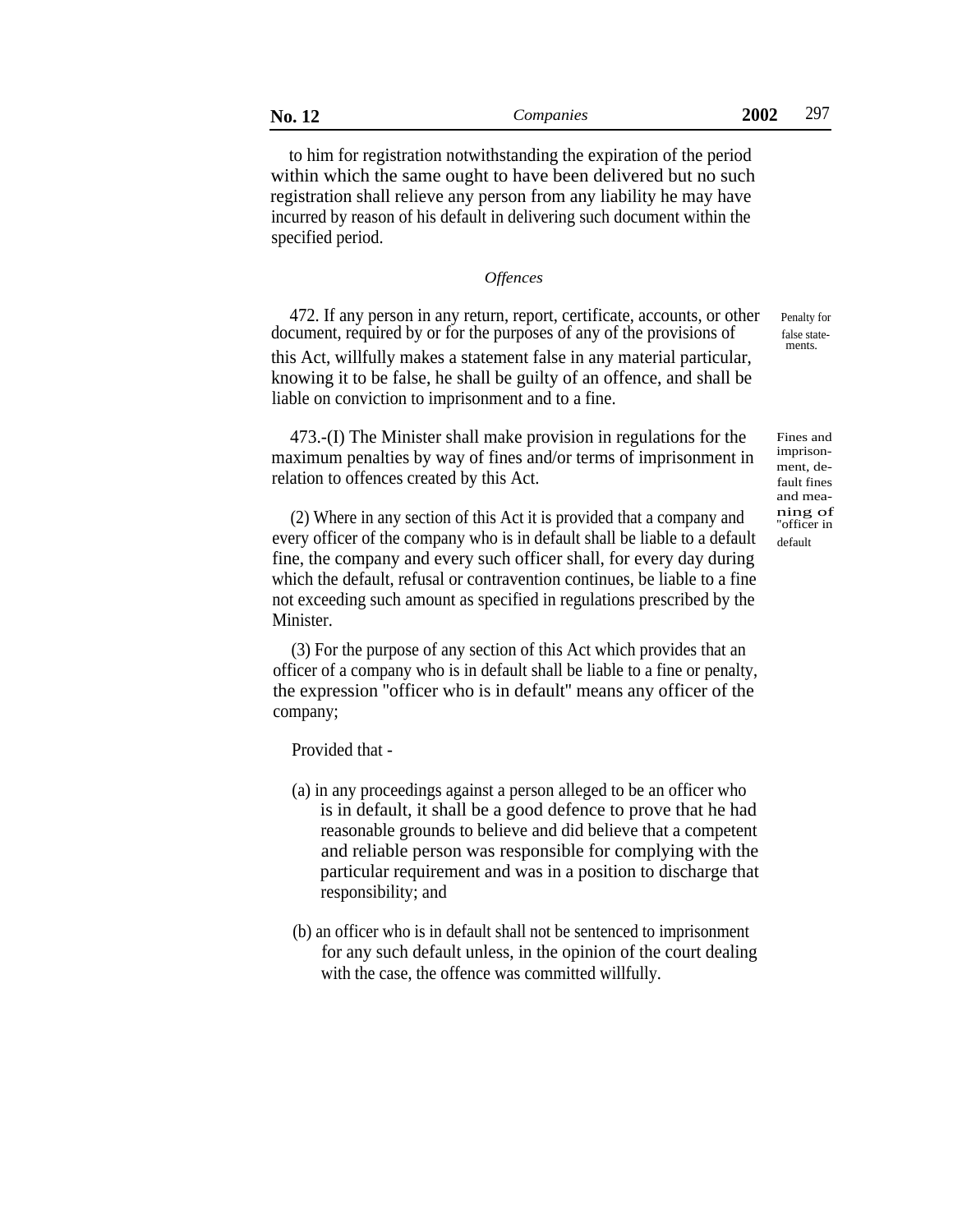to him for registration notwithstanding the expiration of the period within which the same ought to have been delivered but no such registration shall relieve any person from any liability he may have incurred by reason of his default in delivering such document within the specified period.

*Offences*

Penalty for false statements.

472. If any person in any return, report, certificate, accounts, or other document, required by or for the purposes of any of the provisions of this Act, willfully makes a statement false in any material particular, knowing it to be false, he shall be guilty of an offence, and shall be liable on conviction to imprisonment and to a fine.

Fines and imprisonment, default fines and meaning of "officer in default

473.-(I) The Minister shall make provision in regulations for the maximum penalties by way of fines and/or terms of imprisonment in relation to offences created by this Act.

(2) Where in any section of this Act it is provided that a company and every officer of the company who is in default shall be liable to a default fine, the company and every such officer shall, for every day during which the default, refusal or contravention continues, be liable to a fine not exceeding such amount as specified in regulations prescribed by the Minister.

(3) For the purpose of any section of this Act which provides that an officer of a company who is in default shall be liable to a fine or penalty, the expression "officer who is in default" means any officer of the company;

Provided that -

(a) in any proceedings against a person alleged to be an officer who is in default, it shall be a good defence to prove that he had reasonable grounds to believe and did believe that a competent and reliable person was responsible for complying with the particular requirement and was in a position to discharge that responsibility; and

(b) an officer who is in default shall not be sentenced to imprisonment for any such default unless, in the opinion of the court dealing with the case, the offence was committed willfully.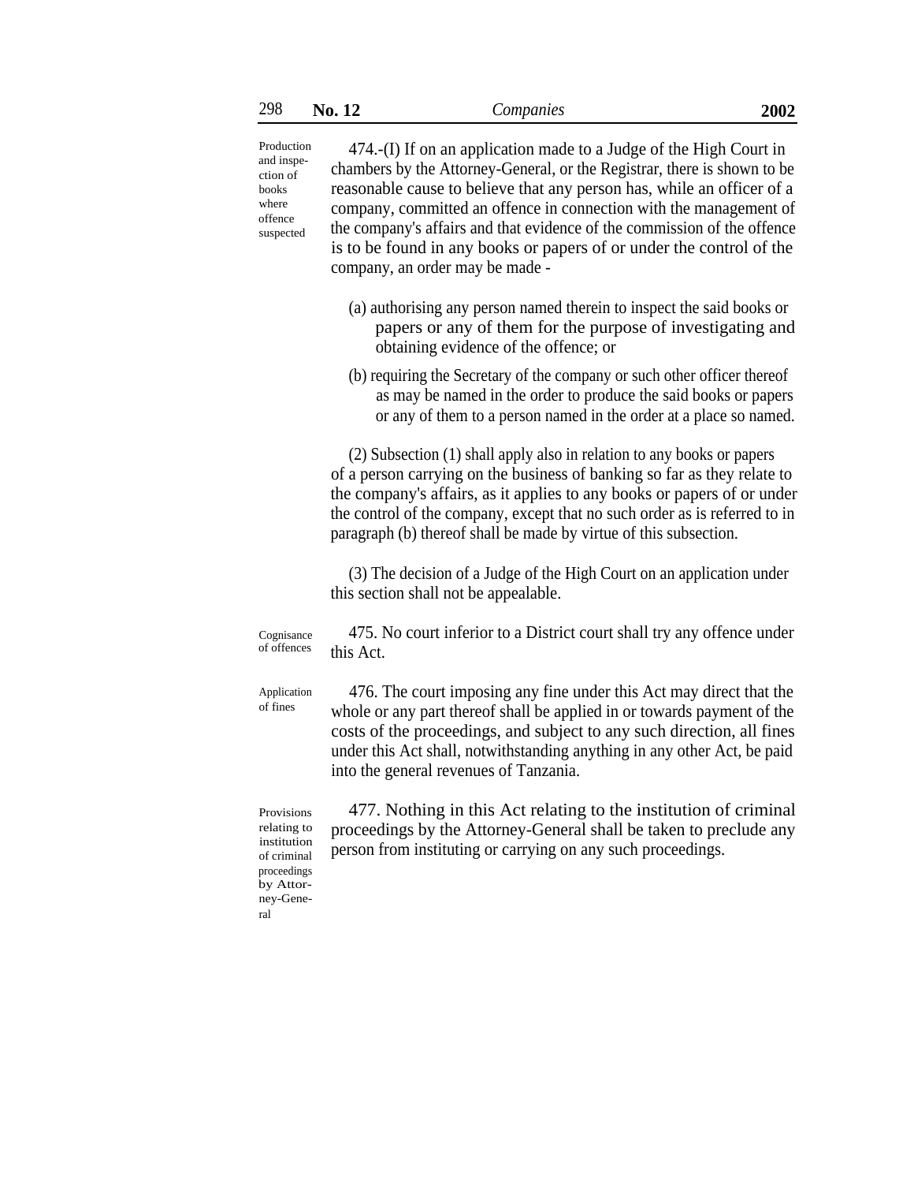**Production and inspection of books where offence suspected**

474.-(I) If on an application made to a Judge of the High Court in chambers by the Attorney-General, or the Registrar, there is shown to be reasonable cause to believe that any person has, while an officer of a company, committed an offence in connection with the management of the company's affairs and that evidence of the commission of the offence is to be found in any books or papers of or under the control of the company, an order may be made -

(a) authorising any person named therein to inspect the said books or papers or any of them for the purpose of investigating and obtaining evidence of the offence; or

(b) requiring the Secretary of the company or such other officer thereof as may be named in the order to produce the said books or papers or any of them to a person named in the order at a place so named.

(2) Subsection (1) shall apply also in relation to any books or papers of a person carrying on the business of banking so far as they relate to the company's affairs, as it applies to any books or papers of or under the control of the company, except that no such order as is referred to in paragraph (b) thereof shall be made by virtue of this subsection.

(3) The decision of a Judge of the High Court on an application under this section shall not be appealable.

**Cognisance of offences**

475. No court inferior to a District court shall try any offence under this Act.

**Application of fines**

476. The court imposing any fine under this Act may direct that the whole or any part thereof shall be applied in or towards payment of the costs of the proceedings, and subject to any such direction, all fines under this Act shall, notwithstanding anything in any other Act, be paid into the general revenues of Tanzania.

**Provisions relating to institution of criminal proceedings by Attorney-General**

477. Nothing in this Act relating to the institution of criminal proceedings by the Attorney-General shall be taken to preclude any person from instituting or carrying on any such proceedings.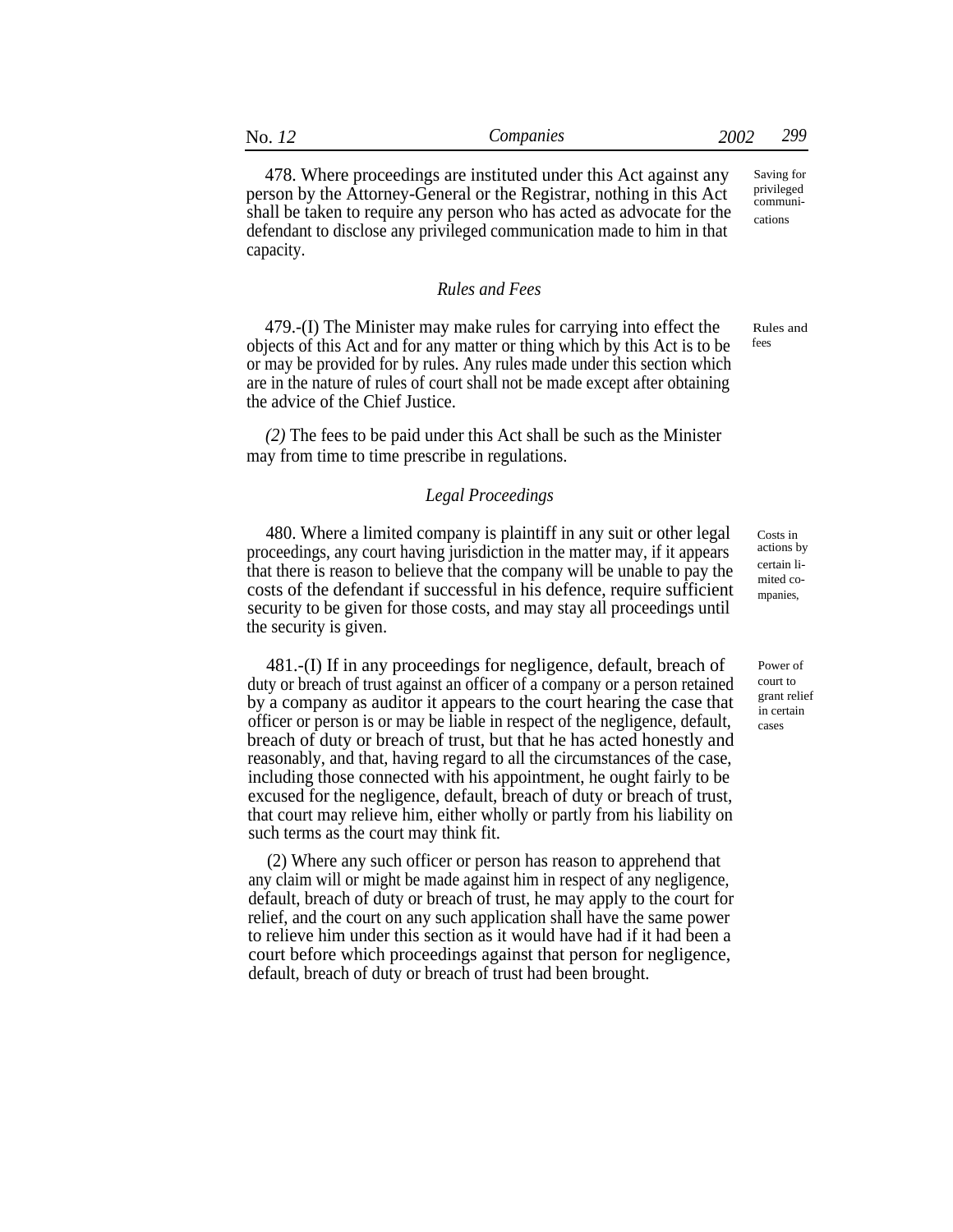478. Where proceedings are instituted under this Act against any person by the Attorney-General or the Registrar, nothing in this Act shall be taken to require any person who has acted as advocate for the defendant to disclose any privileged communication made to him in that capacity.

Saving for privileged communi-cations

### *Rules and Fees*

479.-(I) The Minister may make rules for carrying into effect the objects of this Act and for any matter or thing which by this Act is to be or may be provided for by rules. Any rules made under this section which are in the nature of rules of court shall not be made except after obtaining the advice of the Chief Justice.

Rules and fees

*(2)* The fees to be paid under this Act shall be such as the Minister may from time to time prescribe in regulations.

### *Legal Proceedings*

480. Where a limited company is plaintiff in any suit or other legal proceedings, any court having jurisdiction in the matter may, if it appears that there is reason to believe that the company will be unable to pay the costs of the defendant if successful in his defence, require sufficient security to be given for those costs, and may stay all proceedings until the security is given.

Costs in actions by certain li-mited co-mpanies,

481.-(I) If in any proceedings for negligence, default, breach of duty or breach of trust against an officer of a company or a person retained by a company as auditor it appears to the court hearing the case that officer or person is or may be liable in respect of the negligence, default, breach of duty or breach of trust, but that he has acted honestly and reasonably, and that, having regard to all the circumstances of the case, including those connected with his appointment, he ought fairly to be excused for the negligence, default, breach of duty or breach of trust, that court may relieve him, either wholly or partly from his liability on such terms as the court may think fit.

Power of court to grant relief in certain cases

(2) Where any such officer or person has reason to apprehend that any claim will or might be made against him in respect of any negligence, default, breach of duty or breach of trust, he may apply to the court for relief, and the court on any such application shall have the same power to relieve him under this section as it would have had if it had been a court before which proceedings against that person for negligence, default, breach of duty or breach of trust had been brought.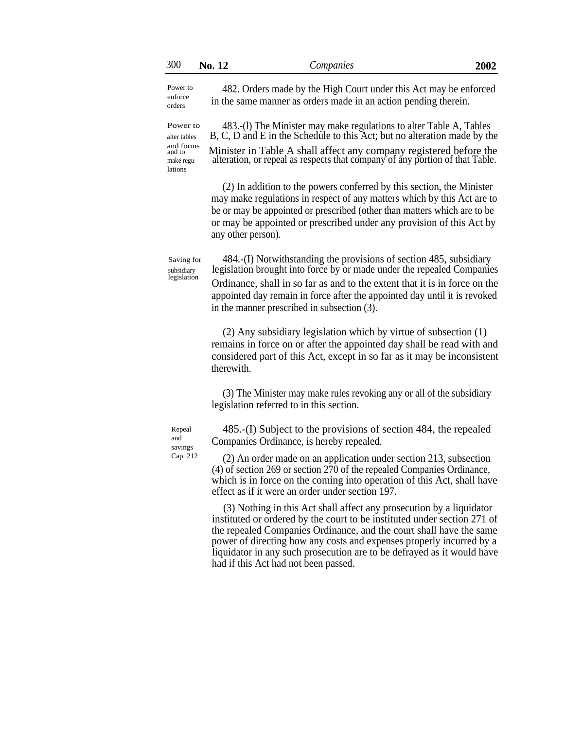Power to enforce orders

482. Orders made by the High Court under this Act may be enforced in the same manner as orders made in an action pending therein.

Power to alter tables and forms and to make regulations

483.-(l) The Minister may make regulations to alter Table A, Tables B, C, D and E in the Schedule to this Act; but no alteration made by the Minister in Table A shall affect any company registered before the alteration, or repeal as respects that company of any portion of that Table.

(2) In addition to the powers conferred by this section, the Minister may make regulations in respect of any matters which by this Act are to be or may be appointed or prescribed (other than matters which are to be or may be appointed or prescribed under any provision of this Act by any other person).

Saving for subsidiary legislation

484.-(I) Notwithstanding the provisions of section 485, subsidiary legislation brought into force by or made under the repealed Companies Ordinance, shall in so far as and to the extent that it is in force on the appointed day remain in force after the appointed day until it is revoked in the manner prescribed in subsection (3).

(2) Any subsidiary legislation which by virtue of subsection (1) remains in force on or after the appointed day shall be read with and considered part of this Act, except in so far as it may be inconsistent therewith.

(3) The Minister may make rules revoking any or all of the subsidiary legislation referred to in this section.

Repeal and savings Cap. 212

485.-(I) Subject to the provisions of section 484, the repealed Companies Ordinance, is hereby repealed.

(2) An order made on an application under section 213, subsection (4) of section 269 or section 270 of the repealed Companies Ordinance, which is in force on the coming into operation of this Act, shall have effect as if it were an order under section 197.

(3) Nothing in this Act shall affect any prosecution by a liquidator instituted or ordered by the court to be instituted under section 271 of the repealed Companies Ordinance, and the court shall have the same power of directing how any costs and expenses properly incurred by a liquidator in any such prosecution are to be defrayed as it would have had if this Act had not been passed.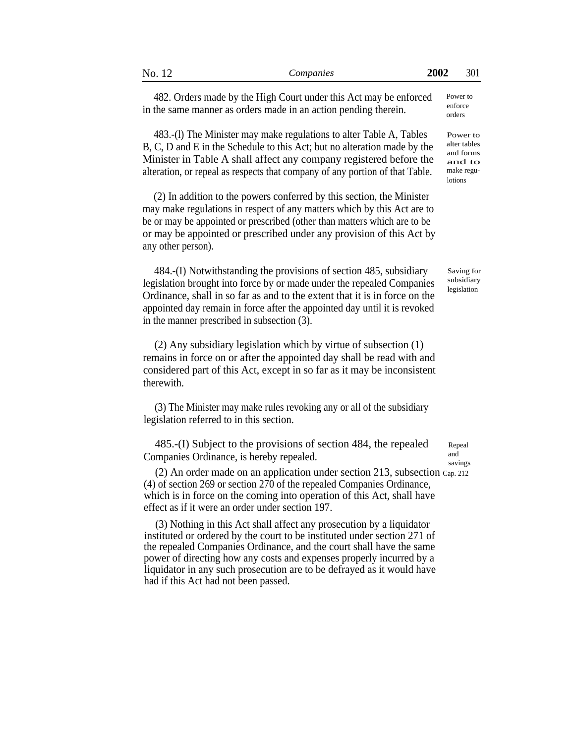482. Orders made by the High Court under this Act may be enforced in the same manner as orders made in an action pending therein.

Power to enforce orders

483.-(l) The Minister may make regulations to alter Table A, Tables B, C, D and E in the Schedule to this Act; but no alteration made by the Minister in Table A shall affect any company registered before the alteration, or repeal as respects that company of any portion of that Table.

Power to alter tables and forms and to make regulotions

(2) In addition to the powers conferred by this section, the Minister may make regulations in respect of any matters which by this Act are to be or may be appointed or prescribed (other than matters which are to be or may be appointed or prescribed under any provision of this Act by any other person).

484.-(I) Notwithstanding the provisions of section 485, subsidiary legislation brought into force by or made under the repealed Companies Ordinance, shall in so far as and to the extent that it is in force on the appointed day remain in force after the appointed day until it is revoked in the manner prescribed in subsection (3).

Saving for subsidiary legislation

(2) Any subsidiary legislation which by virtue of subsection (1) remains in force on or after the appointed day shall be read with and considered part of this Act, except in so far as it may be inconsistent therewith.

(3) The Minister may make rules revoking any or all of the subsidiary legislation referred to in this section.

485.-(I) Subject to the provisions of section 484, the repealed Companies Ordinance, is hereby repealed.

Repeal and savings

Cap. 212

(2) An order made on an application under section 213, subsection (4) of section 269 or section 270 of the repealed Companies Ordinance, which is in force on the coming into operation of this Act, shall have effect as if it were an order under section 197.

(3) Nothing in this Act shall affect any prosecution by a liquidator instituted or ordered by the court to be instituted under section 271 of the repealed Companies Ordinance, and the court shall have the same power of directing how any costs and expenses properly incurred by a liquidator in any such prosecution are to be defrayed as it would have had if this Act had not been passed.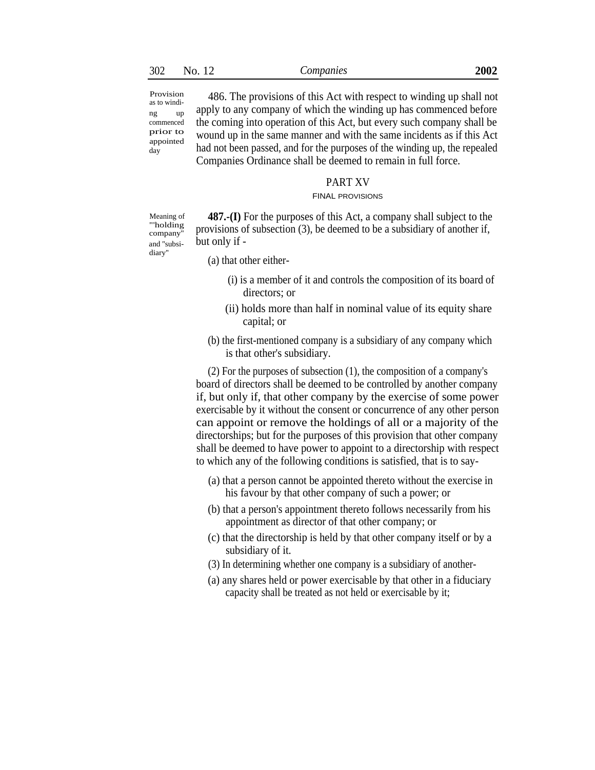Provision as to winding up commenced prior to appointed day

486. The provisions of this Act with respect to winding up shall not apply to any company of which the winding up has commenced before the coming into operation of this Act, but every such company shall be wound up in the same manner and with the same incidents as if this Act had not been passed, and for the purposes of the winding up, the repealed Companies Ordinance shall be deemed to remain in full force.

## PART XV

### FINAL PROVISIONS

Meaning of "holding company" and "subsidiary"

**487.-(I)** For the purposes of this Act, a company shall subject to the provisions of subsection (3), be deemed to be a subsidiary of another if, but only if -

(a) that other either-

(i) is a member of it and controls the composition of its board of directors; or

(ii) holds more than half in nominal value of its equity share capital; or

(b) the first-mentioned company is a subsidiary of any company which is that other's subsidiary.

(2) For the purposes of subsection (1), the composition of a company's board of directors shall be deemed to be controlled by another company if, but only if, that other company by the exercise of some power exercisable by it without the consent or concurrence of any other person can appoint or remove the holdings of all or a majority of the directorships; but for the purposes of this provision that other company shall be deemed to have power to appoint to a directorship with respect to which any of the following conditions is satisfied, that is to say-

(a) that a person cannot be appointed thereto without the exercise in his favour by that other company of such a power; or

(b) that a person's appointment thereto follows necessarily from his appointment as director of that other company; or

(c) that the directorship is held by that other company itself or by a subsidiary of it.

(3) In determining whether one company is a subsidiary of another-

(a) any shares held or power exercisable by that other in a fiduciary capacity shall be treated as not held or exercisable by it;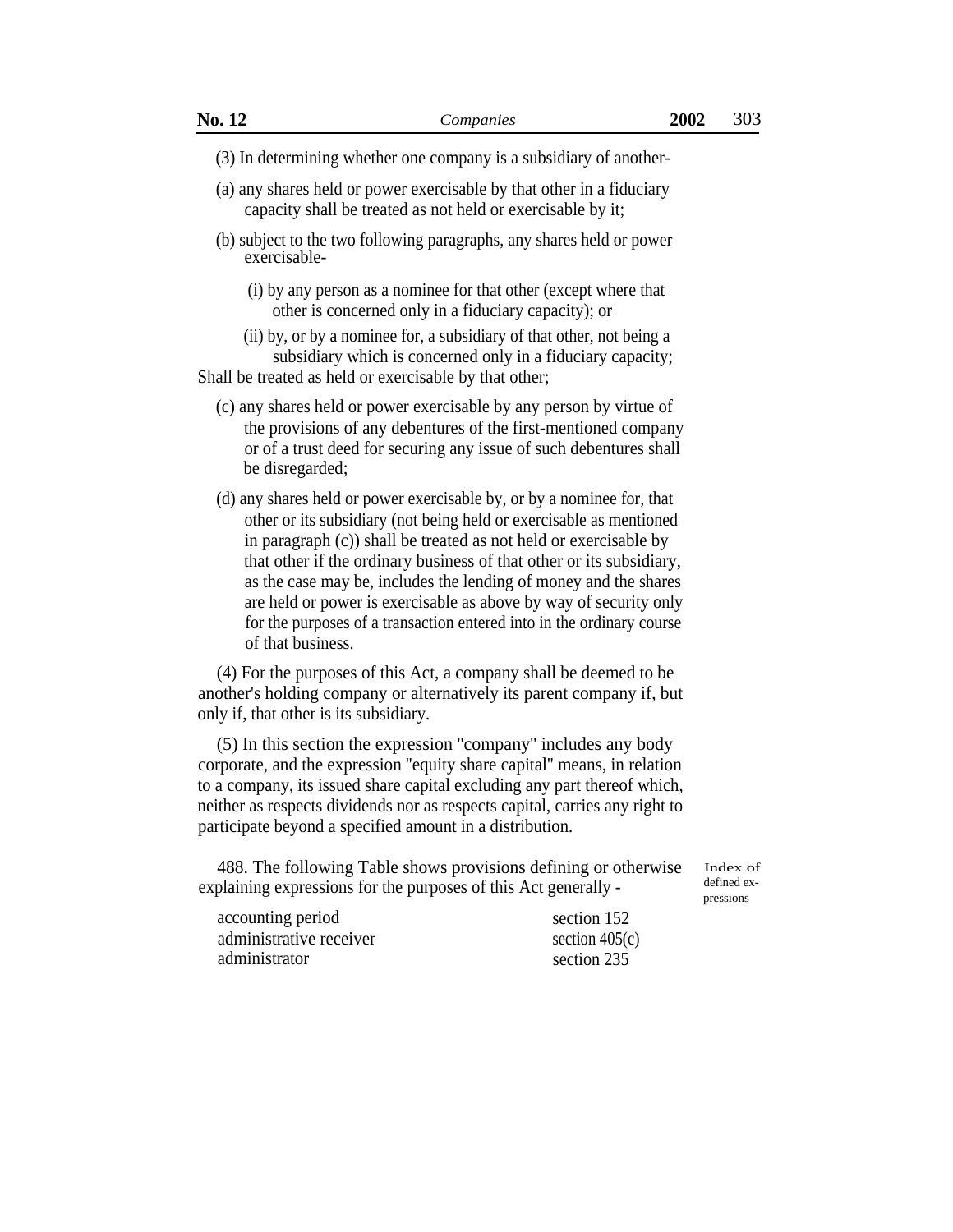(3) In determining whether one company is a subsidiary of another-

(a) any shares held or power exercisable by that other in a fiduciary capacity shall be treated as not held or exercisable by it;

(b) subject to the two following paragraphs, any shares held or power exercisable-

(i) by any person as a nominee for that other (except where that other is concerned only in a fiduciary capacity); or

(ii) by, or by a nominee for, a subsidiary of that other, not being a subsidiary which is concerned only in a fiduciary capacity;

Shall be treated as held or exercisable by that other;

(c) any shares held or power exercisable by any person by virtue of the provisions of any debentures of the first-mentioned company or of a trust deed for securing any issue of such debentures shall be disregarded;

(d) any shares held or power exercisable by, or by a nominee for, that other or its subsidiary (not being held or exercisable as mentioned in paragraph (c)) shall be treated as not held or exercisable by that other if the ordinary business of that other or its subsidiary, as the case may be, includes the lending of money and the shares are held or power is exercisable as above by way of security only for the purposes of a transaction entered into in the ordinary course of that business.

(4) For the purposes of this Act, a company shall be deemed to be another's holding company or alternatively its parent company if, but only if, that other is its subsidiary.

(5) In this section the expression "company" includes any body corporate, and the expression "equity share capital" means, in relation to a company, its issued share capital excluding any part thereof which, neither as respects dividends nor as respects capital, carries any right to participate beyond a specified amount in a distribution.

Index of defined expressions

488. The following Table shows provisions defining or otherwise explaining expressions for the purposes of this Act generally -

| | |
|---|---|
| accounting period | section 152 |
| administrative receiver | section 405(c) |
| administrator | section 235 |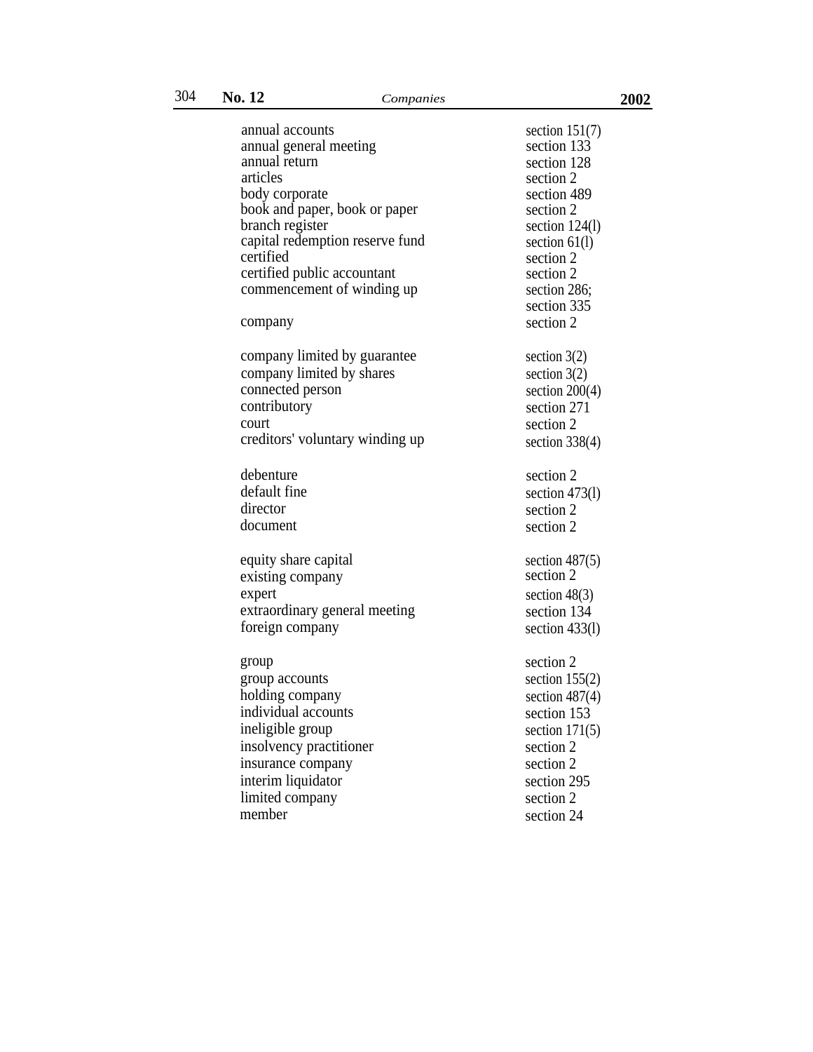| | |
|---|---|
| annual accounts | section 151(7) |
| annual general meeting | section 133 |
| annual return | section 128 |
| articles | section 2 |
| body corporate | section 489 |
| book and paper, book or paper | section 2 |
| branch register | section 124(l) |
| capital redemption reserve fund | section 61(l) |
| certified | section 2 |
| certified public accountant | section 2 |
| commencement of winding up | section 286; section 335 |
| company | section 2 |
| company limited by guarantee | section 3(2) |
| company limited by shares | section 3(2) |
| connected person | section 200(4) |
| contributory | section 271 |
| court | section 2 |
| creditors' voluntary winding up | section 338(4) |
| debenture | section 2 |
| default fine | section 473(l) |
| director | section 2 |
| document | section 2 |
| equity share capital | section 487(5) |
| existing company | section 2 |
| expert | section 48(3) |
| extraordinary general meeting | section 134 |
| foreign company | section 433(l) |
| group | section 2 |
| group accounts | section 155(2) |
| holding company | section 487(4) |
| individual accounts | section 153 |
| ineligible group | section 171(5) |
| insolvency practitioner | section 2 |
| insurance company | section 2 |
| interim liquidator | section 295 |
| limited company | section 2 |
| member | section 24 |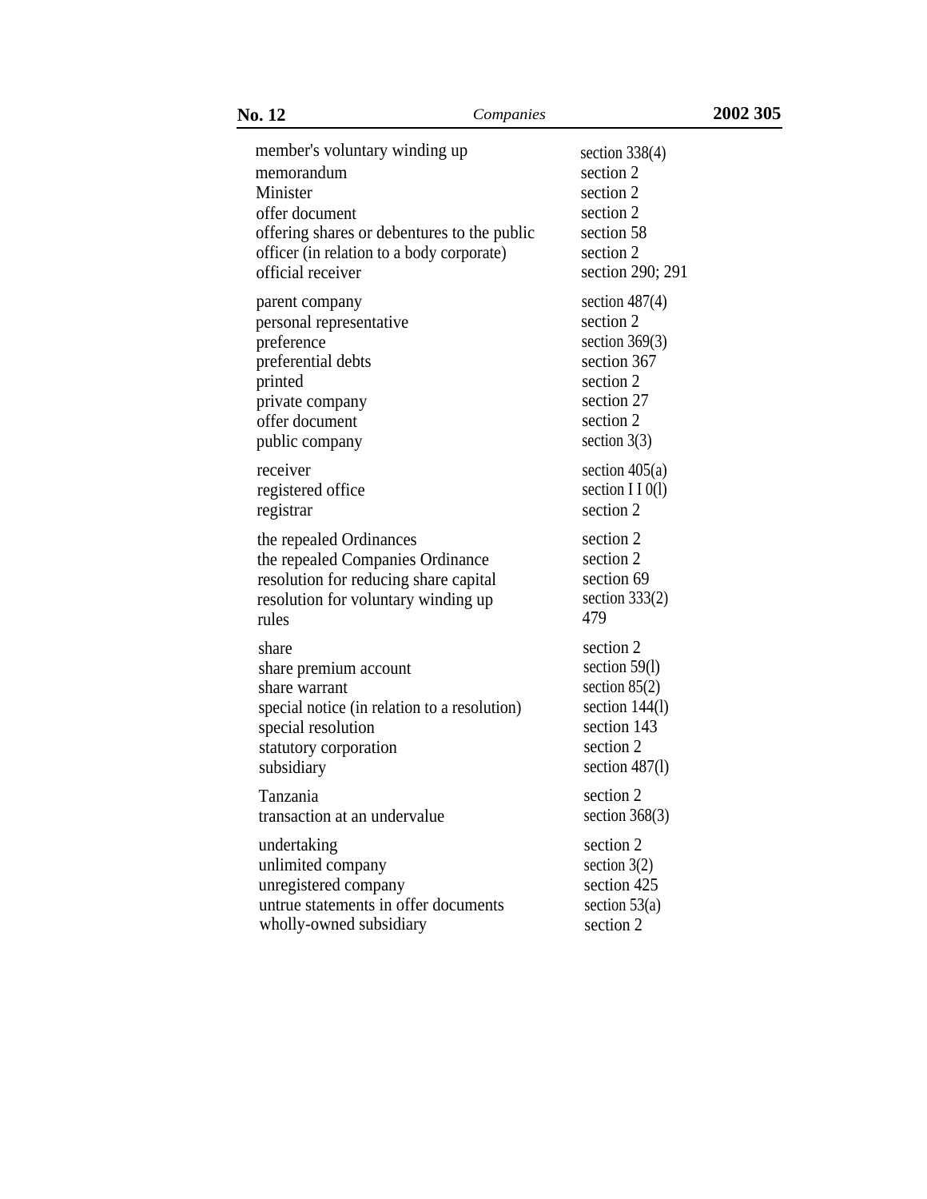| | |
|---|---|
| member's voluntary winding up | section 338(4) |
| memorandum | section 2 |
| Minister | section 2 |
| offer document | section 2 |
| offering shares or debentures to the public | section 58 |
| officer (in relation to a body corporate) | section 2 |
| official receiver | section 290; 291 |
| parent company | section 487(4) |
| personal representative | section 2 |
| preference | section 369(3) |
| preferential debts | section 367 |
| printed | section 2 |
| private company | section 27 |
| offer document | section 2 |
| public company | section 3(3) |
| receiver | section 405(a) |
| registered office | section I I 0(l) |
| registrar | section 2 |
| the repealed Ordinances | section 2 |
| the repealed Companies Ordinance | section 2 |
| resolution for reducing share capital | section 69 |
| resolution for voluntary winding up | section 333(2) |
| rules | 479 |
| share | section 2 |
| share premium account | section 59(l) |
| share warrant | section 85(2) |
| special notice (in relation to a resolution) | section 144(l) |
| special resolution | section 143 |
| statutory corporation | section 2 |
| subsidiary | section 487(l) |
| Tanzania | section 2 |
| transaction at an undervalue | section 368(3) |
| undertaking | section 2 |
| unlimited company | section 3(2) |
| unregistered company | section 425 |
| untrue statements in offer documents | section 53(a) |
| wholly-owned subsidiary | section 2 |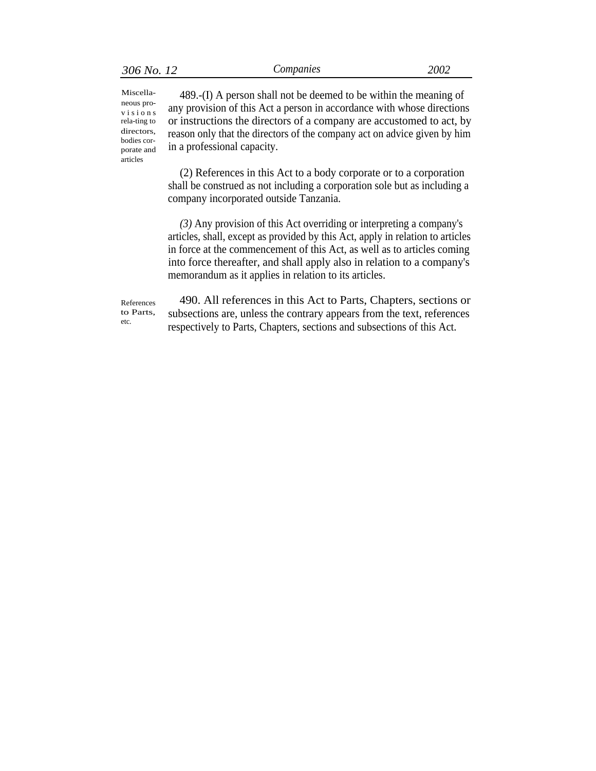Miscellaneous provisions relating to directors, bodies corporate and articles

489.-(I) A person shall not be deemed to be within the meaning of any provision of this Act a person in accordance with whose directions or instructions the directors of a company are accustomed to act, by reason only that the directors of the company act on advice given by him in a professional capacity.

(2) References in this Act to a body corporate or to a corporation shall be construed as not including a corporation sole but as including a company incorporated outside Tanzania.

*(3)* Any provision of this Act overriding or interpreting a company's articles, shall, except as provided by this Act, apply in relation to articles in force at the commencement of this Act, as well as to articles coming into force thereafter, and shall apply also in relation to a company's memorandum as it applies in relation to its articles.

References to Parts, etc.

490. All references in this Act to Parts, Chapters, sections or subsections are, unless the contrary appears from the text, references respectively to Parts, Chapters, sections and subsections of this Act.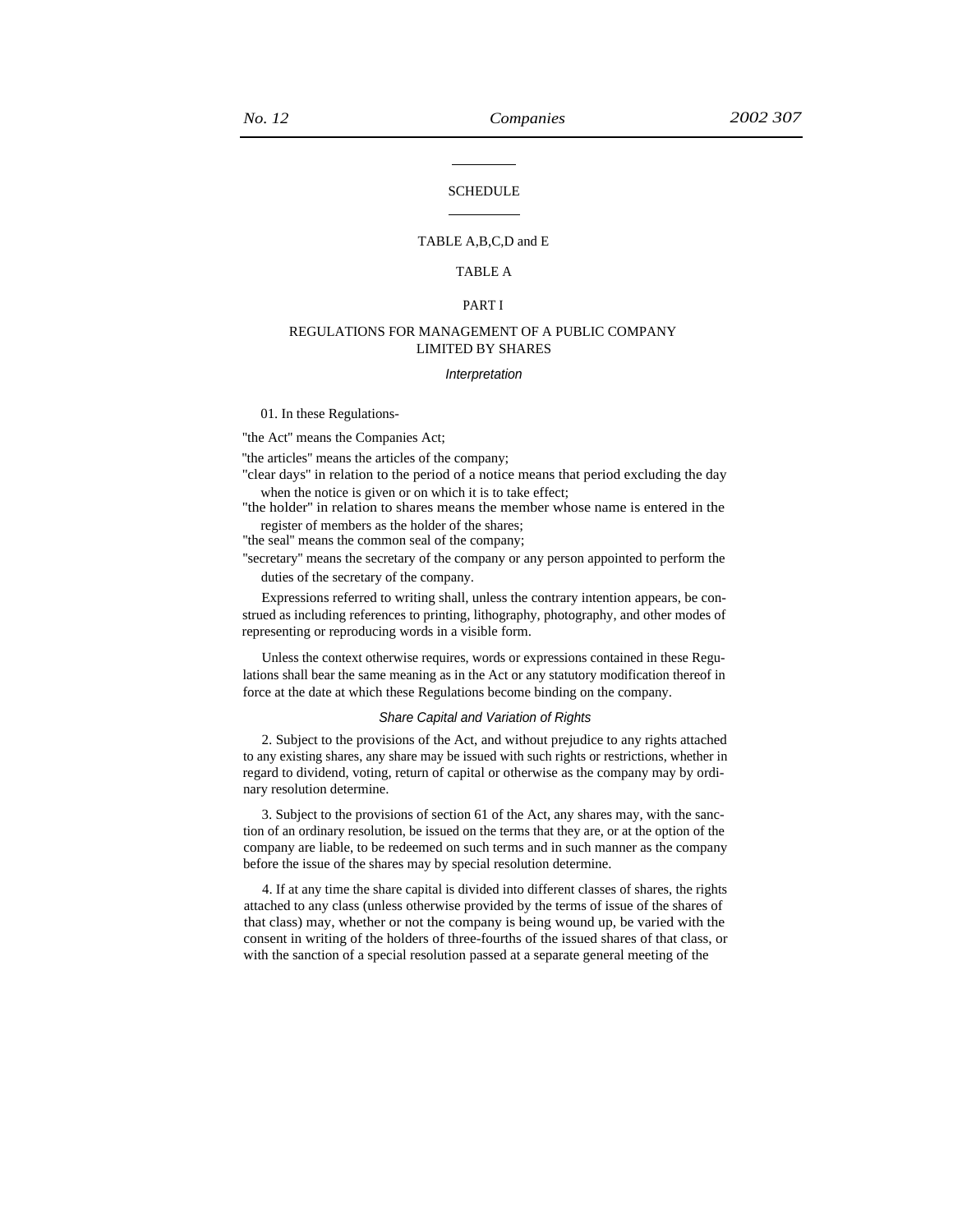# SCHEDULE

## TABLE A,B,C,D and E

## TABLE A

### PART I

### REGULATIONS FOR MANAGEMENT OF A PUBLIC COMPANY LIMITED BY SHARES

*Interpretation*

01. In these Regulations-

"the Act" means the Companies Act;

"the articles" means the articles of the company;

"clear days" in relation to the period of a notice means that period excluding the day when the notice is given or on which it is to take effect;

"the holder" in relation to shares means the member whose name is entered in the register of members as the holder of the shares;

"the seal" means the common seal of the company;

"secretary" means the secretary of the company or any person appointed to perform the duties of the secretary of the company.

Expressions referred to writing shall, unless the contrary intention appears, be construed as including references to printing, lithography, photography, and other modes of representing or reproducing words in a visible form.

Unless the context otherwise requires, words or expressions contained in these Regulations shall bear the same meaning as in the Act or any statutory modification thereof in force at the date at which these Regulations become binding on the company.

*Share Capital and Variation of Rights*

2. Subject to the provisions of the Act, and without prejudice to any rights attached to any existing shares, any share may be issued with such rights or restrictions, whether in regard to dividend, voting, return of capital or otherwise as the company may by ordinary resolution determine.

3. Subject to the provisions of section 61 of the Act, any shares may, with the sanction of an ordinary resolution, be issued on the terms that they are, or at the option of the company are liable, to be redeemed on such terms and in such manner as the company before the issue of the shares may by special resolution determine.

4. If at any time the share capital is divided into different classes of shares, the rights attached to any class (unless otherwise provided by the terms of issue of the shares of that class) may, whether or not the company is being wound up, be varied with the consent in writing of the holders of three-fourths of the issued shares of that class, or with the sanction of a special resolution passed at a separate general meeting of the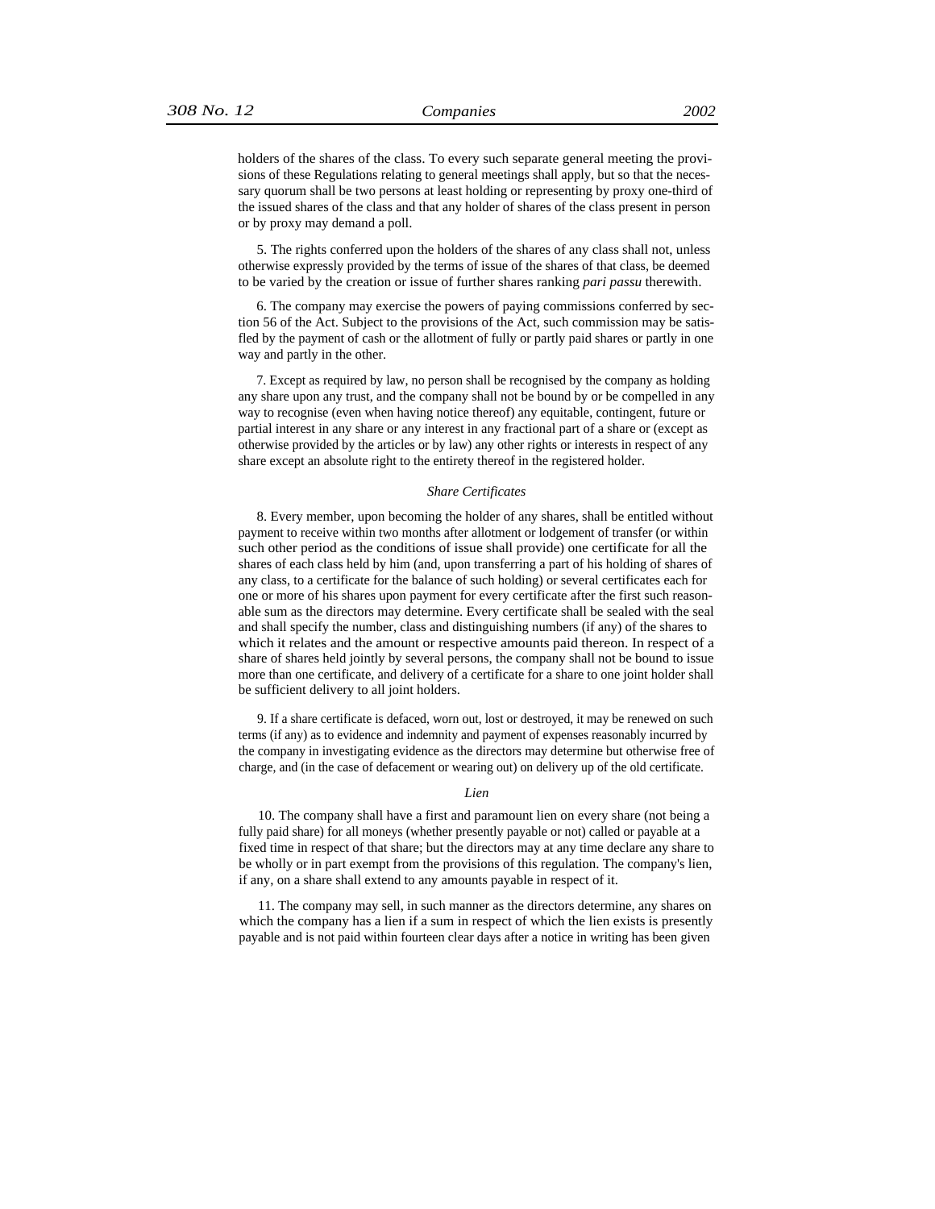holders of the shares of the class. To every such separate general meeting the provisions of these Regulations relating to general meetings shall apply, but so that the necessary quorum shall be two persons at least holding or representing by proxy one-third of the issued shares of the class and that any holder of shares of the class present in person or by proxy may demand a poll.

5. The rights conferred upon the holders of the shares of any class shall not, unless otherwise expressly provided by the terms of issue of the shares of that class, be deemed to be varied by the creation or issue of further shares ranking *pari passu* therewith.

6. The company may exercise the powers of paying commissions conferred by section 56 of the Act. Subject to the provisions of the Act, such commission may be satisfied by the payment of cash or the allotment of fully or partly paid shares or partly in one way and partly in the other.

7. Except as required by law, no person shall be recognised by the company as holding any share upon any trust, and the company shall not be bound by or be compelled in any way to recognise (even when having notice thereof) any equitable, contingent, future or partial interest in any share or any interest in any fractional part of a share or (except as otherwise provided by the articles or by law) any other rights or interests in respect of any share except an absolute right to the entirety thereof in the registered holder.

*Share Certificates*

8. Every member, upon becoming the holder of any shares, shall be entitled without payment to receive within two months after allotment or lodgement of transfer (or within such other period as the conditions of issue shall provide) one certificate for all the shares of each class held by him (and, upon transferring a part of his holding of shares of any class, to a certificate for the balance of such holding) or several certificates each for one or more of his shares upon payment for every certificate after the first such reasonable sum as the directors may determine. Every certificate shall be sealed with the seal and shall specify the number, class and distinguishing numbers (if any) of the shares to which it relates and the amount or respective amounts paid thereon. In respect of a share of shares held jointly by several persons, the company shall not be bound to issue more than one certificate, and delivery of a certificate for a share to one joint holder shall be sufficient delivery to all joint holders.

9. If a share certificate is defaced, worn out, lost or destroyed, it may be renewed on such terms (if any) as to evidence and indemnity and payment of expenses reasonably incurred by the company in investigating evidence as the directors may determine but otherwise free of charge, and (in the case of defacement or wearing out) on delivery up of the old certificate.

*Lien*

10. The company shall have a first and paramount lien on every share (not being a fully paid share) for all moneys (whether presently payable or not) called or payable at a fixed time in respect of that share; but the directors may at any time declare any share to be wholly or in part exempt from the provisions of this regulation. The company's lien, if any, on a share shall extend to any amounts payable in respect of it.

11. The company may sell, in such manner as the directors determine, any shares on which the company has a lien if a sum in respect of which the lien exists is presently payable and is not paid within fourteen clear days after a notice in writing has been given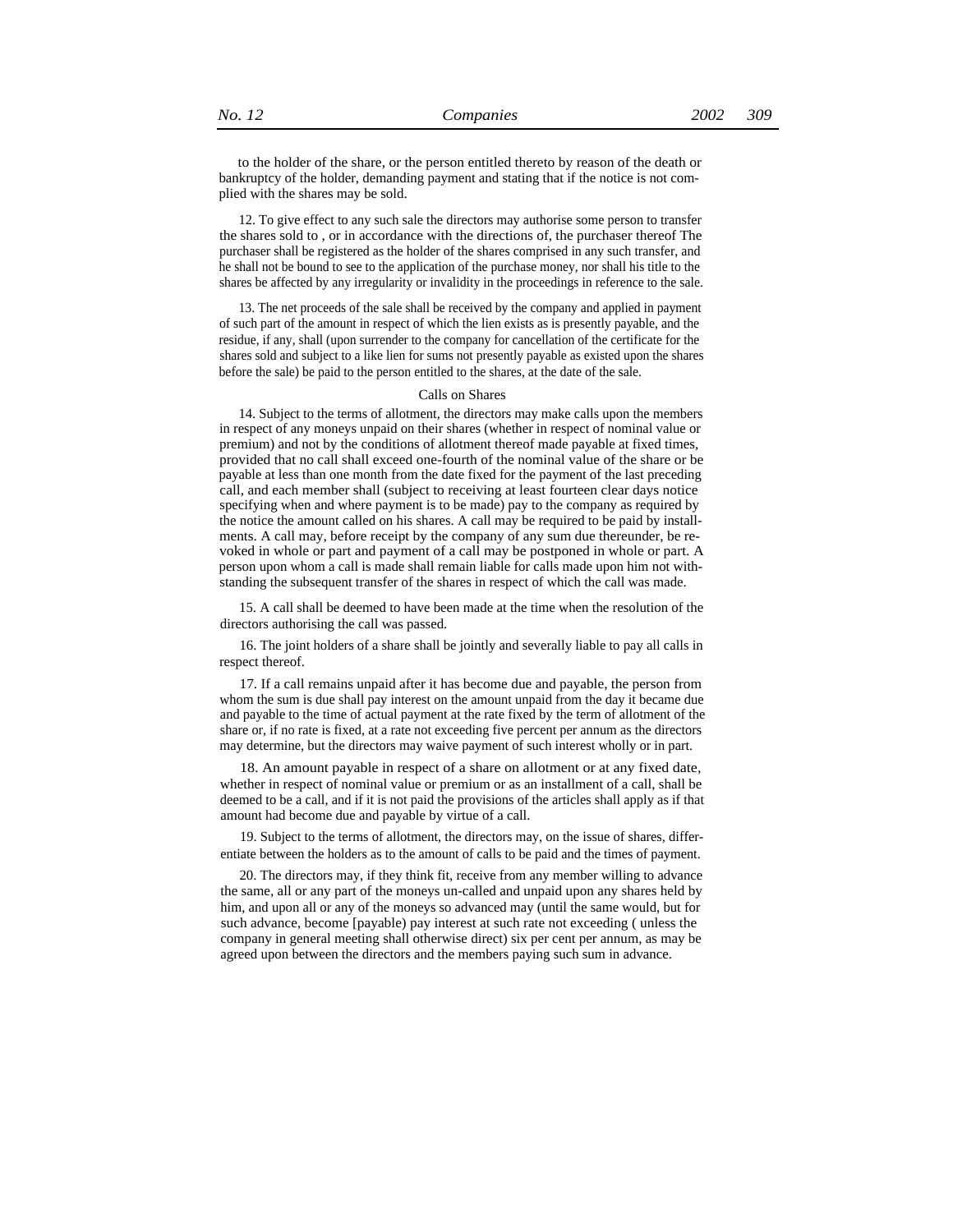to the holder of the share, or the person entitled thereto by reason of the death or bankruptcy of the holder, demanding payment and stating that if the notice is not complied with the shares may be sold.

12. To give effect to any such sale the directors may authorise some person to transfer the shares sold to , or in accordance with the directions of, the purchaser thereof The purchaser shall be registered as the holder of the shares comprised in any such transfer, and he shall not be bound to see to the application of the purchase money, nor shall his title to the shares be affected by any irregularity or invalidity in the proceedings in reference to the sale.

13. The net proceeds of the sale shall be received by the company and applied in payment of such part of the amount in respect of which the lien exists as is presently payable, and the residue, if any, shall (upon surrender to the company for cancellation of the certificate for the shares sold and subject to a like lien for sums not presently payable as existed upon the shares before the sale) be paid to the person entitled to the shares, at the date of the sale.

Calls on Shares

14. Subject to the terms of allotment, the directors may make calls upon the members in respect of any moneys unpaid on their shares (whether in respect of nominal value or premium) and not by the conditions of allotment thereof made payable at fixed times, provided that no call shall exceed one-fourth of the nominal value of the share or be payable at less than one month from the date fixed for the payment of the last preceding call, and each member shall (subject to receiving at least fourteen clear days notice specifying when and where payment is to be made) pay to the company as required by the notice the amount called on his shares. A call may be required to be paid by installments. A call may, before receipt by the company of any sum due thereunder, be revoked in whole or part and payment of a call may be postponed in whole or part. A person upon whom a call is made shall remain liable for calls made upon him not withstanding the subsequent transfer of the shares in respect of which the call was made.

15. A call shall be deemed to have been made at the time when the resolution of the directors authorising the call was passed.

16. The joint holders of a share shall be jointly and severally liable to pay all calls in respect thereof.

17. If a call remains unpaid after it has become due and payable, the person from whom the sum is due shall pay interest on the amount unpaid from the day it became due and payable to the time of actual payment at the rate fixed by the term of allotment of the share or, if no rate is fixed, at a rate not exceeding five percent per annum as the directors may determine, but the directors may waive payment of such interest wholly or in part.

18. An amount payable in respect of a share on allotment or at any fixed date, whether in respect of nominal value or premium or as an installment of a call, shall be deemed to be a call, and if it is not paid the provisions of the articles shall apply as if that amount had become due and payable by virtue of a call.

19. Subject to the terms of allotment, the directors may, on the issue of shares, differentiate between the holders as to the amount of calls to be paid and the times of payment.

20. The directors may, if they think fit, receive from any member willing to advance the same, all or any part of the moneys un-called and unpaid upon any shares held by him, and upon all or any of the moneys so advanced may (until the same would, but for such advance, become [payable) pay interest at such rate not exceeding ( unless the company in general meeting shall otherwise direct) six per cent per annum, as may be agreed upon between the directors and the members paying such sum in advance.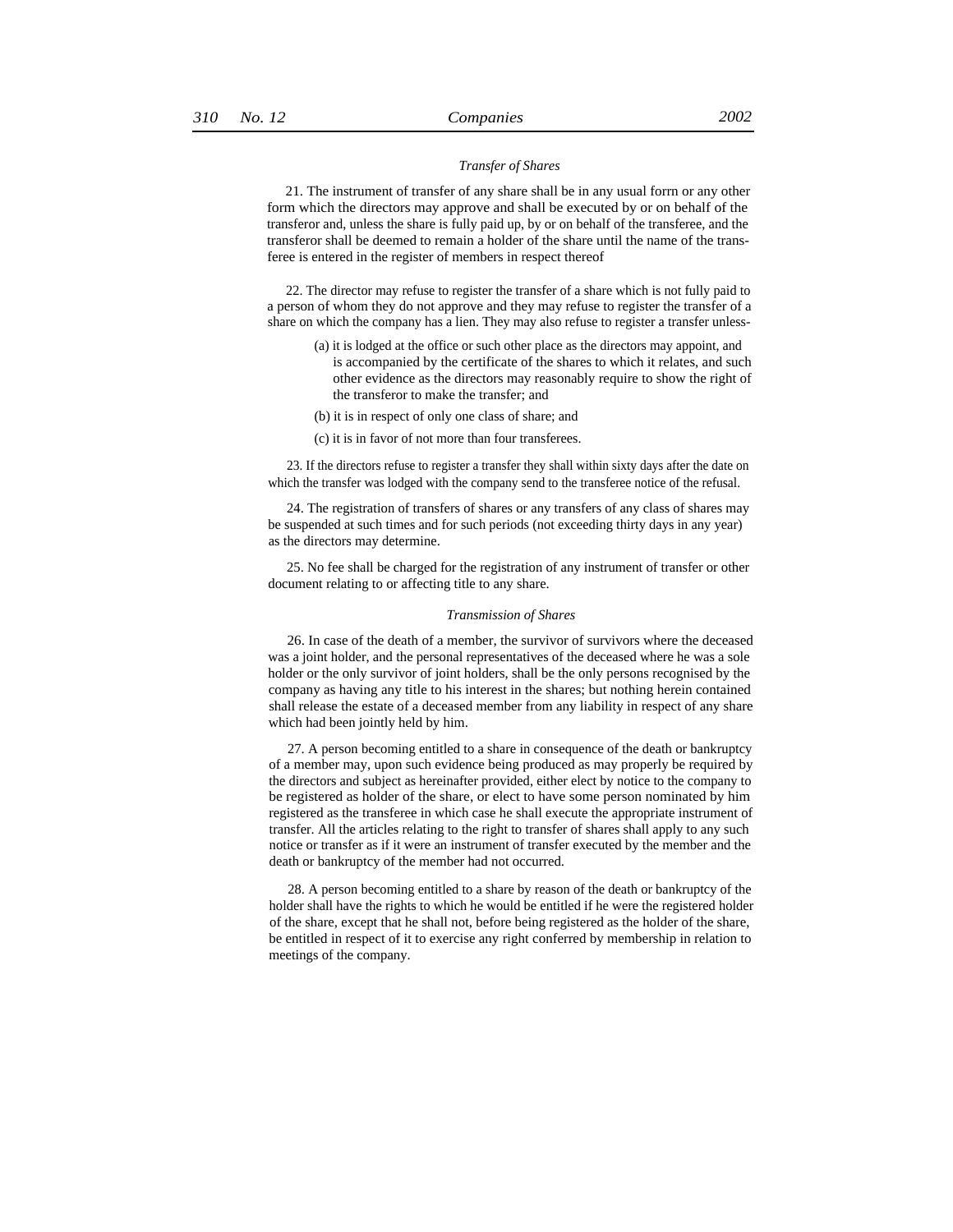*Transfer of Shares*

21. The instrument of transfer of any share shall be in any usual forrn or any other form which the directors may approve and shall be executed by or on behalf of the transferor and, unless the share is fully paid up, by or on behalf of the transferee, and the transferor shall be deemed to remain a holder of the share until the name of the transferee is entered in the register of members in respect thereof

22. The director may refuse to register the transfer of a share which is not fully paid to a person of whom they do not approve and they may refuse to register the transfer of a share on which the company has a lien. They may also refuse to register a transfer unless-

(a) it is lodged at the office or such other place as the directors may appoint, and is accompanied by the certificate of the shares to which it relates, and such other evidence as the directors may reasonably require to show the right of the transferor to make the transfer; and

(b) it is in respect of only one class of share; and

(c) it is in favor of not more than four transferees.

23. If the directors refuse to register a transfer they shall within sixty days after the date on which the transfer was lodged with the company send to the transferee notice of the refusal.

24. The registration of transfers of shares or any transfers of any class of shares may be suspended at such times and for such periods (not exceeding thirty days in any year) as the directors may determine.

25. No fee shall be charged for the registration of any instrument of transfer or other document relating to or affecting title to any share.

*Transmission of Shares*

26. In case of the death of a member, the survivor of survivors where the deceased was a joint holder, and the personal representatives of the deceased where he was a sole holder or the only survivor of joint holders, shall be the only persons recognised by the company as having any title to his interest in the shares; but nothing herein contained shall release the estate of a deceased member from any liability in respect of any share which had been jointly held by him.

27. A person becoming entitled to a share in consequence of the death or bankruptcy of a member may, upon such evidence being produced as may properly be required by the directors and subject as hereinafter provided, either elect by notice to the company to be registered as holder of the share, or elect to have some person nominated by him registered as the transferee in which case he shall execute the appropriate instrument of transfer. All the articles relating to the right to transfer of shares shall apply to any such notice or transfer as if it were an instrument of transfer executed by the member and the death or bankruptcy of the member had not occurred.

28. A person becoming entitled to a share by reason of the death or bankruptcy of the holder shall have the rights to which he would be entitled if he were the registered holder of the share, except that he shall not, before being registered as the holder of the share, be entitled in respect of it to exercise any right conferred by membership in relation to meetings of the company.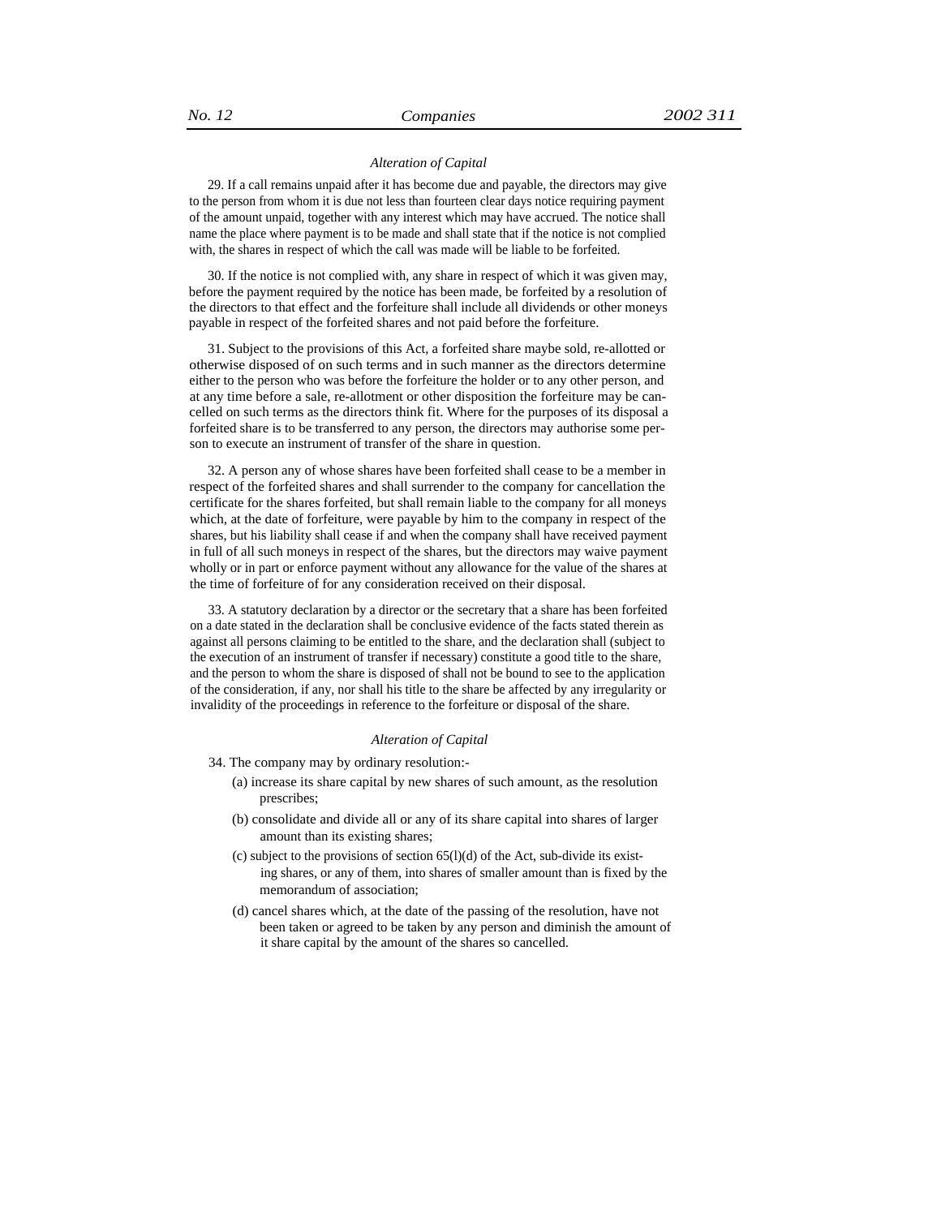*Alteration of Capital*

29. If a call remains unpaid after it has become due and payable, the directors may give to the person from whom it is due not less than fourteen clear days notice requiring payment of the amount unpaid, together with any interest which may have accrued. The notice shall name the place where payment is to be made and shall state that if the notice is not complied with, the shares in respect of which the call was made will be liable to be forfeited.

30. If the notice is not complied with, any share in respect of which it was given may, before the payment required by the notice has been made, be forfeited by a resolution of the directors to that effect and the forfeiture shall include all dividends or other moneys payable in respect of the forfeited shares and not paid before the forfeiture.

31. Subject to the provisions of this Act, a forfeited share maybe sold, re-allotted or otherwise disposed of on such terms and in such manner as the directors determine either to the person who was before the forfeiture the holder or to any other person, and at any time before a sale, re-allotment or other disposition the forfeiture may be cancelled on such terms as the directors think fit. Where for the purposes of its disposal a forfeited share is to be transferred to any person, the directors may authorise some person to execute an instrument of transfer of the share in question.

32. A person any of whose shares have been forfeited shall cease to be a member in respect of the forfeited shares and shall surrender to the company for cancellation the certificate for the shares forfeited, but shall remain liable to the company for all moneys which, at the date of forfeiture, were payable by him to the company in respect of the shares, but his liability shall cease if and when the company shall have received payment in full of all such moneys in respect of the shares, but the directors may waive payment wholly or in part or enforce payment without any allowance for the value of the shares at the time of forfeiture of for any consideration received on their disposal.

33. A statutory declaration by a director or the secretary that a share has been forfeited on a date stated in the declaration shall be conclusive evidence of the facts stated therein as against all persons claiming to be entitled to the share, and the declaration shall (subject to the execution of an instrument of transfer if necessary) constitute a good title to the share, and the person to whom the share is disposed of shall not be bound to see to the application of the consideration, if any, nor shall his title to the share be affected by any irregularity or invalidity of the proceedings in reference to the forfeiture or disposal of the share.

*Alteration of Capital*

34. The company may by ordinary resolution:-

(a) increase its share capital by new shares of such amount, as the resolution prescribes;

(b) consolidate and divide all or any of its share capital into shares of larger amount than its existing shares;

(c) subject to the provisions of section 65(l)(d) of the Act, sub-divide its existing shares, or any of them, into shares of smaller amount than is fixed by the memorandum of association;

(d) cancel shares which, at the date of the passing of the resolution, have not been taken or agreed to be taken by any person and diminish the amount of it share capital by the amount of the shares so cancelled.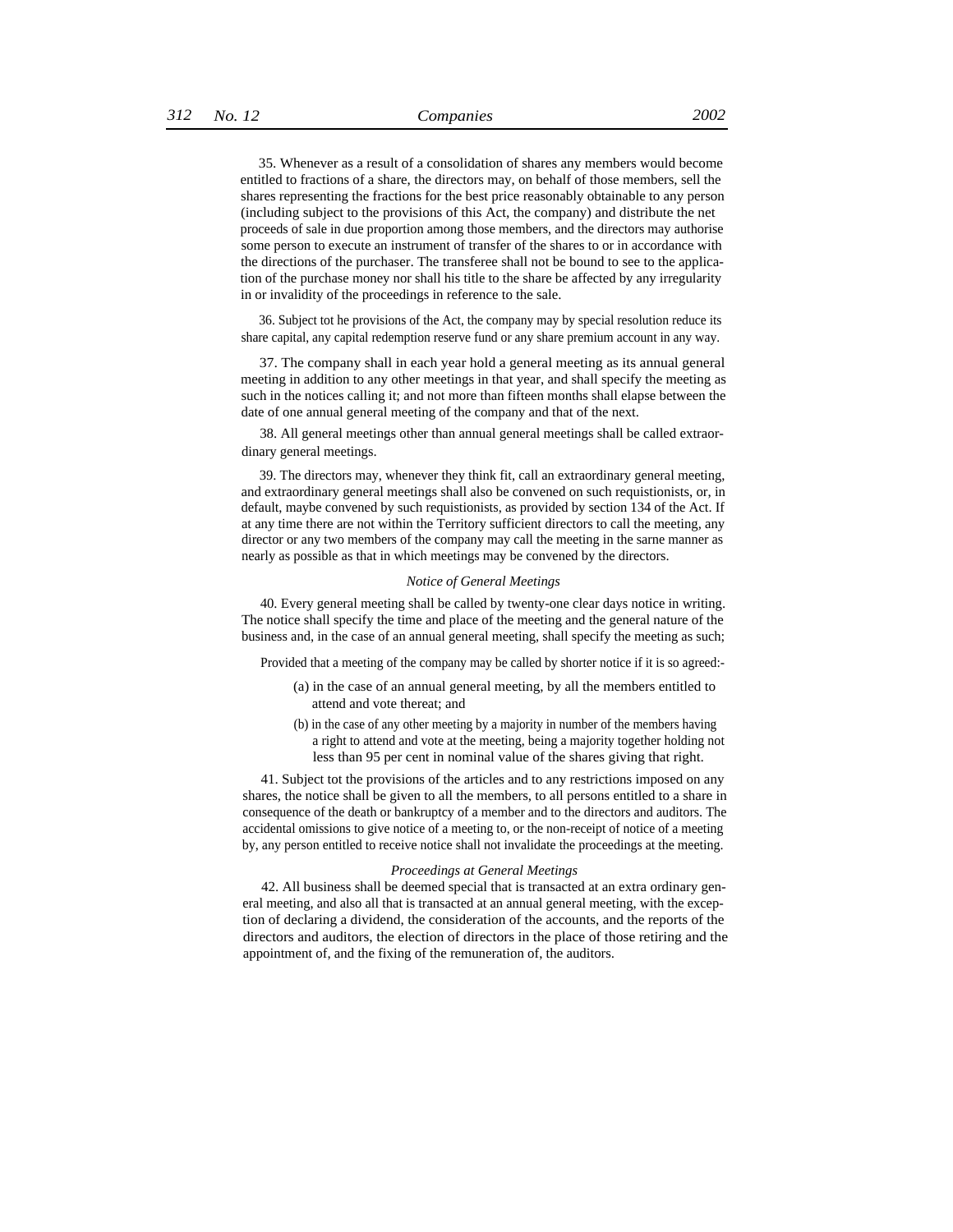35. Whenever as a result of a consolidation of shares any members would become entitled to fractions of a share, the directors may, on behalf of those members, sell the shares representing the fractions for the best price reasonably obtainable to any person (including subject to the provisions of this Act, the company) and distribute the net proceeds of sale in due proportion among those members, and the directors may authorise some person to execute an instrument of transfer of the shares to or in accordance with the directions of the purchaser. The transferee shall not be bound to see to the application of the purchase money nor shall his title to the share be affected by any irregularity in or invalidity of the proceedings in reference to the sale.

36. Subject tot he provisions of the Act, the company may by special resolution reduce its share capital, any capital redemption reserve fund or any share premium account in any way.

37. The company shall in each year hold a general meeting as its annual general meeting in addition to any other meetings in that year, and shall specify the meeting as such in the notices calling it; and not more than fifteen months shall elapse between the date of one annual general meeting of the company and that of the next.

38. All general meetings other than annual general meetings shall be called extraordinary general meetings.

39. The directors may, whenever they think fit, call an extraordinary general meeting, and extraordinary general meetings shall also be convened on such requistionists, or, in default, maybe convened by such requistionists, as provided by section 134 of the Act. If at any time there are not within the Territory sufficient directors to call the meeting, any director or any two members of the company may call the meeting in the sarne manner as nearly as possible as that in which meetings may be convened by the directors.

*Notice of General Meetings*

40. Every general meeting shall be called by twenty-one clear days notice in writing. The notice shall specify the time and place of the meeting and the general nature of the business and, in the case of an annual general meeting, shall specify the meeting as such;

Provided that a meeting of the company may be called by shorter notice if it is so agreed:-

(a) in the case of an annual general meeting, by all the members entitled to attend and vote thereat; and

(b) in the case of any other meeting by a majority in number of the members having a right to attend and vote at the meeting, being a majority together holding not less than 95 per cent in nominal value of the shares giving that right.

41. Subject tot the provisions of the articles and to any restrictions imposed on any shares, the notice shall be given to all the members, to all persons entitled to a share in consequence of the death or bankruptcy of a member and to the directors and auditors. The accidental omissions to give notice of a meeting to, or the non-receipt of notice of a meeting by, any person entitled to receive notice shall not invalidate the proceedings at the meeting.

*Proceedings at General Meetings*

42. All business shall be deemed special that is transacted at an extra ordinary general meeting, and also all that is transacted at an annual general meeting, with the exception of declaring a dividend, the consideration of the accounts, and the reports of the directors and auditors, the election of directors in the place of those retiring and the appointment of, and the fixing of the remuneration of, the auditors.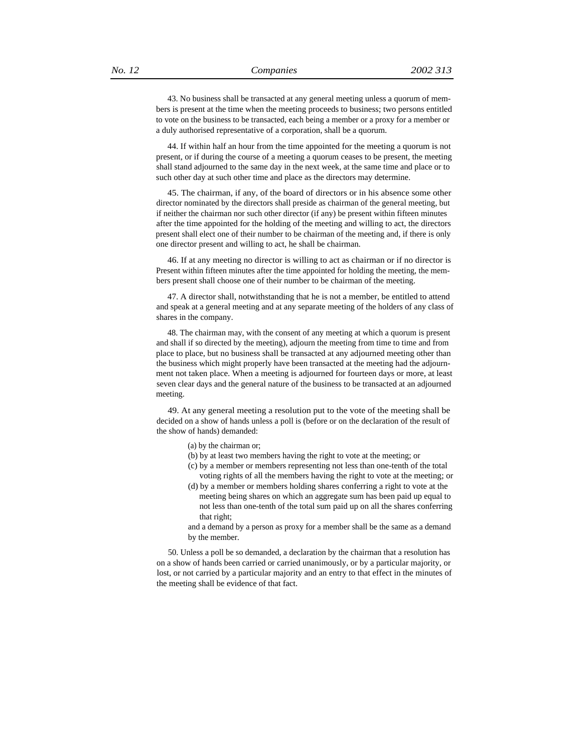43. No business shall be transacted at any general meeting unless a quorum of members is present at the time when the meeting proceeds to business; two persons entitled to vote on the business to be transacted, each being a member or a proxy for a member or a duly authorised representative of a corporation, shall be a quorum.

44. If within half an hour from the time appointed for the meeting a quorum is not present, or if during the course of a meeting a quorum ceases to be present, the meeting shall stand adjourned to the same day in the next week, at the same time and place or to such other day at such other time and place as the directors may determine.

45. The chairman, if any, of the board of directors or in his absence some other director nominated by the directors shall preside as chairman of the general meeting, but if neither the chairman nor such other director (if any) be present within fifteen minutes after the time appointed for the holding of the meeting and willing to act, the directors present shall elect one of their number to be chairman of the meeting and, if there is only one director present and willing to act, he shall be chairman.

46. If at any meeting no director is willing to act as chairman or if no director is Present within fifteen minutes after the time appointed for holding the meeting, the members present shall choose one of their number to be chairman of the meeting.

47. A director shall, notwithstanding that he is not a member, be entitled to attend and speak at a general meeting and at any separate meeting of the holders of any class of shares in the company.

48. The chairman may, with the consent of any meeting at which a quorum is present and shall if so directed by the meeting), adjourn the meeting from time to time and from place to place, but no business shall be transacted at any adjourned meeting other than the business which might properly have been transacted at the meeting had the adjournment not taken place. When a meeting is adjourned for fourteen days or more, at least seven clear days and the general nature of the business to be transacted at an adjourned meeting.

49. At any general meeting a resolution put to the vote of the meeting shall be decided on a show of hands unless a poll is (before or on the declaration of the result of the show of hands) demanded:

(a) by the chairman or;
(b) by at least two members having the right to vote at the meeting; or
(c) by a member or members representing not less than one-tenth of the total voting rights of all the members having the right to vote at the meeting; or
(d) by a member or members holding shares conferring a right to vote at the meeting being shares on which an aggregate sum has been paid up equal to not less than one-tenth of the total sum paid up on all the shares conferring that right;

and a demand by a person as proxy for a member shall be the same as a demand by the member.

50. Unless a poll be so demanded, a declaration by the chairman that a resolution has on a show of hands been carried or carried unanimously, or by a particular majority, or lost, or not carried by a particular majority and an entry to that effect in the minutes of the meeting shall be evidence of that fact.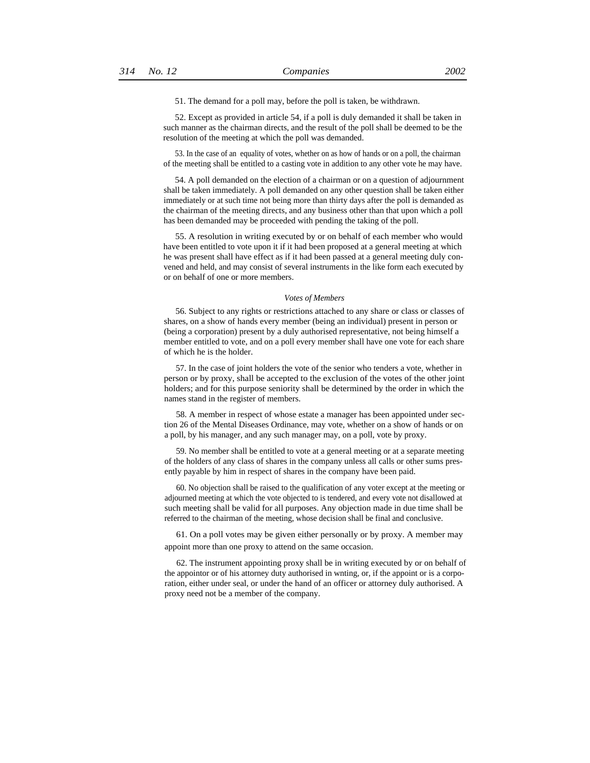51. The demand for a poll may, before the poll is taken, be withdrawn.

52. Except as provided in article 54, if a poll is duly demanded it shall be taken in such manner as the chairman directs, and the result of the poll shall be deemed to be the resolution of the meeting at which the poll was demanded.

53. In the case of an equality of votes, whether on as how of hands or on a poll, the chairman of the meeting shall be entitled to a casting vote in addition to any other vote he may have.

54. A poll demanded on the election of a chairman or on a question of adjournment shall be taken immediately. A poll demanded on any other question shall be taken either immediately or at such time not being more than thirty days after the poll is demanded as the chairman of the meeting directs, and any business other than that upon which a poll has been demanded may be proceeded with pending the taking of the poll.

55. A resolution in writing executed by or on behalf of each member who would have been entitled to vote upon it if it had been proposed at a general meeting at which he was present shall have effect as if it had been passed at a general meeting duly convened and held, and may consist of several instruments in the like form each executed by or on behalf of one or more members.

*Votes of Members*

56. Subject to any rights or restrictions attached to any share or class or classes of shares, on a show of hands every member (being an individual) present in person or (being a corporation) present by a duly authorised representative, not being himself a member entitled to vote, and on a poll every member shall have one vote for each share of which he is the holder.

57. In the case of joint holders the vote of the senior who tenders a vote, whether in person or by proxy, shall be accepted to the exclusion of the votes of the other joint holders; and for this purpose seniority shall be determined by the order in which the names stand in the register of members.

58. A member in respect of whose estate a manager has been appointed under section 26 of the Mental Diseases Ordinance, may vote, whether on a show of hands or on a poll, by his manager, and any such manager may, on a poll, vote by proxy.

59. No member shall be entitled to vote at a general meeting or at a separate meeting of the holders of any class of shares in the company unless all calls or other sums presently payable by him in respect of shares in the company have been paid.

60. No objection shall be raised to the qualification of any voter except at the meeting or adjourned meeting at which the vote objected to is tendered, and every vote not disallowed at such meeting shall be valid for all purposes. Any objection made in due time shall be referred to the chairman of the meeting, whose decision shall be final and conclusive.

61. On a poll votes may be given either personally or by proxy. A member may appoint more than one proxy to attend on the same occasion.

62. The instrument appointing proxy shall be in writing executed by or on behalf of the appointor or of his attorney duty authorised in wnting, or, if the appoint or is a corporation, either under seal, or under the hand of an officer or attorney duly authorised. A proxy need not be a member of the company.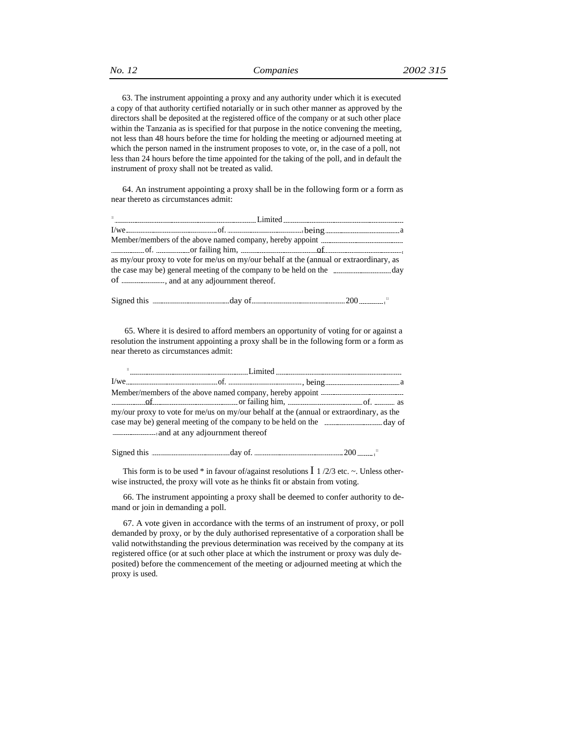63. The instrument appointing a proxy and any authority under which it is executed a copy of that authority certified notarially or in such other manner as approved by the directors shall be deposited at the registered office of the company or at such other place within the Tanzania as is specified for that purpose in the notice convening the meeting, not less than 48 hours before the time for holding the meeting or adjourned meeting at which the person named in the instrument proposes to vote, or, in the case of a poll, not less than 24 hours before the time appointed for the taking of the poll, and in default the instrument of proxy shall not be treated as valid.

64. An instrument appointing a proxy shall be in the following form or a forrn as near thereto as circumstances admit:

"..................................................Limited..................................................
I/we..................................of...................................being..................................a Member/members of the above named company, hereby appoint ..................................
..................of...................or failing him, ..................................of..................................,
as my/our proxy to vote for me/us on my/our behalf at the (annual or extraordinary, as the case may be) general meeting of the company to be held on the ..................................day of ..................., and at any adjournment thereof.

Signed this ..................................day of..................................200..................."

65. Where it is desired to afford members an opportunity of voting for or against a resolution the instrument appointing a proxy shall be in the following form or a form as near thereto as circumstances admit:

"..................................................Limited..................................................
I/we..................................of...................................., being..................................a Member/members of the above named company, hereby appoint ..................................
..................of..................................or failing him, ..................................of............ as my/our proxy to vote for me/us on my/our behalf at the (annual or extraordinary, as the case may be) general meeting of the company to be held on the ..................................day of ...................,and at any adjournment thereof

Signed this ..................................day of...................................200..........."

This form is to be used * in favour of/against resolutions I 1 /2/3 etc. ~. Unless otherwise instructed, the proxy will vote as he thinks fit or abstain from voting.

66. The instrument appointing a proxy shall be deemed to confer authority to demand or join in demanding a poll.

67. A vote given in accordance with the terms of an instrument of proxy, or poll demanded by proxy, or by the duly authorised representative of a corporation shall be valid notwithstanding the previous determination was received by the company at its registered office (or at such other place at which the instrument or proxy was duly deposited) before the commencement of the meeting or adjourned meeting at which the proxy is used.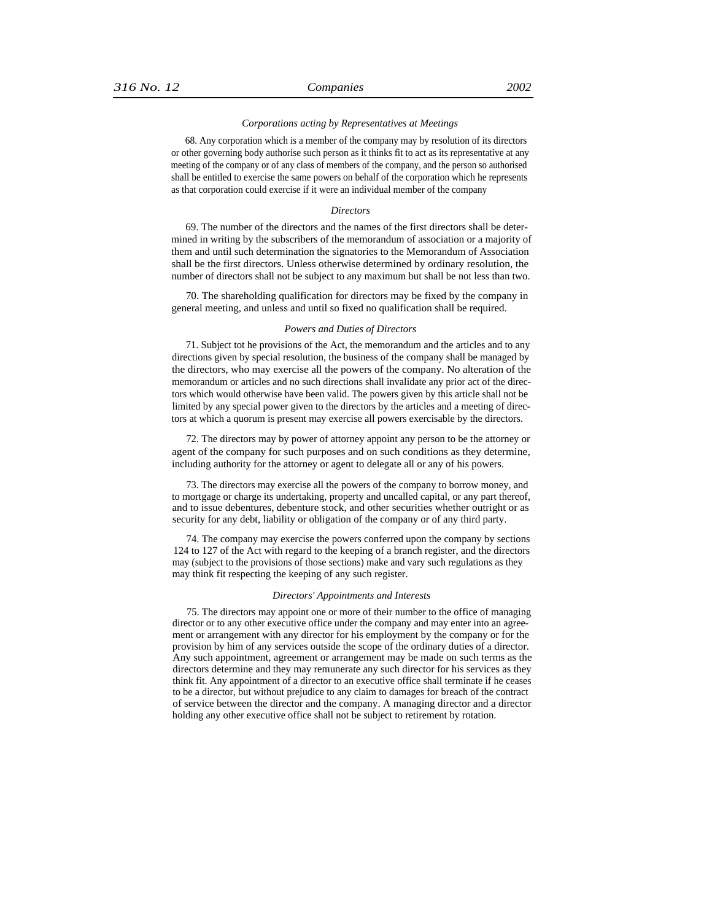### *Corporations acting by Representatives at Meetings*

68. Any corporation which is a member of the company may by resolution of its directors or other governing body authorise such person as it thinks fit to act as its representative at any meeting of the company or of any class of members of the company, and the person so authorised shall be entitled to exercise the same powers on behalf of the corporation which he represents as that corporation could exercise if it were an individual member of the company

### *Directors*

69. The number of the directors and the names of the first directors shall be determined in writing by the subscribers of the memorandum of association or a majority of them and until such determination the signatories to the Memorandum of Association shall be the first directors. Unless otherwise determined by ordinary resolution, the number of directors shall not be subject to any maximum but shall be not less than two.

70. The shareholding qualification for directors may be fixed by the company in general meeting, and unless and until so fixed no qualification shall be required.

### *Powers and Duties of Directors*

71. Subject tot he provisions of the Act, the memorandum and the articles and to any directions given by special resolution, the business of the company shall be managed by the directors, who may exercise all the powers of the company. No alteration of the memorandum or articles and no such directions shall invalidate any prior act of the directors which would otherwise have been valid. The powers given by this article shall not be limited by any special power given to the directors by the articles and a meeting of directors at which a quorum is present may exercise all powers exercisable by the directors.

72. The directors may by power of attorney appoint any person to be the attorney or agent of the company for such purposes and on such conditions as they determine, including authority for the attorney or agent to delegate all or any of his powers.

73. The directors may exercise all the powers of the company to borrow money, and to mortgage or charge its undertaking, property and uncalled capital, or any part thereof, and to issue debentures, debenture stock, and other securities whether outright or as security for any debt, liability or obligation of the company or of any third party.

74. The company may exercise the powers conferred upon the company by sections 124 to 127 of the Act with regard to the keeping of a branch register, and the directors may (subject to the provisions of those sections) make and vary such regulations as they may think fit respecting the keeping of any such register.

### *Directors' Appointments and Interests*

75. The directors may appoint one or more of their number to the office of managing director or to any other executive office under the company and may enter into an agreement or arrangement with any director for his employment by the company or for the provision by him of any services outside the scope of the ordinary duties of a director. Any such appointment, agreement or arrangement may be made on such terms as the directors determine and they may remunerate any such director for his services as they think fit. Any appointment of a director to an executive office shall terminate if he ceases to be a director, but without prejudice to any claim to damages for breach of the contract of service between the director and the company. A managing director and a director holding any other executive office shall not be subject to retirement by rotation.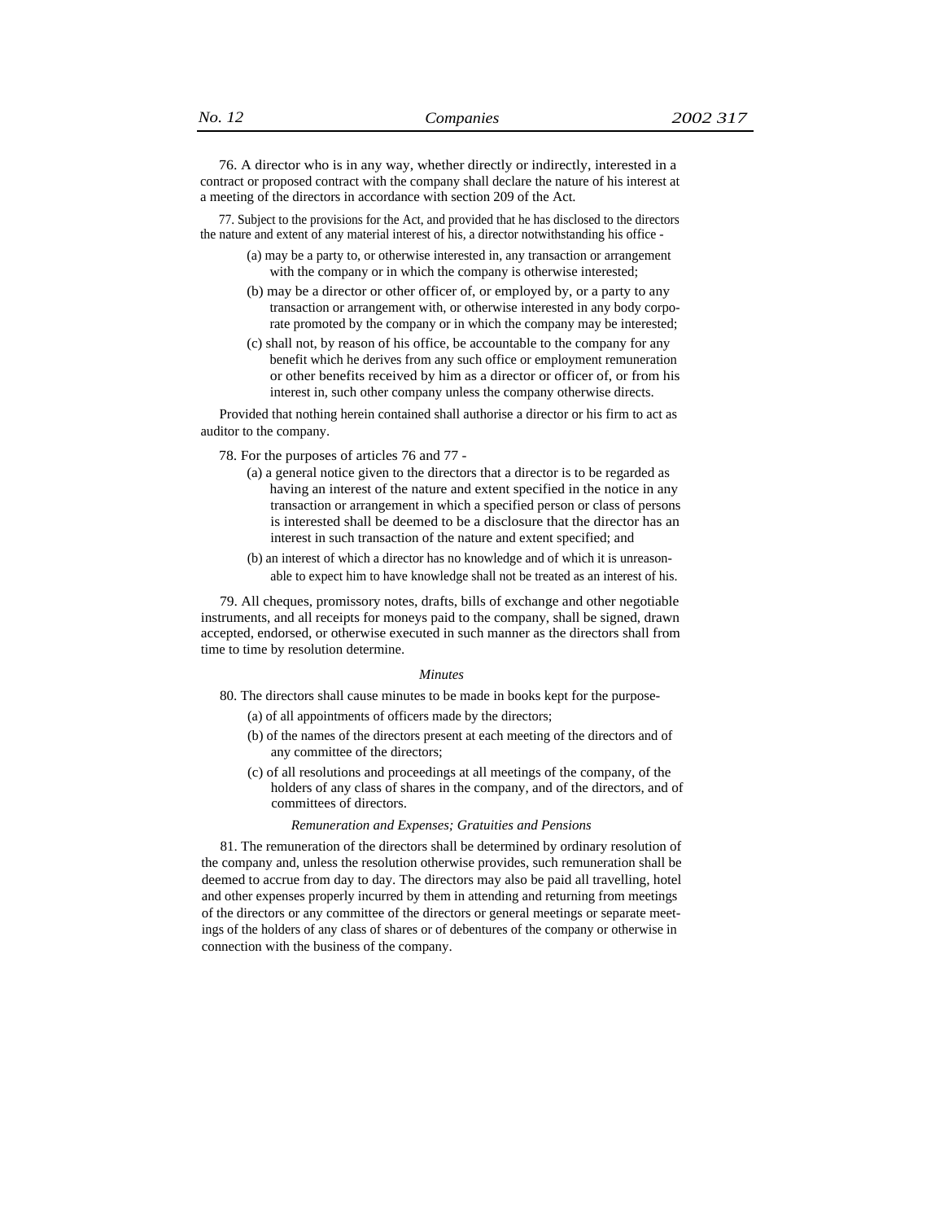76. A director who is in any way, whether directly or indirectly, interested in a contract or proposed contract with the company shall declare the nature of his interest at a meeting of the directors in accordance with section 209 of the Act.

77. Subject to the provisions for the Act, and provided that he has disclosed to the directors the nature and extent of any material interest of his, a director notwithstanding his office -

(a) may be a party to, or otherwise interested in, any transaction or arrangement with the company or in which the company is otherwise interested;

(b) may be a director or other officer of, or employed by, or a party to any transaction or arrangement with, or otherwise interested in any body corporate promoted by the company or in which the company may be interested;

(c) shall not, by reason of his office, be accountable to the company for any benefit which he derives from any such office or employment remuneration or other benefits received by him as a director or officer of, or from his interest in, such other company unless the company otherwise directs.

Provided that nothing herein contained shall authorise a director or his firm to act as auditor to the company.

78. For the purposes of articles 76 and 77 -

(a) a general notice given to the directors that a director is to be regarded as having an interest of the nature and extent specified in the notice in any transaction or arrangement in which a specified person or class of persons is interested shall be deemed to be a disclosure that the director has an interest in such transaction of the nature and extent specified; and

(b) an interest of which a director has no knowledge and of which it is unreasonable to expect him to have knowledge shall not be treated as an interest of his.

79. All cheques, promissory notes, drafts, bills of exchange and other negotiable instruments, and all receipts for moneys paid to the company, shall be signed, drawn accepted, endorsed, or otherwise executed in such manner as the directors shall from time to time by resolution determine.

*Minutes*

80. The directors shall cause minutes to be made in books kept for the purpose-

(a) of all appointments of officers made by the directors;

(b) of the names of the directors present at each meeting of the directors and of any committee of the directors;

(c) of all resolutions and proceedings at all meetings of the company, of the holders of any class of shares in the company, and of the directors, and of committees of directors.

*Remuneration and Expenses; Gratuities and Pensions*

81. The remuneration of the directors shall be determined by ordinary resolution of the company and, unless the resolution otherwise provides, such remuneration shall be deemed to accrue from day to day. The directors may also be paid all travelling, hotel and other expenses properly incurred by them in attending and returning from meetings of the directors or any committee of the directors or general meetings or separate meetings of the holders of any class of shares or of debentures of the company or otherwise in connection with the business of the company.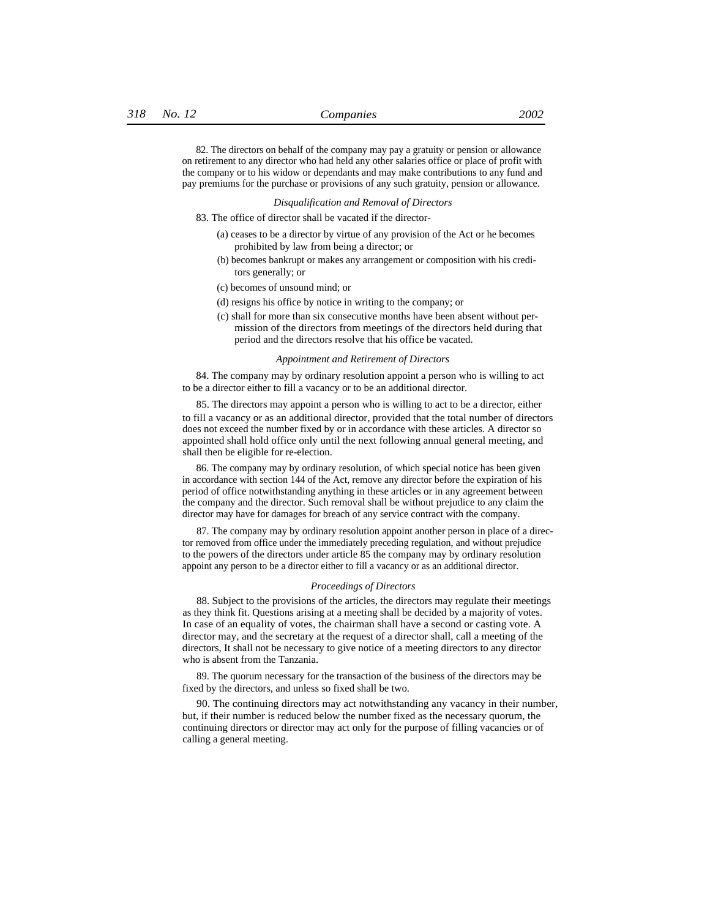82. The directors on behalf of the company may pay a gratuity or pension or allowance on retirement to any director who had held any other salaries office or place of profit with the company or to his widow or dependants and may make contributions to any fund and pay premiums for the purchase or provisions of any such gratuity, pension or allowance.

*Disqualification and Removal of Directors*

83. The office of director shall be vacated if the director-

(a) ceases to be a director by virtue of any provision of the Act or he becomes prohibited by law from being a director; or

(b) becomes bankrupt or makes any arrangement or composition with his creditors generally; or

(c) becomes of unsound mind; or

(d) resigns his office by notice in writing to the company; or

(c) shall for more than six consecutive months have been absent without permission of the directors from meetings of the directors held during that period and the directors resolve that his office be vacated.

*Appointment and Retirement of Directors*

84. The company may by ordinary resolution appoint a person who is willing to act to be a director either to fill a vacancy or to be an additional director.

85. The directors may appoint a person who is willing to act to be a director, either to fill a vacancy or as an additional director, provided that the total number of directors does not exceed the number fixed by or in accordance with these articles. A director so appointed shall hold office only until the next following annual general meeting, and shall then be eligible for re-election.

86. The company may by ordinary resolution, of which special notice has been given in accordance with section 144 of the Act, remove any director before the expiration of his period of office notwithstanding anything in these articles or in any agreement between the company and the director. Such removal shall be without prejudice to any claim the director may have for damages for breach of any service contract with the company.

87. The company may by ordinary resolution appoint another person in place of a director removed from office under the immediately preceding regulation, and without prejudice to the powers of the directors under article 85 the company may by ordinary resolution appoint any person to be a director either to fill a vacancy or as an additional director.

*Proceedings of Directors*

88. Subject to the provisions of the articles, the directors may regulate their meetings as they think fit. Questions arising at a meeting shall be decided by a majority of votes. In case of an equality of votes, the chairman shall have a second or casting vote. A director may, and the secretary at the request of a director shall, call a meeting of the directors, It shall not be necessary to give notice of a meeting directors to any director who is absent from the Tanzania.

89. The quorum necessary for the transaction of the business of the directors may be fixed by the directors, and unless so fixed shall be two.

90. The continuing directors may act notwithstanding any vacancy in their number, but, if their number is reduced below the number fixed as the necessary quorum, the continuing directors or director may act only for the purpose of filling vacancies or of calling a general meeting.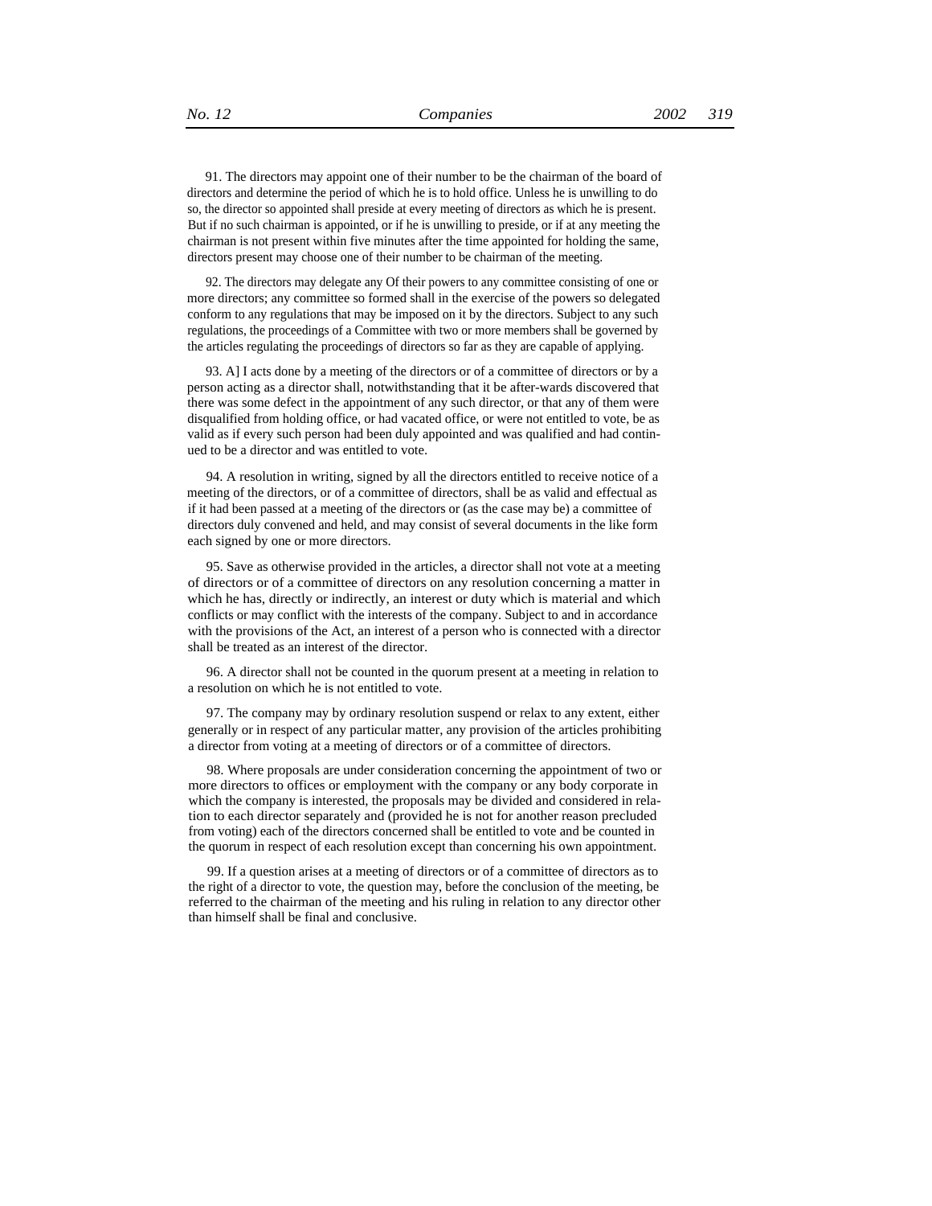91. The directors may appoint one of their number to be the chairman of the board of directors and determine the period of which he is to hold office. Unless he is unwilling to do so, the director so appointed shall preside at every meeting of directors as which he is present. But if no such chairman is appointed, or if he is unwilling to preside, or if at any meeting the chairman is not present within five minutes after the time appointed for holding the same, directors present may choose one of their number to be chairman of the meeting.

92. The directors may delegate any Of their powers to any committee consisting of one or more directors; any committee so formed shall in the exercise of the powers so delegated conform to any regulations that may be imposed on it by the directors. Subject to any such regulations, the proceedings of a Committee with two or more members shall be governed by the articles regulating the proceedings of directors so far as they are capable of applying.

93. A] I acts done by a meeting of the directors or of a committee of directors or by a person acting as a director shall, notwithstanding that it be after-wards discovered that there was some defect in the appointment of any such director, or that any of them were disqualified from holding office, or had vacated office, or were not entitled to vote, be as valid as if every such person had been duly appointed and was qualified and had continued to be a director and was entitled to vote.

94. A resolution in writing, signed by all the directors entitled to receive notice of a meeting of the directors, or of a committee of directors, shall be as valid and effectual as if it had been passed at a meeting of the directors or (as the case may be) a committee of directors duly convened and held, and may consist of several documents in the like form each signed by one or more directors.

95. Save as otherwise provided in the articles, a director shall not vote at a meeting of directors or of a committee of directors on any resolution concerning a matter in which he has, directly or indirectly, an interest or duty which is material and which conflicts or may conflict with the interests of the company. Subject to and in accordance with the provisions of the Act, an interest of a person who is connected with a director shall be treated as an interest of the director.

96. A director shall not be counted in the quorum present at a meeting in relation to a resolution on which he is not entitled to vote.

97. The company may by ordinary resolution suspend or relax to any extent, either generally or in respect of any particular matter, any provision of the articles prohibiting a director from voting at a meeting of directors or of a committee of directors.

98. Where proposals are under consideration concerning the appointment of two or more directors to offices or employment with the company or any body corporate in which the company is interested, the proposals may be divided and considered in relation to each director separately and (provided he is not for another reason precluded from voting) each of the directors concerned shall be entitled to vote and be counted in the quorum in respect of each resolution except than concerning his own appointment.

99. If a question arises at a meeting of directors or of a committee of directors as to the right of a director to vote, the question may, before the conclusion of the meeting, be referred to the chairman of the meeting and his ruling in relation to any director other than himself shall be final and conclusive.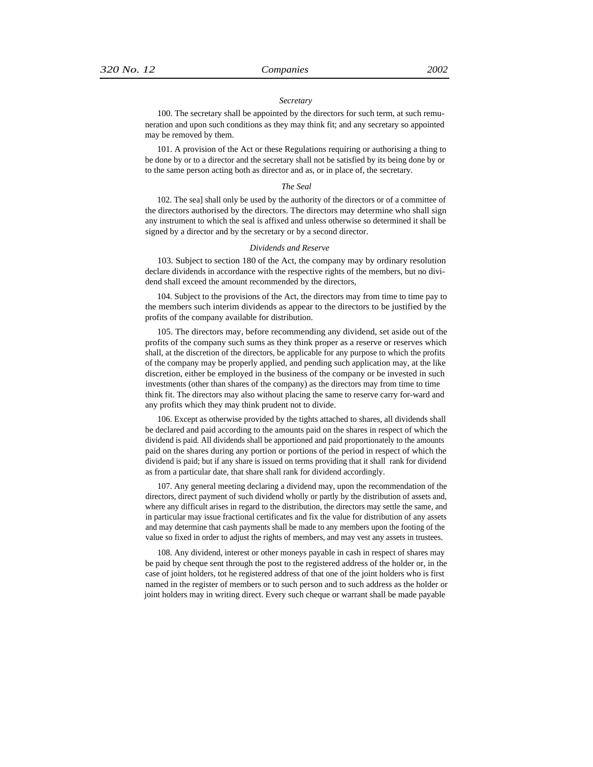*Secretary*

100. The secretary shall be appointed by the directors for such term, at such remuneration and upon such conditions as they may think fit; and any secretary so appointed may be removed by them.

101. A provision of the Act or these Regulations requiring or authorising a thing to be done by or to a director and the secretary shall not be satisfied by its being done by or to the same person acting both as director and as, or in place of, the secretary.

*The Seal*

102. The sea] shall only be used by the authority of the directors or of a committee of the directors authorised by the directors. The directors may determine who shall sign any instrument to which the seal is affixed and unless otherwise so determined it shall be signed by a director and by the secretary or by a second director.

*Dividends and Reserve*

103. Subject to section 180 of the Act, the company may by ordinary resolution declare dividends in accordance with the respective rights of the members, but no dividend shall exceed the amount recommended by the directors,

104. Subject to the provisions of the Act, the directors may from time to time pay to the members such interim dividends as appear to the directors to be justified by the profits of the company available for distribution.

105. The directors may, before recommending any dividend, set aside out of the profits of the company such sums as they think proper as a reserve or reserves which shall, at the discretion of the directors, be applicable for any purpose to which the profits of the company may be properly applied, and pending such application may, at the like discretion, either be employed in the business of the company or be invested in such investments (other than shares of the company) as the directors may from time to time think fit. The directors may also without placing the same to reserve carry for-ward and any profits which they may think prudent not to divide.

106. Except as otherwise provided by the tights attached to shares, all dividends shall be declared and paid according to the amounts paid on the shares in respect of which the dividend is paid. All dividends shall be apportioned and paid proportionately to the amounts paid on the shares during any portion or portions of the period in respect of which the dividend is paid; but if any share is issued on terms providing that it shall rank for dividend as from a particular date, that share shall rank for dividend accordingly.

107. Any general meeting declaring a dividend may, upon the recommendation of the directors, direct payment of such dividend wholly or partly by the distribution of assets and, where any difficult arises in regard to the distribution, the directors may settle the same, and in particular may issue fractional certificates and fix the value for distribution of any assets and may determine that cash payments shall be made to any members upon the footing of the value so fixed in order to adjust the rights of members, and may vest any assets in trustees.

108. Any dividend, interest or other moneys payable in cash in respect of shares may be paid by cheque sent through the post to the registered address of the holder or, in the case of joint holders, tot he registered address of that one of the joint holders who is first named in the register of members or to such person and to such address as the holder or joint holders may in writing direct. Every such cheque or warrant shall be made payable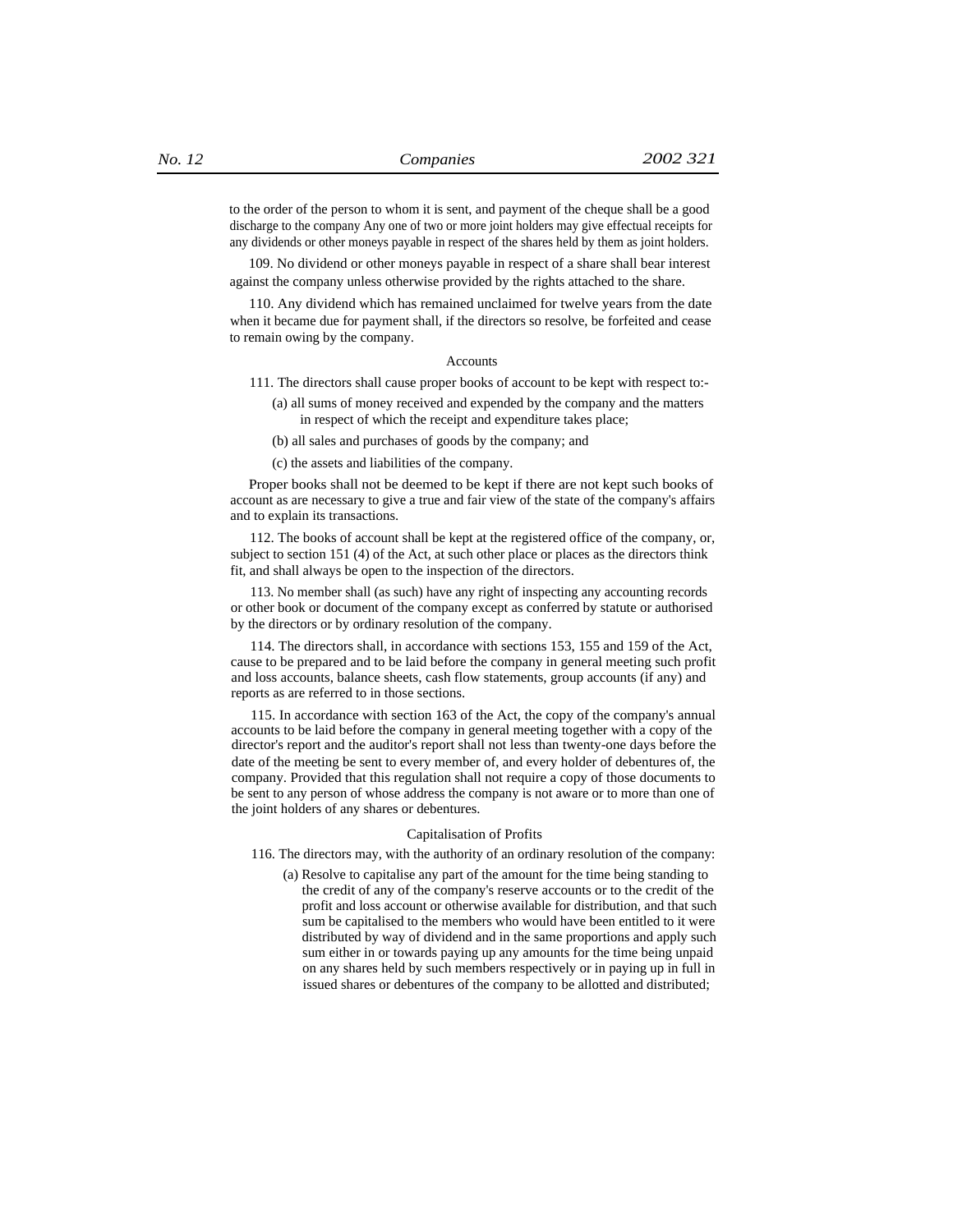to the order of the person to whom it is sent, and payment of the cheque shall be a good discharge to the company Any one of two or more joint holders may give effectual receipts for any dividends or other moneys payable in respect of the shares held by them as joint holders.

109. No dividend or other moneys payable in respect of a share shall bear interest against the company unless otherwise provided by the rights attached to the share.

110. Any dividend which has remained unclaimed for twelve years from the date when it became due for payment shall, if the directors so resolve, be forfeited and cease to remain owing by the company.

## Accounts

111. The directors shall cause proper books of account to be kept with respect to:-

(a) all sums of money received and expended by the company and the matters in respect of which the receipt and expenditure takes place;

(b) all sales and purchases of goods by the company; and

(c) the assets and liabilities of the company.

Proper books shall not be deemed to be kept if there are not kept such books of account as are necessary to give a true and fair view of the state of the company's affairs and to explain its transactions.

112. The books of account shall be kept at the registered office of the company, or, subject to section 151 (4) of the Act, at such other place or places as the directors think fit, and shall always be open to the inspection of the directors.

113. No member shall (as such) have any right of inspecting any accounting records or other book or document of the company except as conferred by statute or authorised by the directors or by ordinary resolution of the company.

114. The directors shall, in accordance with sections 153, 155 and 159 of the Act, cause to be prepared and to be laid before the company in general meeting such profit and loss accounts, balance sheets, cash flow statements, group accounts (if any) and reports as are referred to in those sections.

115. In accordance with section 163 of the Act, the copy of the company's annual accounts to be laid before the company in general meeting together with a copy of the director's report and the auditor's report shall not less than twenty-one days before the date of the meeting be sent to every member of, and every holder of debentures of, the company. Provided that this regulation shall not require a copy of those documents to be sent to any person of whose address the company is not aware or to more than one of the joint holders of any shares or debentures.

## Capitalisation of Profits

116. The directors may, with the authority of an ordinary resolution of the company:

(a) Resolve to capitalise any part of the amount for the time being standing to the credit of any of the company's reserve accounts or to the credit of the profit and loss account or otherwise available for distribution, and that such sum be capitalised to the members who would have been entitled to it were distributed by way of dividend and in the same proportions and apply such sum either in or towards paying up any amounts for the time being unpaid on any shares held by such members respectively or in paying up in full in issued shares or debentures of the company to be allotted and distributed;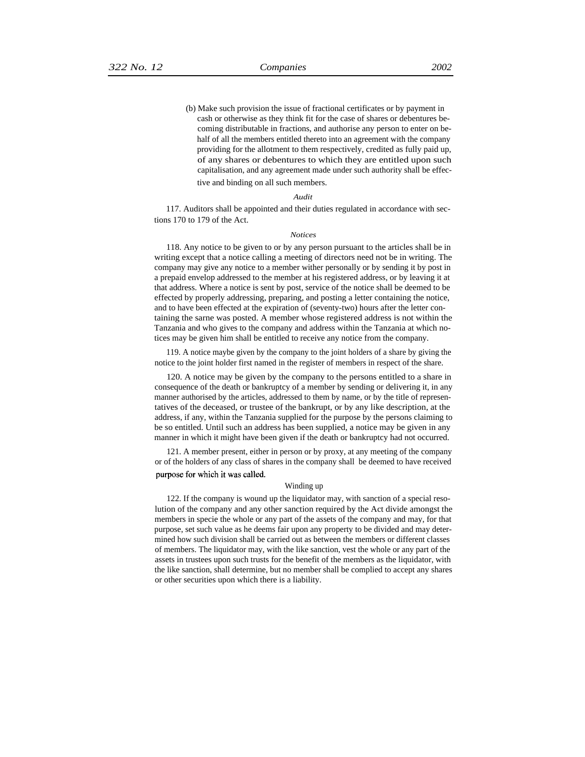(b) Make such provision the issue of fractional certificates or by payment in cash or otherwise as they think fit for the case of shares or debentures becoming distributable in fractions, and authorise any person to enter on behalf of all the members entitled thereto into an agreement with the company providing for the allotment to them respectively, credited as fully paid up, of any shares or debentures to which they are entitled upon such capitalisation, and any agreement made under such authority shall be effective and binding on all such members.

*Audit*

117. Auditors shall be appointed and their duties regulated in accordance with sections 170 to 179 of the Act.

*Notices*

118. Any notice to be given to or by any person pursuant to the articles shall be in writing except that a notice calling a meeting of directors need not be in writing. The company may give any notice to a member wither personally or by sending it by post in a prepaid envelop addressed to the member at his registered address, or by leaving it at that address. Where a notice is sent by post, service of the notice shall be deemed to be effected by properly addressing, preparing, and posting a letter containing the notice, and to have been effected at the expiration of (seventy-two) hours after the letter containing the sarne was posted. A member whose registered address is not within the Tanzania and who gives to the company and address within the Tanzania at which notices may be given him shall be entitled to receive any notice from the company.

119. A notice maybe given by the company to the joint holders of a share by giving the notice to the joint holder first named in the register of members in respect of the share.

120. A notice may be given by the company to the persons entitled to a share in consequence of the death or bankruptcy of a member by sending or delivering it, in any manner authorised by the articles, addressed to them by name, or by the title of representatives of the deceased, or trustee of the bankrupt, or by any like description, at the address, if any, within the Tanzania supplied for the purpose by the persons claiming to be so entitled. Until such an address has been supplied, a notice may be given in any manner in which it might have been given if the death or bankruptcy had not occurred.

121. A member present, either in person or by proxy, at any meeting of the company or of the holders of any class of shares in the company shall be deemed to have received purpose for which it was called.

Winding up

122. If the company is wound up the liquidator may, with sanction of a special resolution of the company and any other sanction required by the Act divide amongst the members in specie the whole or any part of the assets of the company and may, for that purpose, set such value as he deems fair upon any property to be divided and may determined how such division shall be carried out as between the members or different classes of members. The liquidator may, with the like sanction, vest the whole or any part of the assets in trustees upon such trusts for the benefit of the members as the liquidator, with the like sanction, shall determine, but no member shall be complied to accept any shares or other securities upon which there is a liability.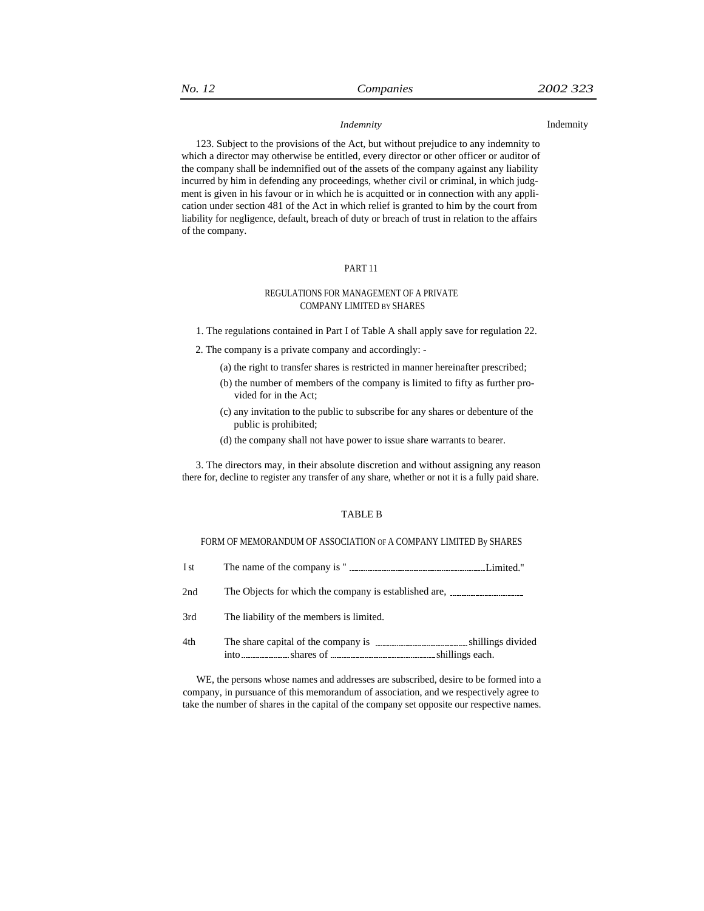*Indemnity*

Indemnity

123. Subject to the provisions of the Act, but without prejudice to any indemnity to which a director may otherwise be entitled, every director or other officer or auditor of the company shall be indemnified out of the assets of the company against any liability incurred by him in defending any proceedings, whether civil or criminal, in which judgment is given in his favour or in which he is acquitted or in connection with any application under section 481 of the Act in which relief is granted to him by the court from liability for negligence, default, breach of duty or breach of trust in relation to the affairs of the company.

## PART 11

### REGULATIONS FOR MANAGEMENT OF A PRIVATE COMPANY LIMITED BY SHARES

1. The regulations contained in Part I of Table A shall apply save for regulation 22.

2. The company is a private company and accordingly: -

   (a) the right to transfer shares is restricted in manner hereinafter prescribed;

   (b) the number of members of the company is limited to fifty as further provided for in the Act;

   (c) any invitation to the public to subscribe for any shares or debenture of the public is prohibited;

   (d) the company shall not have power to issue share warrants to bearer.

3. The directors may, in their absolute discretion and without assigning any reason there for, decline to register any transfer of any share, whether or not it is a fully paid share.

## TABLE B

### FORM OF MEMORANDUM OF ASSOCIATION OF A COMPANY LIMITED By SHARES

I st The name of the company is " ........................................ Limited."

2nd The Objects for which the company is established are, ..............................

3rd The liability of the members is limited.

4th The share capital of the company is ............................ shillings divided into ............... shares of ............................ shillings each.

WE, the persons whose names and addresses are subscribed, desire to be formed into a company, in pursuance of this memorandum of association, and we respectively agree to take the number of shares in the capital of the company set opposite our respective names.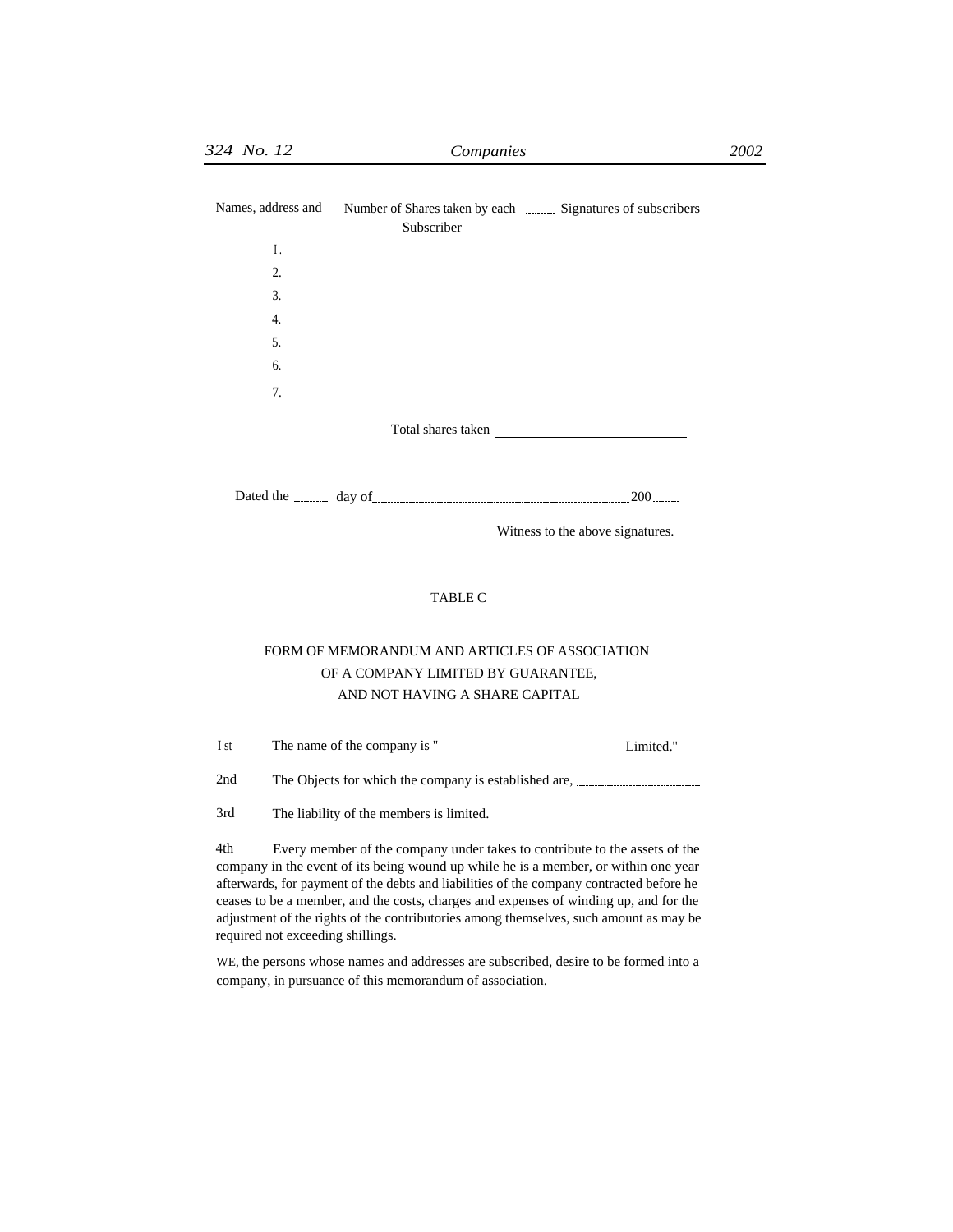| Names, address and | Number of Shares taken by each ........ Subscriber | Signatures of subscribers |
|---|---|---|
| 1. | | |
| 2. | | |
| 3. | | |
| 4. | | |
| 5. | | |
| 6. | | |
| 7. | | |

Total shares taken ____________________________

Dated the .......... day of ........................................................................... 200 .........

Witness to the above signatures.

TABLE C

FORM OF MEMORANDUM AND ARTICLES OF ASSOCIATION
OF A COMPANY LIMITED BY GUARANTEE,
AND NOT HAVING A SHARE CAPITAL

1st The name of the company is " ............................................................ Limited."

2nd The Objects for which the company is established are, ......................................

3rd The liability of the members is limited.

4th Every member of the company under takes to contribute to the assets of the company in the event of its being wound up while he is a member, or within one year afterwards, for payment of the debts and liabilities of the company contracted before he ceases to be a member, and the costs, charges and expenses of winding up, and for the adjustment of the rights of the contributories among themselves, such amount as may be required not exceeding shillings.

WE, the persons whose names and addresses are subscribed, desire to be formed into a company, in pursuance of this memorandum of association.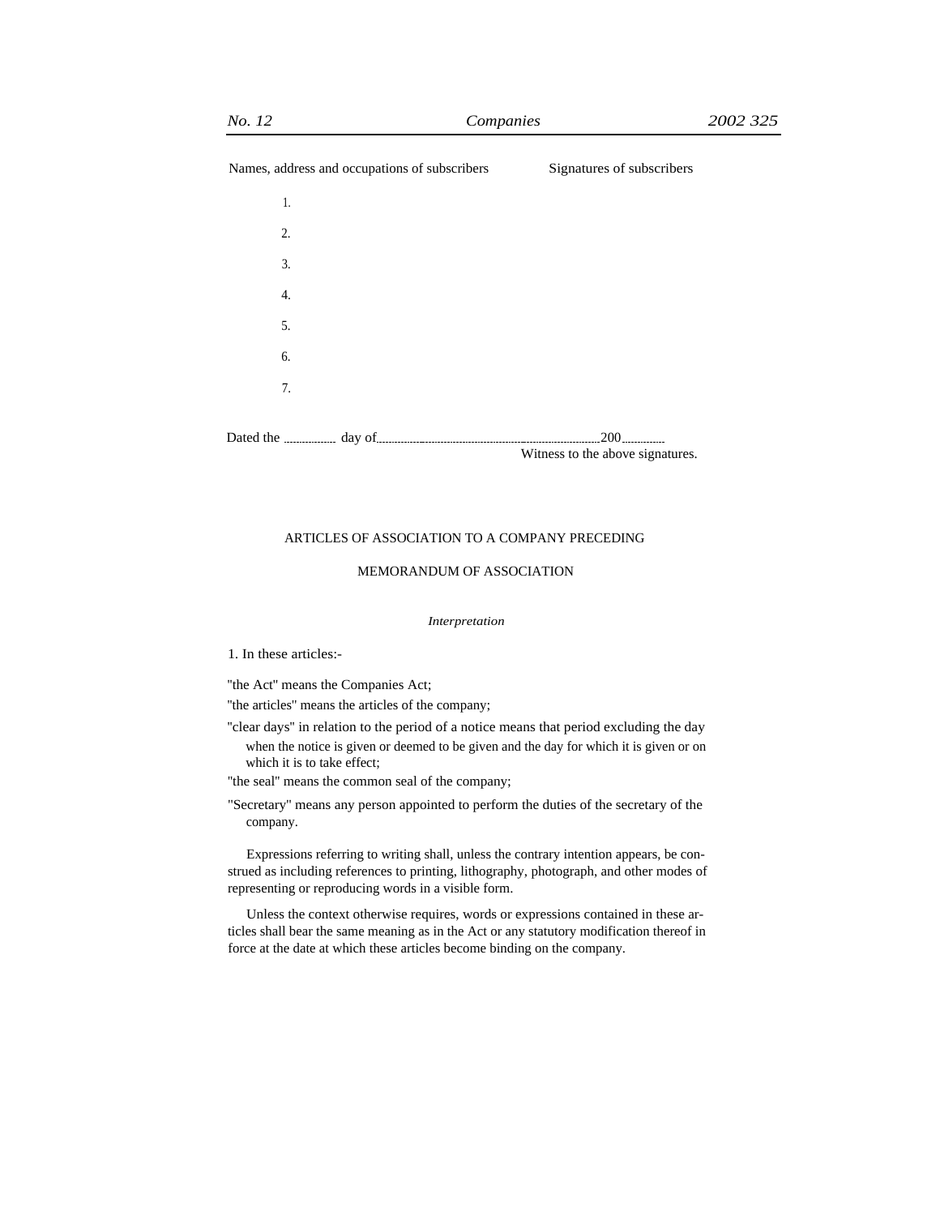Names, address and occupations of subscribers | Signatures of subscribers

1.

2.

3.

4.

5.

6.

7.

Dated the .............. day of ................................................................ 200..........

Witness to the above signatures.

## ARTICLES OF ASSOCIATION TO A COMPANY PRECEDING

## MEMORANDUM OF ASSOCIATION

### *Interpretation*

1. In these articles:-

"the Act" means the Companies Act;

"the articles" means the articles of the company;

"clear days" in relation to the period of a notice means that period excluding the day when the notice is given or deemed to be given and the day for which it is given or on which it is to take effect;

"the seal" means the common seal of the company;

"Secretary" means any person appointed to perform the duties of the secretary of the company.

Expressions referring to writing shall, unless the contrary intention appears, be construed as including references to printing, lithography, photograph, and other modes of representing or reproducing words in a visible form.

Unless the context otherwise requires, words or expressions contained in these articles shall bear the same meaning as in the Act or any statutory modification thereof in force at the date at which these articles become binding on the company.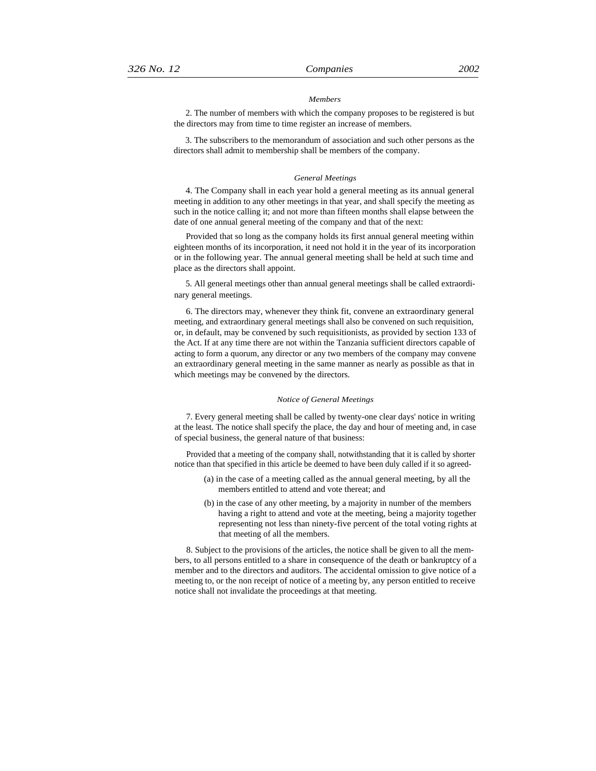*Members*

2. The number of members with which the company proposes to be registered is but the directors may from time to time register an increase of members.

3. The subscribers to the memorandum of association and such other persons as the directors shall admit to membership shall be members of the company.

*General Meetings*

4. The Company shall in each year hold a general meeting as its annual general meeting in addition to any other meetings in that year, and shall specify the meeting as such in the notice calling it; and not more than fifteen months shall elapse between the date of one annual general meeting of the company and that of the next:

Provided that so long as the company holds its first annual general meeting within eighteen months of its incorporation, it need not hold it in the year of its incorporation or in the following year. The annual general meeting shall be held at such time and place as the directors shall appoint.

5. All general meetings other than annual general meetings shall be called extraordinary general meetings.

6. The directors may, whenever they think fit, convene an extraordinary general meeting, and extraordinary general meetings shall also be convened on such requisition, or, in default, may be convened by such requisitionists, as provided by section 133 of the Act. If at any time there are not within the Tanzania sufficient directors capable of acting to form a quorum, any director or any two members of the company may convene an extraordinary general meeting in the same manner as nearly as possible as that in which meetings may be convened by the directors.

*Notice of General Meetings*

7. Every general meeting shall be called by twenty-one clear days' notice in writing at the least. The notice shall specify the place, the day and hour of meeting and, in case of special business, the general nature of that business:

Provided that a meeting of the company shall, notwithstanding that it is called by shorter notice than that specified in this article be deemed to have been duly called if it so agreed-

(a) in the case of a meeting called as the annual general meeting, by all the members entitled to attend and vote thereat; and

(b) in the case of any other meeting, by a majority in number of the members having a right to attend and vote at the meeting, being a majority together representing not less than ninety-five percent of the total voting rights at that meeting of all the members.

8. Subject to the provisions of the articles, the notice shall be given to all the members, to all persons entitled to a share in consequence of the death or bankruptcy of a member and to the directors and auditors. The accidental omission to give notice of a meeting to, or the non receipt of notice of a meeting by, any person entitled to receive notice shall not invalidate the proceedings at that meeting.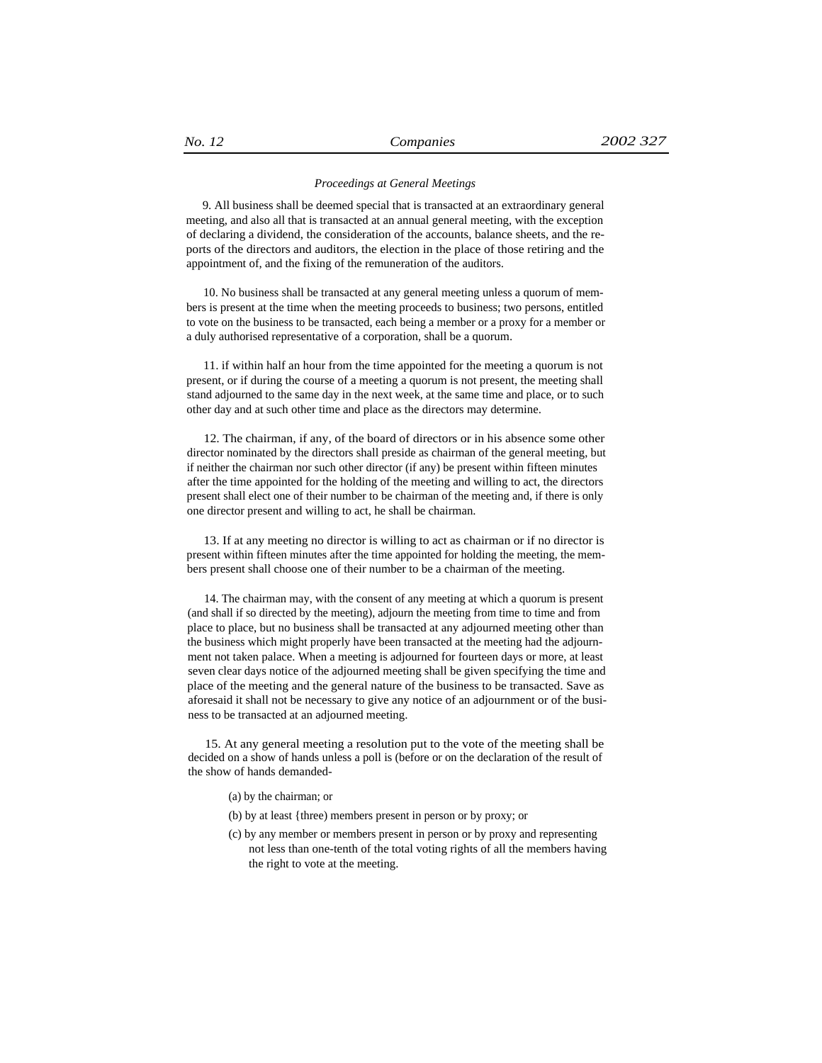*Proceedings at General Meetings*

9. All business shall be deemed special that is transacted at an extraordinary general meeting, and also all that is transacted at an annual general meeting, with the exception of declaring a dividend, the consideration of the accounts, balance sheets, and the reports of the directors and auditors, the election in the place of those retiring and the appointment of, and the fixing of the remuneration of the auditors.

10. No business shall be transacted at any general meeting unless a quorum of members is present at the time when the meeting proceeds to business; two persons, entitled to vote on the business to be transacted, each being a member or a proxy for a member or a duly authorised representative of a corporation, shall be a quorum.

11. if within half an hour from the time appointed for the meeting a quorum is not present, or if during the course of a meeting a quorum is not present, the meeting shall stand adjourned to the same day in the next week, at the same time and place, or to such other day and at such other time and place as the directors may determine.

12. The chairman, if any, of the board of directors or in his absence some other director nominated by the directors shall preside as chairman of the general meeting, but if neither the chairman nor such other director (if any) be present within fifteen minutes after the time appointed for the holding of the meeting and willing to act, the directors present shall elect one of their number to be chairman of the meeting and, if there is only one director present and willing to act, he shall be chairman.

13. If at any meeting no director is willing to act as chairman or if no director is present within fifteen minutes after the time appointed for holding the meeting, the members present shall choose one of their number to be a chairman of the meeting.

14. The chairman may, with the consent of any meeting at which a quorum is present (and shall if so directed by the meeting), adjourn the meeting from time to time and from place to place, but no business shall be transacted at any adjourned meeting other than the business which might properly have been transacted at the meeting had the adjournment not taken palace. When a meeting is adjourned for fourteen days or more, at least seven clear days notice of the adjourned meeting shall be given specifying the time and place of the meeting and the general nature of the business to be transacted. Save as aforesaid it shall not be necessary to give any notice of an adjournment or of the business to be transacted at an adjourned meeting.

15. At any general meeting a resolution put to the vote of the meeting shall be decided on a show of hands unless a poll is (before or on the declaration of the result of the show of hands demanded-

(a) by the chairman; or

(b) by at least {three) members present in person or by proxy; or

(c) by any member or members present in person or by proxy and representing not less than one-tenth of the total voting rights of all the members having the right to vote at the meeting.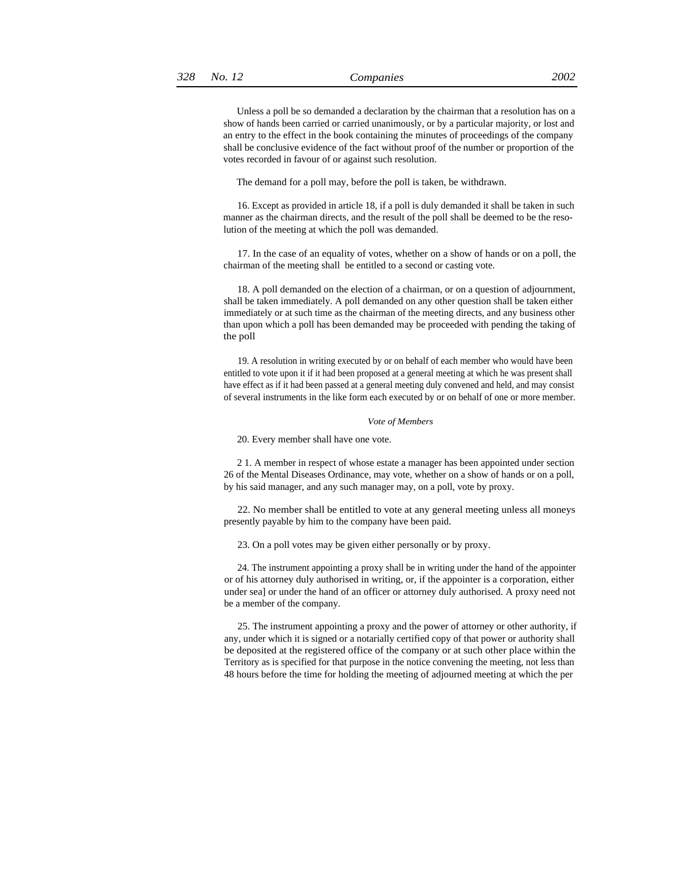Unless a poll be so demanded a declaration by the chairman that a resolution has on a show of hands been carried or carried unanimously, or by a particular majority, or lost and an entry to the effect in the book containing the minutes of proceedings of the company shall be conclusive evidence of the fact without proof of the number or proportion of the votes recorded in favour of or against such resolution.

The demand for a poll may, before the poll is taken, be withdrawn.

16. Except as provided in article 18, if a poll is duly demanded it shall be taken in such manner as the chairman directs, and the result of the poll shall be deemed to be the resolution of the meeting at which the poll was demanded.

17. In the case of an equality of votes, whether on a show of hands or on a poll, the chairman of the meeting shall be entitled to a second or casting vote.

18. A poll demanded on the election of a chairman, or on a question of adjournment, shall be taken immediately. A poll demanded on any other question shall be taken either immediately or at such time as the chairman of the meeting directs, and any business other than upon which a poll has been demanded may be proceeded with pending the taking of the poll

19. A resolution in writing executed by or on behalf of each member who would have been entitled to vote upon it if it had been proposed at a general meeting at which he was present shall have effect as if it had been passed at a general meeting duly convened and held, and may consist of several instruments in the like form each executed by or on behalf of one or more member.

*Vote of Members*

20. Every member shall have one vote.

2 1. A member in respect of whose estate a manager has been appointed under section 26 of the Mental Diseases Ordinance, may vote, whether on a show of hands or on a poll, by his said manager, and any such manager may, on a poll, vote by proxy.

22. No member shall be entitled to vote at any general meeting unless all moneys presently payable by him to the company have been paid.

23. On a poll votes may be given either personally or by proxy.

24. The instrument appointing a proxy shall be in writing under the hand of the appointer or of his attorney duly authorised in writing, or, if the appointer is a corporation, either under sea] or under the hand of an officer or attorney duly authorised. A proxy need not be a member of the company.

25. The instrument appointing a proxy and the power of attorney or other authority, if any, under which it is signed or a notarially certified copy of that power or authority shall be deposited at the registered office of the company or at such other place within the Territory as is specified for that purpose in the notice convening the meeting, not less than 48 hours before the time for holding the meeting of adjourned meeting at which the per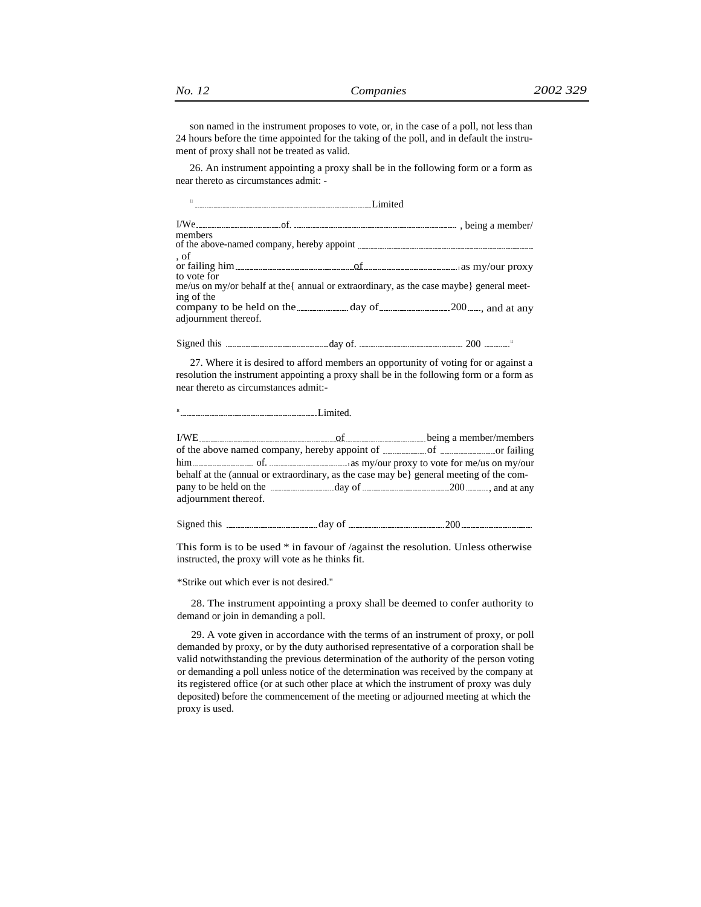son named in the instrument proposes to vote, or, in the case of a poll, not less than 24 hours before the time appointed for the taking of the poll, and in default the instrument of proxy shall not be treated as valid.

26. An instrument appointing a proxy shall be in the following form or a form as near thereto as circumstances admit: -

" ............................................................ Limited

I/We ............................ of. ............................................................ , being a member/members of the above-named company, hereby appoint ............................................................ , of or failing him ............................................ of ...................................... , as my/our proxy to vote for me/us on my/or behalf at the{ annual or extraordinary, as the case maybe} general meeting of the company to be held on the ................ day of ...................... 200 ...... , and at any adjournment thereof.

Signed this ..................................... day of. ...................................... 200 .........."

27. Where it is desired to afford members an opportunity of voting for or against a resolution the instrument appointing a proxy shall be in the following form or a form as near thereto as circumstances admit:-

" .................................................... Limited.

I/WE ...................................................... of ............................ being a member/members of the above named company, hereby appoint of ................ of .................... or failing him .................... of. ........................... as my/our proxy to vote for me/us on my/our behalf at the (annual or extraordinary, as the case may be} general meeting of the company to be held on the ........................ day of ................................ 200 ........ , and at any adjournment thereof.

Signed this ............................ day of ................................. 200 .......................

This form is to be used * in favour of /against the resolution. Unless otherwise instructed, the proxy will vote as he thinks fit.

*Strike out which ever is not desired."

28. The instrument appointing a proxy shall be deemed to confer authority to demand or join in demanding a poll.

29. A vote given in accordance with the terms of an instrument of proxy, or poll demanded by proxy, or by the duty authorised representative of a corporation shall be valid notwithstanding the previous determination of the authority of the person voting or demanding a poll unless notice of the determination was received by the company at its registered office (or at such other place at which the instrument of proxy was duly deposited) before the commencement of the meeting or adjourned meeting at which the proxy is used.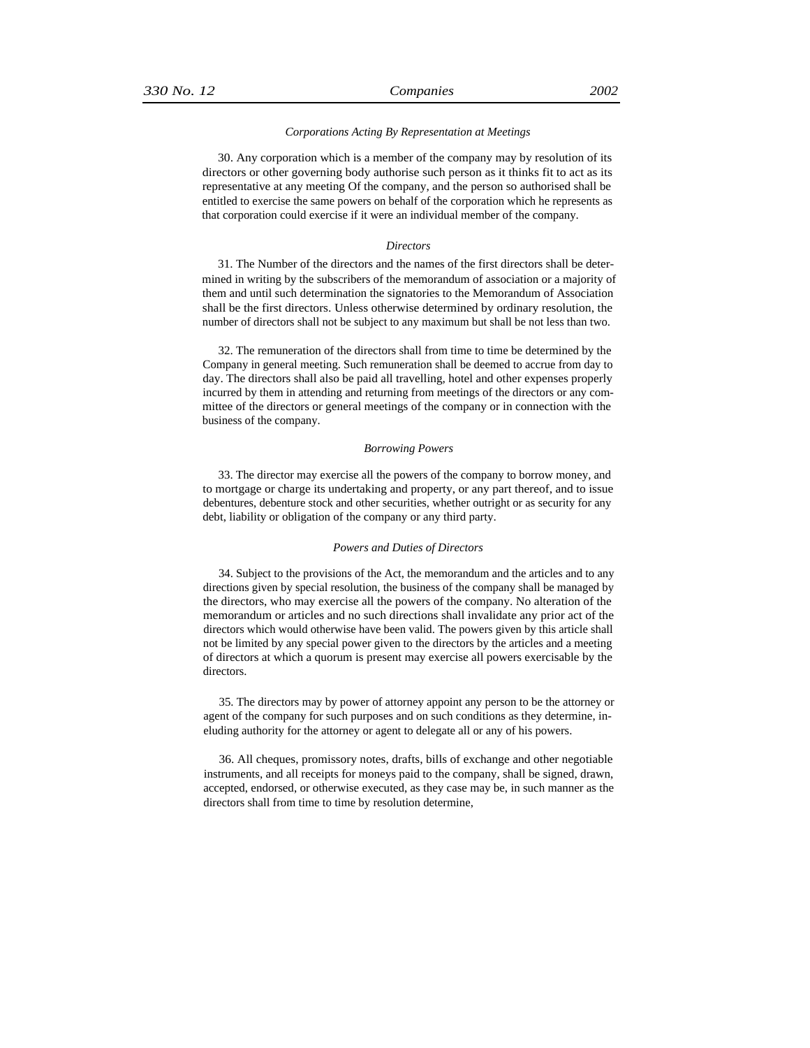*Corporations Acting By Representation at Meetings*

30. Any corporation which is a member of the company may by resolution of its directors or other governing body authorise such person as it thinks fit to act as its representative at any meeting Of the company, and the person so authorised shall be entitled to exercise the same powers on behalf of the corporation which he represents as that corporation could exercise if it were an individual member of the company.

*Directors*

31. The Number of the directors and the names of the first directors shall be determined in writing by the subscribers of the memorandum of association or a majority of them and until such determination the signatories to the Memorandum of Association shall be the first directors. Unless otherwise determined by ordinary resolution, the number of directors shall not be subject to any maximum but shall be not less than two.

32. The remuneration of the directors shall from time to time be determined by the Company in general meeting. Such remuneration shall be deemed to accrue from day to day. The directors shall also be paid all travelling, hotel and other expenses properly incurred by them in attending and returning from meetings of the directors or any committee of the directors or general meetings of the company or in connection with the business of the company.

*Borrowing Powers*

33. The director may exercise all the powers of the company to borrow money, and to mortgage or charge its undertaking and property, or any part thereof, and to issue debentures, debenture stock and other securities, whether outright or as security for any debt, liability or obligation of the company or any third party.

*Powers and Duties of Directors*

34. Subject to the provisions of the Act, the memorandum and the articles and to any directions given by special resolution, the business of the company shall be managed by the directors, who may exercise all the powers of the company. No alteration of the memorandum or articles and no such directions shall invalidate any prior act of the directors which would otherwise have been valid. The powers given by this article shall not be limited by any special power given to the directors by the articles and a meeting of directors at which a quorum is present may exercise all powers exercisable by the directors.

35. The directors may by power of attorney appoint any person to be the attorney or agent of the company for such purposes and on such conditions as they determine, ineluding authority for the attorney or agent to delegate all or any of his powers.

36. All cheques, promissory notes, drafts, bills of exchange and other negotiable instruments, and all receipts for moneys paid to the company, shall be signed, drawn, accepted, endorsed, or otherwise executed, as they case may be, in such manner as the directors shall from time to time by resolution determine,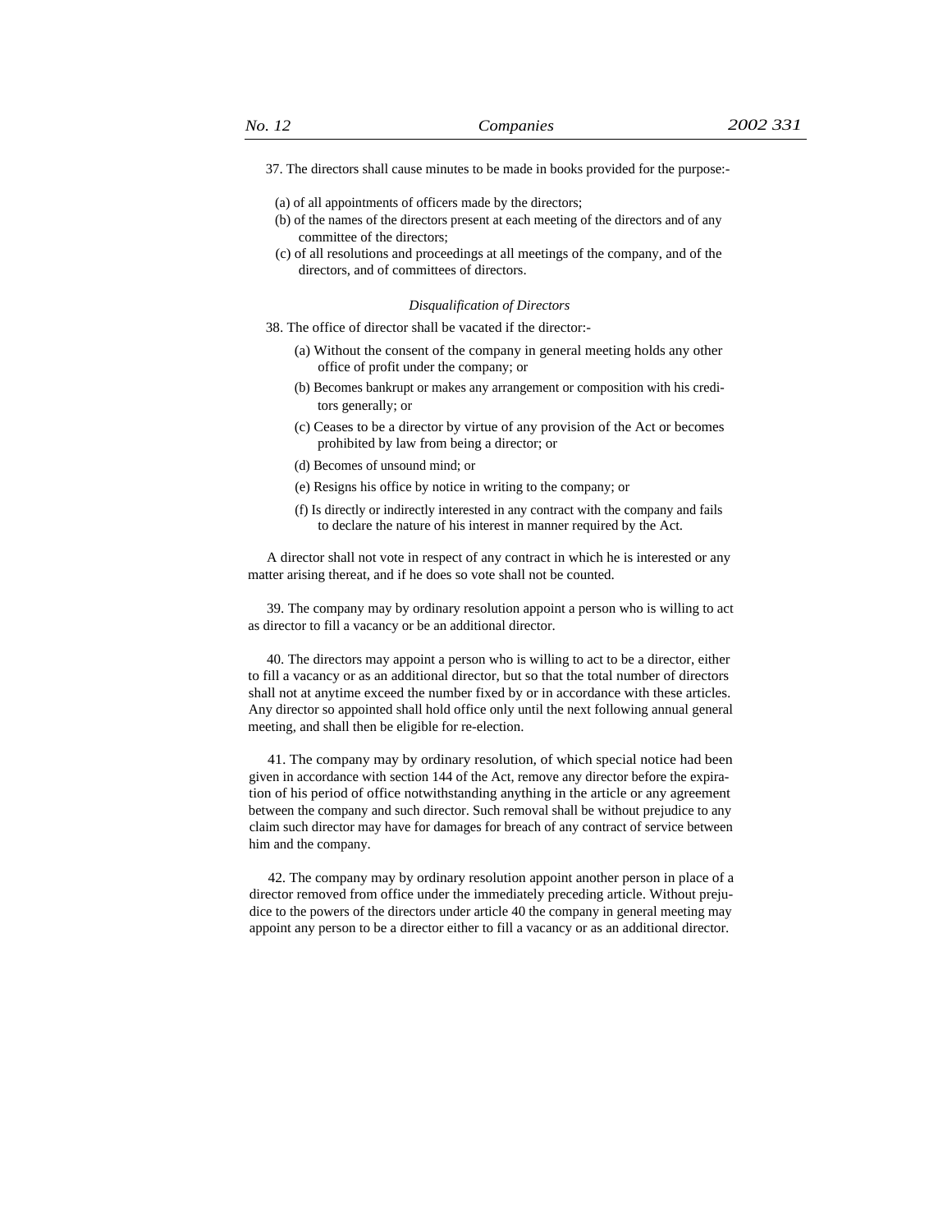37. The directors shall cause minutes to be made in books provided for the purpose:-

(a) of all appointments of officers made by the directors;
(b) of the names of the directors present at each meeting of the directors and of any committee of the directors;
(c) of all resolutions and proceedings at all meetings of the company, and of the directors, and of committees of directors.

*Disqualification of Directors*

38. The office of director shall be vacated if the director:-

(a) Without the consent of the company in general meeting holds any other office of profit under the company; or

(b) Becomes bankrupt or makes any arrangement or composition with his creditors generally; or

(c) Ceases to be a director by virtue of any provision of the Act or becomes prohibited by law from being a director; or

(d) Becomes of unsound mind; or

(e) Resigns his office by notice in writing to the company; or

(f) Is directly or indirectly interested in any contract with the company and fails to declare the nature of his interest in manner required by the Act.

A director shall not vote in respect of any contract in which he is interested or any matter arising thereat, and if he does so vote shall not be counted.

39. The company may by ordinary resolution appoint a person who is willing to act as director to fill a vacancy or be an additional director.

40. The directors may appoint a person who is willing to act to be a director, either to fill a vacancy or as an additional director, but so that the total number of directors shall not at anytime exceed the number fixed by or in accordance with these articles. Any director so appointed shall hold office only until the next following annual general meeting, and shall then be eligible for re-election.

41. The company may by ordinary resolution, of which special notice had been given in accordance with section 144 of the Act, remove any director before the expiration of his period of office notwithstanding anything in the article or any agreement between the company and such director. Such removal shall be without prejudice to any claim such director may have for damages for breach of any contract of service between him and the company.

42. The company may by ordinary resolution appoint another person in place of a director removed from office under the immediately preceding article. Without prejudice to the powers of the directors under article 40 the company in general meeting may appoint any person to be a director either to fill a vacancy or as an additional director.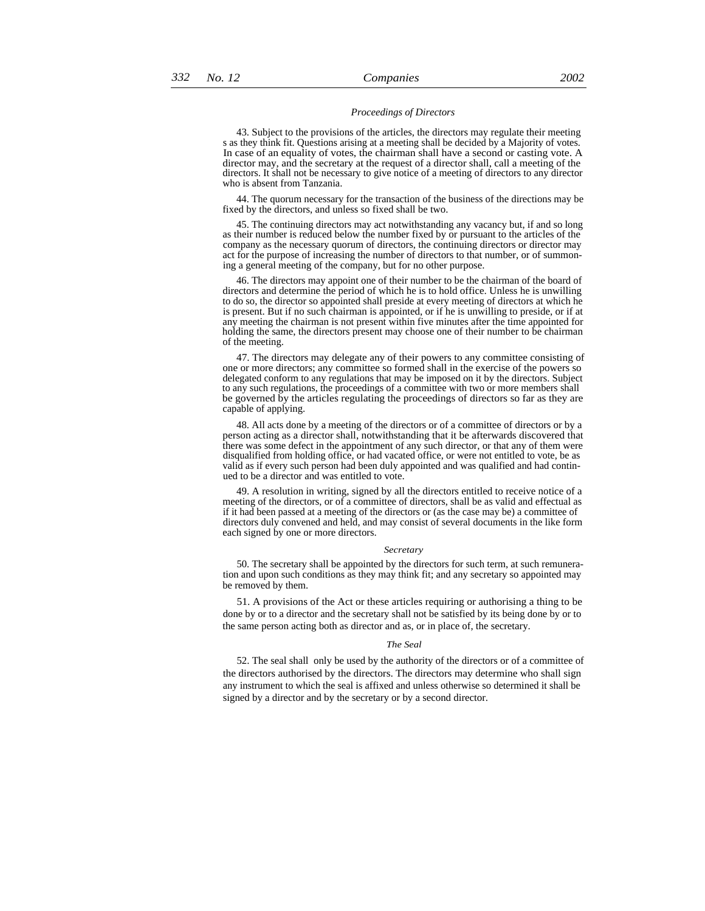*Proceedings of Directors*

43. Subject to the provisions of the articles, the directors may regulate their meeting s as they think fit. Questions arising at a meeting shall be decided by a Majority of votes. In case of an equality of votes, the chairman shall have a second or casting vote. A director may, and the secretary at the request of a director shall, call a meeting of the directors. It shall not be necessary to give notice of a meeting of directors to any director who is absent from Tanzania.

44. The quorum necessary for the transaction of the business of the directions may be fixed by the directors, and unless so fixed shall be two.

45. The continuing directors may act notwithstanding any vacancy but, if and so long as their number is reduced below the number fixed by or pursuant to the articles of the company as the necessary quorum of directors, the continuing directors or director may act for the purpose of increasing the number of directors to that number, or of summoning a general meeting of the company, but for no other purpose.

46. The directors may appoint one of their number to be the chairman of the board of directors and determine the period of which he is to hold office. Unless he is unwilling to do so, the director so appointed shall preside at every meeting of directors at which he is present. But if no such chairman is appointed, or if he is unwilling to preside, or if at any meeting the chairman is not present within five minutes after the time appointed for holding the same, the directors present may choose one of their number to be chairman of the meeting.

47. The directors may delegate any of their powers to any committee consisting of one or more directors; any committee so formed shall in the exercise of the powers so delegated conform to any regulations that may be imposed on it by the directors. Subject to any such regulations, the proceedings of a committee with two or more members shall be governed by the articles regulating the proceedings of directors so far as they are capable of applying.

48. All acts done by a meeting of the directors or of a committee of directors or by a person acting as a director shall, notwithstanding that it be afterwards discovered that there was some defect in the appointment of any such director, or that any of them were disqualified from holding office, or had vacated office, or were not entitled to vote, be as valid as if every such person had been duly appointed and was qualified and had continued to be a director and was entitled to vote.

49. A resolution in writing, signed by all the directors entitled to receive notice of a meeting of the directors, or of a committee of directors, shall be as valid and effectual as if it had been passed at a meeting of the directors or (as the case may be) a committee of directors duly convened and held, and may consist of several documents in the like form each signed by one or more directors.

*Secretary*

50. The secretary shall be appointed by the directors for such term, at such remuneration and upon such conditions as they may think fit; and any secretary so appointed may be removed by them.

51. A provisions of the Act or these articles requiring or authorising a thing to be done by or to a director and the secretary shall not be satisfied by its being done by or to the same person acting both as director and as, or in place of, the secretary.

*The Seal*

52. The seal shall only be used by the authority of the directors or of a committee of the directors authorised by the directors. The directors may determine who shall sign any instrument to which the seal is affixed and unless otherwise so determined it shall be signed by a director and by the secretary or by a second director.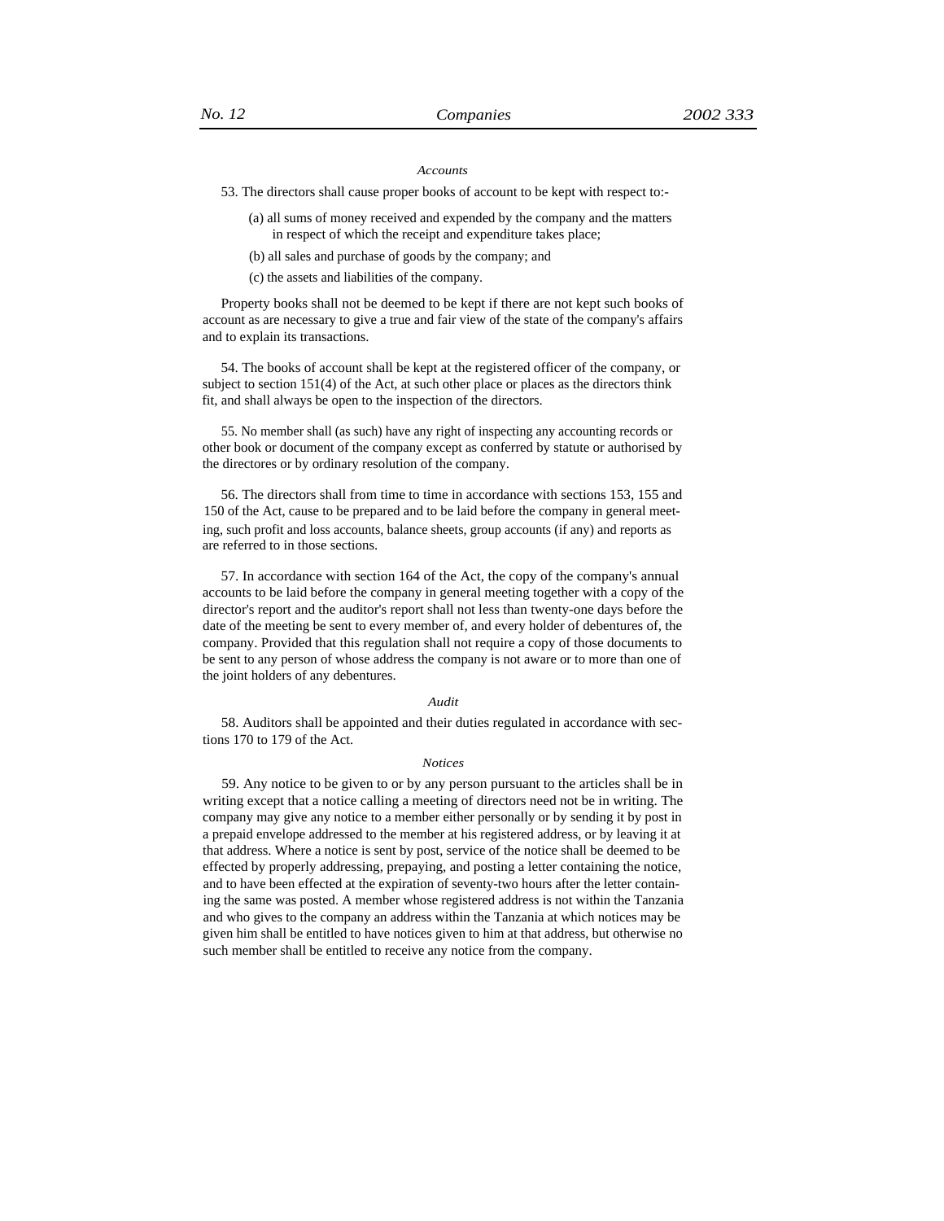*Accounts*

53. The directors shall cause proper books of account to be kept with respect to:-

(a) all sums of money received and expended by the company and the matters in respect of which the receipt and expenditure takes place;

(b) all sales and purchase of goods by the company; and

(c) the assets and liabilities of the company.

Property books shall not be deemed to be kept if there are not kept such books of account as are necessary to give a true and fair view of the state of the company's affairs and to explain its transactions.

54. The books of account shall be kept at the registered officer of the company, or subject to section 151(4) of the Act, at such other place or places as the directors think fit, and shall always be open to the inspection of the directors.

55. No member shall (as such) have any right of inspecting any accounting records or other book or document of the company except as conferred by statute or authorised by the directores or by ordinary resolution of the company.

56. The directors shall from time to time in accordance with sections 153, 155 and 150 of the Act, cause to be prepared and to be laid before the company in general meeting, such profit and loss accounts, balance sheets, group accounts (if any) and reports as are referred to in those sections.

57. In accordance with section 164 of the Act, the copy of the company's annual accounts to be laid before the company in general meeting together with a copy of the director's report and the auditor's report shall not less than twenty-one days before the date of the meeting be sent to every member of, and every holder of debentures of, the company. Provided that this regulation shall not require a copy of those documents to be sent to any person of whose address the company is not aware or to more than one of the joint holders of any debentures.

*Audit*

58. Auditors shall be appointed and their duties regulated in accordance with sections 170 to 179 of the Act.

*Notices*

59. Any notice to be given to or by any person pursuant to the articles shall be in writing except that a notice calling a meeting of directors need not be in writing. The company may give any notice to a member either personally or by sending it by post in a prepaid envelope addressed to the member at his registered address, or by leaving it at that address. Where a notice is sent by post, service of the notice shall be deemed to be effected by properly addressing, prepaying, and posting a letter containing the notice, and to have been effected at the expiration of seventy-two hours after the letter containing the same was posted. A member whose registered address is not within the Tanzania and who gives to the company an address within the Tanzania at which notices may be given him shall be entitled to have notices given to him at that address, but otherwise no such member shall be entitled to receive any notice from the company.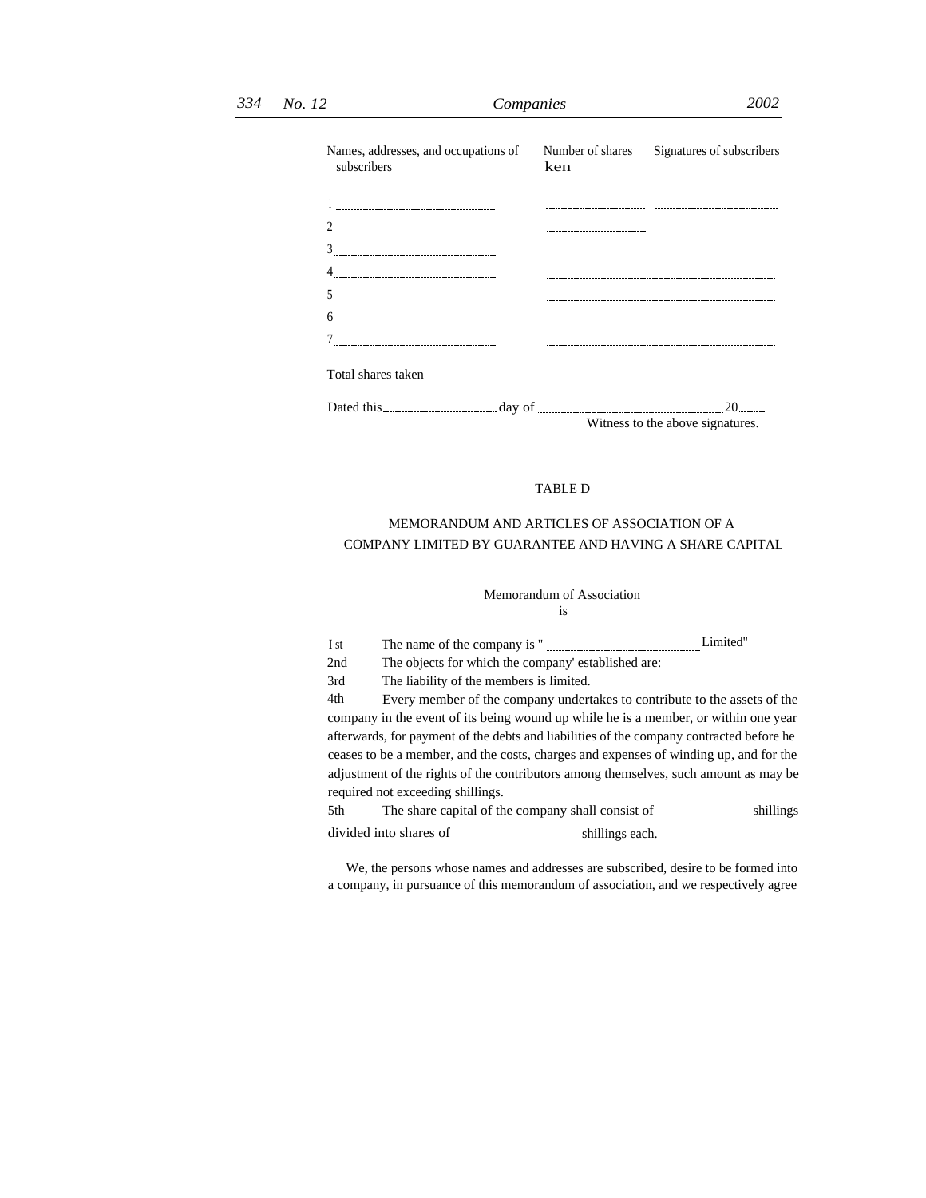| Names, addresses, and occupations of subscribers | Number of shares ken | Signatures of subscribers |
|---|---|---|
| 1 ............................ | ............................ | ............................ |
| 2 ............................ | ............................ | ............................ |
| 3 ............................ | ............................ | |
| 4 ............................ | ............................ | |
| 5 ............................ | ............................ | |
| 6 ............................ | ............................ | |
| 7 ............................ | ............................ | |

Total shares taken ............................................................

Dated this ........................ day of ........................................ 20 ......

Witness to the above signatures.

## TABLE D

## MEMORANDUM AND ARTICLES OF ASSOCIATION OF A COMPANY LIMITED BY GUARANTEE AND HAVING A SHARE CAPITAL

### Memorandum of Association
is

I st The name of the company is " ................................ Limited"

2nd The objects for which the company' established are:

3rd The liability of the members is limited.

4th Every member of the company undertakes to contribute to the assets of the company in the event of its being wound up while he is a member, or within one year afterwards, for payment of the debts and liabilities of the company contracted before he ceases to be a member, and the costs, charges and expenses of winding up, and for the adjustment of the rights of the contributors among themselves, such amount as may be required not exceeding shillings.

5th The share capital of the company shall consist of .................... shillings divided into shares of ........................... shillings each.

We, the persons whose names and addresses are subscribed, desire to be formed into a company, in pursuance of this memorandum of association, and we respectively agree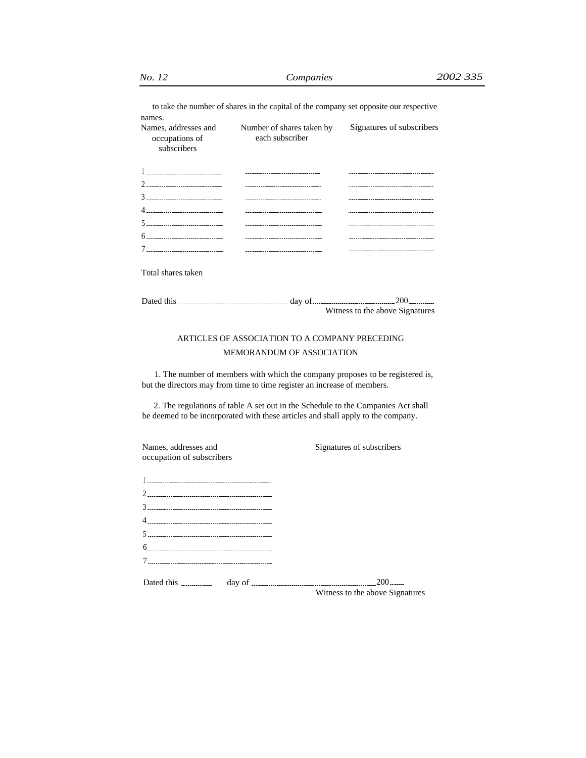to take the number of shares in the capital of the company set opposite our respective names.

| Names, addresses and occupations of subscribers | Number of shares taken by each subscriber | Signatures of subscribers |
|---|---|---|
| 1 ................................ | ................................ | ................................ |
| 2 ................................ | ................................ | ................................ |
| 3 ................................ | ................................ | ................................ |
| 4 ................................ | ................................ | ................................ |
| 5 ................................ | ................................ | ................................ |
| 6 ................................ | ................................ | ................................ |
| 7 ................................ | ................................ | ................................ |

Total shares taken

Dated this ................................ day of ................................ 200..........

Witness to the above Signatures

ARTICLES OF ASSOCIATION TO A COMPANY PRECEDING MEMORANDUM OF ASSOCIATION

1. The number of members with which the company proposes to be registered is, but the directors may from time to time register an increase of members.

2. The regulations of table A set out in the Schedule to the Companies Act shall be deemed to be incorporated with these articles and shall apply to the company.

| Names, addresses and occupation of subscribers | Signatures of subscribers |
|---|---|
| 1 ................................................ | |
| 2 ................................................ | |
| 3 ................................................ | |
| 4 ................................................ | |
| 5 ................................................ | |
| 6 ................................................ | |
| 7 ................................................ | |

Dated this .............. day of ................................................ 200........

Witness to the above Signatures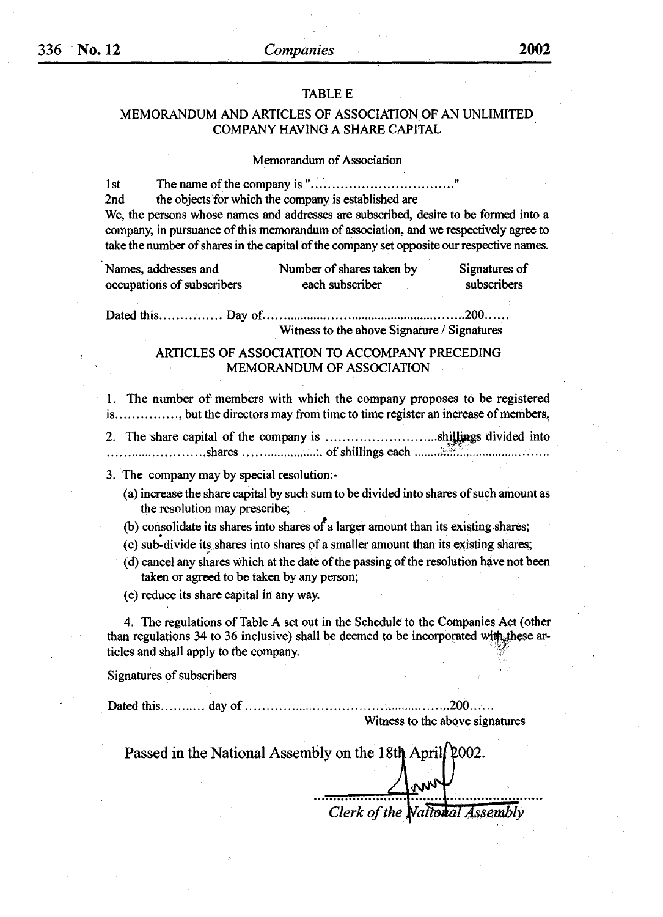## TABLE E

### MEMORANDUM AND ARTICLES OF ASSOCIATION OF AN UNLIMITED COMPANY HAVING A SHARE CAPITAL

#### Memorandum of Association

1st The name of the company is "................................."

2nd the objects for which the company is established are

We, the persons whose names and addresses are subscribed, desire to be formed into a company, in pursuance of this memorandum of association, and we respectively agree to take the number of shares in the capital of the company set opposite our respective names.

| Names, addresses and occupations of subscribers | Number of shares taken by each subscriber | Signatures of subscribers |
|---|---|---|

Dated this.............. Day of..............................................................200......

Witness to the above Signature / Signatures

#### ARTICLES OF ASSOCIATION TO ACCOMPANY PRECEDING MEMORANDUM OF ASSOCIATION

1. The number of members with which the company proposes to be registered is.............., but the directors may from time to time register an increase of members.

2. The share capital of the company is ..........................shillings divided into ..........................shares .......................... of shillings each ..........................................

3. The company may by special resolution:-
   - (a) increase the share capital by such sum to be divided into shares of such amount as the resolution may prescribe;
   - (b) consolidate its shares into shares of a larger amount than its existing shares;
   - (c) sub-divide its shares into shares of a smaller amount than its existing shares;
   - (d) cancel any shares which at the date of the passing of the resolution have not been taken or agreed to be taken by any person;
   - (e) reduce its share capital in any way.

4. The regulations of Table A set out in the Schedule to the Companies Act (other than regulations 34 to 36 inclusive) shall be deemed to be incorporated with these articles and shall apply to the company.

Signatures of subscribers

Dated this.......... day of ..............................................................200......

Witness to the above signatures

Passed in the National Assembly on the 18th April 2002.

..............................................................

*Clerk of the National Assembly*